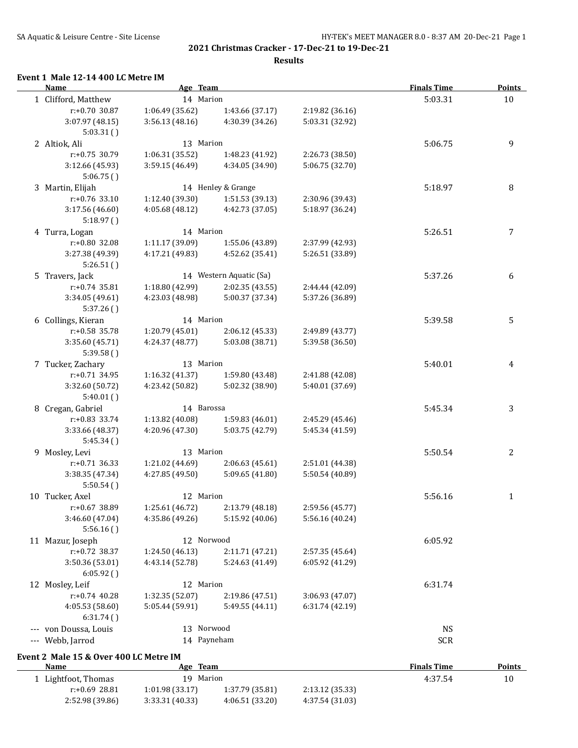## 2021 Christmas Cracker - 17-Dec-21 to 19-Dec-21

### Results

**Event 1 Male 12-14 400 LC Metre IM**

| | Name | Age | Team | Finals Time | Points |
|---|---|---|---|---|---|
| 1 | Clifford, Matthew | 14 | Marion | 5:03.31 | 10 |
| | r:+0.70 30.87 | 1:06.49 (35.62) | 1:43.66 (37.17) | 2:19.82 (36.16) | |
| | 3:07.97 (48.15) | 3:56.13 (48.16) | 4:30.39 (34.26) | 5:03.31 (32.92) | |
| | 5:03.31 ( ) | | | | |
| 2 | Altiok, Ali | 13 | Marion | 5:06.75 | 9 |
| | r:+0.75 30.79 | 1:06.31 (35.52) | 1:48.23 (41.92) | 2:26.73 (38.50) | |
| | 3:12.66 (45.93) | 3:59.15 (46.49) | 4:34.05 (34.90) | 5:06.75 (32.70) | |
| | 5:06.75 ( ) | | | | |
| 3 | Martin, Elijah | 14 | Henley & Grange | 5:18.97 | 8 |
| | r:+0.76 33.10 | 1:12.40 (39.30) | 1:51.53 (39.13) | 2:30.96 (39.43) | |
| | 3:17.56 (46.60) | 4:05.68 (48.12) | 4:42.73 (37.05) | 5:18.97 (36.24) | |
| | 5:18.97 ( ) | | | | |
| 4 | Turra, Logan | 14 | Marion | 5:26.51 | 7 |
| | r:+0.80 32.08 | 1:11.17 (39.09) | 1:55.06 (43.89) | 2:37.99 (42.93) | |
| | 3:27.38 (49.39) | 4:17.21 (49.83) | 4:52.62 (35.41) | 5:26.51 (33.89) | |
| | 5:26.51 ( ) | | | | |
| 5 | Travers, Jack | 14 | Western Aquatic (Sa) | 5:37.26 | 6 |
| | r:+0.74 35.81 | 1:18.80 (42.99) | 2:02.35 (43.55) | 2:44.44 (42.09) | |
| | 3:34.05 (49.61) | 4:23.03 (48.98) | 5:00.37 (37.34) | 5:37.26 (36.89) | |
| | 5:37.26 ( ) | | | | |
| 6 | Collings, Kieran | 14 | Marion | 5:39.58 | 5 |
| | r:+0.58 35.78 | 1:20.79 (45.01) | 2:06.12 (45.33) | 2:49.89 (43.77) | |
| | 3:35.60 (45.71) | 4:24.37 (48.77) | 5:03.08 (38.71) | 5:39.58 (36.50) | |
| | 5:39.58 ( ) | | | | |
| 7 | Tucker, Zachary | 13 | Marion | 5:40.01 | 4 |
| | r:+0.71 34.95 | 1:16.32 (41.37) | 1:59.80 (43.48) | 2:41.88 (42.08) | |
| | 3:32.60 (50.72) | 4:23.42 (50.82) | 5:02.32 (38.90) | 5:40.01 (37.69) | |
| | 5:40.01 ( ) | | | | |
| 8 | Cregan, Gabriel | 14 | Barossa | 5:45.34 | 3 |
| | r:+0.83 33.74 | 1:13.82 (40.08) | 1:59.83 (46.01) | 2:45.29 (45.46) | |
| | 3:33.66 (48.37) | 4:20.96 (47.30) | 5:03.75 (42.79) | 5:45.34 (41.59) | |
| | 5:45.34 ( ) | | | | |
| 9 | Mosley, Levi | 13 | Marion | 5:50.54 | 2 |
| | r:+0.71 36.33 | 1:21.02 (44.69) | 2:06.63 (45.61) | 2:51.01 (44.38) | |
| | 3:38.35 (47.34) | 4:27.85 (49.50) | 5:09.65 (41.80) | 5:50.54 (40.89) | |
| | 5:50.54 ( ) | | | | |
| 10 | Tucker, Axel | 12 | Marion | 5:56.16 | 1 |
| | r:+0.67 38.89 | 1:25.61 (46.72) | 2:13.79 (48.18) | 2:59.56 (45.77) | |
| | 3:46.60 (47.04) | 4:35.86 (49.26) | 5:15.92 (40.06) | 5:56.16 (40.24) | |
| | 5:56.16 ( ) | | | | |
| 11 | Mazur, Joseph | 12 | Norwood | 6:05.92 | |
| | r:+0.72 38.37 | 1:24.50 (46.13) | 2:11.71 (47.21) | 2:57.35 (45.64) | |
| | 3:50.36 (53.01) | 4:43.14 (52.78) | 5:24.63 (41.49) | 6:05.92 (41.29) | |
| | 6:05.92 ( ) | | | | |
| 12 | Mosley, Leif | 12 | Marion | 6:31.74 | |
| | r:+0.74 40.28 | 1:32.35 (52.07) | 2:19.86 (47.51) | 3:06.93 (47.07) | |
| | 4:05.53 (58.60) | 5:05.44 (59.91) | 5:49.55 (44.11) | 6:31.74 (42.19) | |
| | 6:31.74 ( ) | | | | |
| --- | von Doussa, Louis | 13 | Norwood | NS | |
| --- | Webb, Jarrod | 14 | Payneham | SCR | |

**Event 2 Male 15 & Over 400 LC Metre IM**

| | Name | Age | Team | Finals Time | Points |
|---|---|---|---|---|---|
| 1 | Lightfoot, Thomas | 19 | Marion | 4:37.54 | 10 |
| | r:+0.69 28.81 | 1:01.98 (33.17) | 1:37.79 (35.81) | 2:13.12 (35.33) | |
| | 2:52.98 (39.86) | 3:33.31 (40.33) | 4:06.51 (33.20) | 4:37.54 (31.03) | |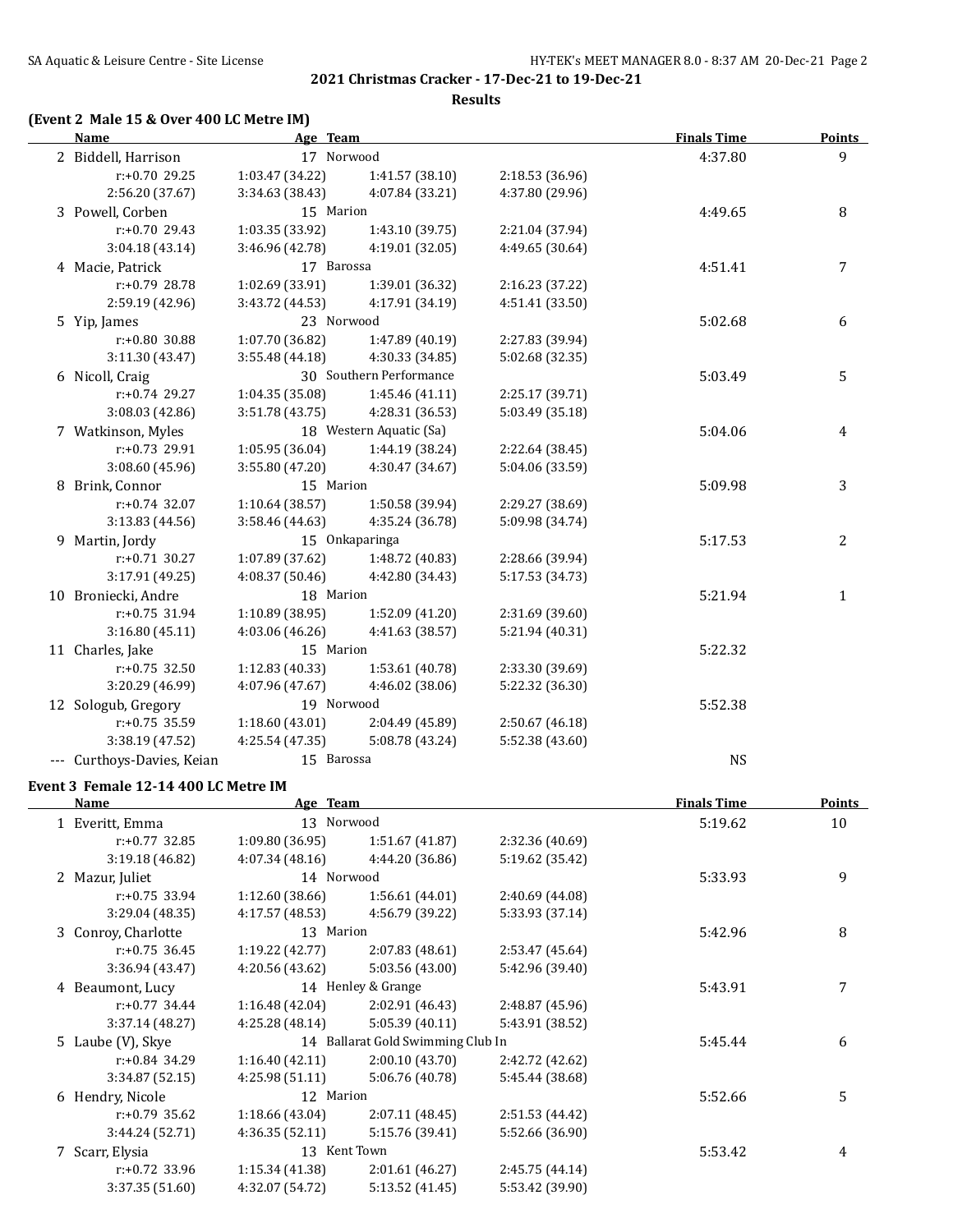## 2021 Christmas Cracker - 17-Dec-21 to 19-Dec-21

### Results

**(Event 2 Male 15 & Over 400 LC Metre IM)**

| Name | Age | Team | | | | Finals Time | Points |
|---|---|---|---|---|---|---|---|
| 2 Biddell, Harrison | 17 | Norwood | | | | 4:37.80 | 9 |
| r:+0.70 29.25 | 1:03.47 (34.22) | 1:41.57 (38.10) | 2:18.53 (36.96) | | | | |
| 2:56.20 (37.67) | 3:34.63 (38.43) | 4:07.84 (33.21) | 4:37.80 (29.96) | | | | |
| 3 Powell, Corben | 15 | Marion | | | | 4:49.65 | 8 |
| r:+0.70 29.43 | 1:03.35 (33.92) | 1:43.10 (39.75) | 2:21.04 (37.94) | | | | |
| 3:04.18 (43.14) | 3:46.96 (42.78) | 4:19.01 (32.05) | 4:49.65 (30.64) | | | | |
| 4 Macie, Patrick | 17 | Barossa | | | | 4:51.41 | 7 |
| r:+0.79 28.78 | 1:02.69 (33.91) | 1:39.01 (36.32) | 2:16.23 (37.22) | | | | |
| 2:59.19 (42.96) | 3:43.72 (44.53) | 4:17.91 (34.19) | 4:51.41 (33.50) | | | | |
| 5 Yip, James | 23 | Norwood | | | | 5:02.68 | 6 |
| r:+0.80 30.88 | 1:07.70 (36.82) | 1:47.89 (40.19) | 2:27.83 (39.94) | | | | |
| 3:11.30 (43.47) | 3:55.48 (44.18) | 4:30.33 (34.85) | 5:02.68 (32.35) | | | | |
| 6 Nicoll, Craig | 30 | Southern Performance | | | | 5:03.49 | 5 |
| r:+0.74 29.27 | 1:04.35 (35.08) | 1:45.46 (41.11) | 2:25.17 (39.71) | | | | |
| 3:08.03 (42.86) | 3:51.78 (43.75) | 4:28.31 (36.53) | 5:03.49 (35.18) | | | | |
| 7 Watkinson, Myles | 18 | Western Aquatic (Sa) | | | | 5:04.06 | 4 |
| r:+0.73 29.91 | 1:05.95 (36.04) | 1:44.19 (38.24) | 2:22.64 (38.45) | | | | |
| 3:08.60 (45.96) | 3:55.80 (47.20) | 4:30.47 (34.67) | 5:04.06 (33.59) | | | | |
| 8 Brink, Connor | 15 | Marion | | | | 5:09.98 | 3 |
| r:+0.74 32.07 | 1:10.64 (38.57) | 1:50.58 (39.94) | 2:29.27 (38.69) | | | | |
| 3:13.83 (44.56) | 3:58.46 (44.63) | 4:35.24 (36.78) | 5:09.98 (34.74) | | | | |
| 9 Martin, Jordy | 15 | Onkaparinga | | | | 5:17.53 | 2 |
| r:+0.71 30.27 | 1:07.89 (37.62) | 1:48.72 (40.83) | 2:28.66 (39.94) | | | | |
| 3:17.91 (49.25) | 4:08.37 (50.46) | 4:42.80 (34.43) | 5:17.53 (34.73) | | | | |
| 10 Broniecki, Andre | 18 | Marion | | | | 5:21.94 | 1 |
| r:+0.75 31.94 | 1:10.89 (38.95) | 1:52.09 (41.20) | 2:31.69 (39.60) | | | | |
| 3:16.80 (45.11) | 4:03.06 (46.26) | 4:41.63 (38.57) | 5:21.94 (40.31) | | | | |
| 11 Charles, Jake | 15 | Marion | | | | 5:22.32 | |
| r:+0.75 32.50 | 1:12.83 (40.33) | 1:53.61 (40.78) | 2:33.30 (39.69) | | | | |
| 3:20.29 (46.99) | 4:07.96 (47.67) | 4:46.02 (38.06) | 5:22.32 (36.30) | | | | |
| 12 Sologub, Gregory | 19 | Norwood | | | | 5:52.38 | |
| r:+0.75 35.59 | 1:18.60 (43.01) | 2:04.49 (45.89) | 2:50.67 (46.18) | | | | |
| 3:38.19 (47.52) | 4:25.54 (47.35) | 5:08.78 (43.24) | 5:52.38 (43.60) | | | | |
| --- Curthoys-Davies, Keian | 15 | Barossa | | | | NS | |

**Event 3 Female 12-14 400 LC Metre IM**

| Name | Age | Team | | | | Finals Time | Points |
|---|---|---|---|---|---|---|---|
| 1 Everitt, Emma | 13 | Norwood | | | | 5:19.62 | 10 |
| r:+0.77 32.85 | 1:09.80 (36.95) | 1:51.67 (41.87) | 2:32.36 (40.69) | | | | |
| 3:19.18 (46.82) | 4:07.34 (48.16) | 4:44.20 (36.86) | 5:19.62 (35.42) | | | | |
| 2 Mazur, Juliet | 14 | Norwood | | | | 5:33.93 | 9 |
| r:+0.75 33.94 | 1:12.60 (38.66) | 1:56.61 (44.01) | 2:40.69 (44.08) | | | | |
| 3:29.04 (48.35) | 4:17.57 (48.53) | 4:56.79 (39.22) | 5:33.93 (37.14) | | | | |
| 3 Conroy, Charlotte | 13 | Marion | | | | 5:42.96 | 8 |
| r:+0.75 36.45 | 1:19.22 (42.77) | 2:07.83 (48.61) | 2:53.47 (45.64) | | | | |
| 3:36.94 (43.47) | 4:20.56 (43.62) | 5:03.56 (43.00) | 5:42.96 (39.40) | | | | |
| 4 Beaumont, Lucy | 14 | Henley & Grange | | | | 5:43.91 | 7 |
| r:+0.77 34.44 | 1:16.48 (42.04) | 2:02.91 (46.43) | 2:48.87 (45.96) | | | | |
| 3:37.14 (48.27) | 4:25.28 (48.14) | 5:05.39 (40.11) | 5:43.91 (38.52) | | | | |
| 5 Laube (V), Skye | 14 | Ballarat Gold Swimming Club In | | | | 5:45.44 | 6 |
| r:+0.84 34.29 | 1:16.40 (42.11) | 2:00.10 (43.70) | 2:42.72 (42.62) | | | | |
| 3:34.87 (52.15) | 4:25.98 (51.11) | 5:06.76 (40.78) | 5:45.44 (38.68) | | | | |
| 6 Hendry, Nicole | 12 | Marion | | | | 5:52.66 | 5 |
| r:+0.79 35.62 | 1:18.66 (43.04) | 2:07.11 (48.45) | 2:51.53 (44.42) | | | | |
| 3:44.24 (52.71) | 4:36.35 (52.11) | 5:15.76 (39.41) | 5:52.66 (36.90) | | | | |
| 7 Scarr, Elysia | 13 | Kent Town | | | | 5:53.42 | 4 |
| r:+0.72 33.96 | 1:15.34 (41.38) | 2:01.61 (46.27) | 2:45.75 (44.14) | | | | |
| 3:37.35 (51.60) | 4:32.07 (54.72) | 5:13.52 (41.45) | 5:53.42 (39.90) | | | | |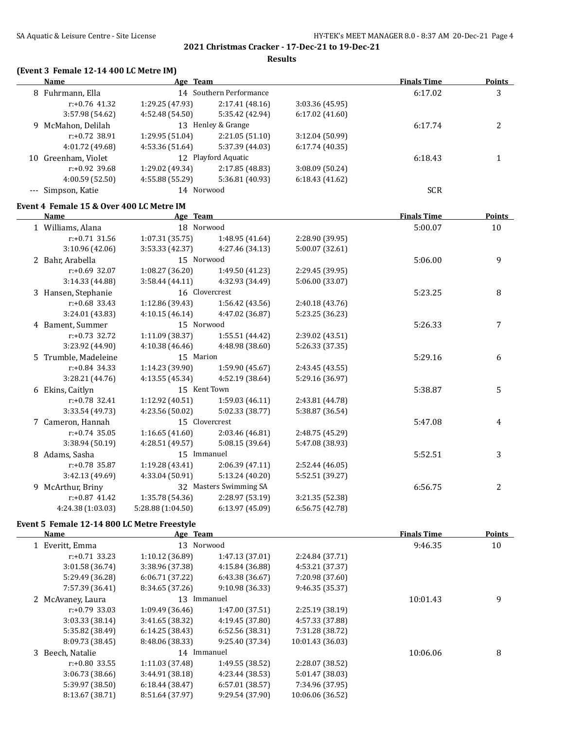## 2021 Christmas Cracker - 17-Dec-21 to 19-Dec-21

### Results

**(Event 3 Female 12-14 400 LC Metre IM)**

| | Name | Age | Team | | | Finals Time | Points |
|---|---|---|---|---|---|---|---|
| 8 | Fuhrmann, Ella | 14 | Southern Performance | | | 6:17.02 | 3 |
| | r:+0.76 41.32 | 1:29.25 (47.93) | 2:17.41 (48.16) | 3:03.36 (45.95) | | | |
| | 3:57.98 (54.62) | 4:52.48 (54.50) | 5:35.42 (42.94) | 6:17.02 (41.60) | | | |
| 9 | McMahon, Delilah | 13 | Henley & Grange | | | 6:17.74 | 2 |
| | r:+0.72 38.91 | 1:29.95 (51.04) | 2:21.05 (51.10) | 3:12.04 (50.99) | | | |
| | 4:01.72 (49.68) | 4:53.36 (51.64) | 5:37.39 (44.03) | 6:17.74 (40.35) | | | |
| 10 | Greenham, Violet | 12 | Playford Aquatic | | | 6:18.43 | 1 |
| | r:+0.92 39.68 | 1:29.02 (49.34) | 2:17.85 (48.83) | 3:08.09 (50.24) | | | |
| | 4:00.59 (52.50) | 4:55.88 (55.29) | 5:36.81 (40.93) | 6:18.43 (41.62) | | | |
| --- | Simpson, Katie | 14 | Norwood | | | SCR | |

**Event 4 Female 15 & Over 400 LC Metre IM**

| | Name | Age | Team | | | Finals Time | Points |
|---|---|---|---|---|---|---|---|
| 1 | Williams, Alana | 18 | Norwood | | | 5:00.07 | 10 |
| | r:+0.71 31.56 | 1:07.31 (35.75) | 1:48.95 (41.64) | 2:28.90 (39.95) | | | |
| | 3:10.96 (42.06) | 3:53.33 (42.37) | 4:27.46 (34.13) | 5:00.07 (32.61) | | | |
| 2 | Bahr, Arabella | 15 | Norwood | | | 5:06.00 | 9 |
| | r:+0.69 32.07 | 1:08.27 (36.20) | 1:49.50 (41.23) | 2:29.45 (39.95) | | | |
| | 3:14.33 (44.88) | 3:58.44 (44.11) | 4:32.93 (34.49) | 5:06.00 (33.07) | | | |
| 3 | Hansen, Stephanie | 16 | Clovercrest | | | 5:23.25 | 8 |
| | r:+0.68 33.43 | 1:12.86 (39.43) | 1:56.42 (43.56) | 2:40.18 (43.76) | | | |
| | 3:24.01 (43.83) | 4:10.15 (46.14) | 4:47.02 (36.87) | 5:23.25 (36.23) | | | |
| 4 | Bament, Summer | 15 | Norwood | | | 5:26.33 | 7 |
| | r:+0.73 32.72 | 1:11.09 (38.37) | 1:55.51 (44.42) | 2:39.02 (43.51) | | | |
| | 3:23.92 (44.90) | 4:10.38 (46.46) | 4:48.98 (38.60) | 5:26.33 (37.35) | | | |
| 5 | Trumble, Madeleine | 15 | Marion | | | 5:29.16 | 6 |
| | r:+0.84 34.33 | 1:14.23 (39.90) | 1:59.90 (45.67) | 2:43.45 (43.55) | | | |
| | 3:28.21 (44.76) | 4:13.55 (45.34) | 4:52.19 (38.64) | 5:29.16 (36.97) | | | |
| 6 | Ekins, Caitlyn | 15 | Kent Town | | | 5:38.87 | 5 |
| | r:+0.78 32.41 | 1:12.92 (40.51) | 1:59.03 (46.11) | 2:43.81 (44.78) | | | |
| | 3:33.54 (49.73) | 4:23.56 (50.02) | 5:02.33 (38.77) | 5:38.87 (36.54) | | | |
| 7 | Cameron, Hannah | 15 | Clovercrest | | | 5:47.08 | 4 |
| | r:+0.74 35.05 | 1:16.65 (41.60) | 2:03.46 (46.81) | 2:48.75 (45.29) | | | |
| | 3:38.94 (50.19) | 4:28.51 (49.57) | 5:08.15 (39.64) | 5:47.08 (38.93) | | | |
| 8 | Adams, Sasha | 15 | Immanuel | | | 5:52.51 | 3 |
| | r:+0.78 35.87 | 1:19.28 (43.41) | 2:06.39 (47.11) | 2:52.44 (46.05) | | | |
| | 3:42.13 (49.69) | 4:33.04 (50.91) | 5:13.24 (40.20) | 5:52.51 (39.27) | | | |
| 9 | McArthur, Briny | 32 | Masters Swimming SA | | | 6:56.75 | 2 |
| | r:+0.87 41.42 | 1:35.78 (54.36) | 2:28.97 (53.19) | 3:21.35 (52.38) | | | |
| | 4:24.38 (1:03.03) | 5:28.88 (1:04.50) | 6:13.97 (45.09) | 6:56.75 (42.78) | | | |

**Event 5 Female 12-14 800 LC Metre Freestyle**

| | Name | Age | Team | | | Finals Time | Points |
|---|---|---|---|---|---|---|---|
| 1 | Everitt, Emma | 13 | Norwood | | | 9:46.35 | 10 |
| | r:+0.71 33.23 | 1:10.12 (36.89) | 1:47.13 (37.01) | 2:24.84 (37.71) | | | |
| | 3:01.58 (36.74) | 3:38.96 (37.38) | 4:15.84 (36.88) | 4:53.21 (37.37) | | | |
| | 5:29.49 (36.28) | 6:06.71 (37.22) | 6:43.38 (36.67) | 7:20.98 (37.60) | | | |
| | 7:57.39 (36.41) | 8:34.65 (37.26) | 9:10.98 (36.33) | 9:46.35 (35.37) | | | |
| 2 | McAvaney, Laura | 13 | Immanuel | | | 10:01.43 | 9 |
| | r:+0.79 33.03 | 1:09.49 (36.46) | 1:47.00 (37.51) | 2:25.19 (38.19) | | | |
| | 3:03.33 (38.14) | 3:41.65 (38.32) | 4:19.45 (37.80) | 4:57.33 (37.88) | | | |
| | 5:35.82 (38.49) | 6:14.25 (38.43) | 6:52.56 (38.31) | 7:31.28 (38.72) | | | |
| | 8:09.73 (38.45) | 8:48.06 (38.33) | 9:25.40 (37.34) | 10:01.43 (36.03) | | | |
| 3 | Beech, Natalie | 14 | Immanuel | | | 10:06.06 | 8 |
| | r:+0.80 33.55 | 1:11.03 (37.48) | 1:49.55 (38.52) | 2:28.07 (38.52) | | | |
| | 3:06.73 (38.66) | 3:44.91 (38.18) | 4:23.44 (38.53) | 5:01.47 (38.03) | | | |
| | 5:39.97 (38.50) | 6:18.44 (38.47) | 6:57.01 (38.57) | 7:34.96 (37.95) | | | |
| | 8:13.67 (38.71) | 8:51.64 (37.97) | 9:29.54 (37.90) | 10:06.06 (36.52) | | | |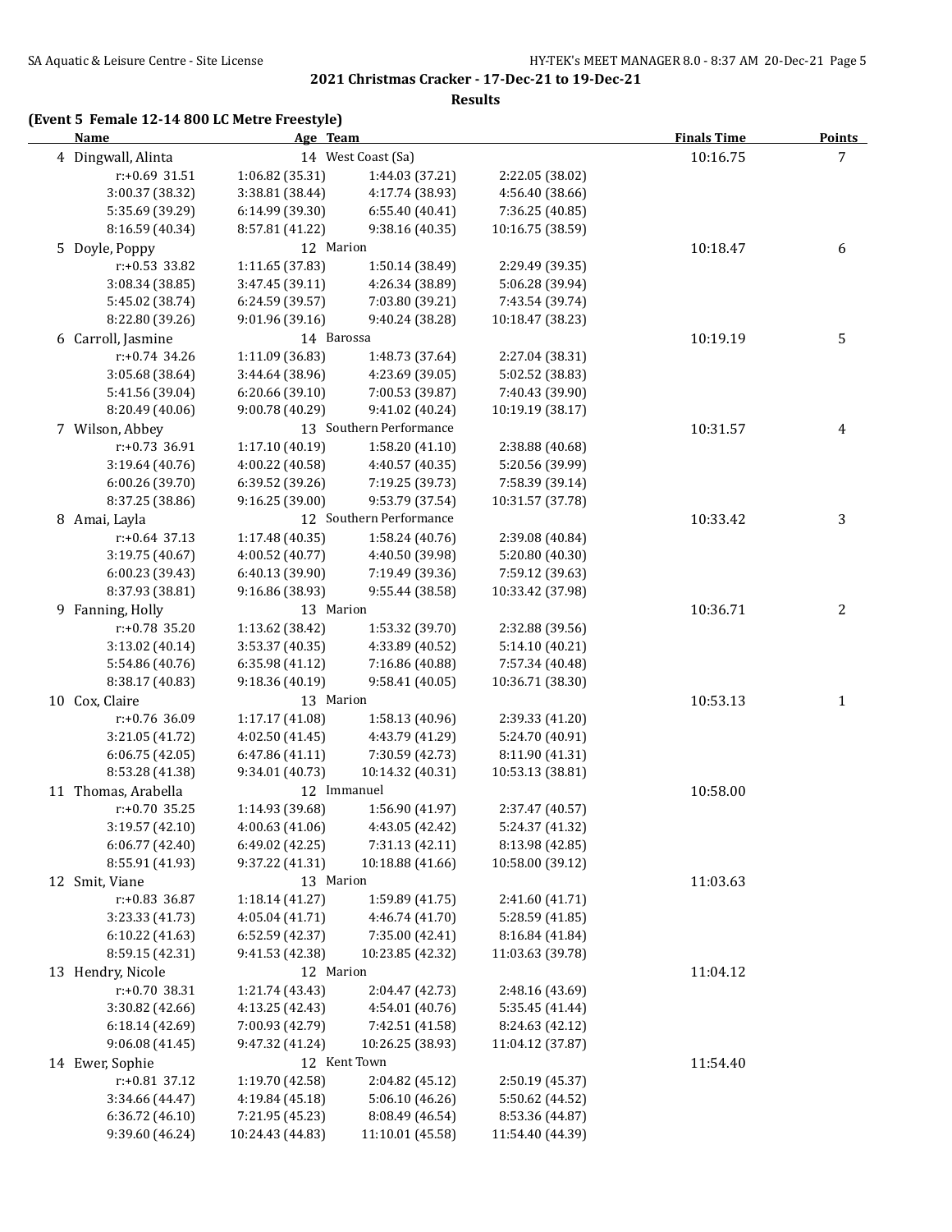## 2021 Christmas Cracker - 17-Dec-21 to 19-Dec-21

### Results

**(Event 5 Female 12-14 800 LC Metre Freestyle)**

| Name | Age | Team | Finals Time | Points |
|---|---|---|---|---|
| 4 Dingwall, Alinta | 14 | West Coast (Sa) | 10:16.75 | 7 |
| r:+0.69 31.51 · 1:06.82 (35.31) · 1:44.03 (37.21) · 2:22.05 (38.02) · 3:00.37 (38.32) · 3:38.81 (38.44) · 4:17.74 (38.93) · 4:56.40 (38.66) · 5:35.69 (39.29) · 6:14.99 (39.30) · 6:55.40 (40.41) · 7:36.25 (40.85) · 8:16.59 (40.34) · 8:57.81 (41.22) · 9:38.16 (40.35) · 10:16.75 (38.59) | | | | |
| 5 Doyle, Poppy | 12 | Marion | 10:18.47 | 6 |
| r:+0.53 33.82 · 1:11.65 (37.83) · 1:50.14 (38.49) · 2:29.49 (39.35) · 3:08.34 (38.85) · 3:47.45 (39.11) · 4:26.34 (38.89) · 5:06.28 (39.94) · 5:45.02 (38.74) · 6:24.59 (39.57) · 7:03.80 (39.21) · 7:43.54 (39.74) · 8:22.80 (39.26) · 9:01.96 (39.16) · 9:40.24 (38.28) · 10:18.47 (38.23) | | | | |
| 6 Carroll, Jasmine | 14 | Barossa | 10:19.19 | 5 |
| r:+0.74 34.26 · 1:11.09 (36.83) · 1:48.73 (37.64) · 2:27.04 (38.31) · 3:05.68 (38.64) · 3:44.64 (38.96) · 4:23.69 (39.05) · 5:02.52 (38.83) · 5:41.56 (39.04) · 6:20.66 (39.10) · 7:00.53 (39.87) · 7:40.43 (39.90) · 8:20.49 (40.06) · 9:00.78 (40.29) · 9:41.02 (40.24) · 10:19.19 (38.17) | | | | |
| 7 Wilson, Abbey | 13 | Southern Performance | 10:31.57 | 4 |
| r:+0.73 36.91 · 1:17.10 (40.19) · 1:58.20 (41.10) · 2:38.88 (40.68) · 3:19.64 (40.76) · 4:00.22 (40.58) · 4:40.57 (40.35) · 5:20.56 (39.99) · 6:00.26 (39.70) · 6:39.52 (39.26) · 7:19.25 (39.73) · 7:58.39 (39.14) · 8:37.25 (38.86) · 9:16.25 (39.00) · 9:53.79 (37.54) · 10:31.57 (37.78) | | | | |
| 8 Amai, Layla | 12 | Southern Performance | 10:33.42 | 3 |
| r:+0.64 37.13 · 1:17.48 (40.35) · 1:58.24 (40.76) · 2:39.08 (40.84) · 3:19.75 (40.67) · 4:00.52 (40.77) · 4:40.50 (39.98) · 5:20.80 (40.30) · 6:00.23 (39.43) · 6:40.13 (39.90) · 7:19.49 (39.36) · 7:59.12 (39.63) · 8:37.93 (38.81) · 9:16.86 (38.93) · 9:55.44 (38.58) · 10:33.42 (37.98) | | | | |
| 9 Fanning, Holly | 13 | Marion | 10:36.71 | 2 |
| r:+0.78 35.20 · 1:13.62 (38.42) · 1:53.32 (39.70) · 2:32.88 (39.56) · 3:13.02 (40.14) · 3:53.37 (40.35) · 4:33.89 (40.52) · 5:14.10 (40.21) · 5:54.86 (40.76) · 6:35.98 (41.12) · 7:16.86 (40.88) · 7:57.34 (40.48) · 8:38.17 (40.83) · 9:18.36 (40.19) · 9:58.41 (40.05) · 10:36.71 (38.30) | | | | |
| 10 Cox, Claire | 13 | Marion | 10:53.13 | 1 |
| r:+0.76 36.09 · 1:17.17 (41.08) · 1:58.13 (40.96) · 2:39.33 (41.20) · 3:21.05 (41.72) · 4:02.50 (41.45) · 4:43.79 (41.29) · 5:24.70 (40.91) · 6:06.75 (42.05) · 6:47.86 (41.11) · 7:30.59 (42.73) · 8:11.90 (41.31) · 8:53.28 (41.38) · 9:34.01 (40.73) · 10:14.32 (40.31) · 10:53.13 (38.81) | | | | |
| 11 Thomas, Arabella | 12 | Immanuel | 10:58.00 | |
| r:+0.70 35.25 · 1:14.93 (39.68) · 1:56.90 (41.97) · 2:37.47 (40.57) · 3:19.57 (42.10) · 4:00.63 (41.06) · 4:43.05 (42.42) · 5:24.37 (41.32) · 6:06.77 (42.40) · 6:49.02 (42.25) · 7:31.13 (42.11) · 8:13.98 (42.85) · 8:55.91 (41.93) · 9:37.22 (41.31) · 10:18.88 (41.66) · 10:58.00 (39.12) | | | | |
| 12 Smit, Viane | 13 | Marion | 11:03.63 | |
| r:+0.83 36.87 · 1:18.14 (41.27) · 1:59.89 (41.75) · 2:41.60 (41.71) · 3:23.33 (41.73) · 4:05.04 (41.71) · 4:46.74 (41.70) · 5:28.59 (41.85) · 6:10.22 (41.63) · 6:52.59 (42.37) · 7:35.00 (42.41) · 8:16.84 (41.84) · 8:59.15 (42.31) · 9:41.53 (42.38) · 10:23.85 (42.32) · 11:03.63 (39.78) | | | | |
| 13 Hendry, Nicole | 12 | Marion | 11:04.12 | |
| r:+0.70 38.31 · 1:21.74 (43.43) · 2:04.47 (42.73) · 2:48.16 (43.69) · 3:30.82 (42.66) · 4:13.25 (42.43) · 4:54.01 (40.76) · 5:35.45 (41.44) · 6:18.14 (42.69) · 7:00.93 (42.79) · 7:42.51 (41.58) · 8:24.63 (42.12) · 9:06.08 (41.45) · 9:47.32 (41.24) · 10:26.25 (38.93) · 11:04.12 (37.87) | | | | |
| 14 Ewer, Sophie | 12 | Kent Town | 11:54.40 | |
| r:+0.81 37.12 · 1:19.70 (42.58) · 2:04.82 (45.12) · 2:50.19 (45.37) · 3:34.66 (44.47) · 4:19.84 (45.18) · 5:06.10 (46.26) · 5:50.62 (44.52) · 6:36.72 (46.10) · 7:21.95 (45.23) · 8:08.49 (46.54) · 8:53.36 (44.87) · 9:39.60 (46.24) · 10:24.43 (44.83) · 11:10.01 (45.58) · 11:54.40 (44.39) | | | | |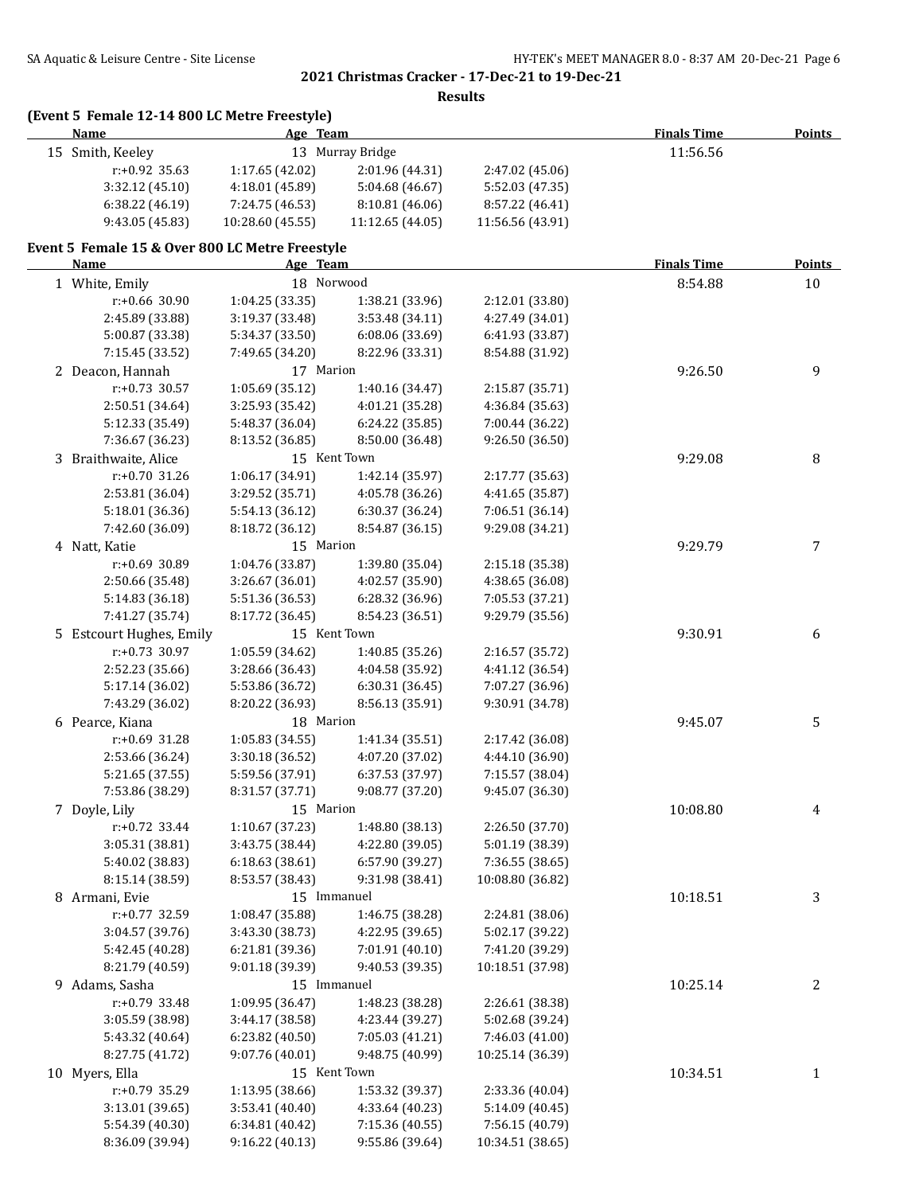2021 Christmas Cracker - 17-Dec-21 to 19-Dec-21

Results

**(Event 5 Female 12-14 800 LC Metre Freestyle)**

| | Name | Age | Team | | | Finals Time | Points |
|---|---|---|---|---|---|---|---|
| 15 | Smith, Keeley | 13 | Murray Bridge | | | 11:56.56 | |
| | r:+0.92 35.63 | 1:17.65 (42.02) | 2:01.96 (44.31) | 2:47.02 (45.06) | | | |
| | 3:32.12 (45.10) | 4:18.01 (45.89) | 5:04.68 (46.67) | 5:52.03 (47.35) | | | |
| | 6:38.22 (46.19) | 7:24.75 (46.53) | 8:10.81 (46.06) | 8:57.22 (46.41) | | | |
| | 9:43.05 (45.83) | 10:28.60 (45.55) | 11:12.65 (44.05) | 11:56.56 (43.91) | | | |

**Event 5 Female 15 & Over 800 LC Metre Freestyle**

| | Name | Age | Team | | | Finals Time | Points |
|---|---|---|---|---|---|---|---|
| 1 | White, Emily | 18 | Norwood | | | 8:54.88 | 10 |
| | r:+0.66 30.90 | 1:04.25 (33.35) | 1:38.21 (33.96) | 2:12.01 (33.80) | | | |
| | 2:45.89 (33.88) | 3:19.37 (33.48) | 3:53.48 (34.11) | 4:27.49 (34.01) | | | |
| | 5:00.87 (33.38) | 5:34.37 (33.50) | 6:08.06 (33.69) | 6:41.93 (33.87) | | | |
| | 7:15.45 (33.52) | 7:49.65 (34.20) | 8:22.96 (33.31) | 8:54.88 (31.92) | | | |
| 2 | Deacon, Hannah | 17 | Marion | | | 9:26.50 | 9 |
| | r:+0.73 30.57 | 1:05.69 (35.12) | 1:40.16 (34.47) | 2:15.87 (35.71) | | | |
| | 2:50.51 (34.64) | 3:25.93 (35.42) | 4:01.21 (35.28) | 4:36.84 (35.63) | | | |
| | 5:12.33 (35.49) | 5:48.37 (36.04) | 6:24.22 (35.85) | 7:00.44 (36.22) | | | |
| | 7:36.67 (36.23) | 8:13.52 (36.85) | 8:50.00 (36.48) | 9:26.50 (36.50) | | | |
| 3 | Braithwaite, Alice | 15 | Kent Town | | | 9:29.08 | 8 |
| | r:+0.70 31.26 | 1:06.17 (34.91) | 1:42.14 (35.97) | 2:17.77 (35.63) | | | |
| | 2:53.81 (36.04) | 3:29.52 (35.71) | 4:05.78 (36.26) | 4:41.65 (35.87) | | | |
| | 5:18.01 (36.36) | 5:54.13 (36.12) | 6:30.37 (36.24) | 7:06.51 (36.14) | | | |
| | 7:42.60 (36.09) | 8:18.72 (36.12) | 8:54.87 (36.15) | 9:29.08 (34.21) | | | |
| 4 | Natt, Katie | 15 | Marion | | | 9:29.79 | 7 |
| | r:+0.69 30.89 | 1:04.76 (33.87) | 1:39.80 (35.04) | 2:15.18 (35.38) | | | |
| | 2:50.66 (35.48) | 3:26.67 (36.01) | 4:02.57 (35.90) | 4:38.65 (36.08) | | | |
| | 5:14.83 (36.18) | 5:51.36 (36.53) | 6:28.32 (36.96) | 7:05.53 (37.21) | | | |
| | 7:41.27 (35.74) | 8:17.72 (36.45) | 8:54.23 (36.51) | 9:29.79 (35.56) | | | |
| 5 | Estcourt Hughes, Emily | 15 | Kent Town | | | 9:30.91 | 6 |
| | r:+0.73 30.97 | 1:05.59 (34.62) | 1:40.85 (35.26) | 2:16.57 (35.72) | | | |
| | 2:52.23 (35.66) | 3:28.66 (36.43) | 4:04.58 (35.92) | 4:41.12 (36.54) | | | |
| | 5:17.14 (36.02) | 5:53.86 (36.72) | 6:30.31 (36.45) | 7:07.27 (36.96) | | | |
| | 7:43.29 (36.02) | 8:20.22 (36.93) | 8:56.13 (35.91) | 9:30.91 (34.78) | | | |
| 6 | Pearce, Kiana | 18 | Marion | | | 9:45.07 | 5 |
| | r:+0.69 31.28 | 1:05.83 (34.55) | 1:41.34 (35.51) | 2:17.42 (36.08) | | | |
| | 2:53.66 (36.24) | 3:30.18 (36.52) | 4:07.20 (37.02) | 4:44.10 (36.90) | | | |
| | 5:21.65 (37.55) | 5:59.56 (37.91) | 6:37.53 (37.97) | 7:15.57 (38.04) | | | |
| | 7:53.86 (38.29) | 8:31.57 (37.71) | 9:08.77 (37.20) | 9:45.07 (36.30) | | | |
| 7 | Doyle, Lily | 15 | Marion | | | 10:08.80 | 4 |
| | r:+0.72 33.44 | 1:10.67 (37.23) | 1:48.80 (38.13) | 2:26.50 (37.70) | | | |
| | 3:05.31 (38.81) | 3:43.75 (38.44) | 4:22.80 (39.05) | 5:01.19 (38.39) | | | |
| | 5:40.02 (38.83) | 6:18.63 (38.61) | 6:57.90 (39.27) | 7:36.55 (38.65) | | | |
| | 8:15.14 (38.59) | 8:53.57 (38.43) | 9:31.98 (38.41) | 10:08.80 (36.82) | | | |
| 8 | Armani, Evie | 15 | Immanuel | | | 10:18.51 | 3 |
| | r:+0.77 32.59 | 1:08.47 (35.88) | 1:46.75 (38.28) | 2:24.81 (38.06) | | | |
| | 3:04.57 (39.76) | 3:43.30 (38.73) | 4:22.95 (39.65) | 5:02.17 (39.22) | | | |
| | 5:42.45 (40.28) | 6:21.81 (39.36) | 7:01.91 (40.10) | 7:41.20 (39.29) | | | |
| | 8:21.79 (40.59) | 9:01.18 (39.39) | 9:40.53 (39.35) | 10:18.51 (37.98) | | | |
| 9 | Adams, Sasha | 15 | Immanuel | | | 10:25.14 | 2 |
| | r:+0.79 33.48 | 1:09.95 (36.47) | 1:48.23 (38.28) | 2:26.61 (38.38) | | | |
| | 3:05.59 (38.98) | 3:44.17 (38.58) | 4:23.44 (39.27) | 5:02.68 (39.24) | | | |
| | 5:43.32 (40.64) | 6:23.82 (40.50) | 7:05.03 (41.21) | 7:46.03 (41.00) | | | |
| | 8:27.75 (41.72) | 9:07.76 (40.01) | 9:48.75 (40.99) | 10:25.14 (36.39) | | | |
| 10 | Myers, Ella | 15 | Kent Town | | | 10:34.51 | 1 |
| | r:+0.79 35.29 | 1:13.95 (38.66) | 1:53.32 (39.37) | 2:33.36 (40.04) | | | |
| | 3:13.01 (39.65) | 3:53.41 (40.40) | 4:33.64 (40.23) | 5:14.09 (40.45) | | | |
| | 5:54.39 (40.30) | 6:34.81 (40.42) | 7:15.36 (40.55) | 7:56.15 (40.79) | | | |
| | 8:36.09 (39.94) | 9:16.22 (40.13) | 9:55.86 (39.64) | 10:34.51 (38.65) | | | |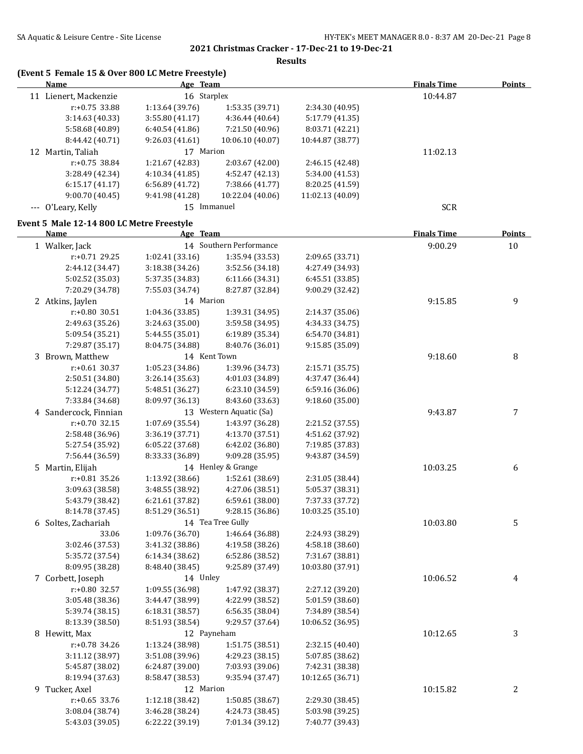**2021 Christmas Cracker - 17-Dec-21 to 19-Dec-21**

**Results**

### (Event 5 Female 15 & Over 800 LC Metre Freestyle)

| Name | Age | Team | | Finals Time | Points |
|---|---|---|---|---|---|
| 11 Lienert, Mackenzie | 16 | Starplex | | 10:44.87 | |
| r:+0.75 33.88 | 1:13.64 (39.76) | 1:53.35 (39.71) | 2:34.30 (40.95) | | |
| 3:14.63 (40.33) | 3:55.80 (41.17) | 4:36.44 (40.64) | 5:17.79 (41.35) | | |
| 5:58.68 (40.89) | 6:40.54 (41.86) | 7:21.50 (40.96) | 8:03.71 (42.21) | | |
| 8:44.42 (40.71) | 9:26.03 (41.61) | 10:06.10 (40.07) | 10:44.87 (38.77) | | |
| 12 Martin, Taliah | 17 | Marion | | 11:02.13 | |
| r:+0.75 38.84 | 1:21.67 (42.83) | 2:03.67 (42.00) | 2:46.15 (42.48) | | |
| 3:28.49 (42.34) | 4:10.34 (41.85) | 4:52.47 (42.13) | 5:34.00 (41.53) | | |
| 6:15.17 (41.17) | 6:56.89 (41.72) | 7:38.66 (41.77) | 8:20.25 (41.59) | | |
| 9:00.70 (40.45) | 9:41.98 (41.28) | 10:22.04 (40.06) | 11:02.13 (40.09) | | |
| --- O'Leary, Kelly | 15 | Immanuel | | SCR | |

### Event 5 Male 12-14 800 LC Metre Freestyle

| Name | Age | Team | | Finals Time | Points |
|---|---|---|---|---|---|
| 1 Walker, Jack | 14 | Southern Performance | | 9:00.29 | 10 |
| r:+0.71 29.25 | 1:02.41 (33.16) | 1:35.94 (33.53) | 2:09.65 (33.71) | | |
| 2:44.12 (34.47) | 3:18.38 (34.26) | 3:52.56 (34.18) | 4:27.49 (34.93) | | |
| 5:02.52 (35.03) | 5:37.35 (34.83) | 6:11.66 (34.31) | 6:45.51 (33.85) | | |
| 7:20.29 (34.78) | 7:55.03 (34.74) | 8:27.87 (32.84) | 9:00.29 (32.42) | | |
| 2 Atkins, Jaylen | 14 | Marion | | 9:15.85 | 9 |
| r:+0.80 30.51 | 1:04.36 (33.85) | 1:39.31 (34.95) | 2:14.37 (35.06) | | |
| 2:49.63 (35.26) | 3:24.63 (35.00) | 3:59.58 (34.95) | 4:34.33 (34.75) | | |
| 5:09.54 (35.21) | 5:44.55 (35.01) | 6:19.89 (35.34) | 6:54.70 (34.81) | | |
| 7:29.87 (35.17) | 8:04.75 (34.88) | 8:40.76 (36.01) | 9:15.85 (35.09) | | |
| 3 Brown, Matthew | 14 | Kent Town | | 9:18.60 | 8 |
| r:+0.61 30.37 | 1:05.23 (34.86) | 1:39.96 (34.73) | 2:15.71 (35.75) | | |
| 2:50.51 (34.80) | 3:26.14 (35.63) | 4:01.03 (34.89) | 4:37.47 (36.44) | | |
| 5:12.24 (34.77) | 5:48.51 (36.27) | 6:23.10 (34.59) | 6:59.16 (36.06) | | |
| 7:33.84 (34.68) | 8:09.97 (36.13) | 8:43.60 (33.63) | 9:18.60 (35.00) | | |
| 4 Sandercock, Finnian | 13 | Western Aquatic (Sa) | | 9:43.87 | 7 |
| r:+0.70 32.15 | 1:07.69 (35.54) | 1:43.97 (36.28) | 2:21.52 (37.55) | | |
| 2:58.48 (36.96) | 3:36.19 (37.71) | 4:13.70 (37.51) | 4:51.62 (37.92) | | |
| 5:27.54 (35.92) | 6:05.22 (37.68) | 6:42.02 (36.80) | 7:19.85 (37.83) | | |
| 7:56.44 (36.59) | 8:33.33 (36.89) | 9:09.28 (35.95) | 9:43.87 (34.59) | | |
| 5 Martin, Elijah | 14 | Henley & Grange | | 10:03.25 | 6 |
| r:+0.81 35.26 | 1:13.92 (38.66) | 1:52.61 (38.69) | 2:31.05 (38.44) | | |
| 3:09.63 (38.58) | 3:48.55 (38.92) | 4:27.06 (38.51) | 5:05.37 (38.31) | | |
| 5:43.79 (38.42) | 6:21.61 (37.82) | 6:59.61 (38.00) | 7:37.33 (37.72) | | |
| 8:14.78 (37.45) | 8:51.29 (36.51) | 9:28.15 (36.86) | 10:03.25 (35.10) | | |
| 6 Soltes, Zachariah | 14 | Tea Tree Gully | | 10:03.80 | 5 |
| 33.06 | 1:09.76 (36.70) | 1:46.64 (36.88) | 2:24.93 (38.29) | | |
| 3:02.46 (37.53) | 3:41.32 (38.86) | 4:19.58 (38.26) | 4:58.18 (38.60) | | |
| 5:35.72 (37.54) | 6:14.34 (38.62) | 6:52.86 (38.52) | 7:31.67 (38.81) | | |
| 8:09.95 (38.28) | 8:48.40 (38.45) | 9:25.89 (37.49) | 10:03.80 (37.91) | | |
| 7 Corbett, Joseph | 14 | Unley | | 10:06.52 | 4 |
| r:+0.80 32.57 | 1:09.55 (36.98) | 1:47.92 (38.37) | 2:27.12 (39.20) | | |
| 3:05.48 (38.36) | 3:44.47 (38.99) | 4:22.99 (38.52) | 5:01.59 (38.60) | | |
| 5:39.74 (38.15) | 6:18.31 (38.57) | 6:56.35 (38.04) | 7:34.89 (38.54) | | |
| 8:13.39 (38.50) | 8:51.93 (38.54) | 9:29.57 (37.64) | 10:06.52 (36.95) | | |
| 8 Hewitt, Max | 12 | Payneham | | 10:12.65 | 3 |
| r:+0.78 34.26 | 1:13.24 (38.98) | 1:51.75 (38.51) | 2:32.15 (40.40) | | |
| 3:11.12 (38.97) | 3:51.08 (39.96) | 4:29.23 (38.15) | 5:07.85 (38.62) | | |
| 5:45.87 (38.02) | 6:24.87 (39.00) | 7:03.93 (39.06) | 7:42.31 (38.38) | | |
| 8:19.94 (37.63) | 8:58.47 (38.53) | 9:35.94 (37.47) | 10:12.65 (36.71) | | |
| 9 Tucker, Axel | 12 | Marion | | 10:15.82 | 2 |
| r:+0.65 33.76 | 1:12.18 (38.42) | 1:50.85 (38.67) | 2:29.30 (38.45) | | |
| 3:08.04 (38.74) | 3:46.28 (38.24) | 4:24.73 (38.45) | 5:03.98 (39.25) | | |
| 5:43.03 (39.05) | 6:22.22 (39.19) | 7:01.34 (39.12) | 7:40.77 (39.43) | | |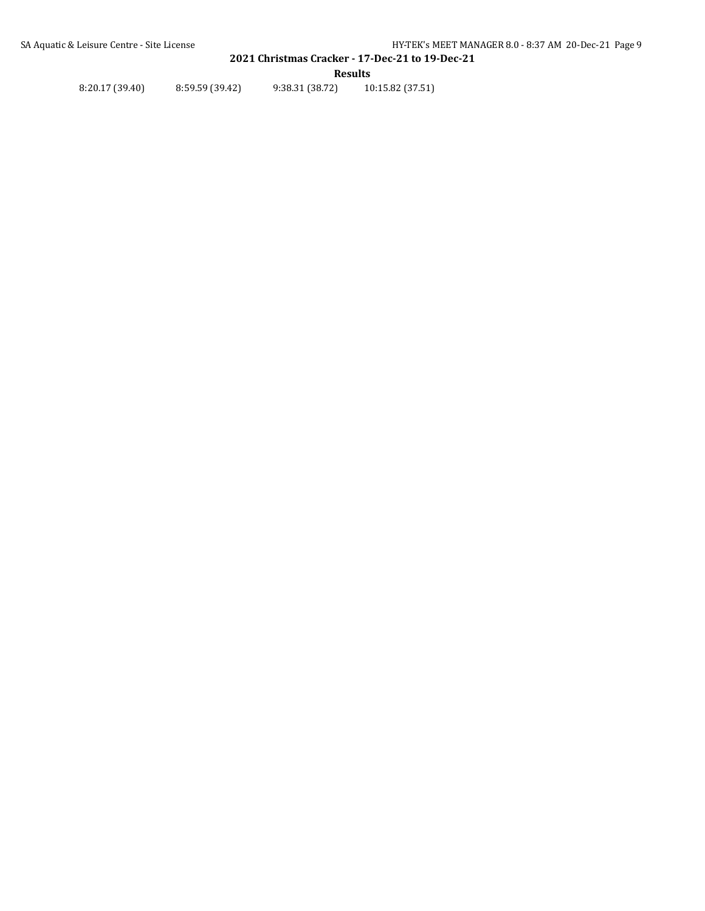8:20.17 (39.40) 8:59.59 (39.42) 9:38.31 (38.72) 10:15.82 (37.51)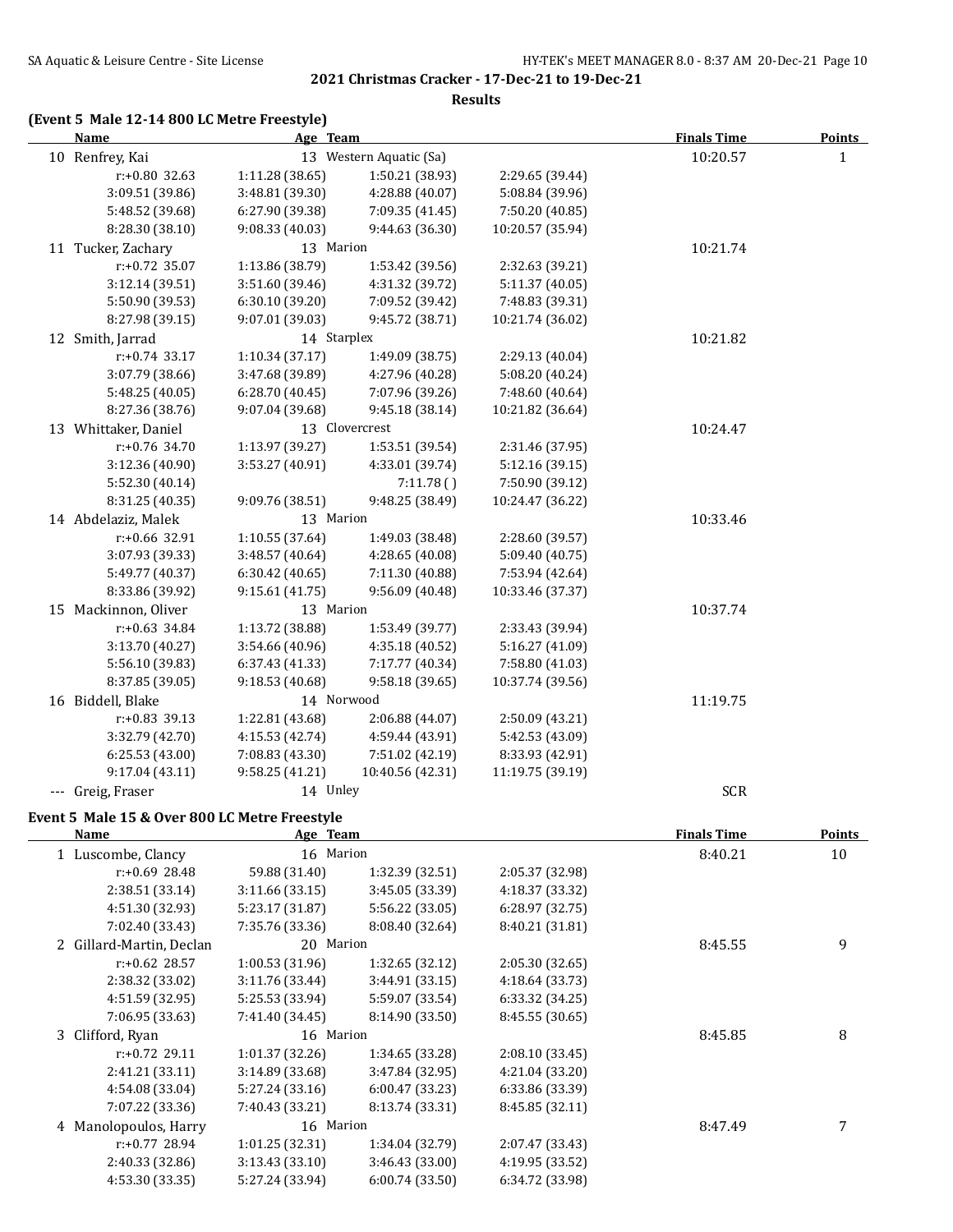## 2021 Christmas Cracker - 17-Dec-21 to 19-Dec-21

### Results

### (Event 5 Male 12-14 800 LC Metre Freestyle)

| Name | Age | Team | | | Finals Time | Points |
|---|---|---|---|---|---|---|
| 10 Renfrey, Kai | 13 | Western Aquatic (Sa) | | | 10:20.57 | 1 |
| r:+0.80 32.63 | 1:11.28 (38.65) | 1:50.21 (38.93) | 2:29.65 (39.44) | | | |
| 3:09.51 (39.86) | 3:48.81 (39.30) | 4:28.88 (40.07) | 5:08.84 (39.96) | | | |
| 5:48.52 (39.68) | 6:27.90 (39.38) | 7:09.35 (41.45) | 7:50.20 (40.85) | | | |
| 8:28.30 (38.10) | 9:08.33 (40.03) | 9:44.63 (36.30) | 10:20.57 (35.94) | | | |
| 11 Tucker, Zachary | 13 | Marion | | | 10:21.74 | |
| r:+0.72 35.07 | 1:13.86 (38.79) | 1:53.42 (39.56) | 2:32.63 (39.21) | | | |
| 3:12.14 (39.51) | 3:51.60 (39.46) | 4:31.32 (39.72) | 5:11.37 (40.05) | | | |
| 5:50.90 (39.53) | 6:30.10 (39.20) | 7:09.52 (39.42) | 7:48.83 (39.31) | | | |
| 8:27.98 (39.15) | 9:07.01 (39.03) | 9:45.72 (38.71) | 10:21.74 (36.02) | | | |
| 12 Smith, Jarrad | 14 | Starplex | | | 10:21.82 | |
| r:+0.74 33.17 | 1:10.34 (37.17) | 1:49.09 (38.75) | 2:29.13 (40.04) | | | |
| 3:07.79 (38.66) | 3:47.68 (39.89) | 4:27.96 (40.28) | 5:08.20 (40.24) | | | |
| 5:48.25 (40.05) | 6:28.70 (40.45) | 7:07.96 (39.26) | 7:48.60 (40.64) | | | |
| 8:27.36 (38.76) | 9:07.04 (39.68) | 9:45.18 (38.14) | 10:21.82 (36.64) | | | |
| 13 Whittaker, Daniel | 13 | Clovercrest | | | 10:24.47 | |
| r:+0.76 34.70 | 1:13.97 (39.27) | 1:53.51 (39.54) | 2:31.46 (37.95) | | | |
| 3:12.36 (40.90) | 3:53.27 (40.91) | 4:33.01 (39.74) | 5:12.16 (39.15) | | | |
| 5:52.30 (40.14) | | 7:11.78 ( ) | 7:50.90 (39.12) | | | |
| 8:31.25 (40.35) | 9:09.76 (38.51) | 9:48.25 (38.49) | 10:24.47 (36.22) | | | |
| 14 Abdelaziz, Malek | 13 | Marion | | | 10:33.46 | |
| r:+0.66 32.91 | 1:10.55 (37.64) | 1:49.03 (38.48) | 2:28.60 (39.57) | | | |
| 3:07.93 (39.33) | 3:48.57 (40.64) | 4:28.65 (40.08) | 5:09.40 (40.75) | | | |
| 5:49.77 (40.37) | 6:30.42 (40.65) | 7:11.30 (40.88) | 7:53.94 (42.64) | | | |
| 8:33.86 (39.92) | 9:15.61 (41.75) | 9:56.09 (40.48) | 10:33.46 (37.37) | | | |
| 15 Mackinnon, Oliver | 13 | Marion | | | 10:37.74 | |
| r:+0.63 34.84 | 1:13.72 (38.88) | 1:53.49 (39.77) | 2:33.43 (39.94) | | | |
| 3:13.70 (40.27) | 3:54.66 (40.96) | 4:35.18 (40.52) | 5:16.27 (41.09) | | | |
| 5:56.10 (39.83) | 6:37.43 (41.33) | 7:17.77 (40.34) | 7:58.80 (41.03) | | | |
| 8:37.85 (39.05) | 9:18.53 (40.68) | 9:58.18 (39.65) | 10:37.74 (39.56) | | | |
| 16 Biddell, Blake | 14 | Norwood | | | 11:19.75 | |
| r:+0.83 39.13 | 1:22.81 (43.68) | 2:06.88 (44.07) | 2:50.09 (43.21) | | | |
| 3:32.79 (42.70) | 4:15.53 (42.74) | 4:59.44 (43.91) | 5:42.53 (43.09) | | | |
| 6:25.53 (43.00) | 7:08.83 (43.30) | 7:51.02 (42.19) | 8:33.93 (42.91) | | | |
| 9:17.04 (43.11) | 9:58.25 (41.21) | 10:40.56 (42.31) | 11:19.75 (39.19) | | | |
| --- Greig, Fraser | 14 | Unley | | | SCR | |

### Event 5 Male 15 & Over 800 LC Metre Freestyle

| Name | Age | Team | | | Finals Time | Points |
|---|---|---|---|---|---|---|
| 1 Luscombe, Clancy | 16 | Marion | | | 8:40.21 | 10 |
| r:+0.69 28.48 | 59.88 (31.40) | 1:32.39 (32.51) | 2:05.37 (32.98) | | | |
| 2:38.51 (33.14) | 3:11.66 (33.15) | 3:45.05 (33.39) | 4:18.37 (33.32) | | | |
| 4:51.30 (32.93) | 5:23.17 (31.87) | 5:56.22 (33.05) | 6:28.97 (32.75) | | | |
| 7:02.40 (33.43) | 7:35.76 (33.36) | 8:08.40 (32.64) | 8:40.21 (31.81) | | | |
| 2 Gillard-Martin, Declan | 20 | Marion | | | 8:45.55 | 9 |
| r:+0.62 28.57 | 1:00.53 (31.96) | 1:32.65 (32.12) | 2:05.30 (32.65) | | | |
| 2:38.32 (33.02) | 3:11.76 (33.44) | 3:44.91 (33.15) | 4:18.64 (33.73) | | | |
| 4:51.59 (32.95) | 5:25.53 (33.94) | 5:59.07 (33.54) | 6:33.32 (34.25) | | | |
| 7:06.95 (33.63) | 7:41.40 (34.45) | 8:14.90 (33.50) | 8:45.55 (30.65) | | | |
| 3 Clifford, Ryan | 16 | Marion | | | 8:45.85 | 8 |
| r:+0.72 29.11 | 1:01.37 (32.26) | 1:34.65 (33.28) | 2:08.10 (33.45) | | | |
| 2:41.21 (33.11) | 3:14.89 (33.68) | 3:47.84 (32.95) | 4:21.04 (33.20) | | | |
| 4:54.08 (33.04) | 5:27.24 (33.16) | 6:00.47 (33.23) | 6:33.86 (33.39) | | | |
| 7:07.22 (33.36) | 7:40.43 (33.21) | 8:13.74 (33.31) | 8:45.85 (32.11) | | | |
| 4 Manolopoulos, Harry | 16 | Marion | | | 8:47.49 | 7 |
| r:+0.77 28.94 | 1:01.25 (32.31) | 1:34.04 (32.79) | 2:07.47 (33.43) | | | |
| 2:40.33 (32.86) | 3:13.43 (33.10) | 3:46.43 (33.00) | 4:19.95 (33.52) | | | |
| 4:53.30 (33.35) | 5:27.24 (33.94) | 6:00.74 (33.50) | 6:34.72 (33.98) | | | |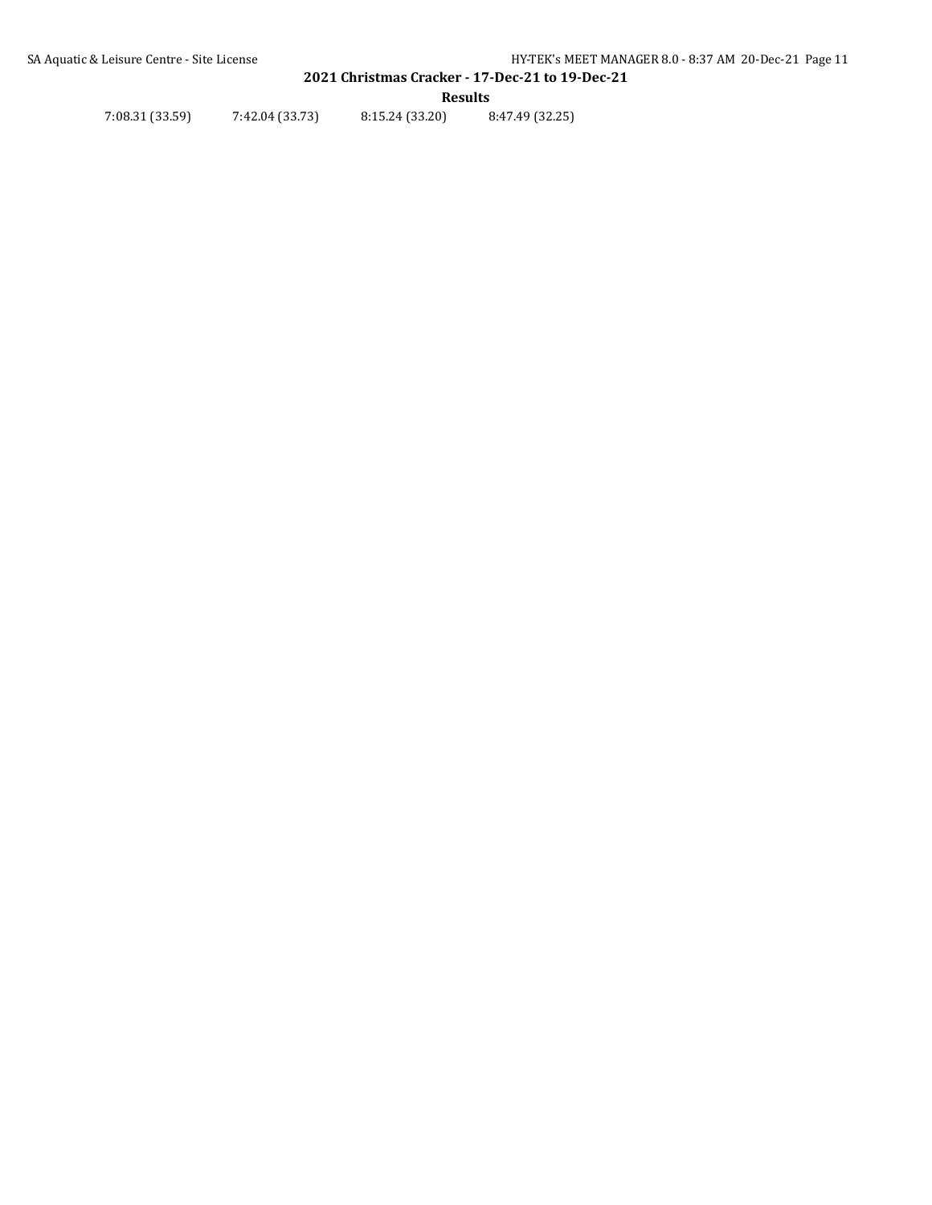7:08.31 (33.59) 7:42.04 (33.73) 8:15.24 (33.20) 8:47.49 (32.25)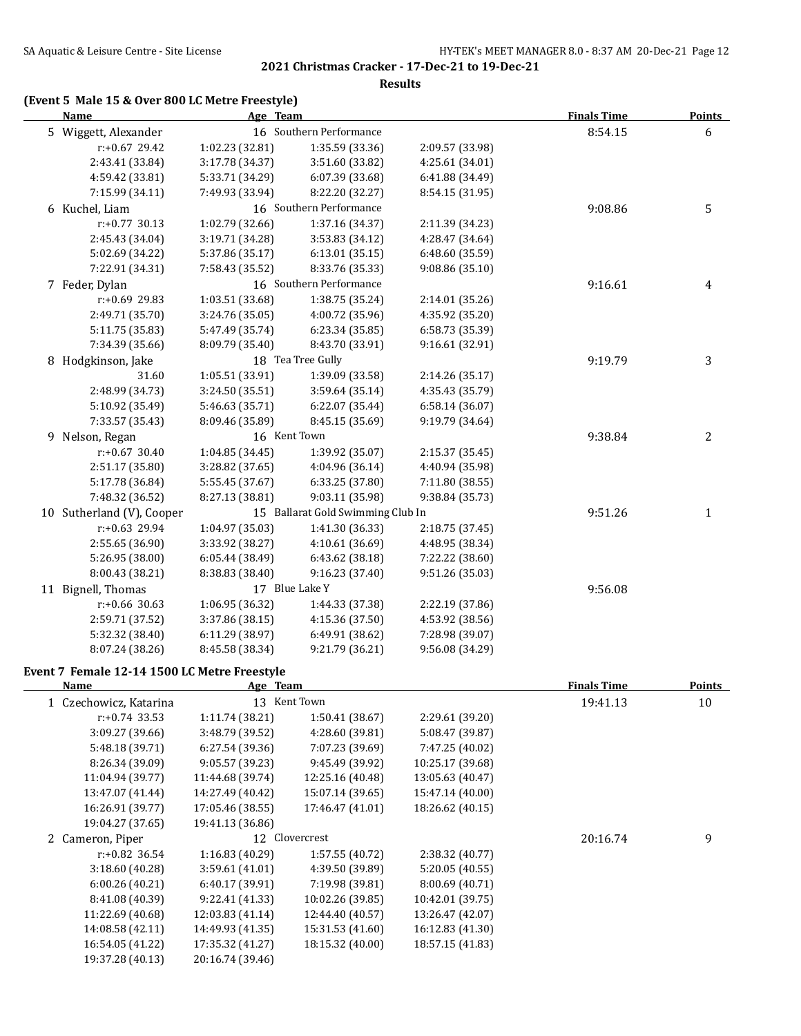**2021 Christmas Cracker - 17-Dec-21 to 19-Dec-21**

**Results**

### (Event 5 Male 15 & Over 800 LC Metre Freestyle)

| Name | Age | Team | | Finals Time | Points |
|---|---|---|---|---|---|
| 5 Wiggett, Alexander | 16 | Southern Performance | | 8:54.15 | 6 |
| r:+0.67 29.42 | 1:02.23 (32.81) | 1:35.59 (33.36) | 2:09.57 (33.98) | | |
| 2:43.41 (33.84) | 3:17.78 (34.37) | 3:51.60 (33.82) | 4:25.61 (34.01) | | |
| 4:59.42 (33.81) | 5:33.71 (34.29) | 6:07.39 (33.68) | 6:41.88 (34.49) | | |
| 7:15.99 (34.11) | 7:49.93 (33.94) | 8:22.20 (32.27) | 8:54.15 (31.95) | | |
| 6 Kuchel, Liam | 16 | Southern Performance | | 9:08.86 | 5 |
| r:+0.77 30.13 | 1:02.79 (32.66) | 1:37.16 (34.37) | 2:11.39 (34.23) | | |
| 2:45.43 (34.04) | 3:19.71 (34.28) | 3:53.83 (34.12) | 4:28.47 (34.64) | | |
| 5:02.69 (34.22) | 5:37.86 (35.17) | 6:13.01 (35.15) | 6:48.60 (35.59) | | |
| 7:22.91 (34.31) | 7:58.43 (35.52) | 8:33.76 (35.33) | 9:08.86 (35.10) | | |
| 7 Feder, Dylan | 16 | Southern Performance | | 9:16.61 | 4 |
| r:+0.69 29.83 | 1:03.51 (33.68) | 1:38.75 (35.24) | 2:14.01 (35.26) | | |
| 2:49.71 (35.70) | 3:24.76 (35.05) | 4:00.72 (35.96) | 4:35.92 (35.20) | | |
| 5:11.75 (35.83) | 5:47.49 (35.74) | 6:23.34 (35.85) | 6:58.73 (35.39) | | |
| 7:34.39 (35.66) | 8:09.79 (35.40) | 8:43.70 (33.91) | 9:16.61 (32.91) | | |
| 8 Hodgkinson, Jake | 18 | Tea Tree Gully | | 9:19.79 | 3 |
| 31.60 | 1:05.51 (33.91) | 1:39.09 (33.58) | 2:14.26 (35.17) | | |
| 2:48.99 (34.73) | 3:24.50 (35.51) | 3:59.64 (35.14) | 4:35.43 (35.79) | | |
| 5:10.92 (35.49) | 5:46.63 (35.71) | 6:22.07 (35.44) | 6:58.14 (36.07) | | |
| 7:33.57 (35.43) | 8:09.46 (35.89) | 8:45.15 (35.69) | 9:19.79 (34.64) | | |
| 9 Nelson, Regan | 16 | Kent Town | | 9:38.84 | 2 |
| r:+0.67 30.40 | 1:04.85 (34.45) | 1:39.92 (35.07) | 2:15.37 (35.45) | | |
| 2:51.17 (35.80) | 3:28.82 (37.65) | 4:04.96 (36.14) | 4:40.94 (35.98) | | |
| 5:17.78 (36.84) | 5:55.45 (37.67) | 6:33.25 (37.80) | 7:11.80 (38.55) | | |
| 7:48.32 (36.52) | 8:27.13 (38.81) | 9:03.11 (35.98) | 9:38.84 (35.73) | | |
| 10 Sutherland (V), Cooper | 15 | Ballarat Gold Swimming Club In | | 9:51.26 | 1 |
| r:+0.63 29.94 | 1:04.97 (35.03) | 1:41.30 (36.33) | 2:18.75 (37.45) | | |
| 2:55.65 (36.90) | 3:33.92 (38.27) | 4:10.61 (36.69) | 4:48.95 (38.34) | | |
| 5:26.95 (38.00) | 6:05.44 (38.49) | 6:43.62 (38.18) | 7:22.22 (38.60) | | |
| 8:00.43 (38.21) | 8:38.83 (38.40) | 9:16.23 (37.40) | 9:51.26 (35.03) | | |
| 11 Bignell, Thomas | 17 | Blue Lake Y | | 9:56.08 | |
| r:+0.66 30.63 | 1:06.95 (36.32) | 1:44.33 (37.38) | 2:22.19 (37.86) | | |
| 2:59.71 (37.52) | 3:37.86 (38.15) | 4:15.36 (37.50) | 4:53.92 (38.56) | | |
| 5:32.32 (38.40) | 6:11.29 (38.97) | 6:49.91 (38.62) | 7:28.98 (39.07) | | |
| 8:07.24 (38.26) | 8:45.58 (38.34) | 9:21.79 (36.21) | 9:56.08 (34.29) | | |

### Event 7 Female 12-14 1500 LC Metre Freestyle

| Name | Age | Team | | Finals Time | Points |
|---|---|---|---|---|---|
| 1 Czechowicz, Katarina | 13 | Kent Town | | 19:41.13 | 10 |
| r:+0.74 33.53 | 1:11.74 (38.21) | 1:50.41 (38.67) | 2:29.61 (39.20) | | |
| 3:09.27 (39.66) | 3:48.79 (39.52) | 4:28.60 (39.81) | 5:08.47 (39.87) | | |
| 5:48.18 (39.71) | 6:27.54 (39.36) | 7:07.23 (39.69) | 7:47.25 (40.02) | | |
| 8:26.34 (39.09) | 9:05.57 (39.23) | 9:45.49 (39.92) | 10:25.17 (39.68) | | |
| 11:04.94 (39.77) | 11:44.68 (39.74) | 12:25.16 (40.48) | 13:05.63 (40.47) | | |
| 13:47.07 (41.44) | 14:27.49 (40.42) | 15:07.14 (39.65) | 15:47.14 (40.00) | | |
| 16:26.91 (39.77) | 17:05.46 (38.55) | 17:46.47 (41.01) | 18:26.62 (40.15) | | |
| 19:04.27 (37.65) | 19:41.13 (36.86) | | | | |
| 2 Cameron, Piper | 12 | Clovercrest | | 20:16.74 | 9 |
| r:+0.82 36.54 | 1:16.83 (40.29) | 1:57.55 (40.72) | 2:38.32 (40.77) | | |
| 3:18.60 (40.28) | 3:59.61 (41.01) | 4:39.50 (39.89) | 5:20.05 (40.55) | | |
| 6:00.26 (40.21) | 6:40.17 (39.91) | 7:19.98 (39.81) | 8:00.69 (40.71) | | |
| 8:41.08 (40.39) | 9:22.41 (41.33) | 10:02.26 (39.85) | 10:42.01 (39.75) | | |
| 11:22.69 (40.68) | 12:03.83 (41.14) | 12:44.40 (40.57) | 13:26.47 (42.07) | | |
| 14:08.58 (42.11) | 14:49.93 (41.35) | 15:31.53 (41.60) | 16:12.83 (41.30) | | |
| 16:54.05 (41.22) | 17:35.32 (41.27) | 18:15.32 (40.00) | 18:57.15 (41.83) | | |
| 19:37.28 (40.13) | 20:16.74 (39.46) | | | | |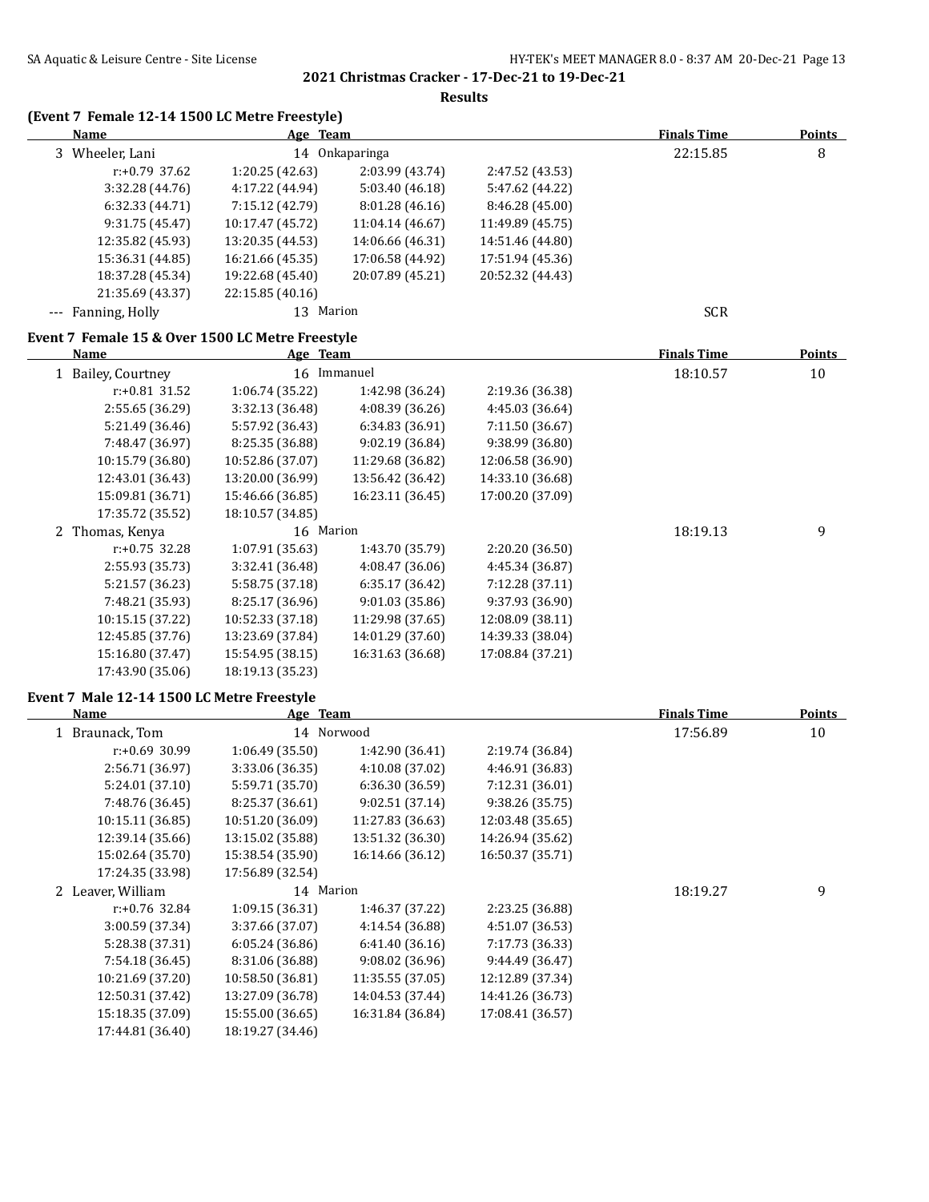2021 Christmas Cracker - 17-Dec-21 to 19-Dec-21

**Results**

### (Event 7 Female 12-14 1500 LC Metre Freestyle)

| | Name | Age | Team | Finals Time | Points |
|---|---|---|---|---|---|
| 3 | Wheeler, Lani | 14 | Onkaparinga | 22:15.85 | 8 |

r:+0.79 37.62, 1:20.25 (42.63), 2:03.99 (43.74), 2:47.52 (43.53), 3:32.28 (44.76), 4:17.22 (44.94), 5:03.40 (46.18), 5:47.62 (44.22), 6:32.33 (44.71), 7:15.12 (42.79), 8:01.28 (46.16), 8:46.28 (45.00), 9:31.75 (45.47), 10:17.47 (45.72), 11:04.14 (46.67), 11:49.89 (45.75), 12:35.82 (45.93), 13:20.35 (44.53), 14:06.66 (46.31), 14:51.46 (44.80), 15:36.31 (44.85), 16:21.66 (45.35), 17:06.58 (44.92), 17:51.94 (45.36), 18:37.28 (45.34), 19:22.68 (45.40), 20:07.89 (45.21), 20:52.32 (44.43), 21:35.69 (43.37), 22:15.85 (40.16)

| | Name | Age | Team | Finals Time | Points |
|---|---|---|---|---|---|
| --- | Fanning, Holly | 13 | Marion | SCR | |

### Event 7 Female 15 & Over 1500 LC Metre Freestyle

| | Name | Age | Team | Finals Time | Points |
|---|---|---|---|---|---|
| 1 | Bailey, Courtney | 16 | Immanuel | 18:10.57 | 10 |

r:+0.81 31.52, 1:06.74 (35.22), 1:42.98 (36.24), 2:19.36 (36.38), 2:55.65 (36.29), 3:32.13 (36.48), 4:08.39 (36.26), 4:45.03 (36.64), 5:21.49 (36.46), 5:57.92 (36.43), 6:34.83 (36.91), 7:11.50 (36.67), 7:48.47 (36.97), 8:25.35 (36.88), 9:02.19 (36.84), 9:38.99 (36.80), 10:15.79 (36.80), 10:52.86 (37.07), 11:29.68 (36.82), 12:06.58 (36.90), 12:43.01 (36.43), 13:20.00 (36.99), 13:56.42 (36.42), 14:33.10 (36.68), 15:09.81 (36.71), 15:46.66 (36.85), 16:23.11 (36.45), 17:00.20 (37.09), 17:35.72 (35.52), 18:10.57 (34.85)

| | Name | Age | Team | Finals Time | Points |
|---|---|---|---|---|---|
| 2 | Thomas, Kenya | 16 | Marion | 18:19.13 | 9 |

r:+0.75 32.28, 1:07.91 (35.63), 1:43.70 (35.79), 2:20.20 (36.50), 2:55.93 (35.73), 3:32.41 (36.48), 4:08.47 (36.06), 4:45.34 (36.87), 5:21.57 (36.23), 5:58.75 (37.18), 6:35.17 (36.42), 7:12.28 (37.11), 7:48.21 (35.93), 8:25.17 (36.96), 9:01.03 (35.86), 9:37.93 (36.90), 10:15.15 (37.22), 10:52.33 (37.18), 11:29.98 (37.65), 12:08.09 (38.11), 12:45.85 (37.76), 13:23.69 (37.84), 14:01.29 (37.60), 14:39.33 (38.04), 15:16.80 (37.47), 15:54.95 (38.15), 16:31.63 (36.68), 17:08.84 (37.21), 17:43.90 (35.06), 18:19.13 (35.23)

### Event 7 Male 12-14 1500 LC Metre Freestyle

| | Name | Age | Team | Finals Time | Points |
|---|---|---|---|---|---|
| 1 | Braunack, Tom | 14 | Norwood | 17:56.89 | 10 |

r:+0.69 30.99, 1:06.49 (35.50), 1:42.90 (36.41), 2:19.74 (36.84), 2:56.71 (36.97), 3:33.06 (36.35), 4:10.08 (37.02), 4:46.91 (36.83), 5:24.01 (37.10), 5:59.71 (35.70), 6:36.30 (36.59), 7:12.31 (36.01), 7:48.76 (36.45), 8:25.37 (36.61), 9:02.51 (37.14), 9:38.26 (35.75), 10:15.11 (36.85), 10:51.20 (36.09), 11:27.83 (36.63), 12:03.48 (35.65), 12:39.14 (35.66), 13:15.02 (35.88), 13:51.32 (36.30), 14:26.94 (35.62), 15:02.64 (35.70), 15:38.54 (35.90), 16:14.66 (36.12), 16:50.37 (35.71), 17:24.35 (33.98), 17:56.89 (32.54)

| | Name | Age | Team | Finals Time | Points |
|---|---|---|---|---|---|
| 2 | Leaver, William | 14 | Marion | 18:19.27 | 9 |

r:+0.76 32.84, 1:09.15 (36.31), 1:46.37 (37.22), 2:23.25 (36.88), 3:00.59 (37.34), 3:37.66 (37.07), 4:14.54 (36.88), 4:51.07 (36.53), 5:28.38 (37.31), 6:05.24 (36.86), 6:41.40 (36.16), 7:17.73 (36.33), 7:54.18 (36.45), 8:31.06 (36.88), 9:08.02 (36.96), 9:44.49 (36.47), 10:21.69 (37.20), 10:58.50 (36.81), 11:35.55 (37.05), 12:12.89 (37.34), 12:50.31 (37.42), 13:27.09 (36.78), 14:04.53 (37.44), 14:41.26 (36.73), 15:18.35 (37.09), 15:55.00 (36.65), 16:31.84 (36.84), 17:08.41 (36.57), 17:44.81 (36.40), 18:19.27 (34.46)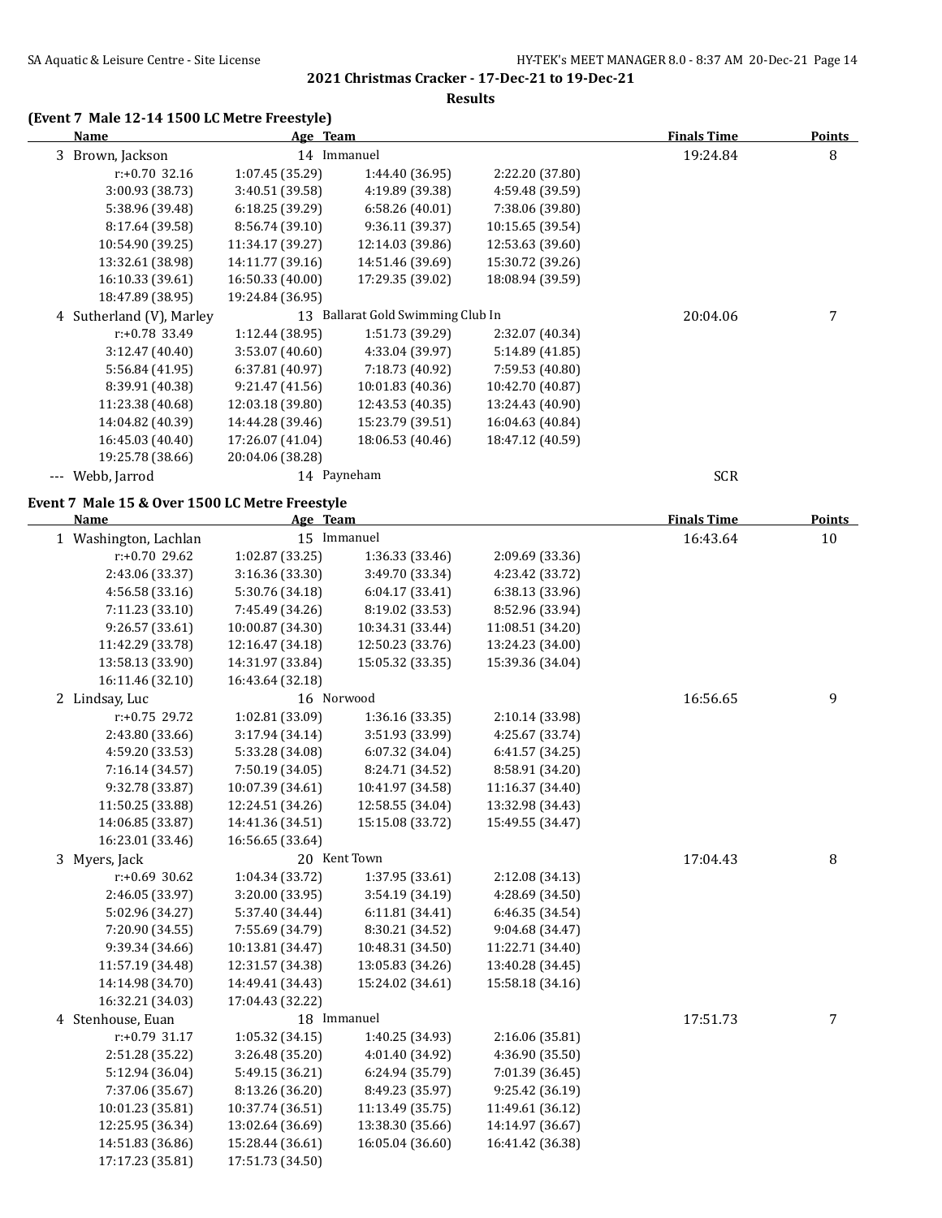## 2021 Christmas Cracker - 17-Dec-21 to 19-Dec-21

### Results

**(Event 7 Male 12-14 1500 LC Metre Freestyle)**

| | Name | Age | Team | Finals Time | Points |
|---|---|---|---|---|---|
| 3 | Brown, Jackson | 14 | Immanuel | 19:24.84 | 8 |
| | r:+0.70 32.16 | 1:07.45 (35.29) | 1:44.40 (36.95) | 2:22.20 (37.80) | |
| | 3:00.93 (38.73) | 3:40.51 (39.58) | 4:19.89 (39.38) | 4:59.48 (39.59) | |
| | 5:38.96 (39.48) | 6:18.25 (39.29) | 6:58.26 (40.01) | 7:38.06 (39.80) | |
| | 8:17.64 (39.58) | 8:56.74 (39.10) | 9:36.11 (39.37) | 10:15.65 (39.54) | |
| | 10:54.90 (39.25) | 11:34.17 (39.27) | 12:14.03 (39.86) | 12:53.63 (39.60) | |
| | 13:32.61 (38.98) | 14:11.77 (39.16) | 14:51.46 (39.69) | 15:30.72 (39.26) | |
| | 16:10.33 (39.61) | 16:50.33 (40.00) | 17:29.35 (39.02) | 18:08.94 (39.59) | |
| | 18:47.89 (38.95) | 19:24.84 (36.95) | | | |
| 4 | Sutherland (V), Marley | 13 | Ballarat Gold Swimming Club In | 20:04.06 | 7 |
| | r:+0.78 33.49 | 1:12.44 (38.95) | 1:51.73 (39.29) | 2:32.07 (40.34) | |
| | 3:12.47 (40.40) | 3:53.07 (40.60) | 4:33.04 (39.97) | 5:14.89 (41.85) | |
| | 5:56.84 (41.95) | 6:37.81 (40.97) | 7:18.73 (40.92) | 7:59.53 (40.80) | |
| | 8:39.91 (40.38) | 9:21.47 (41.56) | 10:01.83 (40.36) | 10:42.70 (40.87) | |
| | 11:23.38 (40.68) | 12:03.18 (39.80) | 12:43.53 (40.35) | 13:24.43 (40.90) | |
| | 14:04.82 (40.39) | 14:44.28 (39.46) | 15:23.79 (39.51) | 16:04.63 (40.84) | |
| | 16:45.03 (40.40) | 17:26.07 (41.04) | 18:06.53 (40.46) | 18:47.12 (40.59) | |
| | 19:25.78 (38.66) | 20:04.06 (38.28) | | | |
| --- | Webb, Jarrod | 14 | Payneham | SCR | |

**Event 7 Male 15 & Over 1500 LC Metre Freestyle**

| | Name | Age | Team | Finals Time | Points |
|---|---|---|---|---|---|
| 1 | Washington, Lachlan | 15 | Immanuel | 16:43.64 | 10 |
| | r:+0.70 29.62 | 1:02.87 (33.25) | 1:36.33 (33.46) | 2:09.69 (33.36) | |
| | 2:43.06 (33.37) | 3:16.36 (33.30) | 3:49.70 (33.34) | 4:23.42 (33.72) | |
| | 4:56.58 (33.16) | 5:30.76 (34.18) | 6:04.17 (33.41) | 6:38.13 (33.96) | |
| | 7:11.23 (33.10) | 7:45.49 (34.26) | 8:19.02 (33.53) | 8:52.96 (33.94) | |
| | 9:26.57 (33.61) | 10:00.87 (34.30) | 10:34.31 (33.44) | 11:08.51 (34.20) | |
| | 11:42.29 (33.78) | 12:16.47 (34.18) | 12:50.23 (33.76) | 13:24.23 (34.00) | |
| | 13:58.13 (33.90) | 14:31.97 (33.84) | 15:05.32 (33.35) | 15:39.36 (34.04) | |
| | 16:11.46 (32.10) | 16:43.64 (32.18) | | | |
| 2 | Lindsay, Luc | 16 | Norwood | 16:56.65 | 9 |
| | r:+0.75 29.72 | 1:02.81 (33.09) | 1:36.16 (33.35) | 2:10.14 (33.98) | |
| | 2:43.80 (33.66) | 3:17.94 (34.14) | 3:51.93 (33.99) | 4:25.67 (33.74) | |
| | 4:59.20 (33.53) | 5:33.28 (34.08) | 6:07.32 (34.04) | 6:41.57 (34.25) | |
| | 7:16.14 (34.57) | 7:50.19 (34.05) | 8:24.71 (34.52) | 8:58.91 (34.20) | |
| | 9:32.78 (33.87) | 10:07.39 (34.61) | 10:41.97 (34.58) | 11:16.37 (34.40) | |
| | 11:50.25 (33.88) | 12:24.51 (34.26) | 12:58.55 (34.04) | 13:32.98 (34.43) | |
| | 14:06.85 (33.87) | 14:41.36 (34.51) | 15:15.08 (33.72) | 15:49.55 (34.47) | |
| | 16:23.01 (33.46) | 16:56.65 (33.64) | | | |
| 3 | Myers, Jack | 20 | Kent Town | 17:04.43 | 8 |
| | r:+0.69 30.62 | 1:04.34 (33.72) | 1:37.95 (33.61) | 2:12.08 (34.13) | |
| | 2:46.05 (33.97) | 3:20.00 (33.95) | 3:54.19 (34.19) | 4:28.69 (34.50) | |
| | 5:02.96 (34.27) | 5:37.40 (34.44) | 6:11.81 (34.41) | 6:46.35 (34.54) | |
| | 7:20.90 (34.55) | 7:55.69 (34.79) | 8:30.21 (34.52) | 9:04.68 (34.47) | |
| | 9:39.34 (34.66) | 10:13.81 (34.47) | 10:48.31 (34.50) | 11:22.71 (34.40) | |
| | 11:57.19 (34.48) | 12:31.57 (34.38) | 13:05.83 (34.26) | 13:40.28 (34.45) | |
| | 14:14.98 (34.70) | 14:49.41 (34.43) | 15:24.02 (34.61) | 15:58.18 (34.16) | |
| | 16:32.21 (34.03) | 17:04.43 (32.22) | | | |
| 4 | Stenhouse, Euan | 18 | Immanuel | 17:51.73 | 7 |
| | r:+0.79 31.17 | 1:05.32 (34.15) | 1:40.25 (34.93) | 2:16.06 (35.81) | |
| | 2:51.28 (35.22) | 3:26.48 (35.20) | 4:01.40 (34.92) | 4:36.90 (35.50) | |
| | 5:12.94 (36.04) | 5:49.15 (36.21) | 6:24.94 (35.79) | 7:01.39 (36.45) | |
| | 7:37.06 (35.67) | 8:13.26 (36.20) | 8:49.23 (35.97) | 9:25.42 (36.19) | |
| | 10:01.23 (35.81) | 10:37.74 (36.51) | 11:13.49 (35.75) | 11:49.61 (36.12) | |
| | 12:25.95 (36.34) | 13:02.64 (36.69) | 13:38.30 (35.66) | 14:14.97 (36.67) | |
| | 14:51.83 (36.86) | 15:28.44 (36.61) | 16:05.04 (36.60) | 16:41.42 (36.38) | |
| | 17:17.23 (35.81) | 17:51.73 (34.50) | | | |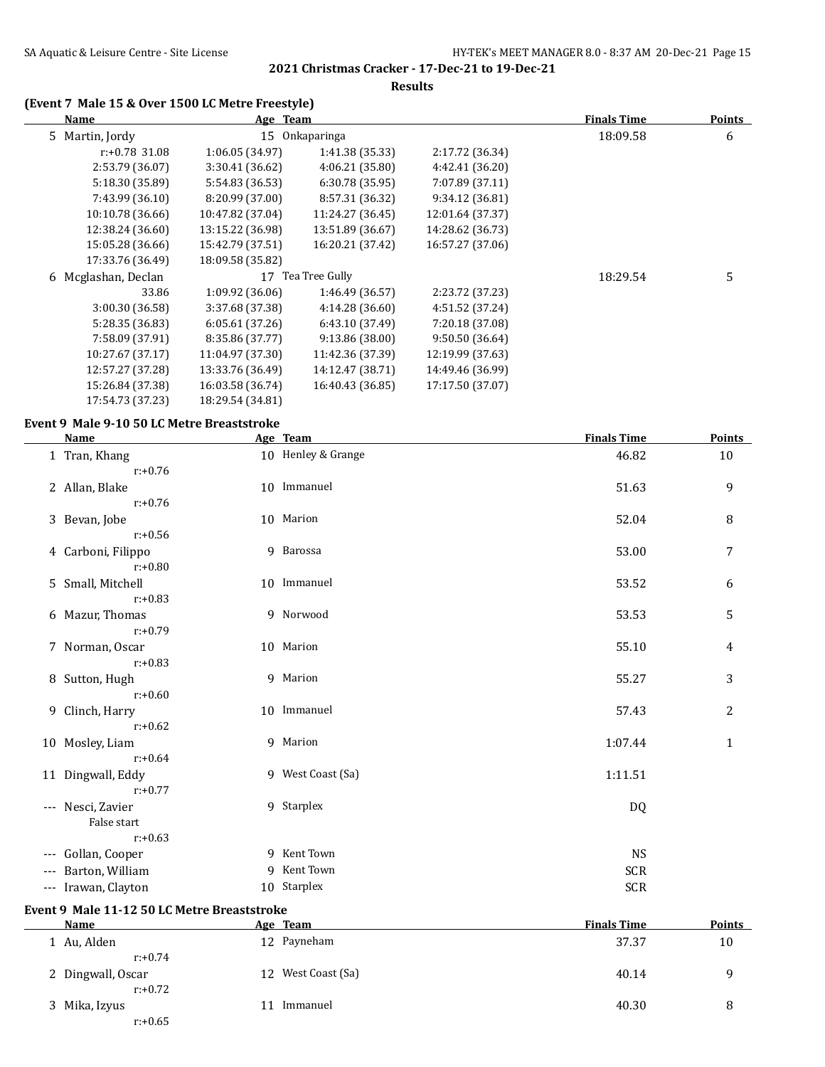## 2021 Christmas Cracker - 17-Dec-21 to 19-Dec-21

### Results

### (Event 7 Male 15 & Over 1500 LC Metre Freestyle)

| | Name | Age | Team | Finals Time | Points |
|---|---|---|---|---|---|
| 5 | Martin, Jordy | 15 | Onkaparinga | 18:09.58 | 6 |
| | r:+0.78 31.08 | 1:06.05 (34.97) | 1:41.38 (35.33) | 2:17.72 (36.34) | |
| | 2:53.79 (36.07) | 3:30.41 (36.62) | 4:06.21 (35.80) | 4:42.41 (36.20) | |
| | 5:18.30 (35.89) | 5:54.83 (36.53) | 6:30.78 (35.95) | 7:07.89 (37.11) | |
| | 7:43.99 (36.10) | 8:20.99 (37.00) | 8:57.31 (36.32) | 9:34.12 (36.81) | |
| | 10:10.78 (36.66) | 10:47.82 (37.04) | 11:24.27 (36.45) | 12:01.64 (37.37) | |
| | 12:38.24 (36.60) | 13:15.22 (36.98) | 13:51.89 (36.67) | 14:28.62 (36.73) | |
| | 15:05.28 (36.66) | 15:42.79 (37.51) | 16:20.21 (37.42) | 16:57.27 (37.06) | |
| | 17:33.76 (36.49) | 18:09.58 (35.82) | | | |
| 6 | Mcglashan, Declan | 17 | Tea Tree Gully | 18:29.54 | 5 |
| | 33.86 | 1:09.92 (36.06) | 1:46.49 (36.57) | 2:23.72 (37.23) | |
| | 3:00.30 (36.58) | 3:37.68 (37.38) | 4:14.28 (36.60) | 4:51.52 (37.24) | |
| | 5:28.35 (36.83) | 6:05.61 (37.26) | 6:43.10 (37.49) | 7:20.18 (37.08) | |
| | 7:58.09 (37.91) | 8:35.86 (37.77) | 9:13.86 (38.00) | 9:50.50 (36.64) | |
| | 10:27.67 (37.17) | 11:04.97 (37.30) | 11:42.36 (37.39) | 12:19.99 (37.63) | |
| | 12:57.27 (37.28) | 13:33.76 (36.49) | 14:12.47 (38.71) | 14:49.46 (36.99) | |
| | 15:26.84 (37.38) | 16:03.58 (36.74) | 16:40.43 (36.85) | 17:17.50 (37.07) | |
| | 17:54.73 (37.23) | 18:29.54 (34.81) | | | |

### Event 9 Male 9-10 50 LC Metre Breaststroke

| | Name | Age | Team | Finals Time | Points |
|---|---|---|---|---|---|
| 1 | Tran, Khang<br>r:+0.76 | 10 | Henley & Grange | 46.82 | 10 |
| 2 | Allan, Blake<br>r:+0.76 | 10 | Immanuel | 51.63 | 9 |
| 3 | Bevan, Jobe<br>r:+0.56 | 10 | Marion | 52.04 | 8 |
| 4 | Carboni, Filippo<br>r:+0.80 | 9 | Barossa | 53.00 | 7 |
| 5 | Small, Mitchell<br>r:+0.83 | 10 | Immanuel | 53.52 | 6 |
| 6 | Mazur, Thomas<br>r:+0.79 | 9 | Norwood | 53.53 | 5 |
| 7 | Norman, Oscar<br>r:+0.83 | 10 | Marion | 55.10 | 4 |
| 8 | Sutton, Hugh<br>r:+0.60 | 9 | Marion | 55.27 | 3 |
| 9 | Clinch, Harry<br>r:+0.62 | 10 | Immanuel | 57.43 | 2 |
| 10 | Mosley, Liam<br>r:+0.64 | 9 | Marion | 1:07.44 | 1 |
| 11 | Dingwall, Eddy<br>r:+0.77 | 9 | West Coast (Sa) | 1:11.51 | |
| --- | Nesci, Zavier<br>False start<br>r:+0.63 | 9 | Starplex | DQ | |
| --- | Gollan, Cooper | 9 | Kent Town | NS | |
| --- | Barton, William | 9 | Kent Town | SCR | |
| --- | Irawan, Clayton | 10 | Starplex | SCR | |

### Event 9 Male 11-12 50 LC Metre Breaststroke

| | Name | Age | Team | Finals Time | Points |
|---|---|---|---|---|---|
| 1 | Au, Alden<br>r:+0.74 | 12 | Payneham | 37.37 | 10 |
| 2 | Dingwall, Oscar<br>r:+0.72 | 12 | West Coast (Sa) | 40.14 | 9 |
| 3 | Mika, Izyus<br>r:+0.65 | 11 | Immanuel | 40.30 | 8 |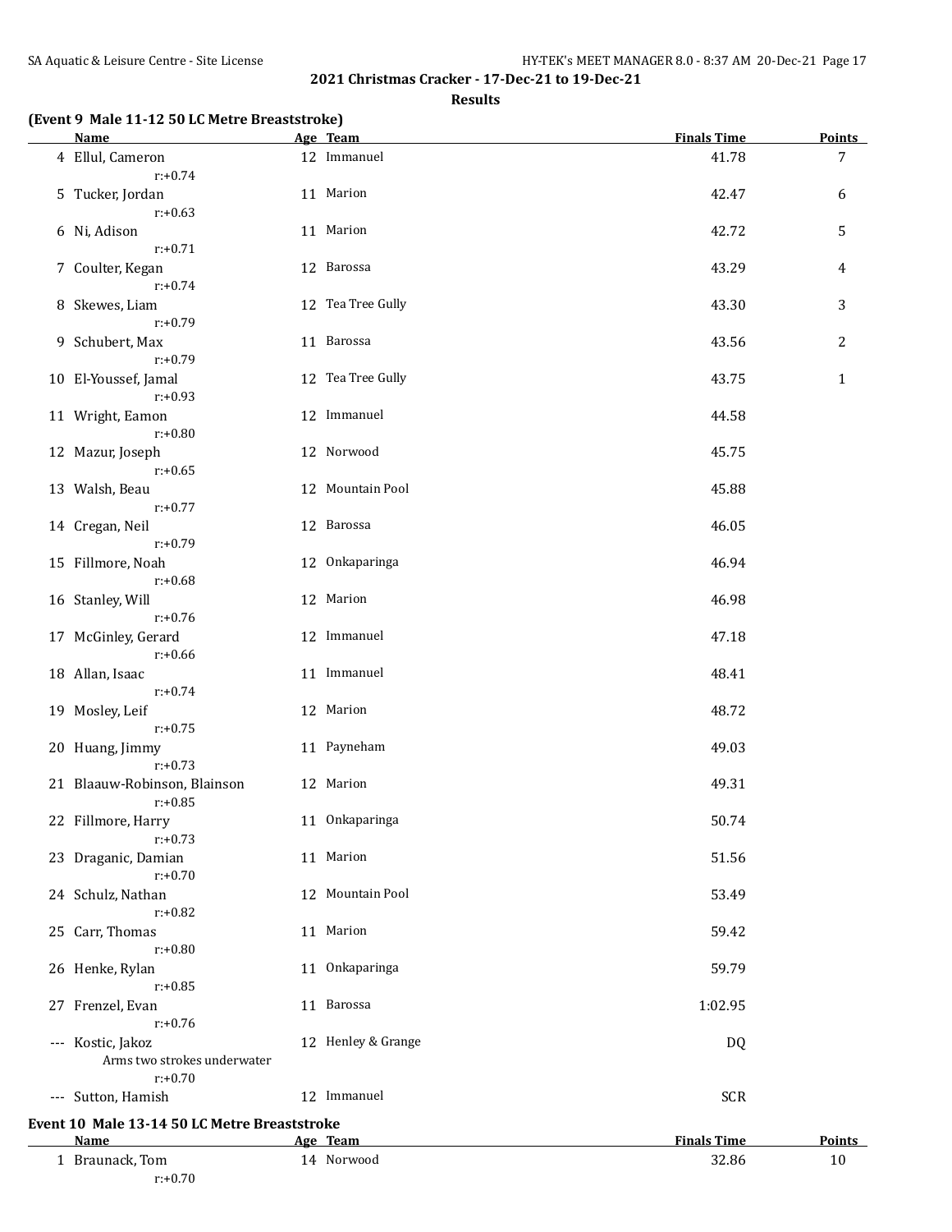## 2021 Christmas Cracker - 17-Dec-21 to 19-Dec-21

### Results

**(Event 9 Male 11-12 50 LC Metre Breaststroke)**

| | Name | Age | Team | Finals Time | Points |
|---|---|---|---|---|---|
| 4 | Ellul, Cameron<br>r:+0.74 | 12 | Immanuel | 41.78 | 7 |
| 5 | Tucker, Jordan<br>r:+0.63 | 11 | Marion | 42.47 | 6 |
| 6 | Ni, Adison<br>r:+0.71 | 11 | Marion | 42.72 | 5 |
| 7 | Coulter, Kegan<br>r:+0.74 | 12 | Barossa | 43.29 | 4 |
| 8 | Skewes, Liam<br>r:+0.79 | 12 | Tea Tree Gully | 43.30 | 3 |
| 9 | Schubert, Max<br>r:+0.79 | 11 | Barossa | 43.56 | 2 |
| 10 | El-Youssef, Jamal<br>r:+0.93 | 12 | Tea Tree Gully | 43.75 | 1 |
| 11 | Wright, Eamon<br>r:+0.80 | 12 | Immanuel | 44.58 | |
| 12 | Mazur, Joseph<br>r:+0.65 | 12 | Norwood | 45.75 | |
| 13 | Walsh, Beau<br>r:+0.77 | 12 | Mountain Pool | 45.88 | |
| 14 | Cregan, Neil<br>r:+0.79 | 12 | Barossa | 46.05 | |
| 15 | Fillmore, Noah<br>r:+0.68 | 12 | Onkaparinga | 46.94 | |
| 16 | Stanley, Will<br>r:+0.76 | 12 | Marion | 46.98 | |
| 17 | McGinley, Gerard<br>r:+0.66 | 12 | Immanuel | 47.18 | |
| 18 | Allan, Isaac<br>r:+0.74 | 11 | Immanuel | 48.41 | |
| 19 | Mosley, Leif<br>r:+0.75 | 12 | Marion | 48.72 | |
| 20 | Huang, Jimmy<br>r:+0.73 | 11 | Payneham | 49.03 | |
| 21 | Blaauw-Robinson, Blainson<br>r:+0.85 | 12 | Marion | 49.31 | |
| 22 | Fillmore, Harry<br>r:+0.73 | 11 | Onkaparinga | 50.74 | |
| 23 | Draganic, Damian<br>r:+0.70 | 11 | Marion | 51.56 | |
| 24 | Schulz, Nathan<br>r:+0.82 | 12 | Mountain Pool | 53.49 | |
| 25 | Carr, Thomas<br>r:+0.80 | 11 | Marion | 59.42 | |
| 26 | Henke, Rylan<br>r:+0.85 | 11 | Onkaparinga | 59.79 | |
| 27 | Frenzel, Evan<br>r:+0.76 | 11 | Barossa | 1:02.95 | |
| --- | Kostic, Jakoz<br>Arms two strokes underwater<br>r:+0.70 | 12 | Henley & Grange | DQ | |
| --- | Sutton, Hamish | 12 | Immanuel | SCR | |

**Event 10 Male 13-14 50 LC Metre Breaststroke**

| | Name | Age | Team | Finals Time | Points |
|---|---|---|---|---|---|
| 1 | Braunack, Tom<br>r:+0.70 | 14 | Norwood | 32.86 | 10 |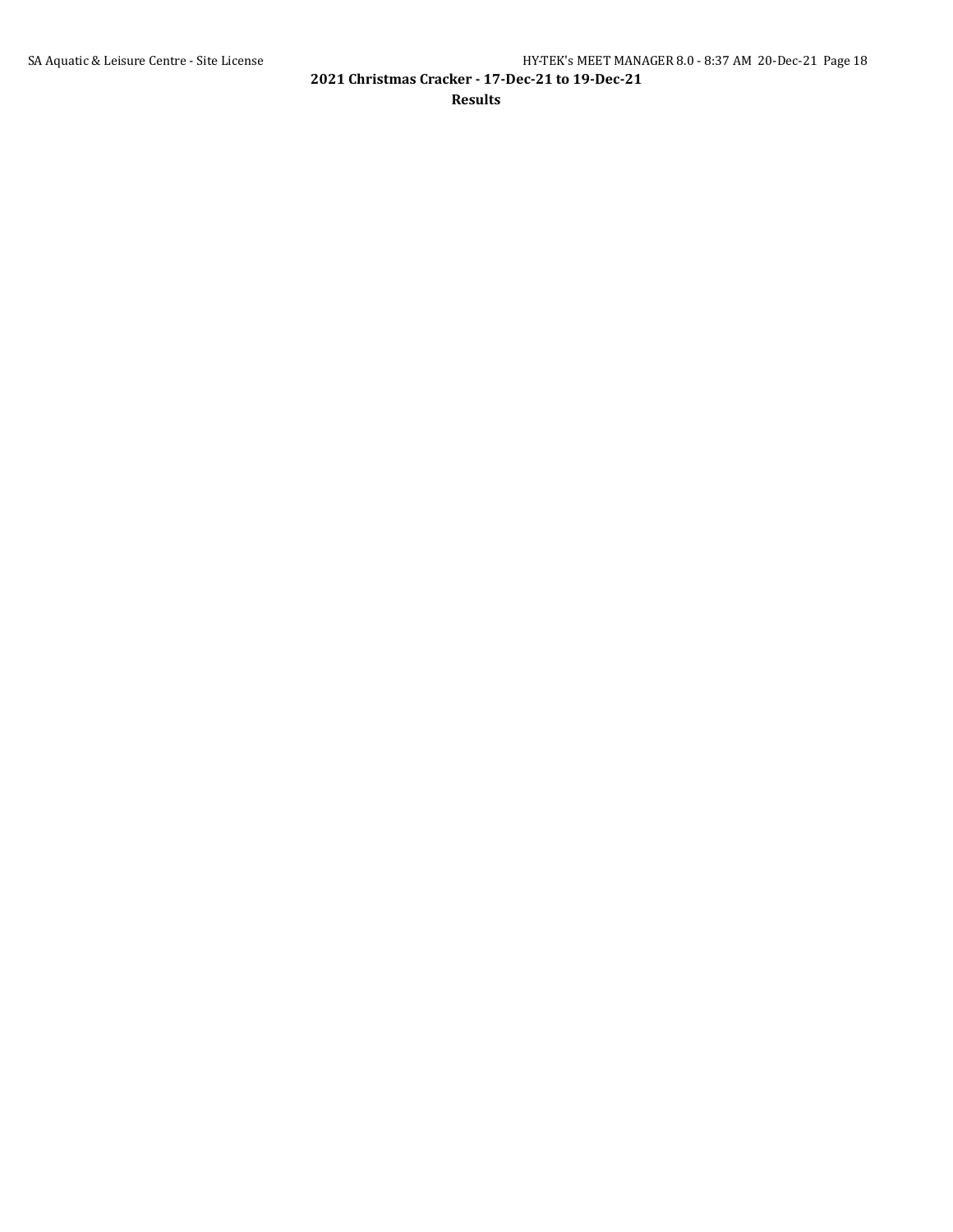**2021 Christmas Cracker - 17-Dec-21 to 19-Dec-21**

**Results**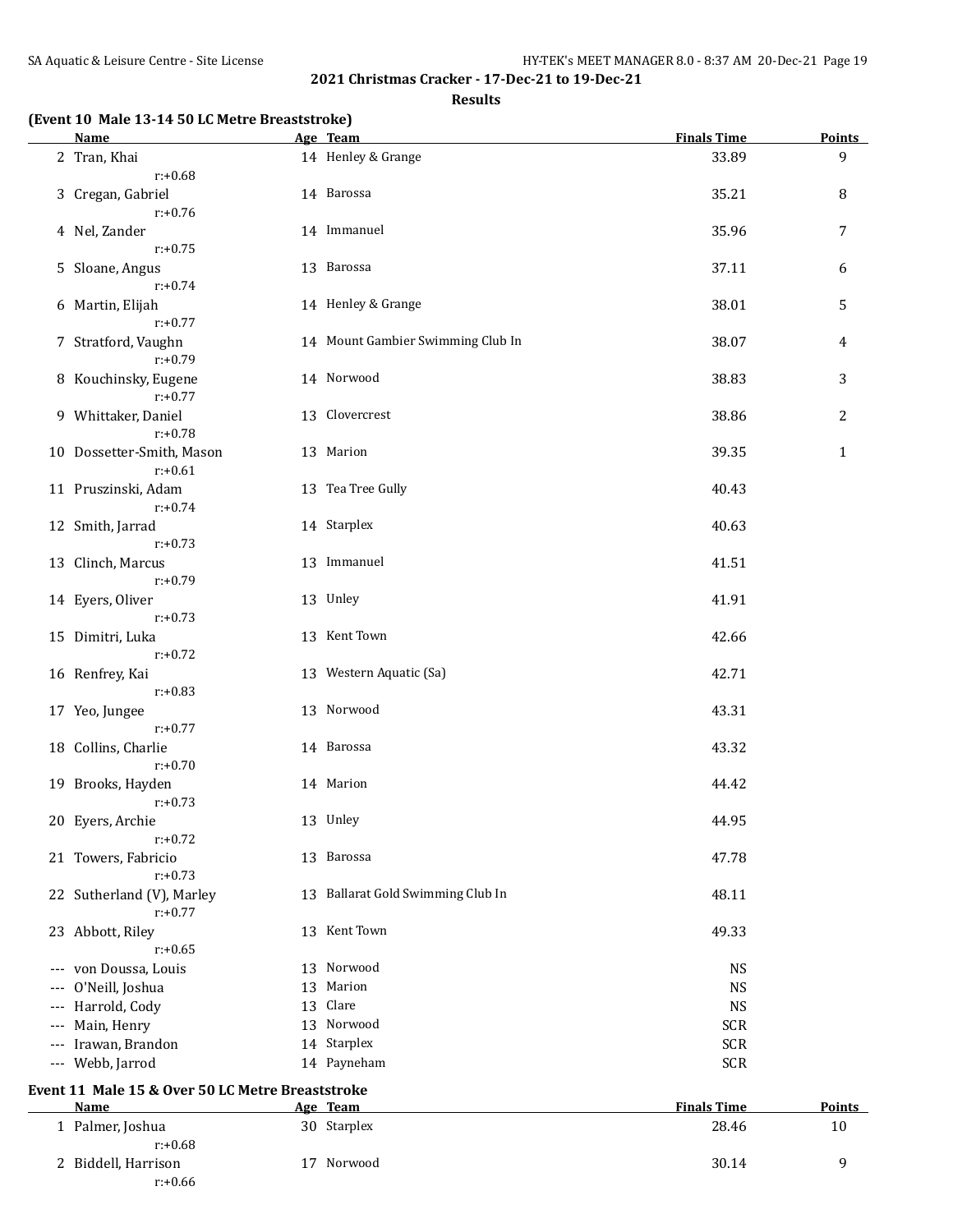## 2021 Christmas Cracker - 17-Dec-21 to 19-Dec-21

### Results

**(Event 10 Male 13-14 50 LC Metre Breaststroke)**

| | Name | Age | Team | Finals Time | Points |
|---|---|---|---|---|---|
| 2 | Tran, Khai | 14 | Henley & Grange | 33.89 | 9 |
| | r:+0.68 | | | | |
| 3 | Cregan, Gabriel | 14 | Barossa | 35.21 | 8 |
| | r:+0.76 | | | | |
| 4 | Nel, Zander | 14 | Immanuel | 35.96 | 7 |
| | r:+0.75 | | | | |
| 5 | Sloane, Angus | 13 | Barossa | 37.11 | 6 |
| | r:+0.74 | | | | |
| 6 | Martin, Elijah | 14 | Henley & Grange | 38.01 | 5 |
| | r:+0.77 | | | | |
| 7 | Stratford, Vaughn | 14 | Mount Gambier Swimming Club In | 38.07 | 4 |
| | r:+0.79 | | | | |
| 8 | Kouchinsky, Eugene | 14 | Norwood | 38.83 | 3 |
| | r:+0.77 | | | | |
| 9 | Whittaker, Daniel | 13 | Clovercrest | 38.86 | 2 |
| | r:+0.78 | | | | |
| 10 | Dossetter-Smith, Mason | 13 | Marion | 39.35 | 1 |
| | r:+0.61 | | | | |
| 11 | Pruszinski, Adam | 13 | Tea Tree Gully | 40.43 | |
| | r:+0.74 | | | | |
| 12 | Smith, Jarrad | 14 | Starplex | 40.63 | |
| | r:+0.73 | | | | |
| 13 | Clinch, Marcus | 13 | Immanuel | 41.51 | |
| | r:+0.79 | | | | |
| 14 | Eyers, Oliver | 13 | Unley | 41.91 | |
| | r:+0.73 | | | | |
| 15 | Dimitri, Luka | 13 | Kent Town | 42.66 | |
| | r:+0.72 | | | | |
| 16 | Renfrey, Kai | 13 | Western Aquatic (Sa) | 42.71 | |
| | r:+0.83 | | | | |
| 17 | Yeo, Jungee | 13 | Norwood | 43.31 | |
| | r:+0.77 | | | | |
| 18 | Collins, Charlie | 14 | Barossa | 43.32 | |
| | r:+0.70 | | | | |
| 19 | Brooks, Hayden | 14 | Marion | 44.42 | |
| | r:+0.73 | | | | |
| 20 | Eyers, Archie | 13 | Unley | 44.95 | |
| | r:+0.72 | | | | |
| 21 | Towers, Fabricio | 13 | Barossa | 47.78 | |
| | r:+0.73 | | | | |
| 22 | Sutherland (V), Marley | 13 | Ballarat Gold Swimming Club In | 48.11 | |
| | r:+0.77 | | | | |
| 23 | Abbott, Riley | 13 | Kent Town | 49.33 | |
| | r:+0.65 | | | | |
| --- | von Doussa, Louis | 13 | Norwood | NS | |
| --- | O'Neill, Joshua | 13 | Marion | NS | |
| --- | Harrold, Cody | 13 | Clare | NS | |
| --- | Main, Henry | 13 | Norwood | SCR | |
| --- | Irawan, Brandon | 14 | Starplex | SCR | |
| --- | Webb, Jarrod | 14 | Payneham | SCR | |

**Event 11 Male 15 & Over 50 LC Metre Breaststroke**

| | Name | Age | Team | Finals Time | Points |
|---|---|---|---|---|---|
| 1 | Palmer, Joshua | 30 | Starplex | 28.46 | 10 |
| | r:+0.68 | | | | |
| 2 | Biddell, Harrison | 17 | Norwood | 30.14 | 9 |
| | r:+0.66 | | | | |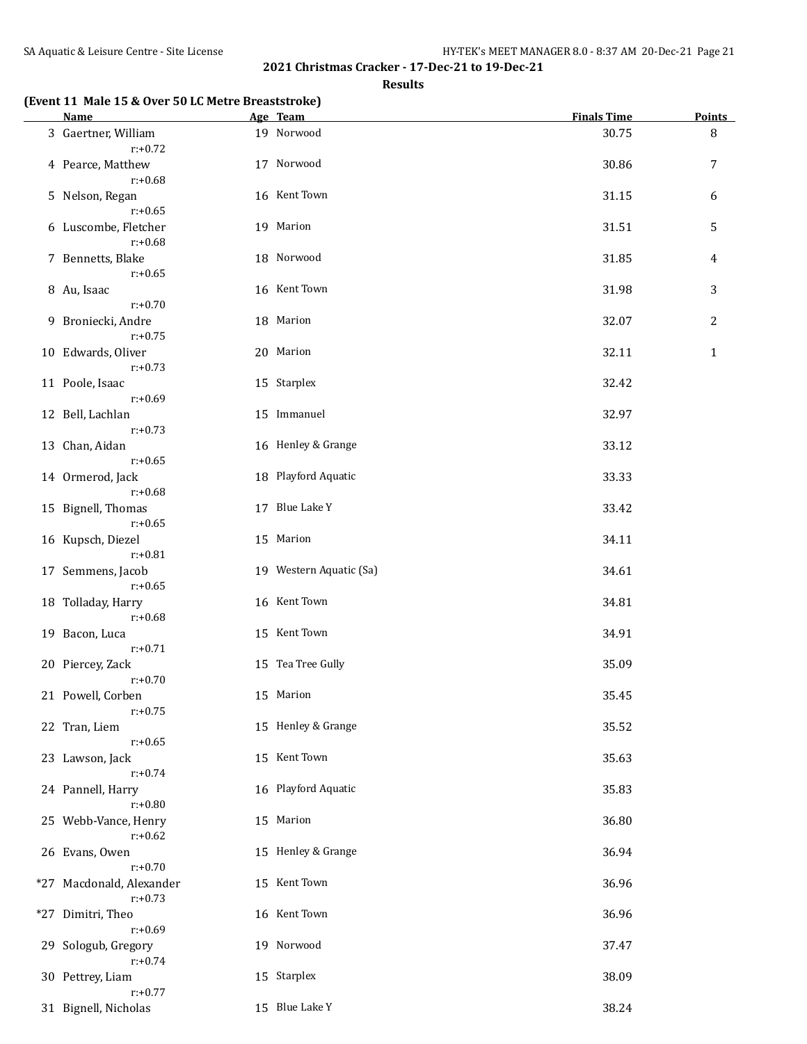## 2021 Christmas Cracker - 17-Dec-21 to 19-Dec-21

### Results

**(Event 11 Male 15 & Over 50 LC Metre Breaststroke)**

| | Name | Age | Team | Finals Time | Points |
|---|---|---|---|---|---|
| 3 | Gaertner, William | 19 | Norwood | 30.75 | 8 |
| | r:+0.72 | | | | |
| 4 | Pearce, Matthew | 17 | Norwood | 30.86 | 7 |
| | r:+0.68 | | | | |
| 5 | Nelson, Regan | 16 | Kent Town | 31.15 | 6 |
| | r:+0.65 | | | | |
| 6 | Luscombe, Fletcher | 19 | Marion | 31.51 | 5 |
| | r:+0.68 | | | | |
| 7 | Bennetts, Blake | 18 | Norwood | 31.85 | 4 |
| | r:+0.65 | | | | |
| 8 | Au, Isaac | 16 | Kent Town | 31.98 | 3 |
| | r:+0.70 | | | | |
| 9 | Broniecki, Andre | 18 | Marion | 32.07 | 2 |
| | r:+0.75 | | | | |
| 10 | Edwards, Oliver | 20 | Marion | 32.11 | 1 |
| | r:+0.73 | | | | |
| 11 | Poole, Isaac | 15 | Starplex | 32.42 | |
| | r:+0.69 | | | | |
| 12 | Bell, Lachlan | 15 | Immanuel | 32.97 | |
| | r:+0.73 | | | | |
| 13 | Chan, Aidan | 16 | Henley & Grange | 33.12 | |
| | r:+0.65 | | | | |
| 14 | Ormerod, Jack | 18 | Playford Aquatic | 33.33 | |
| | r:+0.68 | | | | |
| 15 | Bignell, Thomas | 17 | Blue Lake Y | 33.42 | |
| | r:+0.65 | | | | |
| 16 | Kupsch, Diezel | 15 | Marion | 34.11 | |
| | r:+0.81 | | | | |
| 17 | Semmens, Jacob | 19 | Western Aquatic (Sa) | 34.61 | |
| | r:+0.65 | | | | |
| 18 | Tolladay, Harry | 16 | Kent Town | 34.81 | |
| | r:+0.68 | | | | |
| 19 | Bacon, Luca | 15 | Kent Town | 34.91 | |
| | r:+0.71 | | | | |
| 20 | Piercey, Zack | 15 | Tea Tree Gully | 35.09 | |
| | r:+0.70 | | | | |
| 21 | Powell, Corben | 15 | Marion | 35.45 | |
| | r:+0.75 | | | | |
| 22 | Tran, Liem | 15 | Henley & Grange | 35.52 | |
| | r:+0.65 | | | | |
| 23 | Lawson, Jack | 15 | Kent Town | 35.63 | |
| | r:+0.74 | | | | |
| 24 | Pannell, Harry | 16 | Playford Aquatic | 35.83 | |
| | r:+0.80 | | | | |
| 25 | Webb-Vance, Henry | 15 | Marion | 36.80 | |
| | r:+0.62 | | | | |
| 26 | Evans, Owen | 15 | Henley & Grange | 36.94 | |
| | r:+0.70 | | | | |
| *27 | Macdonald, Alexander | 15 | Kent Town | 36.96 | |
| | r:+0.73 | | | | |
| *27 | Dimitri, Theo | 16 | Kent Town | 36.96 | |
| | r:+0.69 | | | | |
| 29 | Sologub, Gregory | 19 | Norwood | 37.47 | |
| | r:+0.74 | | | | |
| 30 | Pettrey, Liam | 15 | Starplex | 38.09 | |
| | r:+0.77 | | | | |
| 31 | Bignell, Nicholas | 15 | Blue Lake Y | 38.24 | |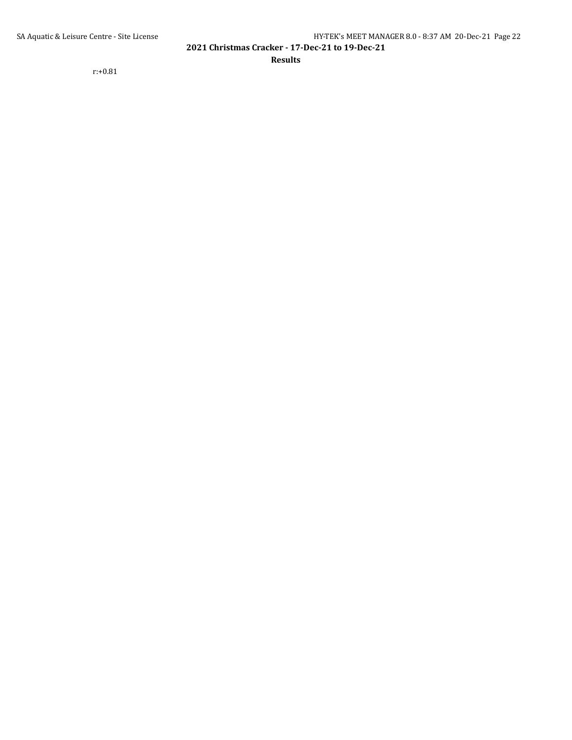r:+0.81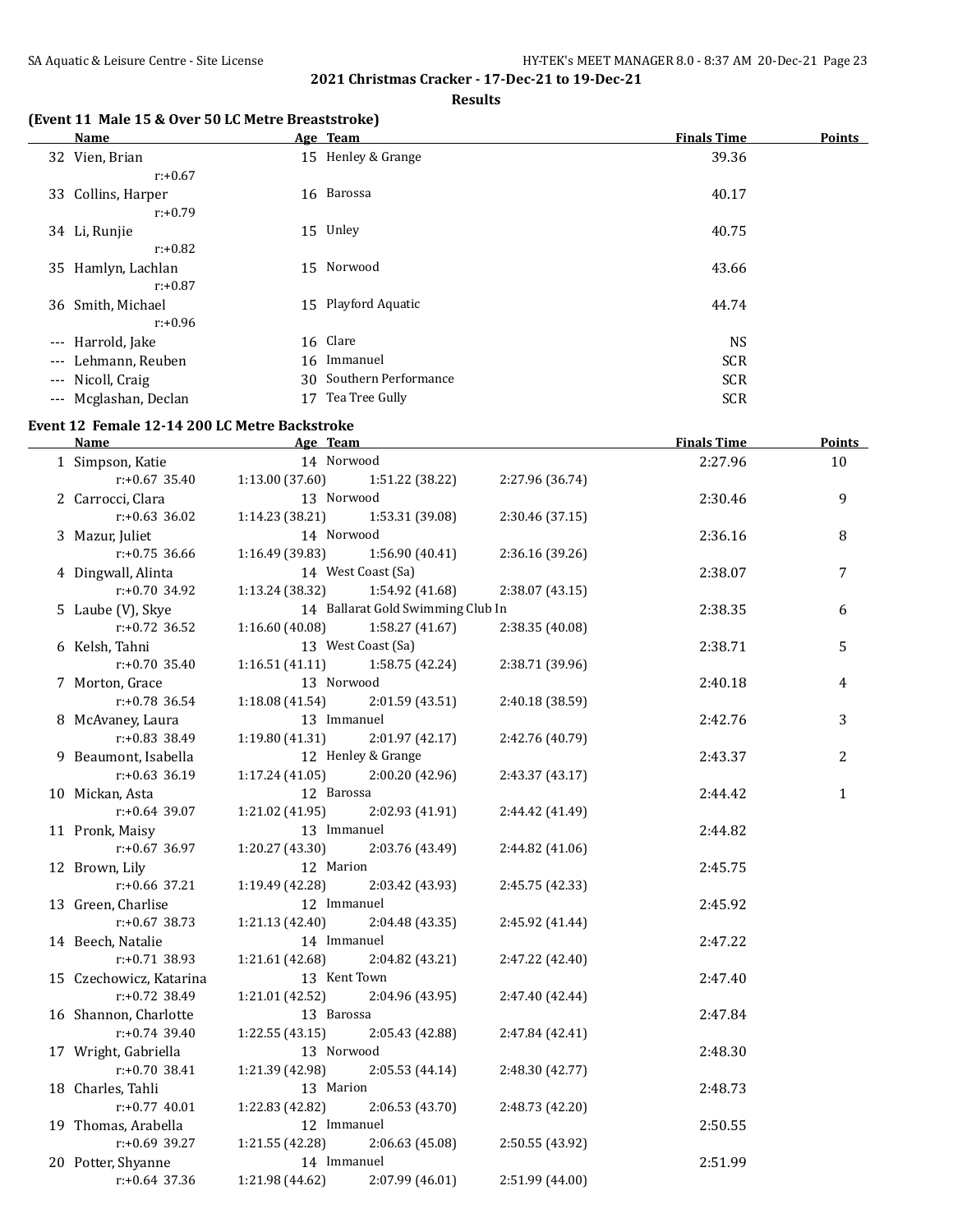## 2021 Christmas Cracker - 17-Dec-21 to 19-Dec-21

### Results

### (Event 11 Male 15 & Over 50 LC Metre Breaststroke)

| | Name | Age | Team | Finals Time | Points |
|---|---|---|---|---|---|
| 32 | Vien, Brian | 15 | Henley & Grange | 39.36 | |
| | r:+0.67 | | | | |
| 33 | Collins, Harper | 16 | Barossa | 40.17 | |
| | r:+0.79 | | | | |
| 34 | Li, Runjie | 15 | Unley | 40.75 | |
| | r:+0.82 | | | | |
| 35 | Hamlyn, Lachlan | 15 | Norwood | 43.66 | |
| | r:+0.87 | | | | |
| 36 | Smith, Michael | 15 | Playford Aquatic | 44.74 | |
| | r:+0.96 | | | | |
| --- | Harrold, Jake | 16 | Clare | NS | |
| --- | Lehmann, Reuben | 16 | Immanuel | SCR | |
| --- | Nicoll, Craig | 30 | Southern Performance | SCR | |
| --- | Mcglashan, Declan | 17 | Tea Tree Gully | SCR | |

### Event 12 Female 12-14 200 LC Metre Backstroke

| | Name | Age | Team | Finals Time | Points |
|---|---|---|---|---|---|
| 1 | Simpson, Katie | 14 | Norwood | 2:27.96 | 10 |
| | r:+0.67 35.40 | 1:13.00 (37.60) | 1:51.22 (38.22) 2:27.96 (36.74) | | |
| 2 | Carrocci, Clara | 13 | Norwood | 2:30.46 | 9 |
| | r:+0.63 36.02 | 1:14.23 (38.21) | 1:53.31 (39.08) 2:30.46 (37.15) | | |
| 3 | Mazur, Juliet | 14 | Norwood | 2:36.16 | 8 |
| | r:+0.75 36.66 | 1:16.49 (39.83) | 1:56.90 (40.41) 2:36.16 (39.26) | | |
| 4 | Dingwall, Alinta | 14 | West Coast (Sa) | 2:38.07 | 7 |
| | r:+0.70 34.92 | 1:13.24 (38.32) | 1:54.92 (41.68) 2:38.07 (43.15) | | |
| 5 | Laube (V), Skye | 14 | Ballarat Gold Swimming Club In | 2:38.35 | 6 |
| | r:+0.72 36.52 | 1:16.60 (40.08) | 1:58.27 (41.67) 2:38.35 (40.08) | | |
| 6 | Kelsh, Tahni | 13 | West Coast (Sa) | 2:38.71 | 5 |
| | r:+0.70 35.40 | 1:16.51 (41.11) | 1:58.75 (42.24) 2:38.71 (39.96) | | |
| 7 | Morton, Grace | 13 | Norwood | 2:40.18 | 4 |
| | r:+0.78 36.54 | 1:18.08 (41.54) | 2:01.59 (43.51) 2:40.18 (38.59) | | |
| 8 | McAvaney, Laura | 13 | Immanuel | 2:42.76 | 3 |
| | r:+0.83 38.49 | 1:19.80 (41.31) | 2:01.97 (42.17) 2:42.76 (40.79) | | |
| 9 | Beaumont, Isabella | 12 | Henley & Grange | 2:43.37 | 2 |
| | r:+0.63 36.19 | 1:17.24 (41.05) | 2:00.20 (42.96) 2:43.37 (43.17) | | |
| 10 | Mickan, Asta | 12 | Barossa | 2:44.42 | 1 |
| | r:+0.64 39.07 | 1:21.02 (41.95) | 2:02.93 (41.91) 2:44.42 (41.49) | | |
| 11 | Pronk, Maisy | 13 | Immanuel | 2:44.82 | |
| | r:+0.67 36.97 | 1:20.27 (43.30) | 2:03.76 (43.49) 2:44.82 (41.06) | | |
| 12 | Brown, Lily | 12 | Marion | 2:45.75 | |
| | r:+0.66 37.21 | 1:19.49 (42.28) | 2:03.42 (43.93) 2:45.75 (42.33) | | |
| 13 | Green, Charlise | 12 | Immanuel | 2:45.92 | |
| | r:+0.67 38.73 | 1:21.13 (42.40) | 2:04.48 (43.35) 2:45.92 (41.44) | | |
| 14 | Beech, Natalie | 14 | Immanuel | 2:47.22 | |
| | r:+0.71 38.93 | 1:21.61 (42.68) | 2:04.82 (43.21) 2:47.22 (42.40) | | |
| 15 | Czechowicz, Katarina | 13 | Kent Town | 2:47.40 | |
| | r:+0.72 38.49 | 1:21.01 (42.52) | 2:04.96 (43.95) 2:47.40 (42.44) | | |
| 16 | Shannon, Charlotte | 13 | Barossa | 2:47.84 | |
| | r:+0.74 39.40 | 1:22.55 (43.15) | 2:05.43 (42.88) 2:47.84 (42.41) | | |
| 17 | Wright, Gabriella | 13 | Norwood | 2:48.30 | |
| | r:+0.70 38.41 | 1:21.39 (42.98) | 2:05.53 (44.14) 2:48.30 (42.77) | | |
| 18 | Charles, Tahli | 13 | Marion | 2:48.73 | |
| | r:+0.77 40.01 | 1:22.83 (42.82) | 2:06.53 (43.70) 2:48.73 (42.20) | | |
| 19 | Thomas, Arabella | 12 | Immanuel | 2:50.55 | |
| | r:+0.69 39.27 | 1:21.55 (42.28) | 2:06.63 (45.08) 2:50.55 (43.92) | | |
| 20 | Potter, Shyanne | 14 | Immanuel | 2:51.99 | |
| | r:+0.64 37.36 | 1:21.98 (44.62) | 2:07.99 (46.01) 2:51.99 (44.00) | | |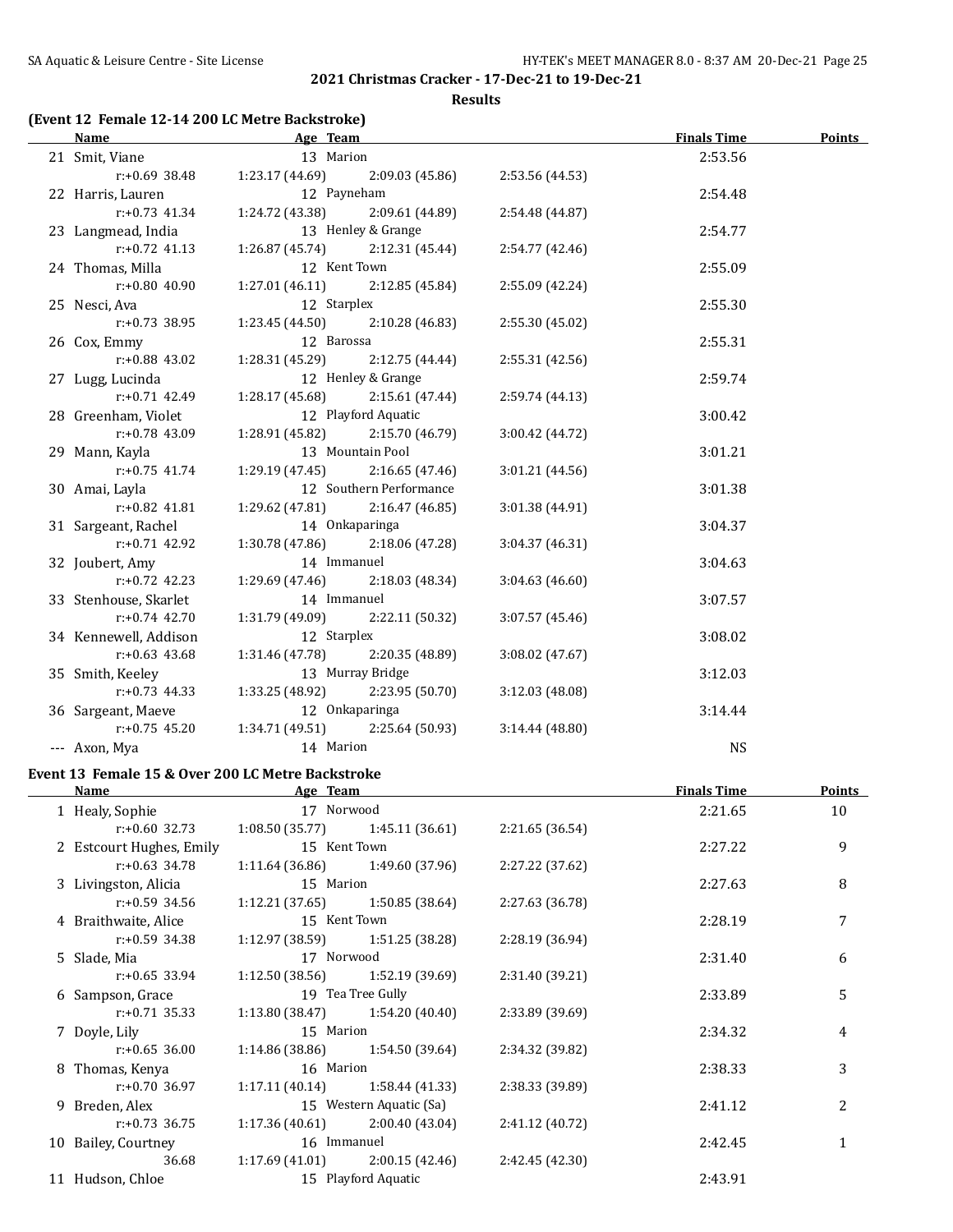## 2021 Christmas Cracker - 17-Dec-21 to 19-Dec-21

### Results

### (Event 12 Female 12-14 200 LC Metre Backstroke)

| | Name | Age | Team | Finals Time | Points |
|---|---|---|---|---|---|
| 21 | Smit, Viane | 13 | Marion | 2:53.56 | |
| | r:+0.69 38.48 | 1:23.17 (44.69) | 2:09.03 (45.86) | 2:53.56 (44.53) | |
| 22 | Harris, Lauren | 12 | Payneham | 2:54.48 | |
| | r:+0.73 41.34 | 1:24.72 (43.38) | 2:09.61 (44.89) | 2:54.48 (44.87) | |
| 23 | Langmead, India | 13 | Henley & Grange | 2:54.77 | |
| | r:+0.72 41.13 | 1:26.87 (45.74) | 2:12.31 (45.44) | 2:54.77 (42.46) | |
| 24 | Thomas, Milla | 12 | Kent Town | 2:55.09 | |
| | r:+0.80 40.90 | 1:27.01 (46.11) | 2:12.85 (45.84) | 2:55.09 (42.24) | |
| 25 | Nesci, Ava | 12 | Starplex | 2:55.30 | |
| | r:+0.73 38.95 | 1:23.45 (44.50) | 2:10.28 (46.83) | 2:55.30 (45.02) | |
| 26 | Cox, Emmy | 12 | Barossa | 2:55.31 | |
| | r:+0.88 43.02 | 1:28.31 (45.29) | 2:12.75 (44.44) | 2:55.31 (42.56) | |
| 27 | Lugg, Lucinda | 12 | Henley & Grange | 2:59.74 | |
| | r:+0.71 42.49 | 1:28.17 (45.68) | 2:15.61 (47.44) | 2:59.74 (44.13) | |
| 28 | Greenham, Violet | 12 | Playford Aquatic | 3:00.42 | |
| | r:+0.78 43.09 | 1:28.91 (45.82) | 2:15.70 (46.79) | 3:00.42 (44.72) | |
| 29 | Mann, Kayla | 13 | Mountain Pool | 3:01.21 | |
| | r:+0.75 41.74 | 1:29.19 (47.45) | 2:16.65 (47.46) | 3:01.21 (44.56) | |
| 30 | Amai, Layla | 12 | Southern Performance | 3:01.38 | |
| | r:+0.82 41.81 | 1:29.62 (47.81) | 2:16.47 (46.85) | 3:01.38 (44.91) | |
| 31 | Sargeant, Rachel | 14 | Onkaparinga | 3:04.37 | |
| | r:+0.71 42.92 | 1:30.78 (47.86) | 2:18.06 (47.28) | 3:04.37 (46.31) | |
| 32 | Joubert, Amy | 14 | Immanuel | 3:04.63 | |
| | r:+0.72 42.23 | 1:29.69 (47.46) | 2:18.03 (48.34) | 3:04.63 (46.60) | |
| 33 | Stenhouse, Skarlet | 14 | Immanuel | 3:07.57 | |
| | r:+0.74 42.70 | 1:31.79 (49.09) | 2:22.11 (50.32) | 3:07.57 (45.46) | |
| 34 | Kennewell, Addison | 12 | Starplex | 3:08.02 | |
| | r:+0.63 43.68 | 1:31.46 (47.78) | 2:20.35 (48.89) | 3:08.02 (47.67) | |
| 35 | Smith, Keeley | 13 | Murray Bridge | 3:12.03 | |
| | r:+0.73 44.33 | 1:33.25 (48.92) | 2:23.95 (50.70) | 3:12.03 (48.08) | |
| 36 | Sargeant, Maeve | 12 | Onkaparinga | 3:14.44 | |
| | r:+0.75 45.20 | 1:34.71 (49.51) | 2:25.64 (50.93) | 3:14.44 (48.80) | |
| --- | Axon, Mya | 14 | Marion | NS | |

### Event 13 Female 15 & Over 200 LC Metre Backstroke

| | Name | Age | Team | Finals Time | Points |
|---|---|---|---|---|---|
| 1 | Healy, Sophie | 17 | Norwood | 2:21.65 | 10 |
| | r:+0.60 32.73 | 1:08.50 (35.77) | 1:45.11 (36.61) | 2:21.65 (36.54) | |
| 2 | Estcourt Hughes, Emily | 15 | Kent Town | 2:27.22 | 9 |
| | r:+0.63 34.78 | 1:11.64 (36.86) | 1:49.60 (37.96) | 2:27.22 (37.62) | |
| 3 | Livingston, Alicia | 15 | Marion | 2:27.63 | 8 |
| | r:+0.59 34.56 | 1:12.21 (37.65) | 1:50.85 (38.64) | 2:27.63 (36.78) | |
| 4 | Braithwaite, Alice | 15 | Kent Town | 2:28.19 | 7 |
| | r:+0.59 34.38 | 1:12.97 (38.59) | 1:51.25 (38.28) | 2:28.19 (36.94) | |
| 5 | Slade, Mia | 17 | Norwood | 2:31.40 | 6 |
| | r:+0.65 33.94 | 1:12.50 (38.56) | 1:52.19 (39.69) | 2:31.40 (39.21) | |
| 6 | Sampson, Grace | 19 | Tea Tree Gully | 2:33.89 | 5 |
| | r:+0.71 35.33 | 1:13.80 (38.47) | 1:54.20 (40.40) | 2:33.89 (39.69) | |
| 7 | Doyle, Lily | 15 | Marion | 2:34.32 | 4 |
| | r:+0.65 36.00 | 1:14.86 (38.86) | 1:54.50 (39.64) | 2:34.32 (39.82) | |
| 8 | Thomas, Kenya | 16 | Marion | 2:38.33 | 3 |
| | r:+0.70 36.97 | 1:17.11 (40.14) | 1:58.44 (41.33) | 2:38.33 (39.89) | |
| 9 | Breden, Alex | 15 | Western Aquatic (Sa) | 2:41.12 | 2 |
| | r:+0.73 36.75 | 1:17.36 (40.61) | 2:00.40 (43.04) | 2:41.12 (40.72) | |
| 10 | Bailey, Courtney | 16 | Immanuel | 2:42.45 | 1 |
| | 36.68 | 1:17.69 (41.01) | 2:00.15 (42.46) | 2:42.45 (42.30) | |
| 11 | Hudson, Chloe | 15 | Playford Aquatic | 2:43.91 | |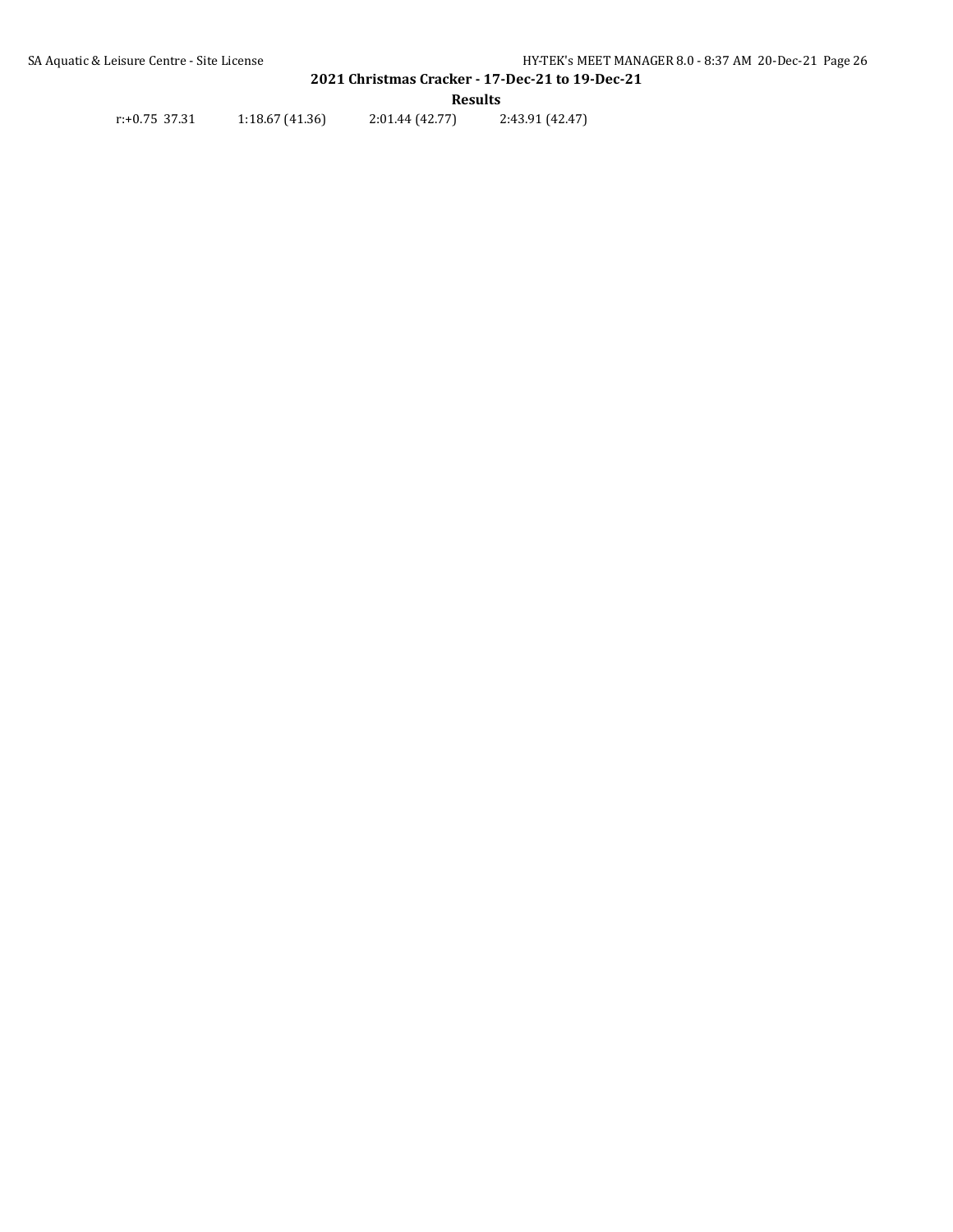r:+0.75 37.31 1:18.67 (41.36) 2:01.44 (42.77) 2:43.91 (42.47)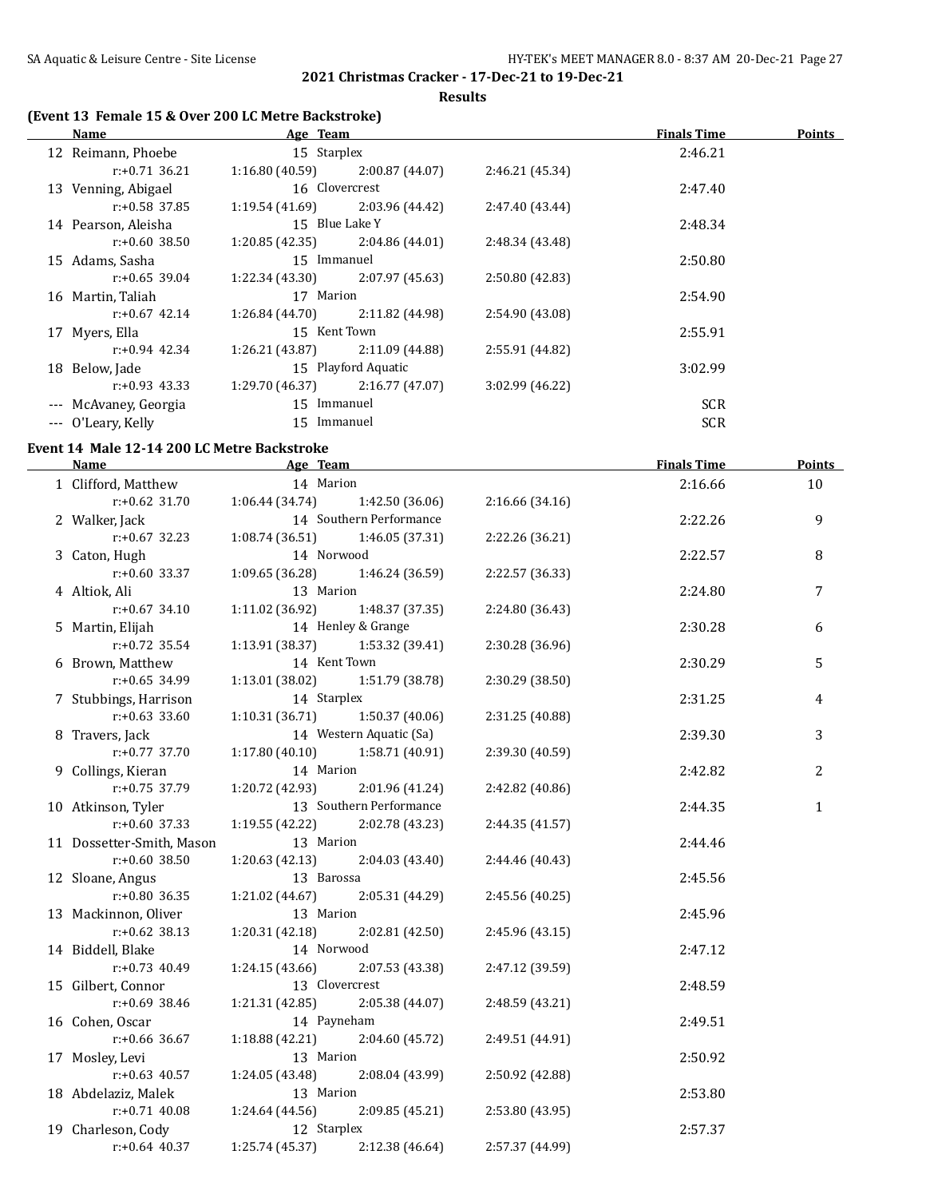## 2021 Christmas Cracker - 17-Dec-21 to 19-Dec-21

### Results

### (Event 13 Female 15 & Over 200 LC Metre Backstroke)

| | Name | Age | Team | | Finals Time | Points |
|---|---|---|---|---|---|---|
| 12 | Reimann, Phoebe | 15 | Starplex | | 2:46.21 | |
| | r:+0.71 36.21 | 1:16.80 (40.59) | 2:00.87 (44.07) | 2:46.21 (45.34) | | |
| 13 | Venning, Abigael | 16 | Clovercrest | | 2:47.40 | |
| | r:+0.58 37.85 | 1:19.54 (41.69) | 2:03.96 (44.42) | 2:47.40 (43.44) | | |
| 14 | Pearson, Aleisha | 15 | Blue Lake Y | | 2:48.34 | |
| | r:+0.60 38.50 | 1:20.85 (42.35) | 2:04.86 (44.01) | 2:48.34 (43.48) | | |
| 15 | Adams, Sasha | 15 | Immanuel | | 2:50.80 | |
| | r:+0.65 39.04 | 1:22.34 (43.30) | 2:07.97 (45.63) | 2:50.80 (42.83) | | |
| 16 | Martin, Taliah | 17 | Marion | | 2:54.90 | |
| | r:+0.67 42.14 | 1:26.84 (44.70) | 2:11.82 (44.98) | 2:54.90 (43.08) | | |
| 17 | Myers, Ella | 15 | Kent Town | | 2:55.91 | |
| | r:+0.94 42.34 | 1:26.21 (43.87) | 2:11.09 (44.88) | 2:55.91 (44.82) | | |
| 18 | Below, Jade | 15 | Playford Aquatic | | 3:02.99 | |
| | r:+0.93 43.33 | 1:29.70 (46.37) | 2:16.77 (47.07) | 3:02.99 (46.22) | | |
| --- | McAvaney, Georgia | 15 | Immanuel | | SCR | |
| --- | O'Leary, Kelly | 15 | Immanuel | | SCR | |

### Event 14 Male 12-14 200 LC Metre Backstroke

| | Name | Age | Team | | Finals Time | Points |
|---|---|---|---|---|---|---|
| 1 | Clifford, Matthew | 14 | Marion | | 2:16.66 | 10 |
| | r:+0.62 31.70 | 1:06.44 (34.74) | 1:42.50 (36.06) | 2:16.66 (34.16) | | |
| 2 | Walker, Jack | 14 | Southern Performance | | 2:22.26 | 9 |
| | r:+0.67 32.23 | 1:08.74 (36.51) | 1:46.05 (37.31) | 2:22.26 (36.21) | | |
| 3 | Caton, Hugh | 14 | Norwood | | 2:22.57 | 8 |
| | r:+0.60 33.37 | 1:09.65 (36.28) | 1:46.24 (36.59) | 2:22.57 (36.33) | | |
| 4 | Altiok, Ali | 13 | Marion | | 2:24.80 | 7 |
| | r:+0.67 34.10 | 1:11.02 (36.92) | 1:48.37 (37.35) | 2:24.80 (36.43) | | |
| 5 | Martin, Elijah | 14 | Henley & Grange | | 2:30.28 | 6 |
| | r:+0.72 35.54 | 1:13.91 (38.37) | 1:53.32 (39.41) | 2:30.28 (36.96) | | |
| 6 | Brown, Matthew | 14 | Kent Town | | 2:30.29 | 5 |
| | r:+0.65 34.99 | 1:13.01 (38.02) | 1:51.79 (38.78) | 2:30.29 (38.50) | | |
| 7 | Stubbings, Harrison | 14 | Starplex | | 2:31.25 | 4 |
| | r:+0.63 33.60 | 1:10.31 (36.71) | 1:50.37 (40.06) | 2:31.25 (40.88) | | |
| 8 | Travers, Jack | 14 | Western Aquatic (Sa) | | 2:39.30 | 3 |
| | r:+0.77 37.70 | 1:17.80 (40.10) | 1:58.71 (40.91) | 2:39.30 (40.59) | | |
| 9 | Collings, Kieran | 14 | Marion | | 2:42.82 | 2 |
| | r:+0.75 37.79 | 1:20.72 (42.93) | 2:01.96 (41.24) | 2:42.82 (40.86) | | |
| 10 | Atkinson, Tyler | 13 | Southern Performance | | 2:44.35 | 1 |
| | r:+0.60 37.33 | 1:19.55 (42.22) | 2:02.78 (43.23) | 2:44.35 (41.57) | | |
| 11 | Dossetter-Smith, Mason | 13 | Marion | | 2:44.46 | |
| | r:+0.60 38.50 | 1:20.63 (42.13) | 2:04.03 (43.40) | 2:44.46 (40.43) | | |
| 12 | Sloane, Angus | 13 | Barossa | | 2:45.56 | |
| | r:+0.80 36.35 | 1:21.02 (44.67) | 2:05.31 (44.29) | 2:45.56 (40.25) | | |
| 13 | Mackinnon, Oliver | 13 | Marion | | 2:45.96 | |
| | r:+0.62 38.13 | 1:20.31 (42.18) | 2:02.81 (42.50) | 2:45.96 (43.15) | | |
| 14 | Biddell, Blake | 14 | Norwood | | 2:47.12 | |
| | r:+0.73 40.49 | 1:24.15 (43.66) | 2:07.53 (43.38) | 2:47.12 (39.59) | | |
| 15 | Gilbert, Connor | 13 | Clovercrest | | 2:48.59 | |
| | r:+0.69 38.46 | 1:21.31 (42.85) | 2:05.38 (44.07) | 2:48.59 (43.21) | | |
| 16 | Cohen, Oscar | 14 | Payneham | | 2:49.51 | |
| | r:+0.66 36.67 | 1:18.88 (42.21) | 2:04.60 (45.72) | 2:49.51 (44.91) | | |
| 17 | Mosley, Levi | 13 | Marion | | 2:50.92 | |
| | r:+0.63 40.57 | 1:24.05 (43.48) | 2:08.04 (43.99) | 2:50.92 (42.88) | | |
| 18 | Abdelaziz, Malek | 13 | Marion | | 2:53.80 | |
| | r:+0.71 40.08 | 1:24.64 (44.56) | 2:09.85 (45.21) | 2:53.80 (43.95) | | |
| 19 | Charleson, Cody | 12 | Starplex | | 2:57.37 | |
| | r:+0.64 40.37 | 1:25.74 (45.37) | 2:12.38 (46.64) | 2:57.37 (44.99) | | |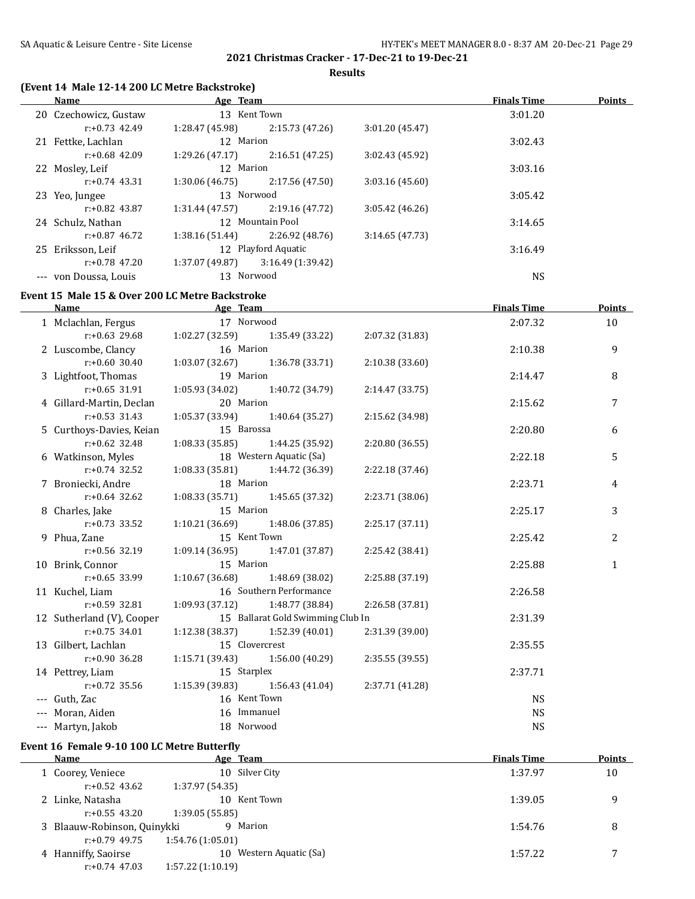## 2021 Christmas Cracker - 17-Dec-21 to 19-Dec-21

### Results

**(Event 14 Male 12-14 200 LC Metre Backstroke)**

| | Name | Age | Team | Finals Time | Points |
|---|---|---|---|---|---|
| 20 | Czechowicz, Gustaw | 13 | Kent Town | 3:01.20 | |
| | r:+0.73 42.49 | 1:28.47 (45.98) | 2:15.73 (47.26) | 3:01.20 (45.47) | |
| 21 | Fettke, Lachlan | 12 | Marion | 3:02.43 | |
| | r:+0.68 42.09 | 1:29.26 (47.17) | 2:16.51 (47.25) | 3:02.43 (45.92) | |
| 22 | Mosley, Leif | 12 | Marion | 3:03.16 | |
| | r:+0.74 43.31 | 1:30.06 (46.75) | 2:17.56 (47.50) | 3:03.16 (45.60) | |
| 23 | Yeo, Jungee | 13 | Norwood | 3:05.42 | |
| | r:+0.82 43.87 | 1:31.44 (47.57) | 2:19.16 (47.72) | 3:05.42 (46.26) | |
| 24 | Schulz, Nathan | 12 | Mountain Pool | 3:14.65 | |
| | r:+0.87 46.72 | 1:38.16 (51.44) | 2:26.92 (48.76) | 3:14.65 (47.73) | |
| 25 | Eriksson, Leif | 12 | Playford Aquatic | 3:16.49 | |
| | r:+0.78 47.20 | 1:37.07 (49.87) | 3:16.49 (1:39.42) | | |
| --- | von Doussa, Louis | 13 | Norwood | NS | |

**Event 15 Male 15 & Over 200 LC Metre Backstroke**

| | Name | Age | Team | Finals Time | Points |
|---|---|---|---|---|---|
| 1 | Mclachlan, Fergus | 17 | Norwood | 2:07.32 | 10 |
| | r:+0.63 29.68 | 1:02.27 (32.59) | 1:35.49 (33.22) | 2:07.32 (31.83) | |
| 2 | Luscombe, Clancy | 16 | Marion | 2:10.38 | 9 |
| | r:+0.60 30.40 | 1:03.07 (32.67) | 1:36.78 (33.71) | 2:10.38 (33.60) | |
| 3 | Lightfoot, Thomas | 19 | Marion | 2:14.47 | 8 |
| | r:+0.65 31.91 | 1:05.93 (34.02) | 1:40.72 (34.79) | 2:14.47 (33.75) | |
| 4 | Gillard-Martin, Declan | 20 | Marion | 2:15.62 | 7 |
| | r:+0.53 31.43 | 1:05.37 (33.94) | 1:40.64 (35.27) | 2:15.62 (34.98) | |
| 5 | Curthoys-Davies, Keian | 15 | Barossa | 2:20.80 | 6 |
| | r:+0.62 32.48 | 1:08.33 (35.85) | 1:44.25 (35.92) | 2:20.80 (36.55) | |
| 6 | Watkinson, Myles | 18 | Western Aquatic (Sa) | 2:22.18 | 5 |
| | r:+0.74 32.52 | 1:08.33 (35.81) | 1:44.72 (36.39) | 2:22.18 (37.46) | |
| 7 | Broniecki, Andre | 18 | Marion | 2:23.71 | 4 |
| | r:+0.64 32.62 | 1:08.33 (35.71) | 1:45.65 (37.32) | 2:23.71 (38.06) | |
| 8 | Charles, Jake | 15 | Marion | 2:25.17 | 3 |
| | r:+0.73 33.52 | 1:10.21 (36.69) | 1:48.06 (37.85) | 2:25.17 (37.11) | |
| 9 | Phua, Zane | 15 | Kent Town | 2:25.42 | 2 |
| | r:+0.56 32.19 | 1:09.14 (36.95) | 1:47.01 (37.87) | 2:25.42 (38.41) | |
| 10 | Brink, Connor | 15 | Marion | 2:25.88 | 1 |
| | r:+0.65 33.99 | 1:10.67 (36.68) | 1:48.69 (38.02) | 2:25.88 (37.19) | |
| 11 | Kuchel, Liam | 16 | Southern Performance | 2:26.58 | |
| | r:+0.59 32.81 | 1:09.93 (37.12) | 1:48.77 (38.84) | 2:26.58 (37.81) | |
| 12 | Sutherland (V), Cooper | 15 | Ballarat Gold Swimming Club In | 2:31.39 | |
| | r:+0.75 34.01 | 1:12.38 (38.37) | 1:52.39 (40.01) | 2:31.39 (39.00) | |
| 13 | Gilbert, Lachlan | 15 | Clovercrest | 2:35.55 | |
| | r:+0.90 36.28 | 1:15.71 (39.43) | 1:56.00 (40.29) | 2:35.55 (39.55) | |
| 14 | Pettrey, Liam | 15 | Starplex | 2:37.71 | |
| | r:+0.72 35.56 | 1:15.39 (39.83) | 1:56.43 (41.04) | 2:37.71 (41.28) | |
| --- | Guth, Zac | 16 | Kent Town | NS | |
| --- | Moran, Aiden | 16 | Immanuel | NS | |
| --- | Martyn, Jakob | 18 | Norwood | NS | |

**Event 16 Female 9-10 100 LC Metre Butterfly**

| | Name | Age | Team | Finals Time | Points |
|---|---|---|---|---|---|
| 1 | Coorey, Veniece | 10 | Silver City | 1:37.97 | 10 |
| | r:+0.52 43.62 | 1:37.97 (54.35) | | | |
| 2 | Linke, Natasha | 10 | Kent Town | 1:39.05 | 9 |
| | r:+0.55 43.20 | 1:39.05 (55.85) | | | |
| 3 | Blaauw-Robinson, Quinykki | 9 | Marion | 1:54.76 | 8 |
| | r:+0.79 49.75 | 1:54.76 (1:05.01) | | | |
| 4 | Hanniffy, Saoirse | 10 | Western Aquatic (Sa) | 1:57.22 | 7 |
| | r:+0.74 47.03 | 1:57.22 (1:10.19) | | | |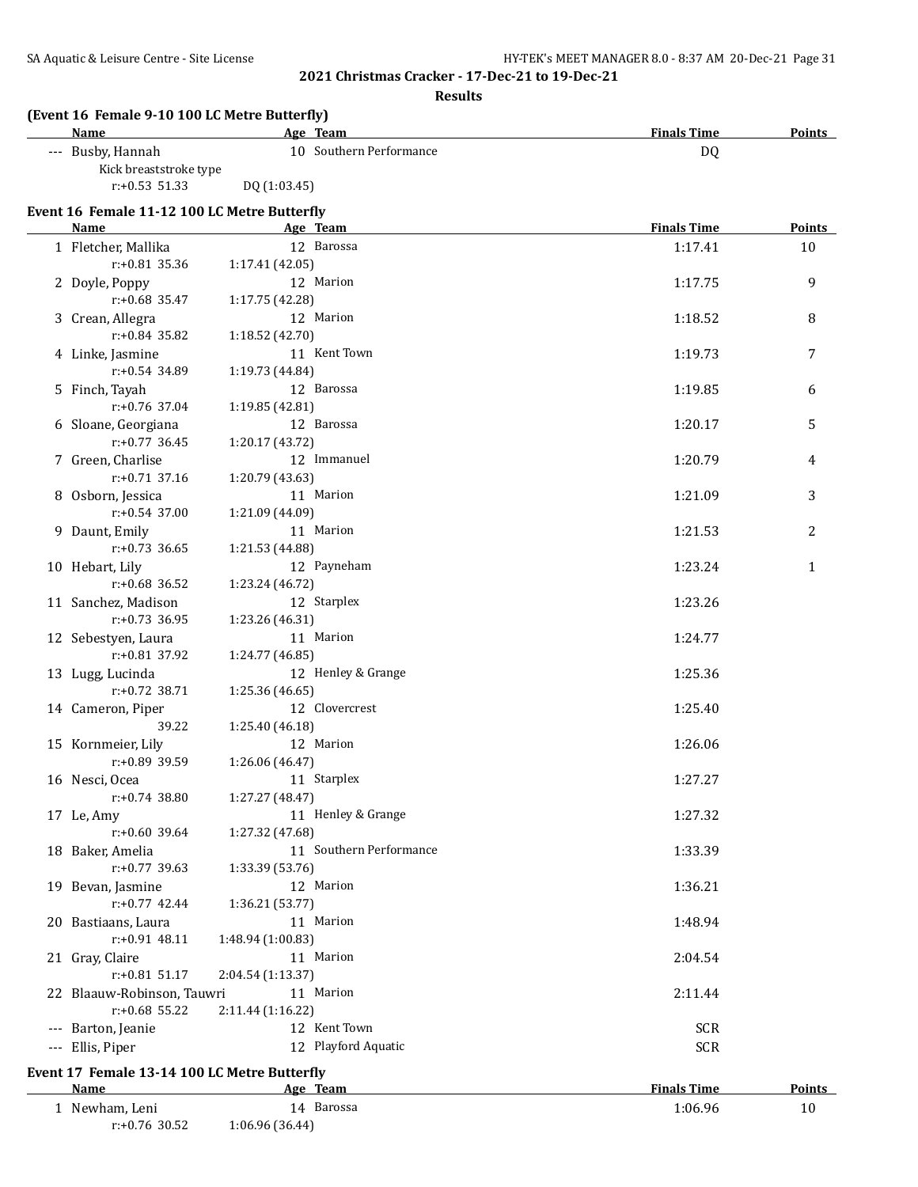## 2021 Christmas Cracker - 17-Dec-21 to 19-Dec-21

### Results

**(Event 16 Female 9-10 100 LC Metre Butterfly)**

| | Name | Age | Team | Finals Time | Points |
|---|---|---|---|---|---|
| --- | Busby, Hannah | 10 | Southern Performance | DQ | |
| | Kick breaststroke type | | | | |
| | r:+0.53 51.33 | DQ (1:03.45) | | | |

**Event 16 Female 11-12 100 LC Metre Butterfly**

| | Name | Age | Team | Finals Time | Points |
|---|---|---|---|---|---|
| 1 | Fletcher, Mallika | 12 | Barossa | 1:17.41 | 10 |
| | r:+0.81 35.36 | 1:17.41 (42.05) | | | |
| 2 | Doyle, Poppy | 12 | Marion | 1:17.75 | 9 |
| | r:+0.68 35.47 | 1:17.75 (42.28) | | | |
| 3 | Crean, Allegra | 12 | Marion | 1:18.52 | 8 |
| | r:+0.84 35.82 | 1:18.52 (42.70) | | | |
| 4 | Linke, Jasmine | 11 | Kent Town | 1:19.73 | 7 |
| | r:+0.54 34.89 | 1:19.73 (44.84) | | | |
| 5 | Finch, Tayah | 12 | Barossa | 1:19.85 | 6 |
| | r:+0.76 37.04 | 1:19.85 (42.81) | | | |
| 6 | Sloane, Georgiana | 12 | Barossa | 1:20.17 | 5 |
| | r:+0.77 36.45 | 1:20.17 (43.72) | | | |
| 7 | Green, Charlise | 12 | Immanuel | 1:20.79 | 4 |
| | r:+0.71 37.16 | 1:20.79 (43.63) | | | |
| 8 | Osborn, Jessica | 11 | Marion | 1:21.09 | 3 |
| | r:+0.54 37.00 | 1:21.09 (44.09) | | | |
| 9 | Daunt, Emily | 11 | Marion | 1:21.53 | 2 |
| | r:+0.73 36.65 | 1:21.53 (44.88) | | | |
| 10 | Hebart, Lily | 12 | Payneham | 1:23.24 | 1 |
| | r:+0.68 36.52 | 1:23.24 (46.72) | | | |
| 11 | Sanchez, Madison | 12 | Starplex | 1:23.26 | |
| | r:+0.73 36.95 | 1:23.26 (46.31) | | | |
| 12 | Sebestyen, Laura | 11 | Marion | 1:24.77 | |
| | r:+0.81 37.92 | 1:24.77 (46.85) | | | |
| 13 | Lugg, Lucinda | 12 | Henley & Grange | 1:25.36 | |
| | r:+0.72 38.71 | 1:25.36 (46.65) | | | |
| 14 | Cameron, Piper | 12 | Clovercrest | 1:25.40 | |
| | 39.22 | 1:25.40 (46.18) | | | |
| 15 | Kornmeier, Lily | 12 | Marion | 1:26.06 | |
| | r:+0.89 39.59 | 1:26.06 (46.47) | | | |
| 16 | Nesci, Ocea | 11 | Starplex | 1:27.27 | |
| | r:+0.74 38.80 | 1:27.27 (48.47) | | | |
| 17 | Le, Amy | 11 | Henley & Grange | 1:27.32 | |
| | r:+0.60 39.64 | 1:27.32 (47.68) | | | |
| 18 | Baker, Amelia | 11 | Southern Performance | 1:33.39 | |
| | r:+0.77 39.63 | 1:33.39 (53.76) | | | |
| 19 | Bevan, Jasmine | 12 | Marion | 1:36.21 | |
| | r:+0.77 42.44 | 1:36.21 (53.77) | | | |
| 20 | Bastiaans, Laura | 11 | Marion | 1:48.94 | |
| | r:+0.91 48.11 | 1:48.94 (1:00.83) | | | |
| 21 | Gray, Claire | 11 | Marion | 2:04.54 | |
| | r:+0.81 51.17 | 2:04.54 (1:13.37) | | | |
| 22 | Blaauw-Robinson, Tauwri | 11 | Marion | 2:11.44 | |
| | r:+0.68 55.22 | 2:11.44 (1:16.22) | | | |
| --- | Barton, Jeanie | 12 | Kent Town | SCR | |
| --- | Ellis, Piper | 12 | Playford Aquatic | SCR | |

**Event 17 Female 13-14 100 LC Metre Butterfly**

| | Name | Age | Team | Finals Time | Points |
|---|---|---|---|---|---|
| 1 | Newham, Leni | 14 | Barossa | 1:06.96 | 10 |
| | r:+0.76 30.52 | 1:06.96 (36.44) | | | |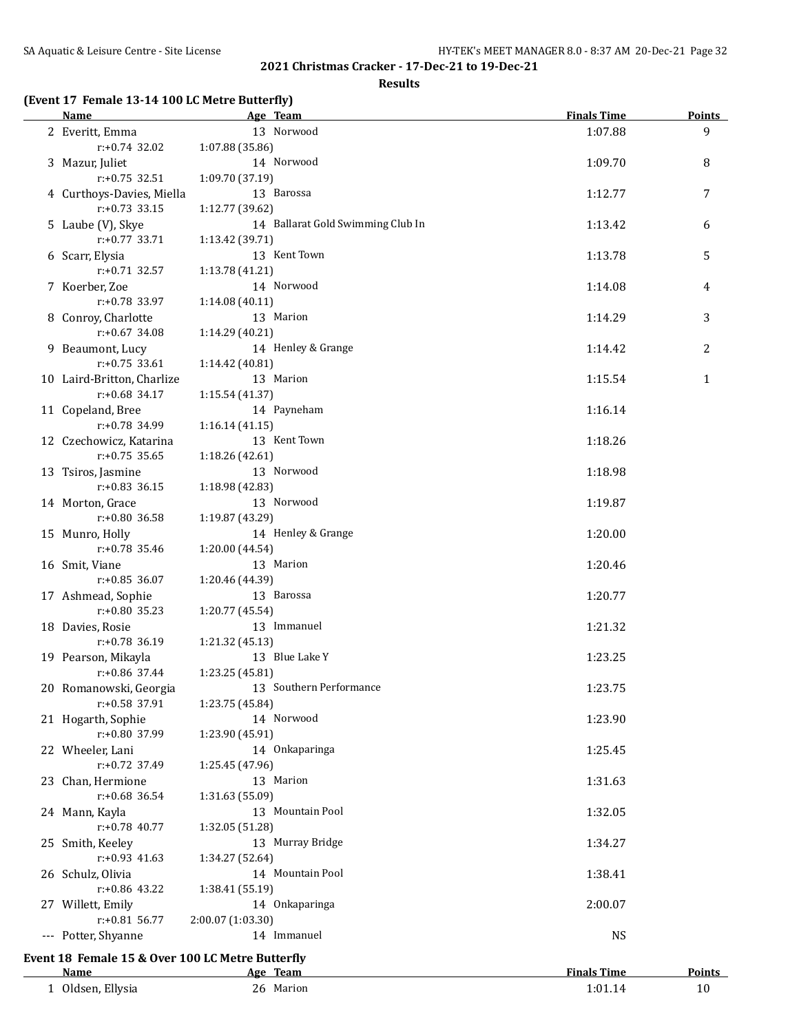## 2021 Christmas Cracker - 17-Dec-21 to 19-Dec-21

### Results

#### (Event 17 Female 13-14 100 LC Metre Butterfly)

| | Name | Age | Team | Finals Time | Points |
|---|---|---|---|---|---|
| 2 | Everitt, Emma | 13 | Norwood | 1:07.88 | 9 |
| | r:+0.74 32.02 | 1:07.88 (35.86) | | | |
| 3 | Mazur, Juliet | 14 | Norwood | 1:09.70 | 8 |
| | r:+0.75 32.51 | 1:09.70 (37.19) | | | |
| 4 | Curthoys-Davies, Miella | 13 | Barossa | 1:12.77 | 7 |
| | r:+0.73 33.15 | 1:12.77 (39.62) | | | |
| 5 | Laube (V), Skye | 14 | Ballarat Gold Swimming Club In | 1:13.42 | 6 |
| | r:+0.77 33.71 | 1:13.42 (39.71) | | | |
| 6 | Scarr, Elysia | 13 | Kent Town | 1:13.78 | 5 |
| | r:+0.71 32.57 | 1:13.78 (41.21) | | | |
| 7 | Koerber, Zoe | 14 | Norwood | 1:14.08 | 4 |
| | r:+0.78 33.97 | 1:14.08 (40.11) | | | |
| 8 | Conroy, Charlotte | 13 | Marion | 1:14.29 | 3 |
| | r:+0.67 34.08 | 1:14.29 (40.21) | | | |
| 9 | Beaumont, Lucy | 14 | Henley & Grange | 1:14.42 | 2 |
| | r:+0.75 33.61 | 1:14.42 (40.81) | | | |
| 10 | Laird-Britton, Charlize | 13 | Marion | 1:15.54 | 1 |
| | r:+0.68 34.17 | 1:15.54 (41.37) | | | |
| 11 | Copeland, Bree | 14 | Payneham | 1:16.14 | |
| | r:+0.78 34.99 | 1:16.14 (41.15) | | | |
| 12 | Czechowicz, Katarina | 13 | Kent Town | 1:18.26 | |
| | r:+0.75 35.65 | 1:18.26 (42.61) | | | |
| 13 | Tsiros, Jasmine | 13 | Norwood | 1:18.98 | |
| | r:+0.83 36.15 | 1:18.98 (42.83) | | | |
| 14 | Morton, Grace | 13 | Norwood | 1:19.87 | |
| | r:+0.80 36.58 | 1:19.87 (43.29) | | | |
| 15 | Munro, Holly | 14 | Henley & Grange | 1:20.00 | |
| | r:+0.78 35.46 | 1:20.00 (44.54) | | | |
| 16 | Smit, Viane | 13 | Marion | 1:20.46 | |
| | r:+0.85 36.07 | 1:20.46 (44.39) | | | |
| 17 | Ashmead, Sophie | 13 | Barossa | 1:20.77 | |
| | r:+0.80 35.23 | 1:20.77 (45.54) | | | |
| 18 | Davies, Rosie | 13 | Immanuel | 1:21.32 | |
| | r:+0.78 36.19 | 1:21.32 (45.13) | | | |
| 19 | Pearson, Mikayla | 13 | Blue Lake Y | 1:23.25 | |
| | r:+0.86 37.44 | 1:23.25 (45.81) | | | |
| 20 | Romanowski, Georgia | 13 | Southern Performance | 1:23.75 | |
| | r:+0.58 37.91 | 1:23.75 (45.84) | | | |
| 21 | Hogarth, Sophie | 14 | Norwood | 1:23.90 | |
| | r:+0.80 37.99 | 1:23.90 (45.91) | | | |
| 22 | Wheeler, Lani | 14 | Onkaparinga | 1:25.45 | |
| | r:+0.72 37.49 | 1:25.45 (47.96) | | | |
| 23 | Chan, Hermione | 13 | Marion | 1:31.63 | |
| | r:+0.68 36.54 | 1:31.63 (55.09) | | | |
| 24 | Mann, Kayla | 13 | Mountain Pool | 1:32.05 | |
| | r:+0.78 40.77 | 1:32.05 (51.28) | | | |
| 25 | Smith, Keeley | 13 | Murray Bridge | 1:34.27 | |
| | r:+0.93 41.63 | 1:34.27 (52.64) | | | |
| 26 | Schulz, Olivia | 14 | Mountain Pool | 1:38.41 | |
| | r:+0.86 43.22 | 1:38.41 (55.19) | | | |
| 27 | Willett, Emily | 14 | Onkaparinga | 2:00.07 | |
| | r:+0.81 56.77 | 2:00.07 (1:03.30) | | | |
| --- | Potter, Shyanne | 14 | Immanuel | NS | |

#### Event 18 Female 15 & Over 100 LC Metre Butterfly

| | Name | Age | Team | Finals Time | Points |
|---|---|---|---|---|---|
| 1 | Oldsen, Ellysia | 26 | Marion | 1:01.14 | 10 |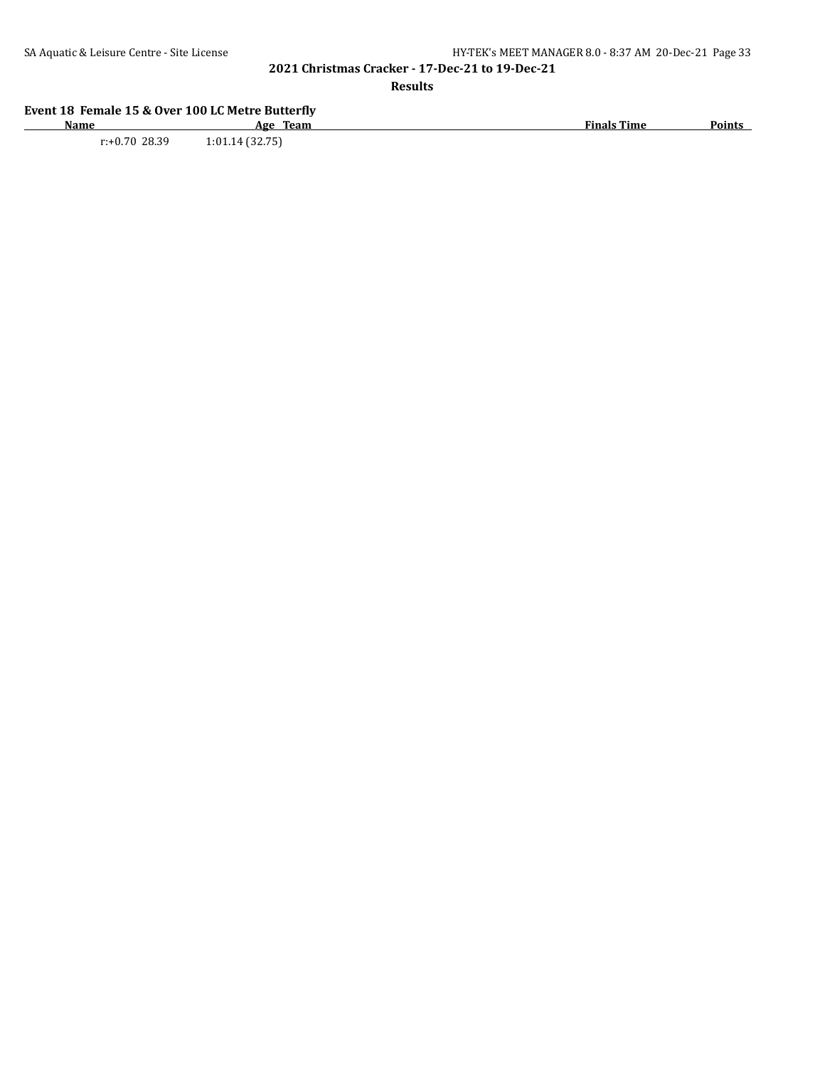**2021 Christmas Cracker - 17-Dec-21 to 19-Dec-21**

**Results**

**Event 18 Female 15 & Over 100 LC Metre Butterfly**

| Name | Age | Team | Finals Time | Points |
|---|---|---|---|---|
| r:+0.70 28.39 | 1:01.14 (32.75) | | | |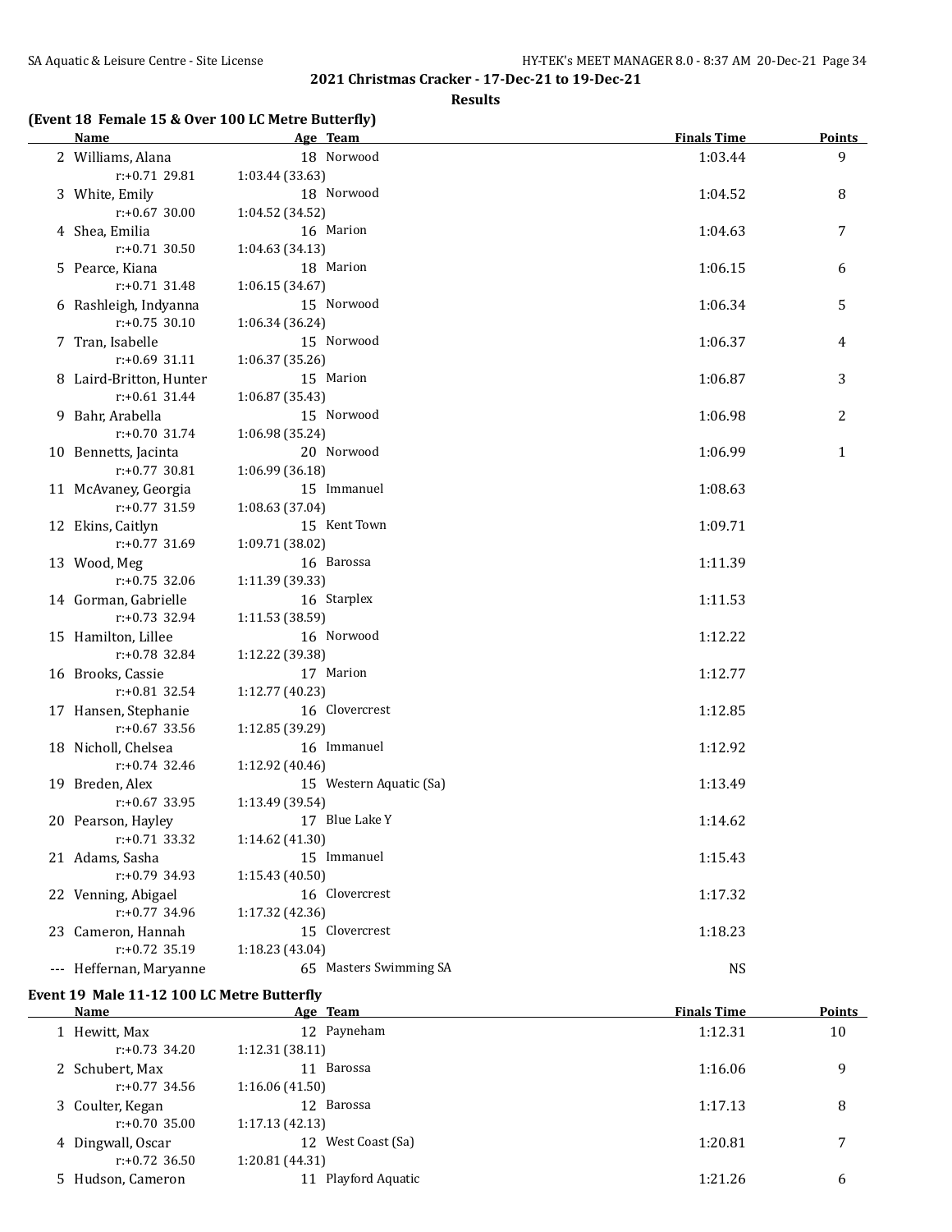## 2021 Christmas Cracker - 17-Dec-21 to 19-Dec-21

### Results

### (Event 18 Female 15 & Over 100 LC Metre Butterfly)

| | Name | Age | Team | Finals Time | Points |
|---|---|---|---|---|---|
| 2 | Williams, Alana | 18 | Norwood | 1:03.44 | 9 |
| | r:+0.71 29.81 | 1:03.44 (33.63) | | | |
| 3 | White, Emily | 18 | Norwood | 1:04.52 | 8 |
| | r:+0.67 30.00 | 1:04.52 (34.52) | | | |
| 4 | Shea, Emilia | 16 | Marion | 1:04.63 | 7 |
| | r:+0.71 30.50 | 1:04.63 (34.13) | | | |
| 5 | Pearce, Kiana | 18 | Marion | 1:06.15 | 6 |
| | r:+0.71 31.48 | 1:06.15 (34.67) | | | |
| 6 | Rashleigh, Indyanna | 15 | Norwood | 1:06.34 | 5 |
| | r:+0.75 30.10 | 1:06.34 (36.24) | | | |
| 7 | Tran, Isabelle | 15 | Norwood | 1:06.37 | 4 |
| | r:+0.69 31.11 | 1:06.37 (35.26) | | | |
| 8 | Laird-Britton, Hunter | 15 | Marion | 1:06.87 | 3 |
| | r:+0.61 31.44 | 1:06.87 (35.43) | | | |
| 9 | Bahr, Arabella | 15 | Norwood | 1:06.98 | 2 |
| | r:+0.70 31.74 | 1:06.98 (35.24) | | | |
| 10 | Bennetts, Jacinta | 20 | Norwood | 1:06.99 | 1 |
| | r:+0.77 30.81 | 1:06.99 (36.18) | | | |
| 11 | McAvaney, Georgia | 15 | Immanuel | 1:08.63 | |
| | r:+0.77 31.59 | 1:08.63 (37.04) | | | |
| 12 | Ekins, Caitlyn | 15 | Kent Town | 1:09.71 | |
| | r:+0.77 31.69 | 1:09.71 (38.02) | | | |
| 13 | Wood, Meg | 16 | Barossa | 1:11.39 | |
| | r:+0.75 32.06 | 1:11.39 (39.33) | | | |
| 14 | Gorman, Gabrielle | 16 | Starplex | 1:11.53 | |
| | r:+0.73 32.94 | 1:11.53 (38.59) | | | |
| 15 | Hamilton, Lillee | 16 | Norwood | 1:12.22 | |
| | r:+0.78 32.84 | 1:12.22 (39.38) | | | |
| 16 | Brooks, Cassie | 17 | Marion | 1:12.77 | |
| | r:+0.81 32.54 | 1:12.77 (40.23) | | | |
| 17 | Hansen, Stephanie | 16 | Clovercrest | 1:12.85 | |
| | r:+0.67 33.56 | 1:12.85 (39.29) | | | |
| 18 | Nicholl, Chelsea | 16 | Immanuel | 1:12.92 | |
| | r:+0.74 32.46 | 1:12.92 (40.46) | | | |
| 19 | Breden, Alex | 15 | Western Aquatic (Sa) | 1:13.49 | |
| | r:+0.67 33.95 | 1:13.49 (39.54) | | | |
| 20 | Pearson, Hayley | 17 | Blue Lake Y | 1:14.62 | |
| | r:+0.71 33.32 | 1:14.62 (41.30) | | | |
| 21 | Adams, Sasha | 15 | Immanuel | 1:15.43 | |
| | r:+0.79 34.93 | 1:15.43 (40.50) | | | |
| 22 | Venning, Abigael | 16 | Clovercrest | 1:17.32 | |
| | r:+0.77 34.96 | 1:17.32 (42.36) | | | |
| 23 | Cameron, Hannah | 15 | Clovercrest | 1:18.23 | |
| | r:+0.72 35.19 | 1:18.23 (43.04) | | | |
| --- | Heffernan, Maryanne | 65 | Masters Swimming SA | NS | |

### Event 19 Male 11-12 100 LC Metre Butterfly

| | Name | Age | Team | Finals Time | Points |
|---|---|---|---|---|---|
| 1 | Hewitt, Max | 12 | Payneham | 1:12.31 | 10 |
| | r:+0.73 34.20 | 1:12.31 (38.11) | | | |
| 2 | Schubert, Max | 11 | Barossa | 1:16.06 | 9 |
| | r:+0.77 34.56 | 1:16.06 (41.50) | | | |
| 3 | Coulter, Kegan | 12 | Barossa | 1:17.13 | 8 |
| | r:+0.70 35.00 | 1:17.13 (42.13) | | | |
| 4 | Dingwall, Oscar | 12 | West Coast (Sa) | 1:20.81 | 7 |
| | r:+0.72 36.50 | 1:20.81 (44.31) | | | |
| 5 | Hudson, Cameron | 11 | Playford Aquatic | 1:21.26 | 6 |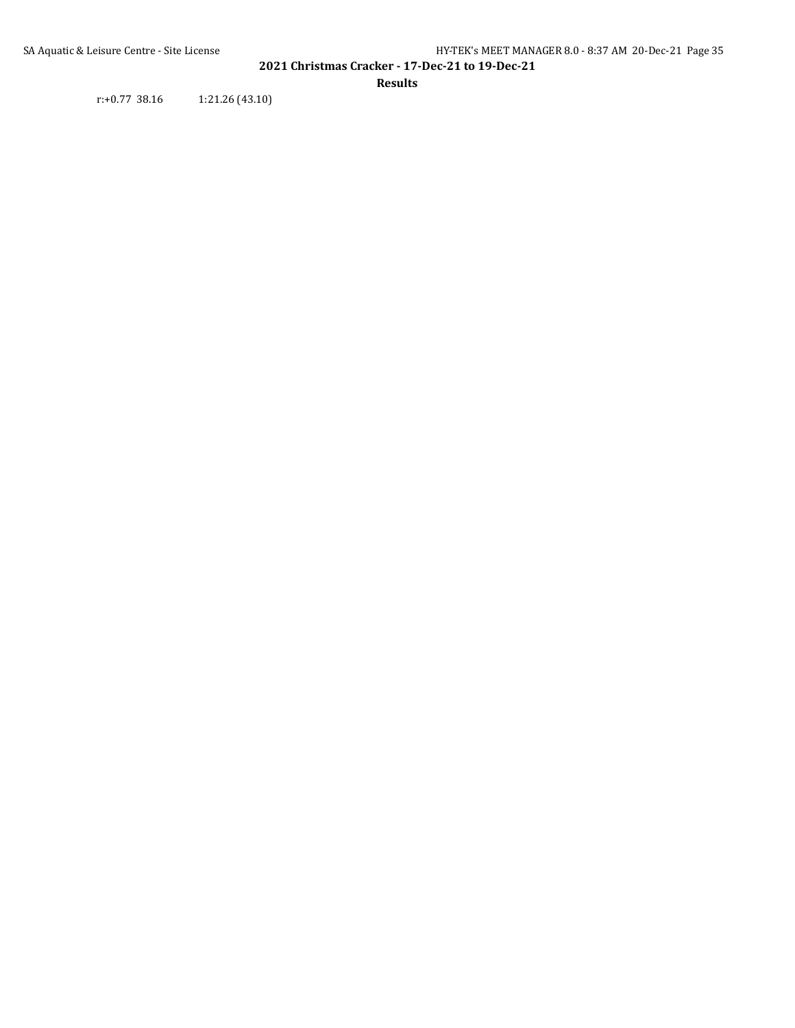r:+0.77 38.16 1:21.26 (43.10)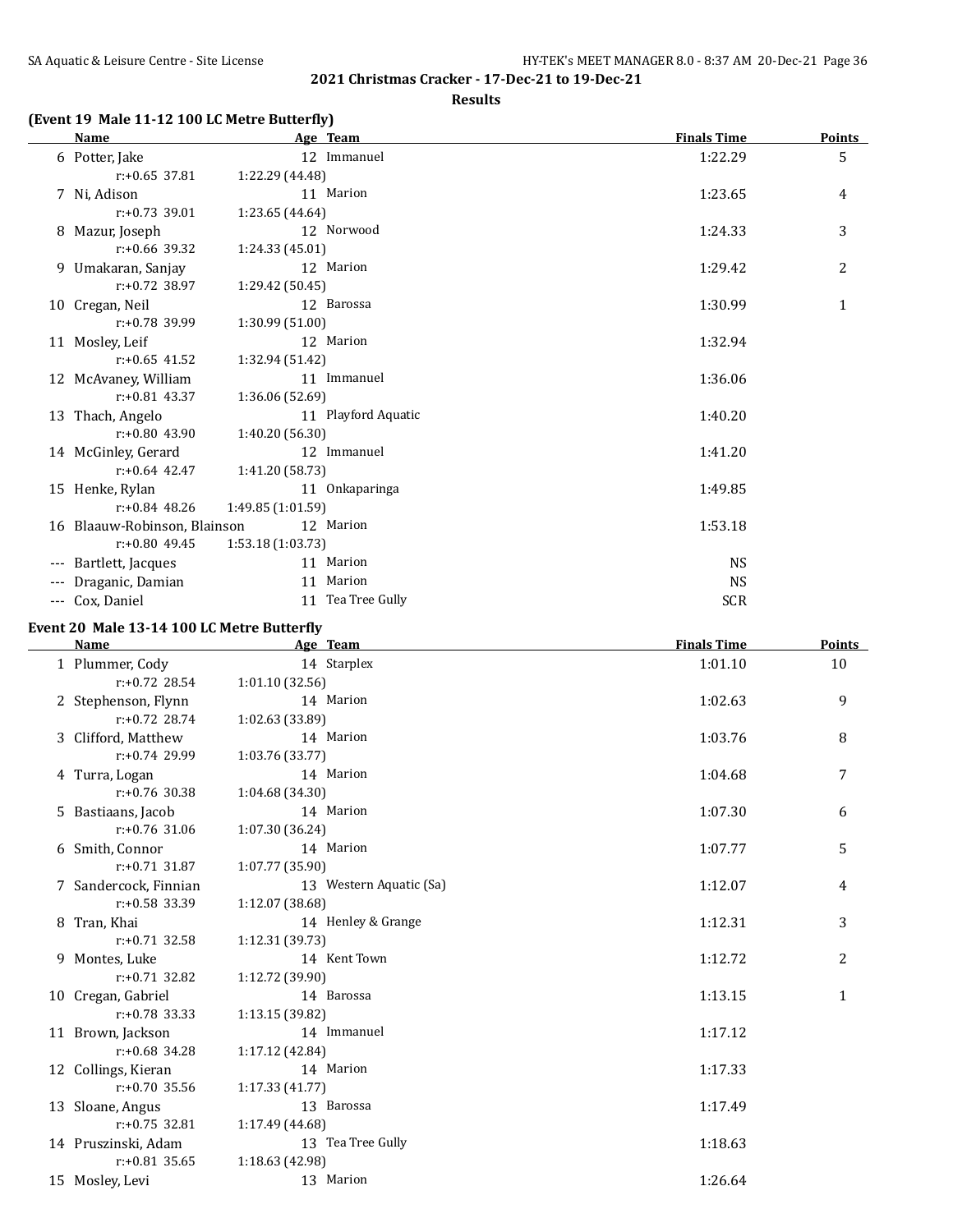## 2021 Christmas Cracker - 17-Dec-21 to 19-Dec-21

### Results

**(Event 19 Male 11-12 100 LC Metre Butterfly)**

| | Name | Age | Team | Finals Time | Points |
|---|---|---|---|---|---|
| 6 | Potter, Jake | 12 | Immanuel | 1:22.29 | 5 |
| | r:+0.65 37.81 | 1:22.29 (44.48) | | | |
| 7 | Ni, Adison | 11 | Marion | 1:23.65 | 4 |
| | r:+0.73 39.01 | 1:23.65 (44.64) | | | |
| 8 | Mazur, Joseph | 12 | Norwood | 1:24.33 | 3 |
| | r:+0.66 39.32 | 1:24.33 (45.01) | | | |
| 9 | Umakaran, Sanjay | 12 | Marion | 1:29.42 | 2 |
| | r:+0.72 38.97 | 1:29.42 (50.45) | | | |
| 10 | Cregan, Neil | 12 | Barossa | 1:30.99 | 1 |
| | r:+0.78 39.99 | 1:30.99 (51.00) | | | |
| 11 | Mosley, Leif | 12 | Marion | 1:32.94 | |
| | r:+0.65 41.52 | 1:32.94 (51.42) | | | |
| 12 | McAvaney, William | 11 | Immanuel | 1:36.06 | |
| | r:+0.81 43.37 | 1:36.06 (52.69) | | | |
| 13 | Thach, Angelo | 11 | Playford Aquatic | 1:40.20 | |
| | r:+0.80 43.90 | 1:40.20 (56.30) | | | |
| 14 | McGinley, Gerard | 12 | Immanuel | 1:41.20 | |
| | r:+0.64 42.47 | 1:41.20 (58.73) | | | |
| 15 | Henke, Rylan | 11 | Onkaparinga | 1:49.85 | |
| | r:+0.84 48.26 | 1:49.85 (1:01.59) | | | |
| 16 | Blaauw-Robinson, Blainson | 12 | Marion | 1:53.18 | |
| | r:+0.80 49.45 | 1:53.18 (1:03.73) | | | |
| --- | Bartlett, Jacques | 11 | Marion | NS | |
| --- | Draganic, Damian | 11 | Marion | NS | |
| --- | Cox, Daniel | 11 | Tea Tree Gully | SCR | |

**Event 20 Male 13-14 100 LC Metre Butterfly**

| | Name | Age | Team | Finals Time | Points |
|---|---|---|---|---|---|
| 1 | Plummer, Cody | 14 | Starplex | 1:01.10 | 10 |
| | r:+0.72 28.54 | 1:01.10 (32.56) | | | |
| 2 | Stephenson, Flynn | 14 | Marion | 1:02.63 | 9 |
| | r:+0.72 28.74 | 1:02.63 (33.89) | | | |
| 3 | Clifford, Matthew | 14 | Marion | 1:03.76 | 8 |
| | r:+0.74 29.99 | 1:03.76 (33.77) | | | |
| 4 | Turra, Logan | 14 | Marion | 1:04.68 | 7 |
| | r:+0.76 30.38 | 1:04.68 (34.30) | | | |
| 5 | Bastiaans, Jacob | 14 | Marion | 1:07.30 | 6 |
| | r:+0.76 31.06 | 1:07.30 (36.24) | | | |
| 6 | Smith, Connor | 14 | Marion | 1:07.77 | 5 |
| | r:+0.71 31.87 | 1:07.77 (35.90) | | | |
| 7 | Sandercock, Finnian | 13 | Western Aquatic (Sa) | 1:12.07 | 4 |
| | r:+0.58 33.39 | 1:12.07 (38.68) | | | |
| 8 | Tran, Khai | 14 | Henley & Grange | 1:12.31 | 3 |
| | r:+0.71 32.58 | 1:12.31 (39.73) | | | |
| 9 | Montes, Luke | 14 | Kent Town | 1:12.72 | 2 |
| | r:+0.71 32.82 | 1:12.72 (39.90) | | | |
| 10 | Cregan, Gabriel | 14 | Barossa | 1:13.15 | 1 |
| | r:+0.78 33.33 | 1:13.15 (39.82) | | | |
| 11 | Brown, Jackson | 14 | Immanuel | 1:17.12 | |
| | r:+0.68 34.28 | 1:17.12 (42.84) | | | |
| 12 | Collings, Kieran | 14 | Marion | 1:17.33 | |
| | r:+0.70 35.56 | 1:17.33 (41.77) | | | |
| 13 | Sloane, Angus | 13 | Barossa | 1:17.49 | |
| | r:+0.75 32.81 | 1:17.49 (44.68) | | | |
| 14 | Pruszinski, Adam | 13 | Tea Tree Gully | 1:18.63 | |
| | r:+0.81 35.65 | 1:18.63 (42.98) | | | |
| 15 | Mosley, Levi | 13 | Marion | 1:26.64 | |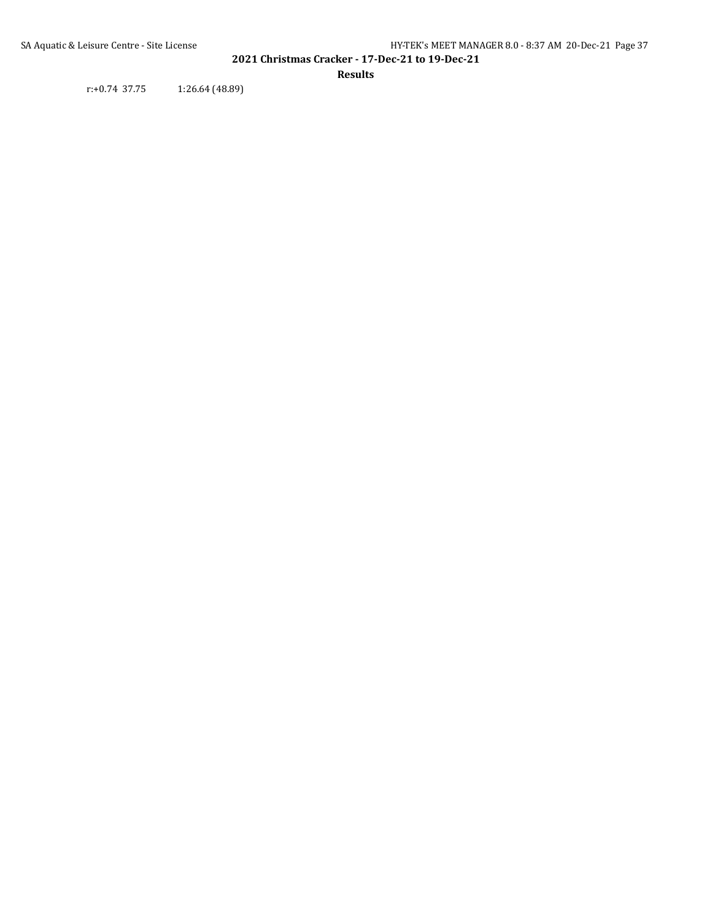r:+0.74 37.75 1:26.64 (48.89)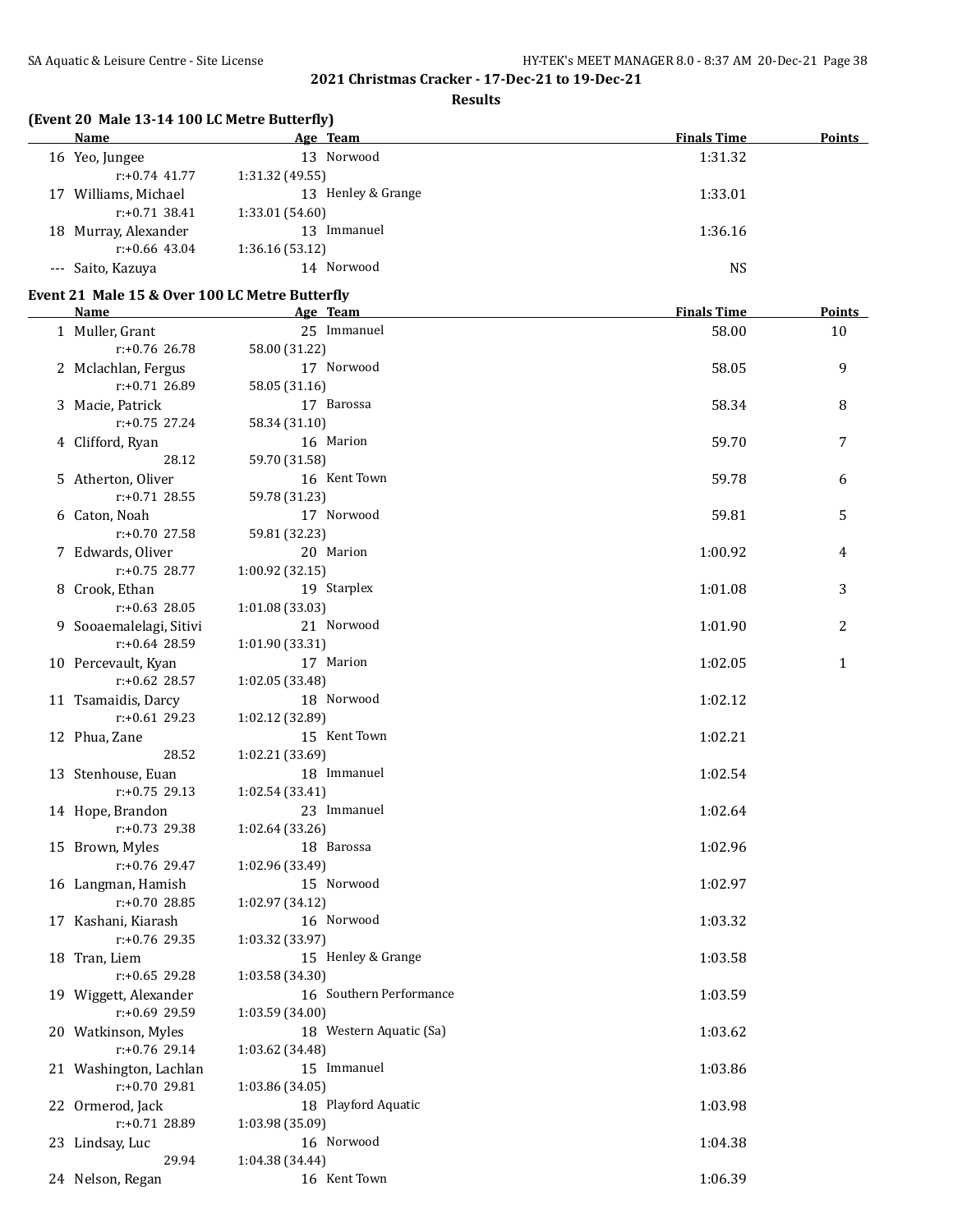## 2021 Christmas Cracker - 17-Dec-21 to 19-Dec-21

### Results

**(Event 20 Male 13-14 100 LC Metre Butterfly)**

| | Name | Age | Team | Finals Time | Points |
|---|---|---|---|---|---|
| 16 | Yeo, Jungee | 13 | Norwood | 1:31.32 | |
| | r:+0.74 41.77 | 1:31.32 (49.55) | | | |
| 17 | Williams, Michael | 13 | Henley & Grange | 1:33.01 | |
| | r:+0.71 38.41 | 1:33.01 (54.60) | | | |
| 18 | Murray, Alexander | 13 | Immanuel | 1:36.16 | |
| | r:+0.66 43.04 | 1:36.16 (53.12) | | | |
| --- | Saito, Kazuya | 14 | Norwood | NS | |

**Event 21 Male 15 & Over 100 LC Metre Butterfly**

| | Name | Age | Team | Finals Time | Points |
|---|---|---|---|---|---|
| 1 | Muller, Grant | 25 | Immanuel | 58.00 | 10 |
| | r:+0.76 26.78 | 58.00 (31.22) | | | |
| 2 | Mclachlan, Fergus | 17 | Norwood | 58.05 | 9 |
| | r:+0.71 26.89 | 58.05 (31.16) | | | |
| 3 | Macie, Patrick | 17 | Barossa | 58.34 | 8 |
| | r:+0.75 27.24 | 58.34 (31.10) | | | |
| 4 | Clifford, Ryan | 16 | Marion | 59.70 | 7 |
| | 28.12 | 59.70 (31.58) | | | |
| 5 | Atherton, Oliver | 16 | Kent Town | 59.78 | 6 |
| | r:+0.71 28.55 | 59.78 (31.23) | | | |
| 6 | Caton, Noah | 17 | Norwood | 59.81 | 5 |
| | r:+0.70 27.58 | 59.81 (32.23) | | | |
| 7 | Edwards, Oliver | 20 | Marion | 1:00.92 | 4 |
| | r:+0.75 28.77 | 1:00.92 (32.15) | | | |
| 8 | Crook, Ethan | 19 | Starplex | 1:01.08 | 3 |
| | r:+0.63 28.05 | 1:01.08 (33.03) | | | |
| 9 | Sooaemalelagi, Sitivi | 21 | Norwood | 1:01.90 | 2 |
| | r:+0.64 28.59 | 1:01.90 (33.31) | | | |
| 10 | Percevault, Kyan | 17 | Marion | 1:02.05 | 1 |
| | r:+0.62 28.57 | 1:02.05 (33.48) | | | |
| 11 | Tsamaidis, Darcy | 18 | Norwood | 1:02.12 | |
| | r:+0.61 29.23 | 1:02.12 (32.89) | | | |
| 12 | Phua, Zane | 15 | Kent Town | 1:02.21 | |
| | 28.52 | 1:02.21 (33.69) | | | |
| 13 | Stenhouse, Euan | 18 | Immanuel | 1:02.54 | |
| | r:+0.75 29.13 | 1:02.54 (33.41) | | | |
| 14 | Hope, Brandon | 23 | Immanuel | 1:02.64 | |
| | r:+0.73 29.38 | 1:02.64 (33.26) | | | |
| 15 | Brown, Myles | 18 | Barossa | 1:02.96 | |
| | r:+0.76 29.47 | 1:02.96 (33.49) | | | |
| 16 | Langman, Hamish | 15 | Norwood | 1:02.97 | |
| | r:+0.70 28.85 | 1:02.97 (34.12) | | | |
| 17 | Kashani, Kiarash | 16 | Norwood | 1:03.32 | |
| | r:+0.76 29.35 | 1:03.32 (33.97) | | | |
| 18 | Tran, Liem | 15 | Henley & Grange | 1:03.58 | |
| | r:+0.65 29.28 | 1:03.58 (34.30) | | | |
| 19 | Wiggett, Alexander | 16 | Southern Performance | 1:03.59 | |
| | r:+0.69 29.59 | 1:03.59 (34.00) | | | |
| 20 | Watkinson, Myles | 18 | Western Aquatic (Sa) | 1:03.62 | |
| | r:+0.76 29.14 | 1:03.62 (34.48) | | | |
| 21 | Washington, Lachlan | 15 | Immanuel | 1:03.86 | |
| | r:+0.70 29.81 | 1:03.86 (34.05) | | | |
| 22 | Ormerod, Jack | 18 | Playford Aquatic | 1:03.98 | |
| | r:+0.71 28.89 | 1:03.98 (35.09) | | | |
| 23 | Lindsay, Luc | 16 | Norwood | 1:04.38 | |
| | 29.94 | 1:04.38 (34.44) | | | |
| 24 | Nelson, Regan | 16 | Kent Town | 1:06.39 | |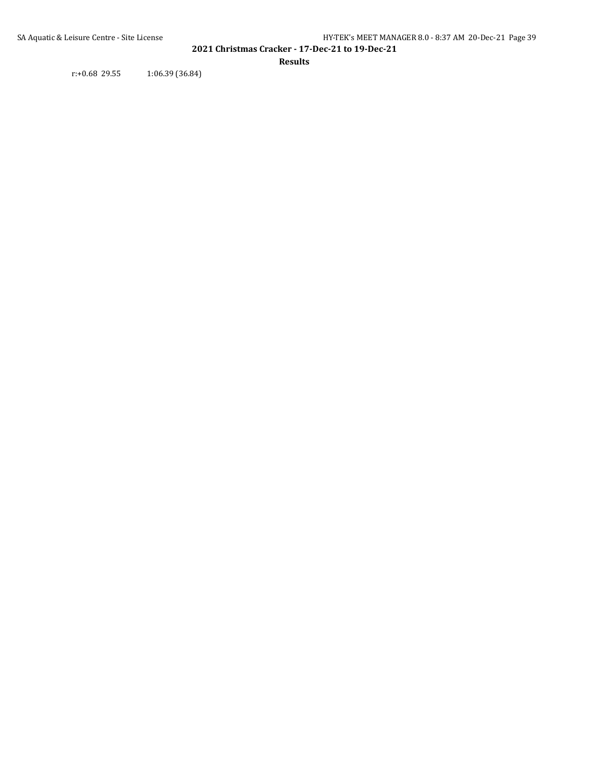r:+0.68 29.55 1:06.39 (36.84)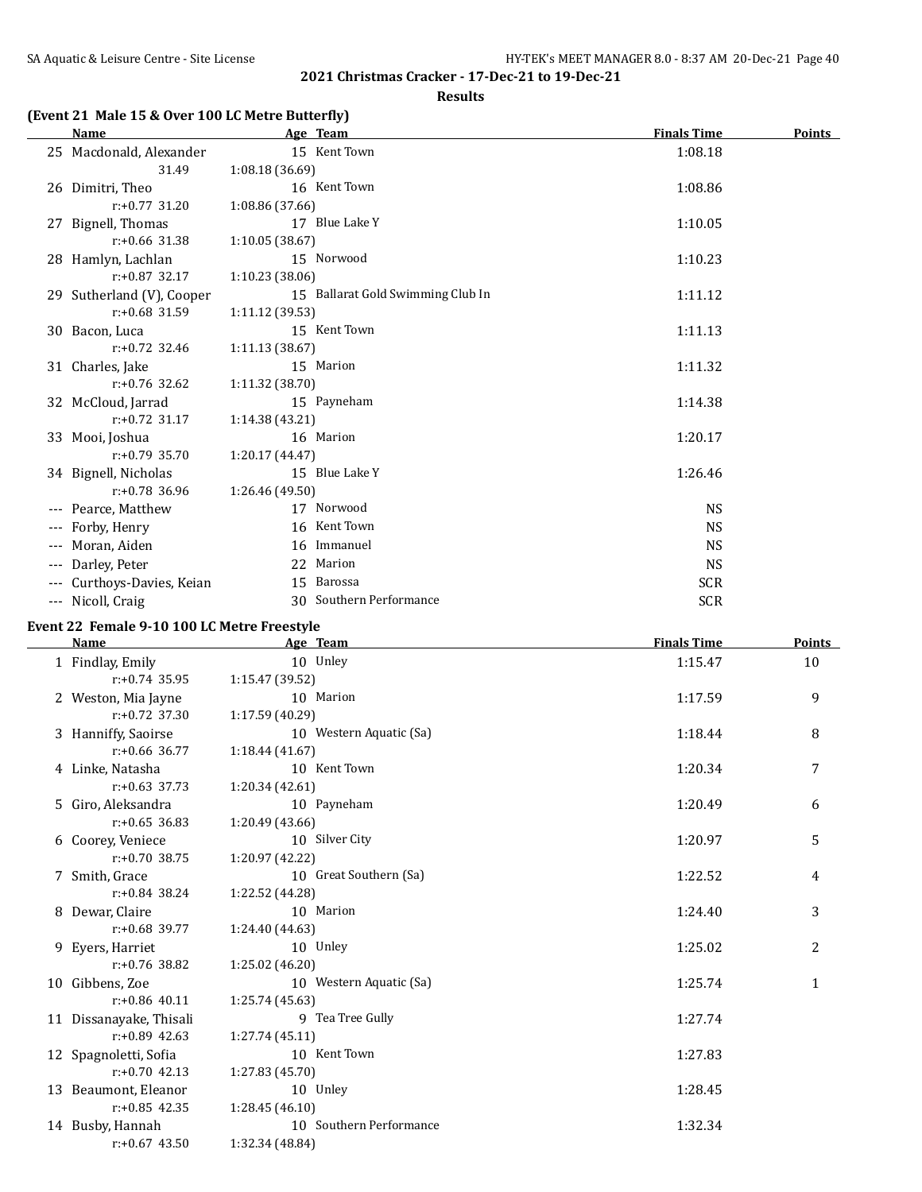**2021 Christmas Cracker - 17-Dec-21 to 19-Dec-21**

**Results**

### (Event 21 Male 15 & Over 100 LC Metre Butterfly)

| | Name | Age | Team | Finals Time | Points |
|---|---|---|---|---|---|
| 25 | Macdonald, Alexander | 15 | Kent Town | 1:08.18 | |
| | 31.49 | 1:08.18 (36.69) | | | |
| 26 | Dimitri, Theo | 16 | Kent Town | 1:08.86 | |
| | r:+0.77 31.20 | 1:08.86 (37.66) | | | |
| 27 | Bignell, Thomas | 17 | Blue Lake Y | 1:10.05 | |
| | r:+0.66 31.38 | 1:10.05 (38.67) | | | |
| 28 | Hamlyn, Lachlan | 15 | Norwood | 1:10.23 | |
| | r:+0.87 32.17 | 1:10.23 (38.06) | | | |
| 29 | Sutherland (V), Cooper | 15 | Ballarat Gold Swimming Club In | 1:11.12 | |
| | r:+0.68 31.59 | 1:11.12 (39.53) | | | |
| 30 | Bacon, Luca | 15 | Kent Town | 1:11.13 | |
| | r:+0.72 32.46 | 1:11.13 (38.67) | | | |
| 31 | Charles, Jake | 15 | Marion | 1:11.32 | |
| | r:+0.76 32.62 | 1:11.32 (38.70) | | | |
| 32 | McCloud, Jarrad | 15 | Payneham | 1:14.38 | |
| | r:+0.72 31.17 | 1:14.38 (43.21) | | | |
| 33 | Mooi, Joshua | 16 | Marion | 1:20.17 | |
| | r:+0.79 35.70 | 1:20.17 (44.47) | | | |
| 34 | Bignell, Nicholas | 15 | Blue Lake Y | 1:26.46 | |
| | r:+0.78 36.96 | 1:26.46 (49.50) | | | |
| --- | Pearce, Matthew | 17 | Norwood | NS | |
| --- | Forby, Henry | 16 | Kent Town | NS | |
| --- | Moran, Aiden | 16 | Immanuel | NS | |
| --- | Darley, Peter | 22 | Marion | NS | |
| --- | Curthoys-Davies, Keian | 15 | Barossa | SCR | |
| --- | Nicoll, Craig | 30 | Southern Performance | SCR | |

### Event 22 Female 9-10 100 LC Metre Freestyle

| | Name | Age | Team | Finals Time | Points |
|---|---|---|---|---|---|
| 1 | Findlay, Emily | 10 | Unley | 1:15.47 | 10 |
| | r:+0.74 35.95 | 1:15.47 (39.52) | | | |
| 2 | Weston, Mia Jayne | 10 | Marion | 1:17.59 | 9 |
| | r:+0.72 37.30 | 1:17.59 (40.29) | | | |
| 3 | Hanniffy, Saoirse | 10 | Western Aquatic (Sa) | 1:18.44 | 8 |
| | r:+0.66 36.77 | 1:18.44 (41.67) | | | |
| 4 | Linke, Natasha | 10 | Kent Town | 1:20.34 | 7 |
| | r:+0.63 37.73 | 1:20.34 (42.61) | | | |
| 5 | Giro, Aleksandra | 10 | Payneham | 1:20.49 | 6 |
| | r:+0.65 36.83 | 1:20.49 (43.66) | | | |
| 6 | Coorey, Veniece | 10 | Silver City | 1:20.97 | 5 |
| | r:+0.70 38.75 | 1:20.97 (42.22) | | | |
| 7 | Smith, Grace | 10 | Great Southern (Sa) | 1:22.52 | 4 |
| | r:+0.84 38.24 | 1:22.52 (44.28) | | | |
| 8 | Dewar, Claire | 10 | Marion | 1:24.40 | 3 |
| | r:+0.68 39.77 | 1:24.40 (44.63) | | | |
| 9 | Eyers, Harriet | 10 | Unley | 1:25.02 | 2 |
| | r:+0.76 38.82 | 1:25.02 (46.20) | | | |
| 10 | Gibbens, Zoe | 10 | Western Aquatic (Sa) | 1:25.74 | 1 |
| | r:+0.86 40.11 | 1:25.74 (45.63) | | | |
| 11 | Dissanayake, Thisali | 9 | Tea Tree Gully | 1:27.74 | |
| | r:+0.89 42.63 | 1:27.74 (45.11) | | | |
| 12 | Spagnoletti, Sofia | 10 | Kent Town | 1:27.83 | |
| | r:+0.70 42.13 | 1:27.83 (45.70) | | | |
| 13 | Beaumont, Eleanor | 10 | Unley | 1:28.45 | |
| | r:+0.85 42.35 | 1:28.45 (46.10) | | | |
| 14 | Busby, Hannah | 10 | Southern Performance | 1:32.34 | |
| | r:+0.67 43.50 | 1:32.34 (48.84) | | | |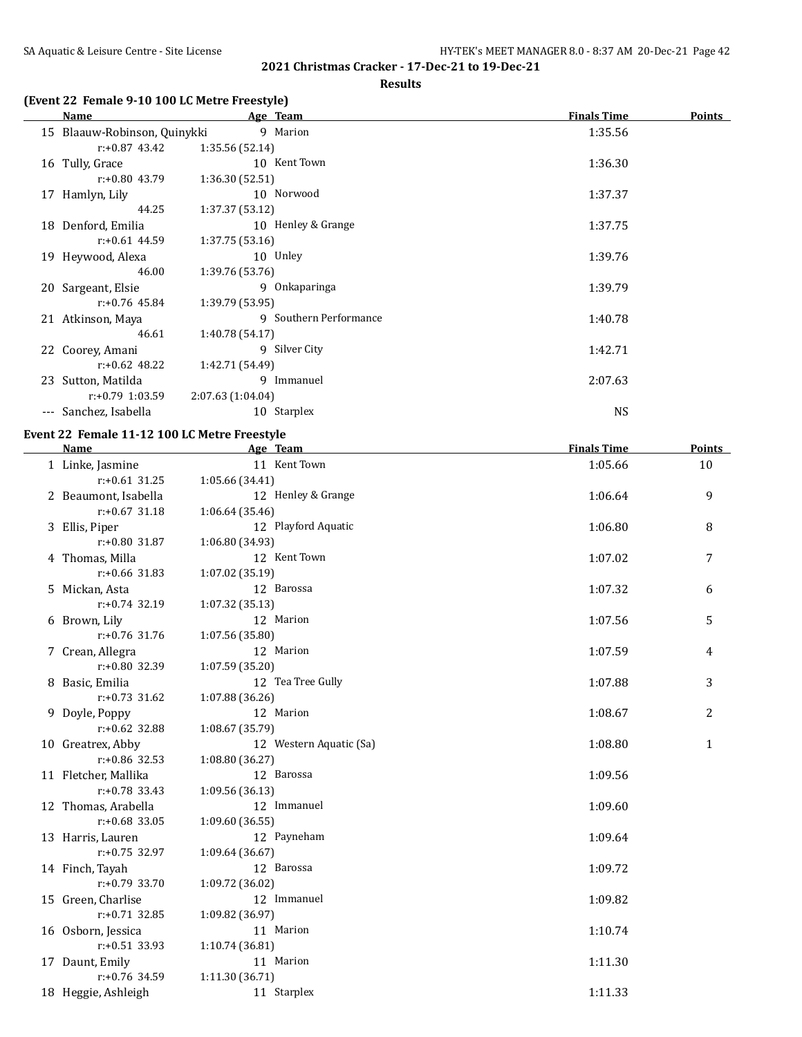## 2021 Christmas Cracker - 17-Dec-21 to 19-Dec-21

### Results

**(Event 22 Female 9-10 100 LC Metre Freestyle)**

| | Name | Age | Team | Finals Time | Points |
|---|---|---|---|---|---|
| 15 | Blaauw-Robinson, Quinykki | 9 | Marion | 1:35.56 | |
| | r:+0.87 43.42 | 1:35.56 (52.14) | | | |
| 16 | Tully, Grace | 10 | Kent Town | 1:36.30 | |
| | r:+0.80 43.79 | 1:36.30 (52.51) | | | |
| 17 | Hamlyn, Lily | 10 | Norwood | 1:37.37 | |
| | 44.25 | 1:37.37 (53.12) | | | |
| 18 | Denford, Emilia | 10 | Henley & Grange | 1:37.75 | |
| | r:+0.61 44.59 | 1:37.75 (53.16) | | | |
| 19 | Heywood, Alexa | 10 | Unley | 1:39.76 | |
| | 46.00 | 1:39.76 (53.76) | | | |
| 20 | Sargeant, Elsie | 9 | Onkaparinga | 1:39.79 | |
| | r:+0.76 45.84 | 1:39.79 (53.95) | | | |
| 21 | Atkinson, Maya | 9 | Southern Performance | 1:40.78 | |
| | 46.61 | 1:40.78 (54.17) | | | |
| 22 | Coorey, Amani | 9 | Silver City | 1:42.71 | |
| | r:+0.62 48.22 | 1:42.71 (54.49) | | | |
| 23 | Sutton, Matilda | 9 | Immanuel | 2:07.63 | |
| | r:+0.79 1:03.59 | 2:07.63 (1:04.04) | | | |
| --- | Sanchez, Isabella | 10 | Starplex | NS | |

**Event 22 Female 11-12 100 LC Metre Freestyle**

| | Name | Age | Team | Finals Time | Points |
|---|---|---|---|---|---|
| 1 | Linke, Jasmine | 11 | Kent Town | 1:05.66 | 10 |
| | r:+0.61 31.25 | 1:05.66 (34.41) | | | |
| 2 | Beaumont, Isabella | 12 | Henley & Grange | 1:06.64 | 9 |
| | r:+0.67 31.18 | 1:06.64 (35.46) | | | |
| 3 | Ellis, Piper | 12 | Playford Aquatic | 1:06.80 | 8 |
| | r:+0.80 31.87 | 1:06.80 (34.93) | | | |
| 4 | Thomas, Milla | 12 | Kent Town | 1:07.02 | 7 |
| | r:+0.66 31.83 | 1:07.02 (35.19) | | | |
| 5 | Mickan, Asta | 12 | Barossa | 1:07.32 | 6 |
| | r:+0.74 32.19 | 1:07.32 (35.13) | | | |
| 6 | Brown, Lily | 12 | Marion | 1:07.56 | 5 |
| | r:+0.76 31.76 | 1:07.56 (35.80) | | | |
| 7 | Crean, Allegra | 12 | Marion | 1:07.59 | 4 |
| | r:+0.80 32.39 | 1:07.59 (35.20) | | | |
| 8 | Basic, Emilia | 12 | Tea Tree Gully | 1:07.88 | 3 |
| | r:+0.73 31.62 | 1:07.88 (36.26) | | | |
| 9 | Doyle, Poppy | 12 | Marion | 1:08.67 | 2 |
| | r:+0.62 32.88 | 1:08.67 (35.79) | | | |
| 10 | Greatrex, Abby | 12 | Western Aquatic (Sa) | 1:08.80 | 1 |
| | r:+0.86 32.53 | 1:08.80 (36.27) | | | |
| 11 | Fletcher, Mallika | 12 | Barossa | 1:09.56 | |
| | r:+0.78 33.43 | 1:09.56 (36.13) | | | |
| 12 | Thomas, Arabella | 12 | Immanuel | 1:09.60 | |
| | r:+0.68 33.05 | 1:09.60 (36.55) | | | |
| 13 | Harris, Lauren | 12 | Payneham | 1:09.64 | |
| | r:+0.75 32.97 | 1:09.64 (36.67) | | | |
| 14 | Finch, Tayah | 12 | Barossa | 1:09.72 | |
| | r:+0.79 33.70 | 1:09.72 (36.02) | | | |
| 15 | Green, Charlise | 12 | Immanuel | 1:09.82 | |
| | r:+0.71 32.85 | 1:09.82 (36.97) | | | |
| 16 | Osborn, Jessica | 11 | Marion | 1:10.74 | |
| | r:+0.51 33.93 | 1:10.74 (36.81) | | | |
| 17 | Daunt, Emily | 11 | Marion | 1:11.30 | |
| | r:+0.76 34.59 | 1:11.30 (36.71) | | | |
| 18 | Heggie, Ashleigh | 11 | Starplex | 1:11.33 | |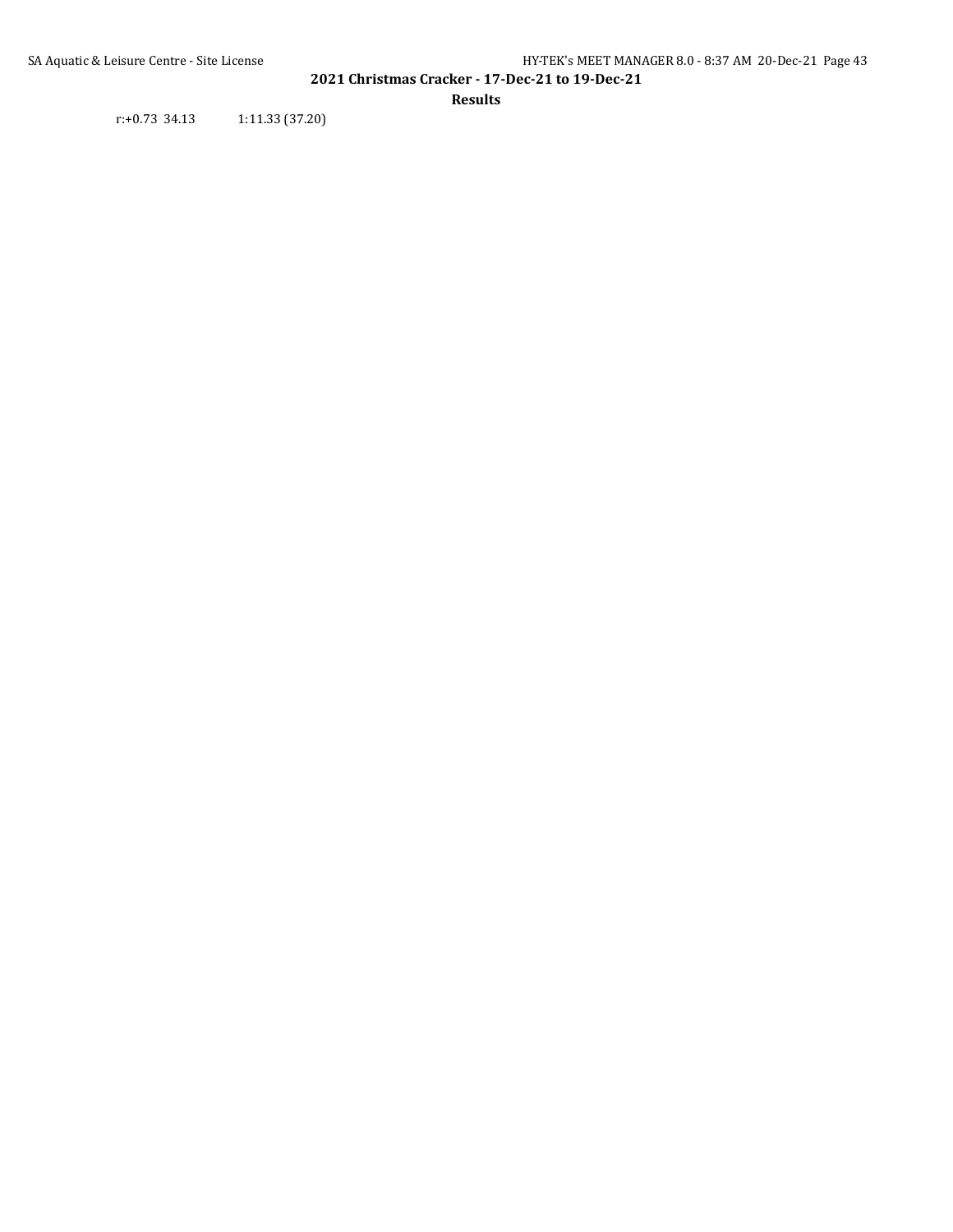r:+0.73  34.13    1:11.33 (37.20)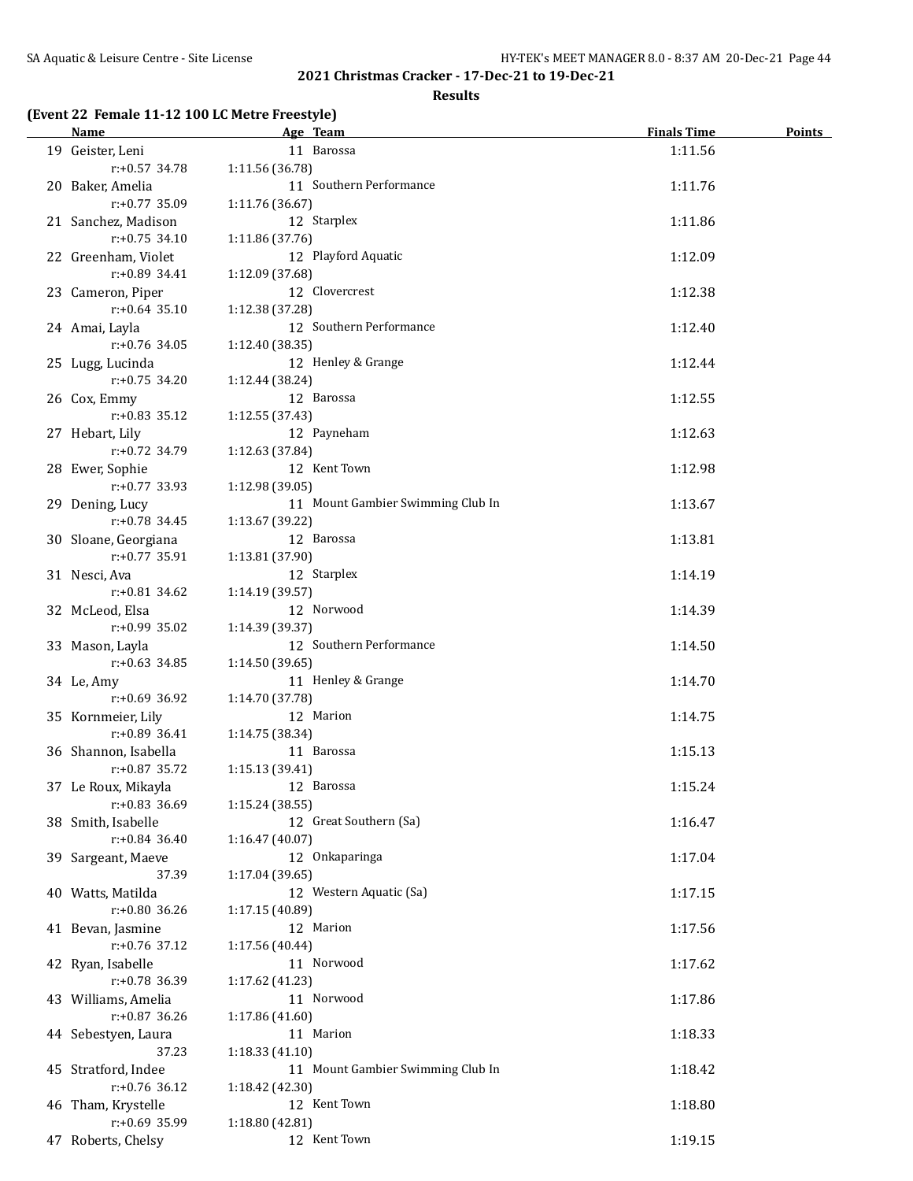**2021 Christmas Cracker - 17-Dec-21 to 19-Dec-21**

**Results**

### (Event 22 Female 11-12 100 LC Metre Freestyle)

| | Name | Age | Team | Finals Time | Points |
|---|---|---|---|---|---|
| 19 | Geister, Leni | 11 | Barossa | 1:11.56 | |
| | r:+0.57 34.78 | 1:11.56 (36.78) | | | |
| 20 | Baker, Amelia | 11 | Southern Performance | 1:11.76 | |
| | r:+0.77 35.09 | 1:11.76 (36.67) | | | |
| 21 | Sanchez, Madison | 12 | Starplex | 1:11.86 | |
| | r:+0.75 34.10 | 1:11.86 (37.76) | | | |
| 22 | Greenham, Violet | 12 | Playford Aquatic | 1:12.09 | |
| | r:+0.89 34.41 | 1:12.09 (37.68) | | | |
| 23 | Cameron, Piper | 12 | Clovercrest | 1:12.38 | |
| | r:+0.64 35.10 | 1:12.38 (37.28) | | | |
| 24 | Amai, Layla | 12 | Southern Performance | 1:12.40 | |
| | r:+0.76 34.05 | 1:12.40 (38.35) | | | |
| 25 | Lugg, Lucinda | 12 | Henley & Grange | 1:12.44 | |
| | r:+0.75 34.20 | 1:12.44 (38.24) | | | |
| 26 | Cox, Emmy | 12 | Barossa | 1:12.55 | |
| | r:+0.83 35.12 | 1:12.55 (37.43) | | | |
| 27 | Hebart, Lily | 12 | Payneham | 1:12.63 | |
| | r:+0.72 34.79 | 1:12.63 (37.84) | | | |
| 28 | Ewer, Sophie | 12 | Kent Town | 1:12.98 | |
| | r:+0.77 33.93 | 1:12.98 (39.05) | | | |
| 29 | Dening, Lucy | 11 | Mount Gambier Swimming Club In | 1:13.67 | |
| | r:+0.78 34.45 | 1:13.67 (39.22) | | | |
| 30 | Sloane, Georgiana | 12 | Barossa | 1:13.81 | |
| | r:+0.77 35.91 | 1:13.81 (37.90) | | | |
| 31 | Nesci, Ava | 12 | Starplex | 1:14.19 | |
| | r:+0.81 34.62 | 1:14.19 (39.57) | | | |
| 32 | McLeod, Elsa | 12 | Norwood | 1:14.39 | |
| | r:+0.99 35.02 | 1:14.39 (39.37) | | | |
| 33 | Mason, Layla | 12 | Southern Performance | 1:14.50 | |
| | r:+0.63 34.85 | 1:14.50 (39.65) | | | |
| 34 | Le, Amy | 11 | Henley & Grange | 1:14.70 | |
| | r:+0.69 36.92 | 1:14.70 (37.78) | | | |
| 35 | Kornmeier, Lily | 12 | Marion | 1:14.75 | |
| | r:+0.89 36.41 | 1:14.75 (38.34) | | | |
| 36 | Shannon, Isabella | 11 | Barossa | 1:15.13 | |
| | r:+0.87 35.72 | 1:15.13 (39.41) | | | |
| 37 | Le Roux, Mikayla | 12 | Barossa | 1:15.24 | |
| | r:+0.83 36.69 | 1:15.24 (38.55) | | | |
| 38 | Smith, Isabelle | 12 | Great Southern (Sa) | 1:16.47 | |
| | r:+0.84 36.40 | 1:16.47 (40.07) | | | |
| 39 | Sargeant, Maeve | 12 | Onkaparinga | 1:17.04 | |
| | 37.39 | 1:17.04 (39.65) | | | |
| 40 | Watts, Matilda | 12 | Western Aquatic (Sa) | 1:17.15 | |
| | r:+0.80 36.26 | 1:17.15 (40.89) | | | |
| 41 | Bevan, Jasmine | 12 | Marion | 1:17.56 | |
| | r:+0.76 37.12 | 1:17.56 (40.44) | | | |
| 42 | Ryan, Isabelle | 11 | Norwood | 1:17.62 | |
| | r:+0.78 36.39 | 1:17.62 (41.23) | | | |
| 43 | Williams, Amelia | 11 | Norwood | 1:17.86 | |
| | r:+0.87 36.26 | 1:17.86 (41.60) | | | |
| 44 | Sebestyen, Laura | 11 | Marion | 1:18.33 | |
| | 37.23 | 1:18.33 (41.10) | | | |
| 45 | Stratford, Indee | 11 | Mount Gambier Swimming Club In | 1:18.42 | |
| | r:+0.76 36.12 | 1:18.42 (42.30) | | | |
| 46 | Tham, Krystelle | 12 | Kent Town | 1:18.80 | |
| | r:+0.69 35.99 | 1:18.80 (42.81) | | | |
| 47 | Roberts, Chelsy | 12 | Kent Town | 1:19.15 | |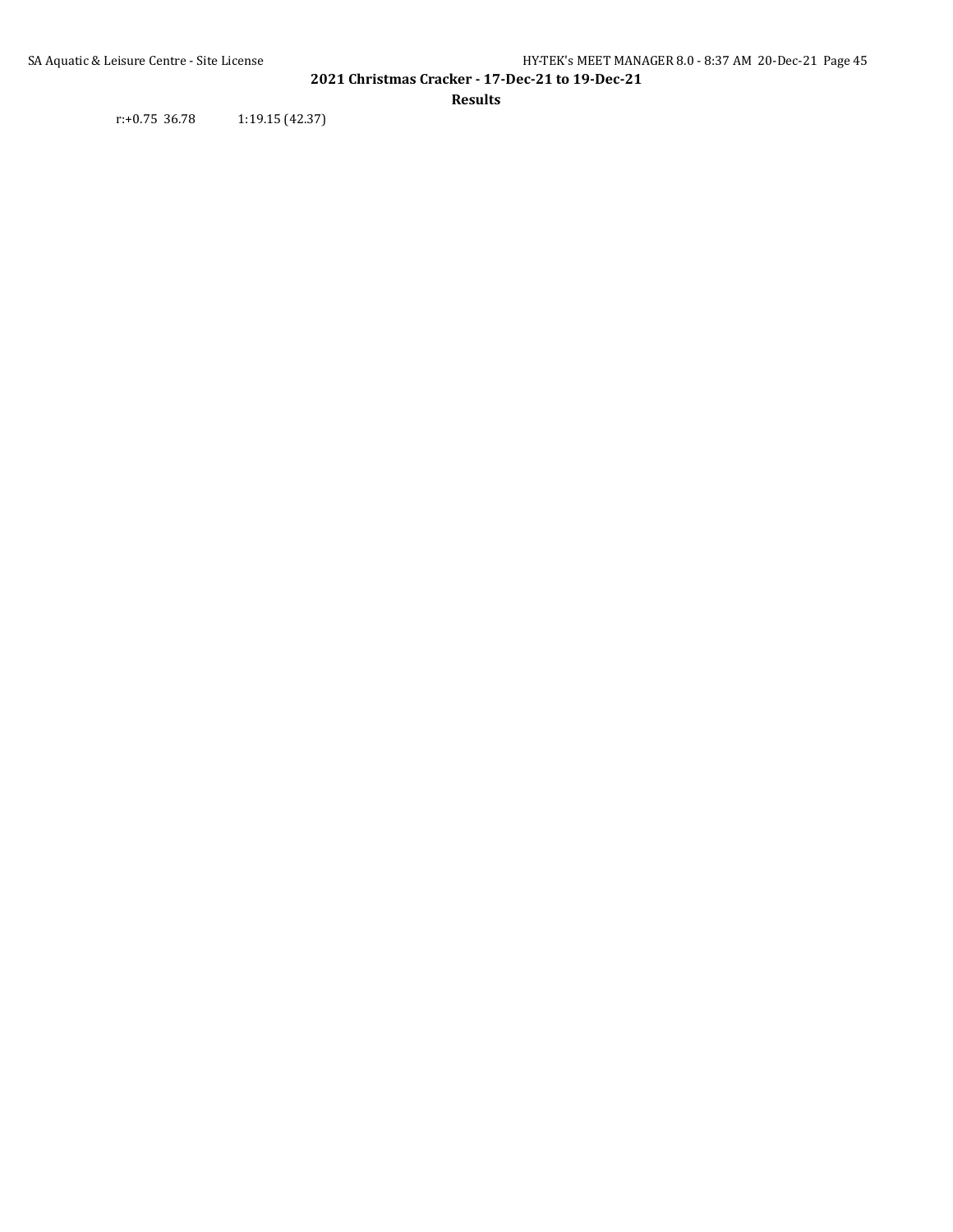r:+0.75 36.78 1:19.15 (42.37)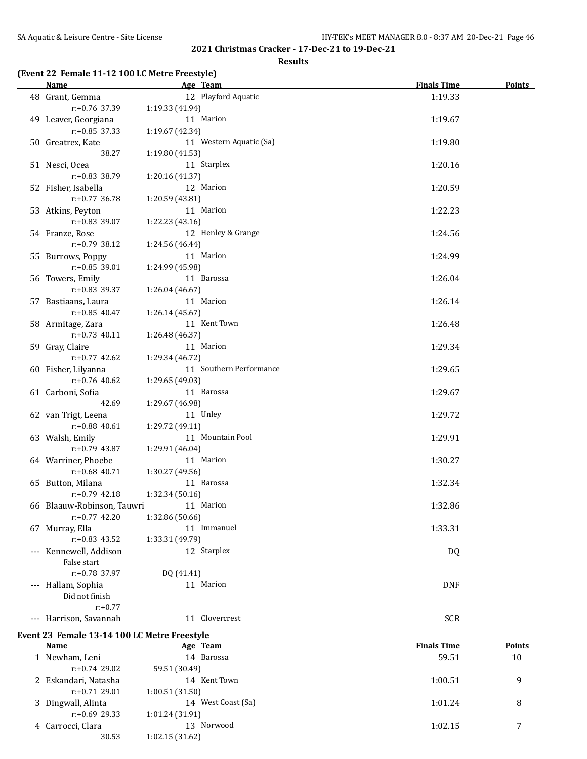**2021 Christmas Cracker - 17-Dec-21 to 19-Dec-21**

**Results**

### (Event 22 Female 11-12 100 LC Metre Freestyle)

| | Name | Age | Team | Finals Time | Points |
|---|---|---|---|---|---|
| 48 | Grant, Gemma | 12 | Playford Aquatic | 1:19.33 | |
| | r:+0.76 37.39 | 1:19.33 (41.94) | | | |
| 49 | Leaver, Georgiana | 11 | Marion | 1:19.67 | |
| | r:+0.85 37.33 | 1:19.67 (42.34) | | | |
| 50 | Greatrex, Kate | 11 | Western Aquatic (Sa) | 1:19.80 | |
| | 38.27 | 1:19.80 (41.53) | | | |
| 51 | Nesci, Ocea | 11 | Starplex | 1:20.16 | |
| | r:+0.83 38.79 | 1:20.16 (41.37) | | | |
| 52 | Fisher, Isabella | 12 | Marion | 1:20.59 | |
| | r:+0.77 36.78 | 1:20.59 (43.81) | | | |
| 53 | Atkins, Peyton | 11 | Marion | 1:22.23 | |
| | r:+0.83 39.07 | 1:22.23 (43.16) | | | |
| 54 | Franze, Rose | 12 | Henley & Grange | 1:24.56 | |
| | r:+0.79 38.12 | 1:24.56 (46.44) | | | |
| 55 | Burrows, Poppy | 11 | Marion | 1:24.99 | |
| | r:+0.85 39.01 | 1:24.99 (45.98) | | | |
| 56 | Towers, Emily | 11 | Barossa | 1:26.04 | |
| | r:+0.83 39.37 | 1:26.04 (46.67) | | | |
| 57 | Bastiaans, Laura | 11 | Marion | 1:26.14 | |
| | r:+0.85 40.47 | 1:26.14 (45.67) | | | |
| 58 | Armitage, Zara | 11 | Kent Town | 1:26.48 | |
| | r:+0.73 40.11 | 1:26.48 (46.37) | | | |
| 59 | Gray, Claire | 11 | Marion | 1:29.34 | |
| | r:+0.77 42.62 | 1:29.34 (46.72) | | | |
| 60 | Fisher, Lilyanna | 11 | Southern Performance | 1:29.65 | |
| | r:+0.76 40.62 | 1:29.65 (49.03) | | | |
| 61 | Carboni, Sofia | 11 | Barossa | 1:29.67 | |
| | 42.69 | 1:29.67 (46.98) | | | |
| 62 | van Trigt, Leena | 11 | Unley | 1:29.72 | |
| | r:+0.88 40.61 | 1:29.72 (49.11) | | | |
| 63 | Walsh, Emily | 11 | Mountain Pool | 1:29.91 | |
| | r:+0.79 43.87 | 1:29.91 (46.04) | | | |
| 64 | Warriner, Phoebe | 11 | Marion | 1:30.27 | |
| | r:+0.68 40.71 | 1:30.27 (49.56) | | | |
| 65 | Button, Milana | 11 | Barossa | 1:32.34 | |
| | r:+0.79 42.18 | 1:32.34 (50.16) | | | |
| 66 | Blaauw-Robinson, Tauwri | 11 | Marion | 1:32.86 | |
| | r:+0.77 42.20 | 1:32.86 (50.66) | | | |
| 67 | Murray, Ella | 11 | Immanuel | 1:33.31 | |
| | r:+0.83 43.52 | 1:33.31 (49.79) | | | |
| --- | Kennewell, Addison | 12 | Starplex | DQ | |
| | False start | | | | |
| | r:+0.78 37.97 | DQ (41.41) | | | |
| --- | Hallam, Sophia | 11 | Marion | DNF | |
| | Did not finish | | | | |
| | r:+0.77 | | | | |
| --- | Harrison, Savannah | 11 | Clovercrest | SCR | |

### Event 23 Female 13-14 100 LC Metre Freestyle

| | Name | Age | Team | Finals Time | Points |
|---|---|---|---|---|---|
| 1 | Newham, Leni | 14 | Barossa | 59.51 | 10 |
| | r:+0.74 29.02 | 59.51 (30.49) | | | |
| 2 | Eskandari, Natasha | 14 | Kent Town | 1:00.51 | 9 |
| | r:+0.71 29.01 | 1:00.51 (31.50) | | | |
| 3 | Dingwall, Alinta | 14 | West Coast (Sa) | 1:01.24 | 8 |
| | r:+0.69 29.33 | 1:01.24 (31.91) | | | |
| 4 | Carrocci, Clara | 13 | Norwood | 1:02.15 | 7 |
| | 30.53 | 1:02.15 (31.62) | | | |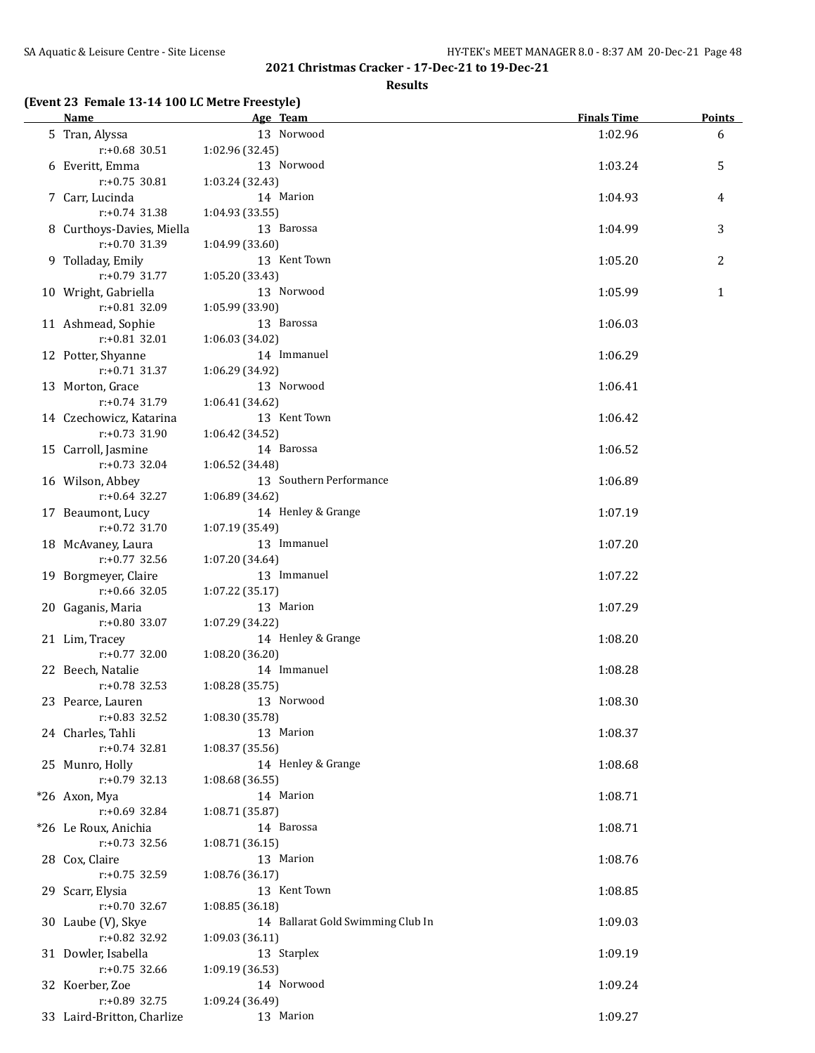**2021 Christmas Cracker - 17-Dec-21 to 19-Dec-21**

**Results**

### (Event 23 Female 13-14 100 LC Metre Freestyle)

| | Name | Age | Team | Finals Time | Points |
|---|---|---|---|---|---|
| 5 | Tran, Alyssa | 13 | Norwood | 1:02.96 | 6 |
| | r:+0.68 30.51 | 1:02.96 (32.45) | | | |
| 6 | Everitt, Emma | 13 | Norwood | 1:03.24 | 5 |
| | r:+0.75 30.81 | 1:03.24 (32.43) | | | |
| 7 | Carr, Lucinda | 14 | Marion | 1:04.93 | 4 |
| | r:+0.74 31.38 | 1:04.93 (33.55) | | | |
| 8 | Curthoys-Davies, Miella | 13 | Barossa | 1:04.99 | 3 |
| | r:+0.70 31.39 | 1:04.99 (33.60) | | | |
| 9 | Tolladay, Emily | 13 | Kent Town | 1:05.20 | 2 |
| | r:+0.79 31.77 | 1:05.20 (33.43) | | | |
| 10 | Wright, Gabriella | 13 | Norwood | 1:05.99 | 1 |
| | r:+0.81 32.09 | 1:05.99 (33.90) | | | |
| 11 | Ashmead, Sophie | 13 | Barossa | 1:06.03 | |
| | r:+0.81 32.01 | 1:06.03 (34.02) | | | |
| 12 | Potter, Shyanne | 14 | Immanuel | 1:06.29 | |
| | r:+0.71 31.37 | 1:06.29 (34.92) | | | |
| 13 | Morton, Grace | 13 | Norwood | 1:06.41 | |
| | r:+0.74 31.79 | 1:06.41 (34.62) | | | |
| 14 | Czechowicz, Katarina | 13 | Kent Town | 1:06.42 | |
| | r:+0.73 31.90 | 1:06.42 (34.52) | | | |
| 15 | Carroll, Jasmine | 14 | Barossa | 1:06.52 | |
| | r:+0.73 32.04 | 1:06.52 (34.48) | | | |
| 16 | Wilson, Abbey | 13 | Southern Performance | 1:06.89 | |
| | r:+0.64 32.27 | 1:06.89 (34.62) | | | |
| 17 | Beaumont, Lucy | 14 | Henley & Grange | 1:07.19 | |
| | r:+0.72 31.70 | 1:07.19 (35.49) | | | |
| 18 | McAvaney, Laura | 13 | Immanuel | 1:07.20 | |
| | r:+0.77 32.56 | 1:07.20 (34.64) | | | |
| 19 | Borgmeyer, Claire | 13 | Immanuel | 1:07.22 | |
| | r:+0.66 32.05 | 1:07.22 (35.17) | | | |
| 20 | Gaganis, Maria | 13 | Marion | 1:07.29 | |
| | r:+0.80 33.07 | 1:07.29 (34.22) | | | |
| 21 | Lim, Tracey | 14 | Henley & Grange | 1:08.20 | |
| | r:+0.77 32.00 | 1:08.20 (36.20) | | | |
| 22 | Beech, Natalie | 14 | Immanuel | 1:08.28 | |
| | r:+0.78 32.53 | 1:08.28 (35.75) | | | |
| 23 | Pearce, Lauren | 13 | Norwood | 1:08.30 | |
| | r:+0.83 32.52 | 1:08.30 (35.78) | | | |
| 24 | Charles, Tahli | 13 | Marion | 1:08.37 | |
| | r:+0.74 32.81 | 1:08.37 (35.56) | | | |
| 25 | Munro, Holly | 14 | Henley & Grange | 1:08.68 | |
| | r:+0.79 32.13 | 1:08.68 (36.55) | | | |
| *26 | Axon, Mya | 14 | Marion | 1:08.71 | |
| | r:+0.69 32.84 | 1:08.71 (35.87) | | | |
| *26 | Le Roux, Anichia | 14 | Barossa | 1:08.71 | |
| | r:+0.73 32.56 | 1:08.71 (36.15) | | | |
| 28 | Cox, Claire | 13 | Marion | 1:08.76 | |
| | r:+0.75 32.59 | 1:08.76 (36.17) | | | |
| 29 | Scarr, Elysia | 13 | Kent Town | 1:08.85 | |
| | r:+0.70 32.67 | 1:08.85 (36.18) | | | |
| 30 | Laube (V), Skye | 14 | Ballarat Gold Swimming Club In | 1:09.03 | |
| | r:+0.82 32.92 | 1:09.03 (36.11) | | | |
| 31 | Dowler, Isabella | 13 | Starplex | 1:09.19 | |
| | r:+0.75 32.66 | 1:09.19 (36.53) | | | |
| 32 | Koerber, Zoe | 14 | Norwood | 1:09.24 | |
| | r:+0.89 32.75 | 1:09.24 (36.49) | | | |
| 33 | Laird-Britton, Charlize | 13 | Marion | 1:09.27 | |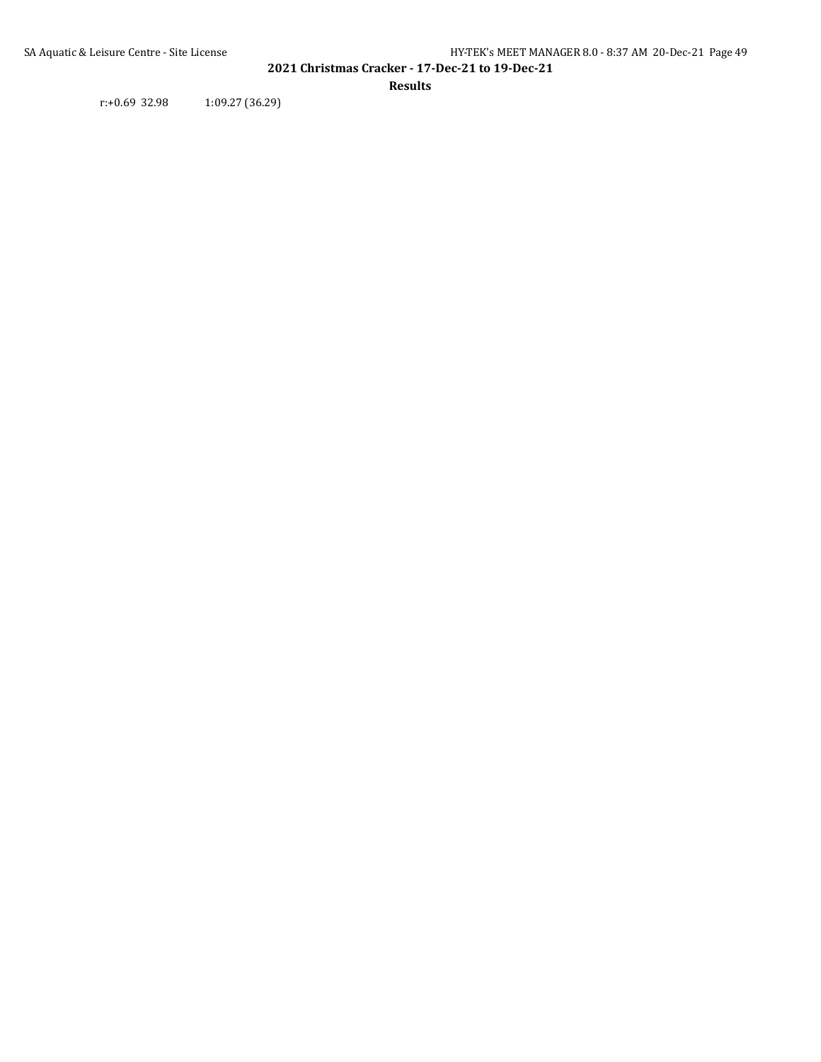r:+0.69 32.98 1:09.27 (36.29)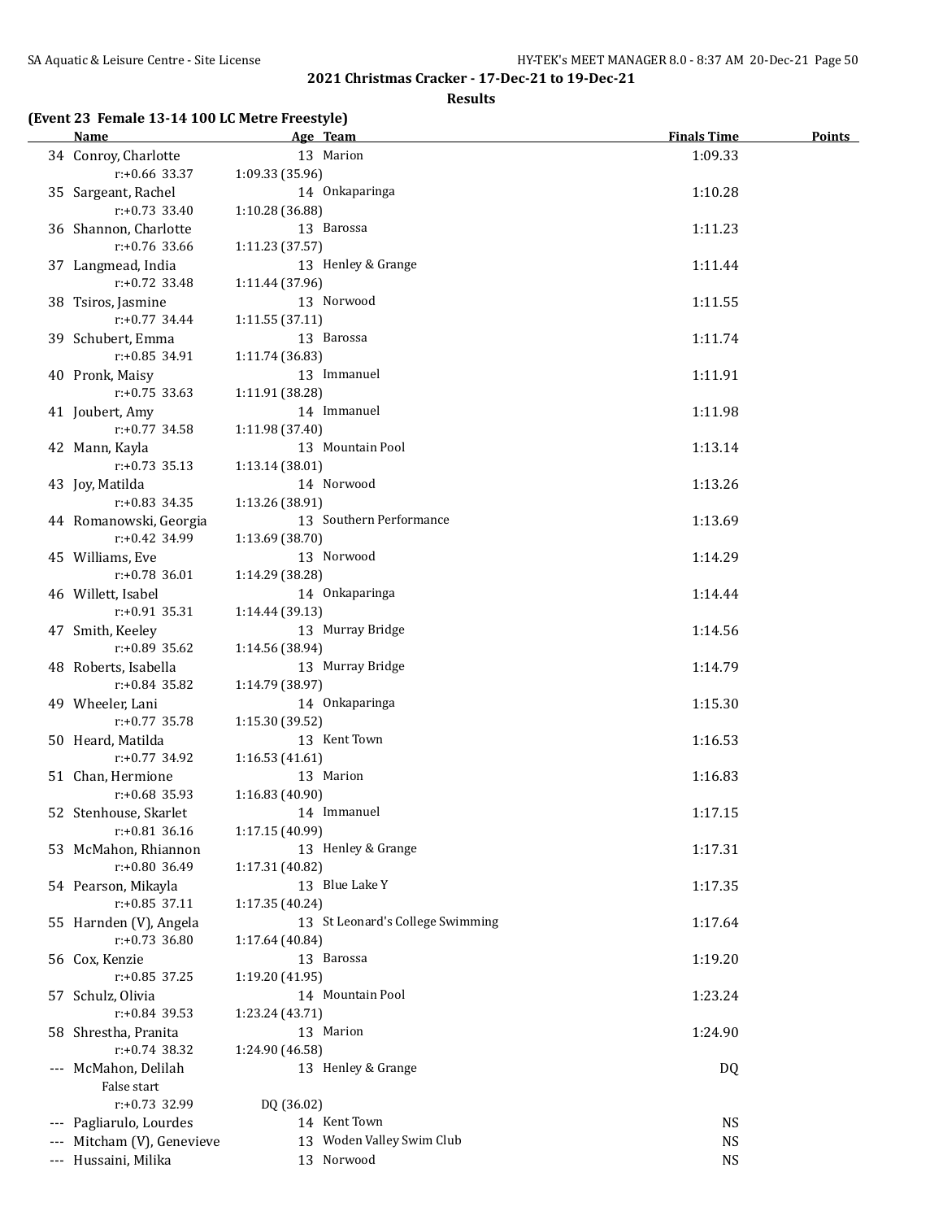## 2021 Christmas Cracker - 17-Dec-21 to 19-Dec-21

### Results

**(Event 23 Female 13-14 100 LC Metre Freestyle)**

| | Name | Age | Team | Finals Time | Points |
|---|---|---|---|---|---|
| 34 | Conroy, Charlotte | 13 | Marion | 1:09.33 | |
| | r:+0.66 33.37 | 1:09.33 (35.96) | | | |
| 35 | Sargeant, Rachel | 14 | Onkaparinga | 1:10.28 | |
| | r:+0.73 33.40 | 1:10.28 (36.88) | | | |
| 36 | Shannon, Charlotte | 13 | Barossa | 1:11.23 | |
| | r:+0.76 33.66 | 1:11.23 (37.57) | | | |
| 37 | Langmead, India | 13 | Henley & Grange | 1:11.44 | |
| | r:+0.72 33.48 | 1:11.44 (37.96) | | | |
| 38 | Tsiros, Jasmine | 13 | Norwood | 1:11.55 | |
| | r:+0.77 34.44 | 1:11.55 (37.11) | | | |
| 39 | Schubert, Emma | 13 | Barossa | 1:11.74 | |
| | r:+0.85 34.91 | 1:11.74 (36.83) | | | |
| 40 | Pronk, Maisy | 13 | Immanuel | 1:11.91 | |
| | r:+0.75 33.63 | 1:11.91 (38.28) | | | |
| 41 | Joubert, Amy | 14 | Immanuel | 1:11.98 | |
| | r:+0.77 34.58 | 1:11.98 (37.40) | | | |
| 42 | Mann, Kayla | 13 | Mountain Pool | 1:13.14 | |
| | r:+0.73 35.13 | 1:13.14 (38.01) | | | |
| 43 | Joy, Matilda | 14 | Norwood | 1:13.26 | |
| | r:+0.83 34.35 | 1:13.26 (38.91) | | | |
| 44 | Romanowski, Georgia | 13 | Southern Performance | 1:13.69 | |
| | r:+0.42 34.99 | 1:13.69 (38.70) | | | |
| 45 | Williams, Eve | 13 | Norwood | 1:14.29 | |
| | r:+0.78 36.01 | 1:14.29 (38.28) | | | |
| 46 | Willett, Isabel | 14 | Onkaparinga | 1:14.44 | |
| | r:+0.91 35.31 | 1:14.44 (39.13) | | | |
| 47 | Smith, Keeley | 13 | Murray Bridge | 1:14.56 | |
| | r:+0.89 35.62 | 1:14.56 (38.94) | | | |
| 48 | Roberts, Isabella | 13 | Murray Bridge | 1:14.79 | |
| | r:+0.84 35.82 | 1:14.79 (38.97) | | | |
| 49 | Wheeler, Lani | 14 | Onkaparinga | 1:15.30 | |
| | r:+0.77 35.78 | 1:15.30 (39.52) | | | |
| 50 | Heard, Matilda | 13 | Kent Town | 1:16.53 | |
| | r:+0.77 34.92 | 1:16.53 (41.61) | | | |
| 51 | Chan, Hermione | 13 | Marion | 1:16.83 | |
| | r:+0.68 35.93 | 1:16.83 (40.90) | | | |
| 52 | Stenhouse, Skarlet | 14 | Immanuel | 1:17.15 | |
| | r:+0.81 36.16 | 1:17.15 (40.99) | | | |
| 53 | McMahon, Rhiannon | 13 | Henley & Grange | 1:17.31 | |
| | r:+0.80 36.49 | 1:17.31 (40.82) | | | |
| 54 | Pearson, Mikayla | 13 | Blue Lake Y | 1:17.35 | |
| | r:+0.85 37.11 | 1:17.35 (40.24) | | | |
| 55 | Harnden (V), Angela | 13 | St Leonard's College Swimming | 1:17.64 | |
| | r:+0.73 36.80 | 1:17.64 (40.84) | | | |
| 56 | Cox, Kenzie | 13 | Barossa | 1:19.20 | |
| | r:+0.85 37.25 | 1:19.20 (41.95) | | | |
| 57 | Schulz, Olivia | 14 | Mountain Pool | 1:23.24 | |
| | r:+0.84 39.53 | 1:23.24 (43.71) | | | |
| 58 | Shrestha, Pranita | 13 | Marion | 1:24.90 | |
| | r:+0.74 38.32 | 1:24.90 (46.58) | | | |
| --- | McMahon, Delilah | 13 | Henley & Grange | DQ | |
| | False start | | | | |
| | r:+0.73 32.99 | DQ (36.02) | | | |
| --- | Pagliarulo, Lourdes | 14 | Kent Town | NS | |
| --- | Mitcham (V), Genevieve | 13 | Woden Valley Swim Club | NS | |
| --- | Hussaini, Milika | 13 | Norwood | NS | |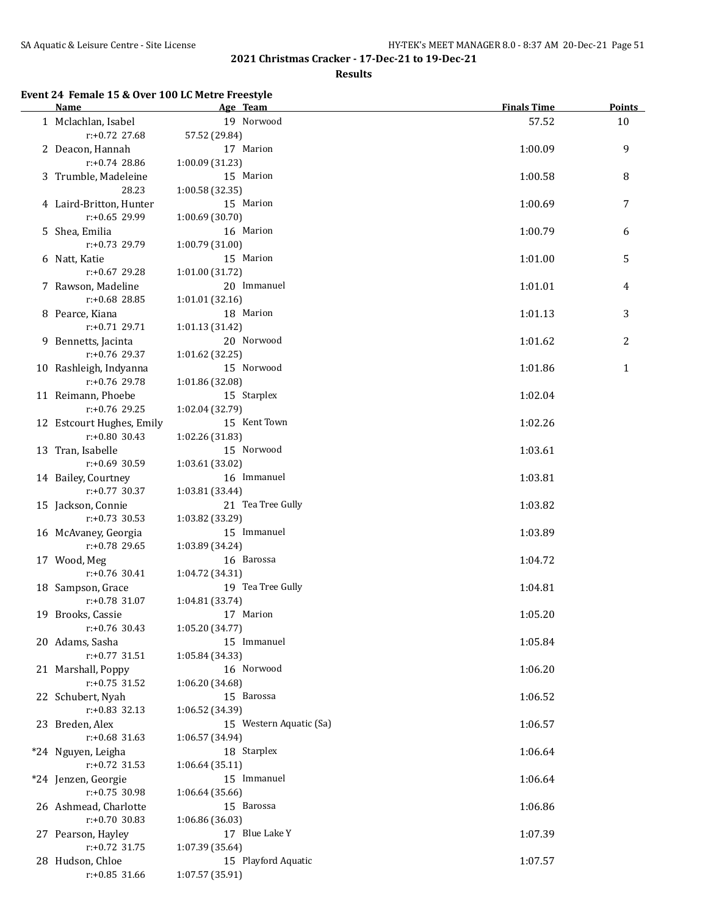**2021 Christmas Cracker - 17-Dec-21 to 19-Dec-21**

**Results**

### Event 24 Female 15 & Over 100 LC Metre Freestyle

| | Name | Age | Team | Finals Time | Points |
|---|---|---|---|---|---|
| 1 | Mclachlan, Isabel | 19 | Norwood | 57.52 | 10 |
| | r:+0.72 27.68 | 57.52 (29.84) | | | |
| 2 | Deacon, Hannah | 17 | Marion | 1:00.09 | 9 |
| | r:+0.74 28.86 | 1:00.09 (31.23) | | | |
| 3 | Trumble, Madeleine | 15 | Marion | 1:00.58 | 8 |
| | 28.23 | 1:00.58 (32.35) | | | |
| 4 | Laird-Britton, Hunter | 15 | Marion | 1:00.69 | 7 |
| | r:+0.65 29.99 | 1:00.69 (30.70) | | | |
| 5 | Shea, Emilia | 16 | Marion | 1:00.79 | 6 |
| | r:+0.73 29.79 | 1:00.79 (31.00) | | | |
| 6 | Natt, Katie | 15 | Marion | 1:01.00 | 5 |
| | r:+0.67 29.28 | 1:01.00 (31.72) | | | |
| 7 | Rawson, Madeline | 20 | Immanuel | 1:01.01 | 4 |
| | r:+0.68 28.85 | 1:01.01 (32.16) | | | |
| 8 | Pearce, Kiana | 18 | Marion | 1:01.13 | 3 |
| | r:+0.71 29.71 | 1:01.13 (31.42) | | | |
| 9 | Bennetts, Jacinta | 20 | Norwood | 1:01.62 | 2 |
| | r:+0.76 29.37 | 1:01.62 (32.25) | | | |
| 10 | Rashleigh, Indyanna | 15 | Norwood | 1:01.86 | 1 |
| | r:+0.76 29.78 | 1:01.86 (32.08) | | | |
| 11 | Reimann, Phoebe | 15 | Starplex | 1:02.04 | |
| | r:+0.76 29.25 | 1:02.04 (32.79) | | | |
| 12 | Estcourt Hughes, Emily | 15 | Kent Town | 1:02.26 | |
| | r:+0.80 30.43 | 1:02.26 (31.83) | | | |
| 13 | Tran, Isabelle | 15 | Norwood | 1:03.61 | |
| | r:+0.69 30.59 | 1:03.61 (33.02) | | | |
| 14 | Bailey, Courtney | 16 | Immanuel | 1:03.81 | |
| | r:+0.77 30.37 | 1:03.81 (33.44) | | | |
| 15 | Jackson, Connie | 21 | Tea Tree Gully | 1:03.82 | |
| | r:+0.73 30.53 | 1:03.82 (33.29) | | | |
| 16 | McAvaney, Georgia | 15 | Immanuel | 1:03.89 | |
| | r:+0.78 29.65 | 1:03.89 (34.24) | | | |
| 17 | Wood, Meg | 16 | Barossa | 1:04.72 | |
| | r:+0.76 30.41 | 1:04.72 (34.31) | | | |
| 18 | Sampson, Grace | 19 | Tea Tree Gully | 1:04.81 | |
| | r:+0.78 31.07 | 1:04.81 (33.74) | | | |
| 19 | Brooks, Cassie | 17 | Marion | 1:05.20 | |
| | r:+0.76 30.43 | 1:05.20 (34.77) | | | |
| 20 | Adams, Sasha | 15 | Immanuel | 1:05.84 | |
| | r:+0.77 31.51 | 1:05.84 (34.33) | | | |
| 21 | Marshall, Poppy | 16 | Norwood | 1:06.20 | |
| | r:+0.75 31.52 | 1:06.20 (34.68) | | | |
| 22 | Schubert, Nyah | 15 | Barossa | 1:06.52 | |
| | r:+0.83 32.13 | 1:06.52 (34.39) | | | |
| 23 | Breden, Alex | 15 | Western Aquatic (Sa) | 1:06.57 | |
| | r:+0.68 31.63 | 1:06.57 (34.94) | | | |
| *24 | Nguyen, Leigha | 18 | Starplex | 1:06.64 | |
| | r:+0.72 31.53 | 1:06.64 (35.11) | | | |
| *24 | Jenzen, Georgie | 15 | Immanuel | 1:06.64 | |
| | r:+0.75 30.98 | 1:06.64 (35.66) | | | |
| 26 | Ashmead, Charlotte | 15 | Barossa | 1:06.86 | |
| | r:+0.70 30.83 | 1:06.86 (36.03) | | | |
| 27 | Pearson, Hayley | 17 | Blue Lake Y | 1:07.39 | |
| | r:+0.72 31.75 | 1:07.39 (35.64) | | | |
| 28 | Hudson, Chloe | 15 | Playford Aquatic | 1:07.57 | |
| | r:+0.85 31.66 | 1:07.57 (35.91) | | | |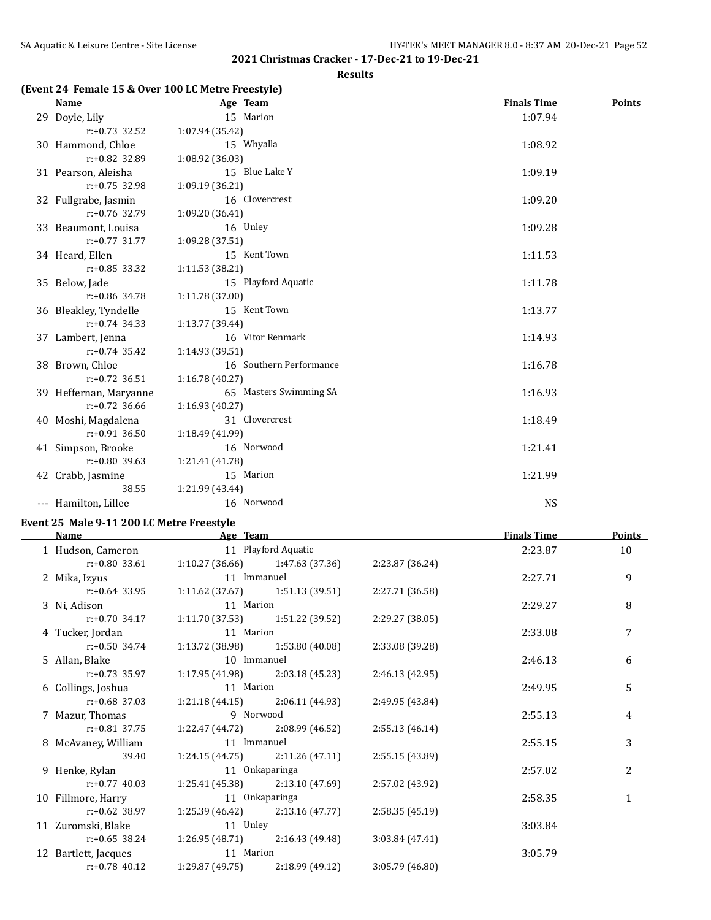## 2021 Christmas Cracker - 17-Dec-21 to 19-Dec-21

### Results

### (Event 24 Female 15 & Over 100 LC Metre Freestyle)

| | Name | Age | Team | Finals Time | Points |
|---|---|---|---|---|---|
| 29 | Doyle, Lily | 15 | Marion | 1:07.94 | |
| | r:+0.73 32.52 | 1:07.94 (35.42) | | | |
| 30 | Hammond, Chloe | 15 | Whyalla | 1:08.92 | |
| | r:+0.82 32.89 | 1:08.92 (36.03) | | | |
| 31 | Pearson, Aleisha | 15 | Blue Lake Y | 1:09.19 | |
| | r:+0.75 32.98 | 1:09.19 (36.21) | | | |
| 32 | Fullgrabe, Jasmin | 16 | Clovercrest | 1:09.20 | |
| | r:+0.76 32.79 | 1:09.20 (36.41) | | | |
| 33 | Beaumont, Louisa | 16 | Unley | 1:09.28 | |
| | r:+0.77 31.77 | 1:09.28 (37.51) | | | |
| 34 | Heard, Ellen | 15 | Kent Town | 1:11.53 | |
| | r:+0.85 33.32 | 1:11.53 (38.21) | | | |
| 35 | Below, Jade | 15 | Playford Aquatic | 1:11.78 | |
| | r:+0.86 34.78 | 1:11.78 (37.00) | | | |
| 36 | Bleakley, Tyndelle | 15 | Kent Town | 1:13.77 | |
| | r:+0.74 34.33 | 1:13.77 (39.44) | | | |
| 37 | Lambert, Jenna | 16 | Vitor Renmark | 1:14.93 | |
| | r:+0.74 35.42 | 1:14.93 (39.51) | | | |
| 38 | Brown, Chloe | 16 | Southern Performance | 1:16.78 | |
| | r:+0.72 36.51 | 1:16.78 (40.27) | | | |
| 39 | Heffernan, Maryanne | 65 | Masters Swimming SA | 1:16.93 | |
| | r:+0.72 36.66 | 1:16.93 (40.27) | | | |
| 40 | Moshi, Magdalena | 31 | Clovercrest | 1:18.49 | |
| | r:+0.91 36.50 | 1:18.49 (41.99) | | | |
| 41 | Simpson, Brooke | 16 | Norwood | 1:21.41 | |
| | r:+0.80 39.63 | 1:21.41 (41.78) | | | |
| 42 | Crabb, Jasmine | 15 | Marion | 1:21.99 | |
| | 38.55 | 1:21.99 (43.44) | | | |
| --- | Hamilton, Lillee | 16 | Norwood | NS | |

### Event 25 Male 9-11 200 LC Metre Freestyle

| | Name | Age | Team | | | Finals Time | Points |
|---|---|---|---|---|---|---|---|
| 1 | Hudson, Cameron | 11 | Playford Aquatic | | | 2:23.87 | 10 |
| | r:+0.80 33.61 | 1:10.27 (36.66) | 1:47.63 (37.36) | 2:23.87 (36.24) | | | |
| 2 | Mika, Izyus | 11 | Immanuel | | | 2:27.71 | 9 |
| | r:+0.64 33.95 | 1:11.62 (37.67) | 1:51.13 (39.51) | 2:27.71 (36.58) | | | |
| 3 | Ni, Adison | 11 | Marion | | | 2:29.27 | 8 |
| | r:+0.70 34.17 | 1:11.70 (37.53) | 1:51.22 (39.52) | 2:29.27 (38.05) | | | |
| 4 | Tucker, Jordan | 11 | Marion | | | 2:33.08 | 7 |
| | r:+0.50 34.74 | 1:13.72 (38.98) | 1:53.80 (40.08) | 2:33.08 (39.28) | | | |
| 5 | Allan, Blake | 10 | Immanuel | | | 2:46.13 | 6 |
| | r:+0.73 35.97 | 1:17.95 (41.98) | 2:03.18 (45.23) | 2:46.13 (42.95) | | | |
| 6 | Collings, Joshua | 11 | Marion | | | 2:49.95 | 5 |
| | r:+0.68 37.03 | 1:21.18 (44.15) | 2:06.11 (44.93) | 2:49.95 (43.84) | | | |
| 7 | Mazur, Thomas | 9 | Norwood | | | 2:55.13 | 4 |
| | r:+0.81 37.75 | 1:22.47 (44.72) | 2:08.99 (46.52) | 2:55.13 (46.14) | | | |
| 8 | McAvaney, William | 11 | Immanuel | | | 2:55.15 | 3 |
| | 39.40 | 1:24.15 (44.75) | 2:11.26 (47.11) | 2:55.15 (43.89) | | | |
| 9 | Henke, Rylan | 11 | Onkaparinga | | | 2:57.02 | 2 |
| | r:+0.77 40.03 | 1:25.41 (45.38) | 2:13.10 (47.69) | 2:57.02 (43.92) | | | |
| 10 | Fillmore, Harry | 11 | Onkaparinga | | | 2:58.35 | 1 |
| | r:+0.62 38.97 | 1:25.39 (46.42) | 2:13.16 (47.77) | 2:58.35 (45.19) | | | |
| 11 | Zuromski, Blake | 11 | Unley | | | 3:03.84 | |
| | r:+0.65 38.24 | 1:26.95 (48.71) | 2:16.43 (49.48) | 3:03.84 (47.41) | | | |
| 12 | Bartlett, Jacques | 11 | Marion | | | 3:05.79 | |
| | r:+0.78 40.12 | 1:29.87 (49.75) | 2:18.99 (49.12) | 3:05.79 (46.80) | | | |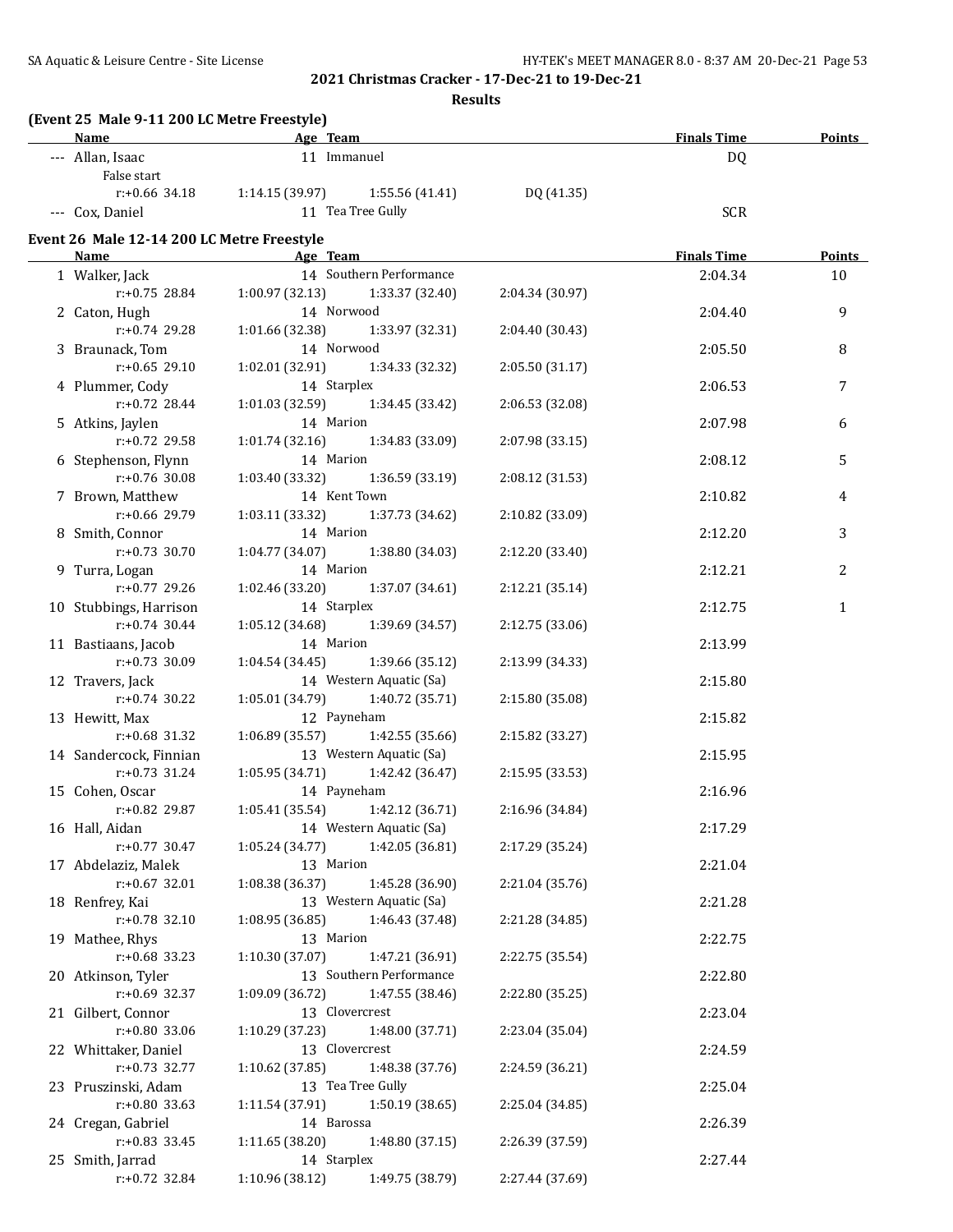## 2021 Christmas Cracker - 17-Dec-21 to 19-Dec-21

### Results

**(Event 25 Male 9-11 200 LC Metre Freestyle)**

| | Name | Age | Team | Finals Time | Points |
|---|---|---|---|---|---|
| --- | Allan, Isaac | 11 | Immanuel | DQ | |
| | False start | | | | |
| | r:+0.66 34.18 | 1:14.15 (39.97) | 1:55.56 (41.41) | DQ (41.35) | |
| --- | Cox, Daniel | 11 | Tea Tree Gully | SCR | |

**Event 26 Male 12-14 200 LC Metre Freestyle**

| | Name | Age | Team | Finals Time | Points |
|---|---|---|---|---|---|
| 1 | Walker, Jack | 14 | Southern Performance | 2:04.34 | 10 |
| | r:+0.75 28.84 | 1:00.97 (32.13) | 1:33.37 (32.40) | 2:04.34 (30.97) | |
| 2 | Caton, Hugh | 14 | Norwood | 2:04.40 | 9 |
| | r:+0.74 29.28 | 1:01.66 (32.38) | 1:33.97 (32.31) | 2:04.40 (30.43) | |
| 3 | Braunack, Tom | 14 | Norwood | 2:05.50 | 8 |
| | r:+0.65 29.10 | 1:02.01 (32.91) | 1:34.33 (32.32) | 2:05.50 (31.17) | |
| 4 | Plummer, Cody | 14 | Starplex | 2:06.53 | 7 |
| | r:+0.72 28.44 | 1:01.03 (32.59) | 1:34.45 (33.42) | 2:06.53 (32.08) | |
| 5 | Atkins, Jaylen | 14 | Marion | 2:07.98 | 6 |
| | r:+0.72 29.58 | 1:01.74 (32.16) | 1:34.83 (33.09) | 2:07.98 (33.15) | |
| 6 | Stephenson, Flynn | 14 | Marion | 2:08.12 | 5 |
| | r:+0.76 30.08 | 1:03.40 (33.32) | 1:36.59 (33.19) | 2:08.12 (31.53) | |
| 7 | Brown, Matthew | 14 | Kent Town | 2:10.82 | 4 |
| | r:+0.66 29.79 | 1:03.11 (33.32) | 1:37.73 (34.62) | 2:10.82 (33.09) | |
| 8 | Smith, Connor | 14 | Marion | 2:12.20 | 3 |
| | r:+0.73 30.70 | 1:04.77 (34.07) | 1:38.80 (34.03) | 2:12.20 (33.40) | |
| 9 | Turra, Logan | 14 | Marion | 2:12.21 | 2 |
| | r:+0.77 29.26 | 1:02.46 (33.20) | 1:37.07 (34.61) | 2:12.21 (35.14) | |
| 10 | Stubbings, Harrison | 14 | Starplex | 2:12.75 | 1 |
| | r:+0.74 30.44 | 1:05.12 (34.68) | 1:39.69 (34.57) | 2:12.75 (33.06) | |
| 11 | Bastiaans, Jacob | 14 | Marion | 2:13.99 | |
| | r:+0.73 30.09 | 1:04.54 (34.45) | 1:39.66 (35.12) | 2:13.99 (34.33) | |
| 12 | Travers, Jack | 14 | Western Aquatic (Sa) | 2:15.80 | |
| | r:+0.74 30.22 | 1:05.01 (34.79) | 1:40.72 (35.71) | 2:15.80 (35.08) | |
| 13 | Hewitt, Max | 12 | Payneham | 2:15.82 | |
| | r:+0.68 31.32 | 1:06.89 (35.57) | 1:42.55 (35.66) | 2:15.82 (33.27) | |
| 14 | Sandercock, Finnian | 13 | Western Aquatic (Sa) | 2:15.95 | |
| | r:+0.73 31.24 | 1:05.95 (34.71) | 1:42.42 (36.47) | 2:15.95 (33.53) | |
| 15 | Cohen, Oscar | 14 | Payneham | 2:16.96 | |
| | r:+0.82 29.87 | 1:05.41 (35.54) | 1:42.12 (36.71) | 2:16.96 (34.84) | |
| 16 | Hall, Aidan | 14 | Western Aquatic (Sa) | 2:17.29 | |
| | r:+0.77 30.47 | 1:05.24 (34.77) | 1:42.05 (36.81) | 2:17.29 (35.24) | |
| 17 | Abdelaziz, Malek | 13 | Marion | 2:21.04 | |
| | r:+0.67 32.01 | 1:08.38 (36.37) | 1:45.28 (36.90) | 2:21.04 (35.76) | |
| 18 | Renfrey, Kai | 13 | Western Aquatic (Sa) | 2:21.28 | |
| | r:+0.78 32.10 | 1:08.95 (36.85) | 1:46.43 (37.48) | 2:21.28 (34.85) | |
| 19 | Mathee, Rhys | 13 | Marion | 2:22.75 | |
| | r:+0.68 33.23 | 1:10.30 (37.07) | 1:47.21 (36.91) | 2:22.75 (35.54) | |
| 20 | Atkinson, Tyler | 13 | Southern Performance | 2:22.80 | |
| | r:+0.69 32.37 | 1:09.09 (36.72) | 1:47.55 (38.46) | 2:22.80 (35.25) | |
| 21 | Gilbert, Connor | 13 | Clovercrest | 2:23.04 | |
| | r:+0.80 33.06 | 1:10.29 (37.23) | 1:48.00 (37.71) | 2:23.04 (35.04) | |
| 22 | Whittaker, Daniel | 13 | Clovercrest | 2:24.59 | |
| | r:+0.73 32.77 | 1:10.62 (37.85) | 1:48.38 (37.76) | 2:24.59 (36.21) | |
| 23 | Pruszinski, Adam | 13 | Tea Tree Gully | 2:25.04 | |
| | r:+0.80 33.63 | 1:11.54 (37.91) | 1:50.19 (38.65) | 2:25.04 (34.85) | |
| 24 | Cregan, Gabriel | 14 | Barossa | 2:26.39 | |
| | r:+0.83 33.45 | 1:11.65 (38.20) | 1:48.80 (37.15) | 2:26.39 (37.59) | |
| 25 | Smith, Jarrad | 14 | Starplex | 2:27.44 | |
| | r:+0.72 32.84 | 1:10.96 (38.12) | 1:49.75 (38.79) | 2:27.44 (37.69) | |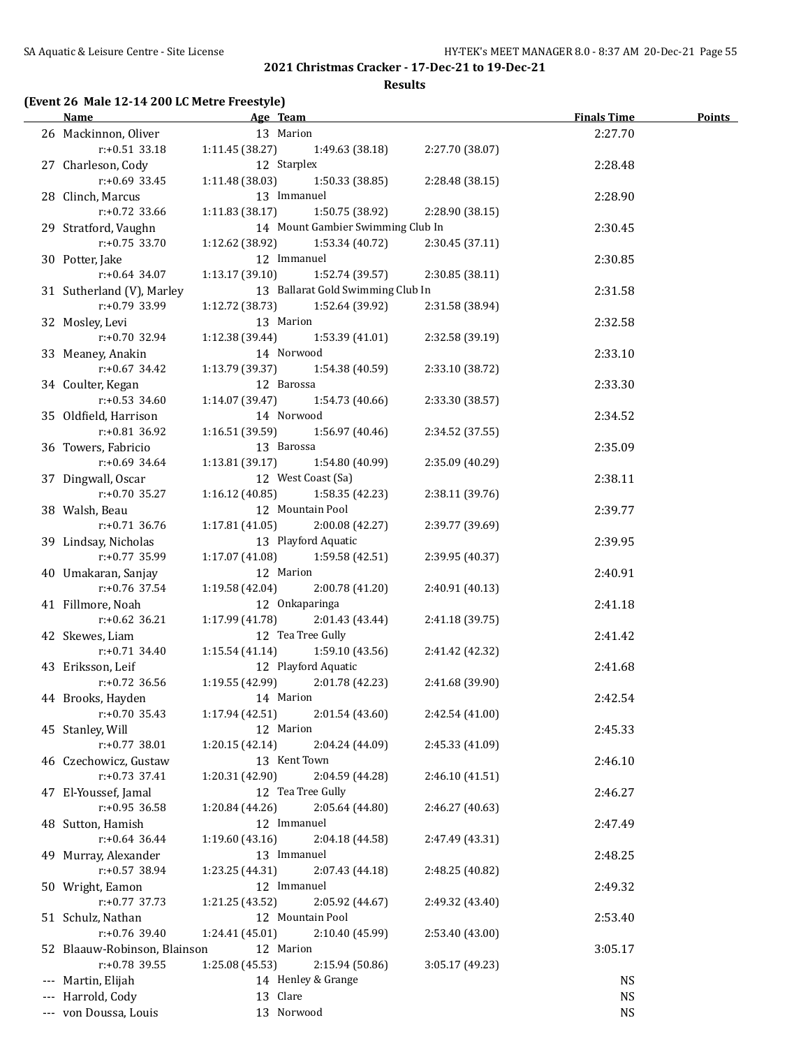## 2021 Christmas Cracker - 17-Dec-21 to 19-Dec-21

### Results

**(Event 26 Male 12-14 200 LC Metre Freestyle)**

| | Name | Age | Team | Finals Time | Points |
|---|---|---|---|---|---|
| 26 | Mackinnon, Oliver | 13 | Marion | 2:27.70 | |
| | r:+0.51 33.18 | 1:11.45 (38.27) | 1:49.63 (38.18) | 2:27.70 (38.07) | |
| 27 | Charleson, Cody | 12 | Starplex | 2:28.48 | |
| | r:+0.69 33.45 | 1:11.48 (38.03) | 1:50.33 (38.85) | 2:28.48 (38.15) | |
| 28 | Clinch, Marcus | 13 | Immanuel | 2:28.90 | |
| | r:+0.72 33.66 | 1:11.83 (38.17) | 1:50.75 (38.92) | 2:28.90 (38.15) | |
| 29 | Stratford, Vaughn | 14 | Mount Gambier Swimming Club In | 2:30.45 | |
| | r:+0.75 33.70 | 1:12.62 (38.92) | 1:53.34 (40.72) | 2:30.45 (37.11) | |
| 30 | Potter, Jake | 12 | Immanuel | 2:30.85 | |
| | r:+0.64 34.07 | 1:13.17 (39.10) | 1:52.74 (39.57) | 2:30.85 (38.11) | |
| 31 | Sutherland (V), Marley | 13 | Ballarat Gold Swimming Club In | 2:31.58 | |
| | r:+0.79 33.99 | 1:12.72 (38.73) | 1:52.64 (39.92) | 2:31.58 (38.94) | |
| 32 | Mosley, Levi | 13 | Marion | 2:32.58 | |
| | r:+0.70 32.94 | 1:12.38 (39.44) | 1:53.39 (41.01) | 2:32.58 (39.19) | |
| 33 | Meaney, Anakin | 14 | Norwood | 2:33.10 | |
| | r:+0.67 34.42 | 1:13.79 (39.37) | 1:54.38 (40.59) | 2:33.10 (38.72) | |
| 34 | Coulter, Kegan | 12 | Barossa | 2:33.30 | |
| | r:+0.53 34.60 | 1:14.07 (39.47) | 1:54.73 (40.66) | 2:33.30 (38.57) | |
| 35 | Oldfield, Harrison | 14 | Norwood | 2:34.52 | |
| | r:+0.81 36.92 | 1:16.51 (39.59) | 1:56.97 (40.46) | 2:34.52 (37.55) | |
| 36 | Towers, Fabricio | 13 | Barossa | 2:35.09 | |
| | r:+0.69 34.64 | 1:13.81 (39.17) | 1:54.80 (40.99) | 2:35.09 (40.29) | |
| 37 | Dingwall, Oscar | 12 | West Coast (Sa) | 2:38.11 | |
| | r:+0.70 35.27 | 1:16.12 (40.85) | 1:58.35 (42.23) | 2:38.11 (39.76) | |
| 38 | Walsh, Beau | 12 | Mountain Pool | 2:39.77 | |
| | r:+0.71 36.76 | 1:17.81 (41.05) | 2:00.08 (42.27) | 2:39.77 (39.69) | |
| 39 | Lindsay, Nicholas | 13 | Playford Aquatic | 2:39.95 | |
| | r:+0.77 35.99 | 1:17.07 (41.08) | 1:59.58 (42.51) | 2:39.95 (40.37) | |
| 40 | Umakaran, Sanjay | 12 | Marion | 2:40.91 | |
| | r:+0.76 37.54 | 1:19.58 (42.04) | 2:00.78 (41.20) | 2:40.91 (40.13) | |
| 41 | Fillmore, Noah | 12 | Onkaparinga | 2:41.18 | |
| | r:+0.62 36.21 | 1:17.99 (41.78) | 2:01.43 (43.44) | 2:41.18 (39.75) | |
| 42 | Skewes, Liam | 12 | Tea Tree Gully | 2:41.42 | |
| | r:+0.71 34.40 | 1:15.54 (41.14) | 1:59.10 (43.56) | 2:41.42 (42.32) | |
| 43 | Eriksson, Leif | 12 | Playford Aquatic | 2:41.68 | |
| | r:+0.72 36.56 | 1:19.55 (42.99) | 2:01.78 (42.23) | 2:41.68 (39.90) | |
| 44 | Brooks, Hayden | 14 | Marion | 2:42.54 | |
| | r:+0.70 35.43 | 1:17.94 (42.51) | 2:01.54 (43.60) | 2:42.54 (41.00) | |
| 45 | Stanley, Will | 12 | Marion | 2:45.33 | |
| | r:+0.77 38.01 | 1:20.15 (42.14) | 2:04.24 (44.09) | 2:45.33 (41.09) | |
| 46 | Czechowicz, Gustaw | 13 | Kent Town | 2:46.10 | |
| | r:+0.73 37.41 | 1:20.31 (42.90) | 2:04.59 (44.28) | 2:46.10 (41.51) | |
| 47 | El-Youssef, Jamal | 12 | Tea Tree Gully | 2:46.27 | |
| | r:+0.95 36.58 | 1:20.84 (44.26) | 2:05.64 (44.80) | 2:46.27 (40.63) | |
| 48 | Sutton, Hamish | 12 | Immanuel | 2:47.49 | |
| | r:+0.64 36.44 | 1:19.60 (43.16) | 2:04.18 (44.58) | 2:47.49 (43.31) | |
| 49 | Murray, Alexander | 13 | Immanuel | 2:48.25 | |
| | r:+0.57 38.94 | 1:23.25 (44.31) | 2:07.43 (44.18) | 2:48.25 (40.82) | |
| 50 | Wright, Eamon | 12 | Immanuel | 2:49.32 | |
| | r:+0.77 37.73 | 1:21.25 (43.52) | 2:05.92 (44.67) | 2:49.32 (43.40) | |
| 51 | Schulz, Nathan | 12 | Mountain Pool | 2:53.40 | |
| | r:+0.76 39.40 | 1:24.41 (45.01) | 2:10.40 (45.99) | 2:53.40 (43.00) | |
| 52 | Blaauw-Robinson, Blainson | 12 | Marion | 3:05.17 | |
| | r:+0.78 39.55 | 1:25.08 (45.53) | 2:15.94 (50.86) | 3:05.17 (49.23) | |
| --- | Martin, Elijah | 14 | Henley & Grange | NS | |
| --- | Harrold, Cody | 13 | Clare | NS | |
| --- | von Doussa, Louis | 13 | Norwood | NS | |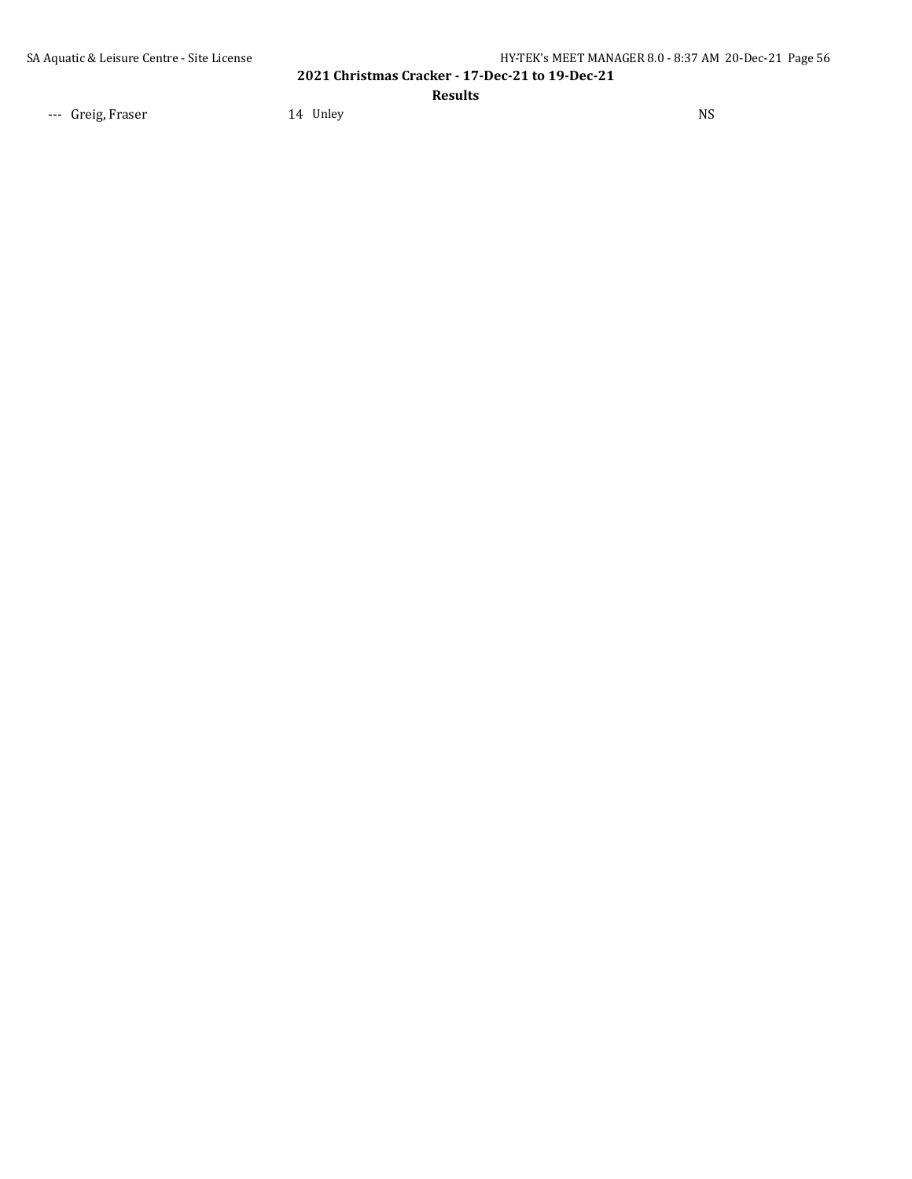| --- | Greig, Fraser | 14 | Unley | NS |
|---|---|---|---|---|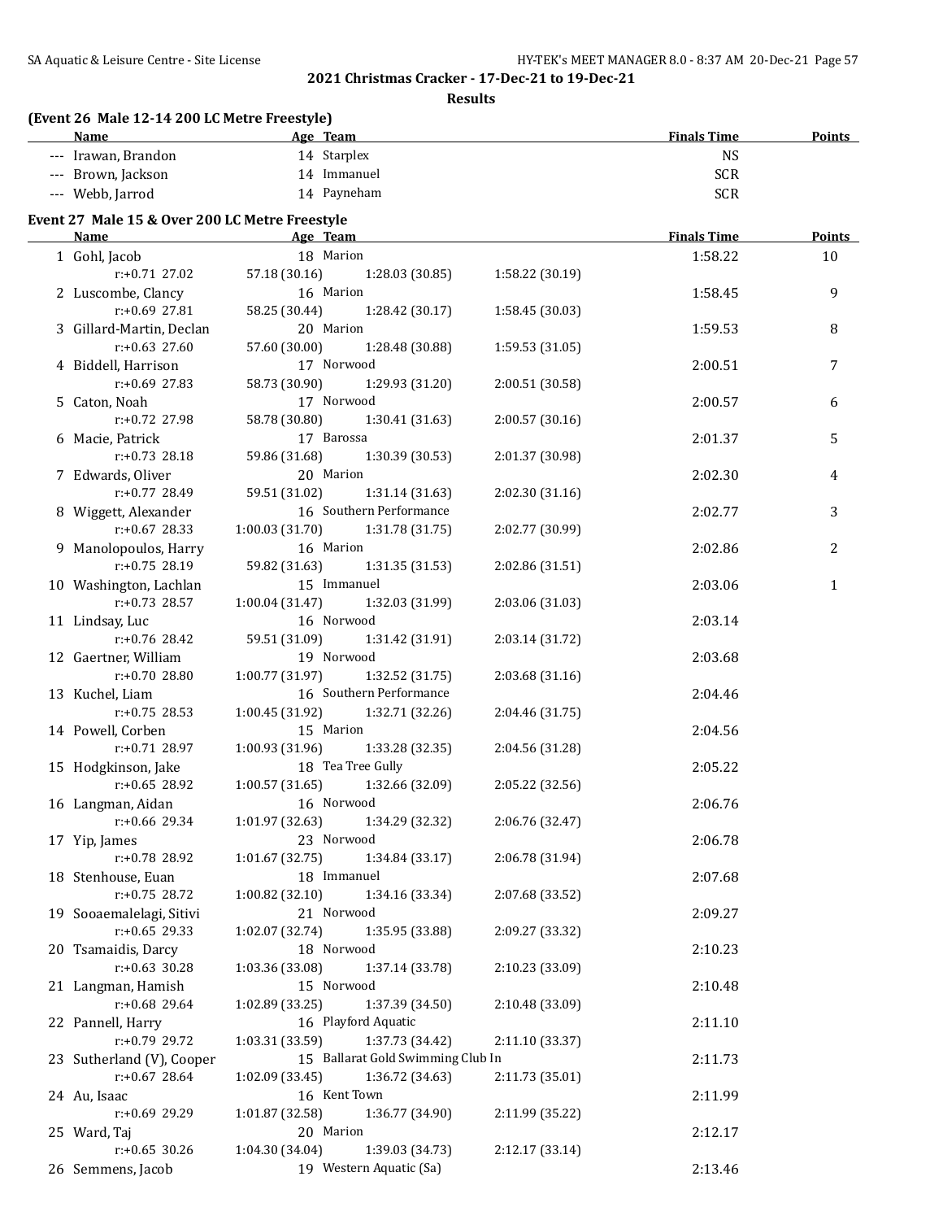## 2021 Christmas Cracker - 17-Dec-21 to 19-Dec-21

### Results

**(Event 26 Male 12-14 200 LC Metre Freestyle)**

| | Name | Age | Team | Finals Time | Points |
|---|---|---|---|---|---|
| --- | Irawan, Brandon | 14 | Starplex | NS | |
| --- | Brown, Jackson | 14 | Immanuel | SCR | |
| --- | Webb, Jarrod | 14 | Payneham | SCR | |

**Event 27 Male 15 & Over 200 LC Metre Freestyle**

| | Name | Age | Team | Finals Time | Points |
|---|---|---|---|---|---|
| 1 | Gohl, Jacob | 18 | Marion | 1:58.22 | 10 |
| | r:+0.71 27.02 | 57.18 (30.16) | 1:28.03 (30.85) | 1:58.22 (30.19) | |
| 2 | Luscombe, Clancy | 16 | Marion | 1:58.45 | 9 |
| | r:+0.69 27.81 | 58.25 (30.44) | 1:28.42 (30.17) | 1:58.45 (30.03) | |
| 3 | Gillard-Martin, Declan | 20 | Marion | 1:59.53 | 8 |
| | r:+0.63 27.60 | 57.60 (30.00) | 1:28.48 (30.88) | 1:59.53 (31.05) | |
| 4 | Biddell, Harrison | 17 | Norwood | 2:00.51 | 7 |
| | r:+0.69 27.83 | 58.73 (30.90) | 1:29.93 (31.20) | 2:00.51 (30.58) | |
| 5 | Caton, Noah | 17 | Norwood | 2:00.57 | 6 |
| | r:+0.72 27.98 | 58.78 (30.80) | 1:30.41 (31.63) | 2:00.57 (30.16) | |
| 6 | Macie, Patrick | 17 | Barossa | 2:01.37 | 5 |
| | r:+0.73 28.18 | 59.86 (31.68) | 1:30.39 (30.53) | 2:01.37 (30.98) | |
| 7 | Edwards, Oliver | 20 | Marion | 2:02.30 | 4 |
| | r:+0.77 28.49 | 59.51 (31.02) | 1:31.14 (31.63) | 2:02.30 (31.16) | |
| 8 | Wiggett, Alexander | 16 | Southern Performance | 2:02.77 | 3 |
| | r:+0.67 28.33 | 1:00.03 (31.70) | 1:31.78 (31.75) | 2:02.77 (30.99) | |
| 9 | Manolopoulos, Harry | 16 | Marion | 2:02.86 | 2 |
| | r:+0.75 28.19 | 59.82 (31.63) | 1:31.35 (31.53) | 2:02.86 (31.51) | |
| 10 | Washington, Lachlan | 15 | Immanuel | 2:03.06 | 1 |
| | r:+0.73 28.57 | 1:00.04 (31.47) | 1:32.03 (31.99) | 2:03.06 (31.03) | |
| 11 | Lindsay, Luc | 16 | Norwood | 2:03.14 | |
| | r:+0.76 28.42 | 59.51 (31.09) | 1:31.42 (31.91) | 2:03.14 (31.72) | |
| 12 | Gaertner, William | 19 | Norwood | 2:03.68 | |
| | r:+0.70 28.80 | 1:00.77 (31.97) | 1:32.52 (31.75) | 2:03.68 (31.16) | |
| 13 | Kuchel, Liam | 16 | Southern Performance | 2:04.46 | |
| | r:+0.75 28.53 | 1:00.45 (31.92) | 1:32.71 (32.26) | 2:04.46 (31.75) | |
| 14 | Powell, Corben | 15 | Marion | 2:04.56 | |
| | r:+0.71 28.97 | 1:00.93 (31.96) | 1:33.28 (32.35) | 2:04.56 (31.28) | |
| 15 | Hodgkinson, Jake | 18 | Tea Tree Gully | 2:05.22 | |
| | r:+0.65 28.92 | 1:00.57 (31.65) | 1:32.66 (32.09) | 2:05.22 (32.56) | |
| 16 | Langman, Aidan | 16 | Norwood | 2:06.76 | |
| | r:+0.66 29.34 | 1:01.97 (32.63) | 1:34.29 (32.32) | 2:06.76 (32.47) | |
| 17 | Yip, James | 23 | Norwood | 2:06.78 | |
| | r:+0.78 28.92 | 1:01.67 (32.75) | 1:34.84 (33.17) | 2:06.78 (31.94) | |
| 18 | Stenhouse, Euan | 18 | Immanuel | 2:07.68 | |
| | r:+0.75 28.72 | 1:00.82 (32.10) | 1:34.16 (33.34) | 2:07.68 (33.52) | |
| 19 | Sooaemalelagi, Sitivi | 21 | Norwood | 2:09.27 | |
| | r:+0.65 29.33 | 1:02.07 (32.74) | 1:35.95 (33.88) | 2:09.27 (33.32) | |
| 20 | Tsamaidis, Darcy | 18 | Norwood | 2:10.23 | |
| | r:+0.63 30.28 | 1:03.36 (33.08) | 1:37.14 (33.78) | 2:10.23 (33.09) | |
| 21 | Langman, Hamish | 15 | Norwood | 2:10.48 | |
| | r:+0.68 29.64 | 1:02.89 (33.25) | 1:37.39 (34.50) | 2:10.48 (33.09) | |
| 22 | Pannell, Harry | 16 | Playford Aquatic | 2:11.10 | |
| | r:+0.79 29.72 | 1:03.31 (33.59) | 1:37.73 (34.42) | 2:11.10 (33.37) | |
| 23 | Sutherland (V), Cooper | 15 | Ballarat Gold Swimming Club In | 2:11.73 | |
| | r:+0.67 28.64 | 1:02.09 (33.45) | 1:36.72 (34.63) | 2:11.73 (35.01) | |
| 24 | Au, Isaac | 16 | Kent Town | 2:11.99 | |
| | r:+0.69 29.29 | 1:01.87 (32.58) | 1:36.77 (34.90) | 2:11.99 (35.22) | |
| 25 | Ward, Taj | 20 | Marion | 2:12.17 | |
| | r:+0.65 30.26 | 1:04.30 (34.04) | 1:39.03 (34.73) | 2:12.17 (33.14) | |
| 26 | Semmens, Jacob | 19 | Western Aquatic (Sa) | 2:13.46 | |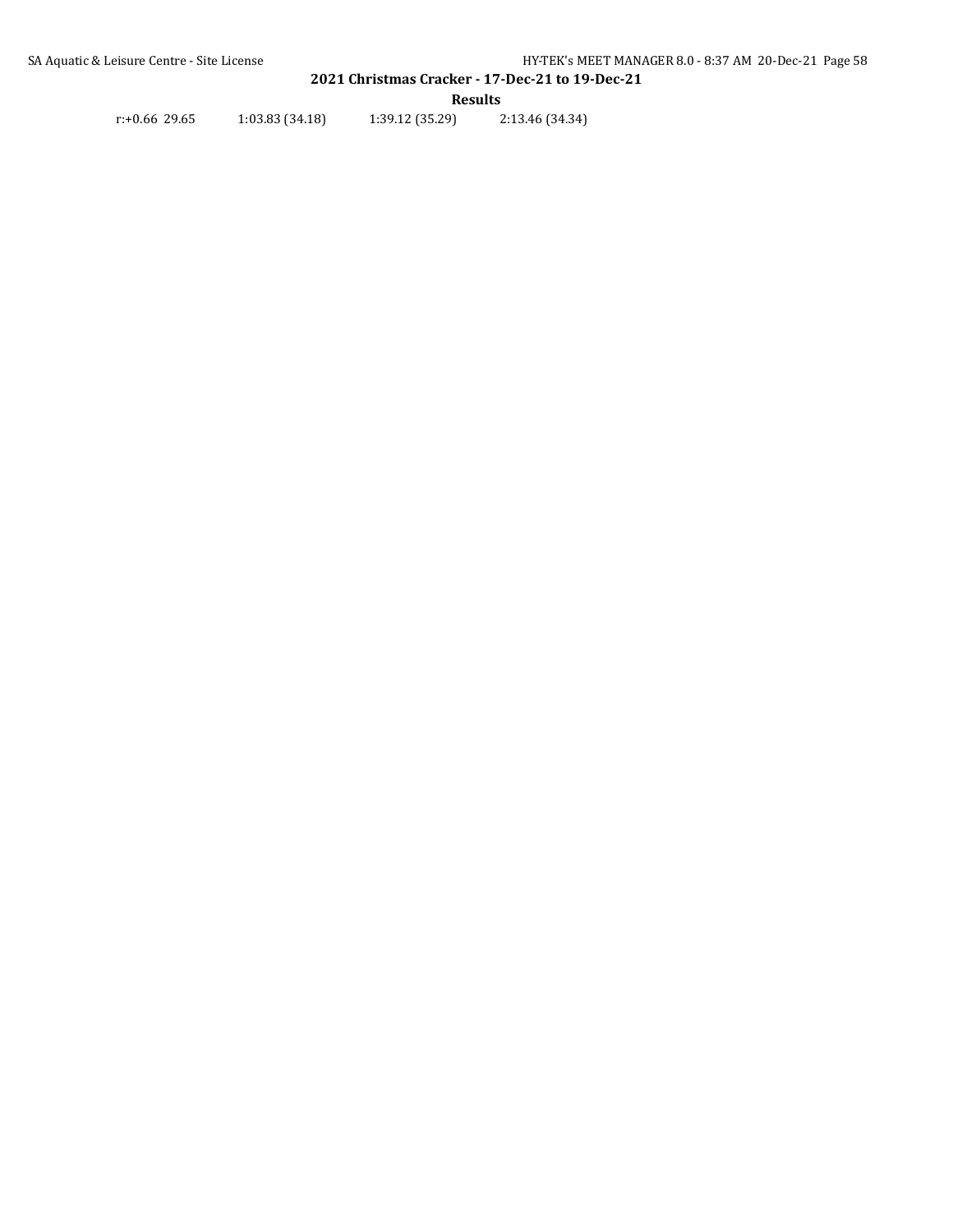r:+0.66 29.65 1:03.83 (34.18) 1:39.12 (35.29) 2:13.46 (34.34)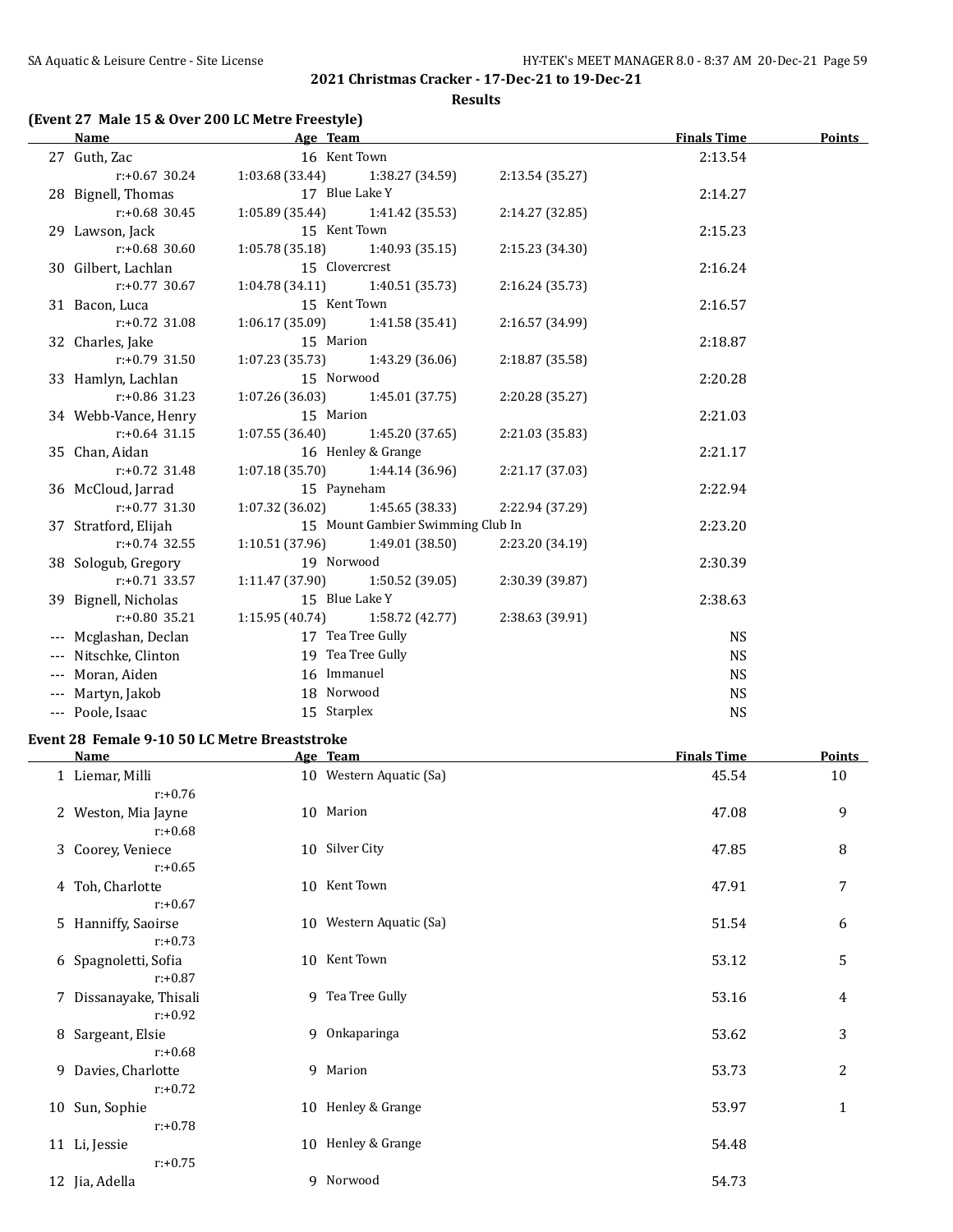## 2021 Christmas Cracker - 17-Dec-21 to 19-Dec-21

### Results

**(Event 27 Male 15 & Over 200 LC Metre Freestyle)**

| | Name | Age | Team | | Finals Time | Points |
|---|---|---|---|---|---|---|
| 27 | Guth, Zac | 16 | Kent Town | | 2:13.54 | |
| | r:+0.67 30.24 | 1:03.68 (33.44) | 1:38.27 (34.59) | 2:13.54 (35.27) | | |
| 28 | Bignell, Thomas | 17 | Blue Lake Y | | 2:14.27 | |
| | r:+0.68 30.45 | 1:05.89 (35.44) | 1:41.42 (35.53) | 2:14.27 (32.85) | | |
| 29 | Lawson, Jack | 15 | Kent Town | | 2:15.23 | |
| | r:+0.68 30.60 | 1:05.78 (35.18) | 1:40.93 (35.15) | 2:15.23 (34.30) | | |
| 30 | Gilbert, Lachlan | 15 | Clovercrest | | 2:16.24 | |
| | r:+0.77 30.67 | 1:04.78 (34.11) | 1:40.51 (35.73) | 2:16.24 (35.73) | | |
| 31 | Bacon, Luca | 15 | Kent Town | | 2:16.57 | |
| | r:+0.72 31.08 | 1:06.17 (35.09) | 1:41.58 (35.41) | 2:16.57 (34.99) | | |
| 32 | Charles, Jake | 15 | Marion | | 2:18.87 | |
| | r:+0.79 31.50 | 1:07.23 (35.73) | 1:43.29 (36.06) | 2:18.87 (35.58) | | |
| 33 | Hamlyn, Lachlan | 15 | Norwood | | 2:20.28 | |
| | r:+0.86 31.23 | 1:07.26 (36.03) | 1:45.01 (37.75) | 2:20.28 (35.27) | | |
| 34 | Webb-Vance, Henry | 15 | Marion | | 2:21.03 | |
| | r:+0.64 31.15 | 1:07.55 (36.40) | 1:45.20 (37.65) | 2:21.03 (35.83) | | |
| 35 | Chan, Aidan | 16 | Henley & Grange | | 2:21.17 | |
| | r:+0.72 31.48 | 1:07.18 (35.70) | 1:44.14 (36.96) | 2:21.17 (37.03) | | |
| 36 | McCloud, Jarrad | 15 | Payneham | | 2:22.94 | |
| | r:+0.77 31.30 | 1:07.32 (36.02) | 1:45.65 (38.33) | 2:22.94 (37.29) | | |
| 37 | Stratford, Elijah | 15 | Mount Gambier Swimming Club In | | 2:23.20 | |
| | r:+0.74 32.55 | 1:10.51 (37.96) | 1:49.01 (38.50) | 2:23.20 (34.19) | | |
| 38 | Sologub, Gregory | 19 | Norwood | | 2:30.39 | |
| | r:+0.71 33.57 | 1:11.47 (37.90) | 1:50.52 (39.05) | 2:30.39 (39.87) | | |
| 39 | Bignell, Nicholas | 15 | Blue Lake Y | | 2:38.63 | |
| | r:+0.80 35.21 | 1:15.95 (40.74) | 1:58.72 (42.77) | 2:38.63 (39.91) | | |
| --- | Mcglashan, Declan | 17 | Tea Tree Gully | | NS | |
| --- | Nitschke, Clinton | 19 | Tea Tree Gully | | NS | |
| --- | Moran, Aiden | 16 | Immanuel | | NS | |
| --- | Martyn, Jakob | 18 | Norwood | | NS | |
| --- | Poole, Isaac | 15 | Starplex | | NS | |

**Event 28 Female 9-10 50 LC Metre Breaststroke**

| | Name | Age | Team | Finals Time | Points |
|---|---|---|---|---|---|
| 1 | Liemar, Milli | 10 | Western Aquatic (Sa) | 45.54 | 10 |
| | r:+0.76 | | | | |
| 2 | Weston, Mia Jayne | 10 | Marion | 47.08 | 9 |
| | r:+0.68 | | | | |
| 3 | Coorey, Veniece | 10 | Silver City | 47.85 | 8 |
| | r:+0.65 | | | | |
| 4 | Toh, Charlotte | 10 | Kent Town | 47.91 | 7 |
| | r:+0.67 | | | | |
| 5 | Hanniffy, Saoirse | 10 | Western Aquatic (Sa) | 51.54 | 6 |
| | r:+0.73 | | | | |
| 6 | Spagnoletti, Sofia | 10 | Kent Town | 53.12 | 5 |
| | r:+0.87 | | | | |
| 7 | Dissanayake, Thisali | 9 | Tea Tree Gully | 53.16 | 4 |
| | r:+0.92 | | | | |
| 8 | Sargeant, Elsie | 9 | Onkaparinga | 53.62 | 3 |
| | r:+0.68 | | | | |
| 9 | Davies, Charlotte | 9 | Marion | 53.73 | 2 |
| | r:+0.72 | | | | |
| 10 | Sun, Sophie | 10 | Henley & Grange | 53.97 | 1 |
| | r:+0.78 | | | | |
| 11 | Li, Jessie | 10 | Henley & Grange | 54.48 | |
| | r:+0.75 | | | | |
| 12 | Jia, Adella | 9 | Norwood | 54.73 | |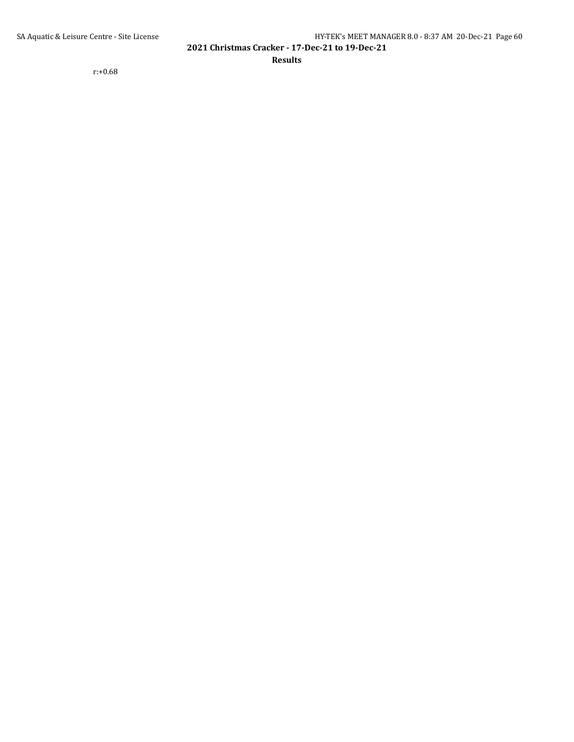r:+0.68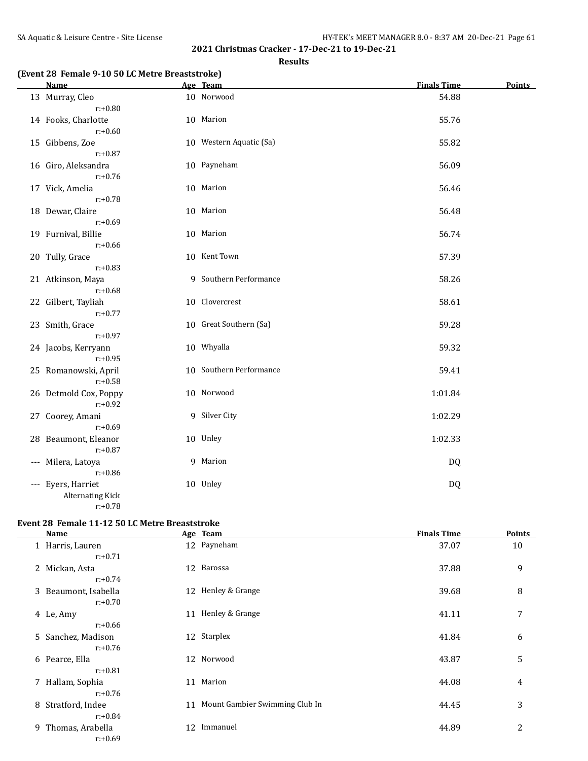## 2021 Christmas Cracker - 17-Dec-21 to 19-Dec-21

### Results

**(Event 28 Female 9-10 50 LC Metre Breaststroke)**

| | Name | Age | Team | Finals Time | Points |
|---|---|---|---|---|---|
| 13 | Murray, Cleo | 10 | Norwood | 54.88 | |
| | r:+0.80 | | | | |
| 14 | Fooks, Charlotte | 10 | Marion | 55.76 | |
| | r:+0.60 | | | | |
| 15 | Gibbens, Zoe | 10 | Western Aquatic (Sa) | 55.82 | |
| | r:+0.87 | | | | |
| 16 | Giro, Aleksandra | 10 | Payneham | 56.09 | |
| | r:+0.76 | | | | |
| 17 | Vick, Amelia | 10 | Marion | 56.46 | |
| | r:+0.78 | | | | |
| 18 | Dewar, Claire | 10 | Marion | 56.48 | |
| | r:+0.69 | | | | |
| 19 | Furnival, Billie | 10 | Marion | 56.74 | |
| | r:+0.66 | | | | |
| 20 | Tully, Grace | 10 | Kent Town | 57.39 | |
| | r:+0.83 | | | | |
| 21 | Atkinson, Maya | 9 | Southern Performance | 58.26 | |
| | r:+0.68 | | | | |
| 22 | Gilbert, Tayliah | 10 | Clovercrest | 58.61 | |
| | r:+0.77 | | | | |
| 23 | Smith, Grace | 10 | Great Southern (Sa) | 59.28 | |
| | r:+0.97 | | | | |
| 24 | Jacobs, Kerryann | 10 | Whyalla | 59.32 | |
| | r:+0.95 | | | | |
| 25 | Romanowski, April | 10 | Southern Performance | 59.41 | |
| | r:+0.58 | | | | |
| 26 | Detmold Cox, Poppy | 10 | Norwood | 1:01.84 | |
| | r:+0.92 | | | | |
| 27 | Coorey, Amani | 9 | Silver City | 1:02.29 | |
| | r:+0.69 | | | | |
| 28 | Beaumont, Eleanor | 10 | Unley | 1:02.33 | |
| | r:+0.87 | | | | |
| --- | Milera, Latoya | 9 | Marion | DQ | |
| | r:+0.86 | | | | |
| --- | Eyers, Harriet | 10 | Unley | DQ | |
| | Alternating Kick | | | | |
| | r:+0.78 | | | | |

**Event 28 Female 11-12 50 LC Metre Breaststroke**

| | Name | Age | Team | Finals Time | Points |
|---|---|---|---|---|---|
| 1 | Harris, Lauren | 12 | Payneham | 37.07 | 10 |
| | r:+0.71 | | | | |
| 2 | Mickan, Asta | 12 | Barossa | 37.88 | 9 |
| | r:+0.74 | | | | |
| 3 | Beaumont, Isabella | 12 | Henley & Grange | 39.68 | 8 |
| | r:+0.70 | | | | |
| 4 | Le, Amy | 11 | Henley & Grange | 41.11 | 7 |
| | r:+0.66 | | | | |
| 5 | Sanchez, Madison | 12 | Starplex | 41.84 | 6 |
| | r:+0.76 | | | | |
| 6 | Pearce, Ella | 12 | Norwood | 43.87 | 5 |
| | r:+0.81 | | | | |
| 7 | Hallam, Sophia | 11 | Marion | 44.08 | 4 |
| | r:+0.76 | | | | |
| 8 | Stratford, Indee | 11 | Mount Gambier Swimming Club In | 44.45 | 3 |
| | r:+0.84 | | | | |
| 9 | Thomas, Arabella | 12 | Immanuel | 44.89 | 2 |
| | r:+0.69 | | | | |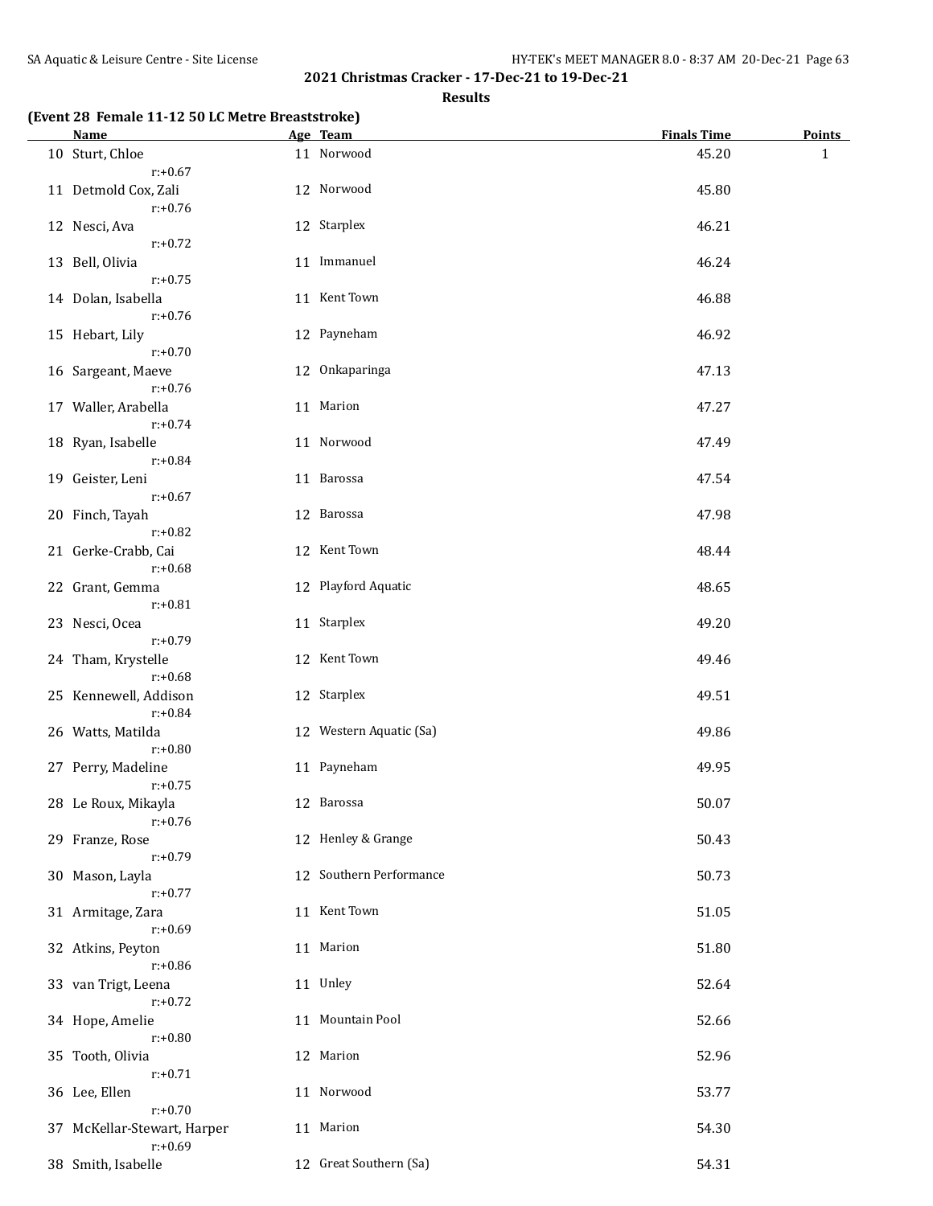## 2021 Christmas Cracker - 17-Dec-21 to 19-Dec-21

### Results

**(Event 28 Female 11-12 50 LC Metre Breaststroke)**

| | Name | Age | Team | Finals Time | Points |
|---|---|---|---|---|---|
| 10 | Sturt, Chloe<br>r:+0.67 | 11 | Norwood | 45.20 | 1 |
| 11 | Detmold Cox, Zali<br>r:+0.76 | 12 | Norwood | 45.80 | |
| 12 | Nesci, Ava<br>r:+0.72 | 12 | Starplex | 46.21 | |
| 13 | Bell, Olivia<br>r:+0.75 | 11 | Immanuel | 46.24 | |
| 14 | Dolan, Isabella<br>r:+0.76 | 11 | Kent Town | 46.88 | |
| 15 | Hebart, Lily<br>r:+0.70 | 12 | Payneham | 46.92 | |
| 16 | Sargeant, Maeve<br>r:+0.76 | 12 | Onkaparinga | 47.13 | |
| 17 | Waller, Arabella<br>r:+0.74 | 11 | Marion | 47.27 | |
| 18 | Ryan, Isabelle<br>r:+0.84 | 11 | Norwood | 47.49 | |
| 19 | Geister, Leni<br>r:+0.67 | 11 | Barossa | 47.54 | |
| 20 | Finch, Tayah<br>r:+0.82 | 12 | Barossa | 47.98 | |
| 21 | Gerke-Crabb, Cai<br>r:+0.68 | 12 | Kent Town | 48.44 | |
| 22 | Grant, Gemma<br>r:+0.81 | 12 | Playford Aquatic | 48.65 | |
| 23 | Nesci, Ocea<br>r:+0.79 | 11 | Starplex | 49.20 | |
| 24 | Tham, Krystelle<br>r:+0.68 | 12 | Kent Town | 49.46 | |
| 25 | Kennewell, Addison<br>r:+0.84 | 12 | Starplex | 49.51 | |
| 26 | Watts, Matilda<br>r:+0.80 | 12 | Western Aquatic (Sa) | 49.86 | |
| 27 | Perry, Madeline<br>r:+0.75 | 11 | Payneham | 49.95 | |
| 28 | Le Roux, Mikayla<br>r:+0.76 | 12 | Barossa | 50.07 | |
| 29 | Franze, Rose<br>r:+0.79 | 12 | Henley & Grange | 50.43 | |
| 30 | Mason, Layla<br>r:+0.77 | 12 | Southern Performance | 50.73 | |
| 31 | Armitage, Zara<br>r:+0.69 | 11 | Kent Town | 51.05 | |
| 32 | Atkins, Peyton<br>r:+0.86 | 11 | Marion | 51.80 | |
| 33 | van Trigt, Leena<br>r:+0.72 | 11 | Unley | 52.64 | |
| 34 | Hope, Amelie<br>r:+0.80 | 11 | Mountain Pool | 52.66 | |
| 35 | Tooth, Olivia<br>r:+0.71 | 12 | Marion | 52.96 | |
| 36 | Lee, Ellen<br>r:+0.70 | 11 | Norwood | 53.77 | |
| 37 | McKellar-Stewart, Harper<br>r:+0.69 | 11 | Marion | 54.30 | |
| 38 | Smith, Isabelle | 12 | Great Southern (Sa) | 54.31 | |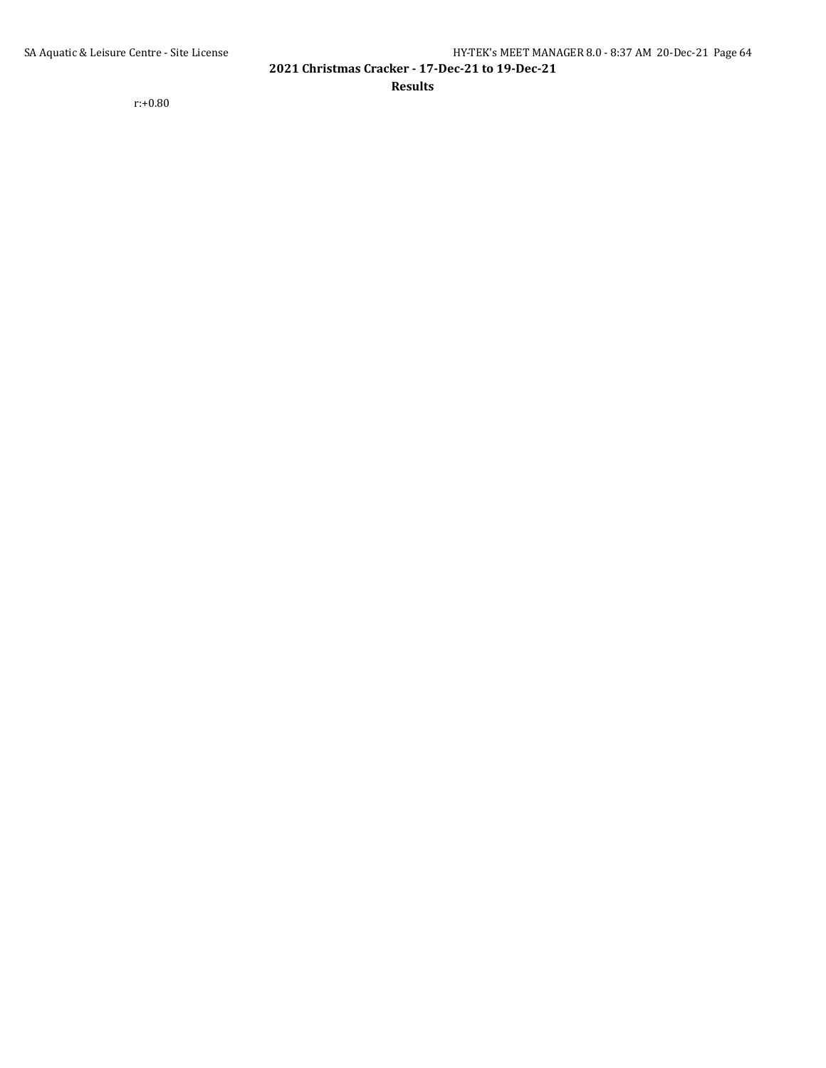r:+0.80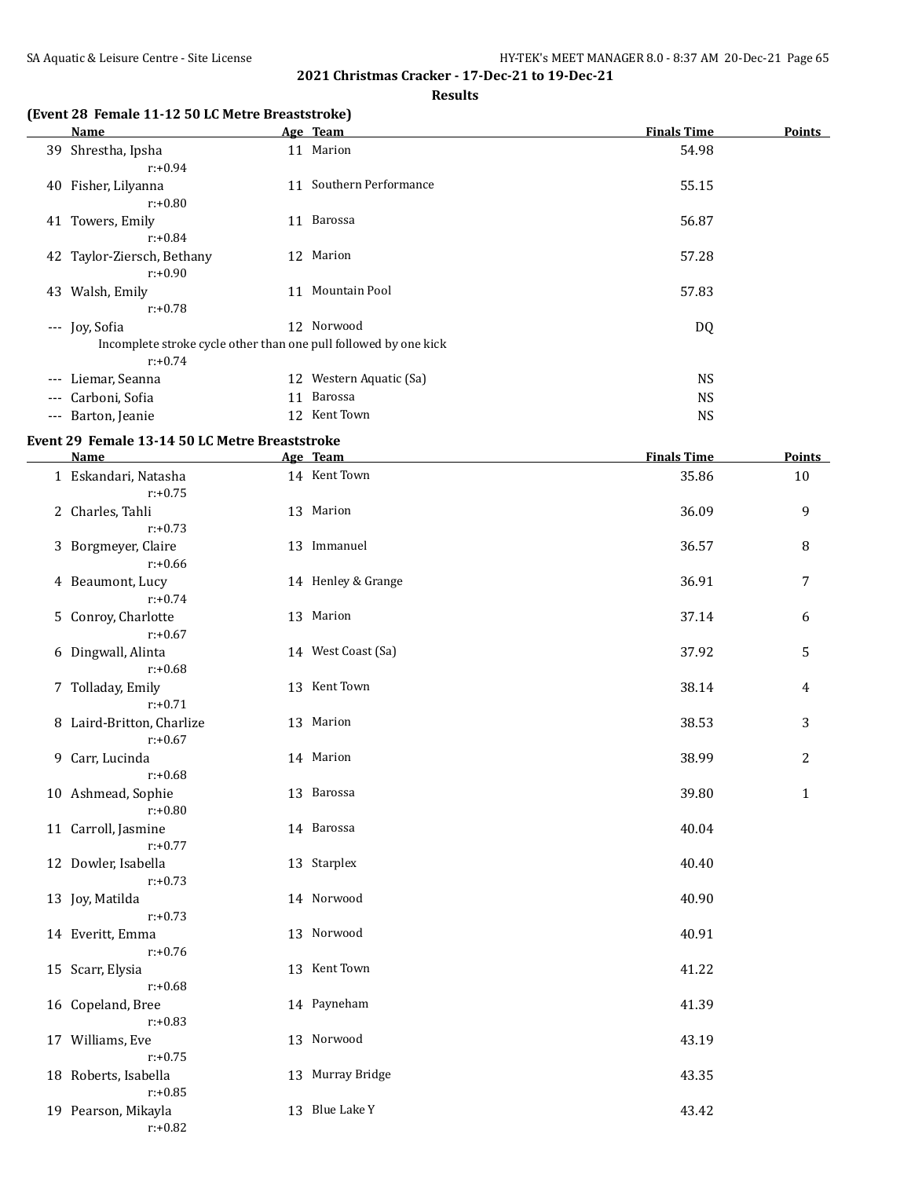## 2021 Christmas Cracker - 17-Dec-21 to 19-Dec-21

### Results

### (Event 28 Female 11-12 50 LC Metre Breaststroke)

| | Name | Age | Team | Finals Time | Points |
|---|---|---|---|---|---|
| 39 | Shrestha, Ipsha | 11 | Marion | 54.98 | |
| | r:+0.94 | | | | |
| 40 | Fisher, Lilyanna | 11 | Southern Performance | 55.15 | |
| | r:+0.80 | | | | |
| 41 | Towers, Emily | 11 | Barossa | 56.87 | |
| | r:+0.84 | | | | |
| 42 | Taylor-Ziersch, Bethany | 12 | Marion | 57.28 | |
| | r:+0.90 | | | | |
| 43 | Walsh, Emily | 11 | Mountain Pool | 57.83 | |
| | r:+0.78 | | | | |
| --- | Joy, Sofia | 12 | Norwood | DQ | |
| | Incomplete stroke cycle other than one pull followed by one kick | | | | |
| | r:+0.74 | | | | |
| --- | Liemar, Seanna | 12 | Western Aquatic (Sa) | NS | |
| --- | Carboni, Sofia | 11 | Barossa | NS | |
| --- | Barton, Jeanie | 12 | Kent Town | NS | |

### Event 29 Female 13-14 50 LC Metre Breaststroke

| | Name | Age | Team | Finals Time | Points |
|---|---|---|---|---|---|
| 1 | Eskandari, Natasha | 14 | Kent Town | 35.86 | 10 |
| | r:+0.75 | | | | |
| 2 | Charles, Tahli | 13 | Marion | 36.09 | 9 |
| | r:+0.73 | | | | |
| 3 | Borgmeyer, Claire | 13 | Immanuel | 36.57 | 8 |
| | r:+0.66 | | | | |
| 4 | Beaumont, Lucy | 14 | Henley & Grange | 36.91 | 7 |
| | r:+0.74 | | | | |
| 5 | Conroy, Charlotte | 13 | Marion | 37.14 | 6 |
| | r:+0.67 | | | | |
| 6 | Dingwall, Alinta | 14 | West Coast (Sa) | 37.92 | 5 |
| | r:+0.68 | | | | |
| 7 | Tolladay, Emily | 13 | Kent Town | 38.14 | 4 |
| | r:+0.71 | | | | |
| 8 | Laird-Britton, Charlize | 13 | Marion | 38.53 | 3 |
| | r:+0.67 | | | | |
| 9 | Carr, Lucinda | 14 | Marion | 38.99 | 2 |
| | r:+0.68 | | | | |
| 10 | Ashmead, Sophie | 13 | Barossa | 39.80 | 1 |
| | r:+0.80 | | | | |
| 11 | Carroll, Jasmine | 14 | Barossa | 40.04 | |
| | r:+0.77 | | | | |
| 12 | Dowler, Isabella | 13 | Starplex | 40.40 | |
| | r:+0.73 | | | | |
| 13 | Joy, Matilda | 14 | Norwood | 40.90 | |
| | r:+0.73 | | | | |
| 14 | Everitt, Emma | 13 | Norwood | 40.91 | |
| | r:+0.76 | | | | |
| 15 | Scarr, Elysia | 13 | Kent Town | 41.22 | |
| | r:+0.68 | | | | |
| 16 | Copeland, Bree | 14 | Payneham | 41.39 | |
| | r:+0.83 | | | | |
| 17 | Williams, Eve | 13 | Norwood | 43.19 | |
| | r:+0.75 | | | | |
| 18 | Roberts, Isabella | 13 | Murray Bridge | 43.35 | |
| | r:+0.85 | | | | |
| 19 | Pearson, Mikayla | 13 | Blue Lake Y | 43.42 | |
| | r:+0.82 | | | | |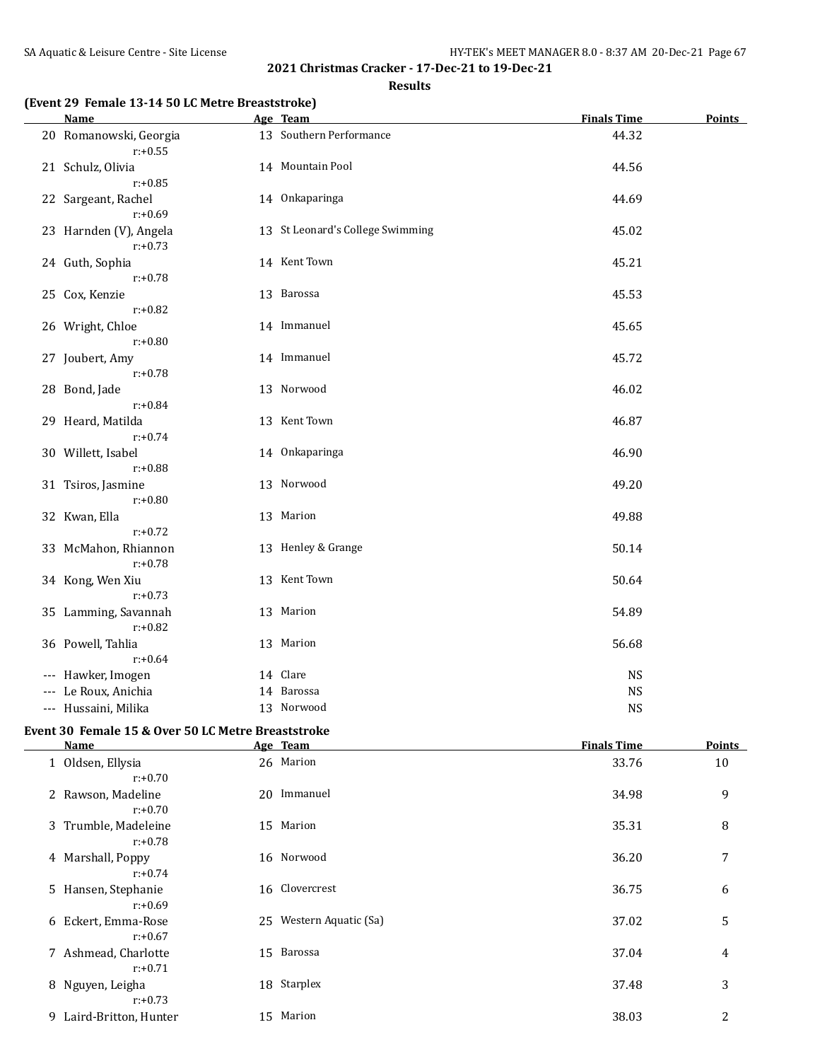**2021 Christmas Cracker - 17-Dec-21 to 19-Dec-21**

**Results**

### (Event 29 Female 13-14 50 LC Metre Breaststroke)

| | Name | Age | Team | Finals Time | Points |
|---|---|---|---|---|---|
| 20 | Romanowski, Georgia<br>r:+0.55 | 13 | Southern Performance | 44.32 | |
| 21 | Schulz, Olivia<br>r:+0.85 | 14 | Mountain Pool | 44.56 | |
| 22 | Sargeant, Rachel<br>r:+0.69 | 14 | Onkaparinga | 44.69 | |
| 23 | Harnden (V), Angela<br>r:+0.73 | 13 | St Leonard's College Swimming | 45.02 | |
| 24 | Guth, Sophia<br>r:+0.78 | 14 | Kent Town | 45.21 | |
| 25 | Cox, Kenzie<br>r:+0.82 | 13 | Barossa | 45.53 | |
| 26 | Wright, Chloe<br>r:+0.80 | 14 | Immanuel | 45.65 | |
| 27 | Joubert, Amy<br>r:+0.78 | 14 | Immanuel | 45.72 | |
| 28 | Bond, Jade<br>r:+0.84 | 13 | Norwood | 46.02 | |
| 29 | Heard, Matilda<br>r:+0.74 | 13 | Kent Town | 46.87 | |
| 30 | Willett, Isabel<br>r:+0.88 | 14 | Onkaparinga | 46.90 | |
| 31 | Tsiros, Jasmine<br>r:+0.80 | 13 | Norwood | 49.20 | |
| 32 | Kwan, Ella<br>r:+0.72 | 13 | Marion | 49.88 | |
| 33 | McMahon, Rhiannon<br>r:+0.78 | 13 | Henley & Grange | 50.14 | |
| 34 | Kong, Wen Xiu<br>r:+0.73 | 13 | Kent Town | 50.64 | |
| 35 | Lamming, Savannah<br>r:+0.82 | 13 | Marion | 54.89 | |
| 36 | Powell, Tahlia<br>r:+0.64 | 13 | Marion | 56.68 | |
| --- | Hawker, Imogen | 14 | Clare | NS | |
| --- | Le Roux, Anichia | 14 | Barossa | NS | |
| --- | Hussaini, Milika | 13 | Norwood | NS | |

### Event 30 Female 15 & Over 50 LC Metre Breaststroke

| | Name | Age | Team | Finals Time | Points |
|---|---|---|---|---|---|
| 1 | Oldsen, Ellysia<br>r:+0.70 | 26 | Marion | 33.76 | 10 |
| 2 | Rawson, Madeline<br>r:+0.70 | 20 | Immanuel | 34.98 | 9 |
| 3 | Trumble, Madeleine<br>r:+0.78 | 15 | Marion | 35.31 | 8 |
| 4 | Marshall, Poppy<br>r:+0.74 | 16 | Norwood | 36.20 | 7 |
| 5 | Hansen, Stephanie<br>r:+0.69 | 16 | Clovercrest | 36.75 | 6 |
| 6 | Eckert, Emma-Rose<br>r:+0.67 | 25 | Western Aquatic (Sa) | 37.02 | 5 |
| 7 | Ashmead, Charlotte<br>r:+0.71 | 15 | Barossa | 37.04 | 4 |
| 8 | Nguyen, Leigha<br>r:+0.73 | 18 | Starplex | 37.48 | 3 |
| 9 | Laird-Britton, Hunter | 15 | Marion | 38.03 | 2 |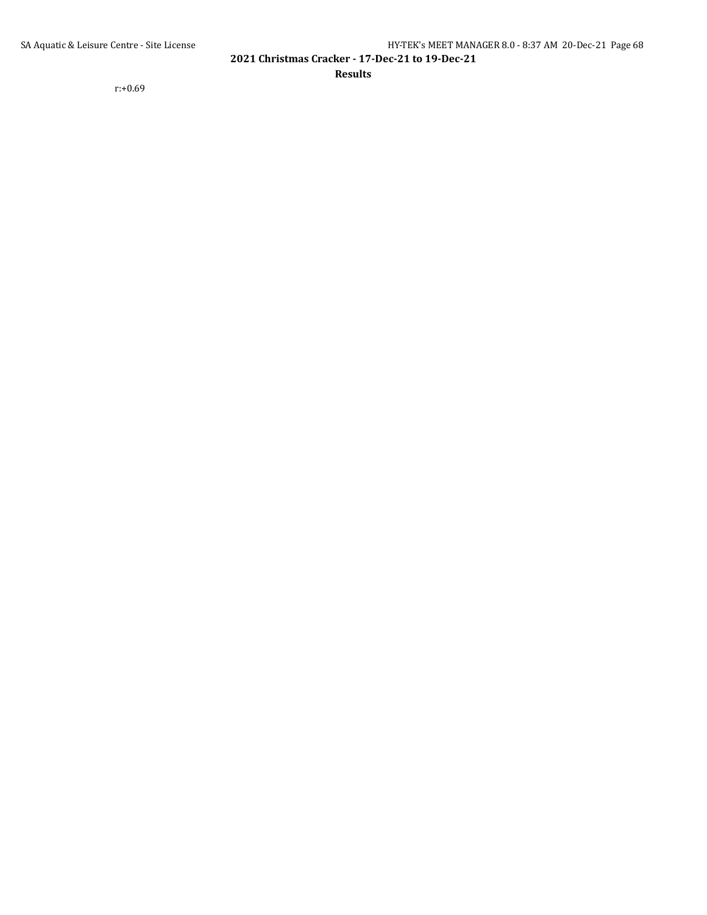r:+0.69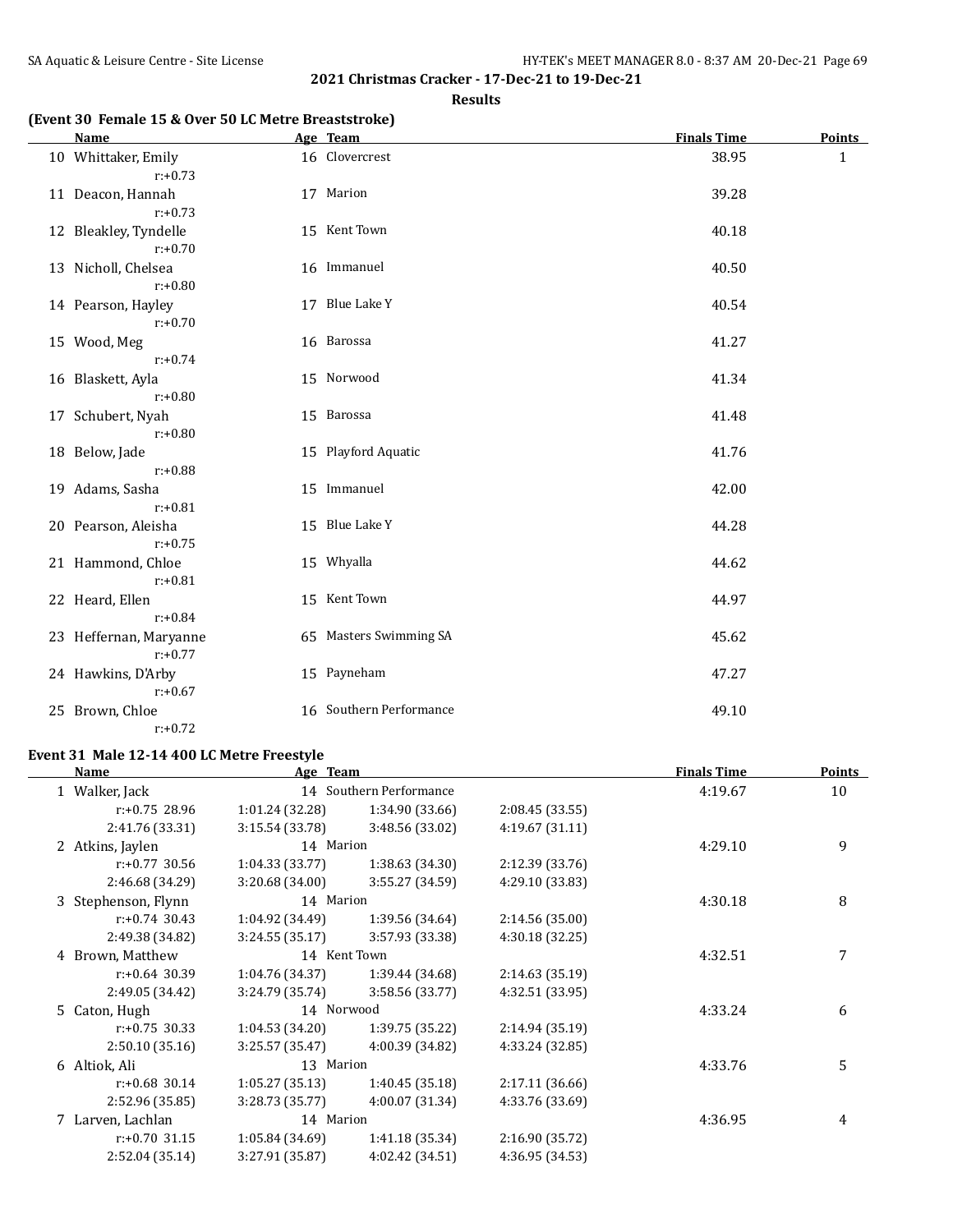## 2021 Christmas Cracker - 17-Dec-21 to 19-Dec-21

### Results

**(Event 30 Female 15 & Over 50 LC Metre Breaststroke)**

| | Name | Age | Team | Finals Time | Points |
|---|---|---|---|---|---|
| 10 | Whittaker, Emily | 16 | Clovercrest | 38.95 | 1 |
| | r:+0.73 | | | | |
| 11 | Deacon, Hannah | 17 | Marion | 39.28 | |
| | r:+0.73 | | | | |
| 12 | Bleakley, Tyndelle | 15 | Kent Town | 40.18 | |
| | r:+0.70 | | | | |
| 13 | Nicholl, Chelsea | 16 | Immanuel | 40.50 | |
| | r:+0.80 | | | | |
| 14 | Pearson, Hayley | 17 | Blue Lake Y | 40.54 | |
| | r:+0.70 | | | | |
| 15 | Wood, Meg | 16 | Barossa | 41.27 | |
| | r:+0.74 | | | | |
| 16 | Blaskett, Ayla | 15 | Norwood | 41.34 | |
| | r:+0.80 | | | | |
| 17 | Schubert, Nyah | 15 | Barossa | 41.48 | |
| | r:+0.80 | | | | |
| 18 | Below, Jade | 15 | Playford Aquatic | 41.76 | |
| | r:+0.88 | | | | |
| 19 | Adams, Sasha | 15 | Immanuel | 42.00 | |
| | r:+0.81 | | | | |
| 20 | Pearson, Aleisha | 15 | Blue Lake Y | 44.28 | |
| | r:+0.75 | | | | |
| 21 | Hammond, Chloe | 15 | Whyalla | 44.62 | |
| | r:+0.81 | | | | |
| 22 | Heard, Ellen | 15 | Kent Town | 44.97 | |
| | r:+0.84 | | | | |
| 23 | Heffernan, Maryanne | 65 | Masters Swimming SA | 45.62 | |
| | r:+0.77 | | | | |
| 24 | Hawkins, D'Arby | 15 | Payneham | 47.27 | |
| | r:+0.67 | | | | |
| 25 | Brown, Chloe | 16 | Southern Performance | 49.10 | |
| | r:+0.72 | | | | |

**Event 31 Male 12-14 400 LC Metre Freestyle**

| | Name | Age | Team | | Finals Time | Points |
|---|---|---|---|---|---|---|
| 1 | Walker, Jack | 14 | Southern Performance | | 4:19.67 | 10 |
| | r:+0.75 28.96 | 1:01.24 (32.28) | 1:34.90 (33.66) | 2:08.45 (33.55) | | |
| | 2:41.76 (33.31) | 3:15.54 (33.78) | 3:48.56 (33.02) | 4:19.67 (31.11) | | |
| 2 | Atkins, Jaylen | 14 | Marion | | 4:29.10 | 9 |
| | r:+0.77 30.56 | 1:04.33 (33.77) | 1:38.63 (34.30) | 2:12.39 (33.76) | | |
| | 2:46.68 (34.29) | 3:20.68 (34.00) | 3:55.27 (34.59) | 4:29.10 (33.83) | | |
| 3 | Stephenson, Flynn | 14 | Marion | | 4:30.18 | 8 |
| | r:+0.74 30.43 | 1:04.92 (34.49) | 1:39.56 (34.64) | 2:14.56 (35.00) | | |
| | 2:49.38 (34.82) | 3:24.55 (35.17) | 3:57.93 (33.38) | 4:30.18 (32.25) | | |
| 4 | Brown, Matthew | 14 | Kent Town | | 4:32.51 | 7 |
| | r:+0.64 30.39 | 1:04.76 (34.37) | 1:39.44 (34.68) | 2:14.63 (35.19) | | |
| | 2:49.05 (34.42) | 3:24.79 (35.74) | 3:58.56 (33.77) | 4:32.51 (33.95) | | |
| 5 | Caton, Hugh | 14 | Norwood | | 4:33.24 | 6 |
| | r:+0.75 30.33 | 1:04.53 (34.20) | 1:39.75 (35.22) | 2:14.94 (35.19) | | |
| | 2:50.10 (35.16) | 3:25.57 (35.47) | 4:00.39 (34.82) | 4:33.24 (32.85) | | |
| 6 | Altiok, Ali | 13 | Marion | | 4:33.76 | 5 |
| | r:+0.68 30.14 | 1:05.27 (35.13) | 1:40.45 (35.18) | 2:17.11 (36.66) | | |
| | 2:52.96 (35.85) | 3:28.73 (35.77) | 4:00.07 (31.34) | 4:33.76 (33.69) | | |
| 7 | Larven, Lachlan | 14 | Marion | | 4:36.95 | 4 |
| | r:+0.70 31.15 | 1:05.84 (34.69) | 1:41.18 (35.34) | 2:16.90 (35.72) | | |
| | 2:52.04 (35.14) | 3:27.91 (35.87) | 4:02.42 (34.51) | 4:36.95 (34.53) | | |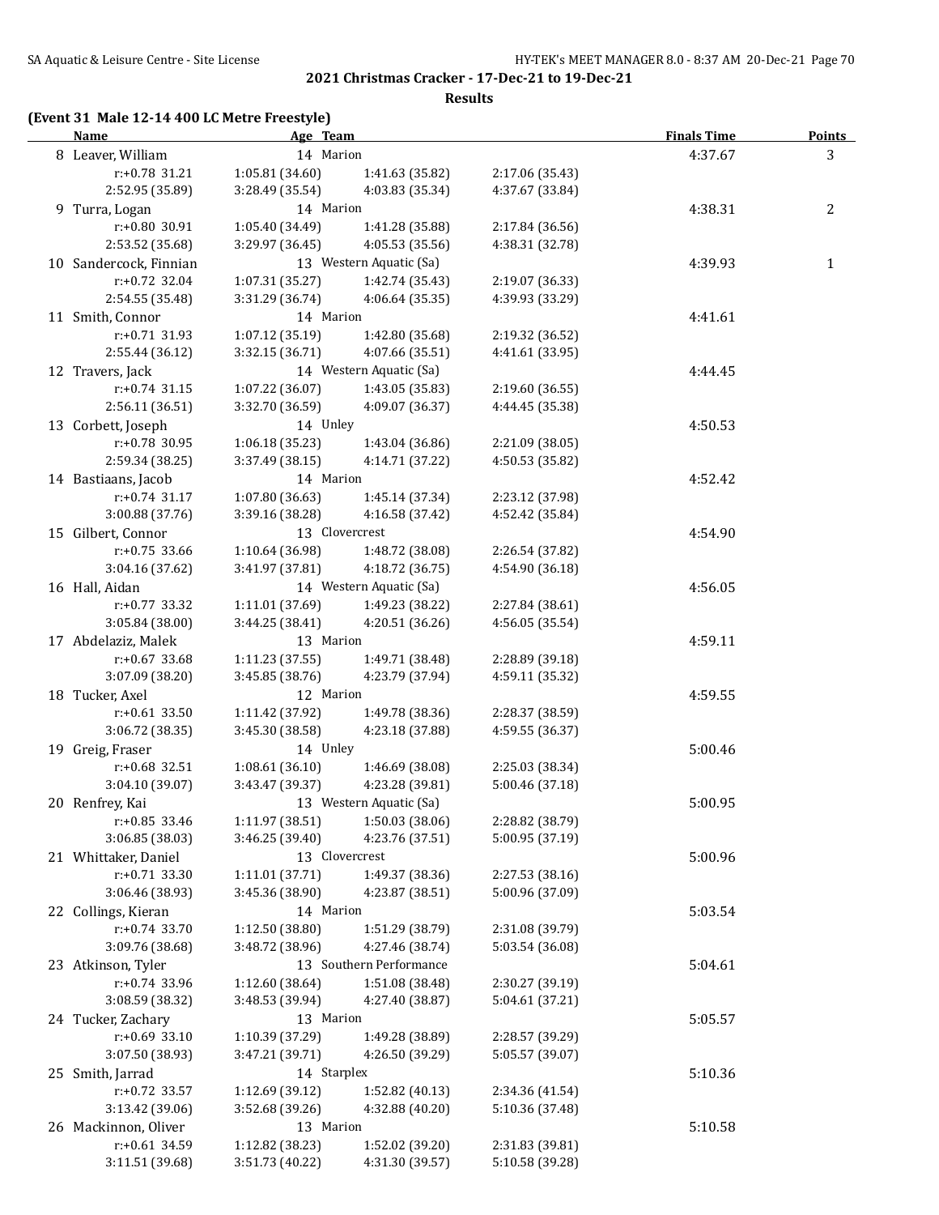## 2021 Christmas Cracker - 17-Dec-21 to 19-Dec-21

### Results

**(Event 31 Male 12-14 400 LC Metre Freestyle)**

| Name | Age | Team | | | Finals Time | Points |
|---|---|---|---|---|---|---|
| 8 Leaver, William | 14 | Marion | | | 4:37.67 | 3 |
| r:+0.78 31.21 | 1:05.81 (34.60) | 1:41.63 (35.82) | 2:17.06 (35.43) | | | |
| 2:52.95 (35.89) | 3:28.49 (35.54) | 4:03.83 (35.34) | 4:37.67 (33.84) | | | |
| 9 Turra, Logan | 14 | Marion | | | 4:38.31 | 2 |
| r:+0.80 30.91 | 1:05.40 (34.49) | 1:41.28 (35.88) | 2:17.84 (36.56) | | | |
| 2:53.52 (35.68) | 3:29.97 (36.45) | 4:05.53 (35.56) | 4:38.31 (32.78) | | | |
| 10 Sandercock, Finnian | 13 | Western Aquatic (Sa) | | | 4:39.93 | 1 |
| r:+0.72 32.04 | 1:07.31 (35.27) | 1:42.74 (35.43) | 2:19.07 (36.33) | | | |
| 2:54.55 (35.48) | 3:31.29 (36.74) | 4:06.64 (35.35) | 4:39.93 (33.29) | | | |
| 11 Smith, Connor | 14 | Marion | | | 4:41.61 | |
| r:+0.71 31.93 | 1:07.12 (35.19) | 1:42.80 (35.68) | 2:19.32 (36.52) | | | |
| 2:55.44 (36.12) | 3:32.15 (36.71) | 4:07.66 (35.51) | 4:41.61 (33.95) | | | |
| 12 Travers, Jack | 14 | Western Aquatic (Sa) | | | 4:44.45 | |
| r:+0.74 31.15 | 1:07.22 (36.07) | 1:43.05 (35.83) | 2:19.60 (36.55) | | | |
| 2:56.11 (36.51) | 3:32.70 (36.59) | 4:09.07 (36.37) | 4:44.45 (35.38) | | | |
| 13 Corbett, Joseph | 14 | Unley | | | 4:50.53 | |
| r:+0.78 30.95 | 1:06.18 (35.23) | 1:43.04 (36.86) | 2:21.09 (38.05) | | | |
| 2:59.34 (38.25) | 3:37.49 (38.15) | 4:14.71 (37.22) | 4:50.53 (35.82) | | | |
| 14 Bastiaans, Jacob | 14 | Marion | | | 4:52.42 | |
| r:+0.74 31.17 | 1:07.80 (36.63) | 1:45.14 (37.34) | 2:23.12 (37.98) | | | |
| 3:00.88 (37.76) | 3:39.16 (38.28) | 4:16.58 (37.42) | 4:52.42 (35.84) | | | |
| 15 Gilbert, Connor | 13 | Clovercrest | | | 4:54.90 | |
| r:+0.75 33.66 | 1:10.64 (36.98) | 1:48.72 (38.08) | 2:26.54 (37.82) | | | |
| 3:04.16 (37.62) | 3:41.97 (37.81) | 4:18.72 (36.75) | 4:54.90 (36.18) | | | |
| 16 Hall, Aidan | 14 | Western Aquatic (Sa) | | | 4:56.05 | |
| r:+0.77 33.32 | 1:11.01 (37.69) | 1:49.23 (38.22) | 2:27.84 (38.61) | | | |
| 3:05.84 (38.00) | 3:44.25 (38.41) | 4:20.51 (36.26) | 4:56.05 (35.54) | | | |
| 17 Abdelaziz, Malek | 13 | Marion | | | 4:59.11 | |
| r:+0.67 33.68 | 1:11.23 (37.55) | 1:49.71 (38.48) | 2:28.89 (39.18) | | | |
| 3:07.09 (38.20) | 3:45.85 (38.76) | 4:23.79 (37.94) | 4:59.11 (35.32) | | | |
| 18 Tucker, Axel | 12 | Marion | | | 4:59.55 | |
| r:+0.61 33.50 | 1:11.42 (37.92) | 1:49.78 (38.36) | 2:28.37 (38.59) | | | |
| 3:06.72 (38.35) | 3:45.30 (38.58) | 4:23.18 (37.88) | 4:59.55 (36.37) | | | |
| 19 Greig, Fraser | 14 | Unley | | | 5:00.46 | |
| r:+0.68 32.51 | 1:08.61 (36.10) | 1:46.69 (38.08) | 2:25.03 (38.34) | | | |
| 3:04.10 (39.07) | 3:43.47 (39.37) | 4:23.28 (39.81) | 5:00.46 (37.18) | | | |
| 20 Renfrey, Kai | 13 | Western Aquatic (Sa) | | | 5:00.95 | |
| r:+0.85 33.46 | 1:11.97 (38.51) | 1:50.03 (38.06) | 2:28.82 (38.79) | | | |
| 3:06.85 (38.03) | 3:46.25 (39.40) | 4:23.76 (37.51) | 5:00.95 (37.19) | | | |
| 21 Whittaker, Daniel | 13 | Clovercrest | | | 5:00.96 | |
| r:+0.71 33.30 | 1:11.01 (37.71) | 1:49.37 (38.36) | 2:27.53 (38.16) | | | |
| 3:06.46 (38.93) | 3:45.36 (38.90) | 4:23.87 (38.51) | 5:00.96 (37.09) | | | |
| 22 Collings, Kieran | 14 | Marion | | | 5:03.54 | |
| r:+0.74 33.70 | 1:12.50 (38.80) | 1:51.29 (38.79) | 2:31.08 (39.79) | | | |
| 3:09.76 (38.68) | 3:48.72 (38.96) | 4:27.46 (38.74) | 5:03.54 (36.08) | | | |
| 23 Atkinson, Tyler | 13 | Southern Performance | | | 5:04.61 | |
| r:+0.74 33.96 | 1:12.60 (38.64) | 1:51.08 (38.48) | 2:30.27 (39.19) | | | |
| 3:08.59 (38.32) | 3:48.53 (39.94) | 4:27.40 (38.87) | 5:04.61 (37.21) | | | |
| 24 Tucker, Zachary | 13 | Marion | | | 5:05.57 | |
| r:+0.69 33.10 | 1:10.39 (37.29) | 1:49.28 (38.89) | 2:28.57 (39.29) | | | |
| 3:07.50 (38.93) | 3:47.21 (39.71) | 4:26.50 (39.29) | 5:05.57 (39.07) | | | |
| 25 Smith, Jarrad | 14 | Starplex | | | 5:10.36 | |
| r:+0.72 33.57 | 1:12.69 (39.12) | 1:52.82 (40.13) | 2:34.36 (41.54) | | | |
| 3:13.42 (39.06) | 3:52.68 (39.26) | 4:32.88 (40.20) | 5:10.36 (37.48) | | | |
| 26 Mackinnon, Oliver | 13 | Marion | | | 5:10.58 | |
| r:+0.61 34.59 | 1:12.82 (38.23) | 1:52.02 (39.20) | 2:31.83 (39.81) | | | |
| 3:11.51 (39.68) | 3:51.73 (40.22) | 4:31.30 (39.57) | 5:10.58 (39.28) | | | |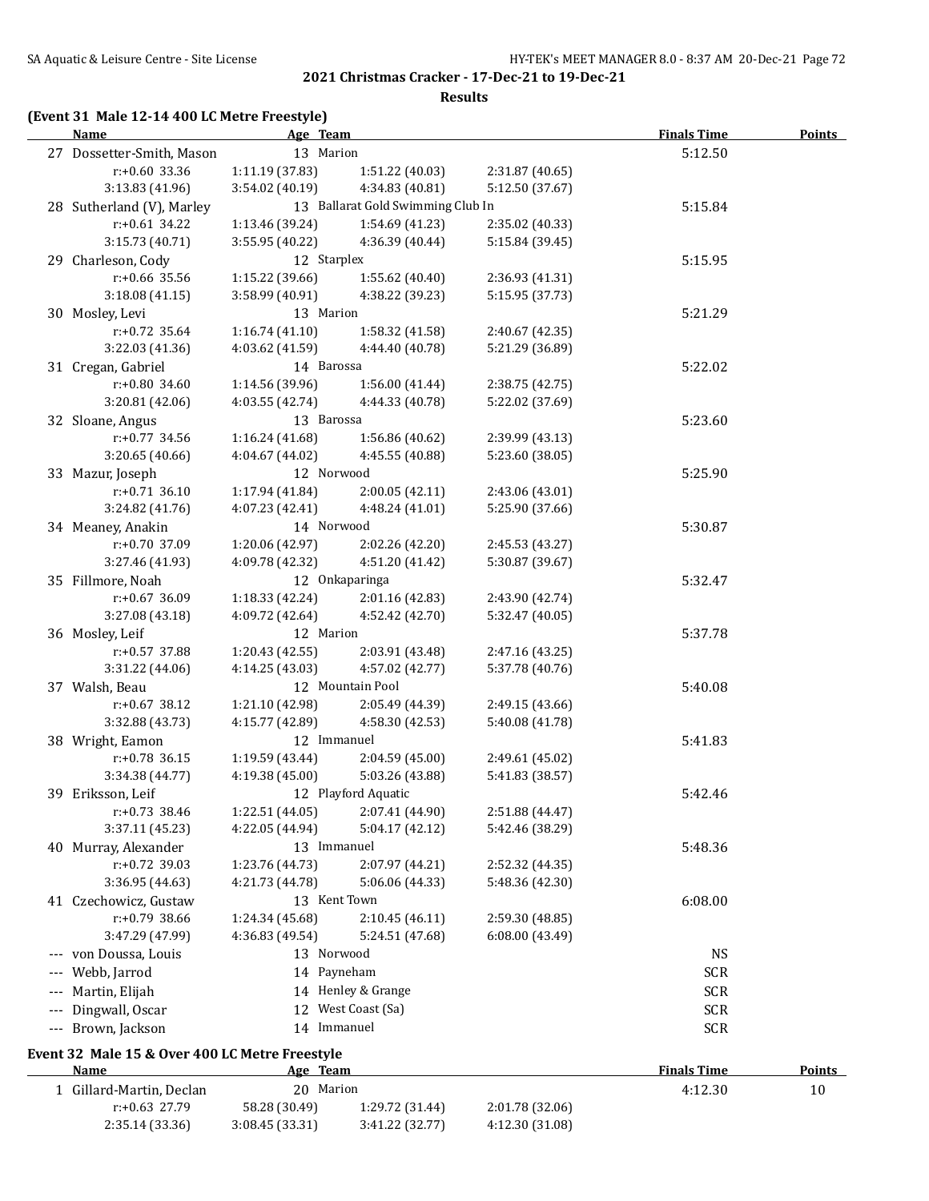**2021 Christmas Cracker - 17-Dec-21 to 19-Dec-21**

**Results**

### (Event 31 Male 12-14 400 LC Metre Freestyle)

| Name | Age | Team | Finals Time | Points |
|---|---|---|---|---|
| 27 Dossetter-Smith, Mason | 13 | Marion | 5:12.50 | |
| r:+0.60 33.36 &nbsp; 1:11.19 (37.83) &nbsp; 1:51.22 (40.03) &nbsp; 2:31.87 (40.65) | | | | |
| 3:13.83 (41.96) &nbsp; 3:54.02 (40.19) &nbsp; 4:34.83 (40.81) &nbsp; 5:12.50 (37.67) | | | | |
| 28 Sutherland (V), Marley | 13 | Ballarat Gold Swimming Club In | 5:15.84 | |
| r:+0.61 34.22 &nbsp; 1:13.46 (39.24) &nbsp; 1:54.69 (41.23) &nbsp; 2:35.02 (40.33) | | | | |
| 3:15.73 (40.71) &nbsp; 3:55.95 (40.22) &nbsp; 4:36.39 (40.44) &nbsp; 5:15.84 (39.45) | | | | |
| 29 Charleson, Cody | 12 | Starplex | 5:15.95 | |
| r:+0.66 35.56 &nbsp; 1:15.22 (39.66) &nbsp; 1:55.62 (40.40) &nbsp; 2:36.93 (41.31) | | | | |
| 3:18.08 (41.15) &nbsp; 3:58.99 (40.91) &nbsp; 4:38.22 (39.23) &nbsp; 5:15.95 (37.73) | | | | |
| 30 Mosley, Levi | 13 | Marion | 5:21.29 | |
| r:+0.72 35.64 &nbsp; 1:16.74 (41.10) &nbsp; 1:58.32 (41.58) &nbsp; 2:40.67 (42.35) | | | | |
| 3:22.03 (41.36) &nbsp; 4:03.62 (41.59) &nbsp; 4:44.40 (40.78) &nbsp; 5:21.29 (36.89) | | | | |
| 31 Cregan, Gabriel | 14 | Barossa | 5:22.02 | |
| r:+0.80 34.60 &nbsp; 1:14.56 (39.96) &nbsp; 1:56.00 (41.44) &nbsp; 2:38.75 (42.75) | | | | |
| 3:20.81 (42.06) &nbsp; 4:03.55 (42.74) &nbsp; 4:44.33 (40.78) &nbsp; 5:22.02 (37.69) | | | | |
| 32 Sloane, Angus | 13 | Barossa | 5:23.60 | |
| r:+0.77 34.56 &nbsp; 1:16.24 (41.68) &nbsp; 1:56.86 (40.62) &nbsp; 2:39.99 (43.13) | | | | |
| 3:20.65 (40.66) &nbsp; 4:04.67 (44.02) &nbsp; 4:45.55 (40.88) &nbsp; 5:23.60 (38.05) | | | | |
| 33 Mazur, Joseph | 12 | Norwood | 5:25.90 | |
| r:+0.71 36.10 &nbsp; 1:17.94 (41.84) &nbsp; 2:00.05 (42.11) &nbsp; 2:43.06 (43.01) | | | | |
| 3:24.82 (41.76) &nbsp; 4:07.23 (42.41) &nbsp; 4:48.24 (41.01) &nbsp; 5:25.90 (37.66) | | | | |
| 34 Meaney, Anakin | 14 | Norwood | 5:30.87 | |
| r:+0.70 37.09 &nbsp; 1:20.06 (42.97) &nbsp; 2:02.26 (42.20) &nbsp; 2:45.53 (43.27) | | | | |
| 3:27.46 (41.93) &nbsp; 4:09.78 (42.32) &nbsp; 4:51.20 (41.42) &nbsp; 5:30.87 (39.67) | | | | |
| 35 Fillmore, Noah | 12 | Onkaparinga | 5:32.47 | |
| r:+0.67 36.09 &nbsp; 1:18.33 (42.24) &nbsp; 2:01.16 (42.83) &nbsp; 2:43.90 (42.74) | | | | |
| 3:27.08 (43.18) &nbsp; 4:09.72 (42.64) &nbsp; 4:52.42 (42.70) &nbsp; 5:32.47 (40.05) | | | | |
| 36 Mosley, Leif | 12 | Marion | 5:37.78 | |
| r:+0.57 37.88 &nbsp; 1:20.43 (42.55) &nbsp; 2:03.91 (43.48) &nbsp; 2:47.16 (43.25) | | | | |
| 3:31.22 (44.06) &nbsp; 4:14.25 (43.03) &nbsp; 4:57.02 (42.77) &nbsp; 5:37.78 (40.76) | | | | |
| 37 Walsh, Beau | 12 | Mountain Pool | 5:40.08 | |
| r:+0.67 38.12 &nbsp; 1:21.10 (42.98) &nbsp; 2:05.49 (44.39) &nbsp; 2:49.15 (43.66) | | | | |
| 3:32.88 (43.73) &nbsp; 4:15.77 (42.89) &nbsp; 4:58.30 (42.53) &nbsp; 5:40.08 (41.78) | | | | |
| 38 Wright, Eamon | 12 | Immanuel | 5:41.83 | |
| r:+0.78 36.15 &nbsp; 1:19.59 (43.44) &nbsp; 2:04.59 (45.00) &nbsp; 2:49.61 (45.02) | | | | |
| 3:34.38 (44.77) &nbsp; 4:19.38 (45.00) &nbsp; 5:03.26 (43.88) &nbsp; 5:41.83 (38.57) | | | | |
| 39 Eriksson, Leif | 12 | Playford Aquatic | 5:42.46 | |
| r:+0.73 38.46 &nbsp; 1:22.51 (44.05) &nbsp; 2:07.41 (44.90) &nbsp; 2:51.88 (44.47) | | | | |
| 3:37.11 (45.23) &nbsp; 4:22.05 (44.94) &nbsp; 5:04.17 (42.12) &nbsp; 5:42.46 (38.29) | | | | |
| 40 Murray, Alexander | 13 | Immanuel | 5:48.36 | |
| r:+0.72 39.03 &nbsp; 1:23.76 (44.73) &nbsp; 2:07.97 (44.21) &nbsp; 2:52.32 (44.35) | | | | |
| 3:36.95 (44.63) &nbsp; 4:21.73 (44.78) &nbsp; 5:06.06 (44.33) &nbsp; 5:48.36 (42.30) | | | | |
| 41 Czechowicz, Gustaw | 13 | Kent Town | 6:08.00 | |
| r:+0.79 38.66 &nbsp; 1:24.34 (45.68) &nbsp; 2:10.45 (46.11) &nbsp; 2:59.30 (48.85) | | | | |
| 3:47.29 (47.99) &nbsp; 4:36.83 (49.54) &nbsp; 5:24.51 (47.68) &nbsp; 6:08.00 (43.49) | | | | |
| --- von Doussa, Louis | 13 | Norwood | NS | |
| --- Webb, Jarrod | 14 | Payneham | SCR | |
| --- Martin, Elijah | 14 | Henley & Grange | SCR | |
| --- Dingwall, Oscar | 12 | West Coast (Sa) | SCR | |
| --- Brown, Jackson | 14 | Immanuel | SCR | |

### Event 32 Male 15 & Over 400 LC Metre Freestyle

| Name | Age | Team | Finals Time | Points |
|---|---|---|---|---|
| 1 Gillard-Martin, Declan | 20 | Marion | 4:12.30 | 10 |
| r:+0.63 27.79 &nbsp; 58.28 (30.49) &nbsp; 1:29.72 (31.44) &nbsp; 2:01.78 (32.06) | | | | |
| 2:35.14 (33.36) &nbsp; 3:08.45 (33.31) &nbsp; 3:41.22 (32.77) &nbsp; 4:12.30 (31.08) | | | | |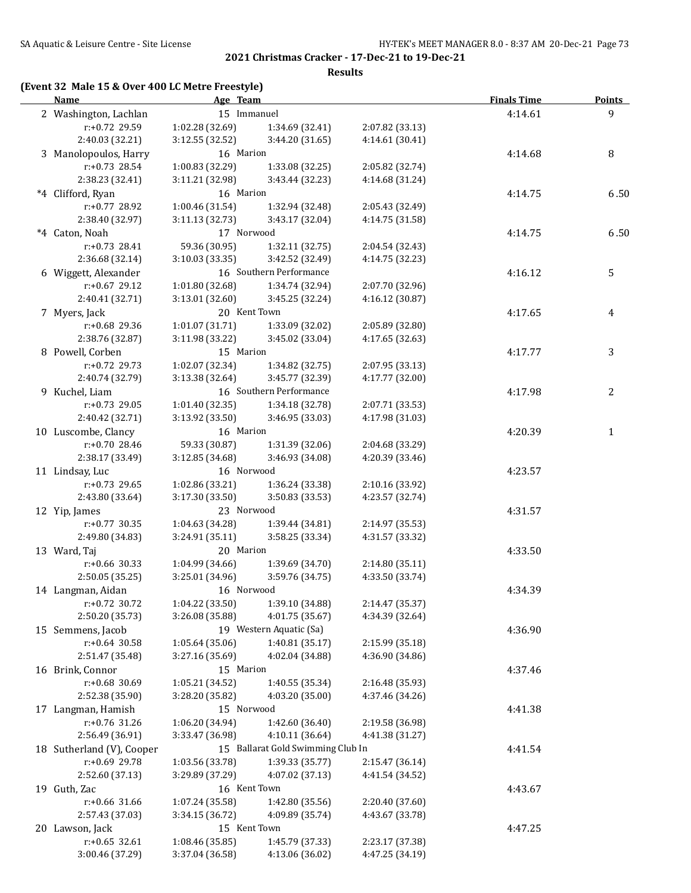## 2021 Christmas Cracker - 17-Dec-21 to 19-Dec-21

### Results

**(Event 32 Male 15 & Over 400 LC Metre Freestyle)**

| | Name | Age | Team | Finals Time | Points |
|---|---|---|---|---|---|
| 2 | Washington, Lachlan | 15 | Immanuel | 4:14.61 | 9 |
| | r:+0.72 29.59 | 1:02.28 (32.69) | 1:34.69 (32.41) | 2:07.82 (33.13) | |
| | 2:40.03 (32.21) | 3:12.55 (32.52) | 3:44.20 (31.65) | 4:14.61 (30.41) | |
| 3 | Manolopoulos, Harry | 16 | Marion | 4:14.68 | 8 |
| | r:+0.73 28.54 | 1:00.83 (32.29) | 1:33.08 (32.25) | 2:05.82 (32.74) | |
| | 2:38.23 (32.41) | 3:11.21 (32.98) | 3:43.44 (32.23) | 4:14.68 (31.24) | |
| *4 | Clifford, Ryan | 16 | Marion | 4:14.75 | 6.50 |
| | r:+0.77 28.92 | 1:00.46 (31.54) | 1:32.94 (32.48) | 2:05.43 (32.49) | |
| | 2:38.40 (32.97) | 3:11.13 (32.73) | 3:43.17 (32.04) | 4:14.75 (31.58) | |
| *4 | Caton, Noah | 17 | Norwood | 4:14.75 | 6.50 |
| | r:+0.73 28.41 | 59.36 (30.95) | 1:32.11 (32.75) | 2:04.54 (32.43) | |
| | 2:36.68 (32.14) | 3:10.03 (33.35) | 3:42.52 (32.49) | 4:14.75 (32.23) | |
| 6 | Wiggett, Alexander | 16 | Southern Performance | 4:16.12 | 5 |
| | r:+0.67 29.12 | 1:01.80 (32.68) | 1:34.74 (32.94) | 2:07.70 (32.96) | |
| | 2:40.41 (32.71) | 3:13.01 (32.60) | 3:45.25 (32.24) | 4:16.12 (30.87) | |
| 7 | Myers, Jack | 20 | Kent Town | 4:17.65 | 4 |
| | r:+0.68 29.36 | 1:01.07 (31.71) | 1:33.09 (32.02) | 2:05.89 (32.80) | |
| | 2:38.76 (32.87) | 3:11.98 (33.22) | 3:45.02 (33.04) | 4:17.65 (32.63) | |
| 8 | Powell, Corben | 15 | Marion | 4:17.77 | 3 |
| | r:+0.72 29.73 | 1:02.07 (32.34) | 1:34.82 (32.75) | 2:07.95 (33.13) | |
| | 2:40.74 (32.79) | 3:13.38 (32.64) | 3:45.77 (32.39) | 4:17.77 (32.00) | |
| 9 | Kuchel, Liam | 16 | Southern Performance | 4:17.98 | 2 |
| | r:+0.73 29.05 | 1:01.40 (32.35) | 1:34.18 (32.78) | 2:07.71 (33.53) | |
| | 2:40.42 (32.71) | 3:13.92 (33.50) | 3:46.95 (33.03) | 4:17.98 (31.03) | |
| 10 | Luscombe, Clancy | 16 | Marion | 4:20.39 | 1 |
| | r:+0.70 28.46 | 59.33 (30.87) | 1:31.39 (32.06) | 2:04.68 (33.29) | |
| | 2:38.17 (33.49) | 3:12.85 (34.68) | 3:46.93 (34.08) | 4:20.39 (33.46) | |
| 11 | Lindsay, Luc | 16 | Norwood | 4:23.57 | |
| | r:+0.73 29.65 | 1:02.86 (33.21) | 1:36.24 (33.38) | 2:10.16 (33.92) | |
| | 2:43.80 (33.64) | 3:17.30 (33.50) | 3:50.83 (33.53) | 4:23.57 (32.74) | |
| 12 | Yip, James | 23 | Norwood | 4:31.57 | |
| | r:+0.77 30.35 | 1:04.63 (34.28) | 1:39.44 (34.81) | 2:14.97 (35.53) | |
| | 2:49.80 (34.83) | 3:24.91 (35.11) | 3:58.25 (33.34) | 4:31.57 (33.32) | |
| 13 | Ward, Taj | 20 | Marion | 4:33.50 | |
| | r:+0.66 30.33 | 1:04.99 (34.66) | 1:39.69 (34.70) | 2:14.80 (35.11) | |
| | 2:50.05 (35.25) | 3:25.01 (34.96) | 3:59.76 (34.75) | 4:33.50 (33.74) | |
| 14 | Langman, Aidan | 16 | Norwood | 4:34.39 | |
| | r:+0.72 30.72 | 1:04.22 (33.50) | 1:39.10 (34.88) | 2:14.47 (35.37) | |
| | 2:50.20 (35.73) | 3:26.08 (35.88) | 4:01.75 (35.67) | 4:34.39 (32.64) | |
| 15 | Semmens, Jacob | 19 | Western Aquatic (Sa) | 4:36.90 | |
| | r:+0.64 30.58 | 1:05.64 (35.06) | 1:40.81 (35.17) | 2:15.99 (35.18) | |
| | 2:51.47 (35.48) | 3:27.16 (35.69) | 4:02.04 (34.88) | 4:36.90 (34.86) | |
| 16 | Brink, Connor | 15 | Marion | 4:37.46 | |
| | r:+0.68 30.69 | 1:05.21 (34.52) | 1:40.55 (35.34) | 2:16.48 (35.93) | |
| | 2:52.38 (35.90) | 3:28.20 (35.82) | 4:03.20 (35.00) | 4:37.46 (34.26) | |
| 17 | Langman, Hamish | 15 | Norwood | 4:41.38 | |
| | r:+0.76 31.26 | 1:06.20 (34.94) | 1:42.60 (36.40) | 2:19.58 (36.98) | |
| | 2:56.49 (36.91) | 3:33.47 (36.98) | 4:10.11 (36.64) | 4:41.38 (31.27) | |
| 18 | Sutherland (V), Cooper | 15 | Ballarat Gold Swimming Club In | 4:41.54 | |
| | r:+0.69 29.78 | 1:03.56 (33.78) | 1:39.33 (35.77) | 2:15.47 (36.14) | |
| | 2:52.60 (37.13) | 3:29.89 (37.29) | 4:07.02 (37.13) | 4:41.54 (34.52) | |
| 19 | Guth, Zac | 16 | Kent Town | 4:43.67 | |
| | r:+0.66 31.66 | 1:07.24 (35.58) | 1:42.80 (35.56) | 2:20.40 (37.60) | |
| | 2:57.43 (37.03) | 3:34.15 (36.72) | 4:09.89 (35.74) | 4:43.67 (33.78) | |
| 20 | Lawson, Jack | 15 | Kent Town | 4:47.25 | |
| | r:+0.65 32.61 | 1:08.46 (35.85) | 1:45.79 (37.33) | 2:23.17 (37.38) | |
| | 3:00.46 (37.29) | 3:37.04 (36.58) | 4:13.06 (36.02) | 4:47.25 (34.19) | |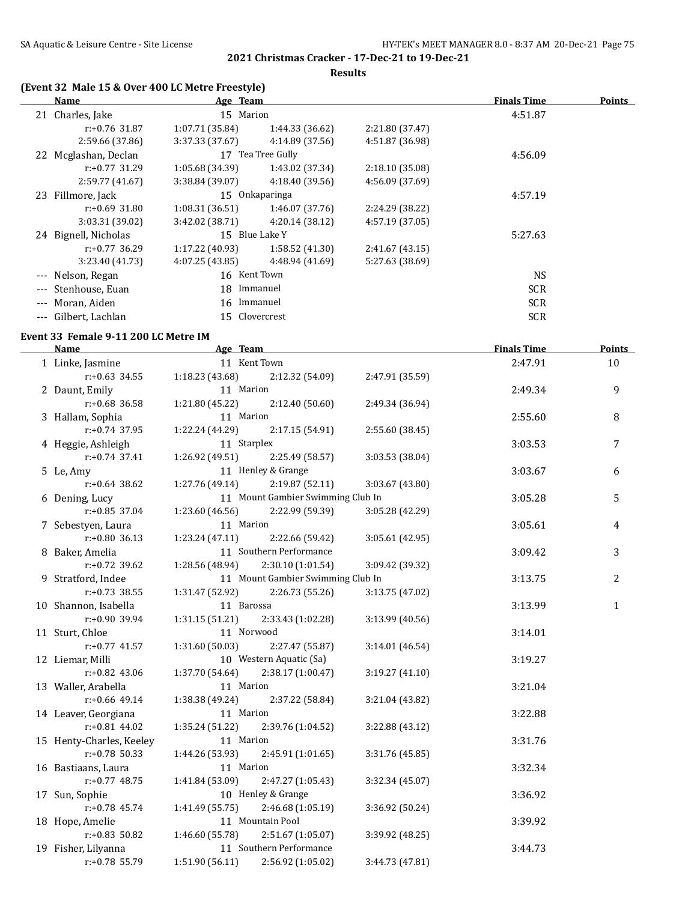## 2021 Christmas Cracker - 17-Dec-21 to 19-Dec-21

### Results

**(Event 32 Male 15 & Over 400 LC Metre Freestyle)**

| | Name | Age | Team | Finals Time | Points |
|---|---|---|---|---|---|
| 21 | Charles, Jake | 15 | Marion | 4:51.87 | |
| | r:+0.76 31.87 / 1:07.71 (35.84) / 1:44.33 (36.62) / 2:21.80 (37.47) / 2:59.66 (37.86) / 3:37.33 (37.67) / 4:14.89 (37.56) / 4:51.87 (36.98) | | | | |
| 22 | Mcglashan, Declan | 17 | Tea Tree Gully | 4:56.09 | |
| | r:+0.77 31.29 / 1:05.68 (34.39) / 1:43.02 (37.34) / 2:18.10 (35.08) / 2:59.77 (41.67) / 3:38.84 (39.07) / 4:18.40 (39.56) / 4:56.09 (37.69) | | | | |
| 23 | Fillmore, Jack | 15 | Onkaparinga | 4:57.19 | |
| | r:+0.69 31.80 / 1:08.31 (36.51) / 1:46.07 (37.76) / 2:24.29 (38.22) / 3:03.31 (39.02) / 3:42.02 (38.71) / 4:20.14 (38.12) / 4:57.19 (37.05) | | | | |
| 24 | Bignell, Nicholas | 15 | Blue Lake Y | 5:27.63 | |
| | r:+0.77 36.29 / 1:17.22 (40.93) / 1:58.52 (41.30) / 2:41.67 (43.15) / 3:23.40 (41.73) / 4:07.25 (43.85) / 4:48.94 (41.69) / 5:27.63 (38.69) | | | | |
| --- | Nelson, Regan | 16 | Kent Town | NS | |
| --- | Stenhouse, Euan | 18 | Immanuel | SCR | |
| --- | Moran, Aiden | 16 | Immanuel | SCR | |
| --- | Gilbert, Lachlan | 15 | Clovercrest | SCR | |

**Event 33 Female 9-11 200 LC Metre IM**

| | Name | Age | Team | Finals Time | Points |
|---|---|---|---|---|---|
| 1 | Linke, Jasmine | 11 | Kent Town | 2:47.91 | 10 |
| | r:+0.63 34.55 / 1:18.23 (43.68) / 2:12.32 (54.09) / 2:47.91 (35.59) | | | | |
| 2 | Daunt, Emily | 11 | Marion | 2:49.34 | 9 |
| | r:+0.68 36.58 / 1:21.80 (45.22) / 2:12.40 (50.60) / 2:49.34 (36.94) | | | | |
| 3 | Hallam, Sophia | 11 | Marion | 2:55.60 | 8 |
| | r:+0.74 37.95 / 1:22.24 (44.29) / 2:17.15 (54.91) / 2:55.60 (38.45) | | | | |
| 4 | Heggie, Ashleigh | 11 | Starplex | 3:03.53 | 7 |
| | r:+0.74 37.41 / 1:26.92 (49.51) / 2:25.49 (58.57) / 3:03.53 (38.04) | | | | |
| 5 | Le, Amy | 11 | Henley & Grange | 3:03.67 | 6 |
| | r:+0.64 38.62 / 1:27.76 (49.14) / 2:19.87 (52.11) / 3:03.67 (43.80) | | | | |
| 6 | Dening, Lucy | 11 | Mount Gambier Swimming Club In | 3:05.28 | 5 |
| | r:+0.85 37.04 / 1:23.60 (46.56) / 2:22.99 (59.39) / 3:05.28 (42.29) | | | | |
| 7 | Sebestyen, Laura | 11 | Marion | 3:05.61 | 4 |
| | r:+0.80 36.13 / 1:23.24 (47.11) / 2:22.66 (59.42) / 3:05.61 (42.95) | | | | |
| 8 | Baker, Amelia | 11 | Southern Performance | 3:09.42 | 3 |
| | r:+0.72 39.62 / 1:28.56 (48.94) / 2:30.10 (1:01.54) / 3:09.42 (39.32) | | | | |
| 9 | Stratford, Indee | 11 | Mount Gambier Swimming Club In | 3:13.75 | 2 |
| | r:+0.73 38.55 / 1:31.47 (52.92) / 2:26.73 (55.26) / 3:13.75 (47.02) | | | | |
| 10 | Shannon, Isabella | 11 | Barossa | 3:13.99 | 1 |
| | r:+0.90 39.94 / 1:31.15 (51.21) / 2:33.43 (1:02.28) / 3:13.99 (40.56) | | | | |
| 11 | Sturt, Chloe | 11 | Norwood | 3:14.01 | |
| | r:+0.77 41.57 / 1:31.60 (50.03) / 2:27.47 (55.87) / 3:14.01 (46.54) | | | | |
| 12 | Liemar, Milli | 10 | Western Aquatic (Sa) | 3:19.27 | |
| | r:+0.82 43.06 / 1:37.70 (54.64) / 2:38.17 (1:00.47) / 3:19.27 (41.10) | | | | |
| 13 | Waller, Arabella | 11 | Marion | 3:21.04 | |
| | r:+0.66 49.14 / 1:38.38 (49.24) / 2:37.22 (58.84) / 3:21.04 (43.82) | | | | |
| 14 | Leaver, Georgiana | 11 | Marion | 3:22.88 | |
| | r:+0.81 44.02 / 1:35.24 (51.22) / 2:39.76 (1:04.52) / 3:22.88 (43.12) | | | | |
| 15 | Henty-Charles, Keeley | 11 | Marion | 3:31.76 | |
| | r:+0.78 50.33 / 1:44.26 (53.93) / 2:45.91 (1:01.65) / 3:31.76 (45.85) | | | | |
| 16 | Bastiaans, Laura | 11 | Marion | 3:32.34 | |
| | r:+0.77 48.75 / 1:41.84 (53.09) / 2:47.27 (1:05.43) / 3:32.34 (45.07) | | | | |
| 17 | Sun, Sophie | 10 | Henley & Grange | 3:36.92 | |
| | r:+0.78 45.74 / 1:41.49 (55.75) / 2:46.68 (1:05.19) / 3:36.92 (50.24) | | | | |
| 18 | Hope, Amelie | 11 | Mountain Pool | 3:39.92 | |
| | r:+0.83 50.82 / 1:46.60 (55.78) / 2:51.67 (1:05.07) / 3:39.92 (48.25) | | | | |
| 19 | Fisher, Lilyanna | 11 | Southern Performance | 3:44.73 | |
| | r:+0.78 55.79 / 1:51.90 (56.11) / 2:56.92 (1:05.02) / 3:44.73 (47.81) | | | | |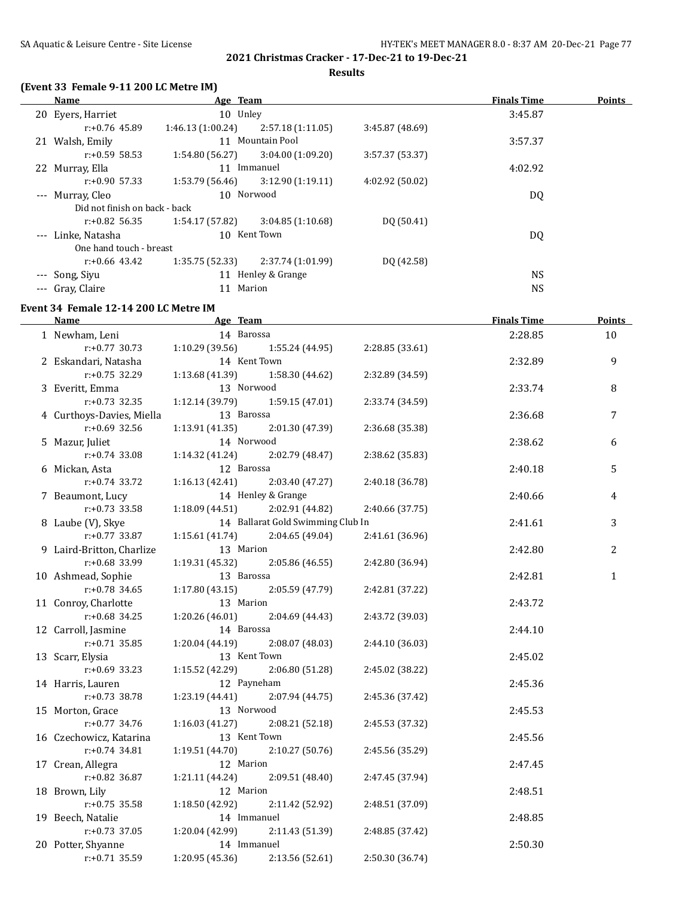**2021 Christmas Cracker - 17-Dec-21 to 19-Dec-21**

**Results**

### (Event 33 Female 9-11 200 LC Metre IM)

| | Name | Age | Team | | | Finals Time | Points |
|---|---|---|---|---|---|---|---|
| 20 | Eyers, Harriet | 10 | Unley | | | 3:45.87 | |
| | r:+0.76 45.89 | 1:46.13 (1:00.24) | 2:57.18 (1:11.05) | 3:45.87 (48.69) | | | |
| 21 | Walsh, Emily | 11 | Mountain Pool | | | 3:57.37 | |
| | r:+0.59 58.53 | 1:54.80 (56.27) | 3:04.00 (1:09.20) | 3:57.37 (53.37) | | | |
| 22 | Murray, Ella | 11 | Immanuel | | | 4:02.92 | |
| | r:+0.90 57.33 | 1:53.79 (56.46) | 3:12.90 (1:19.11) | 4:02.92 (50.02) | | | |
| --- | Murray, Cleo | 10 | Norwood | | | DQ | |
| | Did not finish on back - back | | | | | | |
| | r:+0.82 56.35 | 1:54.17 (57.82) | 3:04.85 (1:10.68) | DQ (50.41) | | | |
| --- | Linke, Natasha | 10 | Kent Town | | | DQ | |
| | One hand touch - breast | | | | | | |
| | r:+0.66 43.42 | 1:35.75 (52.33) | 2:37.74 (1:01.99) | DQ (42.58) | | | |
| --- | Song, Siyu | 11 | Henley & Grange | | | NS | |
| --- | Gray, Claire | 11 | Marion | | | NS | |

### Event 34 Female 12-14 200 LC Metre IM

| | Name | Age | Team | | | Finals Time | Points |
|---|---|---|---|---|---|---|---|
| 1 | Newham, Leni | 14 | Barossa | | | 2:28.85 | 10 |
| | r:+0.77 30.73 | 1:10.29 (39.56) | 1:55.24 (44.95) | 2:28.85 (33.61) | | | |
| 2 | Eskandari, Natasha | 14 | Kent Town | | | 2:32.89 | 9 |
| | r:+0.75 32.29 | 1:13.68 (41.39) | 1:58.30 (44.62) | 2:32.89 (34.59) | | | |
| 3 | Everitt, Emma | 13 | Norwood | | | 2:33.74 | 8 |
| | r:+0.73 32.35 | 1:12.14 (39.79) | 1:59.15 (47.01) | 2:33.74 (34.59) | | | |
| 4 | Curthoys-Davies, Miella | 13 | Barossa | | | 2:36.68 | 7 |
| | r:+0.69 32.56 | 1:13.91 (41.35) | 2:01.30 (47.39) | 2:36.68 (35.38) | | | |
| 5 | Mazur, Juliet | 14 | Norwood | | | 2:38.62 | 6 |
| | r:+0.74 33.08 | 1:14.32 (41.24) | 2:02.79 (48.47) | 2:38.62 (35.83) | | | |
| 6 | Mickan, Asta | 12 | Barossa | | | 2:40.18 | 5 |
| | r:+0.74 33.72 | 1:16.13 (42.41) | 2:03.40 (47.27) | 2:40.18 (36.78) | | | |
| 7 | Beaumont, Lucy | 14 | Henley & Grange | | | 2:40.66 | 4 |
| | r:+0.73 33.58 | 1:18.09 (44.51) | 2:02.91 (44.82) | 2:40.66 (37.75) | | | |
| 8 | Laube (V), Skye | 14 | Ballarat Gold Swimming Club In | | | 2:41.61 | 3 |
| | r:+0.77 33.87 | 1:15.61 (41.74) | 2:04.65 (49.04) | 2:41.61 (36.96) | | | |
| 9 | Laird-Britton, Charlize | 13 | Marion | | | 2:42.80 | 2 |
| | r:+0.68 33.99 | 1:19.31 (45.32) | 2:05.86 (46.55) | 2:42.80 (36.94) | | | |
| 10 | Ashmead, Sophie | 13 | Barossa | | | 2:42.81 | 1 |
| | r:+0.78 34.65 | 1:17.80 (43.15) | 2:05.59 (47.79) | 2:42.81 (37.22) | | | |
| 11 | Conroy, Charlotte | 13 | Marion | | | 2:43.72 | |
| | r:+0.68 34.25 | 1:20.26 (46.01) | 2:04.69 (44.43) | 2:43.72 (39.03) | | | |
| 12 | Carroll, Jasmine | 14 | Barossa | | | 2:44.10 | |
| | r:+0.71 35.85 | 1:20.04 (44.19) | 2:08.07 (48.03) | 2:44.10 (36.03) | | | |
| 13 | Scarr, Elysia | 13 | Kent Town | | | 2:45.02 | |
| | r:+0.69 33.23 | 1:15.52 (42.29) | 2:06.80 (51.28) | 2:45.02 (38.22) | | | |
| 14 | Harris, Lauren | 12 | Payneham | | | 2:45.36 | |
| | r:+0.73 38.78 | 1:23.19 (44.41) | 2:07.94 (44.75) | 2:45.36 (37.42) | | | |
| 15 | Morton, Grace | 13 | Norwood | | | 2:45.53 | |
| | r:+0.77 34.76 | 1:16.03 (41.27) | 2:08.21 (52.18) | 2:45.53 (37.32) | | | |
| 16 | Czechowicz, Katarina | 13 | Kent Town | | | 2:45.56 | |
| | r:+0.74 34.81 | 1:19.51 (44.70) | 2:10.27 (50.76) | 2:45.56 (35.29) | | | |
| 17 | Crean, Allegra | 12 | Marion | | | 2:47.45 | |
| | r:+0.82 36.87 | 1:21.11 (44.24) | 2:09.51 (48.40) | 2:47.45 (37.94) | | | |
| 18 | Brown, Lily | 12 | Marion | | | 2:48.51 | |
| | r:+0.75 35.58 | 1:18.50 (42.92) | 2:11.42 (52.92) | 2:48.51 (37.09) | | | |
| 19 | Beech, Natalie | 14 | Immanuel | | | 2:48.85 | |
| | r:+0.73 37.05 | 1:20.04 (42.99) | 2:11.43 (51.39) | 2:48.85 (37.42) | | | |
| 20 | Potter, Shyanne | 14 | Immanuel | | | 2:50.30 | |
| | r:+0.71 35.59 | 1:20.95 (45.36) | 2:13.56 (52.61) | 2:50.30 (36.74) | | | |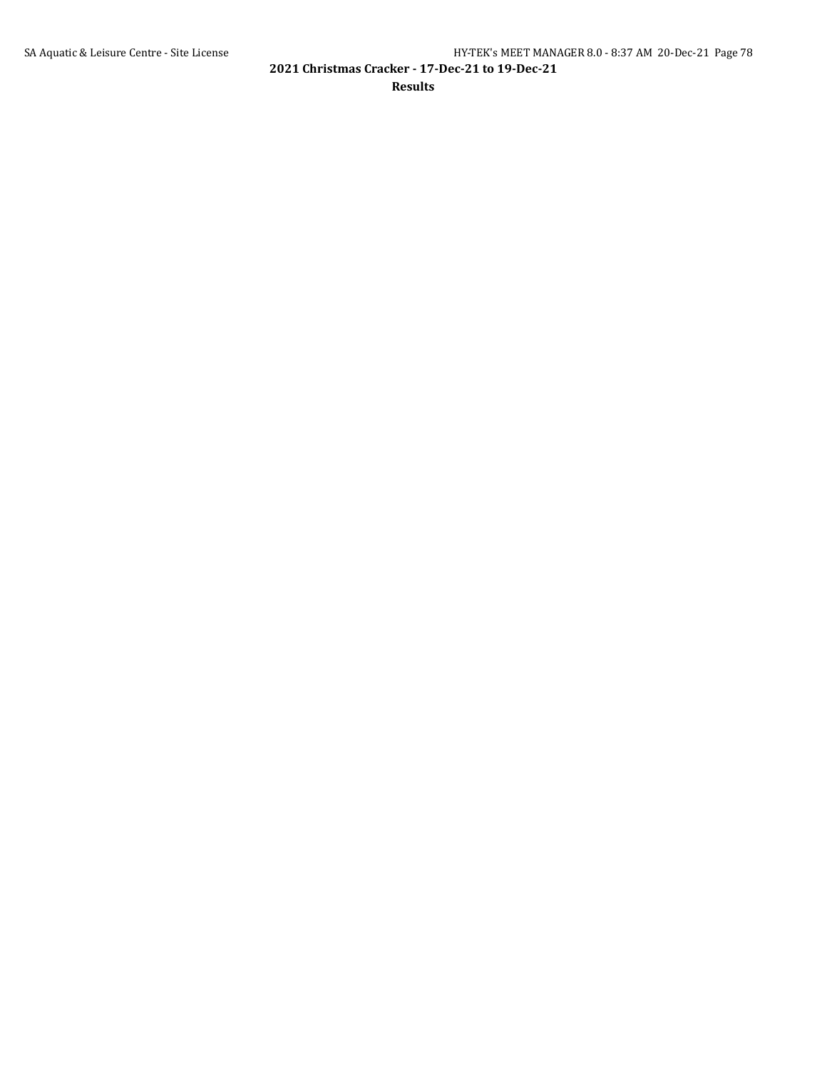**2021 Christmas Cracker - 17-Dec-21 to 19-Dec-21**

**Results**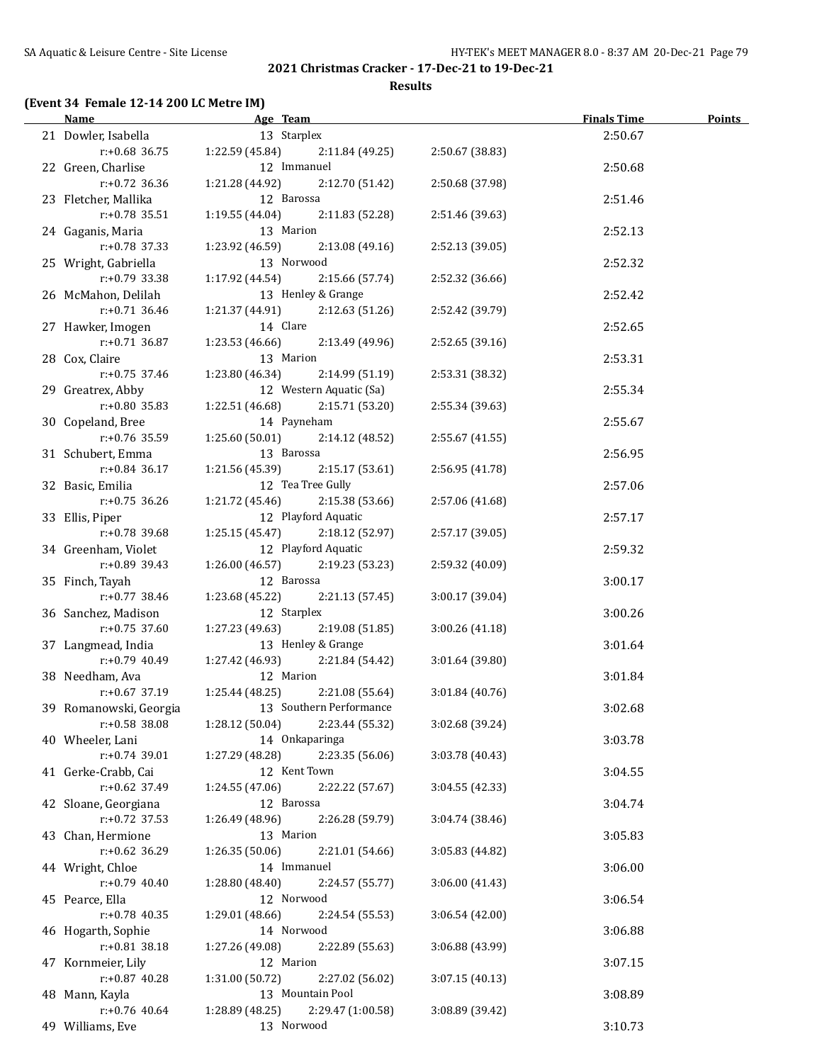## 2021 Christmas Cracker - 17-Dec-21 to 19-Dec-21

### Results

**(Event 34 Female 12-14 200 LC Metre IM)**

| | Name | Age | Team | | Finals Time | Points |
|---|---|---|---|---|---|---|
| 21 | Dowler, Isabella | 13 | Starplex | | 2:50.67 | |
| | r:+0.68 36.75 | 1:22.59 (45.84) | 2:11.84 (49.25) | 2:50.67 (38.83) | | |
| 22 | Green, Charlise | 12 | Immanuel | | 2:50.68 | |
| | r:+0.72 36.36 | 1:21.28 (44.92) | 2:12.70 (51.42) | 2:50.68 (37.98) | | |
| 23 | Fletcher, Mallika | 12 | Barossa | | 2:51.46 | |
| | r:+0.78 35.51 | 1:19.55 (44.04) | 2:11.83 (52.28) | 2:51.46 (39.63) | | |
| 24 | Gaganis, Maria | 13 | Marion | | 2:52.13 | |
| | r:+0.78 37.33 | 1:23.92 (46.59) | 2:13.08 (49.16) | 2:52.13 (39.05) | | |
| 25 | Wright, Gabriella | 13 | Norwood | | 2:52.32 | |
| | r:+0.79 33.38 | 1:17.92 (44.54) | 2:15.66 (57.74) | 2:52.32 (36.66) | | |
| 26 | McMahon, Delilah | 13 | Henley & Grange | | 2:52.42 | |
| | r:+0.71 36.46 | 1:21.37 (44.91) | 2:12.63 (51.26) | 2:52.42 (39.79) | | |
| 27 | Hawker, Imogen | 14 | Clare | | 2:52.65 | |
| | r:+0.71 36.87 | 1:23.53 (46.66) | 2:13.49 (49.96) | 2:52.65 (39.16) | | |
| 28 | Cox, Claire | 13 | Marion | | 2:53.31 | |
| | r:+0.75 37.46 | 1:23.80 (46.34) | 2:14.99 (51.19) | 2:53.31 (38.32) | | |
| 29 | Greatrex, Abby | 12 | Western Aquatic (Sa) | | 2:55.34 | |
| | r:+0.80 35.83 | 1:22.51 (46.68) | 2:15.71 (53.20) | 2:55.34 (39.63) | | |
| 30 | Copeland, Bree | 14 | Payneham | | 2:55.67 | |
| | r:+0.76 35.59 | 1:25.60 (50.01) | 2:14.12 (48.52) | 2:55.67 (41.55) | | |
| 31 | Schubert, Emma | 13 | Barossa | | 2:56.95 | |
| | r:+0.84 36.17 | 1:21.56 (45.39) | 2:15.17 (53.61) | 2:56.95 (41.78) | | |
| 32 | Basic, Emilia | 12 | Tea Tree Gully | | 2:57.06 | |
| | r:+0.75 36.26 | 1:21.72 (45.46) | 2:15.38 (53.66) | 2:57.06 (41.68) | | |
| 33 | Ellis, Piper | 12 | Playford Aquatic | | 2:57.17 | |
| | r:+0.78 39.68 | 1:25.15 (45.47) | 2:18.12 (52.97) | 2:57.17 (39.05) | | |
| 34 | Greenham, Violet | 12 | Playford Aquatic | | 2:59.32 | |
| | r:+0.89 39.43 | 1:26.00 (46.57) | 2:19.23 (53.23) | 2:59.32 (40.09) | | |
| 35 | Finch, Tayah | 12 | Barossa | | 3:00.17 | |
| | r:+0.77 38.46 | 1:23.68 (45.22) | 2:21.13 (57.45) | 3:00.17 (39.04) | | |
| 36 | Sanchez, Madison | 12 | Starplex | | 3:00.26 | |
| | r:+0.75 37.60 | 1:27.23 (49.63) | 2:19.08 (51.85) | 3:00.26 (41.18) | | |
| 37 | Langmead, India | 13 | Henley & Grange | | 3:01.64 | |
| | r:+0.79 40.49 | 1:27.42 (46.93) | 2:21.84 (54.42) | 3:01.64 (39.80) | | |
| 38 | Needham, Ava | 12 | Marion | | 3:01.84 | |
| | r:+0.67 37.19 | 1:25.44 (48.25) | 2:21.08 (55.64) | 3:01.84 (40.76) | | |
| 39 | Romanowski, Georgia | 13 | Southern Performance | | 3:02.68 | |
| | r:+0.58 38.08 | 1:28.12 (50.04) | 2:23.44 (55.32) | 3:02.68 (39.24) | | |
| 40 | Wheeler, Lani | 14 | Onkaparinga | | 3:03.78 | |
| | r:+0.74 39.01 | 1:27.29 (48.28) | 2:23.35 (56.06) | 3:03.78 (40.43) | | |
| 41 | Gerke-Crabb, Cai | 12 | Kent Town | | 3:04.55 | |
| | r:+0.62 37.49 | 1:24.55 (47.06) | 2:22.22 (57.67) | 3:04.55 (42.33) | | |
| 42 | Sloane, Georgiana | 12 | Barossa | | 3:04.74 | |
| | r:+0.72 37.53 | 1:26.49 (48.96) | 2:26.28 (59.79) | 3:04.74 (38.46) | | |
| 43 | Chan, Hermione | 13 | Marion | | 3:05.83 | |
| | r:+0.62 36.29 | 1:26.35 (50.06) | 2:21.01 (54.66) | 3:05.83 (44.82) | | |
| 44 | Wright, Chloe | 14 | Immanuel | | 3:06.00 | |
| | r:+0.79 40.40 | 1:28.80 (48.40) | 2:24.57 (55.77) | 3:06.00 (41.43) | | |
| 45 | Pearce, Ella | 12 | Norwood | | 3:06.54 | |
| | r:+0.78 40.35 | 1:29.01 (48.66) | 2:24.54 (55.53) | 3:06.54 (42.00) | | |
| 46 | Hogarth, Sophie | 14 | Norwood | | 3:06.88 | |
| | r:+0.81 38.18 | 1:27.26 (49.08) | 2:22.89 (55.63) | 3:06.88 (43.99) | | |
| 47 | Kornmeier, Lily | 12 | Marion | | 3:07.15 | |
| | r:+0.87 40.28 | 1:31.00 (50.72) | 2:27.02 (56.02) | 3:07.15 (40.13) | | |
| 48 | Mann, Kayla | 13 | Mountain Pool | | 3:08.89 | |
| | r:+0.76 40.64 | 1:28.89 (48.25) | 2:29.47 (1:00.58) | 3:08.89 (39.42) | | |
| 49 | Williams, Eve | 13 | Norwood | | 3:10.73 | |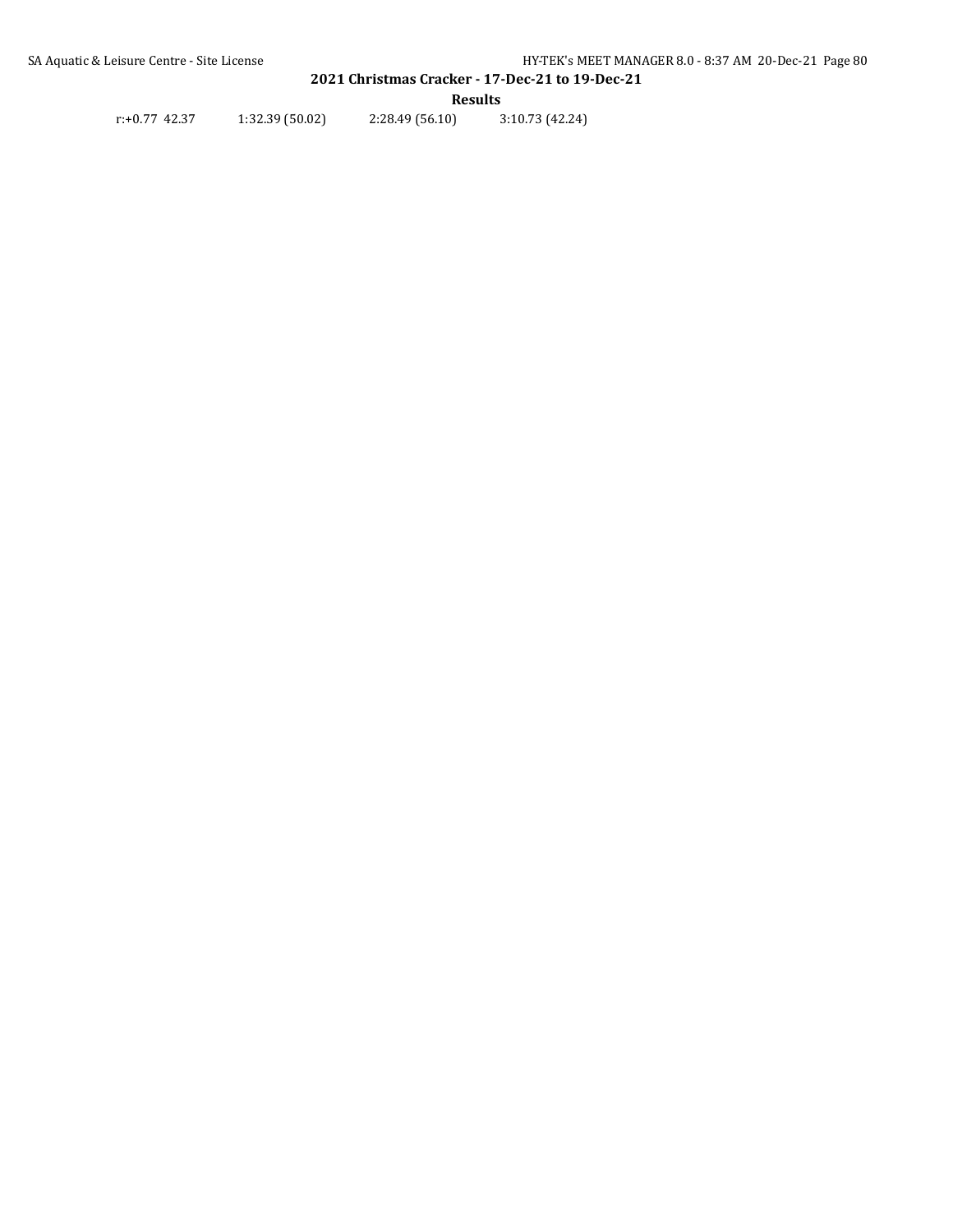r:+0.77 42.37    1:32.39 (50.02)    2:28.49 (56.10)    3:10.73 (42.24)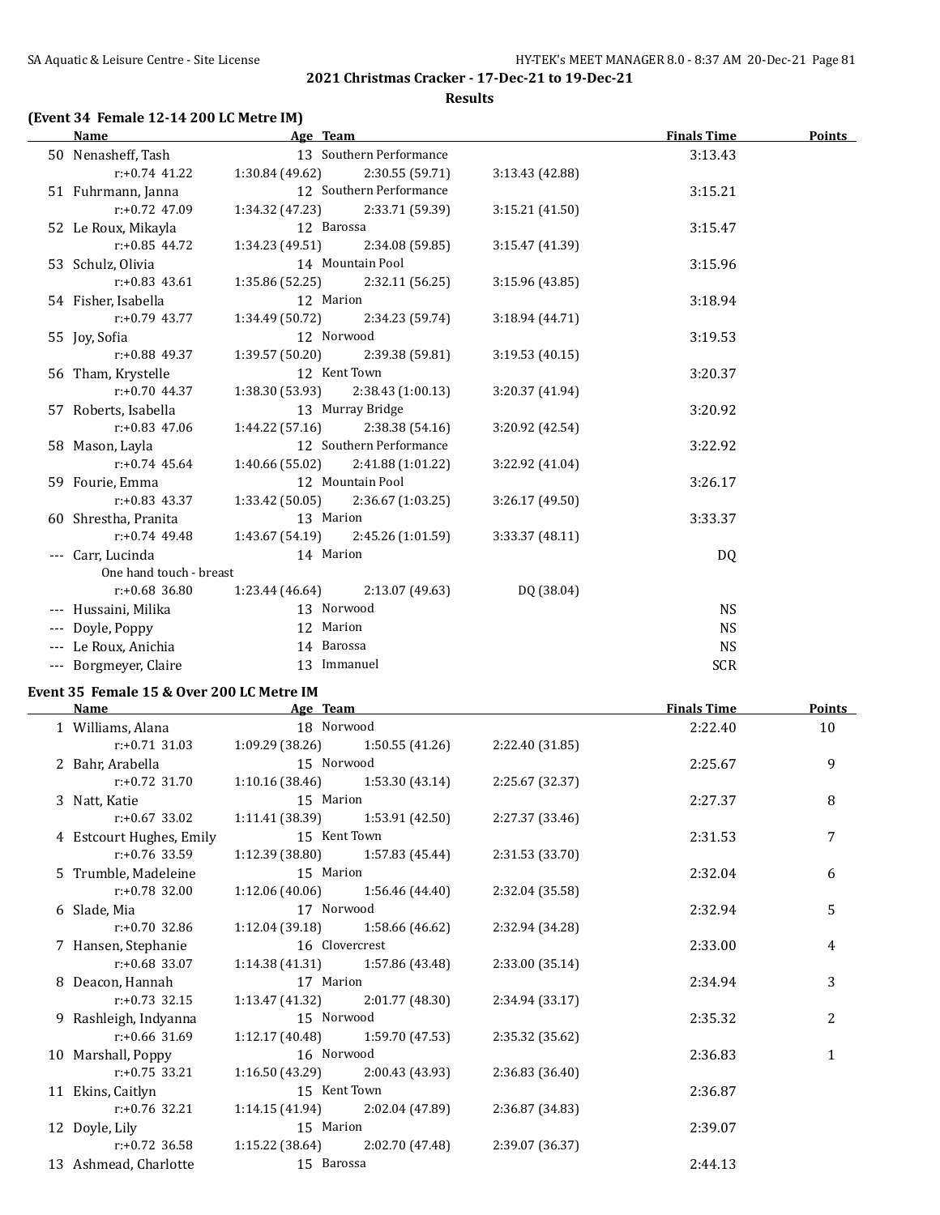**2021 Christmas Cracker - 17-Dec-21 to 19-Dec-21**

**Results**

### (Event 34 Female 12-14 200 LC Metre IM)

| | Name | Age | Team | | Finals Time | Points |
|---|---|---|---|---|---|---|
| 50 | Nenasheff, Tash | 13 | Southern Performance | | 3:13.43 | |
| | r:+0.74 41.22 | 1:30.84 (49.62) | 2:30.55 (59.71) | 3:13.43 (42.88) | | |
| 51 | Fuhrmann, Janna | 12 | Southern Performance | | 3:15.21 | |
| | r:+0.72 47.09 | 1:34.32 (47.23) | 2:33.71 (59.39) | 3:15.21 (41.50) | | |
| 52 | Le Roux, Mikayla | 12 | Barossa | | 3:15.47 | |
| | r:+0.85 44.72 | 1:34.23 (49.51) | 2:34.08 (59.85) | 3:15.47 (41.39) | | |
| 53 | Schulz, Olivia | 14 | Mountain Pool | | 3:15.96 | |
| | r:+0.83 43.61 | 1:35.86 (52.25) | 2:32.11 (56.25) | 3:15.96 (43.85) | | |
| 54 | Fisher, Isabella | 12 | Marion | | 3:18.94 | |
| | r:+0.79 43.77 | 1:34.49 (50.72) | 2:34.23 (59.74) | 3:18.94 (44.71) | | |
| 55 | Joy, Sofia | 12 | Norwood | | 3:19.53 | |
| | r:+0.88 49.37 | 1:39.57 (50.20) | 2:39.38 (59.81) | 3:19.53 (40.15) | | |
| 56 | Tham, Krystelle | 12 | Kent Town | | 3:20.37 | |
| | r:+0.70 44.37 | 1:38.30 (53.93) | 2:38.43 (1:00.13) | 3:20.37 (41.94) | | |
| 57 | Roberts, Isabella | 13 | Murray Bridge | | 3:20.92 | |
| | r:+0.83 47.06 | 1:44.22 (57.16) | 2:38.38 (54.16) | 3:20.92 (42.54) | | |
| 58 | Mason, Layla | 12 | Southern Performance | | 3:22.92 | |
| | r:+0.74 45.64 | 1:40.66 (55.02) | 2:41.88 (1:01.22) | 3:22.92 (41.04) | | |
| 59 | Fourie, Emma | 12 | Mountain Pool | | 3:26.17 | |
| | r:+0.83 43.37 | 1:33.42 (50.05) | 2:36.67 (1:03.25) | 3:26.17 (49.50) | | |
| 60 | Shrestha, Pranita | 13 | Marion | | 3:33.37 | |
| | r:+0.74 49.48 | 1:43.67 (54.19) | 2:45.26 (1:01.59) | 3:33.37 (48.11) | | |
| --- | Carr, Lucinda | 14 | Marion | | DQ | |
| | One hand touch - breast | | | | | |
| | r:+0.68 36.80 | 1:23.44 (46.64) | 2:13.07 (49.63) | DQ (38.04) | | |
| --- | Hussaini, Milika | 13 | Norwood | | NS | |
| --- | Doyle, Poppy | 12 | Marion | | NS | |
| --- | Le Roux, Anichia | 14 | Barossa | | NS | |
| --- | Borgmeyer, Claire | 13 | Immanuel | | SCR | |

### Event 35 Female 15 & Over 200 LC Metre IM

| | Name | Age | Team | | Finals Time | Points |
|---|---|---|---|---|---|---|
| 1 | Williams, Alana | 18 | Norwood | | 2:22.40 | 10 |
| | r:+0.71 31.03 | 1:09.29 (38.26) | 1:50.55 (41.26) | 2:22.40 (31.85) | | |
| 2 | Bahr, Arabella | 15 | Norwood | | 2:25.67 | 9 |
| | r:+0.72 31.70 | 1:10.16 (38.46) | 1:53.30 (43.14) | 2:25.67 (32.37) | | |
| 3 | Natt, Katie | 15 | Marion | | 2:27.37 | 8 |
| | r:+0.67 33.02 | 1:11.41 (38.39) | 1:53.91 (42.50) | 2:27.37 (33.46) | | |
| 4 | Estcourt Hughes, Emily | 15 | Kent Town | | 2:31.53 | 7 |
| | r:+0.76 33.59 | 1:12.39 (38.80) | 1:57.83 (45.44) | 2:31.53 (33.70) | | |
| 5 | Trumble, Madeleine | 15 | Marion | | 2:32.04 | 6 |
| | r:+0.78 32.00 | 1:12.06 (40.06) | 1:56.46 (44.40) | 2:32.04 (35.58) | | |
| 6 | Slade, Mia | 17 | Norwood | | 2:32.94 | 5 |
| | r:+0.70 32.86 | 1:12.04 (39.18) | 1:58.66 (46.62) | 2:32.94 (34.28) | | |
| 7 | Hansen, Stephanie | 16 | Clovercrest | | 2:33.00 | 4 |
| | r:+0.68 33.07 | 1:14.38 (41.31) | 1:57.86 (43.48) | 2:33.00 (35.14) | | |
| 8 | Deacon, Hannah | 17 | Marion | | 2:34.94 | 3 |
| | r:+0.73 32.15 | 1:13.47 (41.32) | 2:01.77 (48.30) | 2:34.94 (33.17) | | |
| 9 | Rashleigh, Indyanna | 15 | Norwood | | 2:35.32 | 2 |
| | r:+0.66 31.69 | 1:12.17 (40.48) | 1:59.70 (47.53) | 2:35.32 (35.62) | | |
| 10 | Marshall, Poppy | 16 | Norwood | | 2:36.83 | 1 |
| | r:+0.75 33.21 | 1:16.50 (43.29) | 2:00.43 (43.93) | 2:36.83 (36.40) | | |
| 11 | Ekins, Caitlyn | 15 | Kent Town | | 2:36.87 | |
| | r:+0.76 32.21 | 1:14.15 (41.94) | 2:02.04 (47.89) | 2:36.87 (34.83) | | |
| 12 | Doyle, Lily | 15 | Marion | | 2:39.07 | |
| | r:+0.72 36.58 | 1:15.22 (38.64) | 2:02.70 (47.48) | 2:39.07 (36.37) | | |
| 13 | Ashmead, Charlotte | 15 | Barossa | | 2:44.13 | |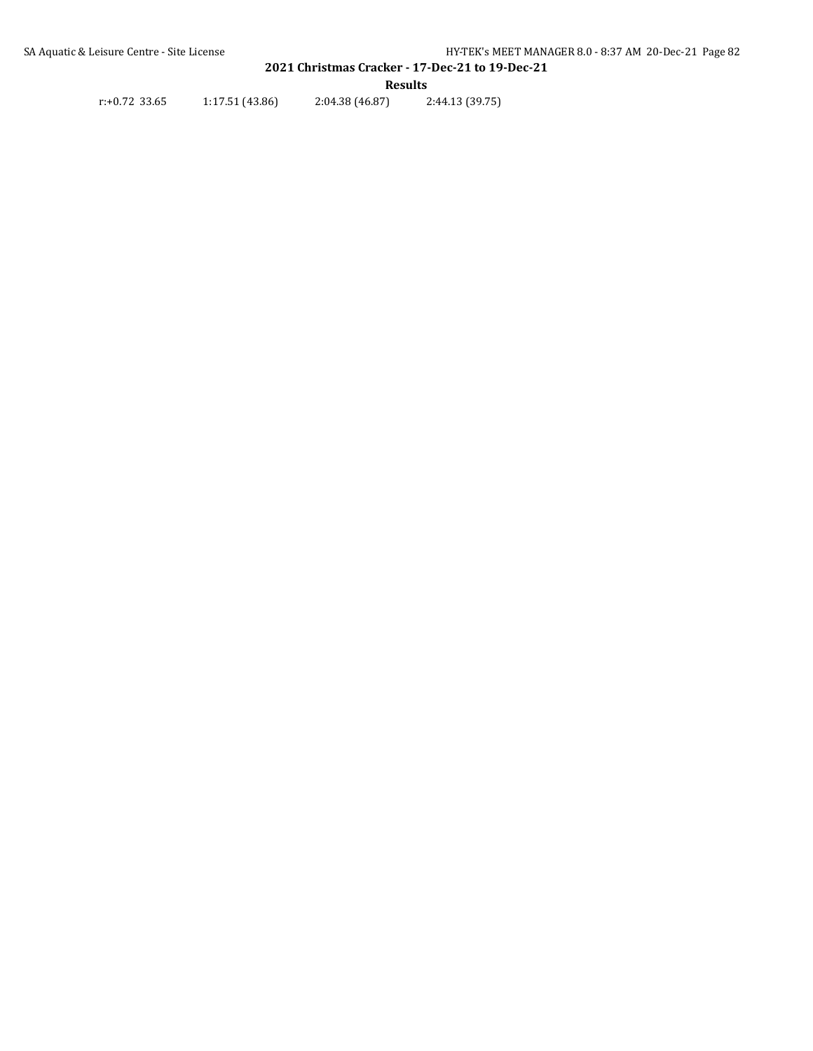r:+0.72 33.65    1:17.51 (43.86)    2:04.38 (46.87)    2:44.13 (39.75)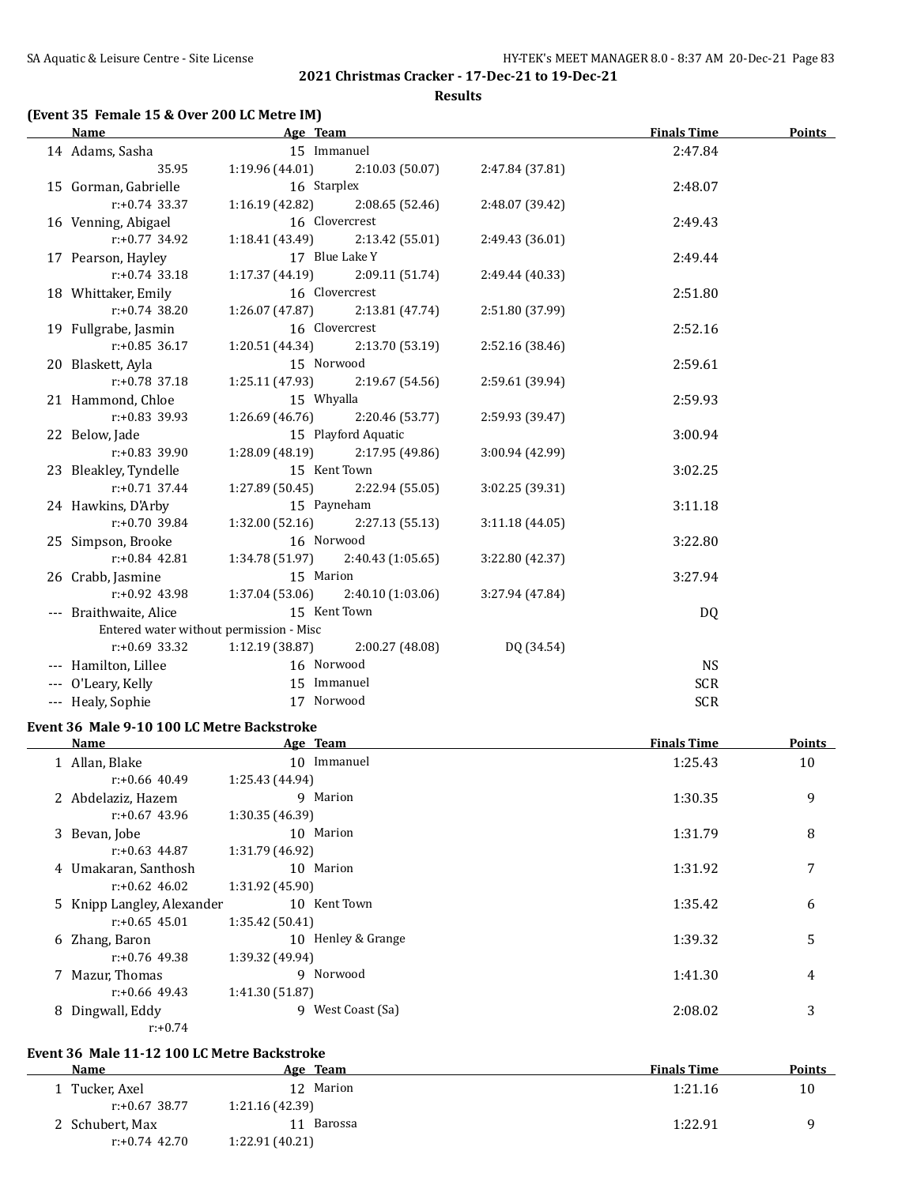2021 Christmas Cracker - 17-Dec-21 to 19-Dec-21

Results

### (Event 35 Female 15 & Over 200 LC Metre IM)

| | Name | Age | Team | Finals Time | Points |
|---|---|---|---|---|---|
| 14 | Adams, Sasha | 15 | Immanuel | 2:47.84 | |
| | 35.95 | 1:19.96 (44.01) | 2:10.03 (50.07) | 2:47.84 (37.81) | |
| 15 | Gorman, Gabrielle | 16 | Starplex | 2:48.07 | |
| | r:+0.74 33.37 | 1:16.19 (42.82) | 2:08.65 (52.46) | 2:48.07 (39.42) | |
| 16 | Venning, Abigael | 16 | Clovercrest | 2:49.43 | |
| | r:+0.77 34.92 | 1:18.41 (43.49) | 2:13.42 (55.01) | 2:49.43 (36.01) | |
| 17 | Pearson, Hayley | 17 | Blue Lake Y | 2:49.44 | |
| | r:+0.74 33.18 | 1:17.37 (44.19) | 2:09.11 (51.74) | 2:49.44 (40.33) | |
| 18 | Whittaker, Emily | 16 | Clovercrest | 2:51.80 | |
| | r:+0.74 38.20 | 1:26.07 (47.87) | 2:13.81 (47.74) | 2:51.80 (37.99) | |
| 19 | Fullgrabe, Jasmin | 16 | Clovercrest | 2:52.16 | |
| | r:+0.85 36.17 | 1:20.51 (44.34) | 2:13.70 (53.19) | 2:52.16 (38.46) | |
| 20 | Blaskett, Ayla | 15 | Norwood | 2:59.61 | |
| | r:+0.78 37.18 | 1:25.11 (47.93) | 2:19.67 (54.56) | 2:59.61 (39.94) | |
| 21 | Hammond, Chloe | 15 | Whyalla | 2:59.93 | |
| | r:+0.83 39.93 | 1:26.69 (46.76) | 2:20.46 (53.77) | 2:59.93 (39.47) | |
| 22 | Below, Jade | 15 | Playford Aquatic | 3:00.94 | |
| | r:+0.83 39.90 | 1:28.09 (48.19) | 2:17.95 (49.86) | 3:00.94 (42.99) | |
| 23 | Bleakley, Tyndelle | 15 | Kent Town | 3:02.25 | |
| | r:+0.71 37.44 | 1:27.89 (50.45) | 2:22.94 (55.05) | 3:02.25 (39.31) | |
| 24 | Hawkins, D'Arby | 15 | Payneham | 3:11.18 | |
| | r:+0.70 39.84 | 1:32.00 (52.16) | 2:27.13 (55.13) | 3:11.18 (44.05) | |
| 25 | Simpson, Brooke | 16 | Norwood | 3:22.80 | |
| | r:+0.84 42.81 | 1:34.78 (51.97) | 2:40.43 (1:05.65) | 3:22.80 (42.37) | |
| 26 | Crabb, Jasmine | 15 | Marion | 3:27.94 | |
| | r:+0.92 43.98 | 1:37.04 (53.06) | 2:40.10 (1:03.06) | 3:27.94 (47.84) | |
| --- | Braithwaite, Alice | 15 | Kent Town | DQ | |
| | Entered water without permission - Misc | | | | |
| | r:+0.69 33.32 | 1:12.19 (38.87) | 2:00.27 (48.08) | DQ (34.54) | |
| --- | Hamilton, Lillee | 16 | Norwood | NS | |
| --- | O'Leary, Kelly | 15 | Immanuel | SCR | |
| --- | Healy, Sophie | 17 | Norwood | SCR | |

### Event 36 Male 9-10 100 LC Metre Backstroke

| | Name | Age | Team | Finals Time | Points |
|---|---|---|---|---|---|
| 1 | Allan, Blake | 10 | Immanuel | 1:25.43 | 10 |
| | r:+0.66 40.49 | 1:25.43 (44.94) | | | |
| 2 | Abdelaziz, Hazem | 9 | Marion | 1:30.35 | 9 |
| | r:+0.67 43.96 | 1:30.35 (46.39) | | | |
| 3 | Bevan, Jobe | 10 | Marion | 1:31.79 | 8 |
| | r:+0.63 44.87 | 1:31.79 (46.92) | | | |
| 4 | Umakaran, Santhosh | 10 | Marion | 1:31.92 | 7 |
| | r:+0.62 46.02 | 1:31.92 (45.90) | | | |
| 5 | Knipp Langley, Alexander | 10 | Kent Town | 1:35.42 | 6 |
| | r:+0.65 45.01 | 1:35.42 (50.41) | | | |
| 6 | Zhang, Baron | 10 | Henley & Grange | 1:39.32 | 5 |
| | r:+0.76 49.38 | 1:39.32 (49.94) | | | |
| 7 | Mazur, Thomas | 9 | Norwood | 1:41.30 | 4 |
| | r:+0.66 49.43 | 1:41.30 (51.87) | | | |
| 8 | Dingwall, Eddy | 9 | West Coast (Sa) | 2:08.02 | 3 |
| | r:+0.74 | | | | |

### Event 36 Male 11-12 100 LC Metre Backstroke

| | Name | Age | Team | Finals Time | Points |
|---|---|---|---|---|---|
| 1 | Tucker, Axel | 12 | Marion | 1:21.16 | 10 |
| | r:+0.67 38.77 | 1:21.16 (42.39) | | | |
| 2 | Schubert, Max | 11 | Barossa | 1:22.91 | 9 |
| | r:+0.74 42.70 | 1:22.91 (40.21) | | | |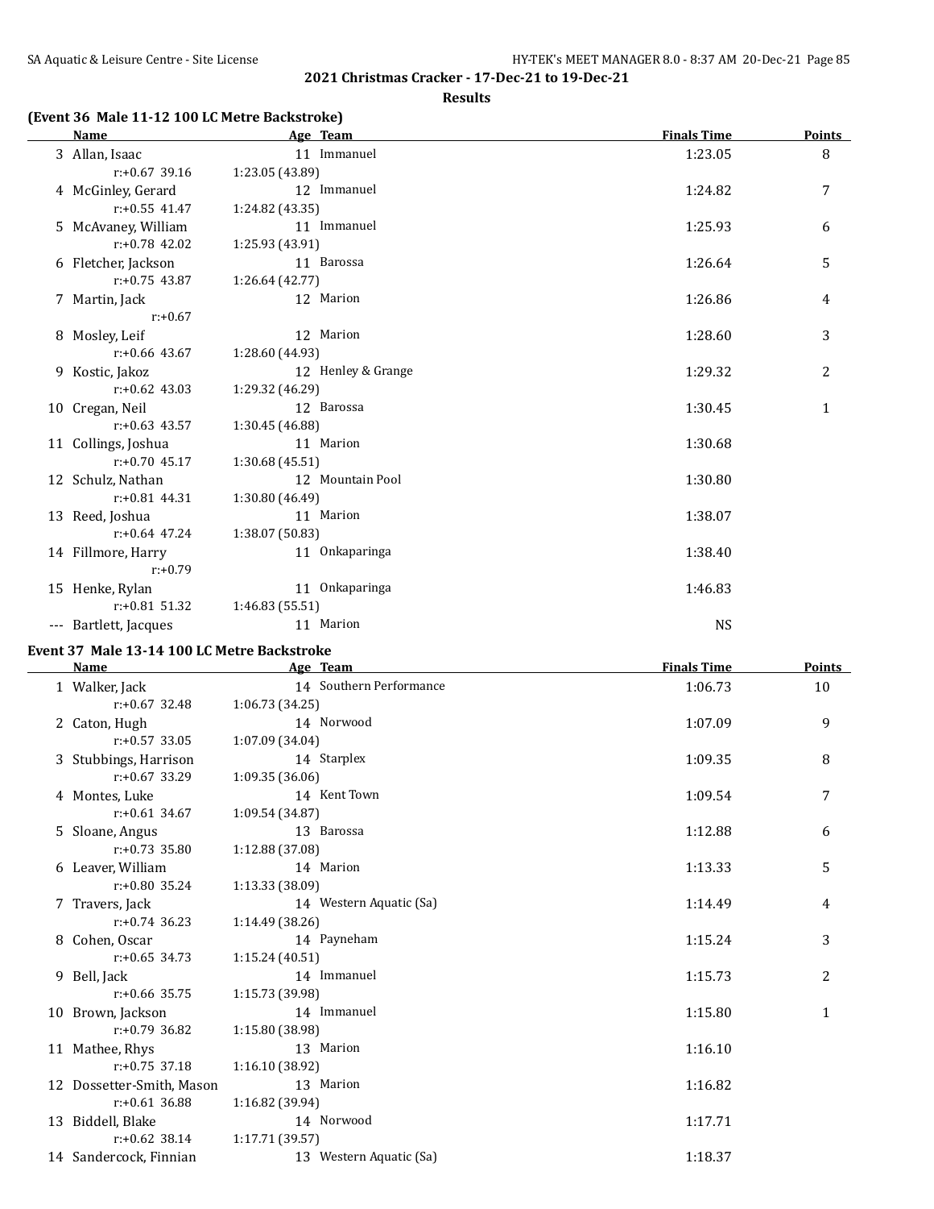## 2021 Christmas Cracker - 17-Dec-21 to 19-Dec-21

### Results

#### (Event 36 Male 11-12 100 LC Metre Backstroke)

| | Name | | Age | Team | Finals Time | Points |
|---|---|---|---|---|---|---|
| 3 | Allan, Isaac | | 11 | Immanuel | 1:23.05 | 8 |
| | r:+0.67 39.16 | 1:23.05 (43.89) | | | | |
| 4 | McGinley, Gerard | | 12 | Immanuel | 1:24.82 | 7 |
| | r:+0.55 41.47 | 1:24.82 (43.35) | | | | |
| 5 | McAvaney, William | | 11 | Immanuel | 1:25.93 | 6 |
| | r:+0.78 42.02 | 1:25.93 (43.91) | | | | |
| 6 | Fletcher, Jackson | | 11 | Barossa | 1:26.64 | 5 |
| | r:+0.75 43.87 | 1:26.64 (42.77) | | | | |
| 7 | Martin, Jack | | 12 | Marion | 1:26.86 | 4 |
| | r:+0.67 | | | | | |
| 8 | Mosley, Leif | | 12 | Marion | 1:28.60 | 3 |
| | r:+0.66 43.67 | 1:28.60 (44.93) | | | | |
| 9 | Kostic, Jakoz | | 12 | Henley & Grange | 1:29.32 | 2 |
| | r:+0.62 43.03 | 1:29.32 (46.29) | | | | |
| 10 | Cregan, Neil | | 12 | Barossa | 1:30.45 | 1 |
| | r:+0.63 43.57 | 1:30.45 (46.88) | | | | |
| 11 | Collings, Joshua | | 11 | Marion | 1:30.68 | |
| | r:+0.70 45.17 | 1:30.68 (45.51) | | | | |
| 12 | Schulz, Nathan | | 12 | Mountain Pool | 1:30.80 | |
| | r:+0.81 44.31 | 1:30.80 (46.49) | | | | |
| 13 | Reed, Joshua | | 11 | Marion | 1:38.07 | |
| | r:+0.64 47.24 | 1:38.07 (50.83) | | | | |
| 14 | Fillmore, Harry | | 11 | Onkaparinga | 1:38.40 | |
| | r:+0.79 | | | | | |
| 15 | Henke, Rylan | | 11 | Onkaparinga | 1:46.83 | |
| | r:+0.81 51.32 | 1:46.83 (55.51) | | | | |
| --- | Bartlett, Jacques | | 11 | Marion | NS | |

#### Event 37 Male 13-14 100 LC Metre Backstroke

| | Name | | Age | Team | Finals Time | Points |
|---|---|---|---|---|---|---|
| 1 | Walker, Jack | | 14 | Southern Performance | 1:06.73 | 10 |
| | r:+0.67 32.48 | 1:06.73 (34.25) | | | | |
| 2 | Caton, Hugh | | 14 | Norwood | 1:07.09 | 9 |
| | r:+0.57 33.05 | 1:07.09 (34.04) | | | | |
| 3 | Stubbings, Harrison | | 14 | Starplex | 1:09.35 | 8 |
| | r:+0.67 33.29 | 1:09.35 (36.06) | | | | |
| 4 | Montes, Luke | | 14 | Kent Town | 1:09.54 | 7 |
| | r:+0.61 34.67 | 1:09.54 (34.87) | | | | |
| 5 | Sloane, Angus | | 13 | Barossa | 1:12.88 | 6 |
| | r:+0.73 35.80 | 1:12.88 (37.08) | | | | |
| 6 | Leaver, William | | 14 | Marion | 1:13.33 | 5 |
| | r:+0.80 35.24 | 1:13.33 (38.09) | | | | |
| 7 | Travers, Jack | | 14 | Western Aquatic (Sa) | 1:14.49 | 4 |
| | r:+0.74 36.23 | 1:14.49 (38.26) | | | | |
| 8 | Cohen, Oscar | | 14 | Payneham | 1:15.24 | 3 |
| | r:+0.65 34.73 | 1:15.24 (40.51) | | | | |
| 9 | Bell, Jack | | 14 | Immanuel | 1:15.73 | 2 |
| | r:+0.66 35.75 | 1:15.73 (39.98) | | | | |
| 10 | Brown, Jackson | | 14 | Immanuel | 1:15.80 | 1 |
| | r:+0.79 36.82 | 1:15.80 (38.98) | | | | |
| 11 | Mathee, Rhys | | 13 | Marion | 1:16.10 | |
| | r:+0.75 37.18 | 1:16.10 (38.92) | | | | |
| 12 | Dossetter-Smith, Mason | | 13 | Marion | 1:16.82 | |
| | r:+0.61 36.88 | 1:16.82 (39.94) | | | | |
| 13 | Biddell, Blake | | 14 | Norwood | 1:17.71 | |
| | r:+0.62 38.14 | 1:17.71 (39.57) | | | | |
| 14 | Sandercock, Finnian | | 13 | Western Aquatic (Sa) | 1:18.37 | |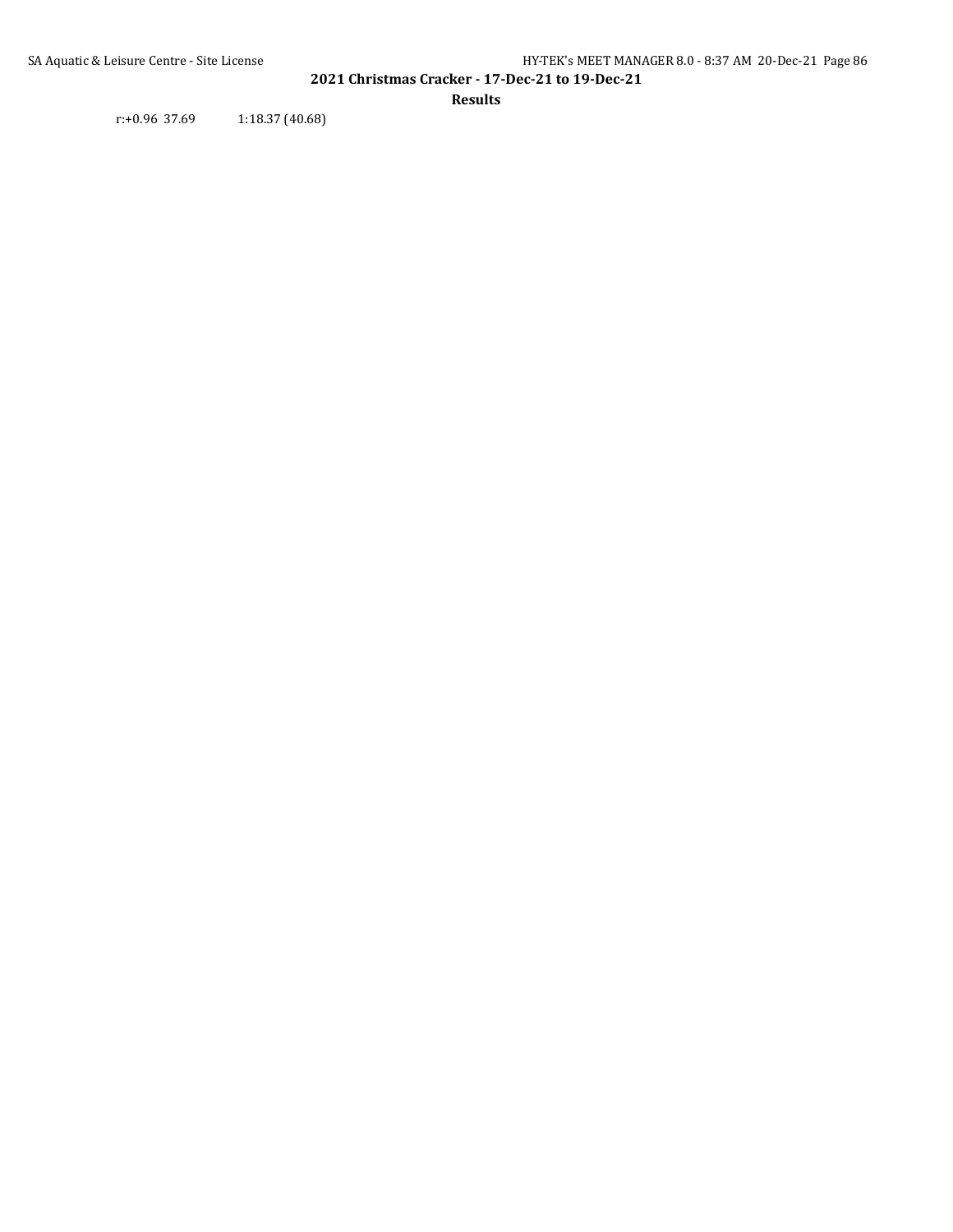r:+0.96 37.69 1:18.37 (40.68)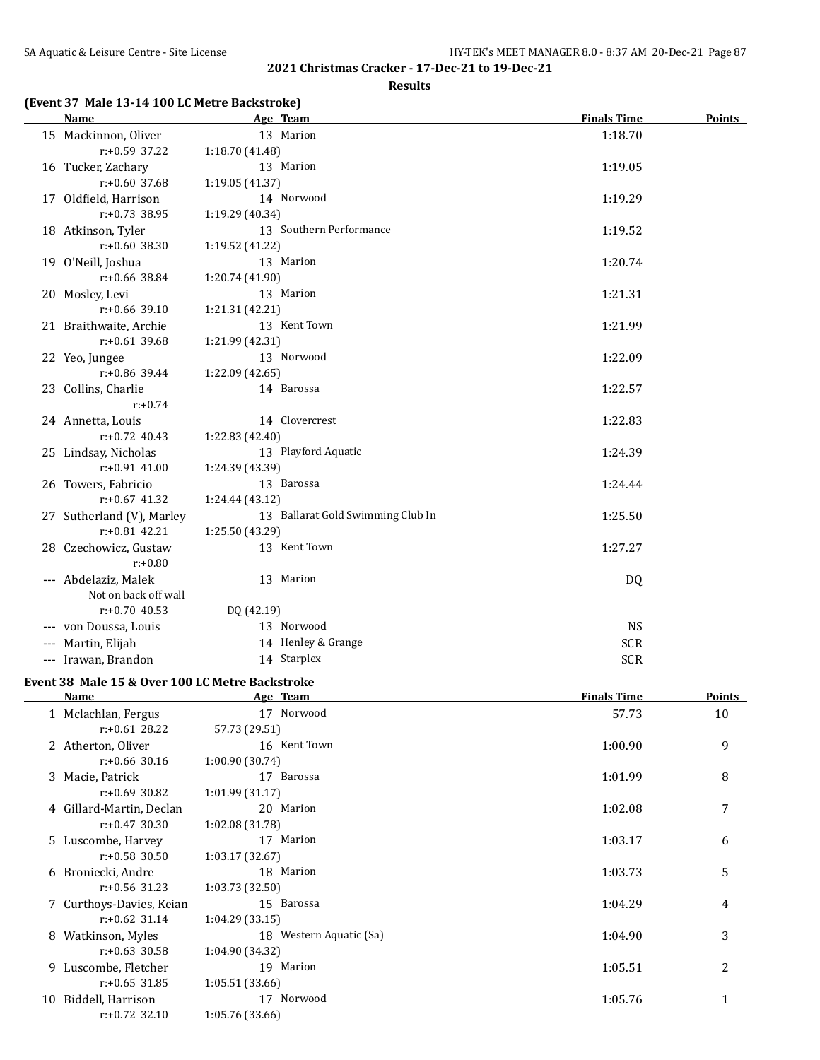## 2021 Christmas Cracker - 17-Dec-21 to 19-Dec-21

### Results

### (Event 37 Male 13-14 100 LC Metre Backstroke)

| | Name | Age | Team | Finals Time | Points |
|---|---|---|---|---|---|
| 15 | Mackinnon, Oliver | 13 | Marion | 1:18.70 | |
| | r:+0.59 37.22 | | 1:18.70 (41.48) | | |
| 16 | Tucker, Zachary | 13 | Marion | 1:19.05 | |
| | r:+0.60 37.68 | | 1:19.05 (41.37) | | |
| 17 | Oldfield, Harrison | 14 | Norwood | 1:19.29 | |
| | r:+0.73 38.95 | | 1:19.29 (40.34) | | |
| 18 | Atkinson, Tyler | 13 | Southern Performance | 1:19.52 | |
| | r:+0.60 38.30 | | 1:19.52 (41.22) | | |
| 19 | O'Neill, Joshua | 13 | Marion | 1:20.74 | |
| | r:+0.66 38.84 | | 1:20.74 (41.90) | | |
| 20 | Mosley, Levi | 13 | Marion | 1:21.31 | |
| | r:+0.66 39.10 | | 1:21.31 (42.21) | | |
| 21 | Braithwaite, Archie | 13 | Kent Town | 1:21.99 | |
| | r:+0.61 39.68 | | 1:21.99 (42.31) | | |
| 22 | Yeo, Jungee | 13 | Norwood | 1:22.09 | |
| | r:+0.86 39.44 | | 1:22.09 (42.65) | | |
| 23 | Collins, Charlie | 14 | Barossa | 1:22.57 | |
| | r:+0.74 | | | | |
| 24 | Annetta, Louis | 14 | Clovercrest | 1:22.83 | |
| | r:+0.72 40.43 | | 1:22.83 (42.40) | | |
| 25 | Lindsay, Nicholas | 13 | Playford Aquatic | 1:24.39 | |
| | r:+0.91 41.00 | | 1:24.39 (43.39) | | |
| 26 | Towers, Fabricio | 13 | Barossa | 1:24.44 | |
| | r:+0.67 41.32 | | 1:24.44 (43.12) | | |
| 27 | Sutherland (V), Marley | 13 | Ballarat Gold Swimming Club In | 1:25.50 | |
| | r:+0.81 42.21 | | 1:25.50 (43.29) | | |
| 28 | Czechowicz, Gustaw | 13 | Kent Town | 1:27.27 | |
| | r:+0.80 | | | | |
| --- | Abdelaziz, Malek | 13 | Marion | DQ | |
| | Not on back off wall | | | | |
| | r:+0.70 40.53 | | DQ (42.19) | | |
| --- | von Doussa, Louis | 13 | Norwood | NS | |
| --- | Martin, Elijah | 14 | Henley & Grange | SCR | |
| --- | Irawan, Brandon | 14 | Starplex | SCR | |

### Event 38 Male 15 & Over 100 LC Metre Backstroke

| | Name | Age | Team | Finals Time | Points |
|---|---|---|---|---|---|
| 1 | Mclachlan, Fergus | 17 | Norwood | 57.73 | 10 |
| | r:+0.61 28.22 | | 57.73 (29.51) | | |
| 2 | Atherton, Oliver | 16 | Kent Town | 1:00.90 | 9 |
| | r:+0.66 30.16 | | 1:00.90 (30.74) | | |
| 3 | Macie, Patrick | 17 | Barossa | 1:01.99 | 8 |
| | r:+0.69 30.82 | | 1:01.99 (31.17) | | |
| 4 | Gillard-Martin, Declan | 20 | Marion | 1:02.08 | 7 |
| | r:+0.47 30.30 | | 1:02.08 (31.78) | | |
| 5 | Luscombe, Harvey | 17 | Marion | 1:03.17 | 6 |
| | r:+0.58 30.50 | | 1:03.17 (32.67) | | |
| 6 | Broniecki, Andre | 18 | Marion | 1:03.73 | 5 |
| | r:+0.56 31.23 | | 1:03.73 (32.50) | | |
| 7 | Curthoys-Davies, Keian | 15 | Barossa | 1:04.29 | 4 |
| | r:+0.62 31.14 | | 1:04.29 (33.15) | | |
| 8 | Watkinson, Myles | 18 | Western Aquatic (Sa) | 1:04.90 | 3 |
| | r:+0.63 30.58 | | 1:04.90 (34.32) | | |
| 9 | Luscombe, Fletcher | 19 | Marion | 1:05.51 | 2 |
| | r:+0.65 31.85 | | 1:05.51 (33.66) | | |
| 10 | Biddell, Harrison | 17 | Norwood | 1:05.76 | 1 |
| | r:+0.72 32.10 | | 1:05.76 (33.66) | | |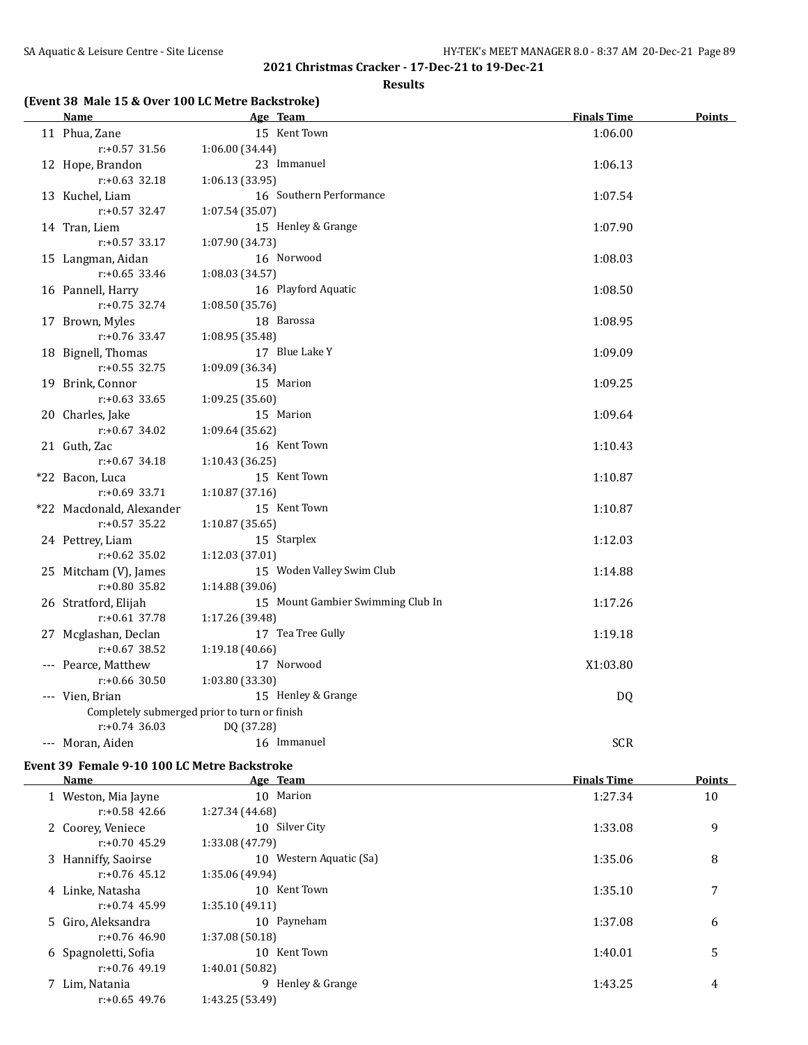**2021 Christmas Cracker - 17-Dec-21 to 19-Dec-21**

**Results**

### (Event 38 Male 15 & Over 100 LC Metre Backstroke)

| | Name | Age | Team | Finals Time | Points |
|---|---|---|---|---|---|
| 11 | Phua, Zane | 15 | Kent Town | 1:06.00 | |
| | r:+0.57 31.56 | 1:06.00 (34.44) | | | |
| 12 | Hope, Brandon | 23 | Immanuel | 1:06.13 | |
| | r:+0.63 32.18 | 1:06.13 (33.95) | | | |
| 13 | Kuchel, Liam | 16 | Southern Performance | 1:07.54 | |
| | r:+0.57 32.47 | 1:07.54 (35.07) | | | |
| 14 | Tran, Liem | 15 | Henley & Grange | 1:07.90 | |
| | r:+0.57 33.17 | 1:07.90 (34.73) | | | |
| 15 | Langman, Aidan | 16 | Norwood | 1:08.03 | |
| | r:+0.65 33.46 | 1:08.03 (34.57) | | | |
| 16 | Pannell, Harry | 16 | Playford Aquatic | 1:08.50 | |
| | r:+0.75 32.74 | 1:08.50 (35.76) | | | |
| 17 | Brown, Myles | 18 | Barossa | 1:08.95 | |
| | r:+0.76 33.47 | 1:08.95 (35.48) | | | |
| 18 | Bignell, Thomas | 17 | Blue Lake Y | 1:09.09 | |
| | r:+0.55 32.75 | 1:09.09 (36.34) | | | |
| 19 | Brink, Connor | 15 | Marion | 1:09.25 | |
| | r:+0.63 33.65 | 1:09.25 (35.60) | | | |
| 20 | Charles, Jake | 15 | Marion | 1:09.64 | |
| | r:+0.67 34.02 | 1:09.64 (35.62) | | | |
| 21 | Guth, Zac | 16 | Kent Town | 1:10.43 | |
| | r:+0.67 34.18 | 1:10.43 (36.25) | | | |
| *22 | Bacon, Luca | 15 | Kent Town | 1:10.87 | |
| | r:+0.69 33.71 | 1:10.87 (37.16) | | | |
| *22 | Macdonald, Alexander | 15 | Kent Town | 1:10.87 | |
| | r:+0.57 35.22 | 1:10.87 (35.65) | | | |
| 24 | Pettrey, Liam | 15 | Starplex | 1:12.03 | |
| | r:+0.62 35.02 | 1:12.03 (37.01) | | | |
| 25 | Mitcham (V), James | 15 | Woden Valley Swim Club | 1:14.88 | |
| | r:+0.80 35.82 | 1:14.88 (39.06) | | | |
| 26 | Stratford, Elijah | 15 | Mount Gambier Swimming Club In | 1:17.26 | |
| | r:+0.61 37.78 | 1:17.26 (39.48) | | | |
| 27 | Mcglashan, Declan | 17 | Tea Tree Gully | 1:19.18 | |
| | r:+0.67 38.52 | 1:19.18 (40.66) | | | |
| --- | Pearce, Matthew | 17 | Norwood | X1:03.80 | |
| | r:+0.66 30.50 | 1:03.80 (33.30) | | | |
| --- | Vien, Brian | 15 | Henley & Grange | DQ | |
| | Completely submerged prior to turn or finish | | | | |
| | r:+0.74 36.03 | DQ (37.28) | | | |
| --- | Moran, Aiden | 16 | Immanuel | SCR | |

### Event 39 Female 9-10 100 LC Metre Backstroke

| | Name | Age | Team | Finals Time | Points |
|---|---|---|---|---|---|
| 1 | Weston, Mia Jayne | 10 | Marion | 1:27.34 | 10 |
| | r:+0.58 42.66 | 1:27.34 (44.68) | | | |
| 2 | Coorey, Veniece | 10 | Silver City | 1:33.08 | 9 |
| | r:+0.70 45.29 | 1:33.08 (47.79) | | | |
| 3 | Hanniffy, Saoirse | 10 | Western Aquatic (Sa) | 1:35.06 | 8 |
| | r:+0.76 45.12 | 1:35.06 (49.94) | | | |
| 4 | Linke, Natasha | 10 | Kent Town | 1:35.10 | 7 |
| | r:+0.74 45.99 | 1:35.10 (49.11) | | | |
| 5 | Giro, Aleksandra | 10 | Payneham | 1:37.08 | 6 |
| | r:+0.76 46.90 | 1:37.08 (50.18) | | | |
| 6 | Spagnoletti, Sofia | 10 | Kent Town | 1:40.01 | 5 |
| | r:+0.76 49.19 | 1:40.01 (50.82) | | | |
| 7 | Lim, Natania | 9 | Henley & Grange | 1:43.25 | 4 |
| | r:+0.65 49.76 | 1:43.25 (53.49) | | | |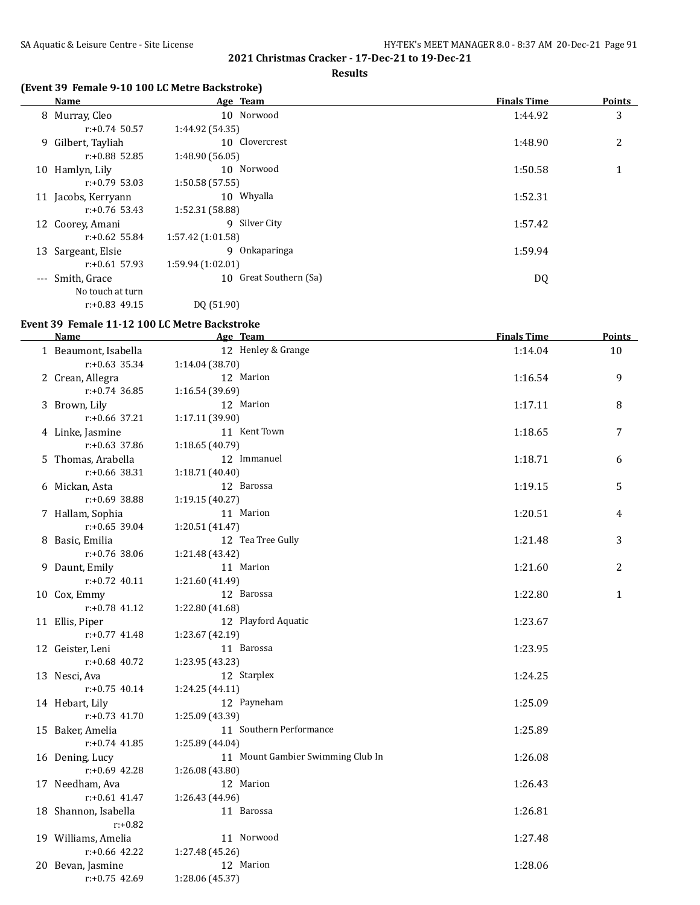**2021 Christmas Cracker - 17-Dec-21 to 19-Dec-21**

**Results**

### (Event 39 Female 9-10 100 LC Metre Backstroke)

| | Name | Age | Team | Finals Time | Points |
|---|---|---|---|---|---|
| 8 | Murray, Cleo | 10 | Norwood | 1:44.92 | 3 |
| | r:+0.74 50.57 | 1:44.92 (54.35) | | | |
| 9 | Gilbert, Tayliah | 10 | Clovercrest | 1:48.90 | 2 |
| | r:+0.88 52.85 | 1:48.90 (56.05) | | | |
| 10 | Hamlyn, Lily | 10 | Norwood | 1:50.58 | 1 |
| | r:+0.79 53.03 | 1:50.58 (57.55) | | | |
| 11 | Jacobs, Kerryann | 10 | Whyalla | 1:52.31 | |
| | r:+0.76 53.43 | 1:52.31 (58.88) | | | |
| 12 | Coorey, Amani | 9 | Silver City | 1:57.42 | |
| | r:+0.62 55.84 | 1:57.42 (1:01.58) | | | |
| 13 | Sargeant, Elsie | 9 | Onkaparinga | 1:59.94 | |
| | r:+0.61 57.93 | 1:59.94 (1:02.01) | | | |
| --- | Smith, Grace | 10 | Great Southern (Sa) | DQ | |
| | No touch at turn | | | | |
| | r:+0.83 49.15 | DQ (51.90) | | | |

### Event 39 Female 11-12 100 LC Metre Backstroke

| | Name | Age | Team | Finals Time | Points |
|---|---|---|---|---|---|
| 1 | Beaumont, Isabella | 12 | Henley & Grange | 1:14.04 | 10 |
| | r:+0.63 35.34 | 1:14.04 (38.70) | | | |
| 2 | Crean, Allegra | 12 | Marion | 1:16.54 | 9 |
| | r:+0.74 36.85 | 1:16.54 (39.69) | | | |
| 3 | Brown, Lily | 12 | Marion | 1:17.11 | 8 |
| | r:+0.66 37.21 | 1:17.11 (39.90) | | | |
| 4 | Linke, Jasmine | 11 | Kent Town | 1:18.65 | 7 |
| | r:+0.63 37.86 | 1:18.65 (40.79) | | | |
| 5 | Thomas, Arabella | 12 | Immanuel | 1:18.71 | 6 |
| | r:+0.66 38.31 | 1:18.71 (40.40) | | | |
| 6 | Mickan, Asta | 12 | Barossa | 1:19.15 | 5 |
| | r:+0.69 38.88 | 1:19.15 (40.27) | | | |
| 7 | Hallam, Sophia | 11 | Marion | 1:20.51 | 4 |
| | r:+0.65 39.04 | 1:20.51 (41.47) | | | |
| 8 | Basic, Emilia | 12 | Tea Tree Gully | 1:21.48 | 3 |
| | r:+0.76 38.06 | 1:21.48 (43.42) | | | |
| 9 | Daunt, Emily | 11 | Marion | 1:21.60 | 2 |
| | r:+0.72 40.11 | 1:21.60 (41.49) | | | |
| 10 | Cox, Emmy | 12 | Barossa | 1:22.80 | 1 |
| | r:+0.78 41.12 | 1:22.80 (41.68) | | | |
| 11 | Ellis, Piper | 12 | Playford Aquatic | 1:23.67 | |
| | r:+0.77 41.48 | 1:23.67 (42.19) | | | |
| 12 | Geister, Leni | 11 | Barossa | 1:23.95 | |
| | r:+0.68 40.72 | 1:23.95 (43.23) | | | |
| 13 | Nesci, Ava | 12 | Starplex | 1:24.25 | |
| | r:+0.75 40.14 | 1:24.25 (44.11) | | | |
| 14 | Hebart, Lily | 12 | Payneham | 1:25.09 | |
| | r:+0.73 41.70 | 1:25.09 (43.39) | | | |
| 15 | Baker, Amelia | 11 | Southern Performance | 1:25.89 | |
| | r:+0.74 41.85 | 1:25.89 (44.04) | | | |
| 16 | Dening, Lucy | 11 | Mount Gambier Swimming Club In | 1:26.08 | |
| | r:+0.69 42.28 | 1:26.08 (43.80) | | | |
| 17 | Needham, Ava | 12 | Marion | 1:26.43 | |
| | r:+0.61 41.47 | 1:26.43 (44.96) | | | |
| 18 | Shannon, Isabella | 11 | Barossa | 1:26.81 | |
| | r:+0.82 | | | | |
| 19 | Williams, Amelia | 11 | Norwood | 1:27.48 | |
| | r:+0.66 42.22 | 1:27.48 (45.26) | | | |
| 20 | Bevan, Jasmine | 12 | Marion | 1:28.06 | |
| | r:+0.75 42.69 | 1:28.06 (45.37) | | | |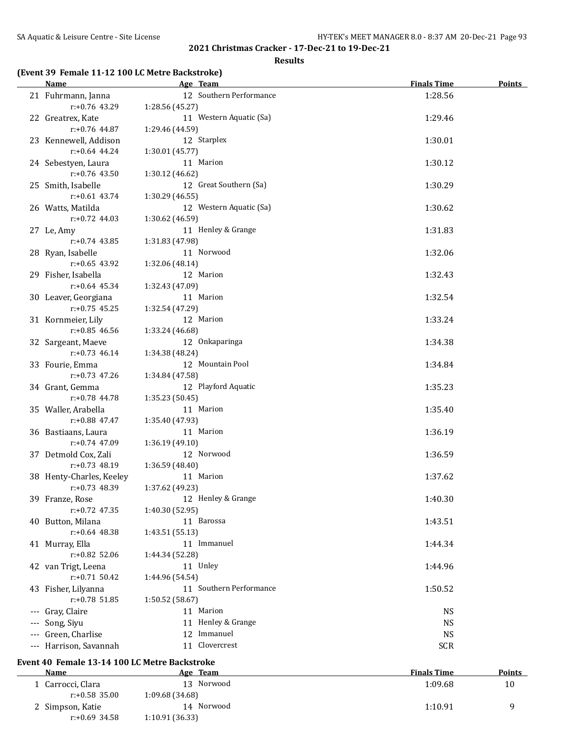## 2021 Christmas Cracker - 17-Dec-21 to 19-Dec-21

### Results

**(Event 39 Female 11-12 100 LC Metre Backstroke)**

| | Name | Age | Team | Finals Time | Points |
|---|---|---|---|---|---|
| 21 | Fuhrmann, Janna | 12 | Southern Performance | 1:28.56 | |
| | r:+0.76 43.29 | 1:28.56 (45.27) | | | |
| 22 | Greatrex, Kate | 11 | Western Aquatic (Sa) | 1:29.46 | |
| | r:+0.76 44.87 | 1:29.46 (44.59) | | | |
| 23 | Kennewell, Addison | 12 | Starplex | 1:30.01 | |
| | r:+0.64 44.24 | 1:30.01 (45.77) | | | |
| 24 | Sebestyen, Laura | 11 | Marion | 1:30.12 | |
| | r:+0.76 43.50 | 1:30.12 (46.62) | | | |
| 25 | Smith, Isabelle | 12 | Great Southern (Sa) | 1:30.29 | |
| | r:+0.61 43.74 | 1:30.29 (46.55) | | | |
| 26 | Watts, Matilda | 12 | Western Aquatic (Sa) | 1:30.62 | |
| | r:+0.72 44.03 | 1:30.62 (46.59) | | | |
| 27 | Le, Amy | 11 | Henley & Grange | 1:31.83 | |
| | r:+0.74 43.85 | 1:31.83 (47.98) | | | |
| 28 | Ryan, Isabelle | 11 | Norwood | 1:32.06 | |
| | r:+0.65 43.92 | 1:32.06 (48.14) | | | |
| 29 | Fisher, Isabella | 12 | Marion | 1:32.43 | |
| | r:+0.64 45.34 | 1:32.43 (47.09) | | | |
| 30 | Leaver, Georgiana | 11 | Marion | 1:32.54 | |
| | r:+0.75 45.25 | 1:32.54 (47.29) | | | |
| 31 | Kornmeier, Lily | 12 | Marion | 1:33.24 | |
| | r:+0.85 46.56 | 1:33.24 (46.68) | | | |
| 32 | Sargeant, Maeve | 12 | Onkaparinga | 1:34.38 | |
| | r:+0.73 46.14 | 1:34.38 (48.24) | | | |
| 33 | Fourie, Emma | 12 | Mountain Pool | 1:34.84 | |
| | r:+0.73 47.26 | 1:34.84 (47.58) | | | |
| 34 | Grant, Gemma | 12 | Playford Aquatic | 1:35.23 | |
| | r:+0.78 44.78 | 1:35.23 (50.45) | | | |
| 35 | Waller, Arabella | 11 | Marion | 1:35.40 | |
| | r:+0.88 47.47 | 1:35.40 (47.93) | | | |
| 36 | Bastiaans, Laura | 11 | Marion | 1:36.19 | |
| | r:+0.74 47.09 | 1:36.19 (49.10) | | | |
| 37 | Detmold Cox, Zali | 12 | Norwood | 1:36.59 | |
| | r:+0.73 48.19 | 1:36.59 (48.40) | | | |
| 38 | Henty-Charles, Keeley | 11 | Marion | 1:37.62 | |
| | r:+0.73 48.39 | 1:37.62 (49.23) | | | |
| 39 | Franze, Rose | 12 | Henley & Grange | 1:40.30 | |
| | r:+0.72 47.35 | 1:40.30 (52.95) | | | |
| 40 | Button, Milana | 11 | Barossa | 1:43.51 | |
| | r:+0.64 48.38 | 1:43.51 (55.13) | | | |
| 41 | Murray, Ella | 11 | Immanuel | 1:44.34 | |
| | r:+0.82 52.06 | 1:44.34 (52.28) | | | |
| 42 | van Trigt, Leena | 11 | Unley | 1:44.96 | |
| | r:+0.71 50.42 | 1:44.96 (54.54) | | | |
| 43 | Fisher, Lilyanna | 11 | Southern Performance | 1:50.52 | |
| | r:+0.78 51.85 | 1:50.52 (58.67) | | | |
| --- | Gray, Claire | 11 | Marion | NS | |
| --- | Song, Siyu | 11 | Henley & Grange | NS | |
| --- | Green, Charlise | 12 | Immanuel | NS | |
| --- | Harrison, Savannah | 11 | Clovercrest | SCR | |

**Event 40 Female 13-14 100 LC Metre Backstroke**

| | Name | Age | Team | Finals Time | Points |
|---|---|---|---|---|---|
| 1 | Carrocci, Clara | 13 | Norwood | 1:09.68 | 10 |
| | r:+0.58 35.00 | 1:09.68 (34.68) | | | |
| 2 | Simpson, Katie | 14 | Norwood | 1:10.91 | 9 |
| | r:+0.69 34.58 | 1:10.91 (36.33) | | | |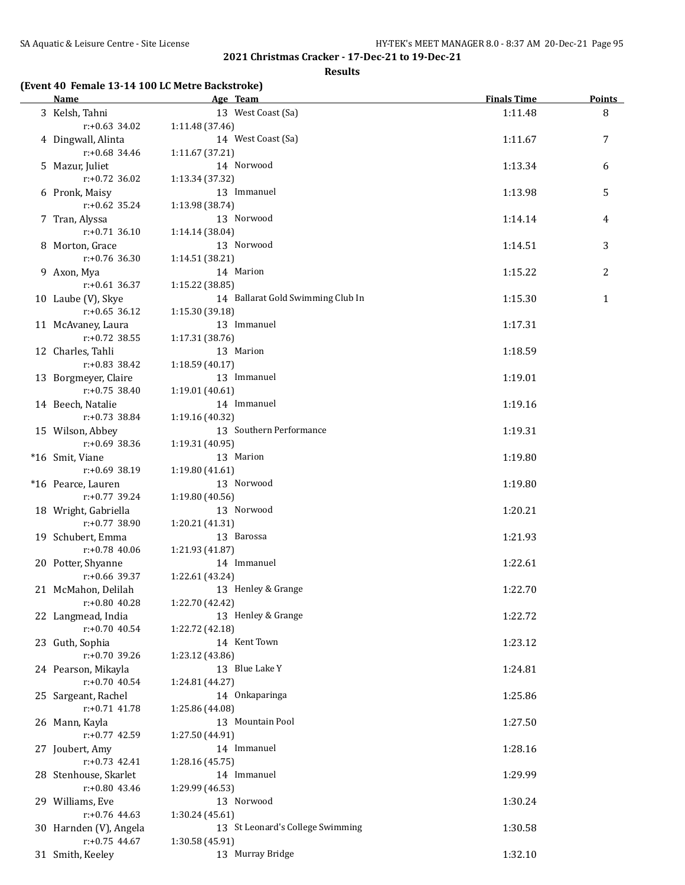## 2021 Christmas Cracker - 17-Dec-21 to 19-Dec-21

### Results

**(Event 40 Female 13-14 100 LC Metre Backstroke)**

| | Name | Age | Team | Finals Time | Points |
|---|---|---|---|---|---|
| 3 | Kelsh, Tahni | 13 | West Coast (Sa) | 1:11.48 | 8 |
| | r:+0.63 34.02 | 1:11.48 (37.46) | | | |
| 4 | Dingwall, Alinta | 14 | West Coast (Sa) | 1:11.67 | 7 |
| | r:+0.68 34.46 | 1:11.67 (37.21) | | | |
| 5 | Mazur, Juliet | 14 | Norwood | 1:13.34 | 6 |
| | r:+0.72 36.02 | 1:13.34 (37.32) | | | |
| 6 | Pronk, Maisy | 13 | Immanuel | 1:13.98 | 5 |
| | r:+0.62 35.24 | 1:13.98 (38.74) | | | |
| 7 | Tran, Alyssa | 13 | Norwood | 1:14.14 | 4 |
| | r:+0.71 36.10 | 1:14.14 (38.04) | | | |
| 8 | Morton, Grace | 13 | Norwood | 1:14.51 | 3 |
| | r:+0.76 36.30 | 1:14.51 (38.21) | | | |
| 9 | Axon, Mya | 14 | Marion | 1:15.22 | 2 |
| | r:+0.61 36.37 | 1:15.22 (38.85) | | | |
| 10 | Laube (V), Skye | 14 | Ballarat Gold Swimming Club In | 1:15.30 | 1 |
| | r:+0.65 36.12 | 1:15.30 (39.18) | | | |
| 11 | McAvaney, Laura | 13 | Immanuel | 1:17.31 | |
| | r:+0.72 38.55 | 1:17.31 (38.76) | | | |
| 12 | Charles, Tahli | 13 | Marion | 1:18.59 | |
| | r:+0.83 38.42 | 1:18.59 (40.17) | | | |
| 13 | Borgmeyer, Claire | 13 | Immanuel | 1:19.01 | |
| | r:+0.75 38.40 | 1:19.01 (40.61) | | | |
| 14 | Beech, Natalie | 14 | Immanuel | 1:19.16 | |
| | r:+0.73 38.84 | 1:19.16 (40.32) | | | |
| 15 | Wilson, Abbey | 13 | Southern Performance | 1:19.31 | |
| | r:+0.69 38.36 | 1:19.31 (40.95) | | | |
| *16 | Smit, Viane | 13 | Marion | 1:19.80 | |
| | r:+0.69 38.19 | 1:19.80 (41.61) | | | |
| *16 | Pearce, Lauren | 13 | Norwood | 1:19.80 | |
| | r:+0.77 39.24 | 1:19.80 (40.56) | | | |
| 18 | Wright, Gabriella | 13 | Norwood | 1:20.21 | |
| | r:+0.77 38.90 | 1:20.21 (41.31) | | | |
| 19 | Schubert, Emma | 13 | Barossa | 1:21.93 | |
| | r:+0.78 40.06 | 1:21.93 (41.87) | | | |
| 20 | Potter, Shyanne | 14 | Immanuel | 1:22.61 | |
| | r:+0.66 39.37 | 1:22.61 (43.24) | | | |
| 21 | McMahon, Delilah | 13 | Henley & Grange | 1:22.70 | |
| | r:+0.80 40.28 | 1:22.70 (42.42) | | | |
| 22 | Langmead, India | 13 | Henley & Grange | 1:22.72 | |
| | r:+0.70 40.54 | 1:22.72 (42.18) | | | |
| 23 | Guth, Sophia | 14 | Kent Town | 1:23.12 | |
| | r:+0.70 39.26 | 1:23.12 (43.86) | | | |
| 24 | Pearson, Mikayla | 13 | Blue Lake Y | 1:24.81 | |
| | r:+0.70 40.54 | 1:24.81 (44.27) | | | |
| 25 | Sargeant, Rachel | 14 | Onkaparinga | 1:25.86 | |
| | r:+0.71 41.78 | 1:25.86 (44.08) | | | |
| 26 | Mann, Kayla | 13 | Mountain Pool | 1:27.50 | |
| | r:+0.77 42.59 | 1:27.50 (44.91) | | | |
| 27 | Joubert, Amy | 14 | Immanuel | 1:28.16 | |
| | r:+0.73 42.41 | 1:28.16 (45.75) | | | |
| 28 | Stenhouse, Skarlet | 14 | Immanuel | 1:29.99 | |
| | r:+0.80 43.46 | 1:29.99 (46.53) | | | |
| 29 | Williams, Eve | 13 | Norwood | 1:30.24 | |
| | r:+0.76 44.63 | 1:30.24 (45.61) | | | |
| 30 | Harnden (V), Angela | 13 | St Leonard's College Swimming | 1:30.58 | |
| | r:+0.75 44.67 | 1:30.58 (45.91) | | | |
| 31 | Smith, Keeley | 13 | Murray Bridge | 1:32.10 | |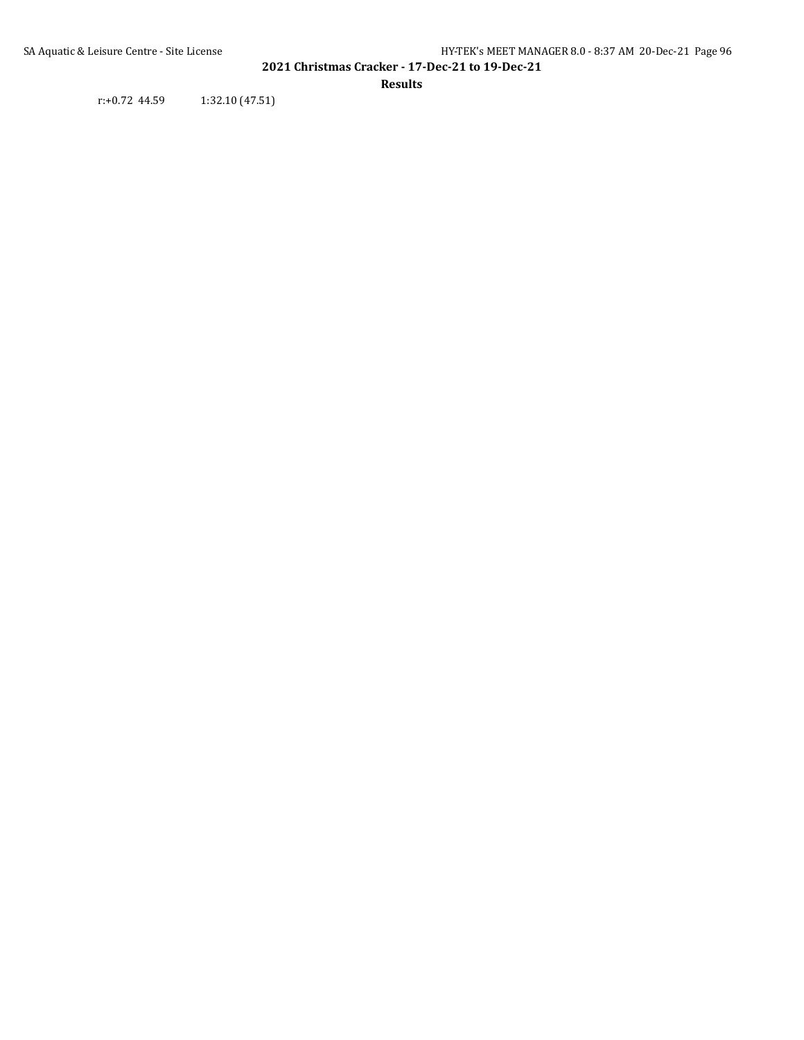r:+0.72  44.59          1:32.10 (47.51)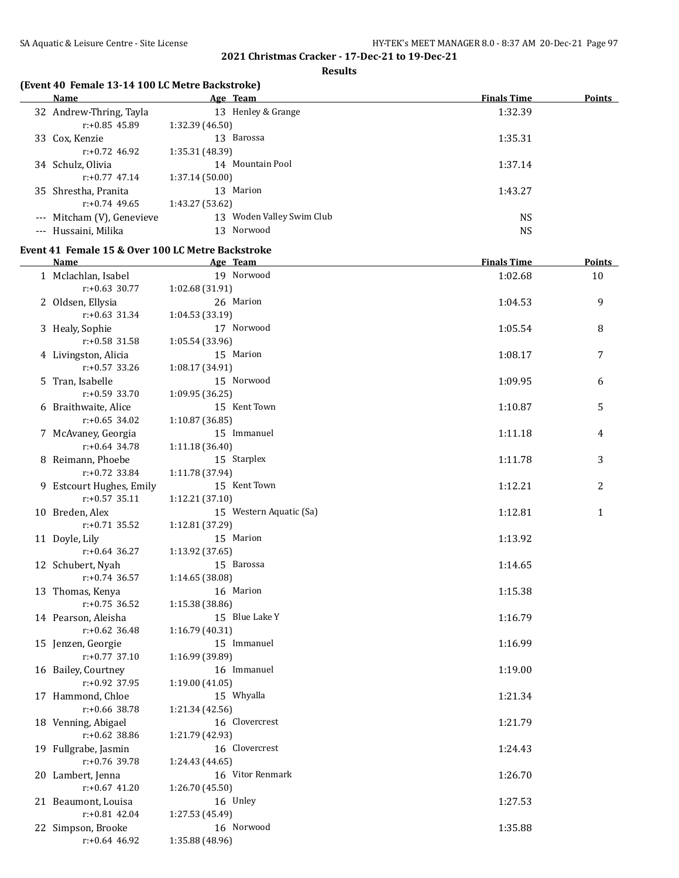## 2021 Christmas Cracker - 17-Dec-21 to 19-Dec-21

### Results

**(Event 40 Female 13-14 100 LC Metre Backstroke)**

| | Name | Age | Team | Finals Time | Points |
|---|---|---|---|---|---|
| 32 | Andrew-Thring, Tayla | 13 | Henley & Grange | 1:32.39 | |
| | r:+0.85 45.89 | 1:32.39 (46.50) | | | |
| 33 | Cox, Kenzie | 13 | Barossa | 1:35.31 | |
| | r:+0.72 46.92 | 1:35.31 (48.39) | | | |
| 34 | Schulz, Olivia | 14 | Mountain Pool | 1:37.14 | |
| | r:+0.77 47.14 | 1:37.14 (50.00) | | | |
| 35 | Shrestha, Pranita | 13 | Marion | 1:43.27 | |
| | r:+0.74 49.65 | 1:43.27 (53.62) | | | |
| --- | Mitcham (V), Genevieve | 13 | Woden Valley Swim Club | NS | |
| --- | Hussaini, Milika | 13 | Norwood | NS | |

**Event 41 Female 15 & Over 100 LC Metre Backstroke**

| | Name | Age | Team | Finals Time | Points |
|---|---|---|---|---|---|
| 1 | Mclachlan, Isabel | 19 | Norwood | 1:02.68 | 10 |
| | r:+0.63 30.77 | 1:02.68 (31.91) | | | |
| 2 | Oldsen, Ellysia | 26 | Marion | 1:04.53 | 9 |
| | r:+0.63 31.34 | 1:04.53 (33.19) | | | |
| 3 | Healy, Sophie | 17 | Norwood | 1:05.54 | 8 |
| | r:+0.58 31.58 | 1:05.54 (33.96) | | | |
| 4 | Livingston, Alicia | 15 | Marion | 1:08.17 | 7 |
| | r:+0.57 33.26 | 1:08.17 (34.91) | | | |
| 5 | Tran, Isabelle | 15 | Norwood | 1:09.95 | 6 |
| | r:+0.59 33.70 | 1:09.95 (36.25) | | | |
| 6 | Braithwaite, Alice | 15 | Kent Town | 1:10.87 | 5 |
| | r:+0.65 34.02 | 1:10.87 (36.85) | | | |
| 7 | McAvaney, Georgia | 15 | Immanuel | 1:11.18 | 4 |
| | r:+0.64 34.78 | 1:11.18 (36.40) | | | |
| 8 | Reimann, Phoebe | 15 | Starplex | 1:11.78 | 3 |
| | r:+0.72 33.84 | 1:11.78 (37.94) | | | |
| 9 | Estcourt Hughes, Emily | 15 | Kent Town | 1:12.21 | 2 |
| | r:+0.57 35.11 | 1:12.21 (37.10) | | | |
| 10 | Breden, Alex | 15 | Western Aquatic (Sa) | 1:12.81 | 1 |
| | r:+0.71 35.52 | 1:12.81 (37.29) | | | |
| 11 | Doyle, Lily | 15 | Marion | 1:13.92 | |
| | r:+0.64 36.27 | 1:13.92 (37.65) | | | |
| 12 | Schubert, Nyah | 15 | Barossa | 1:14.65 | |
| | r:+0.74 36.57 | 1:14.65 (38.08) | | | |
| 13 | Thomas, Kenya | 16 | Marion | 1:15.38 | |
| | r:+0.75 36.52 | 1:15.38 (38.86) | | | |
| 14 | Pearson, Aleisha | 15 | Blue Lake Y | 1:16.79 | |
| | r:+0.62 36.48 | 1:16.79 (40.31) | | | |
| 15 | Jenzen, Georgie | 15 | Immanuel | 1:16.99 | |
| | r:+0.77 37.10 | 1:16.99 (39.89) | | | |
| 16 | Bailey, Courtney | 16 | Immanuel | 1:19.00 | |
| | r:+0.92 37.95 | 1:19.00 (41.05) | | | |
| 17 | Hammond, Chloe | 15 | Whyalla | 1:21.34 | |
| | r:+0.66 38.78 | 1:21.34 (42.56) | | | |
| 18 | Venning, Abigael | 16 | Clovercrest | 1:21.79 | |
| | r:+0.62 38.86 | 1:21.79 (42.93) | | | |
| 19 | Fullgrabe, Jasmin | 16 | Clovercrest | 1:24.43 | |
| | r:+0.76 39.78 | 1:24.43 (44.65) | | | |
| 20 | Lambert, Jenna | 16 | Vitor Renmark | 1:26.70 | |
| | r:+0.67 41.20 | 1:26.70 (45.50) | | | |
| 21 | Beaumont, Louisa | 16 | Unley | 1:27.53 | |
| | r:+0.81 42.04 | 1:27.53 (45.49) | | | |
| 22 | Simpson, Brooke | 16 | Norwood | 1:35.88 | |
| | r:+0.64 46.92 | 1:35.88 (48.96) | | | |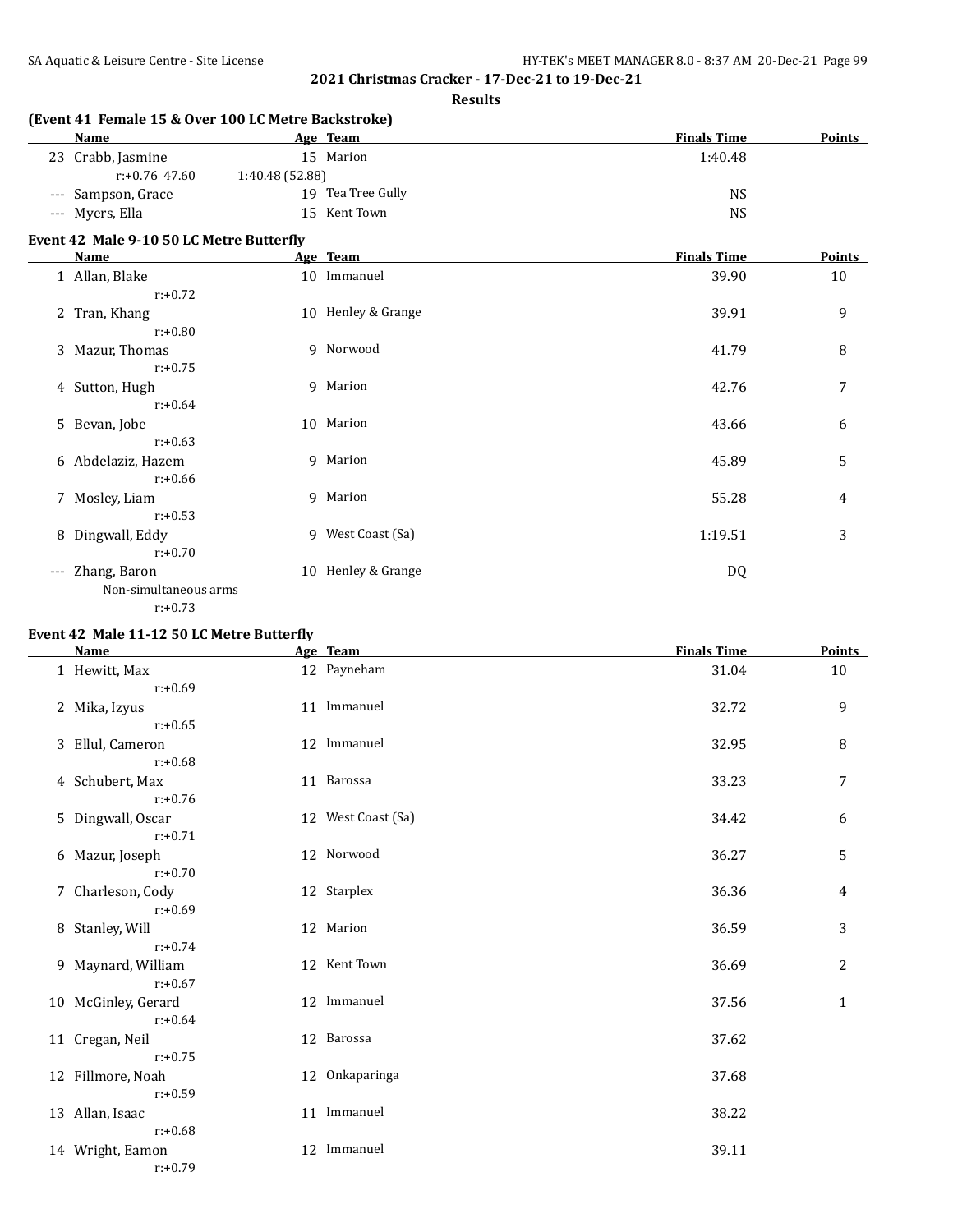## 2021 Christmas Cracker - 17-Dec-21 to 19-Dec-21

### Results

**(Event 41 Female 15 & Over 100 LC Metre Backstroke)**

| | Name | Age | Team | Finals Time | Points |
|---|---|---|---|---|---|
| 23 | Crabb, Jasmine | 15 | Marion | 1:40.48 | |
| | r:+0.76 47.60 1:40.48 (52.88) | | | | |
| --- | Sampson, Grace | 19 | Tea Tree Gully | NS | |
| --- | Myers, Ella | 15 | Kent Town | NS | |

**Event 42 Male 9-10 50 LC Metre Butterfly**

| | Name | Age | Team | Finals Time | Points |
|---|---|---|---|---|---|
| 1 | Allan, Blake | 10 | Immanuel | 39.90 | 10 |
| | r:+0.72 | | | | |
| 2 | Tran, Khang | 10 | Henley & Grange | 39.91 | 9 |
| | r:+0.80 | | | | |
| 3 | Mazur, Thomas | 9 | Norwood | 41.79 | 8 |
| | r:+0.75 | | | | |
| 4 | Sutton, Hugh | 9 | Marion | 42.76 | 7 |
| | r:+0.64 | | | | |
| 5 | Bevan, Jobe | 10 | Marion | 43.66 | 6 |
| | r:+0.63 | | | | |
| 6 | Abdelaziz, Hazem | 9 | Marion | 45.89 | 5 |
| | r:+0.66 | | | | |
| 7 | Mosley, Liam | 9 | Marion | 55.28 | 4 |
| | r:+0.53 | | | | |
| 8 | Dingwall, Eddy | 9 | West Coast (Sa) | 1:19.51 | 3 |
| | r:+0.70 | | | | |
| --- | Zhang, Baron | 10 | Henley & Grange | DQ | |
| | Non-simultaneous arms | | | | |
| | r:+0.73 | | | | |

**Event 42 Male 11-12 50 LC Metre Butterfly**

| | Name | Age | Team | Finals Time | Points |
|---|---|---|---|---|---|
| 1 | Hewitt, Max | 12 | Payneham | 31.04 | 10 |
| | r:+0.69 | | | | |
| 2 | Mika, Izyus | 11 | Immanuel | 32.72 | 9 |
| | r:+0.65 | | | | |
| 3 | Ellul, Cameron | 12 | Immanuel | 32.95 | 8 |
| | r:+0.68 | | | | |
| 4 | Schubert, Max | 11 | Barossa | 33.23 | 7 |
| | r:+0.76 | | | | |
| 5 | Dingwall, Oscar | 12 | West Coast (Sa) | 34.42 | 6 |
| | r:+0.71 | | | | |
| 6 | Mazur, Joseph | 12 | Norwood | 36.27 | 5 |
| | r:+0.70 | | | | |
| 7 | Charleson, Cody | 12 | Starplex | 36.36 | 4 |
| | r:+0.69 | | | | |
| 8 | Stanley, Will | 12 | Marion | 36.59 | 3 |
| | r:+0.74 | | | | |
| 9 | Maynard, William | 12 | Kent Town | 36.69 | 2 |
| | r:+0.67 | | | | |
| 10 | McGinley, Gerard | 12 | Immanuel | 37.56 | 1 |
| | r:+0.64 | | | | |
| 11 | Cregan, Neil | 12 | Barossa | 37.62 | |
| | r:+0.75 | | | | |
| 12 | Fillmore, Noah | 12 | Onkaparinga | 37.68 | |
| | r:+0.59 | | | | |
| 13 | Allan, Isaac | 11 | Immanuel | 38.22 | |
| | r:+0.68 | | | | |
| 14 | Wright, Eamon | 12 | Immanuel | 39.11 | |
| | r:+0.79 | | | | |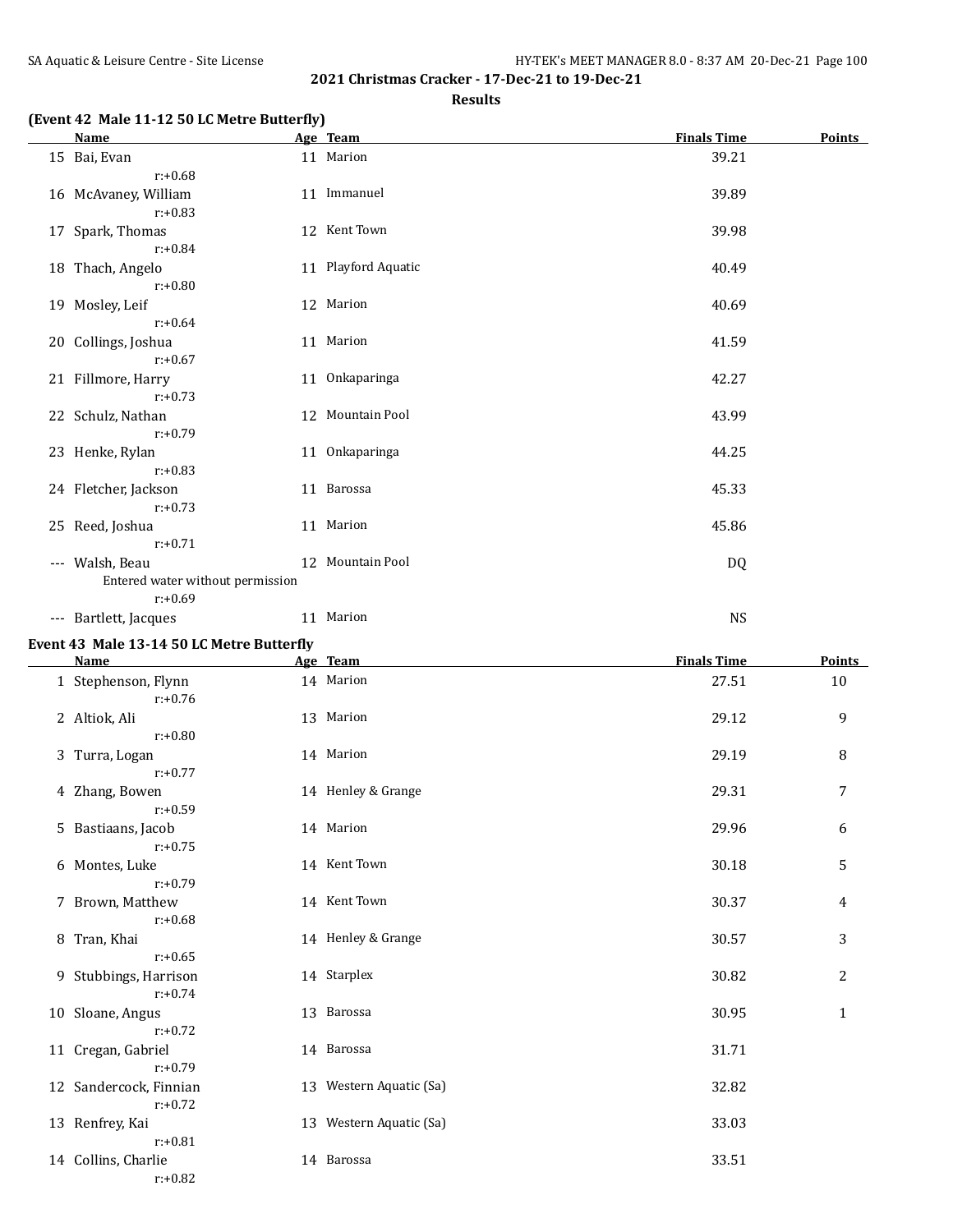## 2021 Christmas Cracker - 17-Dec-21 to 19-Dec-21

### Results

**(Event 42 Male 11-12 50 LC Metre Butterfly)**

| | Name | Age | Team | Finals Time | Points |
|---|---|---|---|---|---|
| 15 | Bai, Evan | 11 | Marion | 39.21 | |
| | r:+0.68 | | | | |
| 16 | McAvaney, William | 11 | Immanuel | 39.89 | |
| | r:+0.83 | | | | |
| 17 | Spark, Thomas | 12 | Kent Town | 39.98 | |
| | r:+0.84 | | | | |
| 18 | Thach, Angelo | 11 | Playford Aquatic | 40.49 | |
| | r:+0.80 | | | | |
| 19 | Mosley, Leif | 12 | Marion | 40.69 | |
| | r:+0.64 | | | | |
| 20 | Collings, Joshua | 11 | Marion | 41.59 | |
| | r:+0.67 | | | | |
| 21 | Fillmore, Harry | 11 | Onkaparinga | 42.27 | |
| | r:+0.73 | | | | |
| 22 | Schulz, Nathan | 12 | Mountain Pool | 43.99 | |
| | r:+0.79 | | | | |
| 23 | Henke, Rylan | 11 | Onkaparinga | 44.25 | |
| | r:+0.83 | | | | |
| 24 | Fletcher, Jackson | 11 | Barossa | 45.33 | |
| | r:+0.73 | | | | |
| 25 | Reed, Joshua | 11 | Marion | 45.86 | |
| | r:+0.71 | | | | |
| --- | Walsh, Beau | 12 | Mountain Pool | DQ | |
| | Entered water without permission | | | | |
| | r:+0.69 | | | | |
| --- | Bartlett, Jacques | 11 | Marion | NS | |

**Event 43 Male 13-14 50 LC Metre Butterfly**

| | Name | Age | Team | Finals Time | Points |
|---|---|---|---|---|---|
| 1 | Stephenson, Flynn | 14 | Marion | 27.51 | 10 |
| | r:+0.76 | | | | |
| 2 | Altiok, Ali | 13 | Marion | 29.12 | 9 |
| | r:+0.80 | | | | |
| 3 | Turra, Logan | 14 | Marion | 29.19 | 8 |
| | r:+0.77 | | | | |
| 4 | Zhang, Bowen | 14 | Henley & Grange | 29.31 | 7 |
| | r:+0.59 | | | | |
| 5 | Bastiaans, Jacob | 14 | Marion | 29.96 | 6 |
| | r:+0.75 | | | | |
| 6 | Montes, Luke | 14 | Kent Town | 30.18 | 5 |
| | r:+0.79 | | | | |
| 7 | Brown, Matthew | 14 | Kent Town | 30.37 | 4 |
| | r:+0.68 | | | | |
| 8 | Tran, Khai | 14 | Henley & Grange | 30.57 | 3 |
| | r:+0.65 | | | | |
| 9 | Stubbings, Harrison | 14 | Starplex | 30.82 | 2 |
| | r:+0.74 | | | | |
| 10 | Sloane, Angus | 13 | Barossa | 30.95 | 1 |
| | r:+0.72 | | | | |
| 11 | Cregan, Gabriel | 14 | Barossa | 31.71 | |
| | r:+0.79 | | | | |
| 12 | Sandercock, Finnian | 13 | Western Aquatic (Sa) | 32.82 | |
| | r:+0.72 | | | | |
| 13 | Renfrey, Kai | 13 | Western Aquatic (Sa) | 33.03 | |
| | r:+0.81 | | | | |
| 14 | Collins, Charlie | 14 | Barossa | 33.51 | |
| | r:+0.82 | | | | |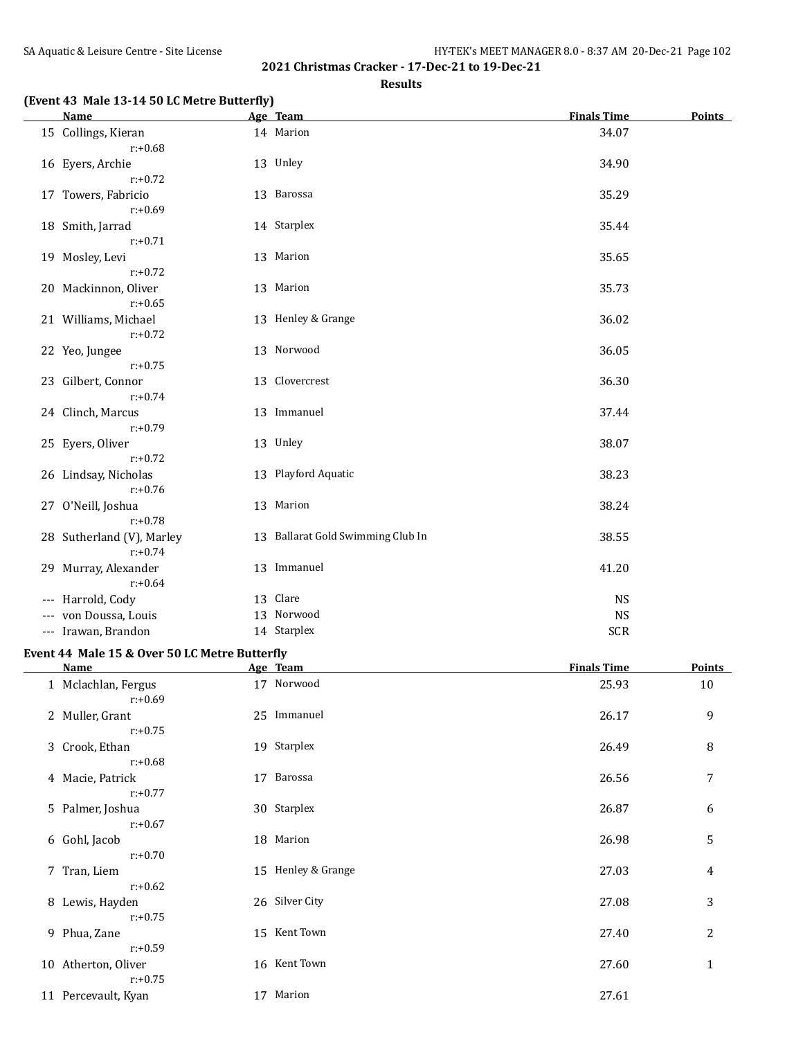## 2021 Christmas Cracker - 17-Dec-21 to 19-Dec-21

### Results

**(Event 43 Male 13-14 50 LC Metre Butterfly)**

| | Name | Age | Team | Finals Time | Points |
|---|---|---|---|---|---|
| 15 | Collings, Kieran<br>r:+0.68 | 14 | Marion | 34.07 | |
| 16 | Eyers, Archie<br>r:+0.72 | 13 | Unley | 34.90 | |
| 17 | Towers, Fabricio<br>r:+0.69 | 13 | Barossa | 35.29 | |
| 18 | Smith, Jarrad<br>r:+0.71 | 14 | Starplex | 35.44 | |
| 19 | Mosley, Levi<br>r:+0.72 | 13 | Marion | 35.65 | |
| 20 | Mackinnon, Oliver<br>r:+0.65 | 13 | Marion | 35.73 | |
| 21 | Williams, Michael<br>r:+0.72 | 13 | Henley & Grange | 36.02 | |
| 22 | Yeo, Jungee<br>r:+0.75 | 13 | Norwood | 36.05 | |
| 23 | Gilbert, Connor<br>r:+0.74 | 13 | Clovercrest | 36.30 | |
| 24 | Clinch, Marcus<br>r:+0.79 | 13 | Immanuel | 37.44 | |
| 25 | Eyers, Oliver<br>r:+0.72 | 13 | Unley | 38.07 | |
| 26 | Lindsay, Nicholas<br>r:+0.76 | 13 | Playford Aquatic | 38.23 | |
| 27 | O'Neill, Joshua<br>r:+0.78 | 13 | Marion | 38.24 | |
| 28 | Sutherland (V), Marley<br>r:+0.74 | 13 | Ballarat Gold Swimming Club In | 38.55 | |
| 29 | Murray, Alexander<br>r:+0.64 | 13 | Immanuel | 41.20 | |
| --- | Harrold, Cody | 13 | Clare | NS | |
| --- | von Doussa, Louis | 13 | Norwood | NS | |
| --- | Irawan, Brandon | 14 | Starplex | SCR | |

**Event 44 Male 15 & Over 50 LC Metre Butterfly**

| | Name | Age | Team | Finals Time | Points |
|---|---|---|---|---|---|
| 1 | Mclachlan, Fergus<br>r:+0.69 | 17 | Norwood | 25.93 | 10 |
| 2 | Muller, Grant<br>r:+0.75 | 25 | Immanuel | 26.17 | 9 |
| 3 | Crook, Ethan<br>r:+0.68 | 19 | Starplex | 26.49 | 8 |
| 4 | Macie, Patrick<br>r:+0.77 | 17 | Barossa | 26.56 | 7 |
| 5 | Palmer, Joshua<br>r:+0.67 | 30 | Starplex | 26.87 | 6 |
| 6 | Gohl, Jacob<br>r:+0.70 | 18 | Marion | 26.98 | 5 |
| 7 | Tran, Liem<br>r:+0.62 | 15 | Henley & Grange | 27.03 | 4 |
| 8 | Lewis, Hayden<br>r:+0.75 | 26 | Silver City | 27.08 | 3 |
| 9 | Phua, Zane<br>r:+0.59 | 15 | Kent Town | 27.40 | 2 |
| 10 | Atherton, Oliver<br>r:+0.75 | 16 | Kent Town | 27.60 | 1 |
| 11 | Percevault, Kyan | 17 | Marion | 27.61 | |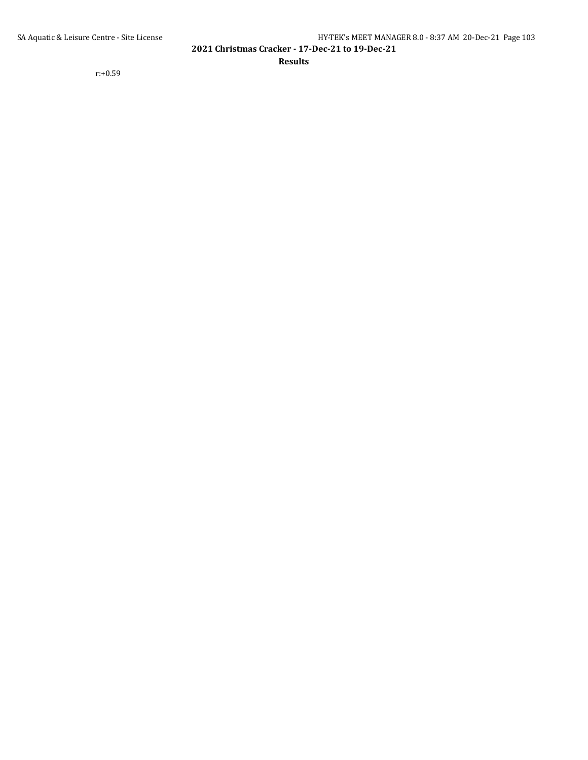r:+0.59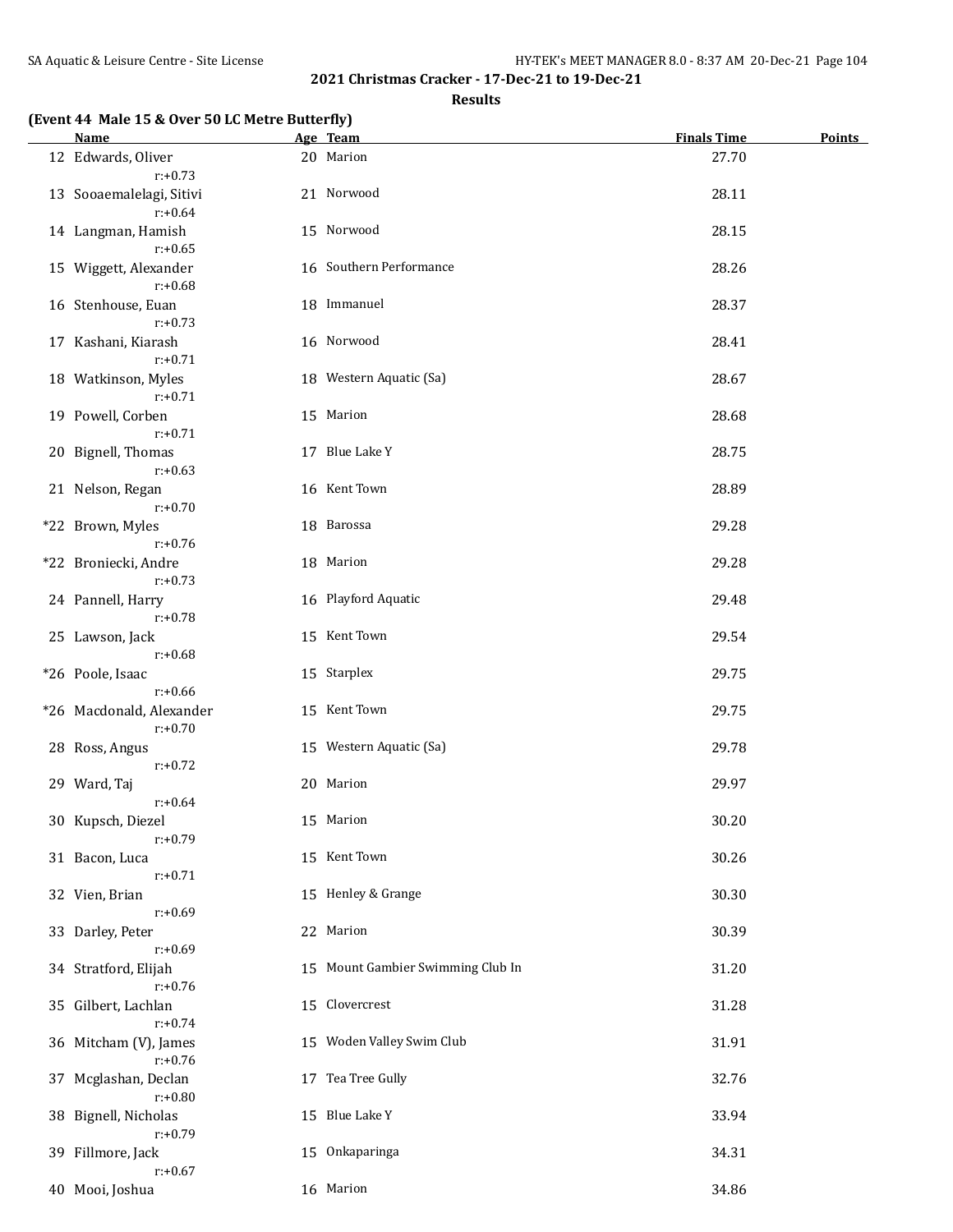## 2021 Christmas Cracker - 17-Dec-21 to 19-Dec-21

### Results

**(Event 44 Male 15 & Over 50 LC Metre Butterfly)**

| | Name | Age | Team | Finals Time | Points |
|---|---|---|---|---|---|
| 12 | Edwards, Oliver | 20 | Marion | 27.70 | |
| | r:+0.73 | | | | |
| 13 | Sooaemalelagi, Sitivi | 21 | Norwood | 28.11 | |
| | r:+0.64 | | | | |
| 14 | Langman, Hamish | 15 | Norwood | 28.15 | |
| | r:+0.65 | | | | |
| 15 | Wiggett, Alexander | 16 | Southern Performance | 28.26 | |
| | r:+0.68 | | | | |
| 16 | Stenhouse, Euan | 18 | Immanuel | 28.37 | |
| | r:+0.73 | | | | |
| 17 | Kashani, Kiarash | 16 | Norwood | 28.41 | |
| | r:+0.71 | | | | |
| 18 | Watkinson, Myles | 18 | Western Aquatic (Sa) | 28.67 | |
| | r:+0.71 | | | | |
| 19 | Powell, Corben | 15 | Marion | 28.68 | |
| | r:+0.71 | | | | |
| 20 | Bignell, Thomas | 17 | Blue Lake Y | 28.75 | |
| | r:+0.63 | | | | |
| 21 | Nelson, Regan | 16 | Kent Town | 28.89 | |
| | r:+0.70 | | | | |
| *22 | Brown, Myles | 18 | Barossa | 29.28 | |
| | r:+0.76 | | | | |
| *22 | Broniecki, Andre | 18 | Marion | 29.28 | |
| | r:+0.73 | | | | |
| 24 | Pannell, Harry | 16 | Playford Aquatic | 29.48 | |
| | r:+0.78 | | | | |
| 25 | Lawson, Jack | 15 | Kent Town | 29.54 | |
| | r:+0.68 | | | | |
| *26 | Poole, Isaac | 15 | Starplex | 29.75 | |
| | r:+0.66 | | | | |
| *26 | Macdonald, Alexander | 15 | Kent Town | 29.75 | |
| | r:+0.70 | | | | |
| 28 | Ross, Angus | 15 | Western Aquatic (Sa) | 29.78 | |
| | r:+0.72 | | | | |
| 29 | Ward, Taj | 20 | Marion | 29.97 | |
| | r:+0.64 | | | | |
| 30 | Kupsch, Diezel | 15 | Marion | 30.20 | |
| | r:+0.79 | | | | |
| 31 | Bacon, Luca | 15 | Kent Town | 30.26 | |
| | r:+0.71 | | | | |
| 32 | Vien, Brian | 15 | Henley & Grange | 30.30 | |
| | r:+0.69 | | | | |
| 33 | Darley, Peter | 22 | Marion | 30.39 | |
| | r:+0.69 | | | | |
| 34 | Stratford, Elijah | 15 | Mount Gambier Swimming Club In | 31.20 | |
| | r:+0.76 | | | | |
| 35 | Gilbert, Lachlan | 15 | Clovercrest | 31.28 | |
| | r:+0.74 | | | | |
| 36 | Mitcham (V), James | 15 | Woden Valley Swim Club | 31.91 | |
| | r:+0.76 | | | | |
| 37 | Mcglashan, Declan | 17 | Tea Tree Gully | 32.76 | |
| | r:+0.80 | | | | |
| 38 | Bignell, Nicholas | 15 | Blue Lake Y | 33.94 | |
| | r:+0.79 | | | | |
| 39 | Fillmore, Jack | 15 | Onkaparinga | 34.31 | |
| | r:+0.67 | | | | |
| 40 | Mooi, Joshua | 16 | Marion | 34.86 | |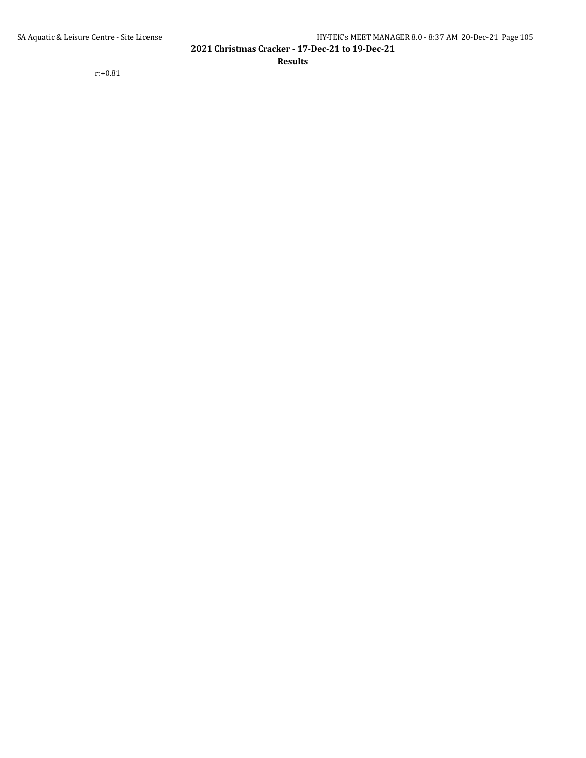r:+0.81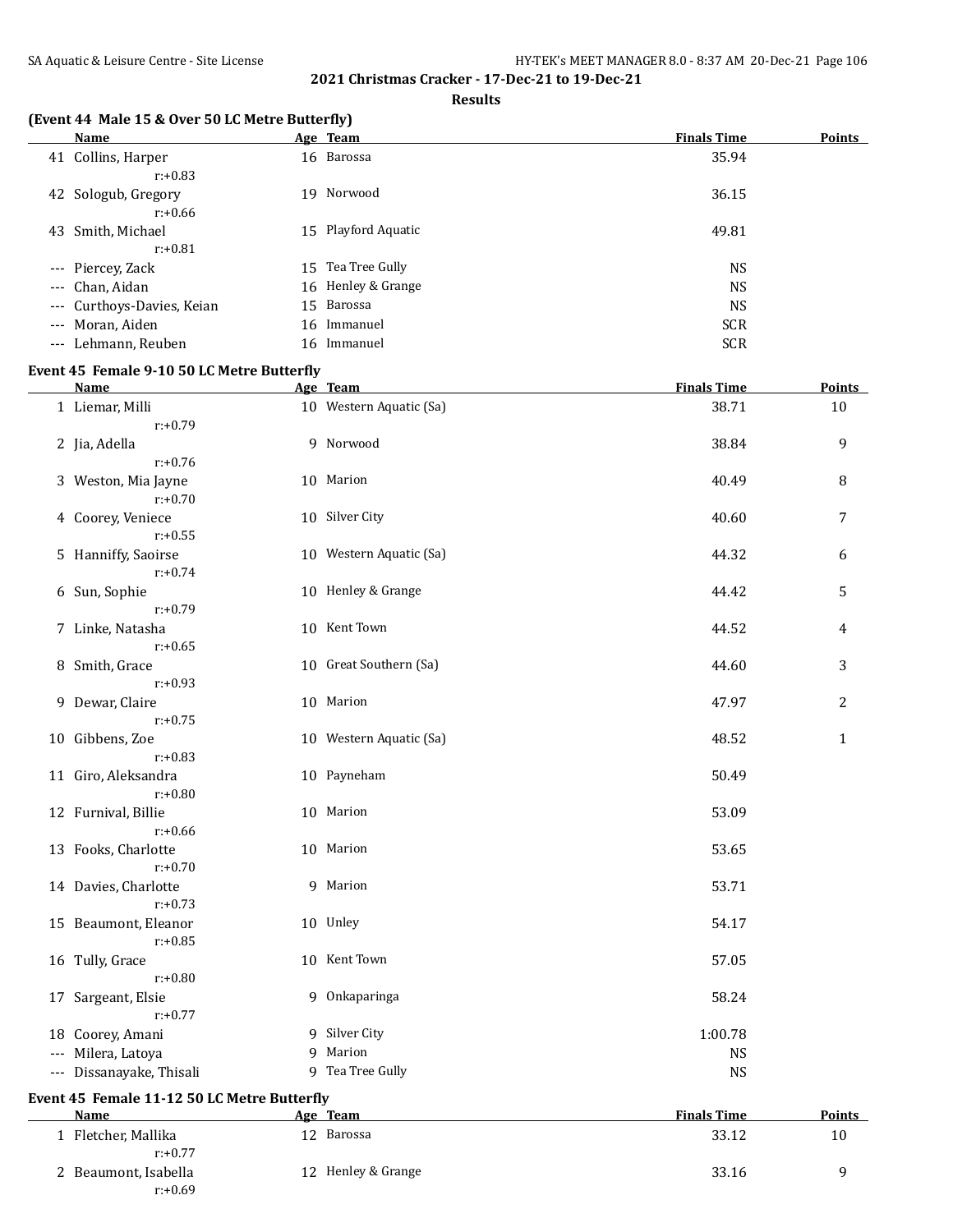**2021 Christmas Cracker - 17-Dec-21 to 19-Dec-21**

**Results**

### (Event 44 Male 15 & Over 50 LC Metre Butterfly)

| | Name | Age | Team | Finals Time | Points |
|---|---|---|---|---|---|
| 41 | Collins, Harper<br>r:+0.83 | 16 | Barossa | 35.94 | |
| 42 | Sologub, Gregory<br>r:+0.66 | 19 | Norwood | 36.15 | |
| 43 | Smith, Michael<br>r:+0.81 | 15 | Playford Aquatic | 49.81 | |
| --- | Piercey, Zack | 15 | Tea Tree Gully | NS | |
| --- | Chan, Aidan | 16 | Henley & Grange | NS | |
| --- | Curthoys-Davies, Keian | 15 | Barossa | NS | |
| --- | Moran, Aiden | 16 | Immanuel | SCR | |
| --- | Lehmann, Reuben | 16 | Immanuel | SCR | |

### Event 45 Female 9-10 50 LC Metre Butterfly

| | Name | Age | Team | Finals Time | Points |
|---|---|---|---|---|---|
| 1 | Liemar, Milli<br>r:+0.79 | 10 | Western Aquatic (Sa) | 38.71 | 10 |
| 2 | Jia, Adella<br>r:+0.76 | 9 | Norwood | 38.84 | 9 |
| 3 | Weston, Mia Jayne<br>r:+0.70 | 10 | Marion | 40.49 | 8 |
| 4 | Coorey, Veniece<br>r:+0.55 | 10 | Silver City | 40.60 | 7 |
| 5 | Hanniffy, Saoirse<br>r:+0.74 | 10 | Western Aquatic (Sa) | 44.32 | 6 |
| 6 | Sun, Sophie<br>r:+0.79 | 10 | Henley & Grange | 44.42 | 5 |
| 7 | Linke, Natasha<br>r:+0.65 | 10 | Kent Town | 44.52 | 4 |
| 8 | Smith, Grace<br>r:+0.93 | 10 | Great Southern (Sa) | 44.60 | 3 |
| 9 | Dewar, Claire<br>r:+0.75 | 10 | Marion | 47.97 | 2 |
| 10 | Gibbens, Zoe<br>r:+0.83 | 10 | Western Aquatic (Sa) | 48.52 | 1 |
| 11 | Giro, Aleksandra<br>r:+0.80 | 10 | Payneham | 50.49 | |
| 12 | Furnival, Billie<br>r:+0.66 | 10 | Marion | 53.09 | |
| 13 | Fooks, Charlotte<br>r:+0.70 | 10 | Marion | 53.65 | |
| 14 | Davies, Charlotte<br>r:+0.73 | 9 | Marion | 53.71 | |
| 15 | Beaumont, Eleanor<br>r:+0.85 | 10 | Unley | 54.17 | |
| 16 | Tully, Grace<br>r:+0.80 | 10 | Kent Town | 57.05 | |
| 17 | Sargeant, Elsie<br>r:+0.77 | 9 | Onkaparinga | 58.24 | |
| 18 | Coorey, Amani | 9 | Silver City | 1:00.78 | |
| --- | Milera, Latoya | 9 | Marion | NS | |
| --- | Dissanayake, Thisali | 9 | Tea Tree Gully | NS | |

### Event 45 Female 11-12 50 LC Metre Butterfly

| | Name | Age | Team | Finals Time | Points |
|---|---|---|---|---|---|
| 1 | Fletcher, Mallika<br>r:+0.77 | 12 | Barossa | 33.12 | 10 |
| 2 | Beaumont, Isabella<br>r:+0.69 | 12 | Henley & Grange | 33.16 | 9 |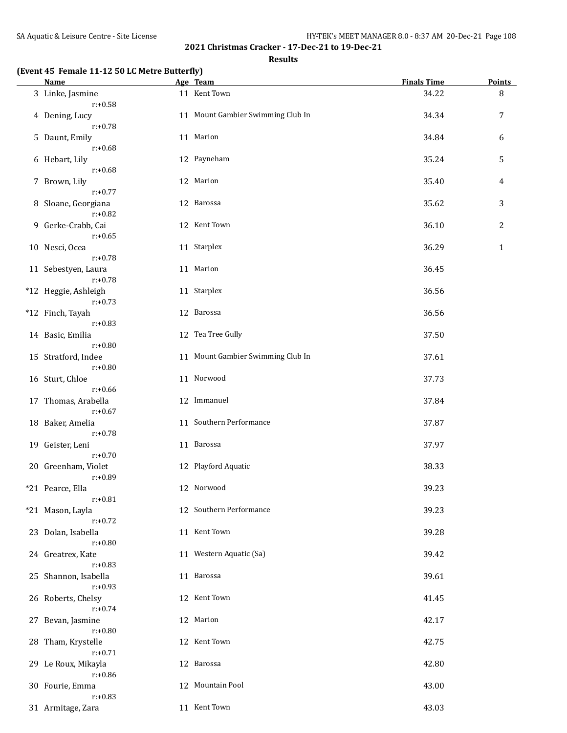## 2021 Christmas Cracker - 17-Dec-21 to 19-Dec-21

### Results

**(Event 45 Female 11-12 50 LC Metre Butterfly)**

| | Name | Age | Team | Finals Time | Points |
|---|---|---|---|---|---|
| 3 | Linke, Jasmine | 11 | Kent Town | 34.22 | 8 |
| | r:+0.58 | | | | |
| 4 | Dening, Lucy | 11 | Mount Gambier Swimming Club In | 34.34 | 7 |
| | r:+0.78 | | | | |
| 5 | Daunt, Emily | 11 | Marion | 34.84 | 6 |
| | r:+0.68 | | | | |
| 6 | Hebart, Lily | 12 | Payneham | 35.24 | 5 |
| | r:+0.68 | | | | |
| 7 | Brown, Lily | 12 | Marion | 35.40 | 4 |
| | r:+0.77 | | | | |
| 8 | Sloane, Georgiana | 12 | Barossa | 35.62 | 3 |
| | r:+0.82 | | | | |
| 9 | Gerke-Crabb, Cai | 12 | Kent Town | 36.10 | 2 |
| | r:+0.65 | | | | |
| 10 | Nesci, Ocea | 11 | Starplex | 36.29 | 1 |
| | r:+0.78 | | | | |
| 11 | Sebestyen, Laura | 11 | Marion | 36.45 | |
| | r:+0.78 | | | | |
| *12 | Heggie, Ashleigh | 11 | Starplex | 36.56 | |
| | r:+0.73 | | | | |
| *12 | Finch, Tayah | 12 | Barossa | 36.56 | |
| | r:+0.83 | | | | |
| 14 | Basic, Emilia | 12 | Tea Tree Gully | 37.50 | |
| | r:+0.80 | | | | |
| 15 | Stratford, Indee | 11 | Mount Gambier Swimming Club In | 37.61 | |
| | r:+0.80 | | | | |
| 16 | Sturt, Chloe | 11 | Norwood | 37.73 | |
| | r:+0.66 | | | | |
| 17 | Thomas, Arabella | 12 | Immanuel | 37.84 | |
| | r:+0.67 | | | | |
| 18 | Baker, Amelia | 11 | Southern Performance | 37.87 | |
| | r:+0.78 | | | | |
| 19 | Geister, Leni | 11 | Barossa | 37.97 | |
| | r:+0.70 | | | | |
| 20 | Greenham, Violet | 12 | Playford Aquatic | 38.33 | |
| | r:+0.89 | | | | |
| *21 | Pearce, Ella | 12 | Norwood | 39.23 | |
| | r:+0.81 | | | | |
| *21 | Mason, Layla | 12 | Southern Performance | 39.23 | |
| | r:+0.72 | | | | |
| 23 | Dolan, Isabella | 11 | Kent Town | 39.28 | |
| | r:+0.80 | | | | |
| 24 | Greatrex, Kate | 11 | Western Aquatic (Sa) | 39.42 | |
| | r:+0.83 | | | | |
| 25 | Shannon, Isabella | 11 | Barossa | 39.61 | |
| | r:+0.93 | | | | |
| 26 | Roberts, Chelsy | 12 | Kent Town | 41.45 | |
| | r:+0.74 | | | | |
| 27 | Bevan, Jasmine | 12 | Marion | 42.17 | |
| | r:+0.80 | | | | |
| 28 | Tham, Krystelle | 12 | Kent Town | 42.75 | |
| | r:+0.71 | | | | |
| 29 | Le Roux, Mikayla | 12 | Barossa | 42.80 | |
| | r:+0.86 | | | | |
| 30 | Fourie, Emma | 12 | Mountain Pool | 43.00 | |
| | r:+0.83 | | | | |
| 31 | Armitage, Zara | 11 | Kent Town | 43.03 | |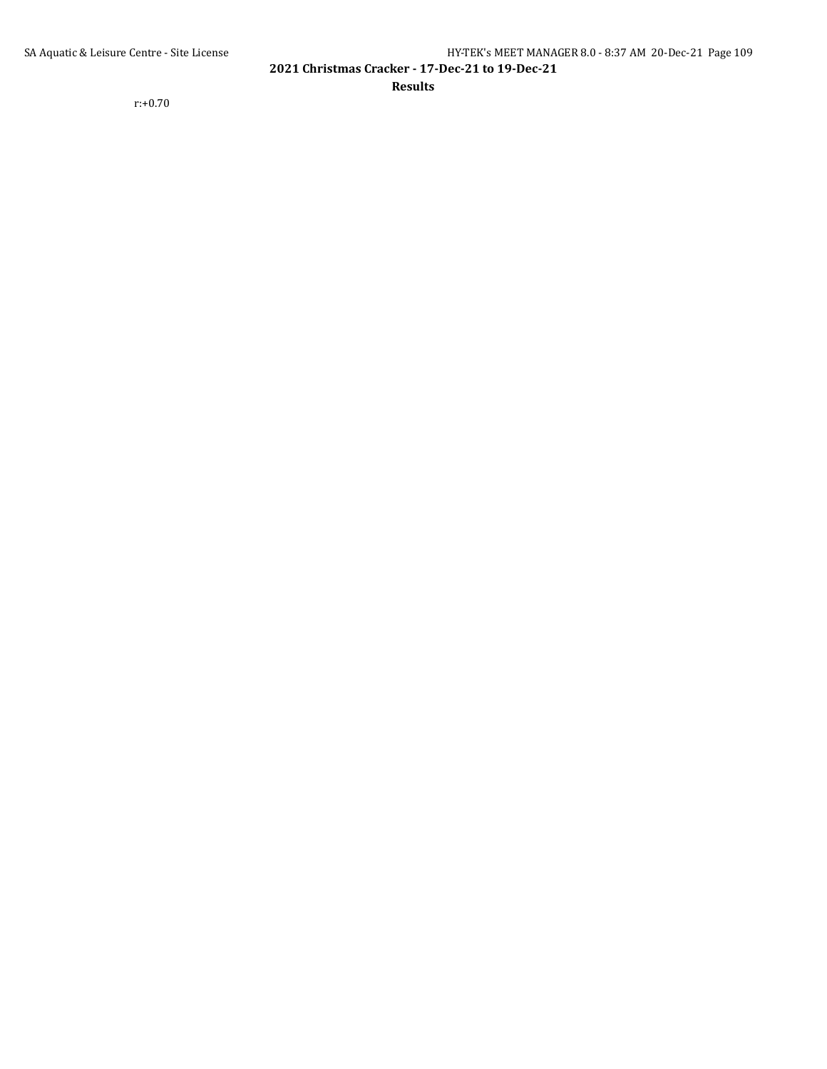r:+0.70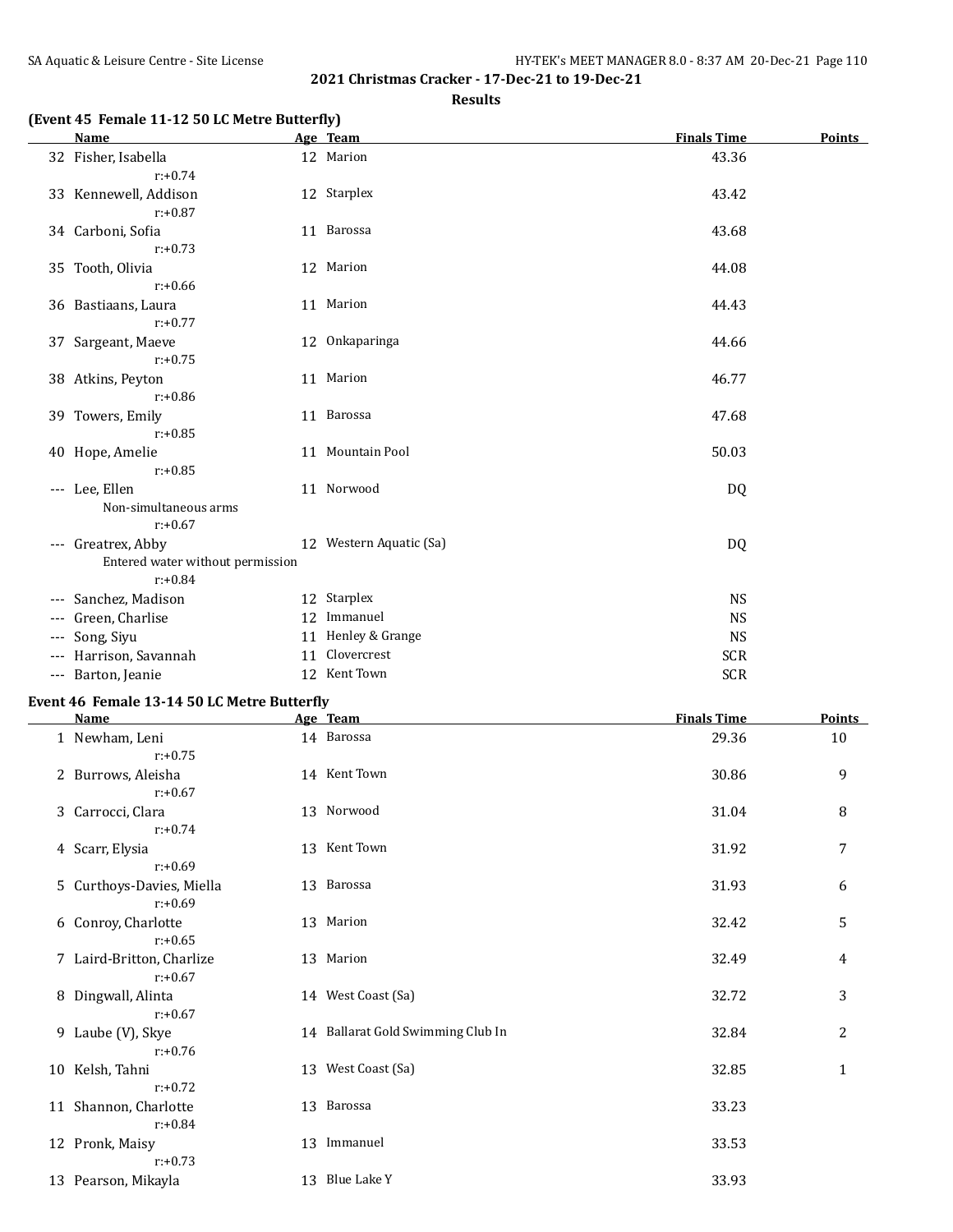## 2021 Christmas Cracker - 17-Dec-21 to 19-Dec-21

### Results

### (Event 45 Female 11-12 50 LC Metre Butterfly)

| | Name | Age | Team | Finals Time | Points |
|---|---|---|---|---|---|
| 32 | Fisher, Isabella | 12 | Marion | 43.36 | |
| | r:+0.74 | | | | |
| 33 | Kennewell, Addison | 12 | Starplex | 43.42 | |
| | r:+0.87 | | | | |
| 34 | Carboni, Sofia | 11 | Barossa | 43.68 | |
| | r:+0.73 | | | | |
| 35 | Tooth, Olivia | 12 | Marion | 44.08 | |
| | r:+0.66 | | | | |
| 36 | Bastiaans, Laura | 11 | Marion | 44.43 | |
| | r:+0.77 | | | | |
| 37 | Sargeant, Maeve | 12 | Onkaparinga | 44.66 | |
| | r:+0.75 | | | | |
| 38 | Atkins, Peyton | 11 | Marion | 46.77 | |
| | r:+0.86 | | | | |
| 39 | Towers, Emily | 11 | Barossa | 47.68 | |
| | r:+0.85 | | | | |
| 40 | Hope, Amelie | 11 | Mountain Pool | 50.03 | |
| | r:+0.85 | | | | |
| --- | Lee, Ellen | 11 | Norwood | DQ | |
| | Non-simultaneous arms | | | | |
| | r:+0.67 | | | | |
| --- | Greatrex, Abby | 12 | Western Aquatic (Sa) | DQ | |
| | Entered water without permission | | | | |
| | r:+0.84 | | | | |
| --- | Sanchez, Madison | 12 | Starplex | NS | |
| --- | Green, Charlise | 12 | Immanuel | NS | |
| --- | Song, Siyu | 11 | Henley & Grange | NS | |
| --- | Harrison, Savannah | 11 | Clovercrest | SCR | |
| --- | Barton, Jeanie | 12 | Kent Town | SCR | |

### Event 46 Female 13-14 50 LC Metre Butterfly

| | Name | Age | Team | Finals Time | Points |
|---|---|---|---|---|---|
| 1 | Newham, Leni | 14 | Barossa | 29.36 | 10 |
| | r:+0.75 | | | | |
| 2 | Burrows, Aleisha | 14 | Kent Town | 30.86 | 9 |
| | r:+0.67 | | | | |
| 3 | Carrocci, Clara | 13 | Norwood | 31.04 | 8 |
| | r:+0.74 | | | | |
| 4 | Scarr, Elysia | 13 | Kent Town | 31.92 | 7 |
| | r:+0.69 | | | | |
| 5 | Curthoys-Davies, Miella | 13 | Barossa | 31.93 | 6 |
| | r:+0.69 | | | | |
| 6 | Conroy, Charlotte | 13 | Marion | 32.42 | 5 |
| | r:+0.65 | | | | |
| 7 | Laird-Britton, Charlize | 13 | Marion | 32.49 | 4 |
| | r:+0.67 | | | | |
| 8 | Dingwall, Alinta | 14 | West Coast (Sa) | 32.72 | 3 |
| | r:+0.67 | | | | |
| 9 | Laube (V), Skye | 14 | Ballarat Gold Swimming Club In | 32.84 | 2 |
| | r:+0.76 | | | | |
| 10 | Kelsh, Tahni | 13 | West Coast (Sa) | 32.85 | 1 |
| | r:+0.72 | | | | |
| 11 | Shannon, Charlotte | 13 | Barossa | 33.23 | |
| | r:+0.84 | | | | |
| 12 | Pronk, Maisy | 13 | Immanuel | 33.53 | |
| | r:+0.73 | | | | |
| 13 | Pearson, Mikayla | 13 | Blue Lake Y | 33.93 | |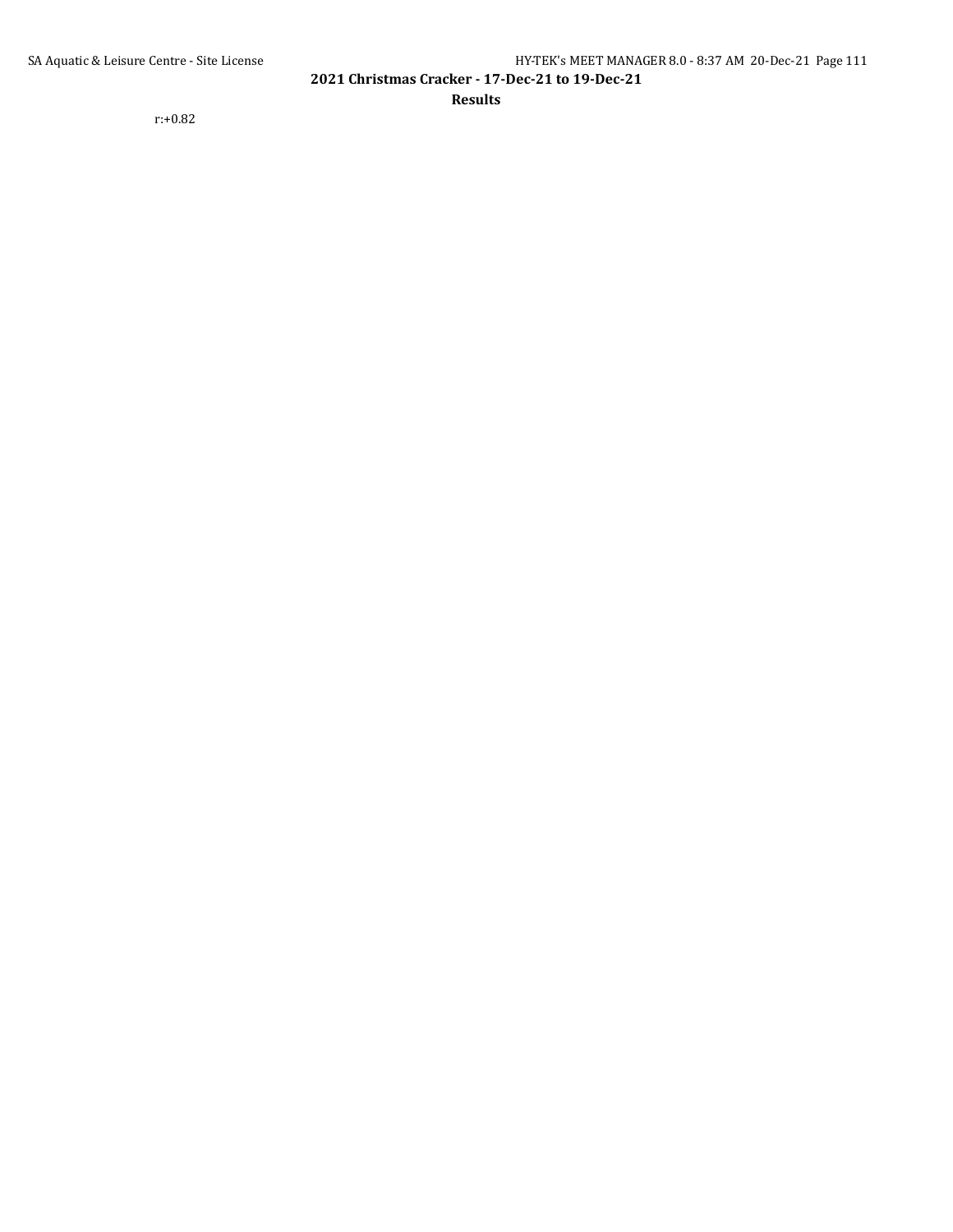r:+0.82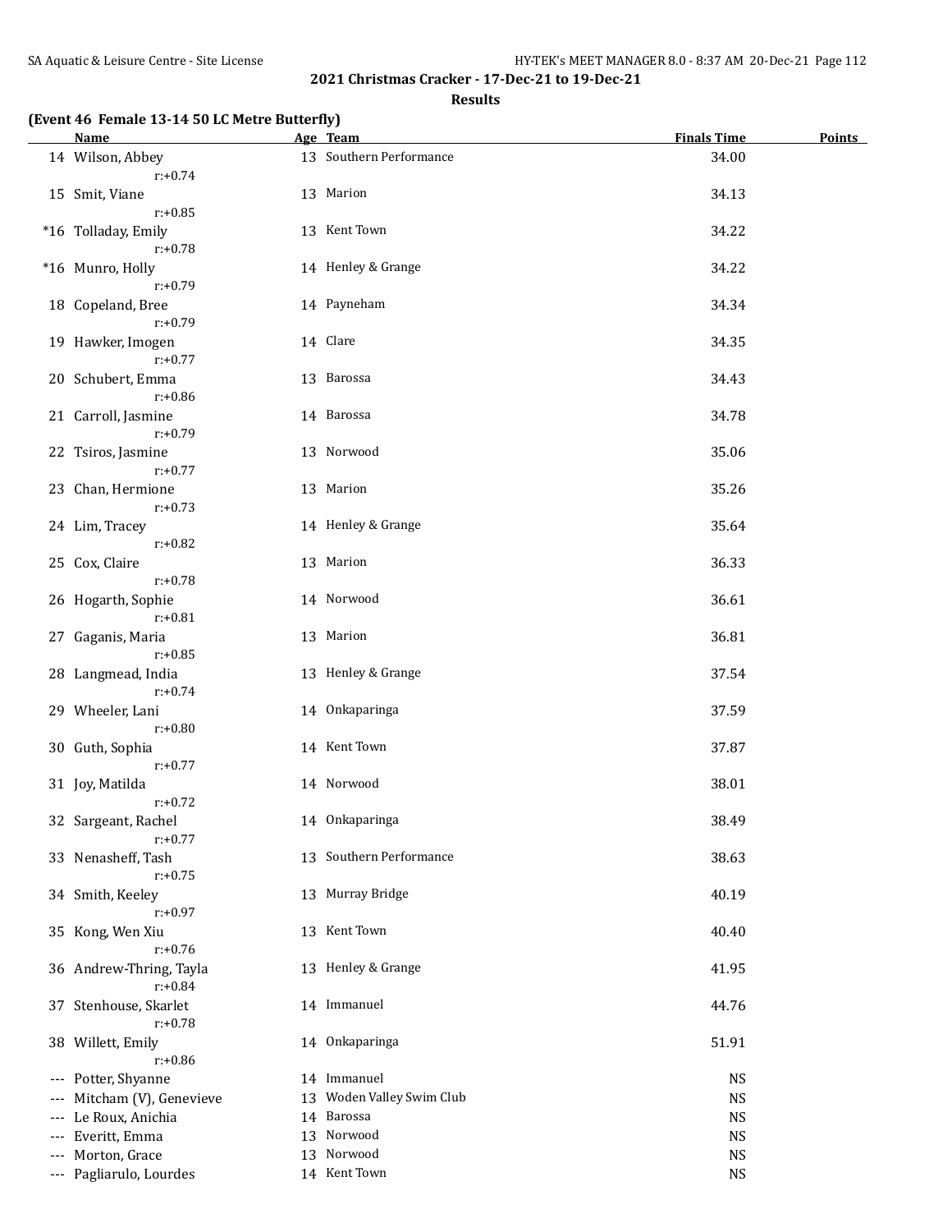## 2021 Christmas Cracker - 17-Dec-21 to 19-Dec-21

### Results

**(Event 46 Female 13-14 50 LC Metre Butterfly)**

| | Name | Age | Team | Finals Time | Points |
|---|---|---|---|---|---|
| 14 | Wilson, Abbey | 13 | Southern Performance | 34.00 | |
| | r:+0.74 | | | | |
| 15 | Smit, Viane | 13 | Marion | 34.13 | |
| | r:+0.85 | | | | |
| *16 | Tolladay, Emily | 13 | Kent Town | 34.22 | |
| | r:+0.78 | | | | |
| *16 | Munro, Holly | 14 | Henley & Grange | 34.22 | |
| | r:+0.79 | | | | |
| 18 | Copeland, Bree | 14 | Payneham | 34.34 | |
| | r:+0.79 | | | | |
| 19 | Hawker, Imogen | 14 | Clare | 34.35 | |
| | r:+0.77 | | | | |
| 20 | Schubert, Emma | 13 | Barossa | 34.43 | |
| | r:+0.86 | | | | |
| 21 | Carroll, Jasmine | 14 | Barossa | 34.78 | |
| | r:+0.79 | | | | |
| 22 | Tsiros, Jasmine | 13 | Norwood | 35.06 | |
| | r:+0.77 | | | | |
| 23 | Chan, Hermione | 13 | Marion | 35.26 | |
| | r:+0.73 | | | | |
| 24 | Lim, Tracey | 14 | Henley & Grange | 35.64 | |
| | r:+0.82 | | | | |
| 25 | Cox, Claire | 13 | Marion | 36.33 | |
| | r:+0.78 | | | | |
| 26 | Hogarth, Sophie | 14 | Norwood | 36.61 | |
| | r:+0.81 | | | | |
| 27 | Gaganis, Maria | 13 | Marion | 36.81 | |
| | r:+0.85 | | | | |
| 28 | Langmead, India | 13 | Henley & Grange | 37.54 | |
| | r:+0.74 | | | | |
| 29 | Wheeler, Lani | 14 | Onkaparinga | 37.59 | |
| | r:+0.80 | | | | |
| 30 | Guth, Sophia | 14 | Kent Town | 37.87 | |
| | r:+0.77 | | | | |
| 31 | Joy, Matilda | 14 | Norwood | 38.01 | |
| | r:+0.72 | | | | |
| 32 | Sargeant, Rachel | 14 | Onkaparinga | 38.49 | |
| | r:+0.77 | | | | |
| 33 | Nenasheff, Tash | 13 | Southern Performance | 38.63 | |
| | r:+0.75 | | | | |
| 34 | Smith, Keeley | 13 | Murray Bridge | 40.19 | |
| | r:+0.97 | | | | |
| 35 | Kong, Wen Xiu | 13 | Kent Town | 40.40 | |
| | r:+0.76 | | | | |
| 36 | Andrew-Thring, Tayla | 13 | Henley & Grange | 41.95 | |
| | r:+0.84 | | | | |
| 37 | Stenhouse, Skarlet | 14 | Immanuel | 44.76 | |
| | r:+0.78 | | | | |
| 38 | Willett, Emily | 14 | Onkaparinga | 51.91 | |
| | r:+0.86 | | | | |
| --- | Potter, Shyanne | 14 | Immanuel | NS | |
| --- | Mitcham (V), Genevieve | 13 | Woden Valley Swim Club | NS | |
| --- | Le Roux, Anichia | 14 | Barossa | NS | |
| --- | Everitt, Emma | 13 | Norwood | NS | |
| --- | Morton, Grace | 13 | Norwood | NS | |
| --- | Pagliarulo, Lourdes | 14 | Kent Town | NS | |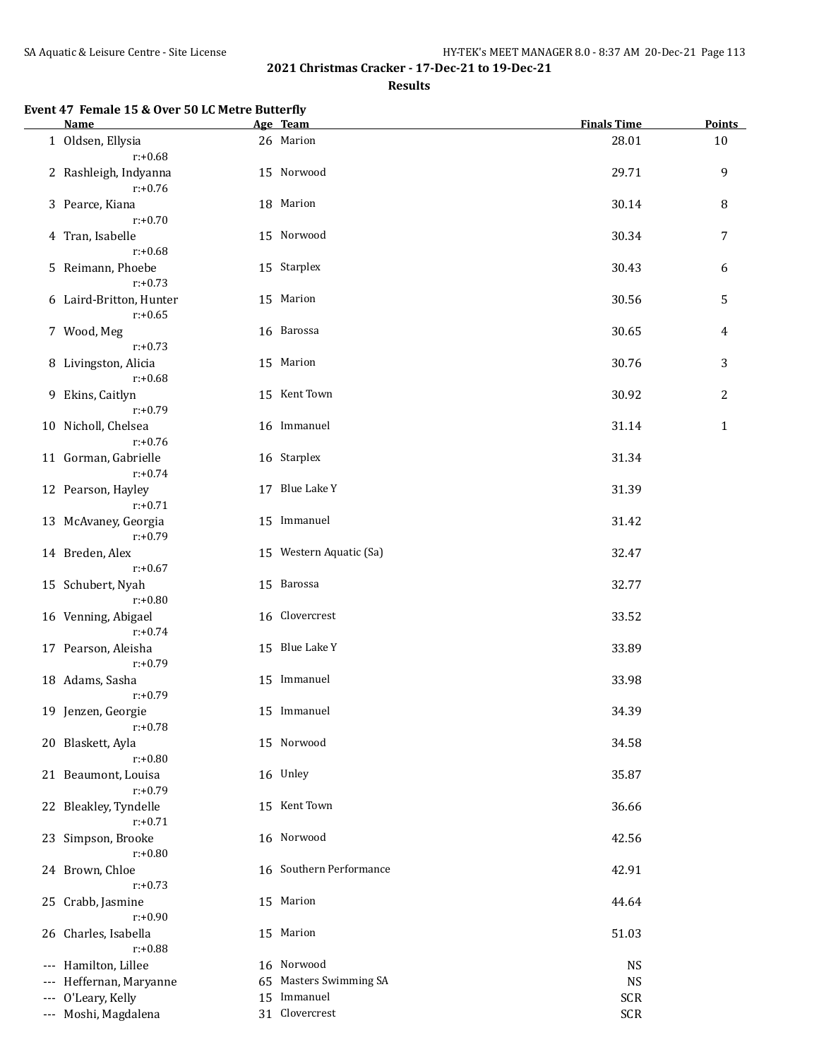## 2021 Christmas Cracker - 17-Dec-21 to 19-Dec-21

### Results

**Event 47 Female 15 & Over 50 LC Metre Butterfly**

| | Name | Age | Team | Finals Time | Points |
|---|---|---|---|---|---|
| 1 | Oldsen, Ellysia<br>r:+0.68 | 26 | Marion | 28.01 | 10 |
| 2 | Rashleigh, Indyanna<br>r:+0.76 | 15 | Norwood | 29.71 | 9 |
| 3 | Pearce, Kiana<br>r:+0.70 | 18 | Marion | 30.14 | 8 |
| 4 | Tran, Isabelle<br>r:+0.68 | 15 | Norwood | 30.34 | 7 |
| 5 | Reimann, Phoebe<br>r:+0.73 | 15 | Starplex | 30.43 | 6 |
| 6 | Laird-Britton, Hunter<br>r:+0.65 | 15 | Marion | 30.56 | 5 |
| 7 | Wood, Meg<br>r:+0.73 | 16 | Barossa | 30.65 | 4 |
| 8 | Livingston, Alicia<br>r:+0.68 | 15 | Marion | 30.76 | 3 |
| 9 | Ekins, Caitlyn<br>r:+0.79 | 15 | Kent Town | 30.92 | 2 |
| 10 | Nicholl, Chelsea<br>r:+0.76 | 16 | Immanuel | 31.14 | 1 |
| 11 | Gorman, Gabrielle<br>r:+0.74 | 16 | Starplex | 31.34 | |
| 12 | Pearson, Hayley<br>r:+0.71 | 17 | Blue Lake Y | 31.39 | |
| 13 | McAvaney, Georgia<br>r:+0.79 | 15 | Immanuel | 31.42 | |
| 14 | Breden, Alex<br>r:+0.67 | 15 | Western Aquatic (Sa) | 32.47 | |
| 15 | Schubert, Nyah<br>r:+0.80 | 15 | Barossa | 32.77 | |
| 16 | Venning, Abigael<br>r:+0.74 | 16 | Clovercrest | 33.52 | |
| 17 | Pearson, Aleisha<br>r:+0.79 | 15 | Blue Lake Y | 33.89 | |
| 18 | Adams, Sasha<br>r:+0.79 | 15 | Immanuel | 33.98 | |
| 19 | Jenzen, Georgie<br>r:+0.78 | 15 | Immanuel | 34.39 | |
| 20 | Blaskett, Ayla<br>r:+0.80 | 15 | Norwood | 34.58 | |
| 21 | Beaumont, Louisa<br>r:+0.79 | 16 | Unley | 35.87 | |
| 22 | Bleakley, Tyndelle<br>r:+0.71 | 15 | Kent Town | 36.66 | |
| 23 | Simpson, Brooke<br>r:+0.80 | 16 | Norwood | 42.56 | |
| 24 | Brown, Chloe<br>r:+0.73 | 16 | Southern Performance | 42.91 | |
| 25 | Crabb, Jasmine<br>r:+0.90 | 15 | Marion | 44.64 | |
| 26 | Charles, Isabella<br>r:+0.88 | 15 | Marion | 51.03 | |
| --- | Hamilton, Lillee | 16 | Norwood | NS | |
| --- | Heffernan, Maryanne | 65 | Masters Swimming SA | NS | |
| --- | O'Leary, Kelly | 15 | Immanuel | SCR | |
| --- | Moshi, Magdalena | 31 | Clovercrest | SCR | |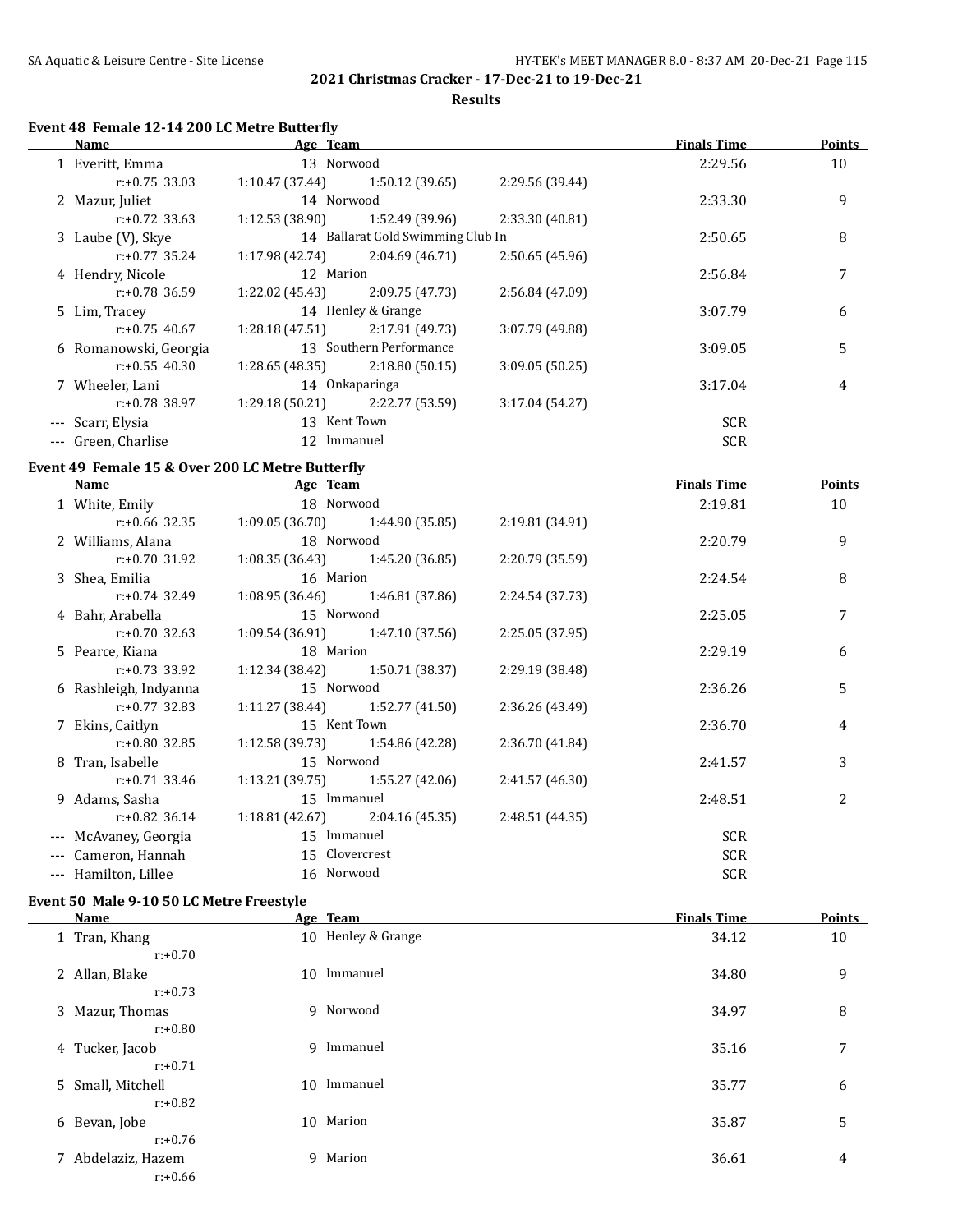## 2021 Christmas Cracker - 17-Dec-21 to 19-Dec-21

### Results

#### Event 48 Female 12-14 200 LC Metre Butterfly

| | Name | Age | Team | Finals Time | Points |
|---|---|---|---|---|---|
| 1 | Everitt, Emma | 13 | Norwood | 2:29.56 | 10 |
| | r:+0.75 33.03 | 1:10.47 (37.44) | 1:50.12 (39.65) | 2:29.56 (39.44) | |
| 2 | Mazur, Juliet | 14 | Norwood | 2:33.30 | 9 |
| | r:+0.72 33.63 | 1:12.53 (38.90) | 1:52.49 (39.96) | 2:33.30 (40.81) | |
| 3 | Laube (V), Skye | 14 | Ballarat Gold Swimming Club In | 2:50.65 | 8 |
| | r:+0.77 35.24 | 1:17.98 (42.74) | 2:04.69 (46.71) | 2:50.65 (45.96) | |
| 4 | Hendry, Nicole | 12 | Marion | 2:56.84 | 7 |
| | r:+0.78 36.59 | 1:22.02 (45.43) | 2:09.75 (47.73) | 2:56.84 (47.09) | |
| 5 | Lim, Tracey | 14 | Henley & Grange | 3:07.79 | 6 |
| | r:+0.75 40.67 | 1:28.18 (47.51) | 2:17.91 (49.73) | 3:07.79 (49.88) | |
| 6 | Romanowski, Georgia | 13 | Southern Performance | 3:09.05 | 5 |
| | r:+0.55 40.30 | 1:28.65 (48.35) | 2:18.80 (50.15) | 3:09.05 (50.25) | |
| 7 | Wheeler, Lani | 14 | Onkaparinga | 3:17.04 | 4 |
| | r:+0.78 38.97 | 1:29.18 (50.21) | 2:22.77 (53.59) | 3:17.04 (54.27) | |
| --- | Scarr, Elysia | 13 | Kent Town | SCR | |
| --- | Green, Charlise | 12 | Immanuel | SCR | |

#### Event 49 Female 15 & Over 200 LC Metre Butterfly

| | Name | Age | Team | Finals Time | Points |
|---|---|---|---|---|---|
| 1 | White, Emily | 18 | Norwood | 2:19.81 | 10 |
| | r:+0.66 32.35 | 1:09.05 (36.70) | 1:44.90 (35.85) | 2:19.81 (34.91) | |
| 2 | Williams, Alana | 18 | Norwood | 2:20.79 | 9 |
| | r:+0.70 31.92 | 1:08.35 (36.43) | 1:45.20 (36.85) | 2:20.79 (35.59) | |
| 3 | Shea, Emilia | 16 | Marion | 2:24.54 | 8 |
| | r:+0.74 32.49 | 1:08.95 (36.46) | 1:46.81 (37.86) | 2:24.54 (37.73) | |
| 4 | Bahr, Arabella | 15 | Norwood | 2:25.05 | 7 |
| | r:+0.70 32.63 | 1:09.54 (36.91) | 1:47.10 (37.56) | 2:25.05 (37.95) | |
| 5 | Pearce, Kiana | 18 | Marion | 2:29.19 | 6 |
| | r:+0.73 33.92 | 1:12.34 (38.42) | 1:50.71 (38.37) | 2:29.19 (38.48) | |
| 6 | Rashleigh, Indyanna | 15 | Norwood | 2:36.26 | 5 |
| | r:+0.77 32.83 | 1:11.27 (38.44) | 1:52.77 (41.50) | 2:36.26 (43.49) | |
| 7 | Ekins, Caitlyn | 15 | Kent Town | 2:36.70 | 4 |
| | r:+0.80 32.85 | 1:12.58 (39.73) | 1:54.86 (42.28) | 2:36.70 (41.84) | |
| 8 | Tran, Isabelle | 15 | Norwood | 2:41.57 | 3 |
| | r:+0.71 33.46 | 1:13.21 (39.75) | 1:55.27 (42.06) | 2:41.57 (46.30) | |
| 9 | Adams, Sasha | 15 | Immanuel | 2:48.51 | 2 |
| | r:+0.82 36.14 | 1:18.81 (42.67) | 2:04.16 (45.35) | 2:48.51 (44.35) | |
| --- | McAvaney, Georgia | 15 | Immanuel | SCR | |
| --- | Cameron, Hannah | 15 | Clovercrest | SCR | |
| --- | Hamilton, Lillee | 16 | Norwood | SCR | |

#### Event 50 Male 9-10 50 LC Metre Freestyle

| | Name | Age | Team | Finals Time | Points |
|---|---|---|---|---|---|
| 1 | Tran, Khang | 10 | Henley & Grange | 34.12 | 10 |
| | r:+0.70 | | | | |
| 2 | Allan, Blake | 10 | Immanuel | 34.80 | 9 |
| | r:+0.73 | | | | |
| 3 | Mazur, Thomas | 9 | Norwood | 34.97 | 8 |
| | r:+0.80 | | | | |
| 4 | Tucker, Jacob | 9 | Immanuel | 35.16 | 7 |
| | r:+0.71 | | | | |
| 5 | Small, Mitchell | 10 | Immanuel | 35.77 | 6 |
| | r:+0.82 | | | | |
| 6 | Bevan, Jobe | 10 | Marion | 35.87 | 5 |
| | r:+0.76 | | | | |
| 7 | Abdelaziz, Hazem | 9 | Marion | 36.61 | 4 |
| | r:+0.66 | | | | |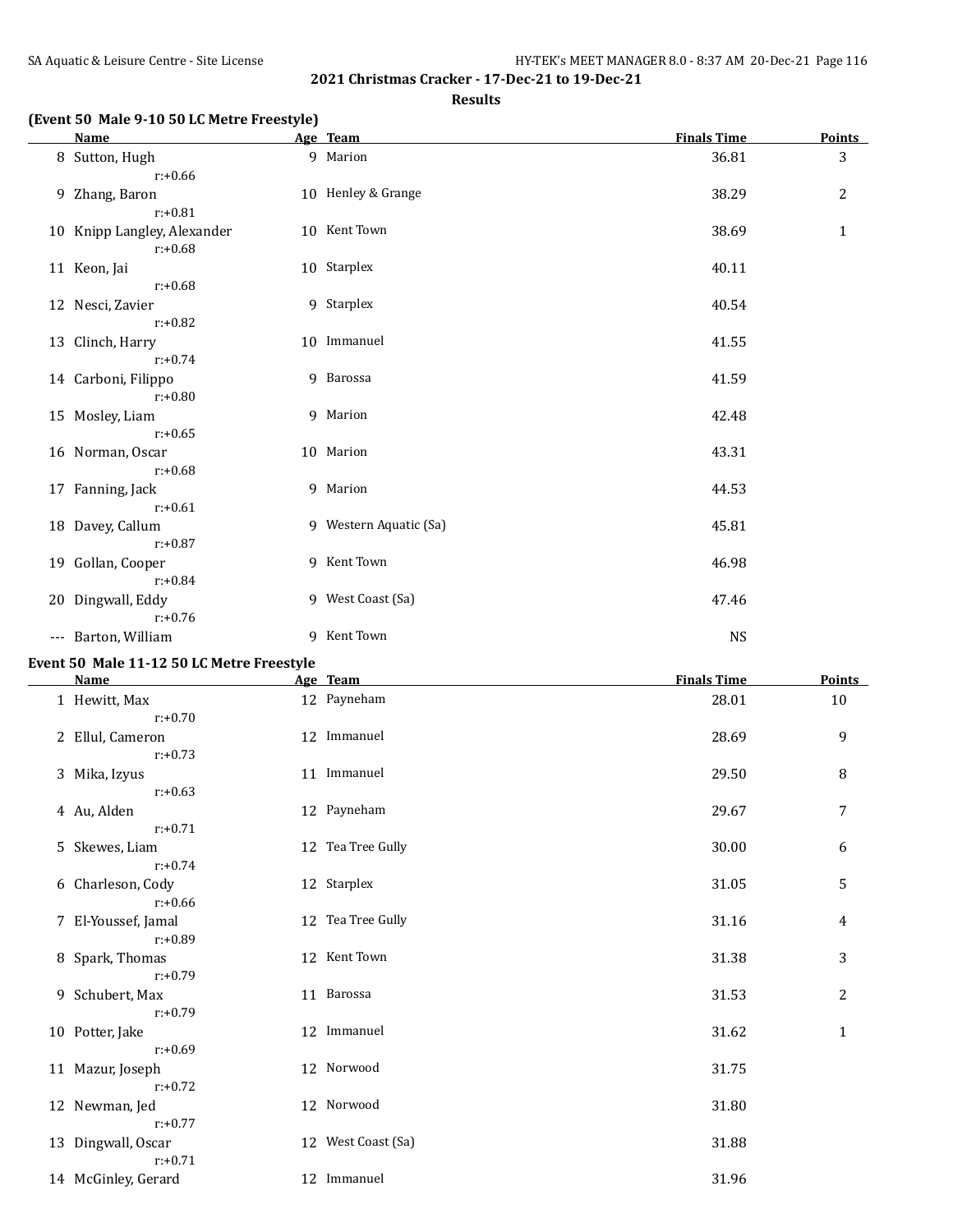## 2021 Christmas Cracker - 17-Dec-21 to 19-Dec-21

### Results

**(Event 50 Male 9-10 50 LC Metre Freestyle)**

| | Name | Age | Team | Finals Time | Points |
|---|---|---|---|---|---|
| 8 | Sutton, Hugh | 9 | Marion | 36.81 | 3 |
| | r:+0.66 | | | | |
| 9 | Zhang, Baron | 10 | Henley & Grange | 38.29 | 2 |
| | r:+0.81 | | | | |
| 10 | Knipp Langley, Alexander | 10 | Kent Town | 38.69 | 1 |
| | r:+0.68 | | | | |
| 11 | Keon, Jai | 10 | Starplex | 40.11 | |
| | r:+0.68 | | | | |
| 12 | Nesci, Zavier | 9 | Starplex | 40.54 | |
| | r:+0.82 | | | | |
| 13 | Clinch, Harry | 10 | Immanuel | 41.55 | |
| | r:+0.74 | | | | |
| 14 | Carboni, Filippo | 9 | Barossa | 41.59 | |
| | r:+0.80 | | | | |
| 15 | Mosley, Liam | 9 | Marion | 42.48 | |
| | r:+0.65 | | | | |
| 16 | Norman, Oscar | 10 | Marion | 43.31 | |
| | r:+0.68 | | | | |
| 17 | Fanning, Jack | 9 | Marion | 44.53 | |
| | r:+0.61 | | | | |
| 18 | Davey, Callum | 9 | Western Aquatic (Sa) | 45.81 | |
| | r:+0.87 | | | | |
| 19 | Gollan, Cooper | 9 | Kent Town | 46.98 | |
| | r:+0.84 | | | | |
| 20 | Dingwall, Eddy | 9 | West Coast (Sa) | 47.46 | |
| | r:+0.76 | | | | |
| --- | Barton, William | 9 | Kent Town | NS | |

**Event 50 Male 11-12 50 LC Metre Freestyle**

| | Name | Age | Team | Finals Time | Points |
|---|---|---|---|---|---|
| 1 | Hewitt, Max | 12 | Payneham | 28.01 | 10 |
| | r:+0.70 | | | | |
| 2 | Ellul, Cameron | 12 | Immanuel | 28.69 | 9 |
| | r:+0.73 | | | | |
| 3 | Mika, Izyus | 11 | Immanuel | 29.50 | 8 |
| | r:+0.63 | | | | |
| 4 | Au, Alden | 12 | Payneham | 29.67 | 7 |
| | r:+0.71 | | | | |
| 5 | Skewes, Liam | 12 | Tea Tree Gully | 30.00 | 6 |
| | r:+0.74 | | | | |
| 6 | Charleson, Cody | 12 | Starplex | 31.05 | 5 |
| | r:+0.66 | | | | |
| 7 | El-Youssef, Jamal | 12 | Tea Tree Gully | 31.16 | 4 |
| | r:+0.89 | | | | |
| 8 | Spark, Thomas | 12 | Kent Town | 31.38 | 3 |
| | r:+0.79 | | | | |
| 9 | Schubert, Max | 11 | Barossa | 31.53 | 2 |
| | r:+0.79 | | | | |
| 10 | Potter, Jake | 12 | Immanuel | 31.62 | 1 |
| | r:+0.69 | | | | |
| 11 | Mazur, Joseph | 12 | Norwood | 31.75 | |
| | r:+0.72 | | | | |
| 12 | Newman, Jed | 12 | Norwood | 31.80 | |
| | r:+0.77 | | | | |
| 13 | Dingwall, Oscar | 12 | West Coast (Sa) | 31.88 | |
| | r:+0.71 | | | | |
| 14 | McGinley, Gerard | 12 | Immanuel | 31.96 | |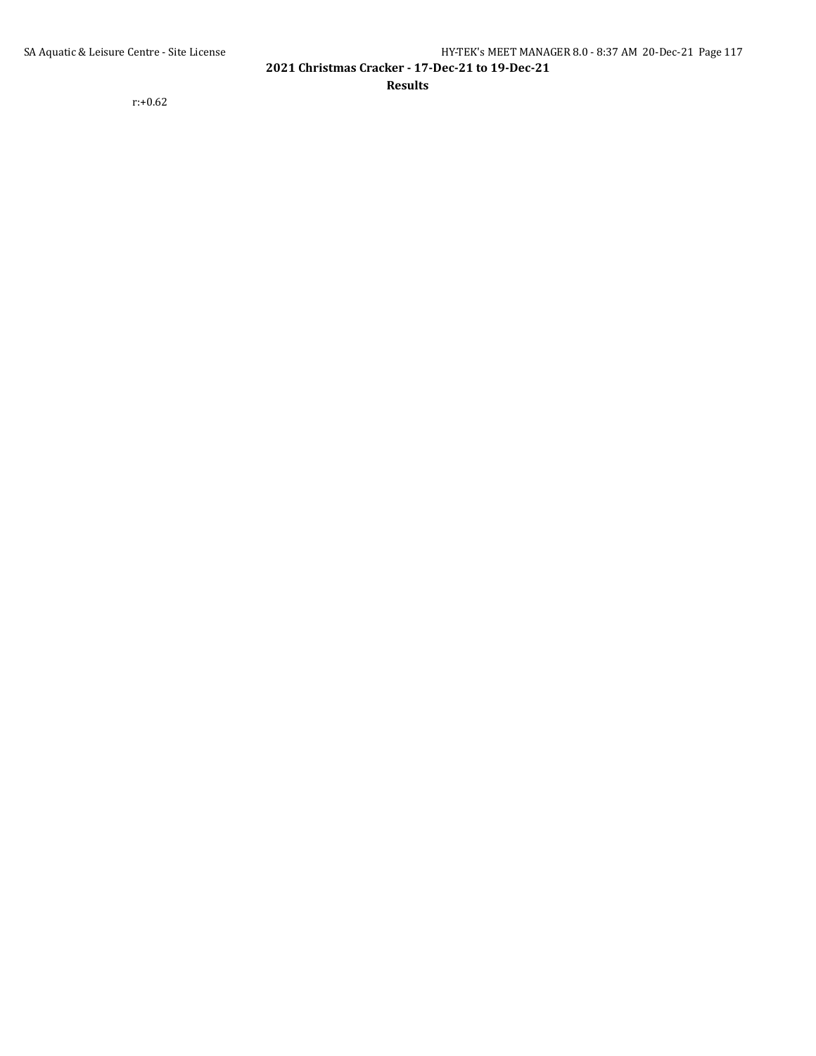r:+0.62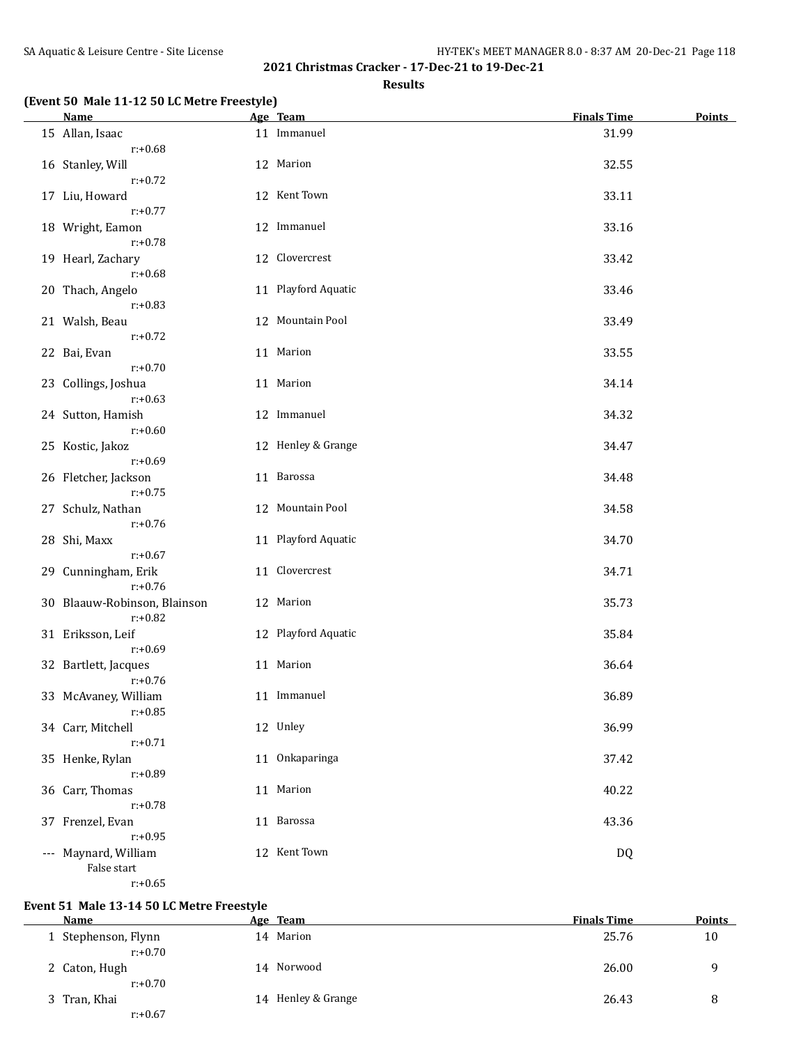## 2021 Christmas Cracker - 17-Dec-21 to 19-Dec-21

### Results

**(Event 50 Male 11-12 50 LC Metre Freestyle)**

| | Name | Age | Team | Finals Time | Points |
|---|---|---|---|---|---|
| 15 | Allan, Isaac<br>r:+0.68 | 11 | Immanuel | 31.99 | |
| 16 | Stanley, Will<br>r:+0.72 | 12 | Marion | 32.55 | |
| 17 | Liu, Howard<br>r:+0.77 | 12 | Kent Town | 33.11 | |
| 18 | Wright, Eamon<br>r:+0.78 | 12 | Immanuel | 33.16 | |
| 19 | Hearl, Zachary<br>r:+0.68 | 12 | Clovercrest | 33.42 | |
| 20 | Thach, Angelo<br>r:+0.83 | 11 | Playford Aquatic | 33.46 | |
| 21 | Walsh, Beau<br>r:+0.72 | 12 | Mountain Pool | 33.49 | |
| 22 | Bai, Evan<br>r:+0.70 | 11 | Marion | 33.55 | |
| 23 | Collings, Joshua<br>r:+0.63 | 11 | Marion | 34.14 | |
| 24 | Sutton, Hamish<br>r:+0.60 | 12 | Immanuel | 34.32 | |
| 25 | Kostic, Jakoz<br>r:+0.69 | 12 | Henley & Grange | 34.47 | |
| 26 | Fletcher, Jackson<br>r:+0.75 | 11 | Barossa | 34.48 | |
| 27 | Schulz, Nathan<br>r:+0.76 | 12 | Mountain Pool | 34.58 | |
| 28 | Shi, Maxx<br>r:+0.67 | 11 | Playford Aquatic | 34.70 | |
| 29 | Cunningham, Erik<br>r:+0.76 | 11 | Clovercrest | 34.71 | |
| 30 | Blaauw-Robinson, Blainson<br>r:+0.82 | 12 | Marion | 35.73 | |
| 31 | Eriksson, Leif<br>r:+0.69 | 12 | Playford Aquatic | 35.84 | |
| 32 | Bartlett, Jacques<br>r:+0.76 | 11 | Marion | 36.64 | |
| 33 | McAvaney, William<br>r:+0.85 | 11 | Immanuel | 36.89 | |
| 34 | Carr, Mitchell<br>r:+0.71 | 12 | Unley | 36.99 | |
| 35 | Henke, Rylan<br>r:+0.89 | 11 | Onkaparinga | 37.42 | |
| 36 | Carr, Thomas<br>r:+0.78 | 11 | Marion | 40.22 | |
| 37 | Frenzel, Evan<br>r:+0.95 | 11 | Barossa | 43.36 | |
| --- | Maynard, William<br>False start<br>r:+0.65 | 12 | Kent Town | DQ | |

**Event 51 Male 13-14 50 LC Metre Freestyle**

| | Name | Age | Team | Finals Time | Points |
|---|---|---|---|---|---|
| 1 | Stephenson, Flynn<br>r:+0.70 | 14 | Marion | 25.76 | 10 |
| 2 | Caton, Hugh<br>r:+0.70 | 14 | Norwood | 26.00 | 9 |
| 3 | Tran, Khai<br>r:+0.67 | 14 | Henley & Grange | 26.43 | 8 |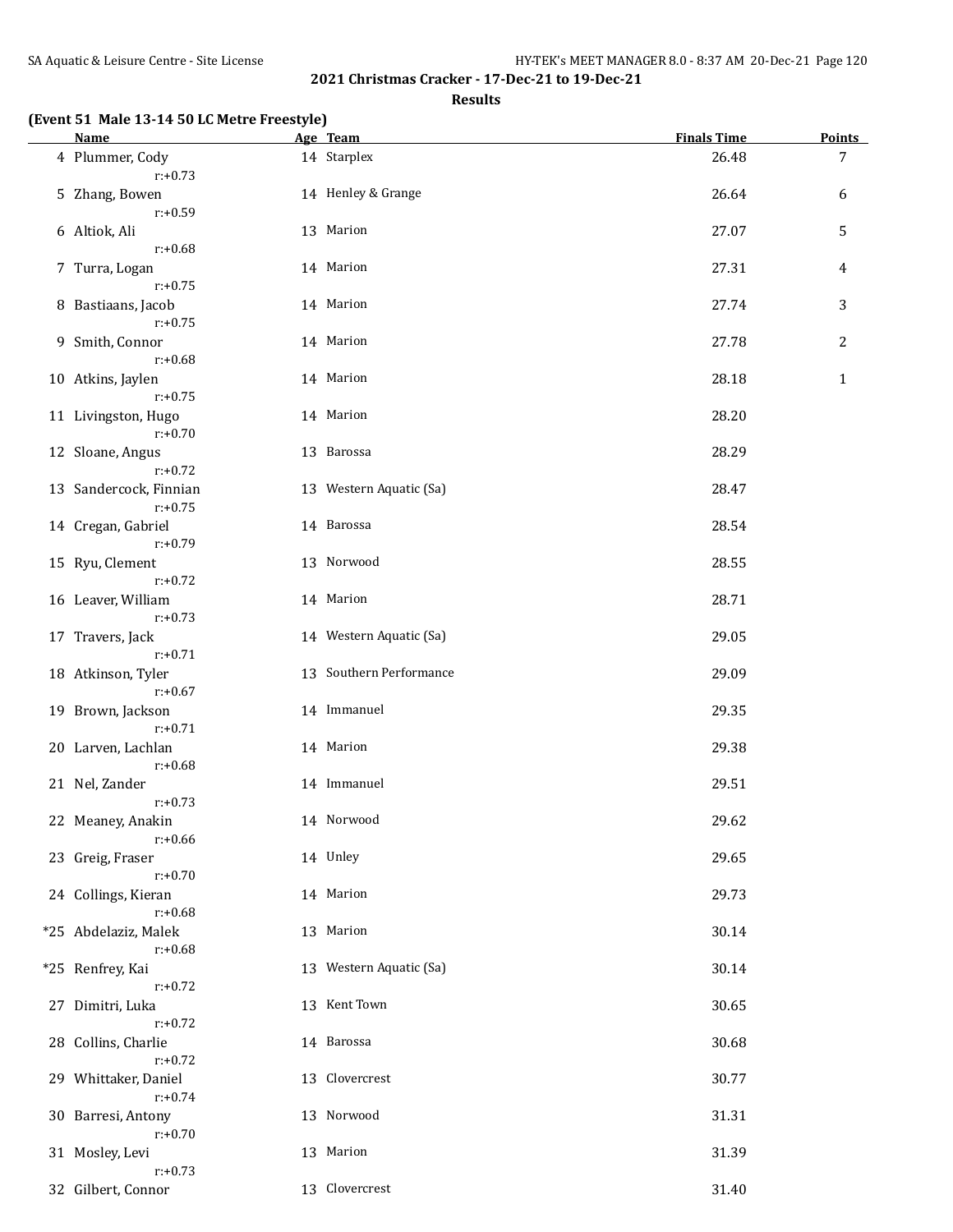**2021 Christmas Cracker - 17-Dec-21 to 19-Dec-21**

**Results**

**(Event 51 Male 13-14 50 LC Metre Freestyle)**

| | Name | Age | Team | Finals Time | Points |
|---|---|---|---|---|---|
| 4 | Plummer, Cody | 14 | Starplex | 26.48 | 7 |
| | r:+0.73 | | | | |
| 5 | Zhang, Bowen | 14 | Henley & Grange | 26.64 | 6 |
| | r:+0.59 | | | | |
| 6 | Altiok, Ali | 13 | Marion | 27.07 | 5 |
| | r:+0.68 | | | | |
| 7 | Turra, Logan | 14 | Marion | 27.31 | 4 |
| | r:+0.75 | | | | |
| 8 | Bastiaans, Jacob | 14 | Marion | 27.74 | 3 |
| | r:+0.75 | | | | |
| 9 | Smith, Connor | 14 | Marion | 27.78 | 2 |
| | r:+0.68 | | | | |
| 10 | Atkins, Jaylen | 14 | Marion | 28.18 | 1 |
| | r:+0.75 | | | | |
| 11 | Livingston, Hugo | 14 | Marion | 28.20 | |
| | r:+0.70 | | | | |
| 12 | Sloane, Angus | 13 | Barossa | 28.29 | |
| | r:+0.72 | | | | |
| 13 | Sandercock, Finnian | 13 | Western Aquatic (Sa) | 28.47 | |
| | r:+0.75 | | | | |
| 14 | Cregan, Gabriel | 14 | Barossa | 28.54 | |
| | r:+0.79 | | | | |
| 15 | Ryu, Clement | 13 | Norwood | 28.55 | |
| | r:+0.72 | | | | |
| 16 | Leaver, William | 14 | Marion | 28.71 | |
| | r:+0.73 | | | | |
| 17 | Travers, Jack | 14 | Western Aquatic (Sa) | 29.05 | |
| | r:+0.71 | | | | |
| 18 | Atkinson, Tyler | 13 | Southern Performance | 29.09 | |
| | r:+0.67 | | | | |
| 19 | Brown, Jackson | 14 | Immanuel | 29.35 | |
| | r:+0.71 | | | | |
| 20 | Larven, Lachlan | 14 | Marion | 29.38 | |
| | r:+0.68 | | | | |
| 21 | Nel, Zander | 14 | Immanuel | 29.51 | |
| | r:+0.73 | | | | |
| 22 | Meaney, Anakin | 14 | Norwood | 29.62 | |
| | r:+0.66 | | | | |
| 23 | Greig, Fraser | 14 | Unley | 29.65 | |
| | r:+0.70 | | | | |
| 24 | Collings, Kieran | 14 | Marion | 29.73 | |
| | r:+0.68 | | | | |
| *25 | Abdelaziz, Malek | 13 | Marion | 30.14 | |
| | r:+0.68 | | | | |
| *25 | Renfrey, Kai | 13 | Western Aquatic (Sa) | 30.14 | |
| | r:+0.72 | | | | |
| 27 | Dimitri, Luka | 13 | Kent Town | 30.65 | |
| | r:+0.72 | | | | |
| 28 | Collins, Charlie | 14 | Barossa | 30.68 | |
| | r:+0.72 | | | | |
| 29 | Whittaker, Daniel | 13 | Clovercrest | 30.77 | |
| | r:+0.74 | | | | |
| 30 | Barresi, Antony | 13 | Norwood | 31.31 | |
| | r:+0.70 | | | | |
| 31 | Mosley, Levi | 13 | Marion | 31.39 | |
| | r:+0.73 | | | | |
| 32 | Gilbert, Connor | 13 | Clovercrest | 31.40 | |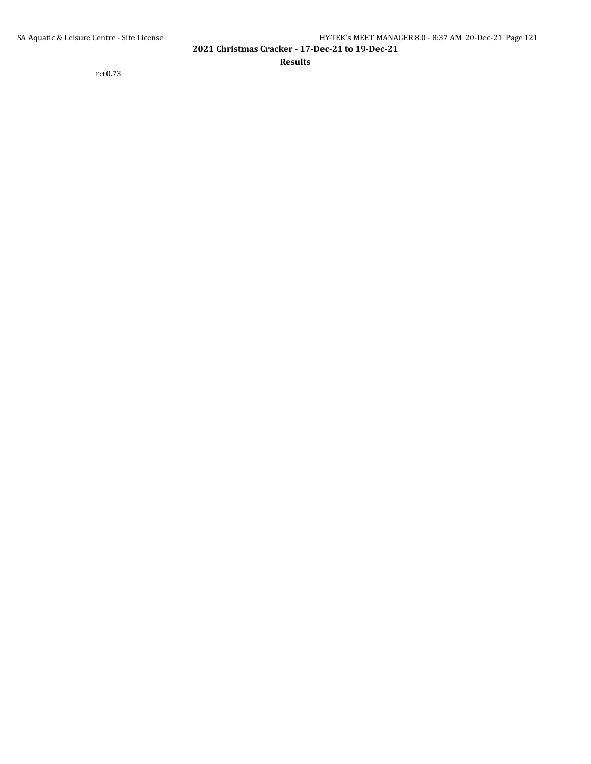r:+0.73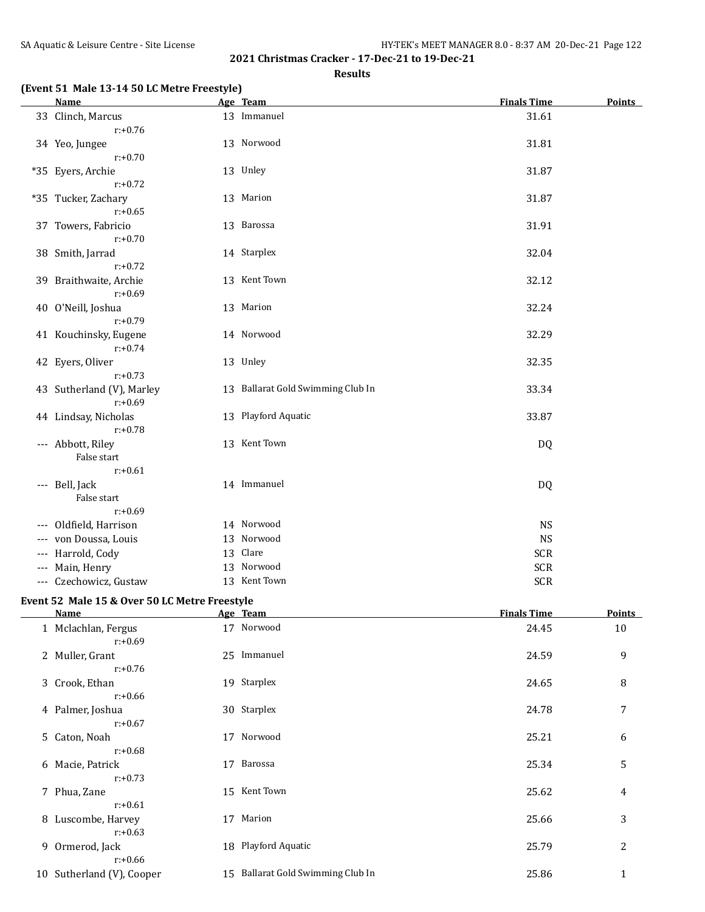## 2021 Christmas Cracker - 17-Dec-21 to 19-Dec-21

### Results

**(Event 51 Male 13-14 50 LC Metre Freestyle)**

| | Name | Age | Team | Finals Time | Points |
|---|---|---|---|---|---|
| 33 | Clinch, Marcus | 13 | Immanuel | 31.61 | |
| | r:+0.76 | | | | |
| 34 | Yeo, Jungee | 13 | Norwood | 31.81 | |
| | r:+0.70 | | | | |
| *35 | Eyers, Archie | 13 | Unley | 31.87 | |
| | r:+0.72 | | | | |
| *35 | Tucker, Zachary | 13 | Marion | 31.87 | |
| | r:+0.65 | | | | |
| 37 | Towers, Fabricio | 13 | Barossa | 31.91 | |
| | r:+0.70 | | | | |
| 38 | Smith, Jarrad | 14 | Starplex | 32.04 | |
| | r:+0.72 | | | | |
| 39 | Braithwaite, Archie | 13 | Kent Town | 32.12 | |
| | r:+0.69 | | | | |
| 40 | O'Neill, Joshua | 13 | Marion | 32.24 | |
| | r:+0.79 | | | | |
| 41 | Kouchinsky, Eugene | 14 | Norwood | 32.29 | |
| | r:+0.74 | | | | |
| 42 | Eyers, Oliver | 13 | Unley | 32.35 | |
| | r:+0.73 | | | | |
| 43 | Sutherland (V), Marley | 13 | Ballarat Gold Swimming Club In | 33.34 | |
| | r:+0.69 | | | | |
| 44 | Lindsay, Nicholas | 13 | Playford Aquatic | 33.87 | |
| | r:+0.78 | | | | |
| --- | Abbott, Riley | 13 | Kent Town | DQ | |
| | False start | | | | |
| | r:+0.61 | | | | |
| --- | Bell, Jack | 14 | Immanuel | DQ | |
| | False start | | | | |
| | r:+0.69 | | | | |
| --- | Oldfield, Harrison | 14 | Norwood | NS | |
| --- | von Doussa, Louis | 13 | Norwood | NS | |
| --- | Harrold, Cody | 13 | Clare | SCR | |
| --- | Main, Henry | 13 | Norwood | SCR | |
| --- | Czechowicz, Gustaw | 13 | Kent Town | SCR | |

**Event 52 Male 15 & Over 50 LC Metre Freestyle**

| | Name | Age | Team | Finals Time | Points |
|---|---|---|---|---|---|
| 1 | Mclachlan, Fergus | 17 | Norwood | 24.45 | 10 |
| | r:+0.69 | | | | |
| 2 | Muller, Grant | 25 | Immanuel | 24.59 | 9 |
| | r:+0.76 | | | | |
| 3 | Crook, Ethan | 19 | Starplex | 24.65 | 8 |
| | r:+0.66 | | | | |
| 4 | Palmer, Joshua | 30 | Starplex | 24.78 | 7 |
| | r:+0.67 | | | | |
| 5 | Caton, Noah | 17 | Norwood | 25.21 | 6 |
| | r:+0.68 | | | | |
| 6 | Macie, Patrick | 17 | Barossa | 25.34 | 5 |
| | r:+0.73 | | | | |
| 7 | Phua, Zane | 15 | Kent Town | 25.62 | 4 |
| | r:+0.61 | | | | |
| 8 | Luscombe, Harvey | 17 | Marion | 25.66 | 3 |
| | r:+0.63 | | | | |
| 9 | Ormerod, Jack | 18 | Playford Aquatic | 25.79 | 2 |
| | r:+0.66 | | | | |
| 10 | Sutherland (V), Cooper | 15 | Ballarat Gold Swimming Club In | 25.86 | 1 |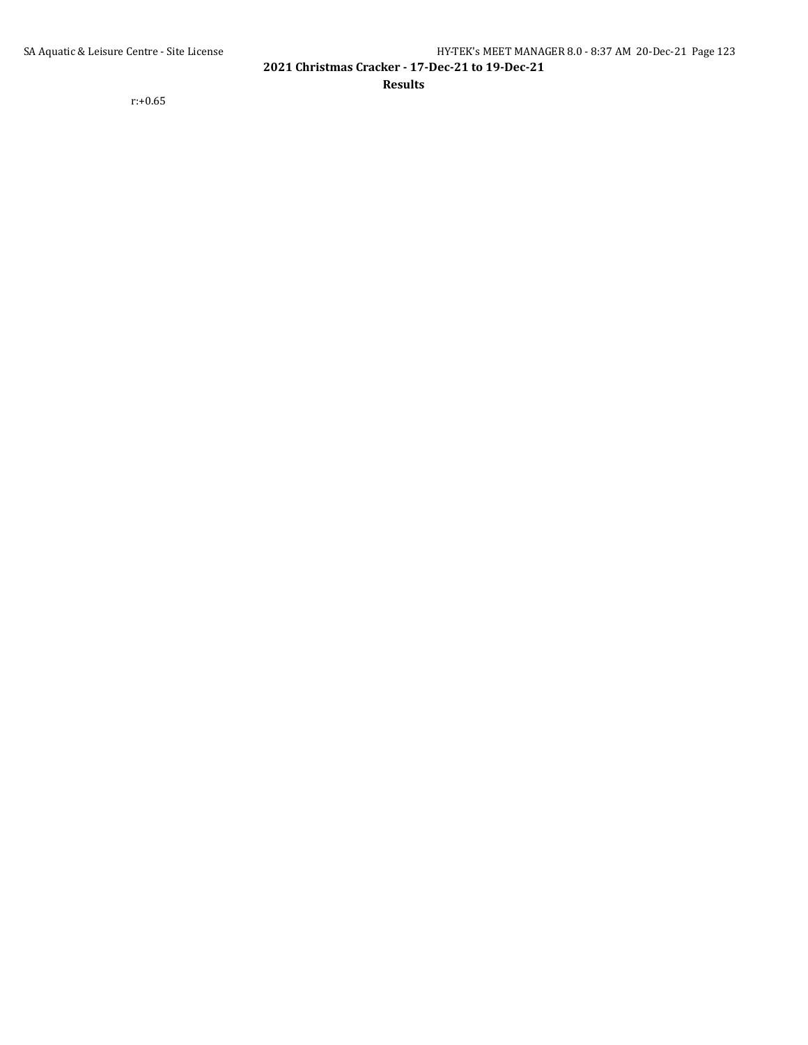r:+0.65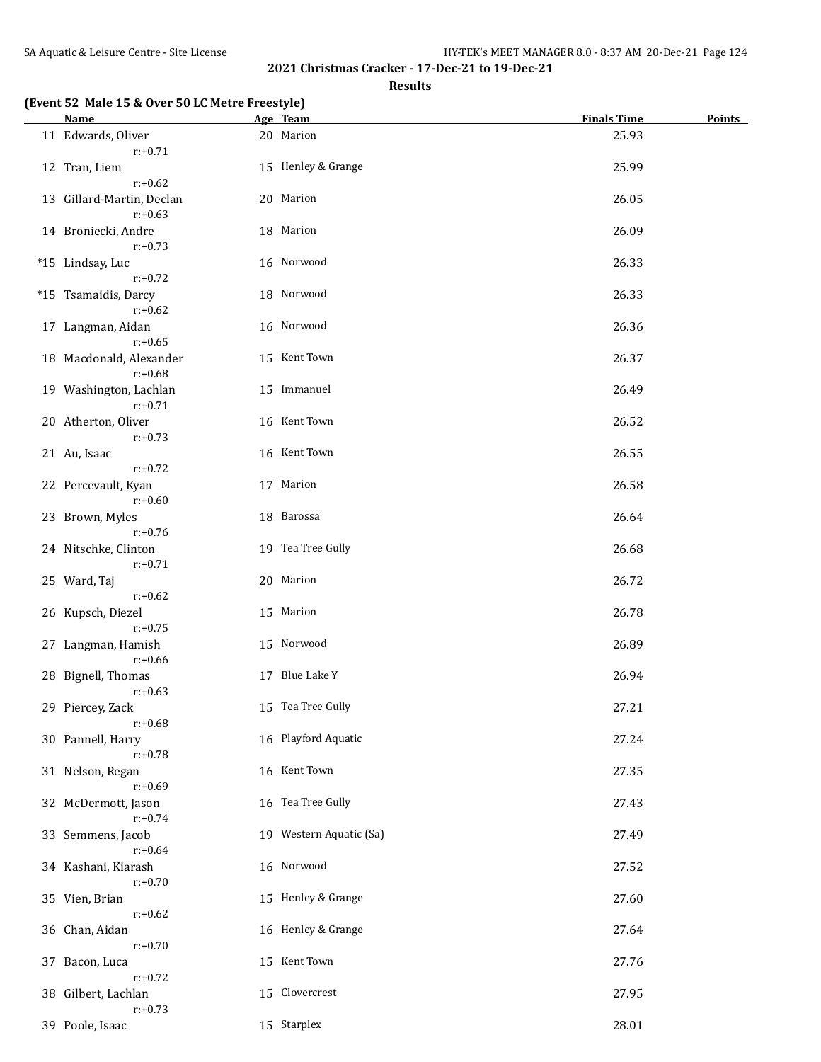**2021 Christmas Cracker - 17-Dec-21 to 19-Dec-21**

**Results**

**(Event 52 Male 15 & Over 50 LC Metre Freestyle)**

| | Name | Age | Team | Finals Time | Points |
|---|---|---|---|---|---|
| 11 | Edwards, Oliver<br>r:+0.71 | 20 | Marion | 25.93 | |
| 12 | Tran, Liem<br>r:+0.62 | 15 | Henley & Grange | 25.99 | |
| 13 | Gillard-Martin, Declan<br>r:+0.63 | 20 | Marion | 26.05 | |
| 14 | Broniecki, Andre<br>r:+0.73 | 18 | Marion | 26.09 | |
| *15 | Lindsay, Luc<br>r:+0.72 | 16 | Norwood | 26.33 | |
| *15 | Tsamaidis, Darcy<br>r:+0.62 | 18 | Norwood | 26.33 | |
| 17 | Langman, Aidan<br>r:+0.65 | 16 | Norwood | 26.36 | |
| 18 | Macdonald, Alexander<br>r:+0.68 | 15 | Kent Town | 26.37 | |
| 19 | Washington, Lachlan<br>r:+0.71 | 15 | Immanuel | 26.49 | |
| 20 | Atherton, Oliver<br>r:+0.73 | 16 | Kent Town | 26.52 | |
| 21 | Au, Isaac<br>r:+0.72 | 16 | Kent Town | 26.55 | |
| 22 | Percevault, Kyan<br>r:+0.60 | 17 | Marion | 26.58 | |
| 23 | Brown, Myles<br>r:+0.76 | 18 | Barossa | 26.64 | |
| 24 | Nitschke, Clinton<br>r:+0.71 | 19 | Tea Tree Gully | 26.68 | |
| 25 | Ward, Taj<br>r:+0.62 | 20 | Marion | 26.72 | |
| 26 | Kupsch, Diezel<br>r:+0.75 | 15 | Marion | 26.78 | |
| 27 | Langman, Hamish<br>r:+0.66 | 15 | Norwood | 26.89 | |
| 28 | Bignell, Thomas<br>r:+0.63 | 17 | Blue Lake Y | 26.94 | |
| 29 | Piercey, Zack<br>r:+0.68 | 15 | Tea Tree Gully | 27.21 | |
| 30 | Pannell, Harry<br>r:+0.78 | 16 | Playford Aquatic | 27.24 | |
| 31 | Nelson, Regan<br>r:+0.69 | 16 | Kent Town | 27.35 | |
| 32 | McDermott, Jason<br>r:+0.74 | 16 | Tea Tree Gully | 27.43 | |
| 33 | Semmens, Jacob<br>r:+0.64 | 19 | Western Aquatic (Sa) | 27.49 | |
| 34 | Kashani, Kiarash<br>r:+0.70 | 16 | Norwood | 27.52 | |
| 35 | Vien, Brian<br>r:+0.62 | 15 | Henley & Grange | 27.60 | |
| 36 | Chan, Aidan<br>r:+0.70 | 16 | Henley & Grange | 27.64 | |
| 37 | Bacon, Luca<br>r:+0.72 | 15 | Kent Town | 27.76 | |
| 38 | Gilbert, Lachlan<br>r:+0.73 | 15 | Clovercrest | 27.95 | |
| 39 | Poole, Isaac | 15 | Starplex | 28.01 | |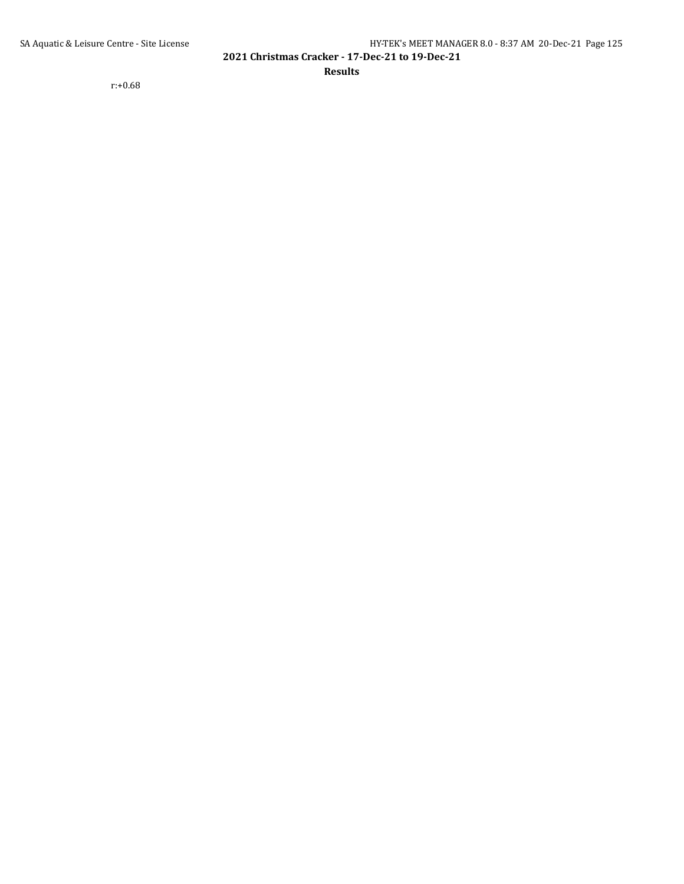r:+0.68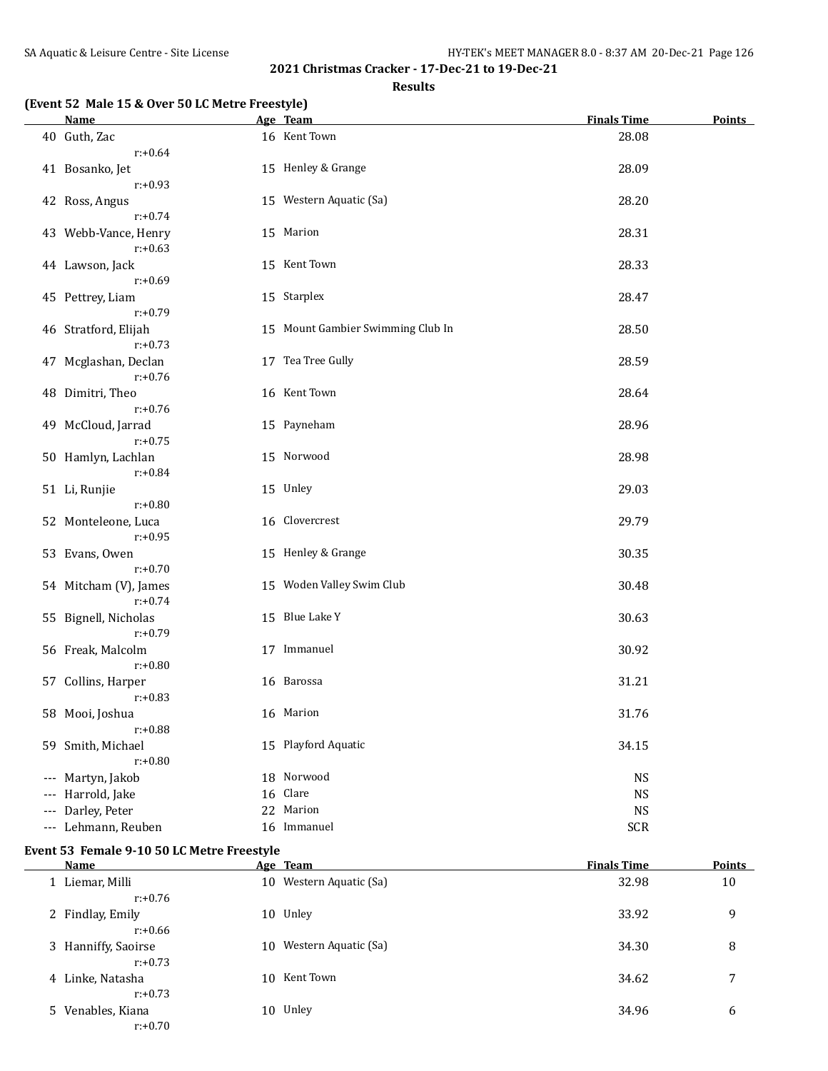## 2021 Christmas Cracker - 17-Dec-21 to 19-Dec-21

### Results

**(Event 52 Male 15 & Over 50 LC Metre Freestyle)**

| | Name | Age | Team | Finals Time | Points |
|---|---|---|---|---|---|
| 40 | Guth, Zac | 16 | Kent Town | 28.08 | |
| | r:+0.64 | | | | |
| 41 | Bosanko, Jet | 15 | Henley & Grange | 28.09 | |
| | r:+0.93 | | | | |
| 42 | Ross, Angus | 15 | Western Aquatic (Sa) | 28.20 | |
| | r:+0.74 | | | | |
| 43 | Webb-Vance, Henry | 15 | Marion | 28.31 | |
| | r:+0.63 | | | | |
| 44 | Lawson, Jack | 15 | Kent Town | 28.33 | |
| | r:+0.69 | | | | |
| 45 | Pettrey, Liam | 15 | Starplex | 28.47 | |
| | r:+0.79 | | | | |
| 46 | Stratford, Elijah | 15 | Mount Gambier Swimming Club In | 28.50 | |
| | r:+0.73 | | | | |
| 47 | Mcglashan, Declan | 17 | Tea Tree Gully | 28.59 | |
| | r:+0.76 | | | | |
| 48 | Dimitri, Theo | 16 | Kent Town | 28.64 | |
| | r:+0.76 | | | | |
| 49 | McCloud, Jarrad | 15 | Payneham | 28.96 | |
| | r:+0.75 | | | | |
| 50 | Hamlyn, Lachlan | 15 | Norwood | 28.98 | |
| | r:+0.84 | | | | |
| 51 | Li, Runjie | 15 | Unley | 29.03 | |
| | r:+0.80 | | | | |
| 52 | Monteleone, Luca | 16 | Clovercrest | 29.79 | |
| | r:+0.95 | | | | |
| 53 | Evans, Owen | 15 | Henley & Grange | 30.35 | |
| | r:+0.70 | | | | |
| 54 | Mitcham (V), James | 15 | Woden Valley Swim Club | 30.48 | |
| | r:+0.74 | | | | |
| 55 | Bignell, Nicholas | 15 | Blue Lake Y | 30.63 | |
| | r:+0.79 | | | | |
| 56 | Freak, Malcolm | 17 | Immanuel | 30.92 | |
| | r:+0.80 | | | | |
| 57 | Collins, Harper | 16 | Barossa | 31.21 | |
| | r:+0.83 | | | | |
| 58 | Mooi, Joshua | 16 | Marion | 31.76 | |
| | r:+0.88 | | | | |
| 59 | Smith, Michael | 15 | Playford Aquatic | 34.15 | |
| | r:+0.80 | | | | |
| --- | Martyn, Jakob | 18 | Norwood | NS | |
| --- | Harrold, Jake | 16 | Clare | NS | |
| --- | Darley, Peter | 22 | Marion | NS | |
| --- | Lehmann, Reuben | 16 | Immanuel | SCR | |

**Event 53 Female 9-10 50 LC Metre Freestyle**

| | Name | Age | Team | Finals Time | Points |
|---|---|---|---|---|---|
| 1 | Liemar, Milli | 10 | Western Aquatic (Sa) | 32.98 | 10 |
| | r:+0.76 | | | | |
| 2 | Findlay, Emily | 10 | Unley | 33.92 | 9 |
| | r:+0.66 | | | | |
| 3 | Hanniffy, Saoirse | 10 | Western Aquatic (Sa) | 34.30 | 8 |
| | r:+0.73 | | | | |
| 4 | Linke, Natasha | 10 | Kent Town | 34.62 | 7 |
| | r:+0.73 | | | | |
| 5 | Venables, Kiana | 10 | Unley | 34.96 | 6 |
| | r:+0.70 | | | | |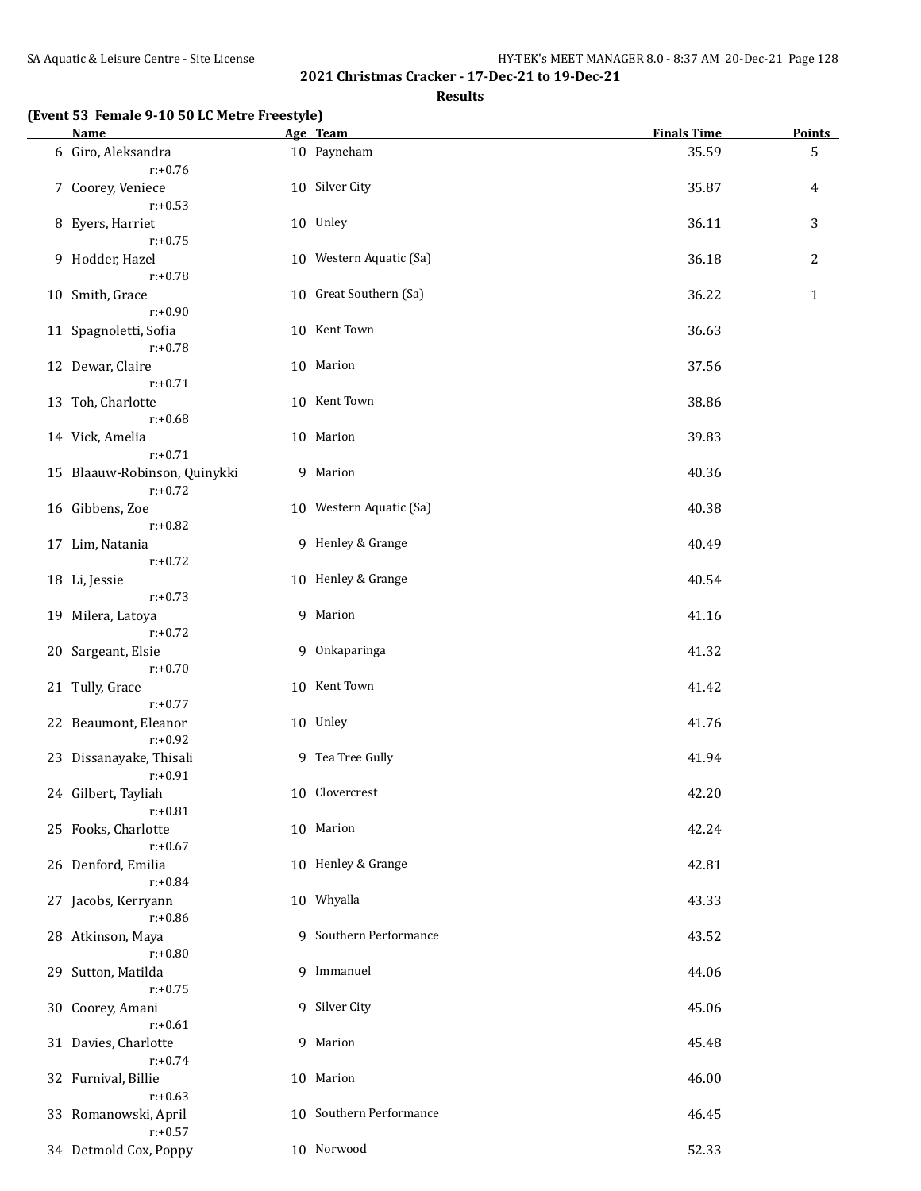## 2021 Christmas Cracker - 17-Dec-21 to 19-Dec-21

### Results

**(Event 53 Female 9-10 50 LC Metre Freestyle)**

| | Name | Age | Team | Finals Time | Points |
|---|---|---|---|---|---|
| 6 | Giro, Aleksandra | 10 | Payneham | 35.59 | 5 |
| | r:+0.76 | | | | |
| 7 | Coorey, Veniece | 10 | Silver City | 35.87 | 4 |
| | r:+0.53 | | | | |
| 8 | Eyers, Harriet | 10 | Unley | 36.11 | 3 |
| | r:+0.75 | | | | |
| 9 | Hodder, Hazel | 10 | Western Aquatic (Sa) | 36.18 | 2 |
| | r:+0.78 | | | | |
| 10 | Smith, Grace | 10 | Great Southern (Sa) | 36.22 | 1 |
| | r:+0.90 | | | | |
| 11 | Spagnoletti, Sofia | 10 | Kent Town | 36.63 | |
| | r:+0.78 | | | | |
| 12 | Dewar, Claire | 10 | Marion | 37.56 | |
| | r:+0.71 | | | | |
| 13 | Toh, Charlotte | 10 | Kent Town | 38.86 | |
| | r:+0.68 | | | | |
| 14 | Vick, Amelia | 10 | Marion | 39.83 | |
| | r:+0.71 | | | | |
| 15 | Blaauw-Robinson, Quinykki | 9 | Marion | 40.36 | |
| | r:+0.72 | | | | |
| 16 | Gibbens, Zoe | 10 | Western Aquatic (Sa) | 40.38 | |
| | r:+0.82 | | | | |
| 17 | Lim, Natania | 9 | Henley & Grange | 40.49 | |
| | r:+0.72 | | | | |
| 18 | Li, Jessie | 10 | Henley & Grange | 40.54 | |
| | r:+0.73 | | | | |
| 19 | Milera, Latoya | 9 | Marion | 41.16 | |
| | r:+0.72 | | | | |
| 20 | Sargeant, Elsie | 9 | Onkaparinga | 41.32 | |
| | r:+0.70 | | | | |
| 21 | Tully, Grace | 10 | Kent Town | 41.42 | |
| | r:+0.77 | | | | |
| 22 | Beaumont, Eleanor | 10 | Unley | 41.76 | |
| | r:+0.92 | | | | |
| 23 | Dissanayake, Thisali | 9 | Tea Tree Gully | 41.94 | |
| | r:+0.91 | | | | |
| 24 | Gilbert, Tayliah | 10 | Clovercrest | 42.20 | |
| | r:+0.81 | | | | |
| 25 | Fooks, Charlotte | 10 | Marion | 42.24 | |
| | r:+0.67 | | | | |
| 26 | Denford, Emilia | 10 | Henley & Grange | 42.81 | |
| | r:+0.84 | | | | |
| 27 | Jacobs, Kerryann | 10 | Whyalla | 43.33 | |
| | r:+0.86 | | | | |
| 28 | Atkinson, Maya | 9 | Southern Performance | 43.52 | |
| | r:+0.80 | | | | |
| 29 | Sutton, Matilda | 9 | Immanuel | 44.06 | |
| | r:+0.75 | | | | |
| 30 | Coorey, Amani | 9 | Silver City | 45.06 | |
| | r:+0.61 | | | | |
| 31 | Davies, Charlotte | 9 | Marion | 45.48 | |
| | r:+0.74 | | | | |
| 32 | Furnival, Billie | 10 | Marion | 46.00 | |
| | r:+0.63 | | | | |
| 33 | Romanowski, April | 10 | Southern Performance | 46.45 | |
| | r:+0.57 | | | | |
| 34 | Detmold Cox, Poppy | 10 | Norwood | 52.33 | |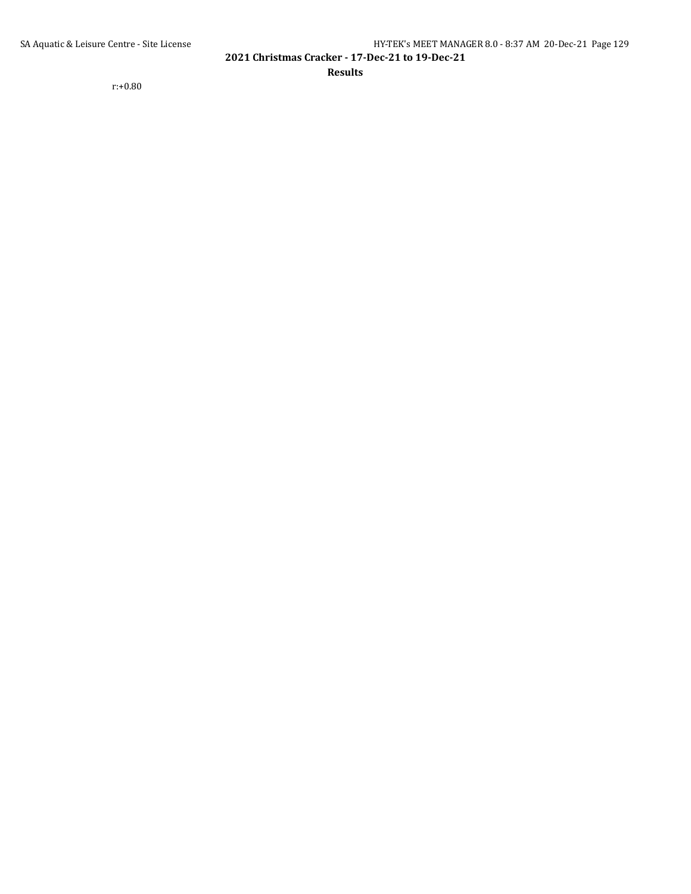r:+0.80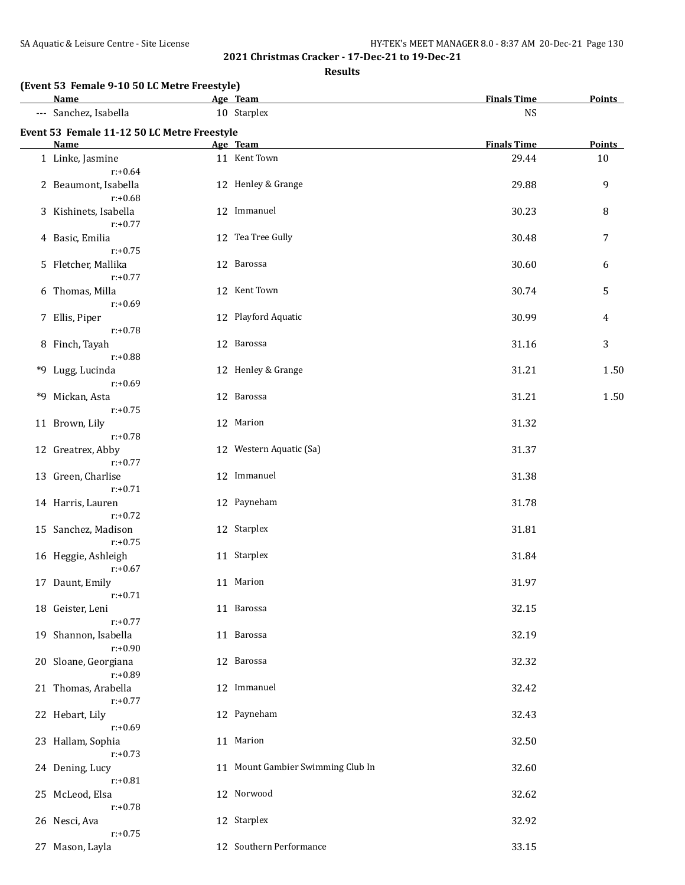## 2021 Christmas Cracker - 17-Dec-21 to 19-Dec-21

### Results

**(Event 53 Female 9-10 50 LC Metre Freestyle)**

| | Name | Age | Team | Finals Time | Points |
|---|---|---|---|---|---|
| --- | Sanchez, Isabella | 10 | Starplex | NS | |

**Event 53 Female 11-12 50 LC Metre Freestyle**

| | Name | Age | Team | Finals Time | Points |
|---|---|---|---|---|---|
| 1 | Linke, Jasmine<br>r:+0.64 | 11 | Kent Town | 29.44 | 10 |
| 2 | Beaumont, Isabella<br>r:+0.68 | 12 | Henley & Grange | 29.88 | 9 |
| 3 | Kishinets, Isabella<br>r:+0.77 | 12 | Immanuel | 30.23 | 8 |
| 4 | Basic, Emilia<br>r:+0.75 | 12 | Tea Tree Gully | 30.48 | 7 |
| 5 | Fletcher, Mallika<br>r:+0.77 | 12 | Barossa | 30.60 | 6 |
| 6 | Thomas, Milla<br>r:+0.69 | 12 | Kent Town | 30.74 | 5 |
| 7 | Ellis, Piper<br>r:+0.78 | 12 | Playford Aquatic | 30.99 | 4 |
| 8 | Finch, Tayah<br>r:+0.88 | 12 | Barossa | 31.16 | 3 |
| *9 | Lugg, Lucinda<br>r:+0.69 | 12 | Henley & Grange | 31.21 | 1.50 |
| *9 | Mickan, Asta<br>r:+0.75 | 12 | Barossa | 31.21 | 1.50 |
| 11 | Brown, Lily<br>r:+0.78 | 12 | Marion | 31.32 | |
| 12 | Greatrex, Abby<br>r:+0.77 | 12 | Western Aquatic (Sa) | 31.37 | |
| 13 | Green, Charlise<br>r:+0.71 | 12 | Immanuel | 31.38 | |
| 14 | Harris, Lauren<br>r:+0.72 | 12 | Payneham | 31.78 | |
| 15 | Sanchez, Madison<br>r:+0.75 | 12 | Starplex | 31.81 | |
| 16 | Heggie, Ashleigh<br>r:+0.67 | 11 | Starplex | 31.84 | |
| 17 | Daunt, Emily<br>r:+0.71 | 11 | Marion | 31.97 | |
| 18 | Geister, Leni<br>r:+0.77 | 11 | Barossa | 32.15 | |
| 19 | Shannon, Isabella<br>r:+0.90 | 11 | Barossa | 32.19 | |
| 20 | Sloane, Georgiana<br>r:+0.89 | 12 | Barossa | 32.32 | |
| 21 | Thomas, Arabella<br>r:+0.77 | 12 | Immanuel | 32.42 | |
| 22 | Hebart, Lily<br>r:+0.69 | 12 | Payneham | 32.43 | |
| 23 | Hallam, Sophia<br>r:+0.73 | 11 | Marion | 32.50 | |
| 24 | Dening, Lucy<br>r:+0.81 | 11 | Mount Gambier Swimming Club In | 32.60 | |
| 25 | McLeod, Elsa<br>r:+0.78 | 12 | Norwood | 32.62 | |
| 26 | Nesci, Ava<br>r:+0.75 | 12 | Starplex | 32.92 | |
| 27 | Mason, Layla | 12 | Southern Performance | 33.15 | |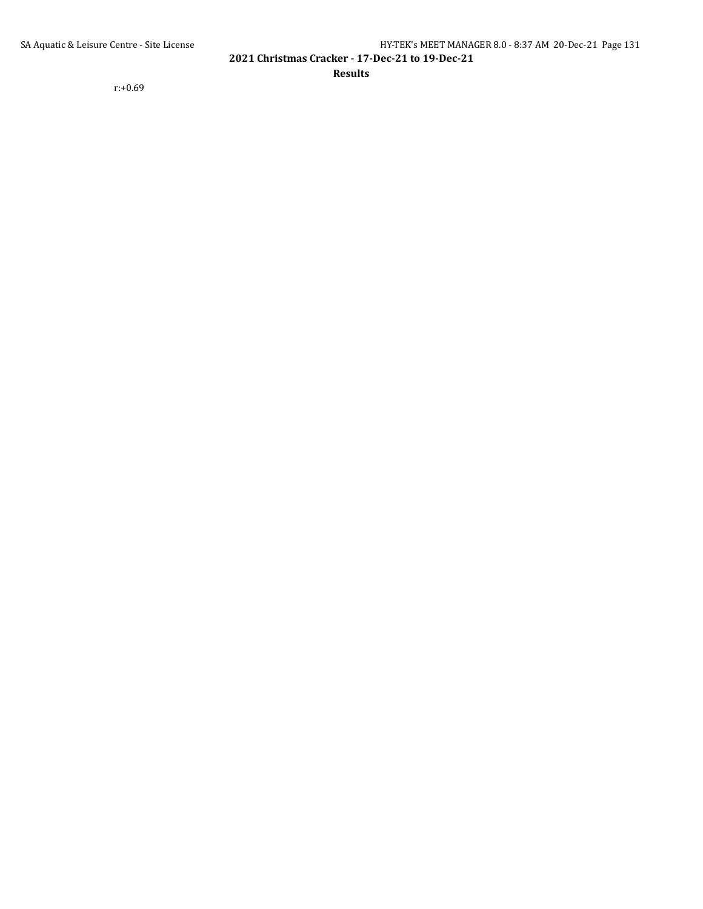r:+0.69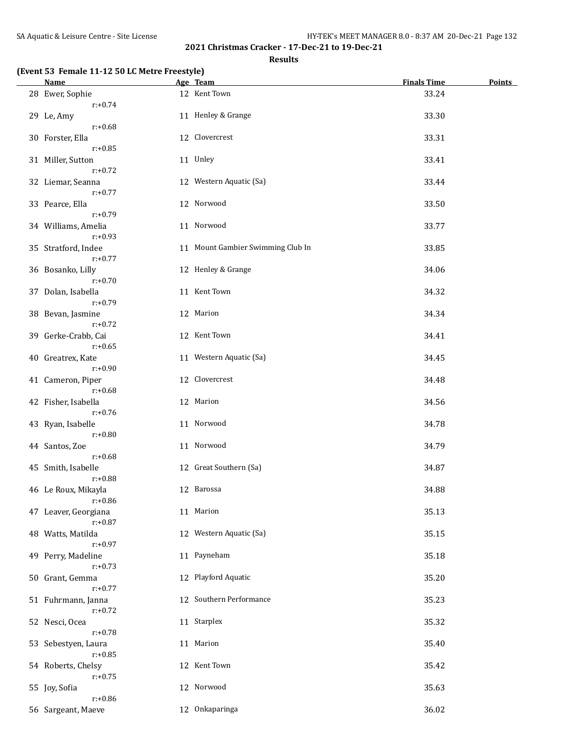## 2021 Christmas Cracker - 17-Dec-21 to 19-Dec-21

### Results

**(Event 53 Female 11-12 50 LC Metre Freestyle)**

| | Name | Age | Team | Finals Time | Points |
|---|---|---|---|---|---|
| 28 | Ewer, Sophie | 12 | Kent Town | 33.24 | |
| | r:+0.74 | | | | |
| 29 | Le, Amy | 11 | Henley & Grange | 33.30 | |
| | r:+0.68 | | | | |
| 30 | Forster, Ella | 12 | Clovercrest | 33.31 | |
| | r:+0.85 | | | | |
| 31 | Miller, Sutton | 11 | Unley | 33.41 | |
| | r:+0.72 | | | | |
| 32 | Liemar, Seanna | 12 | Western Aquatic (Sa) | 33.44 | |
| | r:+0.77 | | | | |
| 33 | Pearce, Ella | 12 | Norwood | 33.50 | |
| | r:+0.79 | | | | |
| 34 | Williams, Amelia | 11 | Norwood | 33.77 | |
| | r:+0.93 | | | | |
| 35 | Stratford, Indee | 11 | Mount Gambier Swimming Club In | 33.85 | |
| | r:+0.77 | | | | |
| 36 | Bosanko, Lilly | 12 | Henley & Grange | 34.06 | |
| | r:+0.70 | | | | |
| 37 | Dolan, Isabella | 11 | Kent Town | 34.32 | |
| | r:+0.79 | | | | |
| 38 | Bevan, Jasmine | 12 | Marion | 34.34 | |
| | r:+0.72 | | | | |
| 39 | Gerke-Crabb, Cai | 12 | Kent Town | 34.41 | |
| | r:+0.65 | | | | |
| 40 | Greatrex, Kate | 11 | Western Aquatic (Sa) | 34.45 | |
| | r:+0.90 | | | | |
| 41 | Cameron, Piper | 12 | Clovercrest | 34.48 | |
| | r:+0.68 | | | | |
| 42 | Fisher, Isabella | 12 | Marion | 34.56 | |
| | r:+0.76 | | | | |
| 43 | Ryan, Isabelle | 11 | Norwood | 34.78 | |
| | r:+0.80 | | | | |
| 44 | Santos, Zoe | 11 | Norwood | 34.79 | |
| | r:+0.68 | | | | |
| 45 | Smith, Isabelle | 12 | Great Southern (Sa) | 34.87 | |
| | r:+0.88 | | | | |
| 46 | Le Roux, Mikayla | 12 | Barossa | 34.88 | |
| | r:+0.86 | | | | |
| 47 | Leaver, Georgiana | 11 | Marion | 35.13 | |
| | r:+0.87 | | | | |
| 48 | Watts, Matilda | 12 | Western Aquatic (Sa) | 35.15 | |
| | r:+0.97 | | | | |
| 49 | Perry, Madeline | 11 | Payneham | 35.18 | |
| | r:+0.73 | | | | |
| 50 | Grant, Gemma | 12 | Playford Aquatic | 35.20 | |
| | r:+0.77 | | | | |
| 51 | Fuhrmann, Janna | 12 | Southern Performance | 35.23 | |
| | r:+0.72 | | | | |
| 52 | Nesci, Ocea | 11 | Starplex | 35.32 | |
| | r:+0.78 | | | | |
| 53 | Sebestyen, Laura | 11 | Marion | 35.40 | |
| | r:+0.85 | | | | |
| 54 | Roberts, Chelsy | 12 | Kent Town | 35.42 | |
| | r:+0.75 | | | | |
| 55 | Joy, Sofia | 12 | Norwood | 35.63 | |
| | r:+0.86 | | | | |
| 56 | Sargeant, Maeve | 12 | Onkaparinga | 36.02 | |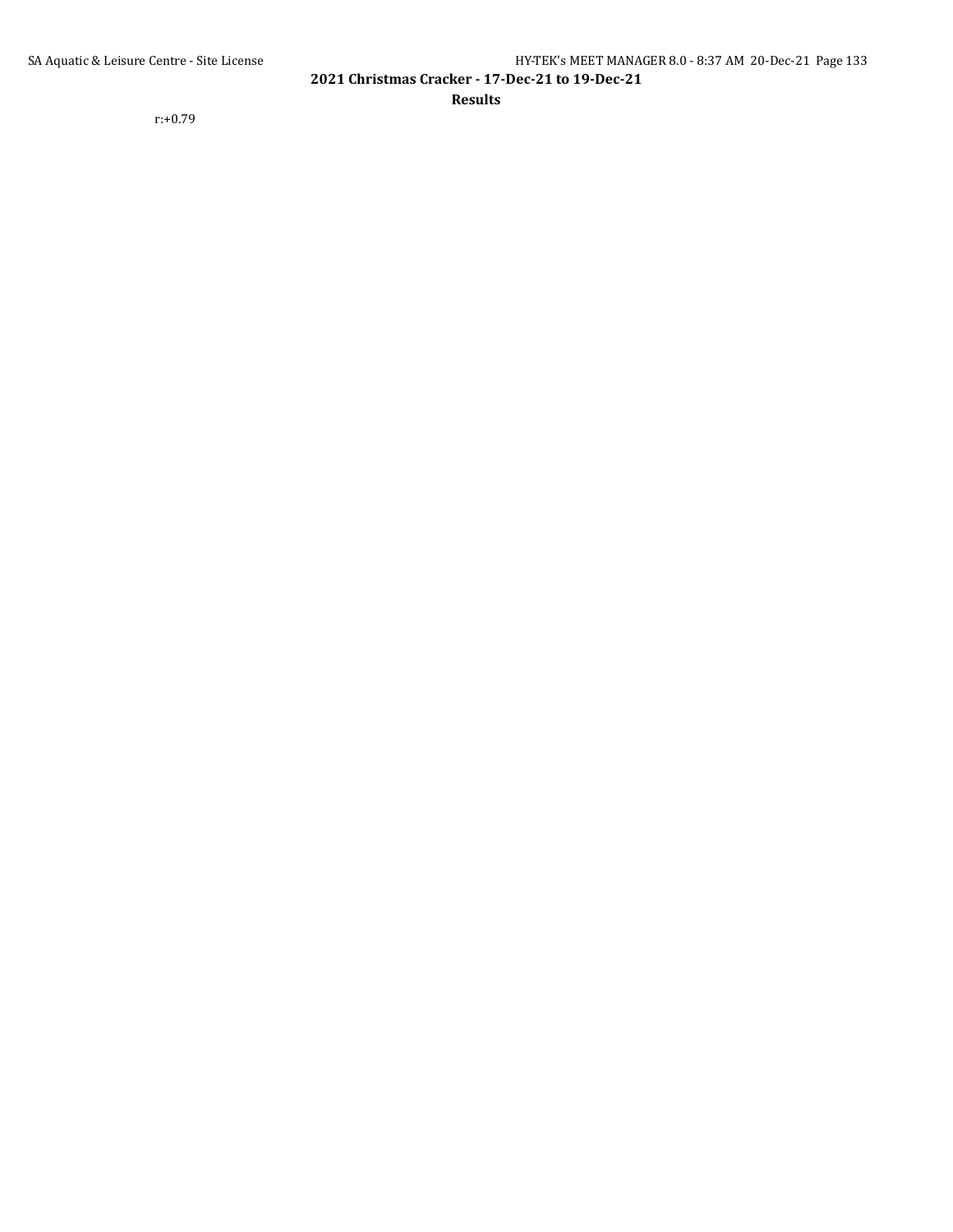r:+0.79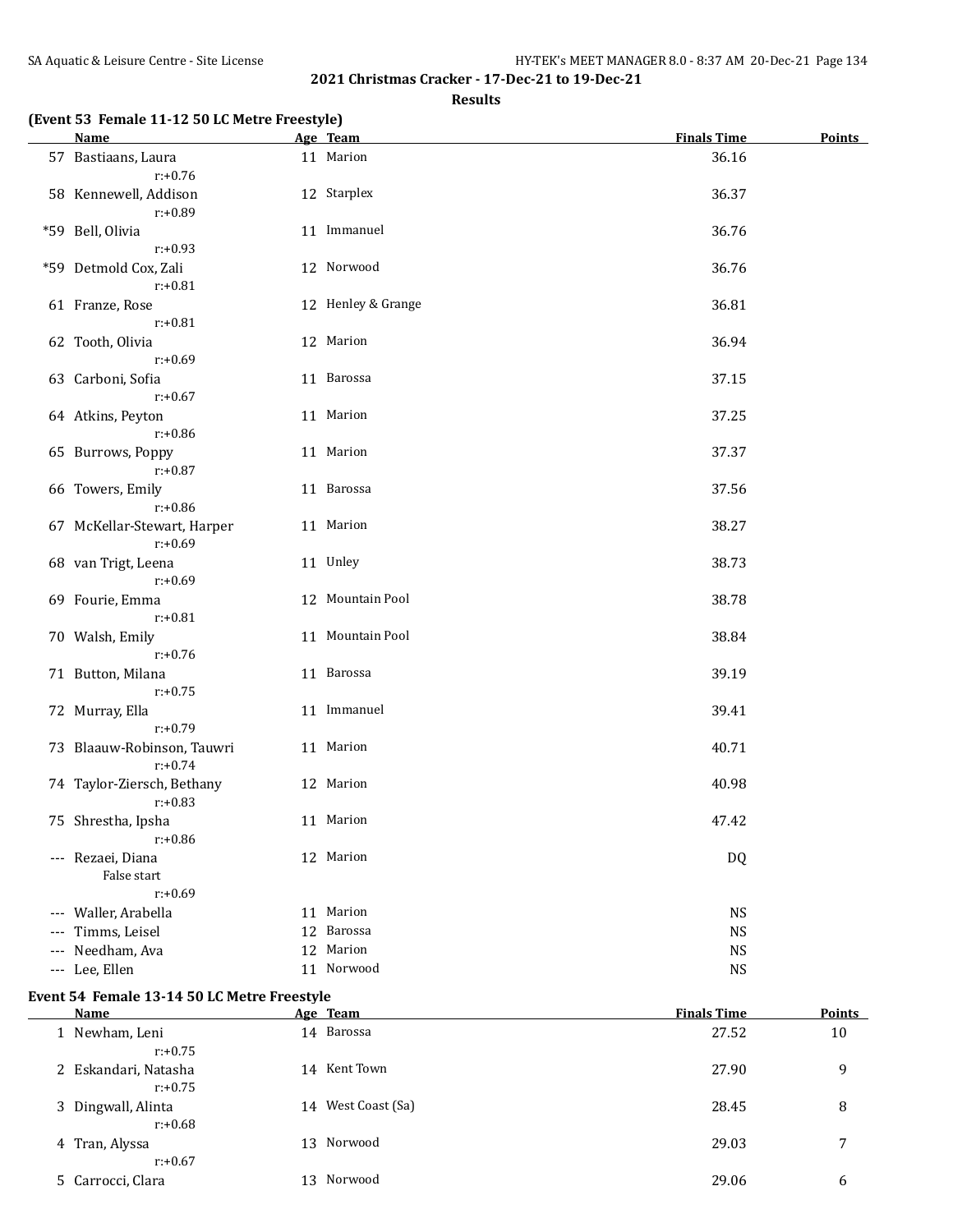**2021 Christmas Cracker - 17-Dec-21 to 19-Dec-21**

**Results**

### (Event 53 Female 11-12 50 LC Metre Freestyle)

| | Name | Age | Team | Finals Time | Points |
|---|---|---|---|---|---|
| 57 | Bastiaans, Laura | 11 | Marion | 36.16 | |
| | r:+0.76 | | | | |
| 58 | Kennewell, Addison | 12 | Starplex | 36.37 | |
| | r:+0.89 | | | | |
| *59 | Bell, Olivia | 11 | Immanuel | 36.76 | |
| | r:+0.93 | | | | |
| *59 | Detmold Cox, Zali | 12 | Norwood | 36.76 | |
| | r:+0.81 | | | | |
| 61 | Franze, Rose | 12 | Henley & Grange | 36.81 | |
| | r:+0.81 | | | | |
| 62 | Tooth, Olivia | 12 | Marion | 36.94 | |
| | r:+0.69 | | | | |
| 63 | Carboni, Sofia | 11 | Barossa | 37.15 | |
| | r:+0.67 | | | | |
| 64 | Atkins, Peyton | 11 | Marion | 37.25 | |
| | r:+0.86 | | | | |
| 65 | Burrows, Poppy | 11 | Marion | 37.37 | |
| | r:+0.87 | | | | |
| 66 | Towers, Emily | 11 | Barossa | 37.56 | |
| | r:+0.86 | | | | |
| 67 | McKellar-Stewart, Harper | 11 | Marion | 38.27 | |
| | r:+0.69 | | | | |
| 68 | van Trigt, Leena | 11 | Unley | 38.73 | |
| | r:+0.69 | | | | |
| 69 | Fourie, Emma | 12 | Mountain Pool | 38.78 | |
| | r:+0.81 | | | | |
| 70 | Walsh, Emily | 11 | Mountain Pool | 38.84 | |
| | r:+0.76 | | | | |
| 71 | Button, Milana | 11 | Barossa | 39.19 | |
| | r:+0.75 | | | | |
| 72 | Murray, Ella | 11 | Immanuel | 39.41 | |
| | r:+0.79 | | | | |
| 73 | Blaauw-Robinson, Tauwri | 11 | Marion | 40.71 | |
| | r:+0.74 | | | | |
| 74 | Taylor-Ziersch, Bethany | 12 | Marion | 40.98 | |
| | r:+0.83 | | | | |
| 75 | Shrestha, Ipsha | 11 | Marion | 47.42 | |
| | r:+0.86 | | | | |
| --- | Rezaei, Diana | 12 | Marion | DQ | |
| | False start | | | | |
| | r:+0.69 | | | | |
| --- | Waller, Arabella | 11 | Marion | NS | |
| --- | Timms, Leisel | 12 | Barossa | NS | |
| --- | Needham, Ava | 12 | Marion | NS | |
| --- | Lee, Ellen | 11 | Norwood | NS | |

### Event 54 Female 13-14 50 LC Metre Freestyle

| | Name | Age | Team | Finals Time | Points |
|---|---|---|---|---|---|
| 1 | Newham, Leni | 14 | Barossa | 27.52 | 10 |
| | r:+0.75 | | | | |
| 2 | Eskandari, Natasha | 14 | Kent Town | 27.90 | 9 |
| | r:+0.75 | | | | |
| 3 | Dingwall, Alinta | 14 | West Coast (Sa) | 28.45 | 8 |
| | r:+0.68 | | | | |
| 4 | Tran, Alyssa | 13 | Norwood | 29.03 | 7 |
| | r:+0.67 | | | | |
| 5 | Carrocci, Clara | 13 | Norwood | 29.06 | 6 |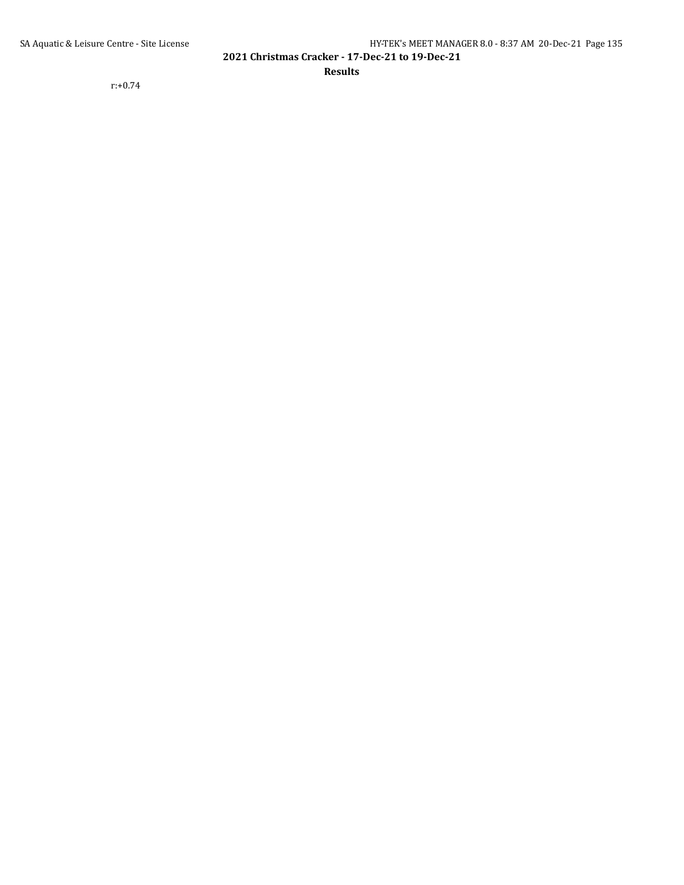r:+0.74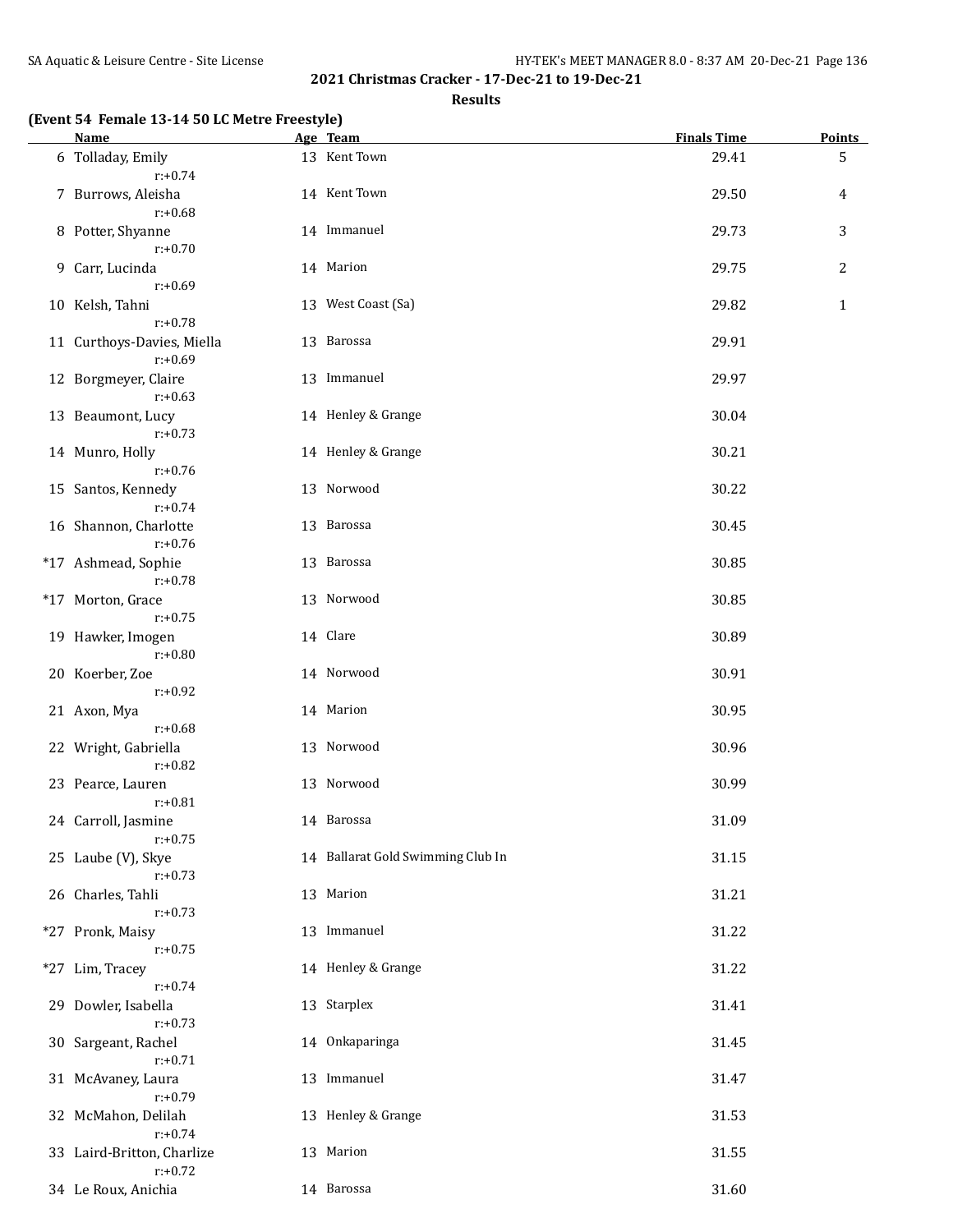## 2021 Christmas Cracker - 17-Dec-21 to 19-Dec-21

### Results

**(Event 54 Female 13-14 50 LC Metre Freestyle)**

| | Name | Age | Team | Finals Time | Points |
|---|---|---|---|---|---|
| 6 | Tolladay, Emily | 13 | Kent Town | 29.41 | 5 |
| | r:+0.74 | | | | |
| 7 | Burrows, Aleisha | 14 | Kent Town | 29.50 | 4 |
| | r:+0.68 | | | | |
| 8 | Potter, Shyanne | 14 | Immanuel | 29.73 | 3 |
| | r:+0.70 | | | | |
| 9 | Carr, Lucinda | 14 | Marion | 29.75 | 2 |
| | r:+0.69 | | | | |
| 10 | Kelsh, Tahni | 13 | West Coast (Sa) | 29.82 | 1 |
| | r:+0.78 | | | | |
| 11 | Curthoys-Davies, Miella | 13 | Barossa | 29.91 | |
| | r:+0.69 | | | | |
| 12 | Borgmeyer, Claire | 13 | Immanuel | 29.97 | |
| | r:+0.63 | | | | |
| 13 | Beaumont, Lucy | 14 | Henley & Grange | 30.04 | |
| | r:+0.73 | | | | |
| 14 | Munro, Holly | 14 | Henley & Grange | 30.21 | |
| | r:+0.76 | | | | |
| 15 | Santos, Kennedy | 13 | Norwood | 30.22 | |
| | r:+0.74 | | | | |
| 16 | Shannon, Charlotte | 13 | Barossa | 30.45 | |
| | r:+0.76 | | | | |
| *17 | Ashmead, Sophie | 13 | Barossa | 30.85 | |
| | r:+0.78 | | | | |
| *17 | Morton, Grace | 13 | Norwood | 30.85 | |
| | r:+0.75 | | | | |
| 19 | Hawker, Imogen | 14 | Clare | 30.89 | |
| | r:+0.80 | | | | |
| 20 | Koerber, Zoe | 14 | Norwood | 30.91 | |
| | r:+0.92 | | | | |
| 21 | Axon, Mya | 14 | Marion | 30.95 | |
| | r:+0.68 | | | | |
| 22 | Wright, Gabriella | 13 | Norwood | 30.96 | |
| | r:+0.82 | | | | |
| 23 | Pearce, Lauren | 13 | Norwood | 30.99 | |
| | r:+0.81 | | | | |
| 24 | Carroll, Jasmine | 14 | Barossa | 31.09 | |
| | r:+0.75 | | | | |
| 25 | Laube (V), Skye | 14 | Ballarat Gold Swimming Club In | 31.15 | |
| | r:+0.73 | | | | |
| 26 | Charles, Tahli | 13 | Marion | 31.21 | |
| | r:+0.73 | | | | |
| *27 | Pronk, Maisy | 13 | Immanuel | 31.22 | |
| | r:+0.75 | | | | |
| *27 | Lim, Tracey | 14 | Henley & Grange | 31.22 | |
| | r:+0.74 | | | | |
| 29 | Dowler, Isabella | 13 | Starplex | 31.41 | |
| | r:+0.73 | | | | |
| 30 | Sargeant, Rachel | 14 | Onkaparinga | 31.45 | |
| | r:+0.71 | | | | |
| 31 | McAvaney, Laura | 13 | Immanuel | 31.47 | |
| | r:+0.79 | | | | |
| 32 | McMahon, Delilah | 13 | Henley & Grange | 31.53 | |
| | r:+0.74 | | | | |
| 33 | Laird-Britton, Charlize | 13 | Marion | 31.55 | |
| | r:+0.72 | | | | |
| 34 | Le Roux, Anichia | 14 | Barossa | 31.60 | |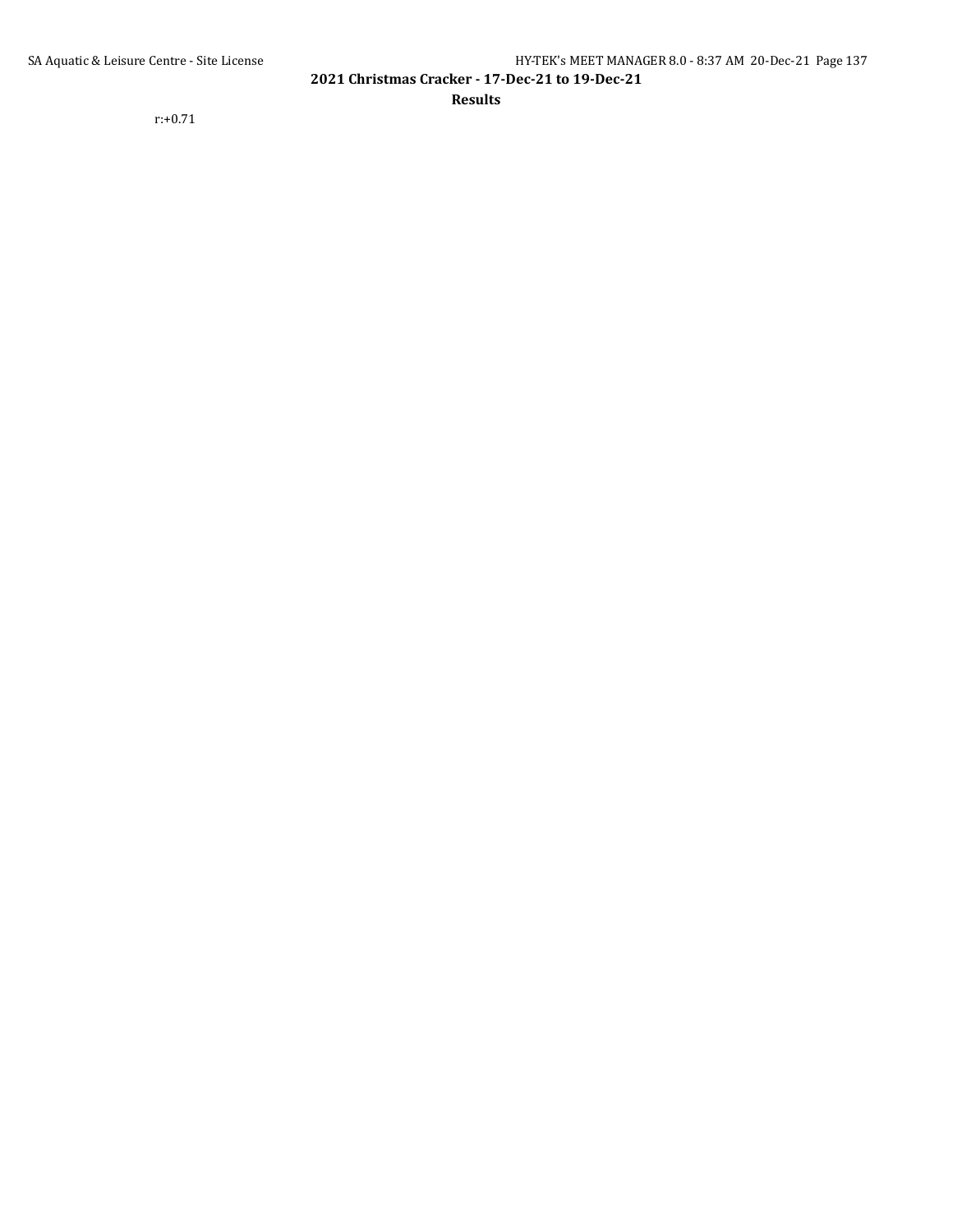r:+0.71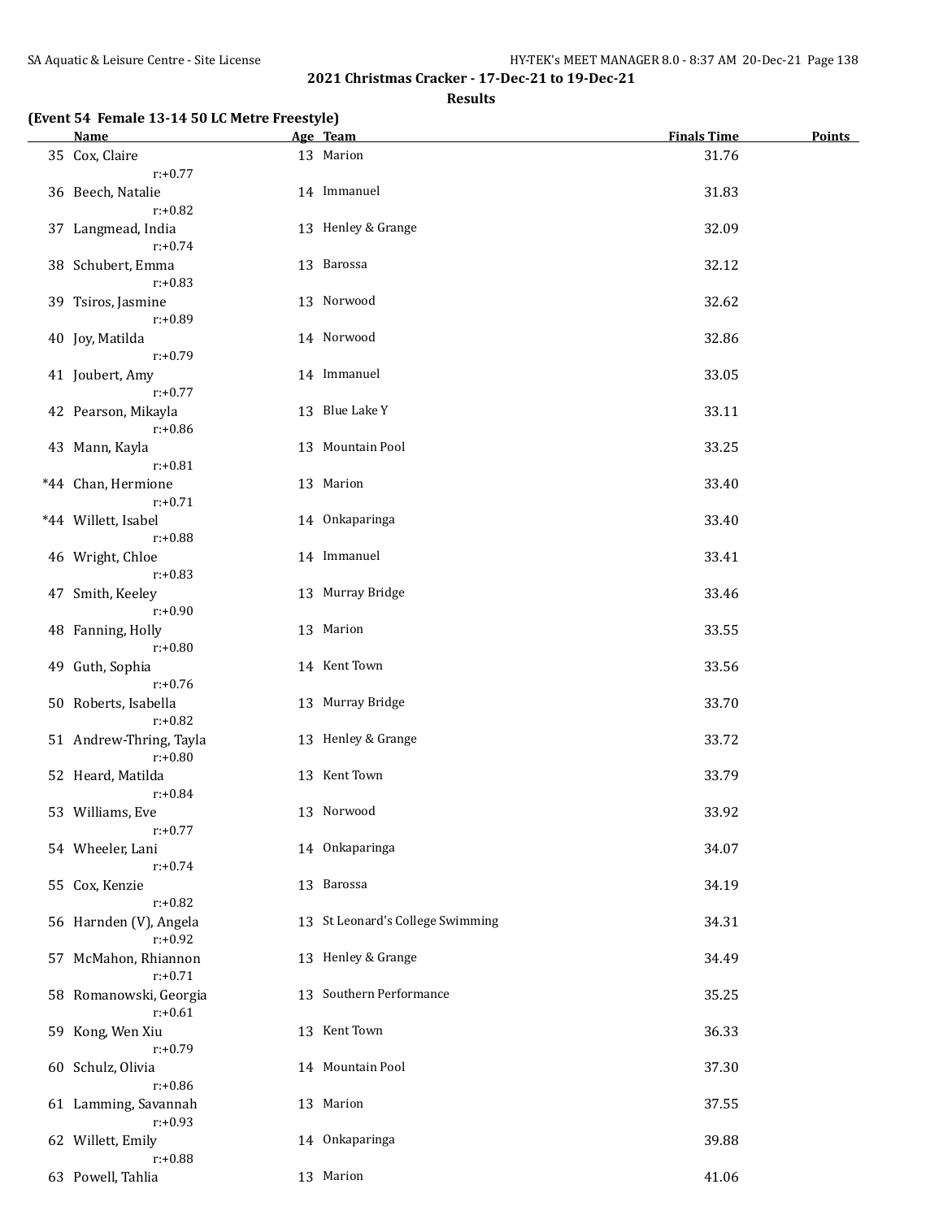**2021 Christmas Cracker - 17-Dec-21 to 19-Dec-21**

**Results**

**(Event 54 Female 13-14 50 LC Metre Freestyle)**

| | Name | Age | Team | Finals Time | Points |
|---|---|---|---|---|---|
| 35 | Cox, Claire<br>r:+0.77 | 13 | Marion | 31.76 | |
| 36 | Beech, Natalie<br>r:+0.82 | 14 | Immanuel | 31.83 | |
| 37 | Langmead, India<br>r:+0.74 | 13 | Henley & Grange | 32.09 | |
| 38 | Schubert, Emma<br>r:+0.83 | 13 | Barossa | 32.12 | |
| 39 | Tsiros, Jasmine<br>r:+0.89 | 13 | Norwood | 32.62 | |
| 40 | Joy, Matilda<br>r:+0.79 | 14 | Norwood | 32.86 | |
| 41 | Joubert, Amy<br>r:+0.77 | 14 | Immanuel | 33.05 | |
| 42 | Pearson, Mikayla<br>r:+0.86 | 13 | Blue Lake Y | 33.11 | |
| 43 | Mann, Kayla<br>r:+0.81 | 13 | Mountain Pool | 33.25 | |
| *44 | Chan, Hermione<br>r:+0.71 | 13 | Marion | 33.40 | |
| *44 | Willett, Isabel<br>r:+0.88 | 14 | Onkaparinga | 33.40 | |
| 46 | Wright, Chloe<br>r:+0.83 | 14 | Immanuel | 33.41 | |
| 47 | Smith, Keeley<br>r:+0.90 | 13 | Murray Bridge | 33.46 | |
| 48 | Fanning, Holly<br>r:+0.80 | 13 | Marion | 33.55 | |
| 49 | Guth, Sophia<br>r:+0.76 | 14 | Kent Town | 33.56 | |
| 50 | Roberts, Isabella<br>r:+0.82 | 13 | Murray Bridge | 33.70 | |
| 51 | Andrew-Thring, Tayla<br>r:+0.80 | 13 | Henley & Grange | 33.72 | |
| 52 | Heard, Matilda<br>r:+0.84 | 13 | Kent Town | 33.79 | |
| 53 | Williams, Eve<br>r:+0.77 | 13 | Norwood | 33.92 | |
| 54 | Wheeler, Lani<br>r:+0.74 | 14 | Onkaparinga | 34.07 | |
| 55 | Cox, Kenzie<br>r:+0.82 | 13 | Barossa | 34.19 | |
| 56 | Harnden (V), Angela<br>r:+0.92 | 13 | St Leonard's College Swimming | 34.31 | |
| 57 | McMahon, Rhiannon<br>r:+0.71 | 13 | Henley & Grange | 34.49 | |
| 58 | Romanowski, Georgia<br>r:+0.61 | 13 | Southern Performance | 35.25 | |
| 59 | Kong, Wen Xiu<br>r:+0.79 | 13 | Kent Town | 36.33 | |
| 60 | Schulz, Olivia<br>r:+0.86 | 14 | Mountain Pool | 37.30 | |
| 61 | Lamming, Savannah<br>r:+0.93 | 13 | Marion | 37.55 | |
| 62 | Willett, Emily<br>r:+0.88 | 14 | Onkaparinga | 39.88 | |
| 63 | Powell, Tahlia | 13 | Marion | 41.06 | |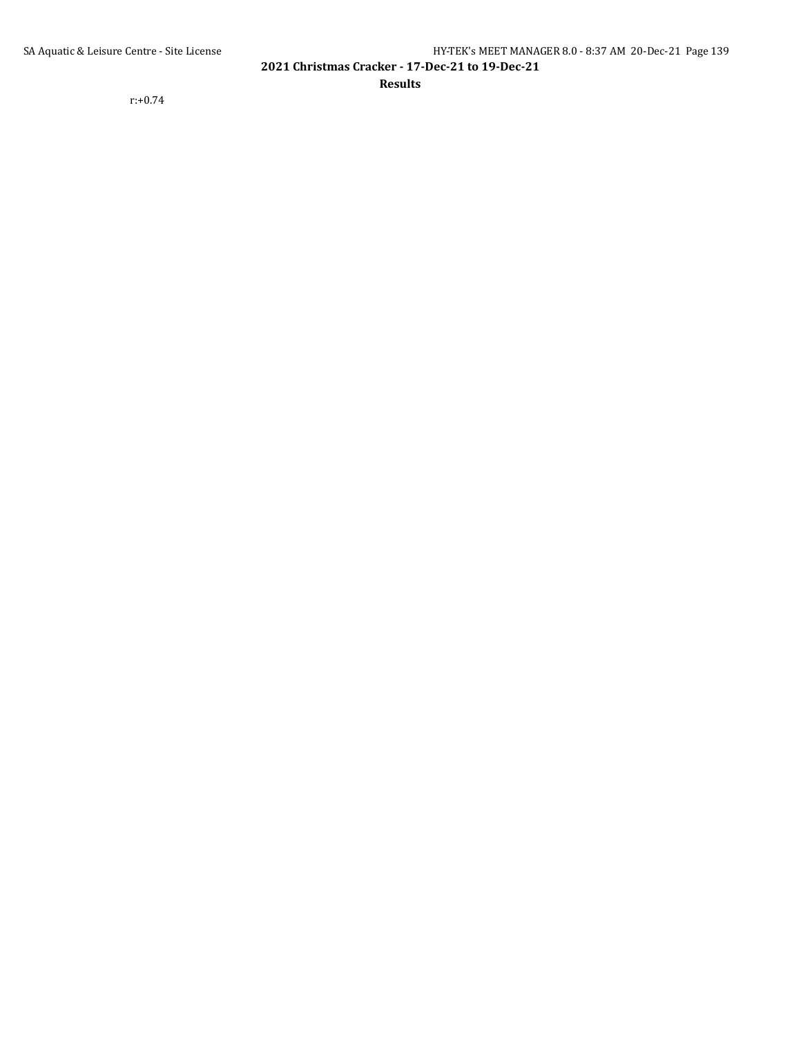r:+0.74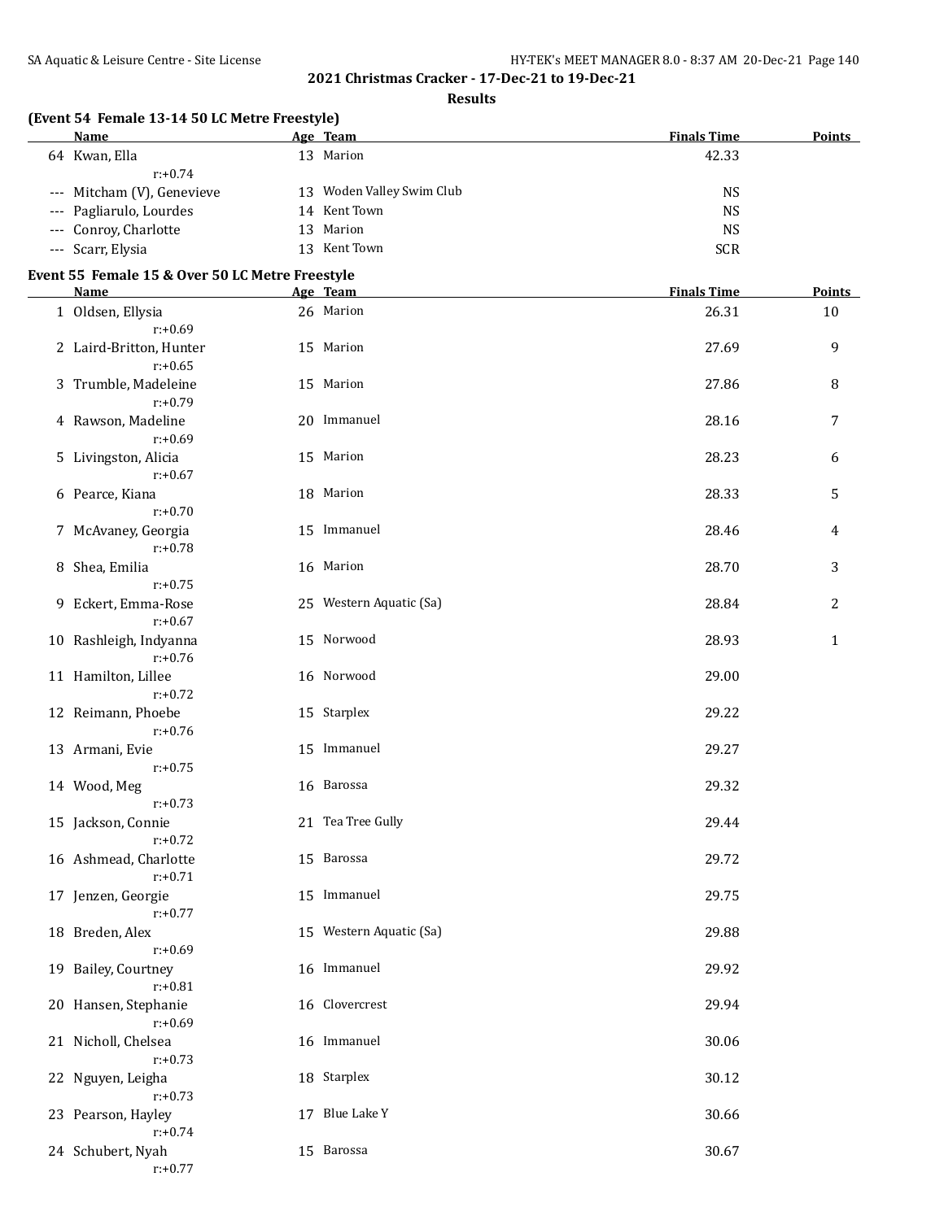## 2021 Christmas Cracker - 17-Dec-21 to 19-Dec-21

### Results

### (Event 54 Female 13-14 50 LC Metre Freestyle)

| | Name | Age | Team | Finals Time | Points |
|---|---|---|---|---|---|
| 64 | Kwan, Ella | 13 | Marion | 42.33 | |
| | r:+0.74 | | | | |
| --- | Mitcham (V), Genevieve | 13 | Woden Valley Swim Club | NS | |
| --- | Pagliarulo, Lourdes | 14 | Kent Town | NS | |
| --- | Conroy, Charlotte | 13 | Marion | NS | |
| --- | Scarr, Elysia | 13 | Kent Town | SCR | |

### Event 55 Female 15 & Over 50 LC Metre Freestyle

| | Name | Age | Team | Finals Time | Points |
|---|---|---|---|---|---|
| 1 | Oldsen, Ellysia | 26 | Marion | 26.31 | 10 |
| | r:+0.69 | | | | |
| 2 | Laird-Britton, Hunter | 15 | Marion | 27.69 | 9 |
| | r:+0.65 | | | | |
| 3 | Trumble, Madeleine | 15 | Marion | 27.86 | 8 |
| | r:+0.79 | | | | |
| 4 | Rawson, Madeline | 20 | Immanuel | 28.16 | 7 |
| | r:+0.69 | | | | |
| 5 | Livingston, Alicia | 15 | Marion | 28.23 | 6 |
| | r:+0.67 | | | | |
| 6 | Pearce, Kiana | 18 | Marion | 28.33 | 5 |
| | r:+0.70 | | | | |
| 7 | McAvaney, Georgia | 15 | Immanuel | 28.46 | 4 |
| | r:+0.78 | | | | |
| 8 | Shea, Emilia | 16 | Marion | 28.70 | 3 |
| | r:+0.75 | | | | |
| 9 | Eckert, Emma-Rose | 25 | Western Aquatic (Sa) | 28.84 | 2 |
| | r:+0.67 | | | | |
| 10 | Rashleigh, Indyanna | 15 | Norwood | 28.93 | 1 |
| | r:+0.76 | | | | |
| 11 | Hamilton, Lillee | 16 | Norwood | 29.00 | |
| | r:+0.72 | | | | |
| 12 | Reimann, Phoebe | 15 | Starplex | 29.22 | |
| | r:+0.76 | | | | |
| 13 | Armani, Evie | 15 | Immanuel | 29.27 | |
| | r:+0.75 | | | | |
| 14 | Wood, Meg | 16 | Barossa | 29.32 | |
| | r:+0.73 | | | | |
| 15 | Jackson, Connie | 21 | Tea Tree Gully | 29.44 | |
| | r:+0.72 | | | | |
| 16 | Ashmead, Charlotte | 15 | Barossa | 29.72 | |
| | r:+0.71 | | | | |
| 17 | Jenzen, Georgie | 15 | Immanuel | 29.75 | |
| | r:+0.77 | | | | |
| 18 | Breden, Alex | 15 | Western Aquatic (Sa) | 29.88 | |
| | r:+0.69 | | | | |
| 19 | Bailey, Courtney | 16 | Immanuel | 29.92 | |
| | r:+0.81 | | | | |
| 20 | Hansen, Stephanie | 16 | Clovercrest | 29.94 | |
| | r:+0.69 | | | | |
| 21 | Nicholl, Chelsea | 16 | Immanuel | 30.06 | |
| | r:+0.73 | | | | |
| 22 | Nguyen, Leigha | 18 | Starplex | 30.12 | |
| | r:+0.73 | | | | |
| 23 | Pearson, Hayley | 17 | Blue Lake Y | 30.66 | |
| | r:+0.74 | | | | |
| 24 | Schubert, Nyah | 15 | Barossa | 30.67 | |
| | r:+0.77 | | | | |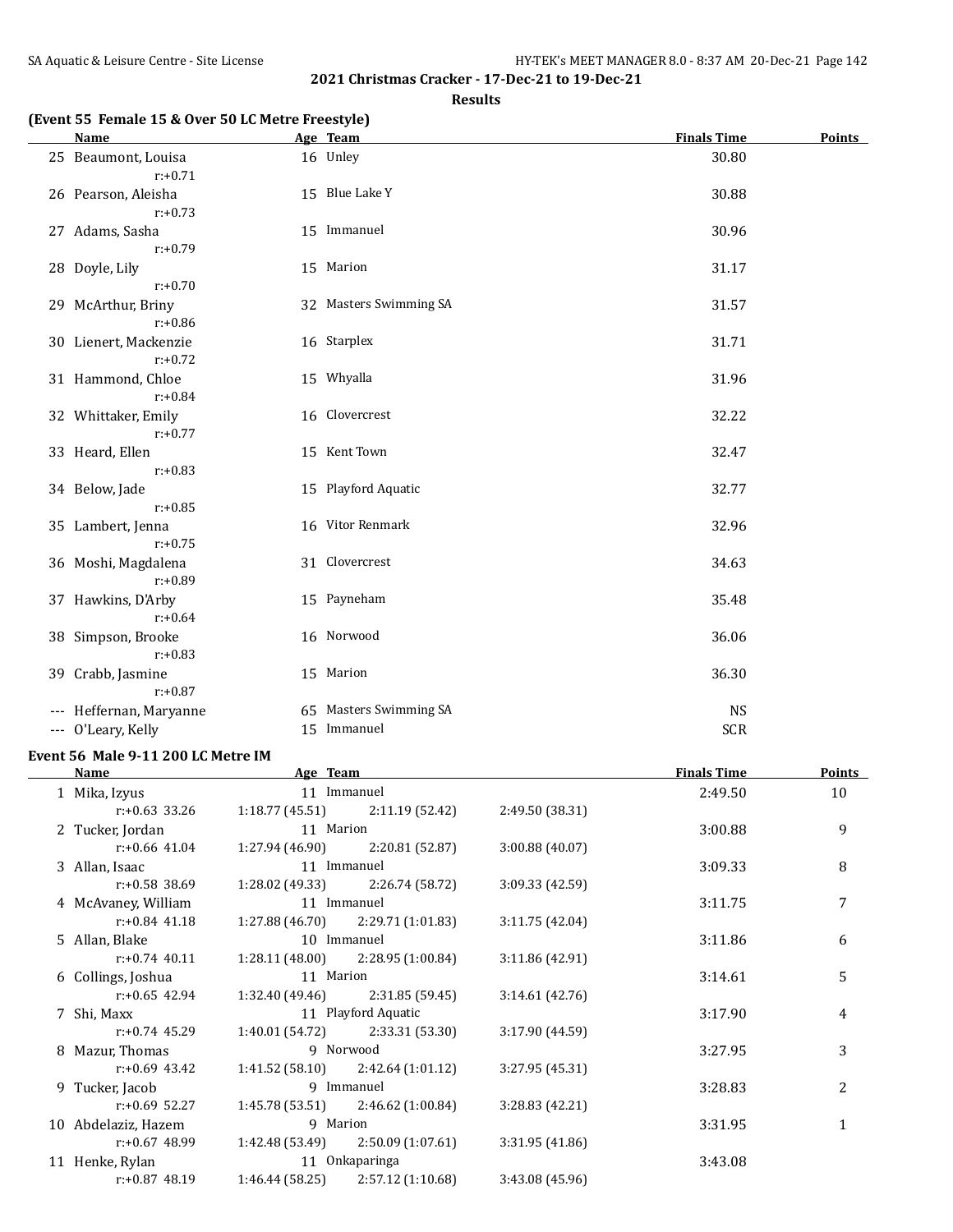## 2021 Christmas Cracker - 17-Dec-21 to 19-Dec-21

### Results

### (Event 55 Female 15 & Over 50 LC Metre Freestyle)

| | Name | Age | Team | Finals Time | Points |
|---|---|---|---|---|---|
| 25 | Beaumont, Louisa | 16 | Unley | 30.80 | |
| | r:+0.71 | | | | |
| 26 | Pearson, Aleisha | 15 | Blue Lake Y | 30.88 | |
| | r:+0.73 | | | | |
| 27 | Adams, Sasha | 15 | Immanuel | 30.96 | |
| | r:+0.79 | | | | |
| 28 | Doyle, Lily | 15 | Marion | 31.17 | |
| | r:+0.70 | | | | |
| 29 | McArthur, Briny | 32 | Masters Swimming SA | 31.57 | |
| | r:+0.86 | | | | |
| 30 | Lienert, Mackenzie | 16 | Starplex | 31.71 | |
| | r:+0.72 | | | | |
| 31 | Hammond, Chloe | 15 | Whyalla | 31.96 | |
| | r:+0.84 | | | | |
| 32 | Whittaker, Emily | 16 | Clovercrest | 32.22 | |
| | r:+0.77 | | | | |
| 33 | Heard, Ellen | 15 | Kent Town | 32.47 | |
| | r:+0.83 | | | | |
| 34 | Below, Jade | 15 | Playford Aquatic | 32.77 | |
| | r:+0.85 | | | | |
| 35 | Lambert, Jenna | 16 | Vitor Renmark | 32.96 | |
| | r:+0.75 | | | | |
| 36 | Moshi, Magdalena | 31 | Clovercrest | 34.63 | |
| | r:+0.89 | | | | |
| 37 | Hawkins, D'Arby | 15 | Payneham | 35.48 | |
| | r:+0.64 | | | | |
| 38 | Simpson, Brooke | 16 | Norwood | 36.06 | |
| | r:+0.83 | | | | |
| 39 | Crabb, Jasmine | 15 | Marion | 36.30 | |
| | r:+0.87 | | | | |
| --- | Heffernan, Maryanne | 65 | Masters Swimming SA | NS | |
| --- | O'Leary, Kelly | 15 | Immanuel | SCR | |

### Event 56 Male 9-11 200 LC Metre IM

| | Name | Age | Team | | Finals Time | Points |
|---|---|---|---|---|---|---|
| 1 | Mika, Izyus | 11 | Immanuel | | 2:49.50 | 10 |
| | r:+0.63 33.26 | 1:18.77 (45.51) | 2:11.19 (52.42) | 2:49.50 (38.31) | | |
| 2 | Tucker, Jordan | 11 | Marion | | 3:00.88 | 9 |
| | r:+0.66 41.04 | 1:27.94 (46.90) | 2:20.81 (52.87) | 3:00.88 (40.07) | | |
| 3 | Allan, Isaac | 11 | Immanuel | | 3:09.33 | 8 |
| | r:+0.58 38.69 | 1:28.02 (49.33) | 2:26.74 (58.72) | 3:09.33 (42.59) | | |
| 4 | McAvaney, William | 11 | Immanuel | | 3:11.75 | 7 |
| | r:+0.84 41.18 | 1:27.88 (46.70) | 2:29.71 (1:01.83) | 3:11.75 (42.04) | | |
| 5 | Allan, Blake | 10 | Immanuel | | 3:11.86 | 6 |
| | r:+0.74 40.11 | 1:28.11 (48.00) | 2:28.95 (1:00.84) | 3:11.86 (42.91) | | |
| 6 | Collings, Joshua | 11 | Marion | | 3:14.61 | 5 |
| | r:+0.65 42.94 | 1:32.40 (49.46) | 2:31.85 (59.45) | 3:14.61 (42.76) | | |
| 7 | Shi, Maxx | 11 | Playford Aquatic | | 3:17.90 | 4 |
| | r:+0.74 45.29 | 1:40.01 (54.72) | 2:33.31 (53.30) | 3:17.90 (44.59) | | |
| 8 | Mazur, Thomas | 9 | Norwood | | 3:27.95 | 3 |
| | r:+0.69 43.42 | 1:41.52 (58.10) | 2:42.64 (1:01.12) | 3:27.95 (45.31) | | |
| 9 | Tucker, Jacob | 9 | Immanuel | | 3:28.83 | 2 |
| | r:+0.69 52.27 | 1:45.78 (53.51) | 2:46.62 (1:00.84) | 3:28.83 (42.21) | | |
| 10 | Abdelaziz, Hazem | 9 | Marion | | 3:31.95 | 1 |
| | r:+0.67 48.99 | 1:42.48 (53.49) | 2:50.09 (1:07.61) | 3:31.95 (41.86) | | |
| 11 | Henke, Rylan | 11 | Onkaparinga | | 3:43.08 | |
| | r:+0.87 48.19 | 1:46.44 (58.25) | 2:57.12 (1:10.68) | 3:43.08 (45.96) | | |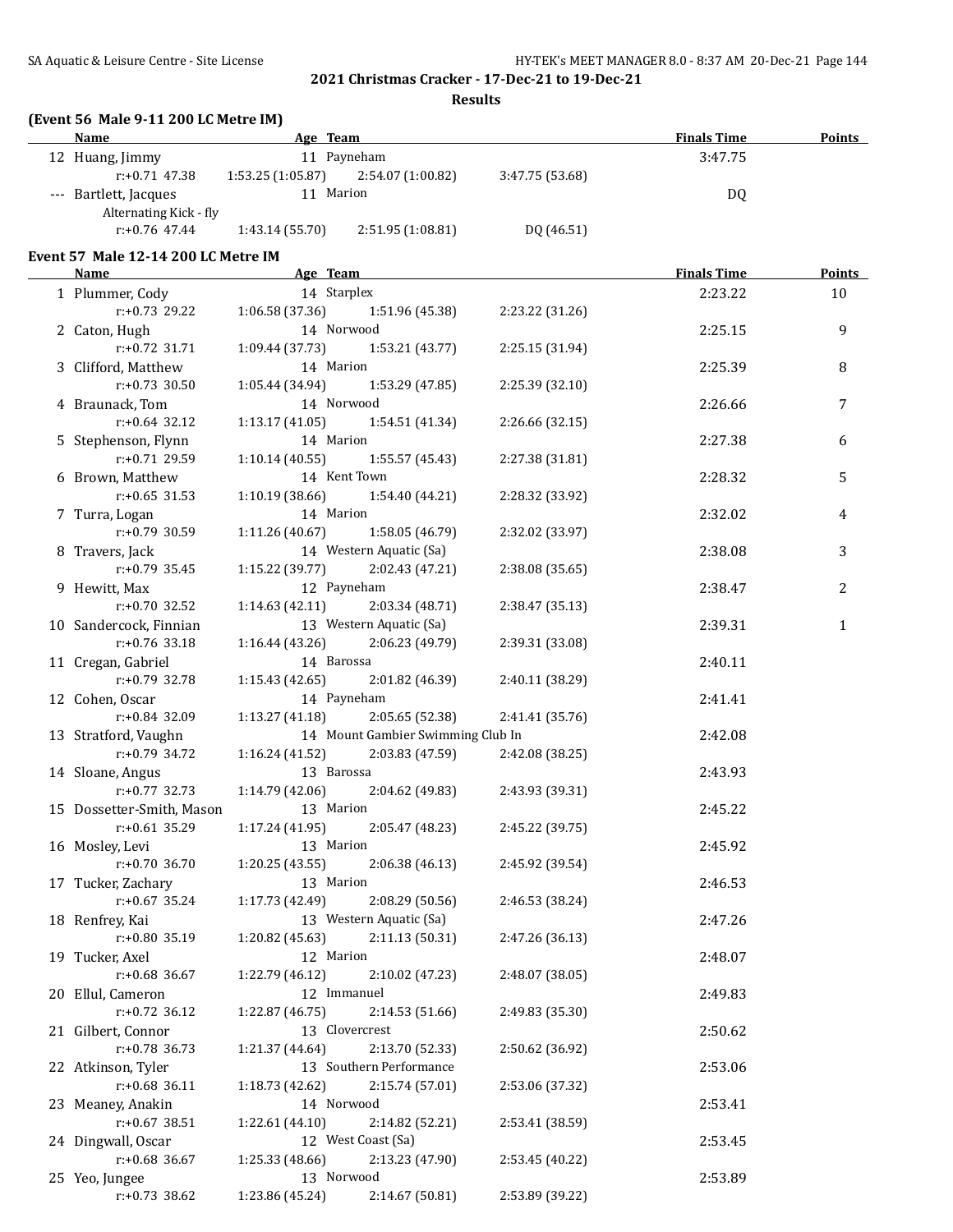## 2021 Christmas Cracker - 17-Dec-21 to 19-Dec-21

### Results

### (Event 56 Male 9-11 200 LC Metre IM)

| | Name | Age | Team | Finals Time | Points |
|---|---|---|---|---|---|
| 12 | Huang, Jimmy | 11 | Payneham | 3:47.75 | |
| | r:+0.71 47.38 | 1:53.25 (1:05.87) | 2:54.07 (1:00.82) | 3:47.75 (53.68) | |
| --- | Bartlett, Jacques | 11 | Marion | DQ | |
| | Alternating Kick - fly | | | | |
| | r:+0.76 47.44 | 1:43.14 (55.70) | 2:51.95 (1:08.81) | DQ (46.51) | |

### Event 57 Male 12-14 200 LC Metre IM

| | Name | Age | Team | Finals Time | Points |
|---|---|---|---|---|---|
| 1 | Plummer, Cody | 14 | Starplex | 2:23.22 | 10 |
| | r:+0.73 29.22 | 1:06.58 (37.36) | 1:51.96 (45.38) | 2:23.22 (31.26) | |
| 2 | Caton, Hugh | 14 | Norwood | 2:25.15 | 9 |
| | r:+0.72 31.71 | 1:09.44 (37.73) | 1:53.21 (43.77) | 2:25.15 (31.94) | |
| 3 | Clifford, Matthew | 14 | Marion | 2:25.39 | 8 |
| | r:+0.73 30.50 | 1:05.44 (34.94) | 1:53.29 (47.85) | 2:25.39 (32.10) | |
| 4 | Braunack, Tom | 14 | Norwood | 2:26.66 | 7 |
| | r:+0.64 32.12 | 1:13.17 (41.05) | 1:54.51 (41.34) | 2:26.66 (32.15) | |
| 5 | Stephenson, Flynn | 14 | Marion | 2:27.38 | 6 |
| | r:+0.71 29.59 | 1:10.14 (40.55) | 1:55.57 (45.43) | 2:27.38 (31.81) | |
| 6 | Brown, Matthew | 14 | Kent Town | 2:28.32 | 5 |
| | r:+0.65 31.53 | 1:10.19 (38.66) | 1:54.40 (44.21) | 2:28.32 (33.92) | |
| 7 | Turra, Logan | 14 | Marion | 2:32.02 | 4 |
| | r:+0.79 30.59 | 1:11.26 (40.67) | 1:58.05 (46.79) | 2:32.02 (33.97) | |
| 8 | Travers, Jack | 14 | Western Aquatic (Sa) | 2:38.08 | 3 |
| | r:+0.79 35.45 | 1:15.22 (39.77) | 2:02.43 (47.21) | 2:38.08 (35.65) | |
| 9 | Hewitt, Max | 12 | Payneham | 2:38.47 | 2 |
| | r:+0.70 32.52 | 1:14.63 (42.11) | 2:03.34 (48.71) | 2:38.47 (35.13) | |
| 10 | Sandercock, Finnian | 13 | Western Aquatic (Sa) | 2:39.31 | 1 |
| | r:+0.76 33.18 | 1:16.44 (43.26) | 2:06.23 (49.79) | 2:39.31 (33.08) | |
| 11 | Cregan, Gabriel | 14 | Barossa | 2:40.11 | |
| | r:+0.79 32.78 | 1:15.43 (42.65) | 2:01.82 (46.39) | 2:40.11 (38.29) | |
| 12 | Cohen, Oscar | 14 | Payneham | 2:41.41 | |
| | r:+0.84 32.09 | 1:13.27 (41.18) | 2:05.65 (52.38) | 2:41.41 (35.76) | |
| 13 | Stratford, Vaughn | 14 | Mount Gambier Swimming Club In | 2:42.08 | |
| | r:+0.79 34.72 | 1:16.24 (41.52) | 2:03.83 (47.59) | 2:42.08 (38.25) | |
| 14 | Sloane, Angus | 13 | Barossa | 2:43.93 | |
| | r:+0.77 32.73 | 1:14.79 (42.06) | 2:04.62 (49.83) | 2:43.93 (39.31) | |
| 15 | Dossetter-Smith, Mason | 13 | Marion | 2:45.22 | |
| | r:+0.61 35.29 | 1:17.24 (41.95) | 2:05.47 (48.23) | 2:45.22 (39.75) | |
| 16 | Mosley, Levi | 13 | Marion | 2:45.92 | |
| | r:+0.70 36.70 | 1:20.25 (43.55) | 2:06.38 (46.13) | 2:45.92 (39.54) | |
| 17 | Tucker, Zachary | 13 | Marion | 2:46.53 | |
| | r:+0.67 35.24 | 1:17.73 (42.49) | 2:08.29 (50.56) | 2:46.53 (38.24) | |
| 18 | Renfrey, Kai | 13 | Western Aquatic (Sa) | 2:47.26 | |
| | r:+0.80 35.19 | 1:20.82 (45.63) | 2:11.13 (50.31) | 2:47.26 (36.13) | |
| 19 | Tucker, Axel | 12 | Marion | 2:48.07 | |
| | r:+0.68 36.67 | 1:22.79 (46.12) | 2:10.02 (47.23) | 2:48.07 (38.05) | |
| 20 | Ellul, Cameron | 12 | Immanuel | 2:49.83 | |
| | r:+0.72 36.12 | 1:22.87 (46.75) | 2:14.53 (51.66) | 2:49.83 (35.30) | |
| 21 | Gilbert, Connor | 13 | Clovercrest | 2:50.62 | |
| | r:+0.78 36.73 | 1:21.37 (44.64) | 2:13.70 (52.33) | 2:50.62 (36.92) | |
| 22 | Atkinson, Tyler | 13 | Southern Performance | 2:53.06 | |
| | r:+0.68 36.11 | 1:18.73 (42.62) | 2:15.74 (57.01) | 2:53.06 (37.32) | |
| 23 | Meaney, Anakin | 14 | Norwood | 2:53.41 | |
| | r:+0.67 38.51 | 1:22.61 (44.10) | 2:14.82 (52.21) | 2:53.41 (38.59) | |
| 24 | Dingwall, Oscar | 12 | West Coast (Sa) | 2:53.45 | |
| | r:+0.68 36.67 | 1:25.33 (48.66) | 2:13.23 (47.90) | 2:53.45 (40.22) | |
| 25 | Yeo, Jungee | 13 | Norwood | 2:53.89 | |
| | r:+0.73 38.62 | 1:23.86 (45.24) | 2:14.67 (50.81) | 2:53.89 (39.22) | |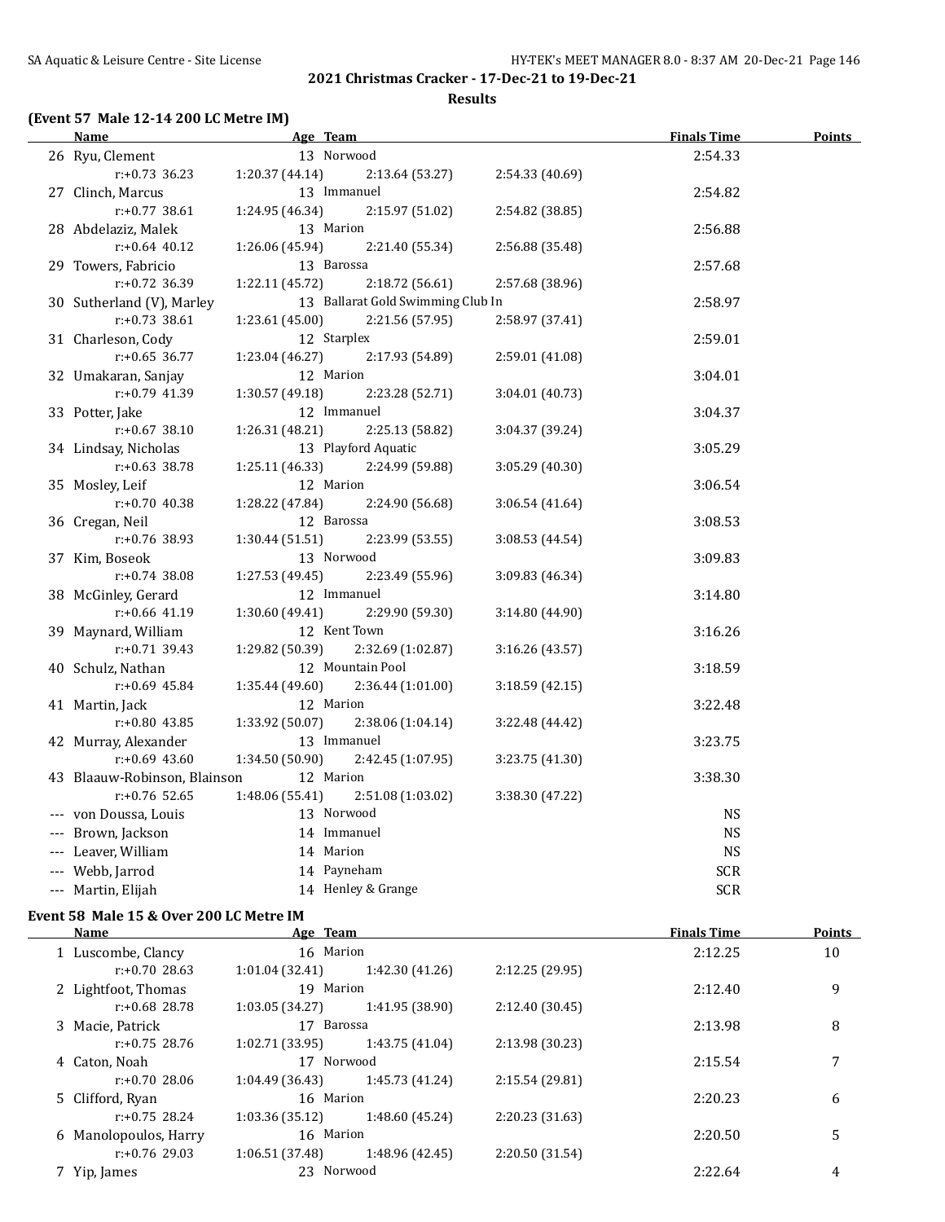## 2021 Christmas Cracker - 17-Dec-21 to 19-Dec-21

### Results

**(Event 57 Male 12-14 200 LC Metre IM)**

| | Name | Age | Team | | | | Finals Time | Points |
|---|---|---|---|---|---|---|---|---|
| 26 | Ryu, Clement | 13 | Norwood | | | | 2:54.33 | |
| | r:+0.73 36.23 | 1:20.37 (44.14) | 2:13.64 (53.27) | 2:54.33 (40.69) | | | | |
| 27 | Clinch, Marcus | 13 | Immanuel | | | | 2:54.82 | |
| | r:+0.77 38.61 | 1:24.95 (46.34) | 2:15.97 (51.02) | 2:54.82 (38.85) | | | | |
| 28 | Abdelaziz, Malek | 13 | Marion | | | | 2:56.88 | |
| | r:+0.64 40.12 | 1:26.06 (45.94) | 2:21.40 (55.34) | 2:56.88 (35.48) | | | | |
| 29 | Towers, Fabricio | 13 | Barossa | | | | 2:57.68 | |
| | r:+0.72 36.39 | 1:22.11 (45.72) | 2:18.72 (56.61) | 2:57.68 (38.96) | | | | |
| 30 | Sutherland (V), Marley | 13 | Ballarat Gold Swimming Club In | | | | 2:58.97 | |
| | r:+0.73 38.61 | 1:23.61 (45.00) | 2:21.56 (57.95) | 2:58.97 (37.41) | | | | |
| 31 | Charleson, Cody | 12 | Starplex | | | | 2:59.01 | |
| | r:+0.65 36.77 | 1:23.04 (46.27) | 2:17.93 (54.89) | 2:59.01 (41.08) | | | | |
| 32 | Umakaran, Sanjay | 12 | Marion | | | | 3:04.01 | |
| | r:+0.79 41.39 | 1:30.57 (49.18) | 2:23.28 (52.71) | 3:04.01 (40.73) | | | | |
| 33 | Potter, Jake | 12 | Immanuel | | | | 3:04.37 | |
| | r:+0.67 38.10 | 1:26.31 (48.21) | 2:25.13 (58.82) | 3:04.37 (39.24) | | | | |
| 34 | Lindsay, Nicholas | 13 | Playford Aquatic | | | | 3:05.29 | |
| | r:+0.63 38.78 | 1:25.11 (46.33) | 2:24.99 (59.88) | 3:05.29 (40.30) | | | | |
| 35 | Mosley, Leif | 12 | Marion | | | | 3:06.54 | |
| | r:+0.70 40.38 | 1:28.22 (47.84) | 2:24.90 (56.68) | 3:06.54 (41.64) | | | | |
| 36 | Cregan, Neil | 12 | Barossa | | | | 3:08.53 | |
| | r:+0.76 38.93 | 1:30.44 (51.51) | 2:23.99 (53.55) | 3:08.53 (44.54) | | | | |
| 37 | Kim, Boseok | 13 | Norwood | | | | 3:09.83 | |
| | r:+0.74 38.08 | 1:27.53 (49.45) | 2:23.49 (55.96) | 3:09.83 (46.34) | | | | |
| 38 | McGinley, Gerard | 12 | Immanuel | | | | 3:14.80 | |
| | r:+0.66 41.19 | 1:30.60 (49.41) | 2:29.90 (59.30) | 3:14.80 (44.90) | | | | |
| 39 | Maynard, William | 12 | Kent Town | | | | 3:16.26 | |
| | r:+0.71 39.43 | 1:29.82 (50.39) | 2:32.69 (1:02.87) | 3:16.26 (43.57) | | | | |
| 40 | Schulz, Nathan | 12 | Mountain Pool | | | | 3:18.59 | |
| | r:+0.69 45.84 | 1:35.44 (49.60) | 2:36.44 (1:01.00) | 3:18.59 (42.15) | | | | |
| 41 | Martin, Jack | 12 | Marion | | | | 3:22.48 | |
| | r:+0.80 43.85 | 1:33.92 (50.07) | 2:38.06 (1:04.14) | 3:22.48 (44.42) | | | | |
| 42 | Murray, Alexander | 13 | Immanuel | | | | 3:23.75 | |
| | r:+0.69 43.60 | 1:34.50 (50.90) | 2:42.45 (1:07.95) | 3:23.75 (41.30) | | | | |
| 43 | Blaauw-Robinson, Blainson | 12 | Marion | | | | 3:38.30 | |
| | r:+0.76 52.65 | 1:48.06 (55.41) | 2:51.08 (1:03.02) | 3:38.30 (47.22) | | | | |
| --- | von Doussa, Louis | 13 | Norwood | | | | NS | |
| --- | Brown, Jackson | 14 | Immanuel | | | | NS | |
| --- | Leaver, William | 14 | Marion | | | | NS | |
| --- | Webb, Jarrod | 14 | Payneham | | | | SCR | |
| --- | Martin, Elijah | 14 | Henley & Grange | | | | SCR | |

**Event 58 Male 15 & Over 200 LC Metre IM**

| | Name | Age | Team | | | | Finals Time | Points |
|---|---|---|---|---|---|---|---|---|
| 1 | Luscombe, Clancy | 16 | Marion | | | | 2:12.25 | 10 |
| | r:+0.70 28.63 | 1:01.04 (32.41) | 1:42.30 (41.26) | 2:12.25 (29.95) | | | | |
| 2 | Lightfoot, Thomas | 19 | Marion | | | | 2:12.40 | 9 |
| | r:+0.68 28.78 | 1:03.05 (34.27) | 1:41.95 (38.90) | 2:12.40 (30.45) | | | | |
| 3 | Macie, Patrick | 17 | Barossa | | | | 2:13.98 | 8 |
| | r:+0.75 28.76 | 1:02.71 (33.95) | 1:43.75 (41.04) | 2:13.98 (30.23) | | | | |
| 4 | Caton, Noah | 17 | Norwood | | | | 2:15.54 | 7 |
| | r:+0.70 28.06 | 1:04.49 (36.43) | 1:45.73 (41.24) | 2:15.54 (29.81) | | | | |
| 5 | Clifford, Ryan | 16 | Marion | | | | 2:20.23 | 6 |
| | r:+0.75 28.24 | 1:03.36 (35.12) | 1:48.60 (45.24) | 2:20.23 (31.63) | | | | |
| 6 | Manolopoulos, Harry | 16 | Marion | | | | 2:20.50 | 5 |
| | r:+0.76 29.03 | 1:06.51 (37.48) | 1:48.96 (42.45) | 2:20.50 (31.54) | | | | |
| 7 | Yip, James | 23 | Norwood | | | | 2:22.64 | 4 |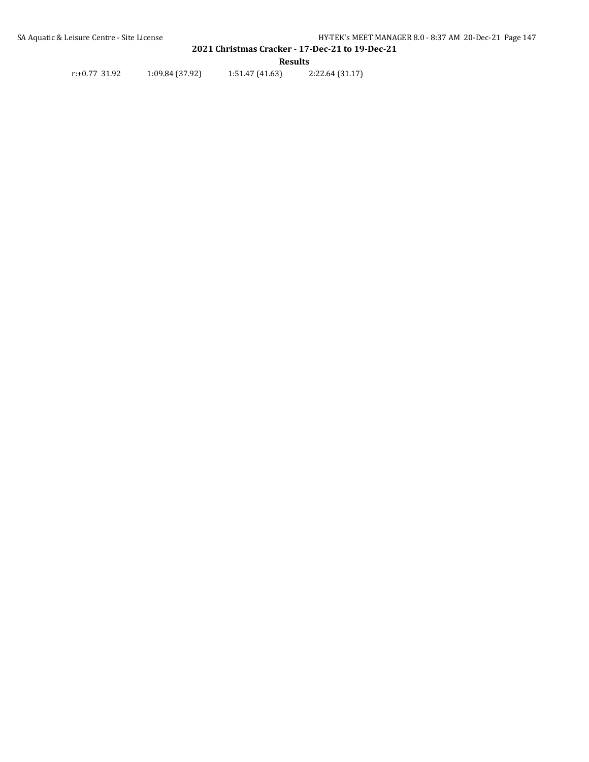r:+0.77 31.92 1:09.84 (37.92) 1:51.47 (41.63) 2:22.64 (31.17)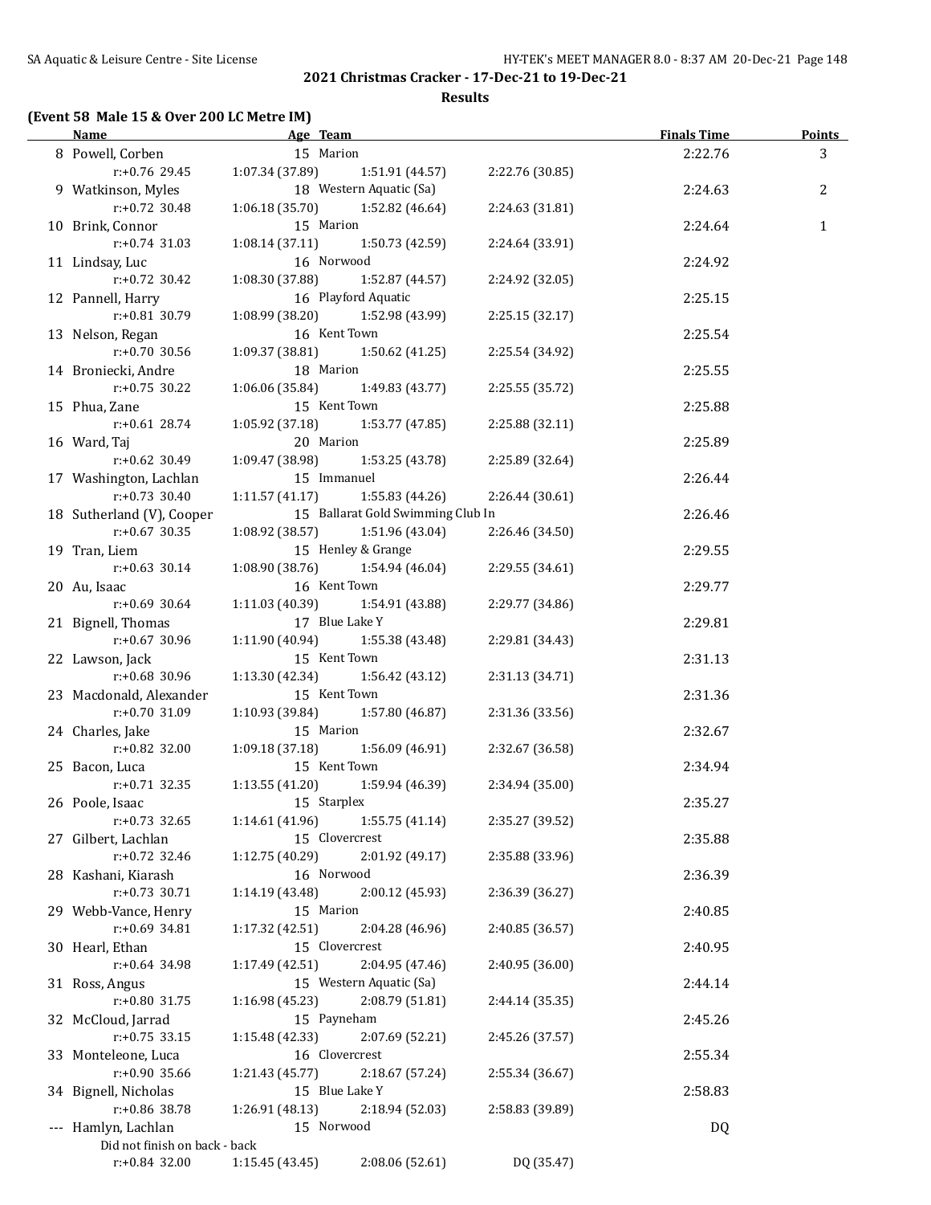## 2021 Christmas Cracker - 17-Dec-21 to 19-Dec-21

### Results

**(Event 58 Male 15 & Over 200 LC Metre IM)**

| | Name | Age | Team | Finals Time | Points |
|---|---|---|---|---|---|
| 8 | Powell, Corben | 15 | Marion | 2:22.76 | 3 |
| | r:+0.76 29.45 | 1:07.34 (37.89) | 1:51.91 (44.57) | 2:22.76 (30.85) | |
| 9 | Watkinson, Myles | 18 | Western Aquatic (Sa) | 2:24.63 | 2 |
| | r:+0.72 30.48 | 1:06.18 (35.70) | 1:52.82 (46.64) | 2:24.63 (31.81) | |
| 10 | Brink, Connor | 15 | Marion | 2:24.64 | 1 |
| | r:+0.74 31.03 | 1:08.14 (37.11) | 1:50.73 (42.59) | 2:24.64 (33.91) | |
| 11 | Lindsay, Luc | 16 | Norwood | 2:24.92 | |
| | r:+0.72 30.42 | 1:08.30 (37.88) | 1:52.87 (44.57) | 2:24.92 (32.05) | |
| 12 | Pannell, Harry | 16 | Playford Aquatic | 2:25.15 | |
| | r:+0.81 30.79 | 1:08.99 (38.20) | 1:52.98 (43.99) | 2:25.15 (32.17) | |
| 13 | Nelson, Regan | 16 | Kent Town | 2:25.54 | |
| | r:+0.70 30.56 | 1:09.37 (38.81) | 1:50.62 (41.25) | 2:25.54 (34.92) | |
| 14 | Broniecki, Andre | 18 | Marion | 2:25.55 | |
| | r:+0.75 30.22 | 1:06.06 (35.84) | 1:49.83 (43.77) | 2:25.55 (35.72) | |
| 15 | Phua, Zane | 15 | Kent Town | 2:25.88 | |
| | r:+0.61 28.74 | 1:05.92 (37.18) | 1:53.77 (47.85) | 2:25.88 (32.11) | |
| 16 | Ward, Taj | 20 | Marion | 2:25.89 | |
| | r:+0.62 30.49 | 1:09.47 (38.98) | 1:53.25 (43.78) | 2:25.89 (32.64) | |
| 17 | Washington, Lachlan | 15 | Immanuel | 2:26.44 | |
| | r:+0.73 30.40 | 1:11.57 (41.17) | 1:55.83 (44.26) | 2:26.44 (30.61) | |
| 18 | Sutherland (V), Cooper | 15 | Ballarat Gold Swimming Club In | 2:26.46 | |
| | r:+0.67 30.35 | 1:08.92 (38.57) | 1:51.96 (43.04) | 2:26.46 (34.50) | |
| 19 | Tran, Liem | 15 | Henley & Grange | 2:29.55 | |
| | r:+0.63 30.14 | 1:08.90 (38.76) | 1:54.94 (46.04) | 2:29.55 (34.61) | |
| 20 | Au, Isaac | 16 | Kent Town | 2:29.77 | |
| | r:+0.69 30.64 | 1:11.03 (40.39) | 1:54.91 (43.88) | 2:29.77 (34.86) | |
| 21 | Bignell, Thomas | 17 | Blue Lake Y | 2:29.81 | |
| | r:+0.67 30.96 | 1:11.90 (40.94) | 1:55.38 (43.48) | 2:29.81 (34.43) | |
| 22 | Lawson, Jack | 15 | Kent Town | 2:31.13 | |
| | r:+0.68 30.96 | 1:13.30 (42.34) | 1:56.42 (43.12) | 2:31.13 (34.71) | |
| 23 | Macdonald, Alexander | 15 | Kent Town | 2:31.36 | |
| | r:+0.70 31.09 | 1:10.93 (39.84) | 1:57.80 (46.87) | 2:31.36 (33.56) | |
| 24 | Charles, Jake | 15 | Marion | 2:32.67 | |
| | r:+0.82 32.00 | 1:09.18 (37.18) | 1:56.09 (46.91) | 2:32.67 (36.58) | |
| 25 | Bacon, Luca | 15 | Kent Town | 2:34.94 | |
| | r:+0.71 32.35 | 1:13.55 (41.20) | 1:59.94 (46.39) | 2:34.94 (35.00) | |
| 26 | Poole, Isaac | 15 | Starplex | 2:35.27 | |
| | r:+0.73 32.65 | 1:14.61 (41.96) | 1:55.75 (41.14) | 2:35.27 (39.52) | |
| 27 | Gilbert, Lachlan | 15 | Clovercrest | 2:35.88 | |
| | r:+0.72 32.46 | 1:12.75 (40.29) | 2:01.92 (49.17) | 2:35.88 (33.96) | |
| 28 | Kashani, Kiarash | 16 | Norwood | 2:36.39 | |
| | r:+0.73 30.71 | 1:14.19 (43.48) | 2:00.12 (45.93) | 2:36.39 (36.27) | |
| 29 | Webb-Vance, Henry | 15 | Marion | 2:40.85 | |
| | r:+0.69 34.81 | 1:17.32 (42.51) | 2:04.28 (46.96) | 2:40.85 (36.57) | |
| 30 | Hearl, Ethan | 15 | Clovercrest | 2:40.95 | |
| | r:+0.64 34.98 | 1:17.49 (42.51) | 2:04.95 (47.46) | 2:40.95 (36.00) | |
| 31 | Ross, Angus | 15 | Western Aquatic (Sa) | 2:44.14 | |
| | r:+0.80 31.75 | 1:16.98 (45.23) | 2:08.79 (51.81) | 2:44.14 (35.35) | |
| 32 | McCloud, Jarrad | 15 | Payneham | 2:45.26 | |
| | r:+0.75 33.15 | 1:15.48 (42.33) | 2:07.69 (52.21) | 2:45.26 (37.57) | |
| 33 | Monteleone, Luca | 16 | Clovercrest | 2:55.34 | |
| | r:+0.90 35.66 | 1:21.43 (45.77) | 2:18.67 (57.24) | 2:55.34 (36.67) | |
| 34 | Bignell, Nicholas | 15 | Blue Lake Y | 2:58.83 | |
| | r:+0.86 38.78 | 1:26.91 (48.13) | 2:18.94 (52.03) | 2:58.83 (39.89) | |
| --- | Hamlyn, Lachlan | 15 | Norwood | DQ | |
| | Did not finish on back - back | | | | |
| | r:+0.84 32.00 | 1:15.45 (43.45) | 2:08.06 (52.61) | DQ (35.47) | |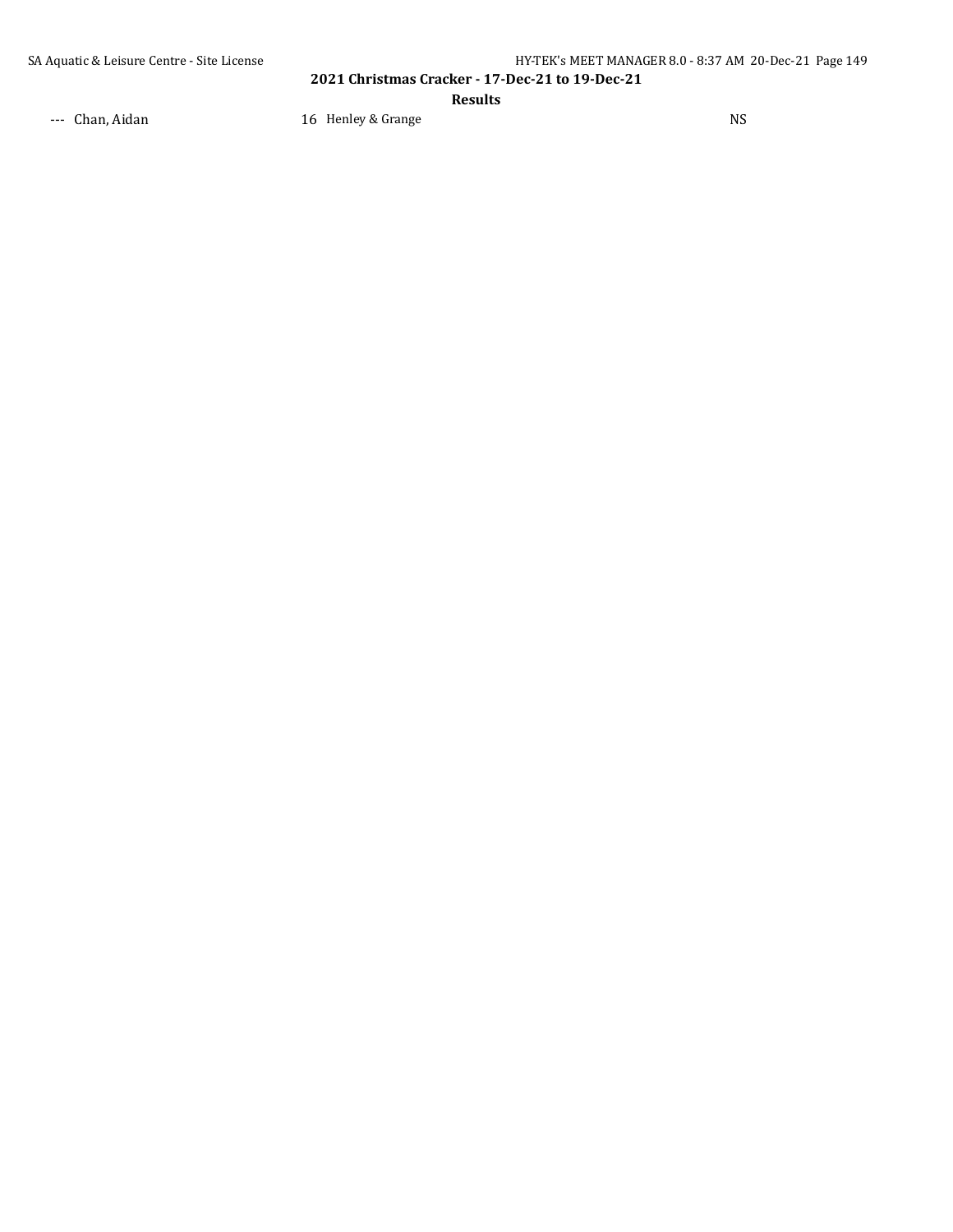| | | | | |
|---|---|---|---|---|
| --- | Chan, Aidan | 16 | Henley & Grange | NS |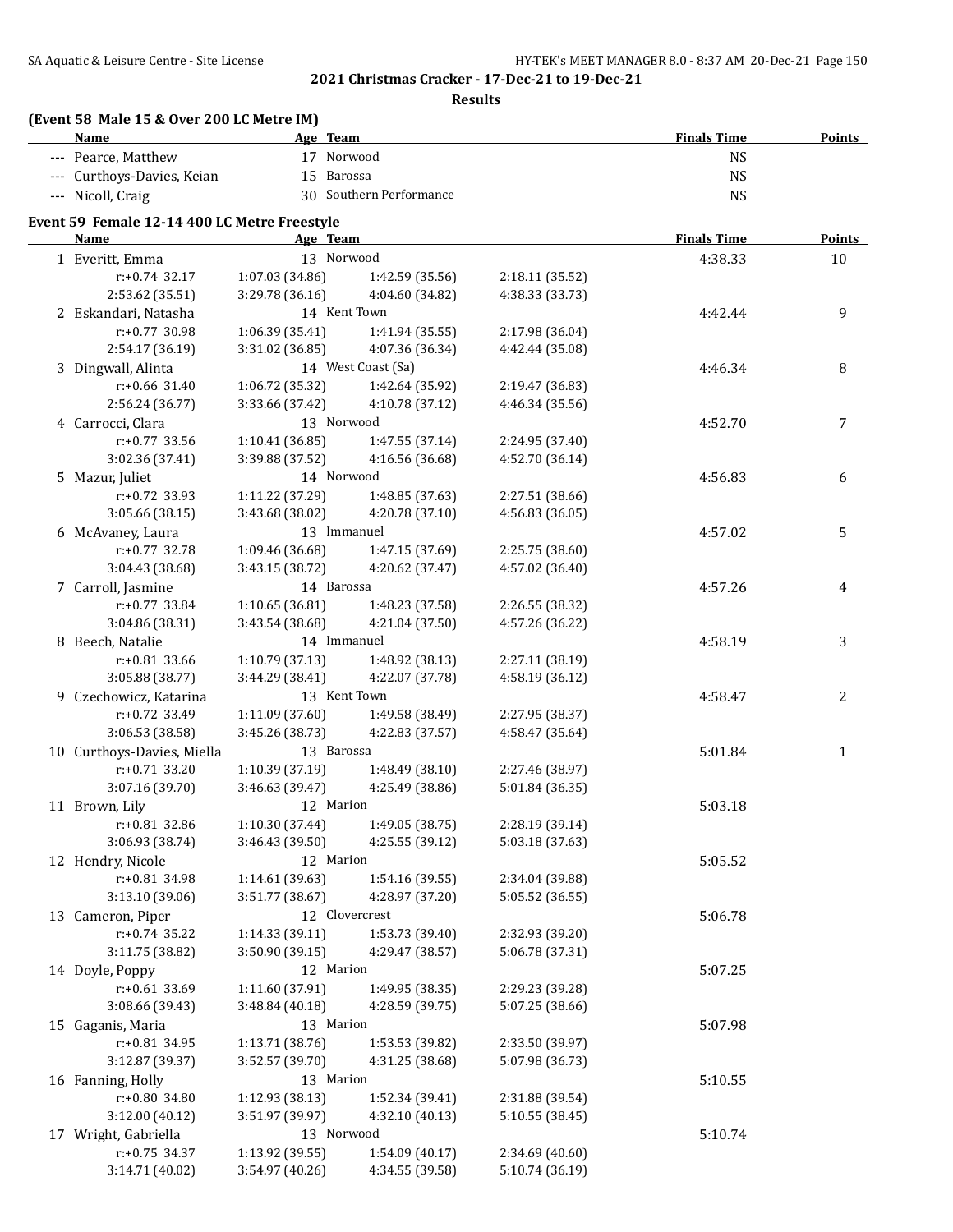**2021 Christmas Cracker - 17-Dec-21 to 19-Dec-21**

**Results**

**(Event 58 Male 15 & Over 200 LC Metre IM)**

| | Name | Age | Team | Finals Time | Points |
|---|---|---|---|---|---|
| --- | Pearce, Matthew | 17 | Norwood | NS | |
| --- | Curthoys-Davies, Keian | 15 | Barossa | NS | |
| --- | Nicoll, Craig | 30 | Southern Performance | NS | |

**Event 59 Female 12-14 400 LC Metre Freestyle**

| | Name | Age | Team | | Finals Time | Points |
|---|---|---|---|---|---|---|
| 1 | Everitt, Emma | 13 | Norwood | | 4:38.33 | 10 |
| | r:+0.74 32.17 | 1:07.03 (34.86) | 1:42.59 (35.56) | 2:18.11 (35.52) | | |
| | 2:53.62 (35.51) | 3:29.78 (36.16) | 4:04.60 (34.82) | 4:38.33 (33.73) | | |
| 2 | Eskandari, Natasha | 14 | Kent Town | | 4:42.44 | 9 |
| | r:+0.77 30.98 | 1:06.39 (35.41) | 1:41.94 (35.55) | 2:17.98 (36.04) | | |
| | 2:54.17 (36.19) | 3:31.02 (36.85) | 4:07.36 (36.34) | 4:42.44 (35.08) | | |
| 3 | Dingwall, Alinta | 14 | West Coast (Sa) | | 4:46.34 | 8 |
| | r:+0.66 31.40 | 1:06.72 (35.32) | 1:42.64 (35.92) | 2:19.47 (36.83) | | |
| | 2:56.24 (36.77) | 3:33.66 (37.42) | 4:10.78 (37.12) | 4:46.34 (35.56) | | |
| 4 | Carrocci, Clara | 13 | Norwood | | 4:52.70 | 7 |
| | r:+0.77 33.56 | 1:10.41 (36.85) | 1:47.55 (37.14) | 2:24.95 (37.40) | | |
| | 3:02.36 (37.41) | 3:39.88 (37.52) | 4:16.56 (36.68) | 4:52.70 (36.14) | | |
| 5 | Mazur, Juliet | 14 | Norwood | | 4:56.83 | 6 |
| | r:+0.72 33.93 | 1:11.22 (37.29) | 1:48.85 (37.63) | 2:27.51 (38.66) | | |
| | 3:05.66 (38.15) | 3:43.68 (38.02) | 4:20.78 (37.10) | 4:56.83 (36.05) | | |
| 6 | McAvaney, Laura | 13 | Immanuel | | 4:57.02 | 5 |
| | r:+0.77 32.78 | 1:09.46 (36.68) | 1:47.15 (37.69) | 2:25.75 (38.60) | | |
| | 3:04.43 (38.68) | 3:43.15 (38.72) | 4:20.62 (37.47) | 4:57.02 (36.40) | | |
| 7 | Carroll, Jasmine | 14 | Barossa | | 4:57.26 | 4 |
| | r:+0.77 33.84 | 1:10.65 (36.81) | 1:48.23 (37.58) | 2:26.55 (38.32) | | |
| | 3:04.86 (38.31) | 3:43.54 (38.68) | 4:21.04 (37.50) | 4:57.26 (36.22) | | |
| 8 | Beech, Natalie | 14 | Immanuel | | 4:58.19 | 3 |
| | r:+0.81 33.66 | 1:10.79 (37.13) | 1:48.92 (38.13) | 2:27.11 (38.19) | | |
| | 3:05.88 (38.77) | 3:44.29 (38.41) | 4:22.07 (37.78) | 4:58.19 (36.12) | | |
| 9 | Czechowicz, Katarina | 13 | Kent Town | | 4:58.47 | 2 |
| | r:+0.72 33.49 | 1:11.09 (37.60) | 1:49.58 (38.49) | 2:27.95 (38.37) | | |
| | 3:06.53 (38.58) | 3:45.26 (38.73) | 4:22.83 (37.57) | 4:58.47 (35.64) | | |
| 10 | Curthoys-Davies, Miella | 13 | Barossa | | 5:01.84 | 1 |
| | r:+0.71 33.20 | 1:10.39 (37.19) | 1:48.49 (38.10) | 2:27.46 (38.97) | | |
| | 3:07.16 (39.70) | 3:46.63 (39.47) | 4:25.49 (38.86) | 5:01.84 (36.35) | | |
| 11 | Brown, Lily | 12 | Marion | | 5:03.18 | |
| | r:+0.81 32.86 | 1:10.30 (37.44) | 1:49.05 (38.75) | 2:28.19 (39.14) | | |
| | 3:06.93 (38.74) | 3:46.43 (39.50) | 4:25.55 (39.12) | 5:03.18 (37.63) | | |
| 12 | Hendry, Nicole | 12 | Marion | | 5:05.52 | |
| | r:+0.81 34.98 | 1:14.61 (39.63) | 1:54.16 (39.55) | 2:34.04 (39.88) | | |
| | 3:13.10 (39.06) | 3:51.77 (38.67) | 4:28.97 (37.20) | 5:05.52 (36.55) | | |
| 13 | Cameron, Piper | 12 | Clovercrest | | 5:06.78 | |
| | r:+0.74 35.22 | 1:14.33 (39.11) | 1:53.73 (39.40) | 2:32.93 (39.20) | | |
| | 3:11.75 (38.82) | 3:50.90 (39.15) | 4:29.47 (38.57) | 5:06.78 (37.31) | | |
| 14 | Doyle, Poppy | 12 | Marion | | 5:07.25 | |
| | r:+0.61 33.69 | 1:11.60 (37.91) | 1:49.95 (38.35) | 2:29.23 (39.28) | | |
| | 3:08.66 (39.43) | 3:48.84 (40.18) | 4:28.59 (39.75) | 5:07.25 (38.66) | | |
| 15 | Gaganis, Maria | 13 | Marion | | 5:07.98 | |
| | r:+0.81 34.95 | 1:13.71 (38.76) | 1:53.53 (39.82) | 2:33.50 (39.97) | | |
| | 3:12.87 (39.37) | 3:52.57 (39.70) | 4:31.25 (38.68) | 5:07.98 (36.73) | | |
| 16 | Fanning, Holly | 13 | Marion | | 5:10.55 | |
| | r:+0.80 34.80 | 1:12.93 (38.13) | 1:52.34 (39.41) | 2:31.88 (39.54) | | |
| | 3:12.00 (40.12) | 3:51.97 (39.97) | 4:32.10 (40.13) | 5:10.55 (38.45) | | |
| 17 | Wright, Gabriella | 13 | Norwood | | 5:10.74 | |
| | r:+0.75 34.37 | 1:13.92 (39.55) | 1:54.09 (40.17) | 2:34.69 (40.60) | | |
| | 3:14.71 (40.02) | 3:54.97 (40.26) | 4:34.55 (39.58) | 5:10.74 (36.19) | | |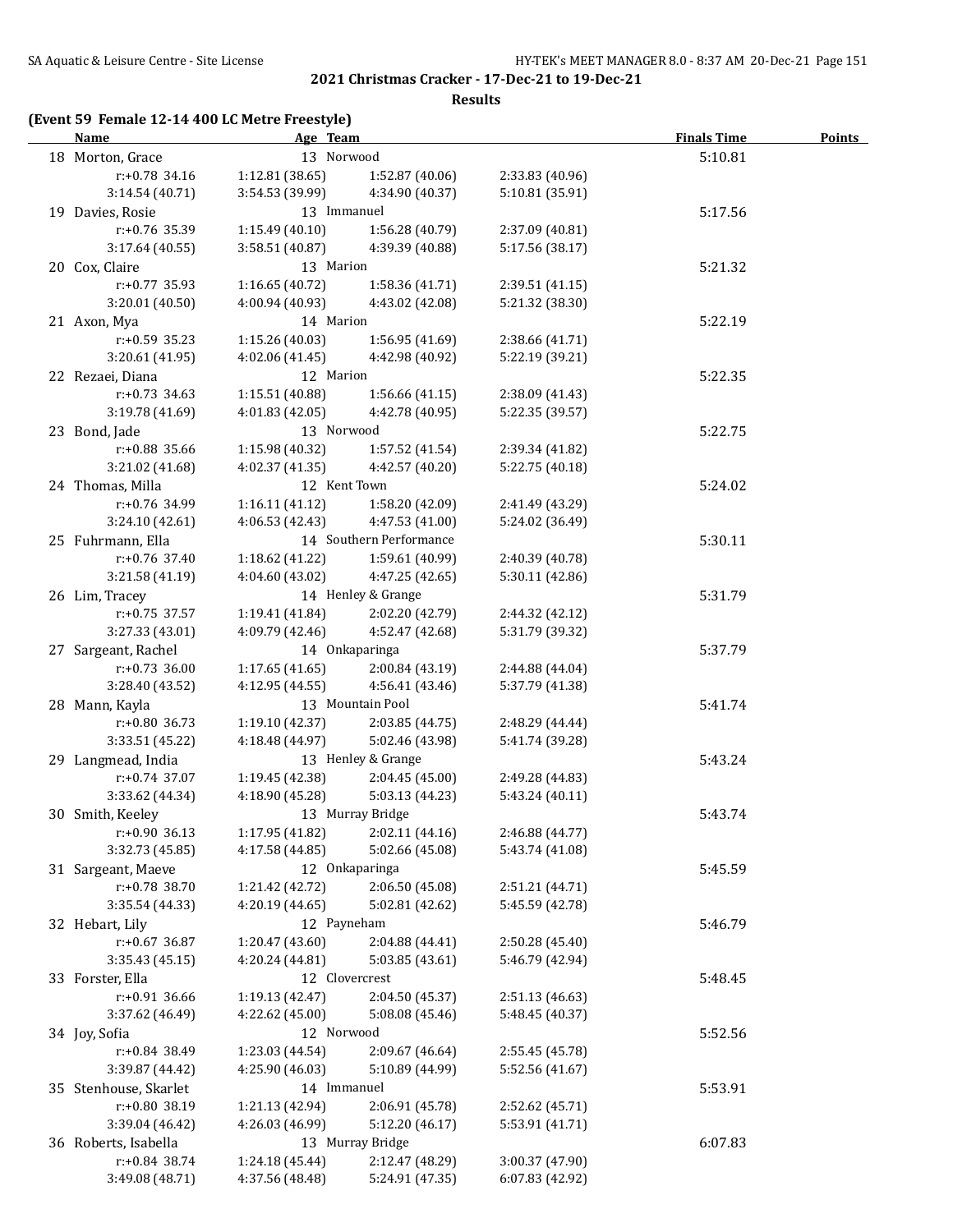**2021 Christmas Cracker - 17-Dec-21 to 19-Dec-21**

**Results**

### (Event 59 Female 12-14 400 LC Metre Freestyle)

| | Name | Age | Team | Finals Time | Points |
|---|---|---|---|---|---|
| 18 | Morton, Grace | 13 | Norwood | 5:10.81 | |
| | r:+0.78 34.16 | 1:12.81 (38.65) | 1:52.87 (40.06) | 2:33.83 (40.96) | |
| | 3:14.54 (40.71) | 3:54.53 (39.99) | 4:34.90 (40.37) | 5:10.81 (35.91) | |
| 19 | Davies, Rosie | 13 | Immanuel | 5:17.56 | |
| | r:+0.76 35.39 | 1:15.49 (40.10) | 1:56.28 (40.79) | 2:37.09 (40.81) | |
| | 3:17.64 (40.55) | 3:58.51 (40.87) | 4:39.39 (40.88) | 5:17.56 (38.17) | |
| 20 | Cox, Claire | 13 | Marion | 5:21.32 | |
| | r:+0.77 35.93 | 1:16.65 (40.72) | 1:58.36 (41.71) | 2:39.51 (41.15) | |
| | 3:20.01 (40.50) | 4:00.94 (40.93) | 4:43.02 (42.08) | 5:21.32 (38.30) | |
| 21 | Axon, Mya | 14 | Marion | 5:22.19 | |
| | r:+0.59 35.23 | 1:15.26 (40.03) | 1:56.95 (41.69) | 2:38.66 (41.71) | |
| | 3:20.61 (41.95) | 4:02.06 (41.45) | 4:42.98 (40.92) | 5:22.19 (39.21) | |
| 22 | Rezaei, Diana | 12 | Marion | 5:22.35 | |
| | r:+0.73 34.63 | 1:15.51 (40.88) | 1:56.66 (41.15) | 2:38.09 (41.43) | |
| | 3:19.78 (41.69) | 4:01.83 (42.05) | 4:42.78 (40.95) | 5:22.35 (39.57) | |
| 23 | Bond, Jade | 13 | Norwood | 5:22.75 | |
| | r:+0.88 35.66 | 1:15.98 (40.32) | 1:57.52 (41.54) | 2:39.34 (41.82) | |
| | 3:21.02 (41.68) | 4:02.37 (41.35) | 4:42.57 (40.20) | 5:22.75 (40.18) | |
| 24 | Thomas, Milla | 12 | Kent Town | 5:24.02 | |
| | r:+0.76 34.99 | 1:16.11 (41.12) | 1:58.20 (42.09) | 2:41.49 (43.29) | |
| | 3:24.10 (42.61) | 4:06.53 (42.43) | 4:47.53 (41.00) | 5:24.02 (36.49) | |
| 25 | Fuhrmann, Ella | 14 | Southern Performance | 5:30.11 | |
| | r:+0.76 37.40 | 1:18.62 (41.22) | 1:59.61 (40.99) | 2:40.39 (40.78) | |
| | 3:21.58 (41.19) | 4:04.60 (43.02) | 4:47.25 (42.65) | 5:30.11 (42.86) | |
| 26 | Lim, Tracey | 14 | Henley & Grange | 5:31.79 | |
| | r:+0.75 37.57 | 1:19.41 (41.84) | 2:02.20 (42.79) | 2:44.32 (42.12) | |
| | 3:27.33 (43.01) | 4:09.79 (42.46) | 4:52.47 (42.68) | 5:31.79 (39.32) | |
| 27 | Sargeant, Rachel | 14 | Onkaparinga | 5:37.79 | |
| | r:+0.73 36.00 | 1:17.65 (41.65) | 2:00.84 (43.19) | 2:44.88 (44.04) | |
| | 3:28.40 (43.52) | 4:12.95 (44.55) | 4:56.41 (43.46) | 5:37.79 (41.38) | |
| 28 | Mann, Kayla | 13 | Mountain Pool | 5:41.74 | |
| | r:+0.80 36.73 | 1:19.10 (42.37) | 2:03.85 (44.75) | 2:48.29 (44.44) | |
| | 3:33.51 (45.22) | 4:18.48 (44.97) | 5:02.46 (43.98) | 5:41.74 (39.28) | |
| 29 | Langmead, India | 13 | Henley & Grange | 5:43.24 | |
| | r:+0.74 37.07 | 1:19.45 (42.38) | 2:04.45 (45.00) | 2:49.28 (44.83) | |
| | 3:33.62 (44.34) | 4:18.90 (45.28) | 5:03.13 (44.23) | 5:43.24 (40.11) | |
| 30 | Smith, Keeley | 13 | Murray Bridge | 5:43.74 | |
| | r:+0.90 36.13 | 1:17.95 (41.82) | 2:02.11 (44.16) | 2:46.88 (44.77) | |
| | 3:32.73 (45.85) | 4:17.58 (44.85) | 5:02.66 (45.08) | 5:43.74 (41.08) | |
| 31 | Sargeant, Maeve | 12 | Onkaparinga | 5:45.59 | |
| | r:+0.78 38.70 | 1:21.42 (42.72) | 2:06.50 (45.08) | 2:51.21 (44.71) | |
| | 3:35.54 (44.33) | 4:20.19 (44.65) | 5:02.81 (42.62) | 5:45.59 (42.78) | |
| 32 | Hebart, Lily | 12 | Payneham | 5:46.79 | |
| | r:+0.67 36.87 | 1:20.47 (43.60) | 2:04.88 (44.41) | 2:50.28 (45.40) | |
| | 3:35.43 (45.15) | 4:20.24 (44.81) | 5:03.85 (43.61) | 5:46.79 (42.94) | |
| 33 | Forster, Ella | 12 | Clovercrest | 5:48.45 | |
| | r:+0.91 36.66 | 1:19.13 (42.47) | 2:04.50 (45.37) | 2:51.13 (46.63) | |
| | 3:37.62 (46.49) | 4:22.62 (45.00) | 5:08.08 (45.46) | 5:48.45 (40.37) | |
| 34 | Joy, Sofia | 12 | Norwood | 5:52.56 | |
| | r:+0.84 38.49 | 1:23.03 (44.54) | 2:09.67 (46.64) | 2:55.45 (45.78) | |
| | 3:39.87 (44.42) | 4:25.90 (46.03) | 5:10.89 (44.99) | 5:52.56 (41.67) | |
| 35 | Stenhouse, Skarlet | 14 | Immanuel | 5:53.91 | |
| | r:+0.80 38.19 | 1:21.13 (42.94) | 2:06.91 (45.78) | 2:52.62 (45.71) | |
| | 3:39.04 (46.42) | 4:26.03 (46.99) | 5:12.20 (46.17) | 5:53.91 (41.71) | |
| 36 | Roberts, Isabella | 13 | Murray Bridge | 6:07.83 | |
| | r:+0.84 38.74 | 1:24.18 (45.44) | 2:12.47 (48.29) | 3:00.37 (47.90) | |
| | 3:49.08 (48.71) | 4:37.56 (48.48) | 5:24.91 (47.35) | 6:07.83 (42.92) | |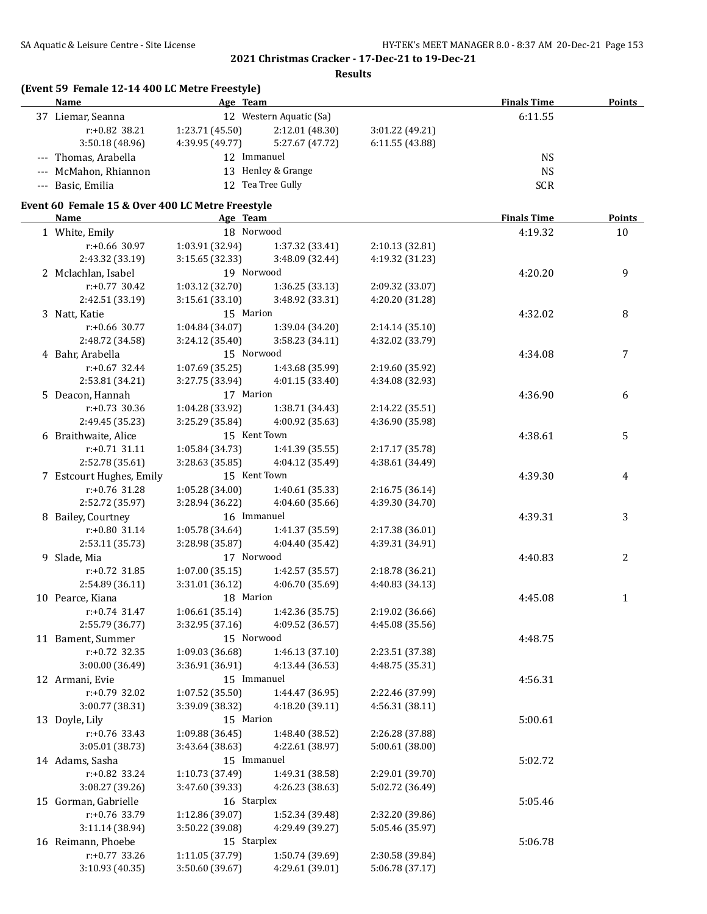## 2021 Christmas Cracker - 17-Dec-21 to 19-Dec-21

### Results

### (Event 59 Female 12-14 400 LC Metre Freestyle)

| | Name | Age | Team | Finals Time | Points |
|---|---|---|---|---|---|
| 37 | Liemar, Seanna | 12 | Western Aquatic (Sa) | 6:11.55 | |
| | r:+0.82 38.21 | 1:23.71 (45.50) | 2:12.01 (48.30) | 3:01.22 (49.21) | |
| | 3:50.18 (48.96) | 4:39.95 (49.77) | 5:27.67 (47.72) | 6:11.55 (43.88) | |
| --- | Thomas, Arabella | 12 | Immanuel | NS | |
| --- | McMahon, Rhiannon | 13 | Henley & Grange | NS | |
| --- | Basic, Emilia | 12 | Tea Tree Gully | SCR | |

### Event 60 Female 15 & Over 400 LC Metre Freestyle

| | Name | Age | Team | Finals Time | Points |
|---|---|---|---|---|---|
| 1 | White, Emily | 18 | Norwood | 4:19.32 | 10 |
| | r:+0.66 30.97 | 1:03.91 (32.94) | 1:37.32 (33.41) | 2:10.13 (32.81) | |
| | 2:43.32 (33.19) | 3:15.65 (32.33) | 3:48.09 (32.44) | 4:19.32 (31.23) | |
| 2 | Mclachlan, Isabel | 19 | Norwood | 4:20.20 | 9 |
| | r:+0.77 30.42 | 1:03.12 (32.70) | 1:36.25 (33.13) | 2:09.32 (33.07) | |
| | 2:42.51 (33.19) | 3:15.61 (33.10) | 3:48.92 (33.31) | 4:20.20 (31.28) | |
| 3 | Natt, Katie | 15 | Marion | 4:32.02 | 8 |
| | r:+0.66 30.77 | 1:04.84 (34.07) | 1:39.04 (34.20) | 2:14.14 (35.10) | |
| | 2:48.72 (34.58) | 3:24.12 (35.40) | 3:58.23 (34.11) | 4:32.02 (33.79) | |
| 4 | Bahr, Arabella | 15 | Norwood | 4:34.08 | 7 |
| | r:+0.67 32.44 | 1:07.69 (35.25) | 1:43.68 (35.99) | 2:19.60 (35.92) | |
| | 2:53.81 (34.21) | 3:27.75 (33.94) | 4:01.15 (33.40) | 4:34.08 (32.93) | |
| 5 | Deacon, Hannah | 17 | Marion | 4:36.90 | 6 |
| | r:+0.73 30.36 | 1:04.28 (33.92) | 1:38.71 (34.43) | 2:14.22 (35.51) | |
| | 2:49.45 (35.23) | 3:25.29 (35.84) | 4:00.92 (35.63) | 4:36.90 (35.98) | |
| 6 | Braithwaite, Alice | 15 | Kent Town | 4:38.61 | 5 |
| | r:+0.71 31.11 | 1:05.84 (34.73) | 1:41.39 (35.55) | 2:17.17 (35.78) | |
| | 2:52.78 (35.61) | 3:28.63 (35.85) | 4:04.12 (35.49) | 4:38.61 (34.49) | |
| 7 | Estcourt Hughes, Emily | 15 | Kent Town | 4:39.30 | 4 |
| | r:+0.76 31.28 | 1:05.28 (34.00) | 1:40.61 (35.33) | 2:16.75 (36.14) | |
| | 2:52.72 (35.97) | 3:28.94 (36.22) | 4:04.60 (35.66) | 4:39.30 (34.70) | |
| 8 | Bailey, Courtney | 16 | Immanuel | 4:39.31 | 3 |
| | r:+0.80 31.14 | 1:05.78 (34.64) | 1:41.37 (35.59) | 2:17.38 (36.01) | |
| | 2:53.11 (35.73) | 3:28.98 (35.87) | 4:04.40 (35.42) | 4:39.31 (34.91) | |
| 9 | Slade, Mia | 17 | Norwood | 4:40.83 | 2 |
| | r:+0.72 31.85 | 1:07.00 (35.15) | 1:42.57 (35.57) | 2:18.78 (36.21) | |
| | 2:54.89 (36.11) | 3:31.01 (36.12) | 4:06.70 (35.69) | 4:40.83 (34.13) | |
| 10 | Pearce, Kiana | 18 | Marion | 4:45.08 | 1 |
| | r:+0.74 31.47 | 1:06.61 (35.14) | 1:42.36 (35.75) | 2:19.02 (36.66) | |
| | 2:55.79 (36.77) | 3:32.95 (37.16) | 4:09.52 (36.57) | 4:45.08 (35.56) | |
| 11 | Bament, Summer | 15 | Norwood | 4:48.75 | |
| | r:+0.72 32.35 | 1:09.03 (36.68) | 1:46.13 (37.10) | 2:23.51 (37.38) | |
| | 3:00.00 (36.49) | 3:36.91 (36.91) | 4:13.44 (36.53) | 4:48.75 (35.31) | |
| 12 | Armani, Evie | 15 | Immanuel | 4:56.31 | |
| | r:+0.79 32.02 | 1:07.52 (35.50) | 1:44.47 (36.95) | 2:22.46 (37.99) | |
| | 3:00.77 (38.31) | 3:39.09 (38.32) | 4:18.20 (39.11) | 4:56.31 (38.11) | |
| 13 | Doyle, Lily | 15 | Marion | 5:00.61 | |
| | r:+0.76 33.43 | 1:09.88 (36.45) | 1:48.40 (38.52) | 2:26.28 (37.88) | |
| | 3:05.01 (38.73) | 3:43.64 (38.63) | 4:22.61 (38.97) | 5:00.61 (38.00) | |
| 14 | Adams, Sasha | 15 | Immanuel | 5:02.72 | |
| | r:+0.82 33.24 | 1:10.73 (37.49) | 1:49.31 (38.58) | 2:29.01 (39.70) | |
| | 3:08.27 (39.26) | 3:47.60 (39.33) | 4:26.23 (38.63) | 5:02.72 (36.49) | |
| 15 | Gorman, Gabrielle | 16 | Starplex | 5:05.46 | |
| | r:+0.76 33.79 | 1:12.86 (39.07) | 1:52.34 (39.48) | 2:32.20 (39.86) | |
| | 3:11.14 (38.94) | 3:50.22 (39.08) | 4:29.49 (39.27) | 5:05.46 (35.97) | |
| 16 | Reimann, Phoebe | 15 | Starplex | 5:06.78 | |
| | r:+0.77 33.26 | 1:11.05 (37.79) | 1:50.74 (39.69) | 2:30.58 (39.84) | |
| | 3:10.93 (40.35) | 3:50.60 (39.67) | 4:29.61 (39.01) | 5:06.78 (37.17) | |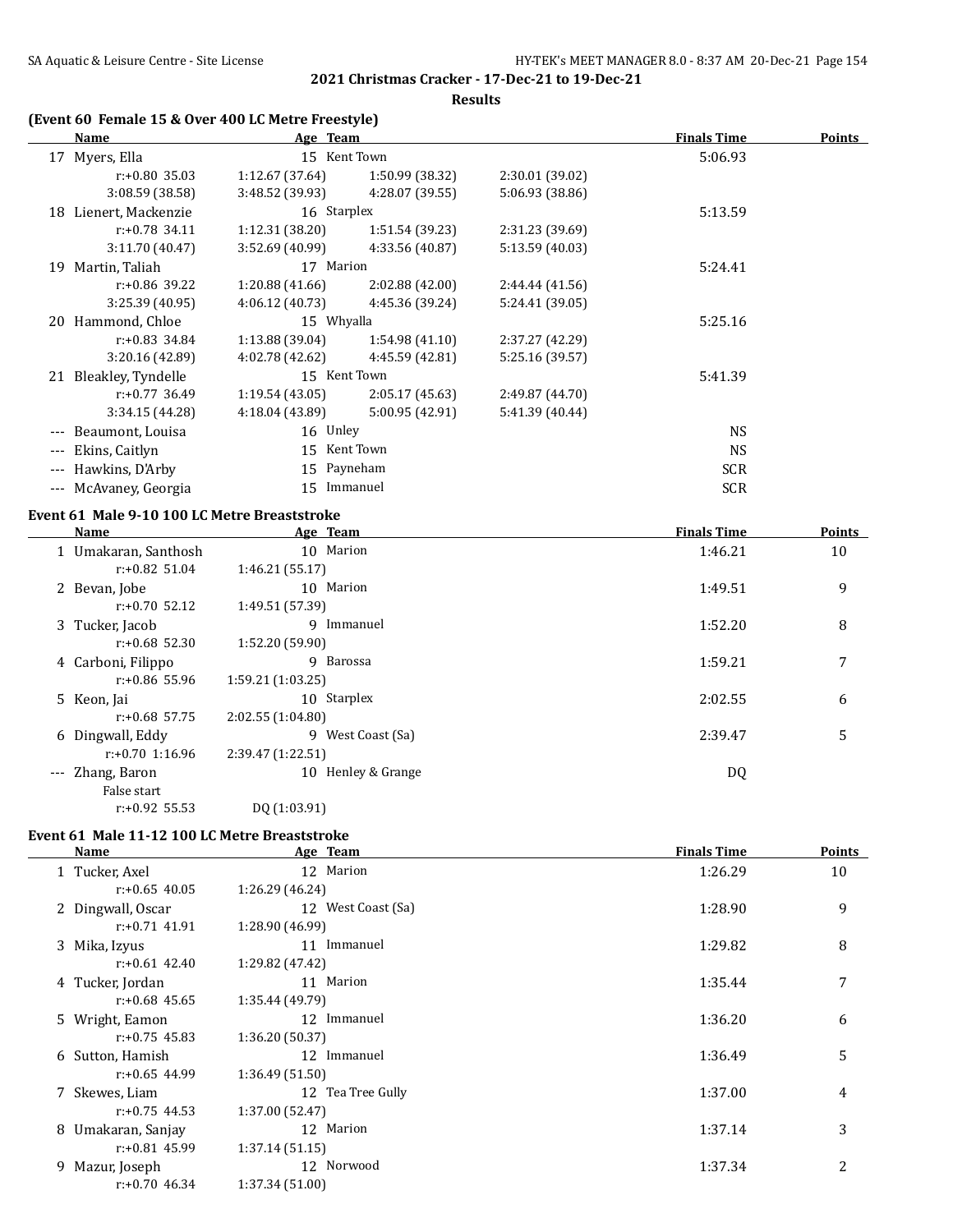**2021 Christmas Cracker - 17-Dec-21 to 19-Dec-21**

**Results**

### (Event 60 Female 15 & Over 400 LC Metre Freestyle)

| | Name | Age | Team | Finals Time | Points |
|---|---|---|---|---|---|
| 17 | Myers, Ella | 15 | Kent Town | 5:06.93 | |
| | r:+0.80 35.03 / 1:12.67 (37.64) / 1:50.99 (38.32) / 2:30.01 (39.02) | | | | |
| | 3:08.59 (38.58) / 3:48.52 (39.93) / 4:28.07 (39.55) / 5:06.93 (38.86) | | | | |
| 18 | Lienert, Mackenzie | 16 | Starplex | 5:13.59 | |
| | r:+0.78 34.11 / 1:12.31 (38.20) / 1:51.54 (39.23) / 2:31.23 (39.69) | | | | |
| | 3:11.70 (40.47) / 3:52.69 (40.99) / 4:33.56 (40.87) / 5:13.59 (40.03) | | | | |
| 19 | Martin, Taliah | 17 | Marion | 5:24.41 | |
| | r:+0.86 39.22 / 1:20.88 (41.66) / 2:02.88 (42.00) / 2:44.44 (41.56) | | | | |
| | 3:25.39 (40.95) / 4:06.12 (40.73) / 4:45.36 (39.24) / 5:24.41 (39.05) | | | | |
| 20 | Hammond, Chloe | 15 | Whyalla | 5:25.16 | |
| | r:+0.83 34.84 / 1:13.88 (39.04) / 1:54.98 (41.10) / 2:37.27 (42.29) | | | | |
| | 3:20.16 (42.89) / 4:02.78 (42.62) / 4:45.59 (42.81) / 5:25.16 (39.57) | | | | |
| 21 | Bleakley, Tyndelle | 15 | Kent Town | 5:41.39 | |
| | r:+0.77 36.49 / 1:19.54 (43.05) / 2:05.17 (45.63) / 2:49.87 (44.70) | | | | |
| | 3:34.15 (44.28) / 4:18.04 (43.89) / 5:00.95 (42.91) / 5:41.39 (40.44) | | | | |
| --- | Beaumont, Louisa | 16 | Unley | NS | |
| --- | Ekins, Caitlyn | 15 | Kent Town | NS | |
| --- | Hawkins, D'Arby | 15 | Payneham | SCR | |
| --- | McAvaney, Georgia | 15 | Immanuel | SCR | |

### Event 61 Male 9-10 100 LC Metre Breaststroke

| | Name | Age | Team | Finals Time | Points |
|---|---|---|---|---|---|
| 1 | Umakaran, Santhosh | 10 | Marion | 1:46.21 | 10 |
| | r:+0.82 51.04 / 1:46.21 (55.17) | | | | |
| 2 | Bevan, Jobe | 10 | Marion | 1:49.51 | 9 |
| | r:+0.70 52.12 / 1:49.51 (57.39) | | | | |
| 3 | Tucker, Jacob | 9 | Immanuel | 1:52.20 | 8 |
| | r:+0.68 52.30 / 1:52.20 (59.90) | | | | |
| 4 | Carboni, Filippo | 9 | Barossa | 1:59.21 | 7 |
| | r:+0.86 55.96 / 1:59.21 (1:03.25) | | | | |
| 5 | Keon, Jai | 10 | Starplex | 2:02.55 | 6 |
| | r:+0.68 57.75 / 2:02.55 (1:04.80) | | | | |
| 6 | Dingwall, Eddy | 9 | West Coast (Sa) | 2:39.47 | 5 |
| | r:+0.70 1:16.96 / 2:39.47 (1:22.51) | | | | |
| --- | Zhang, Baron | 10 | Henley & Grange | DQ | |
| | False start | | | | |
| | r:+0.92 55.53 / DQ (1:03.91) | | | | |

### Event 61 Male 11-12 100 LC Metre Breaststroke

| | Name | Age | Team | Finals Time | Points |
|---|---|---|---|---|---|
| 1 | Tucker, Axel | 12 | Marion | 1:26.29 | 10 |
| | r:+0.65 40.05 / 1:26.29 (46.24) | | | | |
| 2 | Dingwall, Oscar | 12 | West Coast (Sa) | 1:28.90 | 9 |
| | r:+0.71 41.91 / 1:28.90 (46.99) | | | | |
| 3 | Mika, Izyus | 11 | Immanuel | 1:29.82 | 8 |
| | r:+0.61 42.40 / 1:29.82 (47.42) | | | | |
| 4 | Tucker, Jordan | 11 | Marion | 1:35.44 | 7 |
| | r:+0.68 45.65 / 1:35.44 (49.79) | | | | |
| 5 | Wright, Eamon | 12 | Immanuel | 1:36.20 | 6 |
| | r:+0.75 45.83 / 1:36.20 (50.37) | | | | |
| 6 | Sutton, Hamish | 12 | Immanuel | 1:36.49 | 5 |
| | r:+0.65 44.99 / 1:36.49 (51.50) | | | | |
| 7 | Skewes, Liam | 12 | Tea Tree Gully | 1:37.00 | 4 |
| | r:+0.75 44.53 / 1:37.00 (52.47) | | | | |
| 8 | Umakaran, Sanjay | 12 | Marion | 1:37.14 | 3 |
| | r:+0.81 45.99 / 1:37.14 (51.15) | | | | |
| 9 | Mazur, Joseph | 12 | Norwood | 1:37.34 | 2 |
| | r:+0.70 46.34 / 1:37.34 (51.00) | | | | |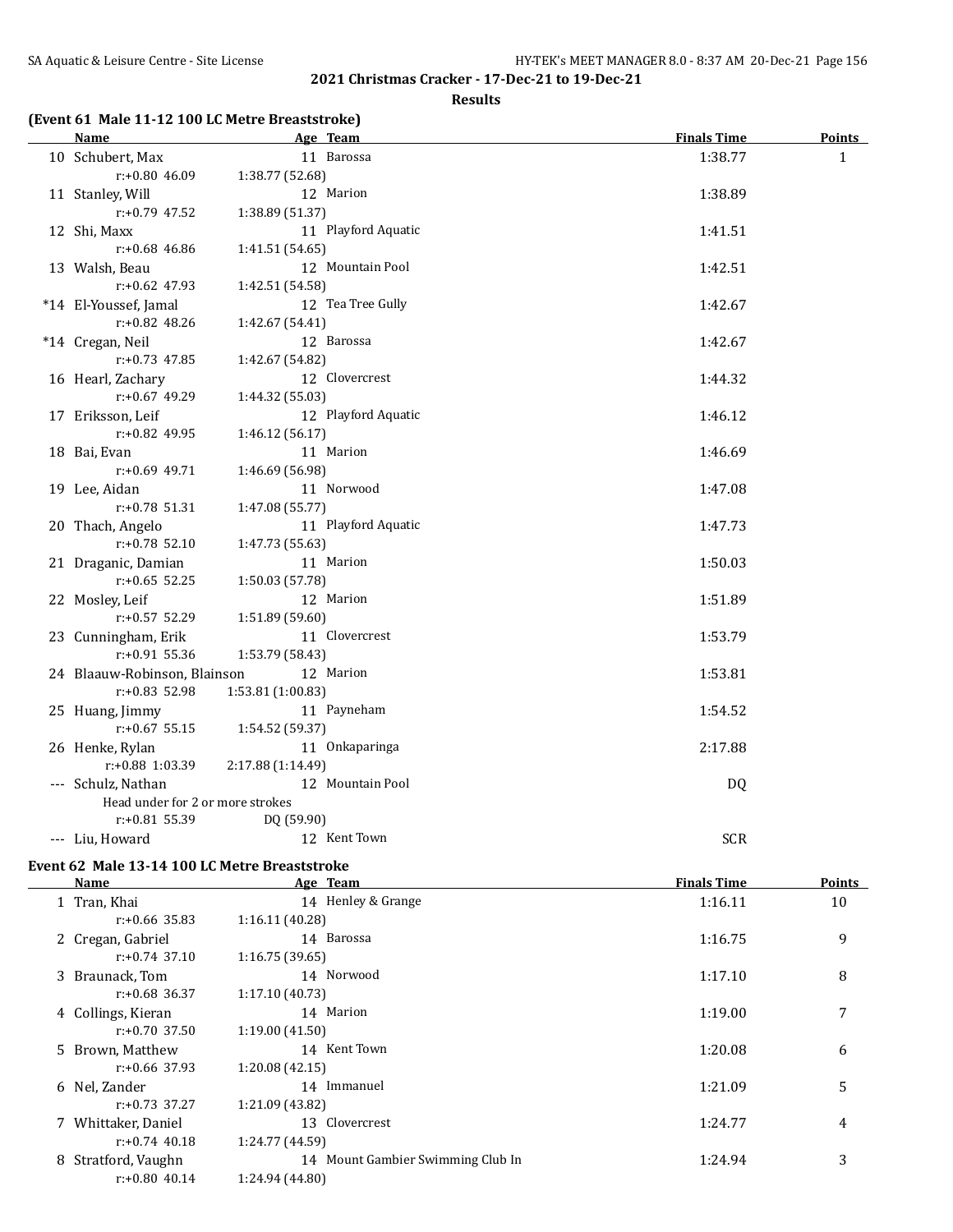## 2021 Christmas Cracker - 17-Dec-21 to 19-Dec-21

### Results

#### (Event 61 Male 11-12 100 LC Metre Breaststroke)

| | Name | Age | Team | Finals Time | Points |
|---|---|---|---|---|---|
| 10 | Schubert, Max | 11 | Barossa | 1:38.77 | 1 |
| | r:+0.80 46.09 | 1:38.77 (52.68) | | | |
| 11 | Stanley, Will | 12 | Marion | 1:38.89 | |
| | r:+0.79 47.52 | 1:38.89 (51.37) | | | |
| 12 | Shi, Maxx | 11 | Playford Aquatic | 1:41.51 | |
| | r:+0.68 46.86 | 1:41.51 (54.65) | | | |
| 13 | Walsh, Beau | 12 | Mountain Pool | 1:42.51 | |
| | r:+0.62 47.93 | 1:42.51 (54.58) | | | |
| *14 | El-Youssef, Jamal | 12 | Tea Tree Gully | 1:42.67 | |
| | r:+0.82 48.26 | 1:42.67 (54.41) | | | |
| *14 | Cregan, Neil | 12 | Barossa | 1:42.67 | |
| | r:+0.73 47.85 | 1:42.67 (54.82) | | | |
| 16 | Hearl, Zachary | 12 | Clovercrest | 1:44.32 | |
| | r:+0.67 49.29 | 1:44.32 (55.03) | | | |
| 17 | Eriksson, Leif | 12 | Playford Aquatic | 1:46.12 | |
| | r:+0.82 49.95 | 1:46.12 (56.17) | | | |
| 18 | Bai, Evan | 11 | Marion | 1:46.69 | |
| | r:+0.69 49.71 | 1:46.69 (56.98) | | | |
| 19 | Lee, Aidan | 11 | Norwood | 1:47.08 | |
| | r:+0.78 51.31 | 1:47.08 (55.77) | | | |
| 20 | Thach, Angelo | 11 | Playford Aquatic | 1:47.73 | |
| | r:+0.78 52.10 | 1:47.73 (55.63) | | | |
| 21 | Draganic, Damian | 11 | Marion | 1:50.03 | |
| | r:+0.65 52.25 | 1:50.03 (57.78) | | | |
| 22 | Mosley, Leif | 12 | Marion | 1:51.89 | |
| | r:+0.57 52.29 | 1:51.89 (59.60) | | | |
| 23 | Cunningham, Erik | 11 | Clovercrest | 1:53.79 | |
| | r:+0.91 55.36 | 1:53.79 (58.43) | | | |
| 24 | Blaauw-Robinson, Blainson | 12 | Marion | 1:53.81 | |
| | r:+0.83 52.98 | 1:53.81 (1:00.83) | | | |
| 25 | Huang, Jimmy | 11 | Payneham | 1:54.52 | |
| | r:+0.67 55.15 | 1:54.52 (59.37) | | | |
| 26 | Henke, Rylan | 11 | Onkaparinga | 2:17.88 | |
| | r:+0.88 1:03.39 | 2:17.88 (1:14.49) | | | |
| --- | Schulz, Nathan | 12 | Mountain Pool | DQ | |
| | Head under for 2 or more strokes | | | | |
| | r:+0.81 55.39 | DQ (59.90) | | | |
| --- | Liu, Howard | 12 | Kent Town | SCR | |

#### Event 62 Male 13-14 100 LC Metre Breaststroke

| | Name | Age | Team | Finals Time | Points |
|---|---|---|---|---|---|
| 1 | Tran, Khai | 14 | Henley & Grange | 1:16.11 | 10 |
| | r:+0.66 35.83 | 1:16.11 (40.28) | | | |
| 2 | Cregan, Gabriel | 14 | Barossa | 1:16.75 | 9 |
| | r:+0.74 37.10 | 1:16.75 (39.65) | | | |
| 3 | Braunack, Tom | 14 | Norwood | 1:17.10 | 8 |
| | r:+0.68 36.37 | 1:17.10 (40.73) | | | |
| 4 | Collings, Kieran | 14 | Marion | 1:19.00 | 7 |
| | r:+0.70 37.50 | 1:19.00 (41.50) | | | |
| 5 | Brown, Matthew | 14 | Kent Town | 1:20.08 | 6 |
| | r:+0.66 37.93 | 1:20.08 (42.15) | | | |
| 6 | Nel, Zander | 14 | Immanuel | 1:21.09 | 5 |
| | r:+0.73 37.27 | 1:21.09 (43.82) | | | |
| 7 | Whittaker, Daniel | 13 | Clovercrest | 1:24.77 | 4 |
| | r:+0.74 40.18 | 1:24.77 (44.59) | | | |
| 8 | Stratford, Vaughn | 14 | Mount Gambier Swimming Club In | 1:24.94 | 3 |
| | r:+0.80 40.14 | 1:24.94 (44.80) | | | |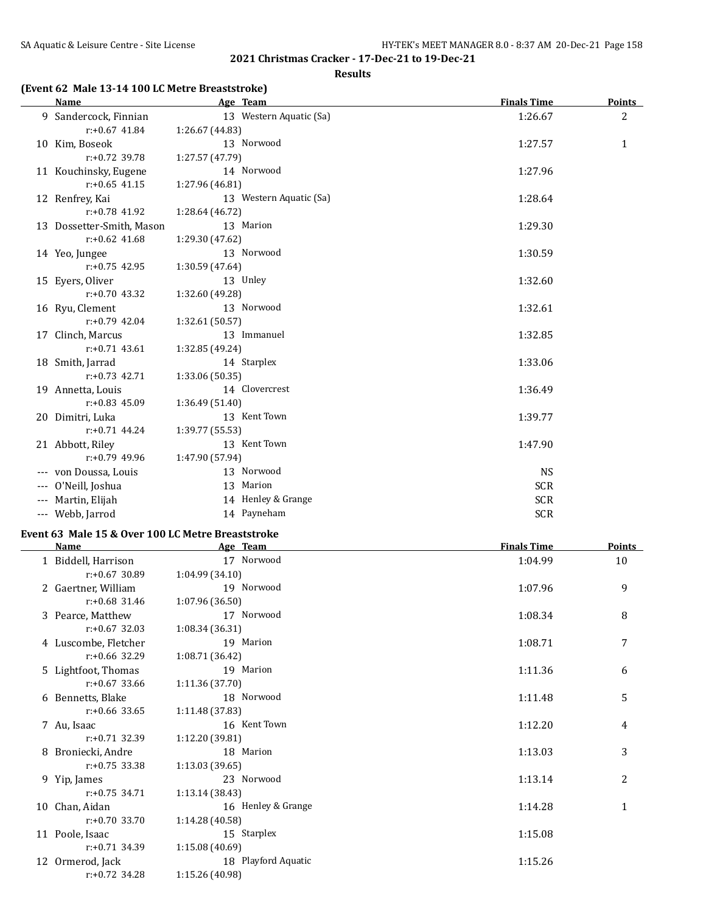## 2021 Christmas Cracker - 17-Dec-21 to 19-Dec-21

### Results

**(Event 62 Male 13-14 100 LC Metre Breaststroke)**

| | Name | Age | Team | Finals Time | Points |
|---|---|---|---|---|---|
| 9 | Sandercock, Finnian | 13 | Western Aquatic (Sa) | 1:26.67 | 2 |
| | r:+0.67 41.84 | 1:26.67 (44.83) | | | |
| 10 | Kim, Boseok | 13 | Norwood | 1:27.57 | 1 |
| | r:+0.72 39.78 | 1:27.57 (47.79) | | | |
| 11 | Kouchinsky, Eugene | 14 | Norwood | 1:27.96 | |
| | r:+0.65 41.15 | 1:27.96 (46.81) | | | |
| 12 | Renfrey, Kai | 13 | Western Aquatic (Sa) | 1:28.64 | |
| | r:+0.78 41.92 | 1:28.64 (46.72) | | | |
| 13 | Dossetter-Smith, Mason | 13 | Marion | 1:29.30 | |
| | r:+0.62 41.68 | 1:29.30 (47.62) | | | |
| 14 | Yeo, Jungee | 13 | Norwood | 1:30.59 | |
| | r:+0.75 42.95 | 1:30.59 (47.64) | | | |
| 15 | Eyers, Oliver | 13 | Unley | 1:32.60 | |
| | r:+0.70 43.32 | 1:32.60 (49.28) | | | |
| 16 | Ryu, Clement | 13 | Norwood | 1:32.61 | |
| | r:+0.79 42.04 | 1:32.61 (50.57) | | | |
| 17 | Clinch, Marcus | 13 | Immanuel | 1:32.85 | |
| | r:+0.71 43.61 | 1:32.85 (49.24) | | | |
| 18 | Smith, Jarrad | 14 | Starplex | 1:33.06 | |
| | r:+0.73 42.71 | 1:33.06 (50.35) | | | |
| 19 | Annetta, Louis | 14 | Clovercrest | 1:36.49 | |
| | r:+0.83 45.09 | 1:36.49 (51.40) | | | |
| 20 | Dimitri, Luka | 13 | Kent Town | 1:39.77 | |
| | r:+0.71 44.24 | 1:39.77 (55.53) | | | |
| 21 | Abbott, Riley | 13 | Kent Town | 1:47.90 | |
| | r:+0.79 49.96 | 1:47.90 (57.94) | | | |
| --- | von Doussa, Louis | 13 | Norwood | NS | |
| --- | O'Neill, Joshua | 13 | Marion | SCR | |
| --- | Martin, Elijah | 14 | Henley & Grange | SCR | |
| --- | Webb, Jarrod | 14 | Payneham | SCR | |

**Event 63 Male 15 & Over 100 LC Metre Breaststroke**

| | Name | Age | Team | Finals Time | Points |
|---|---|---|---|---|---|
| 1 | Biddell, Harrison | 17 | Norwood | 1:04.99 | 10 |
| | r:+0.67 30.89 | 1:04.99 (34.10) | | | |
| 2 | Gaertner, William | 19 | Norwood | 1:07.96 | 9 |
| | r:+0.68 31.46 | 1:07.96 (36.50) | | | |
| 3 | Pearce, Matthew | 17 | Norwood | 1:08.34 | 8 |
| | r:+0.67 32.03 | 1:08.34 (36.31) | | | |
| 4 | Luscombe, Fletcher | 19 | Marion | 1:08.71 | 7 |
| | r:+0.66 32.29 | 1:08.71 (36.42) | | | |
| 5 | Lightfoot, Thomas | 19 | Marion | 1:11.36 | 6 |
| | r:+0.67 33.66 | 1:11.36 (37.70) | | | |
| 6 | Bennetts, Blake | 18 | Norwood | 1:11.48 | 5 |
| | r:+0.66 33.65 | 1:11.48 (37.83) | | | |
| 7 | Au, Isaac | 16 | Kent Town | 1:12.20 | 4 |
| | r:+0.71 32.39 | 1:12.20 (39.81) | | | |
| 8 | Broniecki, Andre | 18 | Marion | 1:13.03 | 3 |
| | r:+0.75 33.38 | 1:13.03 (39.65) | | | |
| 9 | Yip, James | 23 | Norwood | 1:13.14 | 2 |
| | r:+0.75 34.71 | 1:13.14 (38.43) | | | |
| 10 | Chan, Aidan | 16 | Henley & Grange | 1:14.28 | 1 |
| | r:+0.70 33.70 | 1:14.28 (40.58) | | | |
| 11 | Poole, Isaac | 15 | Starplex | 1:15.08 | |
| | r:+0.71 34.39 | 1:15.08 (40.69) | | | |
| 12 | Ormerod, Jack | 18 | Playford Aquatic | 1:15.26 | |
| | r:+0.72 34.28 | 1:15.26 (40.98) | | | |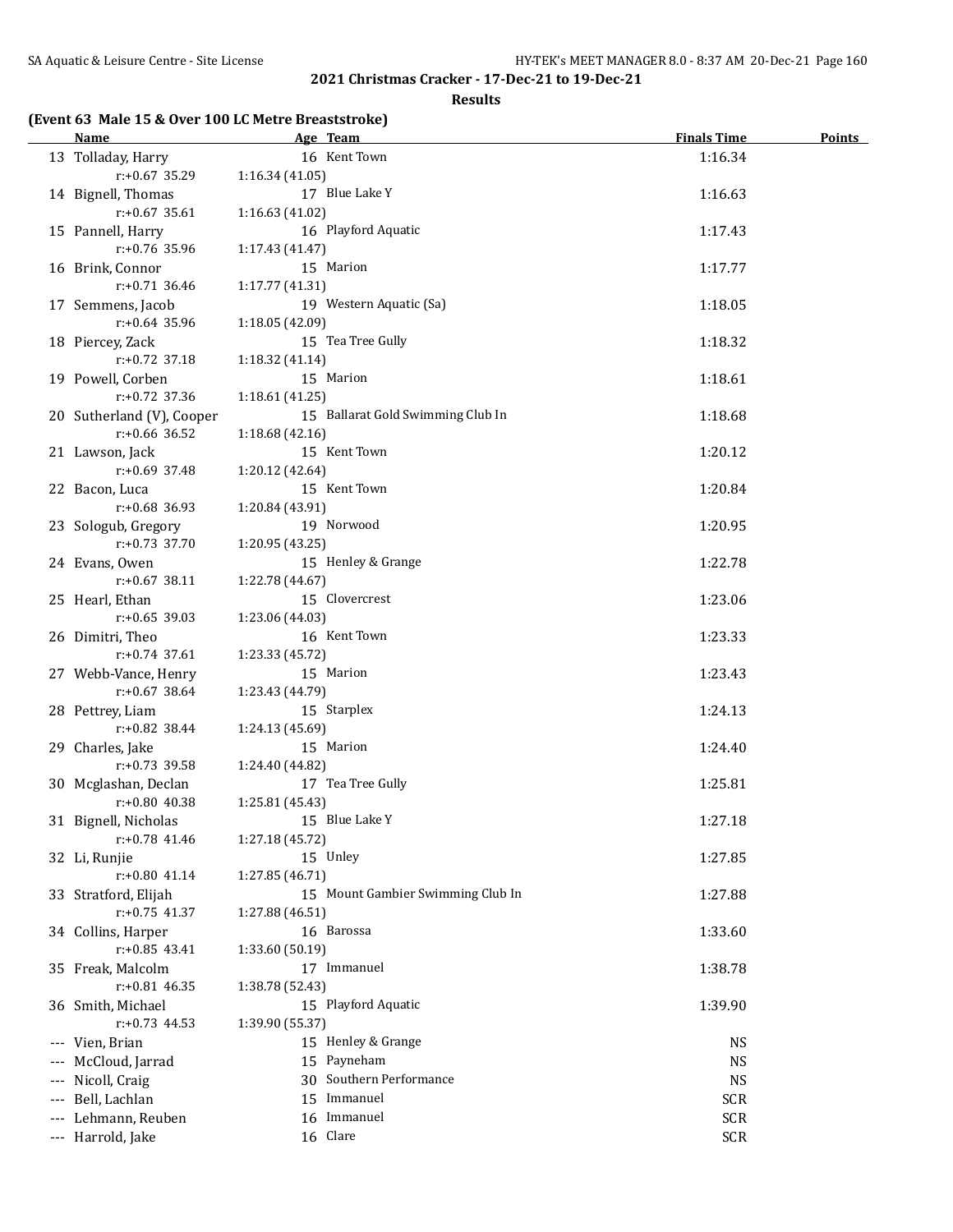## 2021 Christmas Cracker - 17-Dec-21 to 19-Dec-21

### Results

**(Event 63 Male 15 & Over 100 LC Metre Breaststroke)**

| | Name | Age | Team | Finals Time | Points |
|---|---|---|---|---|---|
| 13 | Tolladay, Harry | 16 | Kent Town | 1:16.34 | |
| | r:+0.67 35.29 | 1:16.34 (41.05) | | | |
| 14 | Bignell, Thomas | 17 | Blue Lake Y | 1:16.63 | |
| | r:+0.67 35.61 | 1:16.63 (41.02) | | | |
| 15 | Pannell, Harry | 16 | Playford Aquatic | 1:17.43 | |
| | r:+0.76 35.96 | 1:17.43 (41.47) | | | |
| 16 | Brink, Connor | 15 | Marion | 1:17.77 | |
| | r:+0.71 36.46 | 1:17.77 (41.31) | | | |
| 17 | Semmens, Jacob | 19 | Western Aquatic (Sa) | 1:18.05 | |
| | r:+0.64 35.96 | 1:18.05 (42.09) | | | |
| 18 | Piercey, Zack | 15 | Tea Tree Gully | 1:18.32 | |
| | r:+0.72 37.18 | 1:18.32 (41.14) | | | |
| 19 | Powell, Corben | 15 | Marion | 1:18.61 | |
| | r:+0.72 37.36 | 1:18.61 (41.25) | | | |
| 20 | Sutherland (V), Cooper | 15 | Ballarat Gold Swimming Club In | 1:18.68 | |
| | r:+0.66 36.52 | 1:18.68 (42.16) | | | |
| 21 | Lawson, Jack | 15 | Kent Town | 1:20.12 | |
| | r:+0.69 37.48 | 1:20.12 (42.64) | | | |
| 22 | Bacon, Luca | 15 | Kent Town | 1:20.84 | |
| | r:+0.68 36.93 | 1:20.84 (43.91) | | | |
| 23 | Sologub, Gregory | 19 | Norwood | 1:20.95 | |
| | r:+0.73 37.70 | 1:20.95 (43.25) | | | |
| 24 | Evans, Owen | 15 | Henley & Grange | 1:22.78 | |
| | r:+0.67 38.11 | 1:22.78 (44.67) | | | |
| 25 | Hearl, Ethan | 15 | Clovercrest | 1:23.06 | |
| | r:+0.65 39.03 | 1:23.06 (44.03) | | | |
| 26 | Dimitri, Theo | 16 | Kent Town | 1:23.33 | |
| | r:+0.74 37.61 | 1:23.33 (45.72) | | | |
| 27 | Webb-Vance, Henry | 15 | Marion | 1:23.43 | |
| | r:+0.67 38.64 | 1:23.43 (44.79) | | | |
| 28 | Pettrey, Liam | 15 | Starplex | 1:24.13 | |
| | r:+0.82 38.44 | 1:24.13 (45.69) | | | |
| 29 | Charles, Jake | 15 | Marion | 1:24.40 | |
| | r:+0.73 39.58 | 1:24.40 (44.82) | | | |
| 30 | Mcglashan, Declan | 17 | Tea Tree Gully | 1:25.81 | |
| | r:+0.80 40.38 | 1:25.81 (45.43) | | | |
| 31 | Bignell, Nicholas | 15 | Blue Lake Y | 1:27.18 | |
| | r:+0.78 41.46 | 1:27.18 (45.72) | | | |
| 32 | Li, Runjie | 15 | Unley | 1:27.85 | |
| | r:+0.80 41.14 | 1:27.85 (46.71) | | | |
| 33 | Stratford, Elijah | 15 | Mount Gambier Swimming Club In | 1:27.88 | |
| | r:+0.75 41.37 | 1:27.88 (46.51) | | | |
| 34 | Collins, Harper | 16 | Barossa | 1:33.60 | |
| | r:+0.85 43.41 | 1:33.60 (50.19) | | | |
| 35 | Freak, Malcolm | 17 | Immanuel | 1:38.78 | |
| | r:+0.81 46.35 | 1:38.78 (52.43) | | | |
| 36 | Smith, Michael | 15 | Playford Aquatic | 1:39.90 | |
| | r:+0.73 44.53 | 1:39.90 (55.37) | | | |
| --- | Vien, Brian | 15 | Henley & Grange | NS | |
| --- | McCloud, Jarrad | 15 | Payneham | NS | |
| --- | Nicoll, Craig | 30 | Southern Performance | NS | |
| --- | Bell, Lachlan | 15 | Immanuel | SCR | |
| --- | Lehmann, Reuben | 16 | Immanuel | SCR | |
| --- | Harrold, Jake | 16 | Clare | SCR | |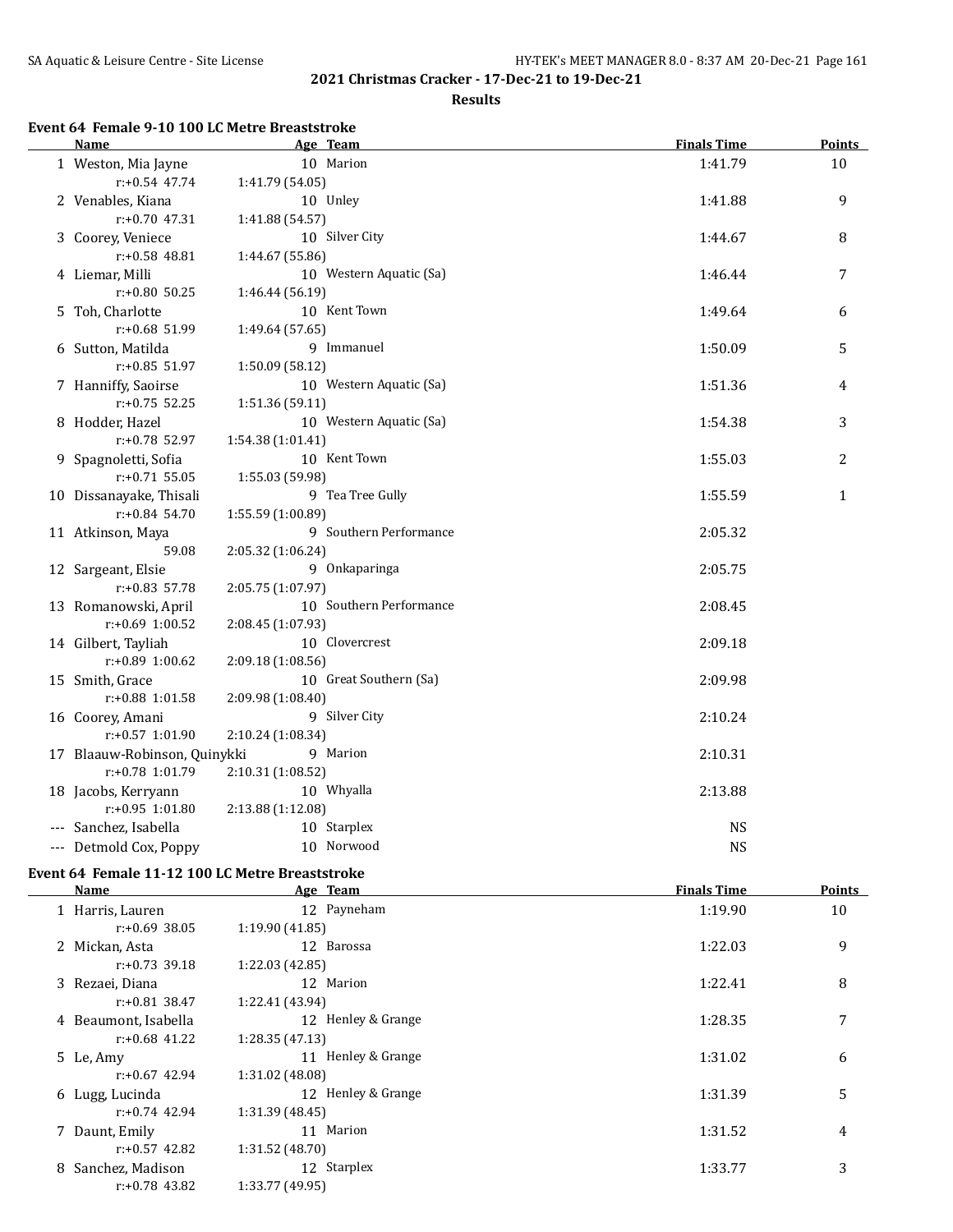2021 Christmas Cracker - 17-Dec-21 to 19-Dec-21

**Results**

### Event 64 Female 9-10 100 LC Metre Breaststroke

| | Name | Age | Team | Finals Time | Points |
|---|---|---|---|---|---|
| 1 | Weston, Mia Jayne | 10 | Marion | 1:41.79 | 10 |
| | r:+0.54 47.74 | 1:41.79 (54.05) | | | |
| 2 | Venables, Kiana | 10 | Unley | 1:41.88 | 9 |
| | r:+0.70 47.31 | 1:41.88 (54.57) | | | |
| 3 | Coorey, Veniece | 10 | Silver City | 1:44.67 | 8 |
| | r:+0.58 48.81 | 1:44.67 (55.86) | | | |
| 4 | Liemar, Milli | 10 | Western Aquatic (Sa) | 1:46.44 | 7 |
| | r:+0.80 50.25 | 1:46.44 (56.19) | | | |
| 5 | Toh, Charlotte | 10 | Kent Town | 1:49.64 | 6 |
| | r:+0.68 51.99 | 1:49.64 (57.65) | | | |
| 6 | Sutton, Matilda | 9 | Immanuel | 1:50.09 | 5 |
| | r:+0.85 51.97 | 1:50.09 (58.12) | | | |
| 7 | Hanniffy, Saoirse | 10 | Western Aquatic (Sa) | 1:51.36 | 4 |
| | r:+0.75 52.25 | 1:51.36 (59.11) | | | |
| 8 | Hodder, Hazel | 10 | Western Aquatic (Sa) | 1:54.38 | 3 |
| | r:+0.78 52.97 | 1:54.38 (1:01.41) | | | |
| 9 | Spagnoletti, Sofia | 10 | Kent Town | 1:55.03 | 2 |
| | r:+0.71 55.05 | 1:55.03 (59.98) | | | |
| 10 | Dissanayake, Thisali | 9 | Tea Tree Gully | 1:55.59 | 1 |
| | r:+0.84 54.70 | 1:55.59 (1:00.89) | | | |
| 11 | Atkinson, Maya | 9 | Southern Performance | 2:05.32 | |
| | 59.08 | 2:05.32 (1:06.24) | | | |
| 12 | Sargeant, Elsie | 9 | Onkaparinga | 2:05.75 | |
| | r:+0.83 57.78 | 2:05.75 (1:07.97) | | | |
| 13 | Romanowski, April | 10 | Southern Performance | 2:08.45 | |
| | r:+0.69 1:00.52 | 2:08.45 (1:07.93) | | | |
| 14 | Gilbert, Tayliah | 10 | Clovercrest | 2:09.18 | |
| | r:+0.89 1:00.62 | 2:09.18 (1:08.56) | | | |
| 15 | Smith, Grace | 10 | Great Southern (Sa) | 2:09.98 | |
| | r:+0.88 1:01.58 | 2:09.98 (1:08.40) | | | |
| 16 | Coorey, Amani | 9 | Silver City | 2:10.24 | |
| | r:+0.57 1:01.90 | 2:10.24 (1:08.34) | | | |
| 17 | Blaauw-Robinson, Quinykki | 9 | Marion | 2:10.31 | |
| | r:+0.78 1:01.79 | 2:10.31 (1:08.52) | | | |
| 18 | Jacobs, Kerryann | 10 | Whyalla | 2:13.88 | |
| | r:+0.95 1:01.80 | 2:13.88 (1:12.08) | | | |
| --- | Sanchez, Isabella | 10 | Starplex | NS | |
| --- | Detmold Cox, Poppy | 10 | Norwood | NS | |

### Event 64 Female 11-12 100 LC Metre Breaststroke

| | Name | Age | Team | Finals Time | Points |
|---|---|---|---|---|---|
| 1 | Harris, Lauren | 12 | Payneham | 1:19.90 | 10 |
| | r:+0.69 38.05 | 1:19.90 (41.85) | | | |
| 2 | Mickan, Asta | 12 | Barossa | 1:22.03 | 9 |
| | r:+0.73 39.18 | 1:22.03 (42.85) | | | |
| 3 | Rezaei, Diana | 12 | Marion | 1:22.41 | 8 |
| | r:+0.81 38.47 | 1:22.41 (43.94) | | | |
| 4 | Beaumont, Isabella | 12 | Henley & Grange | 1:28.35 | 7 |
| | r:+0.68 41.22 | 1:28.35 (47.13) | | | |
| 5 | Le, Amy | 11 | Henley & Grange | 1:31.02 | 6 |
| | r:+0.67 42.94 | 1:31.02 (48.08) | | | |
| 6 | Lugg, Lucinda | 12 | Henley & Grange | 1:31.39 | 5 |
| | r:+0.74 42.94 | 1:31.39 (48.45) | | | |
| 7 | Daunt, Emily | 11 | Marion | 1:31.52 | 4 |
| | r:+0.57 42.82 | 1:31.52 (48.70) | | | |
| 8 | Sanchez, Madison | 12 | Starplex | 1:33.77 | 3 |
| | r:+0.78 43.82 | 1:33.77 (49.95) | | | |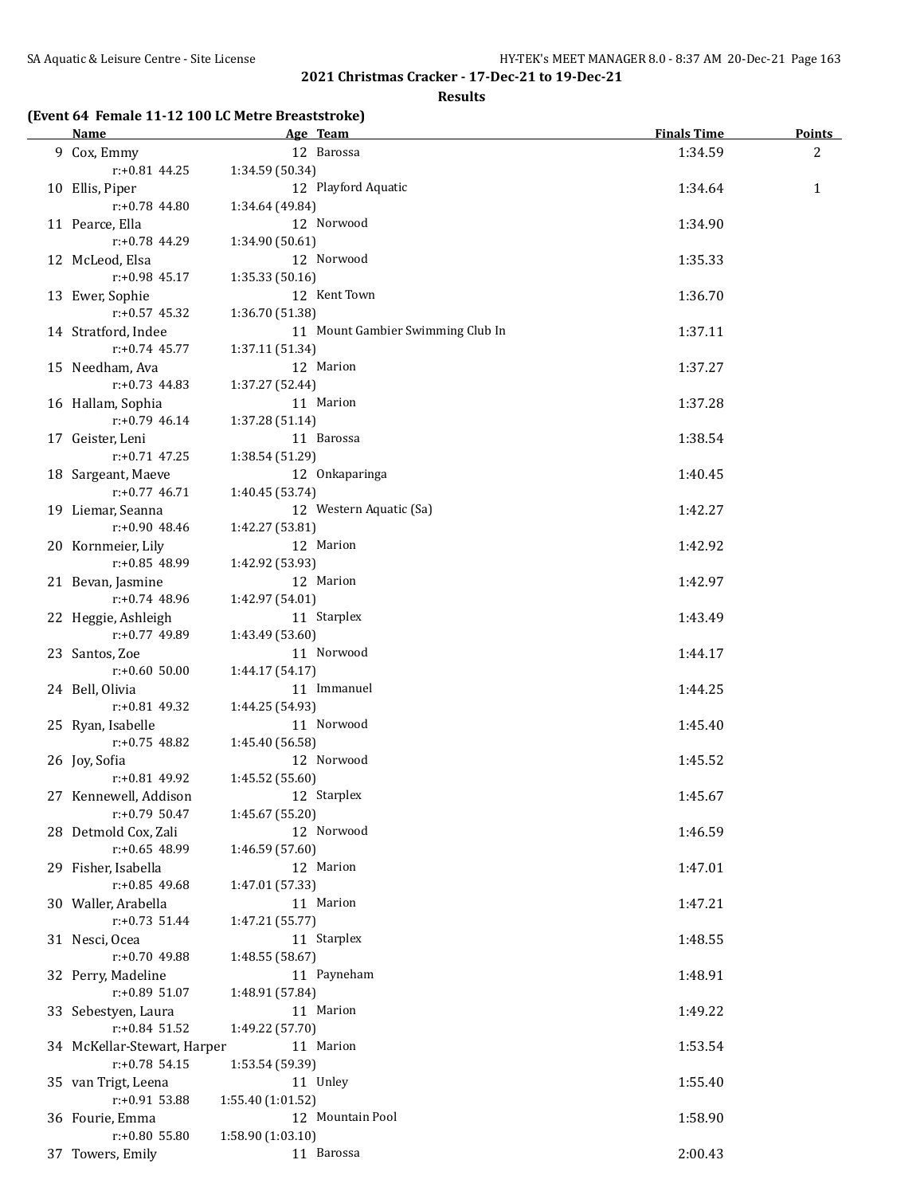## 2021 Christmas Cracker - 17-Dec-21 to 19-Dec-21

### Results

**(Event 64 Female 11-12 100 LC Metre Breaststroke)**

| | Name | Age | Team | Finals Time | Points |
|---|---|---|---|---|---|
| 9 | Cox, Emmy | 12 | Barossa | 1:34.59 | 2 |
| | r:+0.81 44.25 | 1:34.59 (50.34) | | | |
| 10 | Ellis, Piper | 12 | Playford Aquatic | 1:34.64 | 1 |
| | r:+0.78 44.80 | 1:34.64 (49.84) | | | |
| 11 | Pearce, Ella | 12 | Norwood | 1:34.90 | |
| | r:+0.78 44.29 | 1:34.90 (50.61) | | | |
| 12 | McLeod, Elsa | 12 | Norwood | 1:35.33 | |
| | r:+0.98 45.17 | 1:35.33 (50.16) | | | |
| 13 | Ewer, Sophie | 12 | Kent Town | 1:36.70 | |
| | r:+0.57 45.32 | 1:36.70 (51.38) | | | |
| 14 | Stratford, Indee | 11 | Mount Gambier Swimming Club In | 1:37.11 | |
| | r:+0.74 45.77 | 1:37.11 (51.34) | | | |
| 15 | Needham, Ava | 12 | Marion | 1:37.27 | |
| | r:+0.73 44.83 | 1:37.27 (52.44) | | | |
| 16 | Hallam, Sophia | 11 | Marion | 1:37.28 | |
| | r:+0.79 46.14 | 1:37.28 (51.14) | | | |
| 17 | Geister, Leni | 11 | Barossa | 1:38.54 | |
| | r:+0.71 47.25 | 1:38.54 (51.29) | | | |
| 18 | Sargeant, Maeve | 12 | Onkaparinga | 1:40.45 | |
| | r:+0.77 46.71 | 1:40.45 (53.74) | | | |
| 19 | Liemar, Seanna | 12 | Western Aquatic (Sa) | 1:42.27 | |
| | r:+0.90 48.46 | 1:42.27 (53.81) | | | |
| 20 | Kornmeier, Lily | 12 | Marion | 1:42.92 | |
| | r:+0.85 48.99 | 1:42.92 (53.93) | | | |
| 21 | Bevan, Jasmine | 12 | Marion | 1:42.97 | |
| | r:+0.74 48.96 | 1:42.97 (54.01) | | | |
| 22 | Heggie, Ashleigh | 11 | Starplex | 1:43.49 | |
| | r:+0.77 49.89 | 1:43.49 (53.60) | | | |
| 23 | Santos, Zoe | 11 | Norwood | 1:44.17 | |
| | r:+0.60 50.00 | 1:44.17 (54.17) | | | |
| 24 | Bell, Olivia | 11 | Immanuel | 1:44.25 | |
| | r:+0.81 49.32 | 1:44.25 (54.93) | | | |
| 25 | Ryan, Isabelle | 11 | Norwood | 1:45.40 | |
| | r:+0.75 48.82 | 1:45.40 (56.58) | | | |
| 26 | Joy, Sofia | 12 | Norwood | 1:45.52 | |
| | r:+0.81 49.92 | 1:45.52 (55.60) | | | |
| 27 | Kennewell, Addison | 12 | Starplex | 1:45.67 | |
| | r:+0.79 50.47 | 1:45.67 (55.20) | | | |
| 28 | Detmold Cox, Zali | 12 | Norwood | 1:46.59 | |
| | r:+0.65 48.99 | 1:46.59 (57.60) | | | |
| 29 | Fisher, Isabella | 12 | Marion | 1:47.01 | |
| | r:+0.85 49.68 | 1:47.01 (57.33) | | | |
| 30 | Waller, Arabella | 11 | Marion | 1:47.21 | |
| | r:+0.73 51.44 | 1:47.21 (55.77) | | | |
| 31 | Nesci, Ocea | 11 | Starplex | 1:48.55 | |
| | r:+0.70 49.88 | 1:48.55 (58.67) | | | |
| 32 | Perry, Madeline | 11 | Payneham | 1:48.91 | |
| | r:+0.89 51.07 | 1:48.91 (57.84) | | | |
| 33 | Sebestyen, Laura | 11 | Marion | 1:49.22 | |
| | r:+0.84 51.52 | 1:49.22 (57.70) | | | |
| 34 | McKellar-Stewart, Harper | 11 | Marion | 1:53.54 | |
| | r:+0.78 54.15 | 1:53.54 (59.39) | | | |
| 35 | van Trigt, Leena | 11 | Unley | 1:55.40 | |
| | r:+0.91 53.88 | 1:55.40 (1:01.52) | | | |
| 36 | Fourie, Emma | 12 | Mountain Pool | 1:58.90 | |
| | r:+0.80 55.80 | 1:58.90 (1:03.10) | | | |
| 37 | Towers, Emily | 11 | Barossa | 2:00.43 | |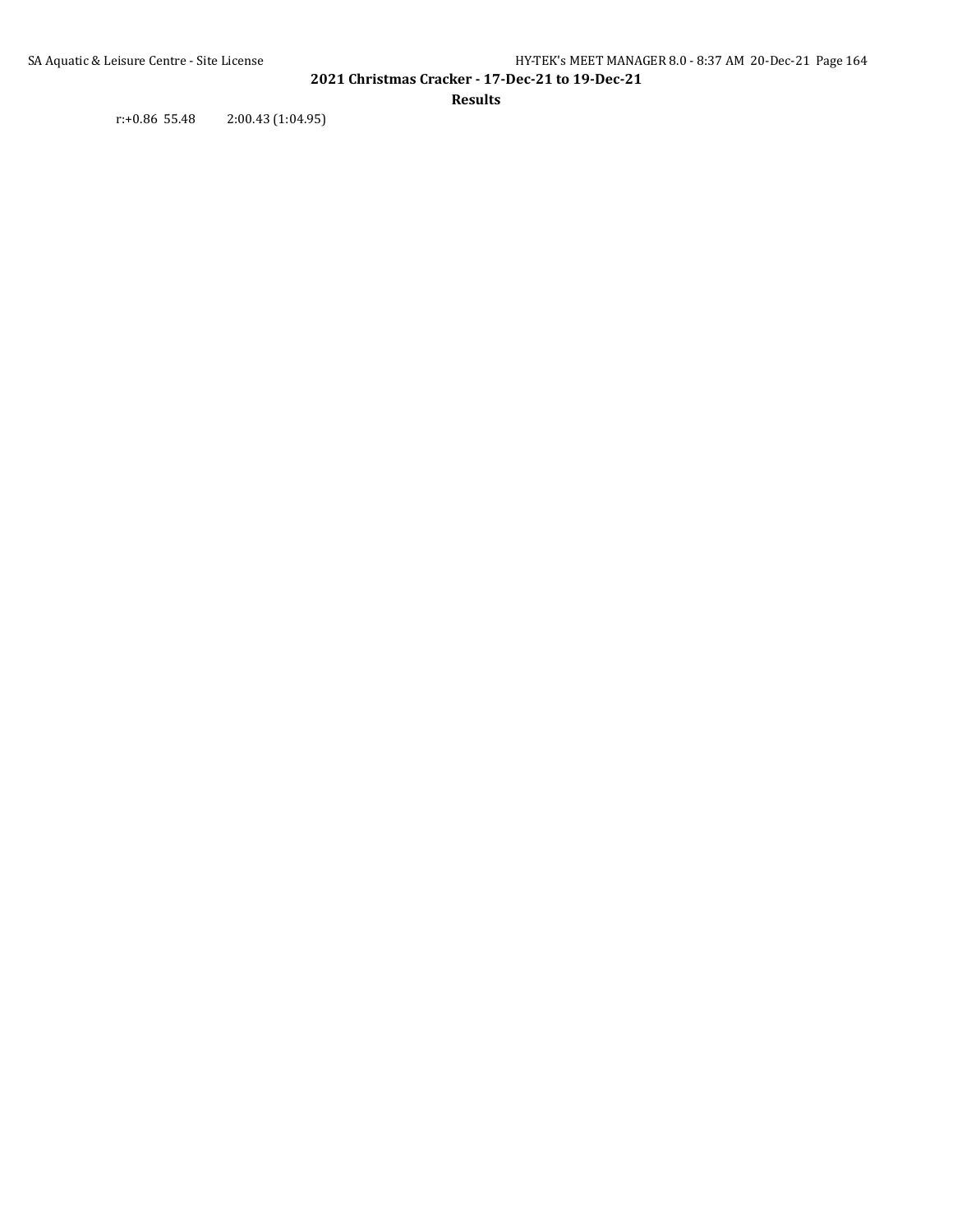r:+0.86  55.48          2:00.43 (1:04.95)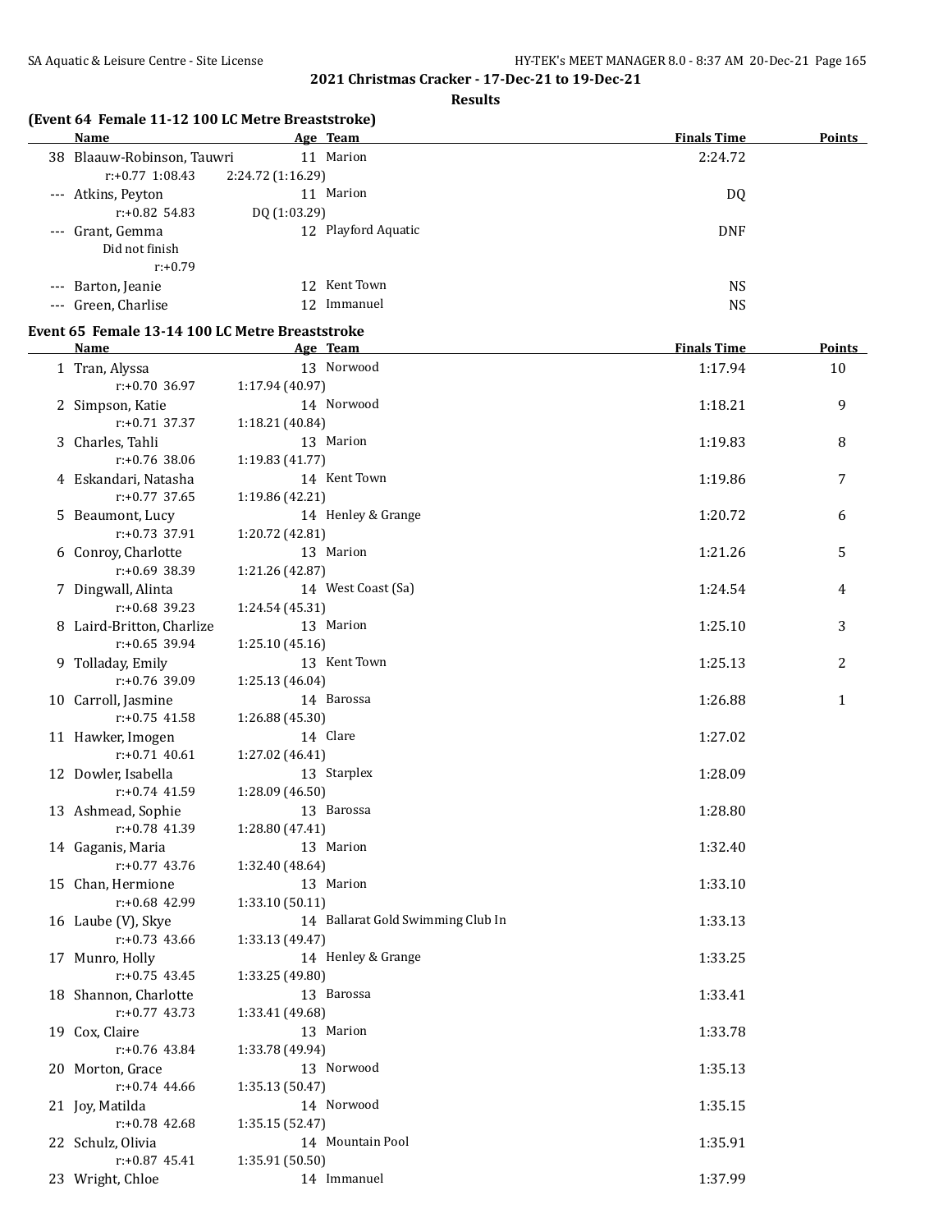## 2021 Christmas Cracker - 17-Dec-21 to 19-Dec-21

### Results

**(Event 64 Female 11-12 100 LC Metre Breaststroke)**

| | Name | Age | Team | Finals Time | Points |
|---|---|---|---|---|---|
| 38 | Blaauw-Robinson, Tauwri | 11 | Marion | 2:24.72 | |
| | r:+0.77 1:08.43 | 2:24.72 (1:16.29) | | | |
| --- | Atkins, Peyton | 11 | Marion | DQ | |
| | r:+0.82 54.83 | DQ (1:03.29) | | | |
| --- | Grant, Gemma | 12 | Playford Aquatic | DNF | |
| | Did not finish | | | | |
| | r:+0.79 | | | | |
| --- | Barton, Jeanie | 12 | Kent Town | NS | |
| --- | Green, Charlise | 12 | Immanuel | NS | |

**Event 65 Female 13-14 100 LC Metre Breaststroke**

| | Name | Age | Team | Finals Time | Points |
|---|---|---|---|---|---|
| 1 | Tran, Alyssa | 13 | Norwood | 1:17.94 | 10 |
| | r:+0.70 36.97 | 1:17.94 (40.97) | | | |
| 2 | Simpson, Katie | 14 | Norwood | 1:18.21 | 9 |
| | r:+0.71 37.37 | 1:18.21 (40.84) | | | |
| 3 | Charles, Tahli | 13 | Marion | 1:19.83 | 8 |
| | r:+0.76 38.06 | 1:19.83 (41.77) | | | |
| 4 | Eskandari, Natasha | 14 | Kent Town | 1:19.86 | 7 |
| | r:+0.77 37.65 | 1:19.86 (42.21) | | | |
| 5 | Beaumont, Lucy | 14 | Henley & Grange | 1:20.72 | 6 |
| | r:+0.73 37.91 | 1:20.72 (42.81) | | | |
| 6 | Conroy, Charlotte | 13 | Marion | 1:21.26 | 5 |
| | r:+0.69 38.39 | 1:21.26 (42.87) | | | |
| 7 | Dingwall, Alinta | 14 | West Coast (Sa) | 1:24.54 | 4 |
| | r:+0.68 39.23 | 1:24.54 (45.31) | | | |
| 8 | Laird-Britton, Charlize | 13 | Marion | 1:25.10 | 3 |
| | r:+0.65 39.94 | 1:25.10 (45.16) | | | |
| 9 | Tolladay, Emily | 13 | Kent Town | 1:25.13 | 2 |
| | r:+0.76 39.09 | 1:25.13 (46.04) | | | |
| 10 | Carroll, Jasmine | 14 | Barossa | 1:26.88 | 1 |
| | r:+0.75 41.58 | 1:26.88 (45.30) | | | |
| 11 | Hawker, Imogen | 14 | Clare | 1:27.02 | |
| | r:+0.71 40.61 | 1:27.02 (46.41) | | | |
| 12 | Dowler, Isabella | 13 | Starplex | 1:28.09 | |
| | r:+0.74 41.59 | 1:28.09 (46.50) | | | |
| 13 | Ashmead, Sophie | 13 | Barossa | 1:28.80 | |
| | r:+0.78 41.39 | 1:28.80 (47.41) | | | |
| 14 | Gaganis, Maria | 13 | Marion | 1:32.40 | |
| | r:+0.77 43.76 | 1:32.40 (48.64) | | | |
| 15 | Chan, Hermione | 13 | Marion | 1:33.10 | |
| | r:+0.68 42.99 | 1:33.10 (50.11) | | | |
| 16 | Laube (V), Skye | 14 | Ballarat Gold Swimming Club In | 1:33.13 | |
| | r:+0.73 43.66 | 1:33.13 (49.47) | | | |
| 17 | Munro, Holly | 14 | Henley & Grange | 1:33.25 | |
| | r:+0.75 43.45 | 1:33.25 (49.80) | | | |
| 18 | Shannon, Charlotte | 13 | Barossa | 1:33.41 | |
| | r:+0.77 43.73 | 1:33.41 (49.68) | | | |
| 19 | Cox, Claire | 13 | Marion | 1:33.78 | |
| | r:+0.76 43.84 | 1:33.78 (49.94) | | | |
| 20 | Morton, Grace | 13 | Norwood | 1:35.13 | |
| | r:+0.74 44.66 | 1:35.13 (50.47) | | | |
| 21 | Joy, Matilda | 14 | Norwood | 1:35.15 | |
| | r:+0.78 42.68 | 1:35.15 (52.47) | | | |
| 22 | Schulz, Olivia | 14 | Mountain Pool | 1:35.91 | |
| | r:+0.87 45.41 | 1:35.91 (50.50) | | | |
| 23 | Wright, Chloe | 14 | Immanuel | 1:37.99 | |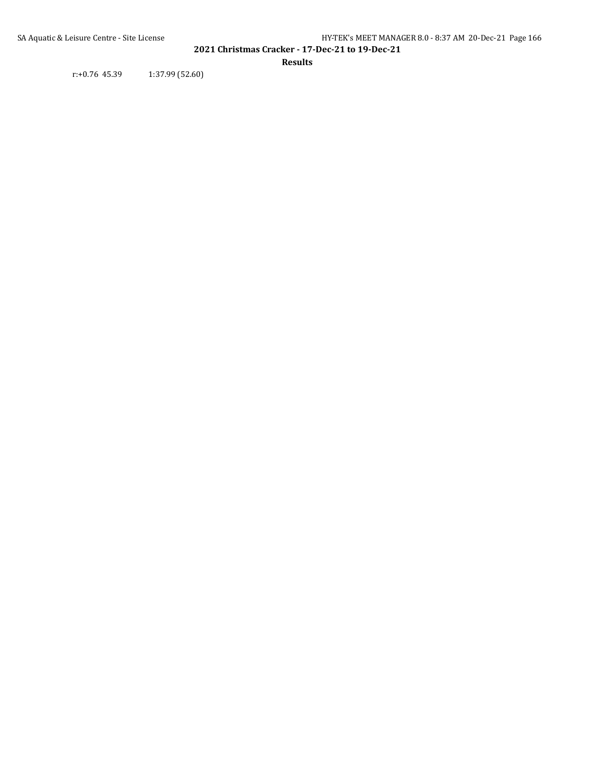r:+0.76 45.39 1:37.99 (52.60)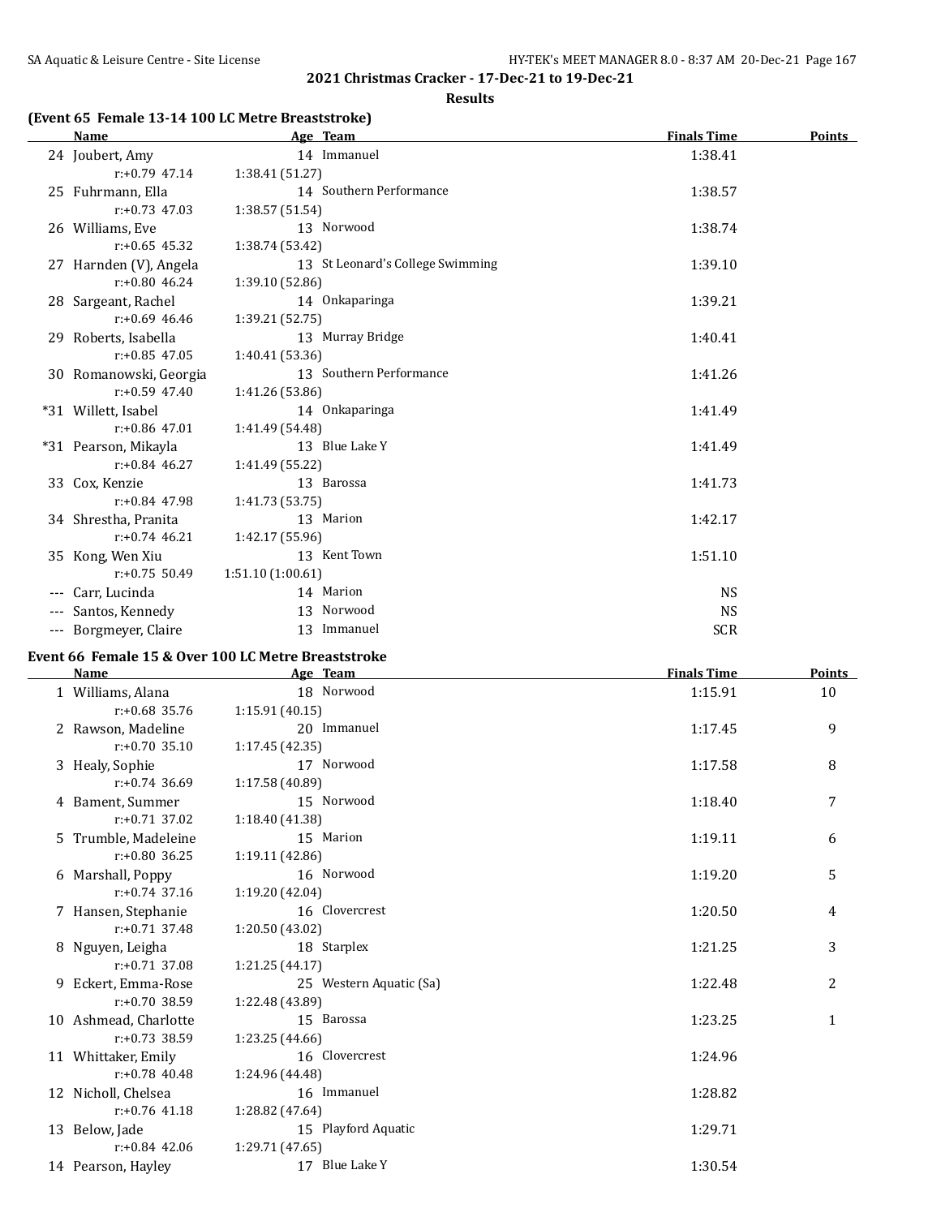## 2021 Christmas Cracker - 17-Dec-21 to 19-Dec-21

### Results

### (Event 65 Female 13-14 100 LC Metre Breaststroke)

| | Name | Age | Team | Finals Time | Points |
|---|---|---|---|---|---|
| 24 | Joubert, Amy | 14 | Immanuel | 1:38.41 | |
| | r:+0.79 47.14 | 1:38.41 (51.27) | | | |
| 25 | Fuhrmann, Ella | 14 | Southern Performance | 1:38.57 | |
| | r:+0.73 47.03 | 1:38.57 (51.54) | | | |
| 26 | Williams, Eve | 13 | Norwood | 1:38.74 | |
| | r:+0.65 45.32 | 1:38.74 (53.42) | | | |
| 27 | Harnden (V), Angela | 13 | St Leonard's College Swimming | 1:39.10 | |
| | r:+0.80 46.24 | 1:39.10 (52.86) | | | |
| 28 | Sargeant, Rachel | 14 | Onkaparinga | 1:39.21 | |
| | r:+0.69 46.46 | 1:39.21 (52.75) | | | |
| 29 | Roberts, Isabella | 13 | Murray Bridge | 1:40.41 | |
| | r:+0.85 47.05 | 1:40.41 (53.36) | | | |
| 30 | Romanowski, Georgia | 13 | Southern Performance | 1:41.26 | |
| | r:+0.59 47.40 | 1:41.26 (53.86) | | | |
| *31 | Willett, Isabel | 14 | Onkaparinga | 1:41.49 | |
| | r:+0.86 47.01 | 1:41.49 (54.48) | | | |
| *31 | Pearson, Mikayla | 13 | Blue Lake Y | 1:41.49 | |
| | r:+0.84 46.27 | 1:41.49 (55.22) | | | |
| 33 | Cox, Kenzie | 13 | Barossa | 1:41.73 | |
| | r:+0.84 47.98 | 1:41.73 (53.75) | | | |
| 34 | Shrestha, Pranita | 13 | Marion | 1:42.17 | |
| | r:+0.74 46.21 | 1:42.17 (55.96) | | | |
| 35 | Kong, Wen Xiu | 13 | Kent Town | 1:51.10 | |
| | r:+0.75 50.49 | 1:51.10 (1:00.61) | | | |
| --- | Carr, Lucinda | 14 | Marion | NS | |
| --- | Santos, Kennedy | 13 | Norwood | NS | |
| --- | Borgmeyer, Claire | 13 | Immanuel | SCR | |

### Event 66 Female 15 & Over 100 LC Metre Breaststroke

| | Name | Age | Team | Finals Time | Points |
|---|---|---|---|---|---|
| 1 | Williams, Alana | 18 | Norwood | 1:15.91 | 10 |
| | r:+0.68 35.76 | 1:15.91 (40.15) | | | |
| 2 | Rawson, Madeline | 20 | Immanuel | 1:17.45 | 9 |
| | r:+0.70 35.10 | 1:17.45 (42.35) | | | |
| 3 | Healy, Sophie | 17 | Norwood | 1:17.58 | 8 |
| | r:+0.74 36.69 | 1:17.58 (40.89) | | | |
| 4 | Bament, Summer | 15 | Norwood | 1:18.40 | 7 |
| | r:+0.71 37.02 | 1:18.40 (41.38) | | | |
| 5 | Trumble, Madeleine | 15 | Marion | 1:19.11 | 6 |
| | r:+0.80 36.25 | 1:19.11 (42.86) | | | |
| 6 | Marshall, Poppy | 16 | Norwood | 1:19.20 | 5 |
| | r:+0.74 37.16 | 1:19.20 (42.04) | | | |
| 7 | Hansen, Stephanie | 16 | Clovercrest | 1:20.50 | 4 |
| | r:+0.71 37.48 | 1:20.50 (43.02) | | | |
| 8 | Nguyen, Leigha | 18 | Starplex | 1:21.25 | 3 |
| | r:+0.71 37.08 | 1:21.25 (44.17) | | | |
| 9 | Eckert, Emma-Rose | 25 | Western Aquatic (Sa) | 1:22.48 | 2 |
| | r:+0.70 38.59 | 1:22.48 (43.89) | | | |
| 10 | Ashmead, Charlotte | 15 | Barossa | 1:23.25 | 1 |
| | r:+0.73 38.59 | 1:23.25 (44.66) | | | |
| 11 | Whittaker, Emily | 16 | Clovercrest | 1:24.96 | |
| | r:+0.78 40.48 | 1:24.96 (44.48) | | | |
| 12 | Nicholl, Chelsea | 16 | Immanuel | 1:28.82 | |
| | r:+0.76 41.18 | 1:28.82 (47.64) | | | |
| 13 | Below, Jade | 15 | Playford Aquatic | 1:29.71 | |
| | r:+0.84 42.06 | 1:29.71 (47.65) | | | |
| 14 | Pearson, Hayley | 17 | Blue Lake Y | 1:30.54 | |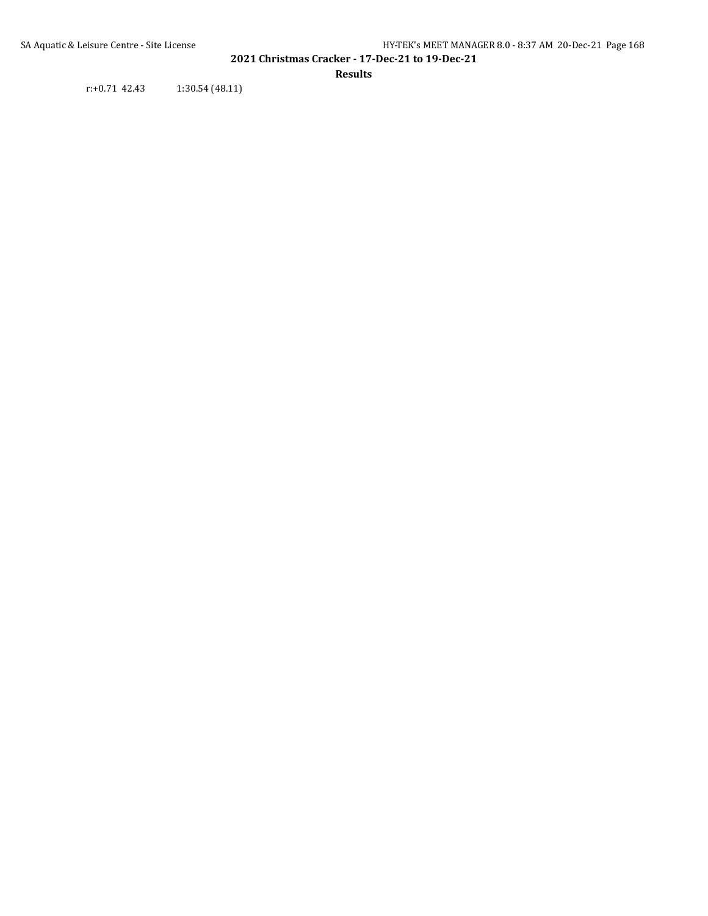r:+0.71 42.43 1:30.54 (48.11)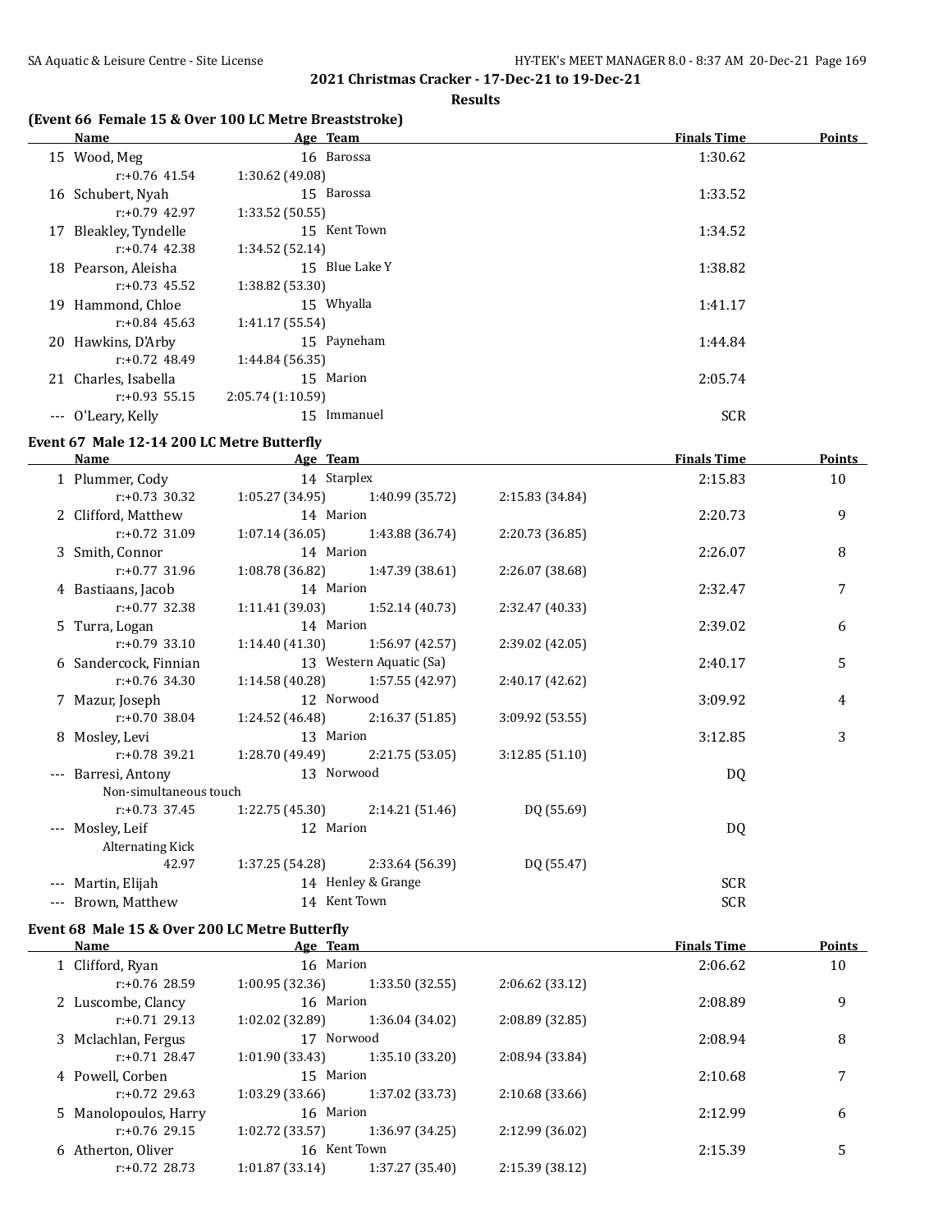## 2021 Christmas Cracker - 17-Dec-21 to 19-Dec-21

### Results

### (Event 66 Female 15 & Over 100 LC Metre Breaststroke)

| | Name | Age | Team | Finals Time | Points |
|---|---|---|---|---|---|
| 15 | Wood, Meg | 16 | Barossa | 1:30.62 | |
| | r:+0.76 41.54 | 1:30.62 (49.08) | | | |
| 16 | Schubert, Nyah | 15 | Barossa | 1:33.52 | |
| | r:+0.79 42.97 | 1:33.52 (50.55) | | | |
| 17 | Bleakley, Tyndelle | 15 | Kent Town | 1:34.52 | |
| | r:+0.74 42.38 | 1:34.52 (52.14) | | | |
| 18 | Pearson, Aleisha | 15 | Blue Lake Y | 1:38.82 | |
| | r:+0.73 45.52 | 1:38.82 (53.30) | | | |
| 19 | Hammond, Chloe | 15 | Whyalla | 1:41.17 | |
| | r:+0.84 45.63 | 1:41.17 (55.54) | | | |
| 20 | Hawkins, D'Arby | 15 | Payneham | 1:44.84 | |
| | r:+0.72 48.49 | 1:44.84 (56.35) | | | |
| 21 | Charles, Isabella | 15 | Marion | 2:05.74 | |
| | r:+0.93 55.15 | 2:05.74 (1:10.59) | | | |
| --- | O'Leary, Kelly | 15 | Immanuel | SCR | |

### Event 67 Male 12-14 200 LC Metre Butterfly

| | Name | Age | Team | | | Finals Time | Points |
|---|---|---|---|---|---|---|---|
| 1 | Plummer, Cody | 14 | Starplex | | | 2:15.83 | 10 |
| | r:+0.73 30.32 | 1:05.27 (34.95) | 1:40.99 (35.72) | 2:15.83 (34.84) | | | |
| 2 | Clifford, Matthew | 14 | Marion | | | 2:20.73 | 9 |
| | r:+0.72 31.09 | 1:07.14 (36.05) | 1:43.88 (36.74) | 2:20.73 (36.85) | | | |
| 3 | Smith, Connor | 14 | Marion | | | 2:26.07 | 8 |
| | r:+0.77 31.96 | 1:08.78 (36.82) | 1:47.39 (38.61) | 2:26.07 (38.68) | | | |
| 4 | Bastiaans, Jacob | 14 | Marion | | | 2:32.47 | 7 |
| | r:+0.77 32.38 | 1:11.41 (39.03) | 1:52.14 (40.73) | 2:32.47 (40.33) | | | |
| 5 | Turra, Logan | 14 | Marion | | | 2:39.02 | 6 |
| | r:+0.79 33.10 | 1:14.40 (41.30) | 1:56.97 (42.57) | 2:39.02 (42.05) | | | |
| 6 | Sandercock, Finnian | 13 | Western Aquatic (Sa) | | | 2:40.17 | 5 |
| | r:+0.76 34.30 | 1:14.58 (40.28) | 1:57.55 (42.97) | 2:40.17 (42.62) | | | |
| 7 | Mazur, Joseph | 12 | Norwood | | | 3:09.92 | 4 |
| | r:+0.70 38.04 | 1:24.52 (46.48) | 2:16.37 (51.85) | 3:09.92 (53.55) | | | |
| 8 | Mosley, Levi | 13 | Marion | | | 3:12.85 | 3 |
| | r:+0.78 39.21 | 1:28.70 (49.49) | 2:21.75 (53.05) | 3:12.85 (51.10) | | | |
| --- | Barresi, Antony | 13 | Norwood | | | DQ | |
| | Non-simultaneous touch | | | | | | |
| | r:+0.73 37.45 | 1:22.75 (45.30) | 2:14.21 (51.46) | DQ (55.69) | | | |
| --- | Mosley, Leif | 12 | Marion | | | DQ | |
| | Alternating Kick | | | | | | |
| | 42.97 | 1:37.25 (54.28) | 2:33.64 (56.39) | DQ (55.47) | | | |
| --- | Martin, Elijah | 14 | Henley & Grange | | | SCR | |
| --- | Brown, Matthew | 14 | Kent Town | | | SCR | |

### Event 68 Male 15 & Over 200 LC Metre Butterfly

| | Name | Age | Team | | | Finals Time | Points |
|---|---|---|---|---|---|---|---|
| 1 | Clifford, Ryan | 16 | Marion | | | 2:06.62 | 10 |
| | r:+0.76 28.59 | 1:00.95 (32.36) | 1:33.50 (32.55) | 2:06.62 (33.12) | | | |
| 2 | Luscombe, Clancy | 16 | Marion | | | 2:08.89 | 9 |
| | r:+0.71 29.13 | 1:02.02 (32.89) | 1:36.04 (34.02) | 2:08.89 (32.85) | | | |
| 3 | Mclachlan, Fergus | 17 | Norwood | | | 2:08.94 | 8 |
| | r:+0.71 28.47 | 1:01.90 (33.43) | 1:35.10 (33.20) | 2:08.94 (33.84) | | | |
| 4 | Powell, Corben | 15 | Marion | | | 2:10.68 | 7 |
| | r:+0.72 29.63 | 1:03.29 (33.66) | 1:37.02 (33.73) | 2:10.68 (33.66) | | | |
| 5 | Manolopoulos, Harry | 16 | Marion | | | 2:12.99 | 6 |
| | r:+0.76 29.15 | 1:02.72 (33.57) | 1:36.97 (34.25) | 2:12.99 (36.02) | | | |
| 6 | Atherton, Oliver | 16 | Kent Town | | | 2:15.39 | 5 |
| | r:+0.72 28.73 | 1:01.87 (33.14) | 1:37.27 (35.40) | 2:15.39 (38.12) | | | |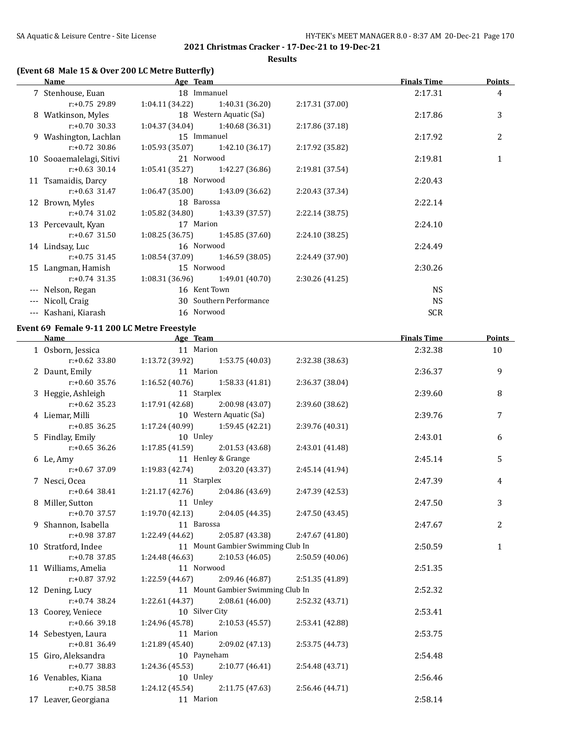## 2021 Christmas Cracker - 17-Dec-21 to 19-Dec-21

### Results

**(Event 68 Male 15 & Over 200 LC Metre Butterfly)**

| | Name | Age | Team | | | Finals Time | Points |
|---|---|---|---|---|---|---|---|
| 7 | Stenhouse, Euan | 18 | Immanuel | | | 2:17.31 | 4 |
| | r:+0.75 29.89 | 1:04.11 (34.22) | 1:40.31 (36.20) | 2:17.31 (37.00) | | | |
| 8 | Watkinson, Myles | 18 | Western Aquatic (Sa) | | | 2:17.86 | 3 |
| | r:+0.70 30.33 | 1:04.37 (34.04) | 1:40.68 (36.31) | 2:17.86 (37.18) | | | |
| 9 | Washington, Lachlan | 15 | Immanuel | | | 2:17.92 | 2 |
| | r:+0.72 30.86 | 1:05.93 (35.07) | 1:42.10 (36.17) | 2:17.92 (35.82) | | | |
| 10 | Sooaemalelagi, Sitivi | 21 | Norwood | | | 2:19.81 | 1 |
| | r:+0.63 30.14 | 1:05.41 (35.27) | 1:42.27 (36.86) | 2:19.81 (37.54) | | | |
| 11 | Tsamaidis, Darcy | 18 | Norwood | | | 2:20.43 | |
| | r:+0.63 31.47 | 1:06.47 (35.00) | 1:43.09 (36.62) | 2:20.43 (37.34) | | | |
| 12 | Brown, Myles | 18 | Barossa | | | 2:22.14 | |
| | r:+0.74 31.02 | 1:05.82 (34.80) | 1:43.39 (37.57) | 2:22.14 (38.75) | | | |
| 13 | Percevault, Kyan | 17 | Marion | | | 2:24.10 | |
| | r:+0.67 31.50 | 1:08.25 (36.75) | 1:45.85 (37.60) | 2:24.10 (38.25) | | | |
| 14 | Lindsay, Luc | 16 | Norwood | | | 2:24.49 | |
| | r:+0.75 31.45 | 1:08.54 (37.09) | 1:46.59 (38.05) | 2:24.49 (37.90) | | | |
| 15 | Langman, Hamish | 15 | Norwood | | | 2:30.26 | |
| | r:+0.74 31.35 | 1:08.31 (36.96) | 1:49.01 (40.70) | 2:30.26 (41.25) | | | |
| --- | Nelson, Regan | 16 | Kent Town | | | NS | |
| --- | Nicoll, Craig | 30 | Southern Performance | | | NS | |
| --- | Kashani, Kiarash | 16 | Norwood | | | SCR | |

**Event 69 Female 9-11 200 LC Metre Freestyle**

| | Name | Age | Team | | | Finals Time | Points |
|---|---|---|---|---|---|---|---|
| 1 | Osborn, Jessica | 11 | Marion | | | 2:32.38 | 10 |
| | r:+0.62 33.80 | 1:13.72 (39.92) | 1:53.75 (40.03) | 2:32.38 (38.63) | | | |
| 2 | Daunt, Emily | 11 | Marion | | | 2:36.37 | 9 |
| | r:+0.60 35.76 | 1:16.52 (40.76) | 1:58.33 (41.81) | 2:36.37 (38.04) | | | |
| 3 | Heggie, Ashleigh | 11 | Starplex | | | 2:39.60 | 8 |
| | r:+0.62 35.23 | 1:17.91 (42.68) | 2:00.98 (43.07) | 2:39.60 (38.62) | | | |
| 4 | Liemar, Milli | 10 | Western Aquatic (Sa) | | | 2:39.76 | 7 |
| | r:+0.85 36.25 | 1:17.24 (40.99) | 1:59.45 (42.21) | 2:39.76 (40.31) | | | |
| 5 | Findlay, Emily | 10 | Unley | | | 2:43.01 | 6 |
| | r:+0.65 36.26 | 1:17.85 (41.59) | 2:01.53 (43.68) | 2:43.01 (41.48) | | | |
| 6 | Le, Amy | 11 | Henley & Grange | | | 2:45.14 | 5 |
| | r:+0.67 37.09 | 1:19.83 (42.74) | 2:03.20 (43.37) | 2:45.14 (41.94) | | | |
| 7 | Nesci, Ocea | 11 | Starplex | | | 2:47.39 | 4 |
| | r:+0.64 38.41 | 1:21.17 (42.76) | 2:04.86 (43.69) | 2:47.39 (42.53) | | | |
| 8 | Miller, Sutton | 11 | Unley | | | 2:47.50 | 3 |
| | r:+0.70 37.57 | 1:19.70 (42.13) | 2:04.05 (44.35) | 2:47.50 (43.45) | | | |
| 9 | Shannon, Isabella | 11 | Barossa | | | 2:47.67 | 2 |
| | r:+0.98 37.87 | 1:22.49 (44.62) | 2:05.87 (43.38) | 2:47.67 (41.80) | | | |
| 10 | Stratford, Indee | 11 | Mount Gambier Swimming Club In | | | 2:50.59 | 1 |
| | r:+0.78 37.85 | 1:24.48 (46.63) | 2:10.53 (46.05) | 2:50.59 (40.06) | | | |
| 11 | Williams, Amelia | 11 | Norwood | | | 2:51.35 | |
| | r:+0.87 37.92 | 1:22.59 (44.67) | 2:09.46 (46.87) | 2:51.35 (41.89) | | | |
| 12 | Dening, Lucy | 11 | Mount Gambier Swimming Club In | | | 2:52.32 | |
| | r:+0.74 38.24 | 1:22.61 (44.37) | 2:08.61 (46.00) | 2:52.32 (43.71) | | | |
| 13 | Coorey, Veniece | 10 | Silver City | | | 2:53.41 | |
| | r:+0.66 39.18 | 1:24.96 (45.78) | 2:10.53 (45.57) | 2:53.41 (42.88) | | | |
| 14 | Sebestyen, Laura | 11 | Marion | | | 2:53.75 | |
| | r:+0.81 36.49 | 1:21.89 (45.40) | 2:09.02 (47.13) | 2:53.75 (44.73) | | | |
| 15 | Giro, Aleksandra | 10 | Payneham | | | 2:54.48 | |
| | r:+0.77 38.83 | 1:24.36 (45.53) | 2:10.77 (46.41) | 2:54.48 (43.71) | | | |
| 16 | Venables, Kiana | 10 | Unley | | | 2:56.46 | |
| | r:+0.75 38.58 | 1:24.12 (45.54) | 2:11.75 (47.63) | 2:56.46 (44.71) | | | |
| 17 | Leaver, Georgiana | 11 | Marion | | | 2:58.14 | |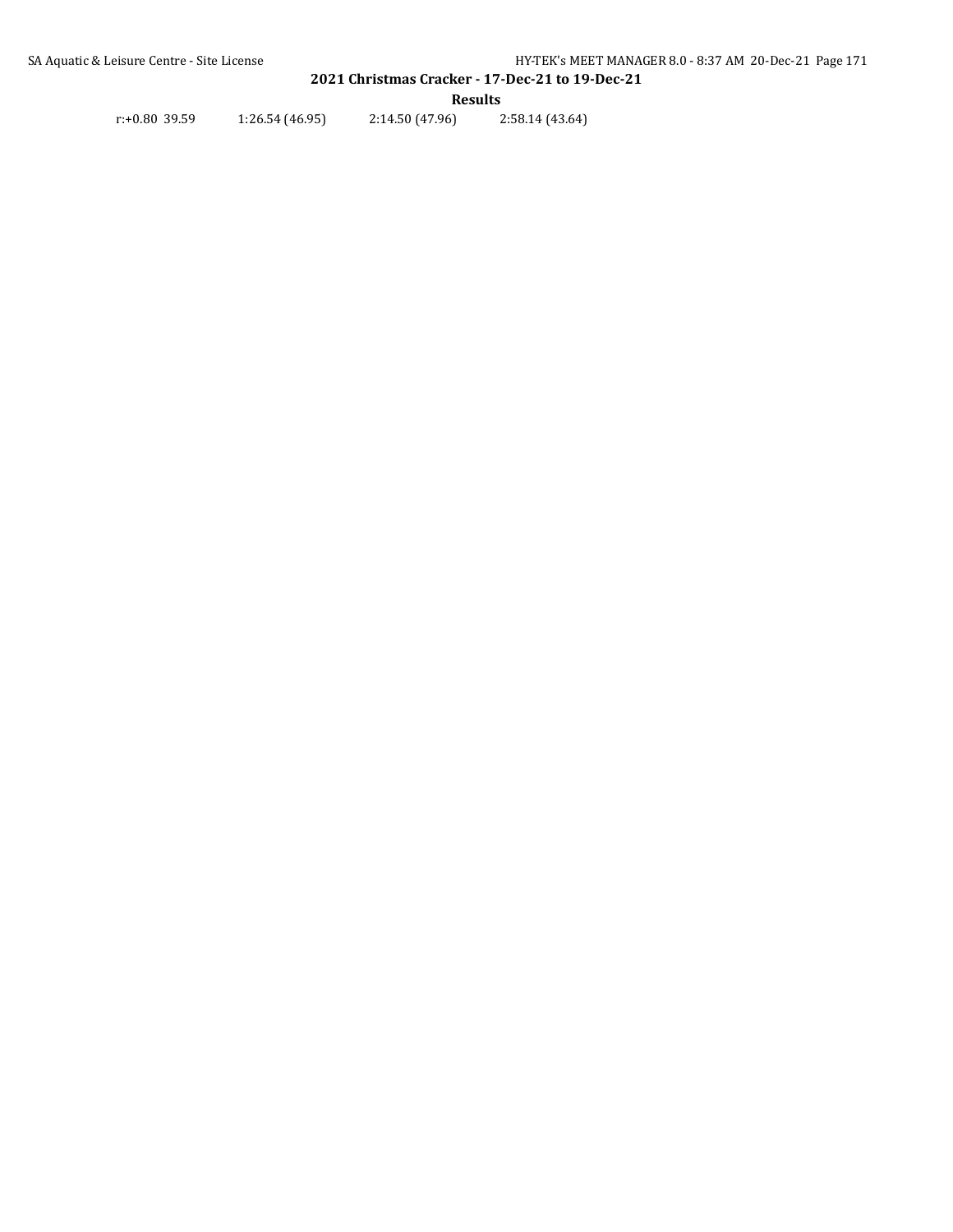r:+0.80 39.59 1:26.54 (46.95) 2:14.50 (47.96) 2:58.14 (43.64)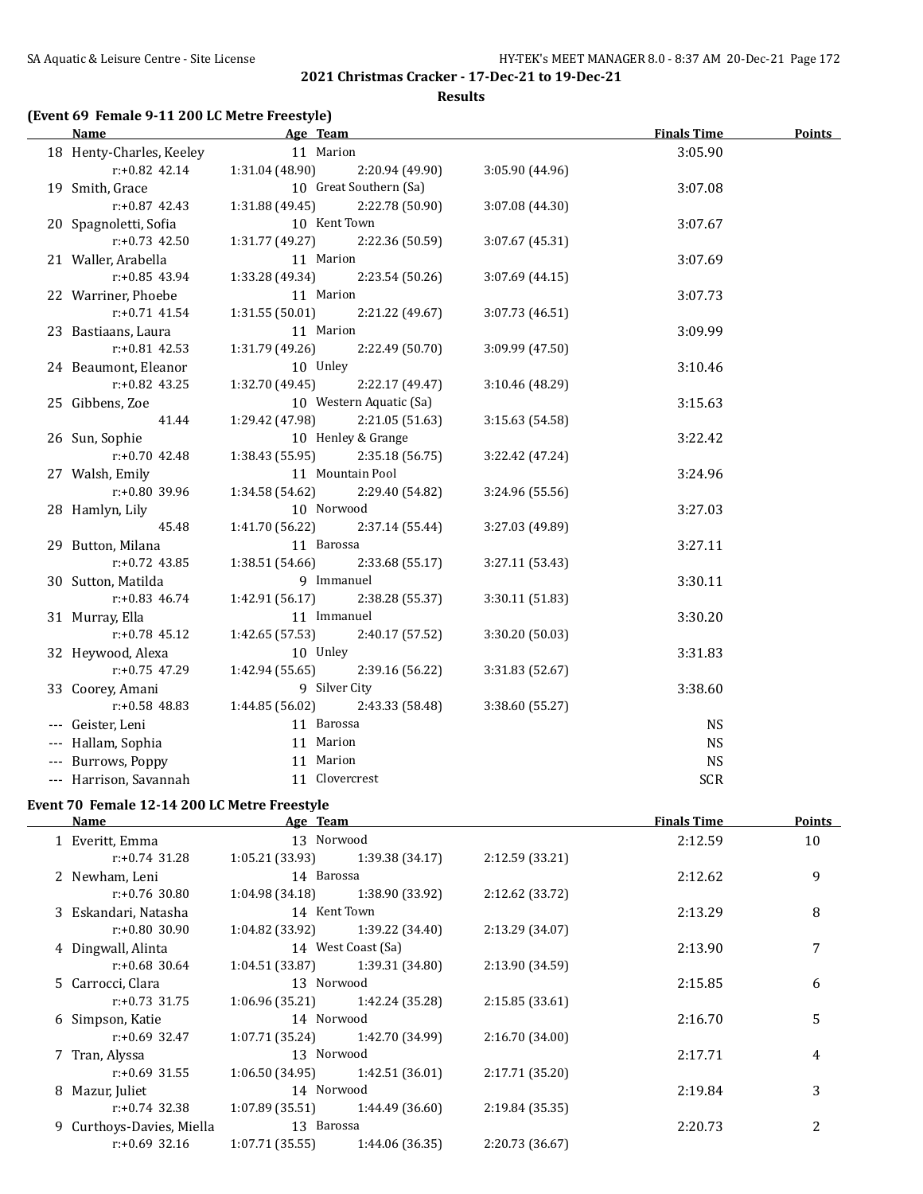## 2021 Christmas Cracker - 17-Dec-21 to 19-Dec-21

### Results

### (Event 69 Female 9-11 200 LC Metre Freestyle)

| | Name | Age | Team | | Finals Time | Points |
|---|---|---|---|---|---|---|
| 18 | Henty-Charles, Keeley | 11 | Marion | | 3:05.90 | |
| | r:+0.82 42.14 | 1:31.04 (48.90) | 2:20.94 (49.90) | 3:05.90 (44.96) | | |
| 19 | Smith, Grace | 10 | Great Southern (Sa) | | 3:07.08 | |
| | r:+0.87 42.43 | 1:31.88 (49.45) | 2:22.78 (50.90) | 3:07.08 (44.30) | | |
| 20 | Spagnoletti, Sofia | 10 | Kent Town | | 3:07.67 | |
| | r:+0.73 42.50 | 1:31.77 (49.27) | 2:22.36 (50.59) | 3:07.67 (45.31) | | |
| 21 | Waller, Arabella | 11 | Marion | | 3:07.69 | |
| | r:+0.85 43.94 | 1:33.28 (49.34) | 2:23.54 (50.26) | 3:07.69 (44.15) | | |
| 22 | Warriner, Phoebe | 11 | Marion | | 3:07.73 | |
| | r:+0.71 41.54 | 1:31.55 (50.01) | 2:21.22 (49.67) | 3:07.73 (46.51) | | |
| 23 | Bastiaans, Laura | 11 | Marion | | 3:09.99 | |
| | r:+0.81 42.53 | 1:31.79 (49.26) | 2:22.49 (50.70) | 3:09.99 (47.50) | | |
| 24 | Beaumont, Eleanor | 10 | Unley | | 3:10.46 | |
| | r:+0.82 43.25 | 1:32.70 (49.45) | 2:22.17 (49.47) | 3:10.46 (48.29) | | |
| 25 | Gibbens, Zoe | 10 | Western Aquatic (Sa) | | 3:15.63 | |
| | 41.44 | 1:29.42 (47.98) | 2:21.05 (51.63) | 3:15.63 (54.58) | | |
| 26 | Sun, Sophie | 10 | Henley & Grange | | 3:22.42 | |
| | r:+0.70 42.48 | 1:38.43 (55.95) | 2:35.18 (56.75) | 3:22.42 (47.24) | | |
| 27 | Walsh, Emily | 11 | Mountain Pool | | 3:24.96 | |
| | r:+0.80 39.96 | 1:34.58 (54.62) | 2:29.40 (54.82) | 3:24.96 (55.56) | | |
| 28 | Hamlyn, Lily | 10 | Norwood | | 3:27.03 | |
| | 45.48 | 1:41.70 (56.22) | 2:37.14 (55.44) | 3:27.03 (49.89) | | |
| 29 | Button, Milana | 11 | Barossa | | 3:27.11 | |
| | r:+0.72 43.85 | 1:38.51 (54.66) | 2:33.68 (55.17) | 3:27.11 (53.43) | | |
| 30 | Sutton, Matilda | 9 | Immanuel | | 3:30.11 | |
| | r:+0.83 46.74 | 1:42.91 (56.17) | 2:38.28 (55.37) | 3:30.11 (51.83) | | |
| 31 | Murray, Ella | 11 | Immanuel | | 3:30.20 | |
| | r:+0.78 45.12 | 1:42.65 (57.53) | 2:40.17 (57.52) | 3:30.20 (50.03) | | |
| 32 | Heywood, Alexa | 10 | Unley | | 3:31.83 | |
| | r:+0.75 47.29 | 1:42.94 (55.65) | 2:39.16 (56.22) | 3:31.83 (52.67) | | |
| 33 | Coorey, Amani | 9 | Silver City | | 3:38.60 | |
| | r:+0.58 48.83 | 1:44.85 (56.02) | 2:43.33 (58.48) | 3:38.60 (55.27) | | |
| --- | Geister, Leni | 11 | Barossa | | NS | |
| --- | Hallam, Sophia | 11 | Marion | | NS | |
| --- | Burrows, Poppy | 11 | Marion | | NS | |
| --- | Harrison, Savannah | 11 | Clovercrest | | SCR | |

### Event 70 Female 12-14 200 LC Metre Freestyle

| | Name | Age | Team | | Finals Time | Points |
|---|---|---|---|---|---|---|
| 1 | Everitt, Emma | 13 | Norwood | | 2:12.59 | 10 |
| | r:+0.74 31.28 | 1:05.21 (33.93) | 1:39.38 (34.17) | 2:12.59 (33.21) | | |
| 2 | Newham, Leni | 14 | Barossa | | 2:12.62 | 9 |
| | r:+0.76 30.80 | 1:04.98 (34.18) | 1:38.90 (33.92) | 2:12.62 (33.72) | | |
| 3 | Eskandari, Natasha | 14 | Kent Town | | 2:13.29 | 8 |
| | r:+0.80 30.90 | 1:04.82 (33.92) | 1:39.22 (34.40) | 2:13.29 (34.07) | | |
| 4 | Dingwall, Alinta | 14 | West Coast (Sa) | | 2:13.90 | 7 |
| | r:+0.68 30.64 | 1:04.51 (33.87) | 1:39.31 (34.80) | 2:13.90 (34.59) | | |
| 5 | Carrocci, Clara | 13 | Norwood | | 2:15.85 | 6 |
| | r:+0.73 31.75 | 1:06.96 (35.21) | 1:42.24 (35.28) | 2:15.85 (33.61) | | |
| 6 | Simpson, Katie | 14 | Norwood | | 2:16.70 | 5 |
| | r:+0.69 32.47 | 1:07.71 (35.24) | 1:42.70 (34.99) | 2:16.70 (34.00) | | |
| 7 | Tran, Alyssa | 13 | Norwood | | 2:17.71 | 4 |
| | r:+0.69 31.55 | 1:06.50 (34.95) | 1:42.51 (36.01) | 2:17.71 (35.20) | | |
| 8 | Mazur, Juliet | 14 | Norwood | | 2:19.84 | 3 |
| | r:+0.74 32.38 | 1:07.89 (35.51) | 1:44.49 (36.60) | 2:19.84 (35.35) | | |
| 9 | Curthoys-Davies, Miella | 13 | Barossa | | 2:20.73 | 2 |
| | r:+0.69 32.16 | 1:07.71 (35.55) | 1:44.06 (36.35) | 2:20.73 (36.67) | | |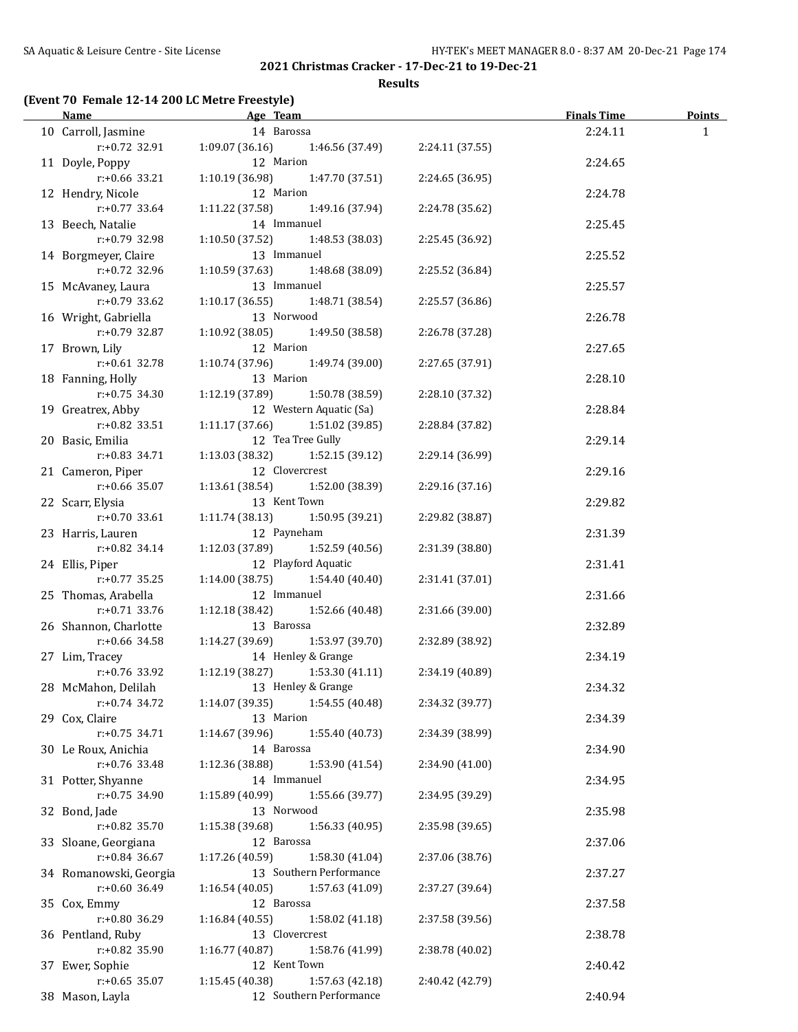## 2021 Christmas Cracker - 17-Dec-21 to 19-Dec-21

### Results

**(Event 70 Female 12-14 200 LC Metre Freestyle)**

| | Name | Age | Team | Finals Time | Points |
|---|---|---|---|---|---|
| 10 | Carroll, Jasmine | 14 | Barossa | 2:24.11 | 1 |
| | r:+0.72 32.91 | 1:09.07 (36.16) | 1:46.56 (37.49) | 2:24.11 (37.55) | |
| 11 | Doyle, Poppy | 12 | Marion | 2:24.65 | |
| | r:+0.66 33.21 | 1:10.19 (36.98) | 1:47.70 (37.51) | 2:24.65 (36.95) | |
| 12 | Hendry, Nicole | 12 | Marion | 2:24.78 | |
| | r:+0.77 33.64 | 1:11.22 (37.58) | 1:49.16 (37.94) | 2:24.78 (35.62) | |
| 13 | Beech, Natalie | 14 | Immanuel | 2:25.45 | |
| | r:+0.79 32.98 | 1:10.50 (37.52) | 1:48.53 (38.03) | 2:25.45 (36.92) | |
| 14 | Borgmeyer, Claire | 13 | Immanuel | 2:25.52 | |
| | r:+0.72 32.96 | 1:10.59 (37.63) | 1:48.68 (38.09) | 2:25.52 (36.84) | |
| 15 | McAvaney, Laura | 13 | Immanuel | 2:25.57 | |
| | r:+0.79 33.62 | 1:10.17 (36.55) | 1:48.71 (38.54) | 2:25.57 (36.86) | |
| 16 | Wright, Gabriella | 13 | Norwood | 2:26.78 | |
| | r:+0.79 32.87 | 1:10.92 (38.05) | 1:49.50 (38.58) | 2:26.78 (37.28) | |
| 17 | Brown, Lily | 12 | Marion | 2:27.65 | |
| | r:+0.61 32.78 | 1:10.74 (37.96) | 1:49.74 (39.00) | 2:27.65 (37.91) | |
| 18 | Fanning, Holly | 13 | Marion | 2:28.10 | |
| | r:+0.75 34.30 | 1:12.19 (37.89) | 1:50.78 (38.59) | 2:28.10 (37.32) | |
| 19 | Greatrex, Abby | 12 | Western Aquatic (Sa) | 2:28.84 | |
| | r:+0.82 33.51 | 1:11.17 (37.66) | 1:51.02 (39.85) | 2:28.84 (37.82) | |
| 20 | Basic, Emilia | 12 | Tea Tree Gully | 2:29.14 | |
| | r:+0.83 34.71 | 1:13.03 (38.32) | 1:52.15 (39.12) | 2:29.14 (36.99) | |
| 21 | Cameron, Piper | 12 | Clovercrest | 2:29.16 | |
| | r:+0.66 35.07 | 1:13.61 (38.54) | 1:52.00 (38.39) | 2:29.16 (37.16) | |
| 22 | Scarr, Elysia | 13 | Kent Town | 2:29.82 | |
| | r:+0.70 33.61 | 1:11.74 (38.13) | 1:50.95 (39.21) | 2:29.82 (38.87) | |
| 23 | Harris, Lauren | 12 | Payneham | 2:31.39 | |
| | r:+0.82 34.14 | 1:12.03 (37.89) | 1:52.59 (40.56) | 2:31.39 (38.80) | |
| 24 | Ellis, Piper | 12 | Playford Aquatic | 2:31.41 | |
| | r:+0.77 35.25 | 1:14.00 (38.75) | 1:54.40 (40.40) | 2:31.41 (37.01) | |
| 25 | Thomas, Arabella | 12 | Immanuel | 2:31.66 | |
| | r:+0.71 33.76 | 1:12.18 (38.42) | 1:52.66 (40.48) | 2:31.66 (39.00) | |
| 26 | Shannon, Charlotte | 13 | Barossa | 2:32.89 | |
| | r:+0.66 34.58 | 1:14.27 (39.69) | 1:53.97 (39.70) | 2:32.89 (38.92) | |
| 27 | Lim, Tracey | 14 | Henley & Grange | 2:34.19 | |
| | r:+0.76 33.92 | 1:12.19 (38.27) | 1:53.30 (41.11) | 2:34.19 (40.89) | |
| 28 | McMahon, Delilah | 13 | Henley & Grange | 2:34.32 | |
| | r:+0.74 34.72 | 1:14.07 (39.35) | 1:54.55 (40.48) | 2:34.32 (39.77) | |
| 29 | Cox, Claire | 13 | Marion | 2:34.39 | |
| | r:+0.75 34.71 | 1:14.67 (39.96) | 1:55.40 (40.73) | 2:34.39 (38.99) | |
| 30 | Le Roux, Anichia | 14 | Barossa | 2:34.90 | |
| | r:+0.76 33.48 | 1:12.36 (38.88) | 1:53.90 (41.54) | 2:34.90 (41.00) | |
| 31 | Potter, Shyanne | 14 | Immanuel | 2:34.95 | |
| | r:+0.75 34.90 | 1:15.89 (40.99) | 1:55.66 (39.77) | 2:34.95 (39.29) | |
| 32 | Bond, Jade | 13 | Norwood | 2:35.98 | |
| | r:+0.82 35.70 | 1:15.38 (39.68) | 1:56.33 (40.95) | 2:35.98 (39.65) | |
| 33 | Sloane, Georgiana | 12 | Barossa | 2:37.06 | |
| | r:+0.84 36.67 | 1:17.26 (40.59) | 1:58.30 (41.04) | 2:37.06 (38.76) | |
| 34 | Romanowski, Georgia | 13 | Southern Performance | 2:37.27 | |
| | r:+0.60 36.49 | 1:16.54 (40.05) | 1:57.63 (41.09) | 2:37.27 (39.64) | |
| 35 | Cox, Emmy | 12 | Barossa | 2:37.58 | |
| | r:+0.80 36.29 | 1:16.84 (40.55) | 1:58.02 (41.18) | 2:37.58 (39.56) | |
| 36 | Pentland, Ruby | 13 | Clovercrest | 2:38.78 | |
| | r:+0.82 35.90 | 1:16.77 (40.87) | 1:58.76 (41.99) | 2:38.78 (40.02) | |
| 37 | Ewer, Sophie | 12 | Kent Town | 2:40.42 | |
| | r:+0.65 35.07 | 1:15.45 (40.38) | 1:57.63 (42.18) | 2:40.42 (42.79) | |
| 38 | Mason, Layla | 12 | Southern Performance | 2:40.94 | |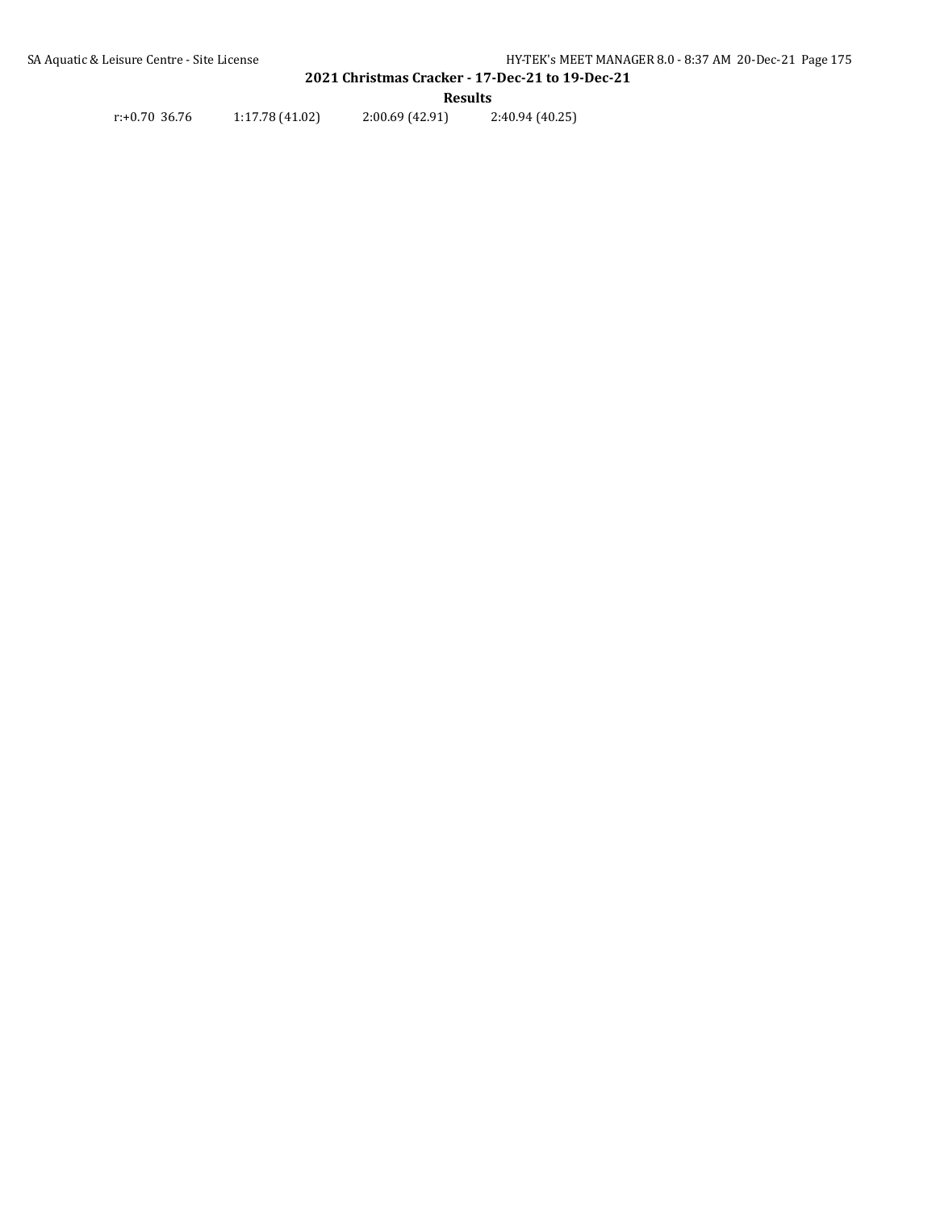## 2021 Christmas Cracker - 17-Dec-21 to 19-Dec-21

### Results

r:+0.70 36.76    1:17.78 (41.02)    2:00.69 (42.91)    2:40.94 (40.25)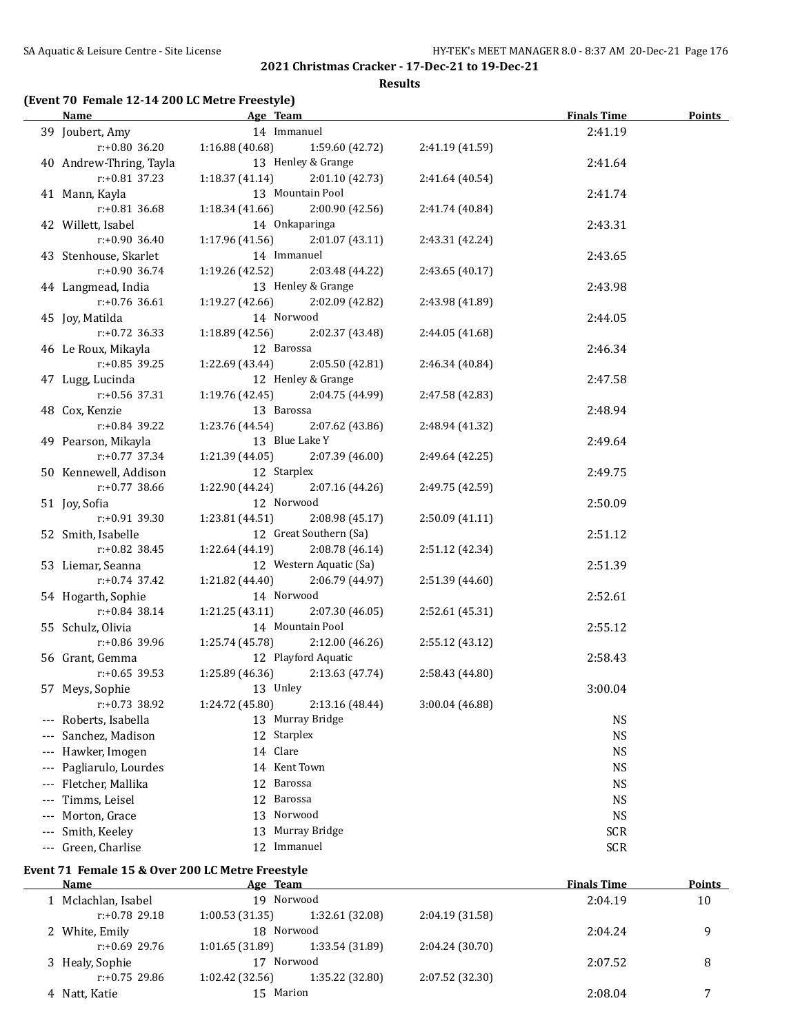## 2021 Christmas Cracker - 17-Dec-21 to 19-Dec-21

### Results

#### (Event 70 Female 12-14 200 LC Metre Freestyle)

| | Name | Age | Team | | | Finals Time | Points |
|---|---|---|---|---|---|---|---|
| 39 | Joubert, Amy | 14 | Immanuel | | | 2:41.19 | |
| | r:+0.80 36.20 | 1:16.88 (40.68) | 1:59.60 (42.72) | 2:41.19 (41.59) | | | |
| 40 | Andrew-Thring, Tayla | 13 | Henley & Grange | | | 2:41.64 | |
| | r:+0.81 37.23 | 1:18.37 (41.14) | 2:01.10 (42.73) | 2:41.64 (40.54) | | | |
| 41 | Mann, Kayla | 13 | Mountain Pool | | | 2:41.74 | |
| | r:+0.81 36.68 | 1:18.34 (41.66) | 2:00.90 (42.56) | 2:41.74 (40.84) | | | |
| 42 | Willett, Isabel | 14 | Onkaparinga | | | 2:43.31 | |
| | r:+0.90 36.40 | 1:17.96 (41.56) | 2:01.07 (43.11) | 2:43.31 (42.24) | | | |
| 43 | Stenhouse, Skarlet | 14 | Immanuel | | | 2:43.65 | |
| | r:+0.90 36.74 | 1:19.26 (42.52) | 2:03.48 (44.22) | 2:43.65 (40.17) | | | |
| 44 | Langmead, India | 13 | Henley & Grange | | | 2:43.98 | |
| | r:+0.76 36.61 | 1:19.27 (42.66) | 2:02.09 (42.82) | 2:43.98 (41.89) | | | |
| 45 | Joy, Matilda | 14 | Norwood | | | 2:44.05 | |
| | r:+0.72 36.33 | 1:18.89 (42.56) | 2:02.37 (43.48) | 2:44.05 (41.68) | | | |
| 46 | Le Roux, Mikayla | 12 | Barossa | | | 2:46.34 | |
| | r:+0.85 39.25 | 1:22.69 (43.44) | 2:05.50 (42.81) | 2:46.34 (40.84) | | | |
| 47 | Lugg, Lucinda | 12 | Henley & Grange | | | 2:47.58 | |
| | r:+0.56 37.31 | 1:19.76 (42.45) | 2:04.75 (44.99) | 2:47.58 (42.83) | | | |
| 48 | Cox, Kenzie | 13 | Barossa | | | 2:48.94 | |
| | r:+0.84 39.22 | 1:23.76 (44.54) | 2:07.62 (43.86) | 2:48.94 (41.32) | | | |
| 49 | Pearson, Mikayla | 13 | Blue Lake Y | | | 2:49.64 | |
| | r:+0.77 37.34 | 1:21.39 (44.05) | 2:07.39 (46.00) | 2:49.64 (42.25) | | | |
| 50 | Kennewell, Addison | 12 | Starplex | | | 2:49.75 | |
| | r:+0.77 38.66 | 1:22.90 (44.24) | 2:07.16 (44.26) | 2:49.75 (42.59) | | | |
| 51 | Joy, Sofia | 12 | Norwood | | | 2:50.09 | |
| | r:+0.91 39.30 | 1:23.81 (44.51) | 2:08.98 (45.17) | 2:50.09 (41.11) | | | |
| 52 | Smith, Isabelle | 12 | Great Southern (Sa) | | | 2:51.12 | |
| | r:+0.82 38.45 | 1:22.64 (44.19) | 2:08.78 (46.14) | 2:51.12 (42.34) | | | |
| 53 | Liemar, Seanna | 12 | Western Aquatic (Sa) | | | 2:51.39 | |
| | r:+0.74 37.42 | 1:21.82 (44.40) | 2:06.79 (44.97) | 2:51.39 (44.60) | | | |
| 54 | Hogarth, Sophie | 14 | Norwood | | | 2:52.61 | |
| | r:+0.84 38.14 | 1:21.25 (43.11) | 2:07.30 (46.05) | 2:52.61 (45.31) | | | |
| 55 | Schulz, Olivia | 14 | Mountain Pool | | | 2:55.12 | |
| | r:+0.86 39.96 | 1:25.74 (45.78) | 2:12.00 (46.26) | 2:55.12 (43.12) | | | |
| 56 | Grant, Gemma | 12 | Playford Aquatic | | | 2:58.43 | |
| | r:+0.65 39.53 | 1:25.89 (46.36) | 2:13.63 (47.74) | 2:58.43 (44.80) | | | |
| 57 | Meys, Sophie | 13 | Unley | | | 3:00.04 | |
| | r:+0.73 38.92 | 1:24.72 (45.80) | 2:13.16 (48.44) | 3:00.04 (46.88) | | | |
| --- | Roberts, Isabella | 13 | Murray Bridge | | | NS | |
| --- | Sanchez, Madison | 12 | Starplex | | | NS | |
| --- | Hawker, Imogen | 14 | Clare | | | NS | |
| --- | Pagliarulo, Lourdes | 14 | Kent Town | | | NS | |
| --- | Fletcher, Mallika | 12 | Barossa | | | NS | |
| --- | Timms, Leisel | 12 | Barossa | | | NS | |
| --- | Morton, Grace | 13 | Norwood | | | NS | |
| --- | Smith, Keeley | 13 | Murray Bridge | | | SCR | |
| --- | Green, Charlise | 12 | Immanuel | | | SCR | |

#### Event 71 Female 15 & Over 200 LC Metre Freestyle

| | Name | Age | Team | | | Finals Time | Points |
|---|---|---|---|---|---|---|---|
| 1 | Mclachlan, Isabel | 19 | Norwood | | | 2:04.19 | 10 |
| | r:+0.78 29.18 | 1:00.53 (31.35) | 1:32.61 (32.08) | 2:04.19 (31.58) | | | |
| 2 | White, Emily | 18 | Norwood | | | 2:04.24 | 9 |
| | r:+0.69 29.76 | 1:01.65 (31.89) | 1:33.54 (31.89) | 2:04.24 (30.70) | | | |
| 3 | Healy, Sophie | 17 | Norwood | | | 2:07.52 | 8 |
| | r:+0.75 29.86 | 1:02.42 (32.56) | 1:35.22 (32.80) | 2:07.52 (32.30) | | | |
| 4 | Natt, Katie | 15 | Marion | | | 2:08.04 | 7 |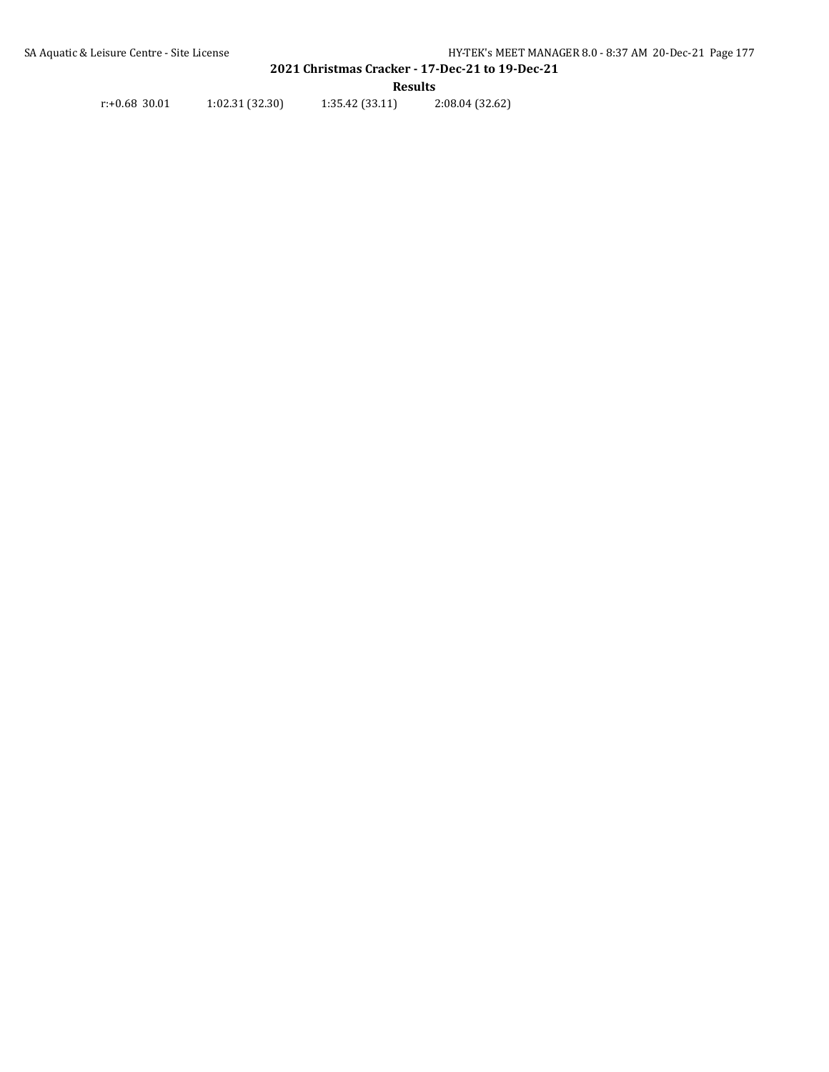r:+0.68 30.01 1:02.31 (32.30) 1:35.42 (33.11) 2:08.04 (32.62)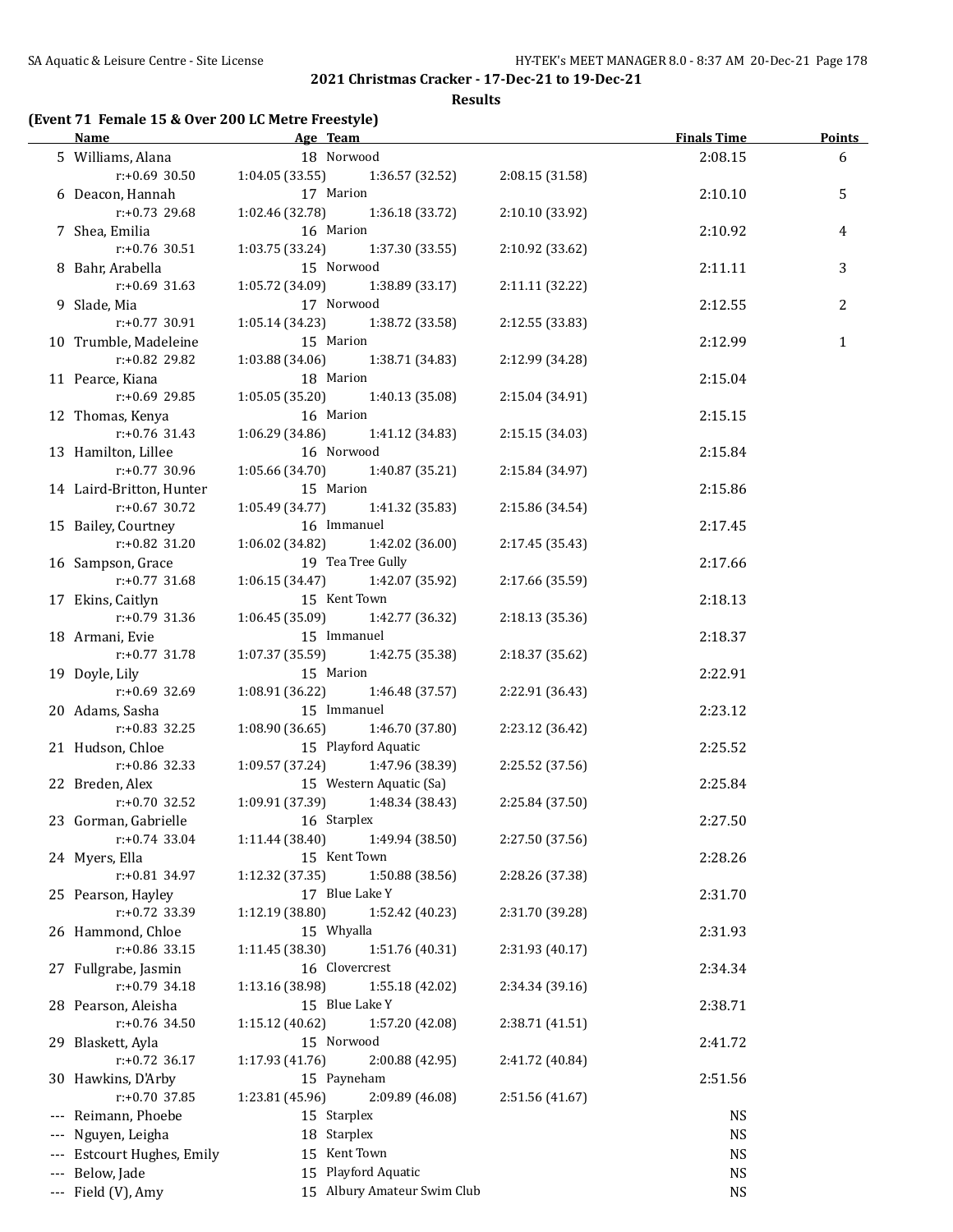## 2021 Christmas Cracker - 17-Dec-21 to 19-Dec-21

### Results

**(Event 71 Female 15 & Over 200 LC Metre Freestyle)**

| | Name | Age | Team | Finals Time | Points |
|---|---|---|---|---|---|
| 5 | Williams, Alana | 18 | Norwood | 2:08.15 | 6 |
| | r:+0.69 30.50 | 1:04.05 (33.55) | 1:36.57 (32.52) | 2:08.15 (31.58) | |
| 6 | Deacon, Hannah | 17 | Marion | 2:10.10 | 5 |
| | r:+0.73 29.68 | 1:02.46 (32.78) | 1:36.18 (33.72) | 2:10.10 (33.92) | |
| 7 | Shea, Emilia | 16 | Marion | 2:10.92 | 4 |
| | r:+0.76 30.51 | 1:03.75 (33.24) | 1:37.30 (33.55) | 2:10.92 (33.62) | |
| 8 | Bahr, Arabella | 15 | Norwood | 2:11.11 | 3 |
| | r:+0.69 31.63 | 1:05.72 (34.09) | 1:38.89 (33.17) | 2:11.11 (32.22) | |
| 9 | Slade, Mia | 17 | Norwood | 2:12.55 | 2 |
| | r:+0.77 30.91 | 1:05.14 (34.23) | 1:38.72 (33.58) | 2:12.55 (33.83) | |
| 10 | Trumble, Madeleine | 15 | Marion | 2:12.99 | 1 |
| | r:+0.82 29.82 | 1:03.88 (34.06) | 1:38.71 (34.83) | 2:12.99 (34.28) | |
| 11 | Pearce, Kiana | 18 | Marion | 2:15.04 | |
| | r:+0.69 29.85 | 1:05.05 (35.20) | 1:40.13 (35.08) | 2:15.04 (34.91) | |
| 12 | Thomas, Kenya | 16 | Marion | 2:15.15 | |
| | r:+0.76 31.43 | 1:06.29 (34.86) | 1:41.12 (34.83) | 2:15.15 (34.03) | |
| 13 | Hamilton, Lillee | 16 | Norwood | 2:15.84 | |
| | r:+0.77 30.96 | 1:05.66 (34.70) | 1:40.87 (35.21) | 2:15.84 (34.97) | |
| 14 | Laird-Britton, Hunter | 15 | Marion | 2:15.86 | |
| | r:+0.67 30.72 | 1:05.49 (34.77) | 1:41.32 (35.83) | 2:15.86 (34.54) | |
| 15 | Bailey, Courtney | 16 | Immanuel | 2:17.45 | |
| | r:+0.82 31.20 | 1:06.02 (34.82) | 1:42.02 (36.00) | 2:17.45 (35.43) | |
| 16 | Sampson, Grace | 19 | Tea Tree Gully | 2:17.66 | |
| | r:+0.77 31.68 | 1:06.15 (34.47) | 1:42.07 (35.92) | 2:17.66 (35.59) | |
| 17 | Ekins, Caitlyn | 15 | Kent Town | 2:18.13 | |
| | r:+0.79 31.36 | 1:06.45 (35.09) | 1:42.77 (36.32) | 2:18.13 (35.36) | |
| 18 | Armani, Evie | 15 | Immanuel | 2:18.37 | |
| | r:+0.77 31.78 | 1:07.37 (35.59) | 1:42.75 (35.38) | 2:18.37 (35.62) | |
| 19 | Doyle, Lily | 15 | Marion | 2:22.91 | |
| | r:+0.69 32.69 | 1:08.91 (36.22) | 1:46.48 (37.57) | 2:22.91 (36.43) | |
| 20 | Adams, Sasha | 15 | Immanuel | 2:23.12 | |
| | r:+0.83 32.25 | 1:08.90 (36.65) | 1:46.70 (37.80) | 2:23.12 (36.42) | |
| 21 | Hudson, Chloe | 15 | Playford Aquatic | 2:25.52 | |
| | r:+0.86 32.33 | 1:09.57 (37.24) | 1:47.96 (38.39) | 2:25.52 (37.56) | |
| 22 | Breden, Alex | 15 | Western Aquatic (Sa) | 2:25.84 | |
| | r:+0.70 32.52 | 1:09.91 (37.39) | 1:48.34 (38.43) | 2:25.84 (37.50) | |
| 23 | Gorman, Gabrielle | 16 | Starplex | 2:27.50 | |
| | r:+0.74 33.04 | 1:11.44 (38.40) | 1:49.94 (38.50) | 2:27.50 (37.56) | |
| 24 | Myers, Ella | 15 | Kent Town | 2:28.26 | |
| | r:+0.81 34.97 | 1:12.32 (37.35) | 1:50.88 (38.56) | 2:28.26 (37.38) | |
| 25 | Pearson, Hayley | 17 | Blue Lake Y | 2:31.70 | |
| | r:+0.72 33.39 | 1:12.19 (38.80) | 1:52.42 (40.23) | 2:31.70 (39.28) | |
| 26 | Hammond, Chloe | 15 | Whyalla | 2:31.93 | |
| | r:+0.86 33.15 | 1:11.45 (38.30) | 1:51.76 (40.31) | 2:31.93 (40.17) | |
| 27 | Fullgrabe, Jasmin | 16 | Clovercrest | 2:34.34 | |
| | r:+0.79 34.18 | 1:13.16 (38.98) | 1:55.18 (42.02) | 2:34.34 (39.16) | |
| 28 | Pearson, Aleisha | 15 | Blue Lake Y | 2:38.71 | |
| | r:+0.76 34.50 | 1:15.12 (40.62) | 1:57.20 (42.08) | 2:38.71 (41.51) | |
| 29 | Blaskett, Ayla | 15 | Norwood | 2:41.72 | |
| | r:+0.72 36.17 | 1:17.93 (41.76) | 2:00.88 (42.95) | 2:41.72 (40.84) | |
| 30 | Hawkins, D'Arby | 15 | Payneham | 2:51.56 | |
| | r:+0.70 37.85 | 1:23.81 (45.96) | 2:09.89 (46.08) | 2:51.56 (41.67) | |
| --- | Reimann, Phoebe | 15 | Starplex | NS | |
| --- | Nguyen, Leigha | 18 | Starplex | NS | |
| --- | Estcourt Hughes, Emily | 15 | Kent Town | NS | |
| --- | Below, Jade | 15 | Playford Aquatic | NS | |
| --- | Field (V), Amy | 15 | Albury Amateur Swim Club | NS | |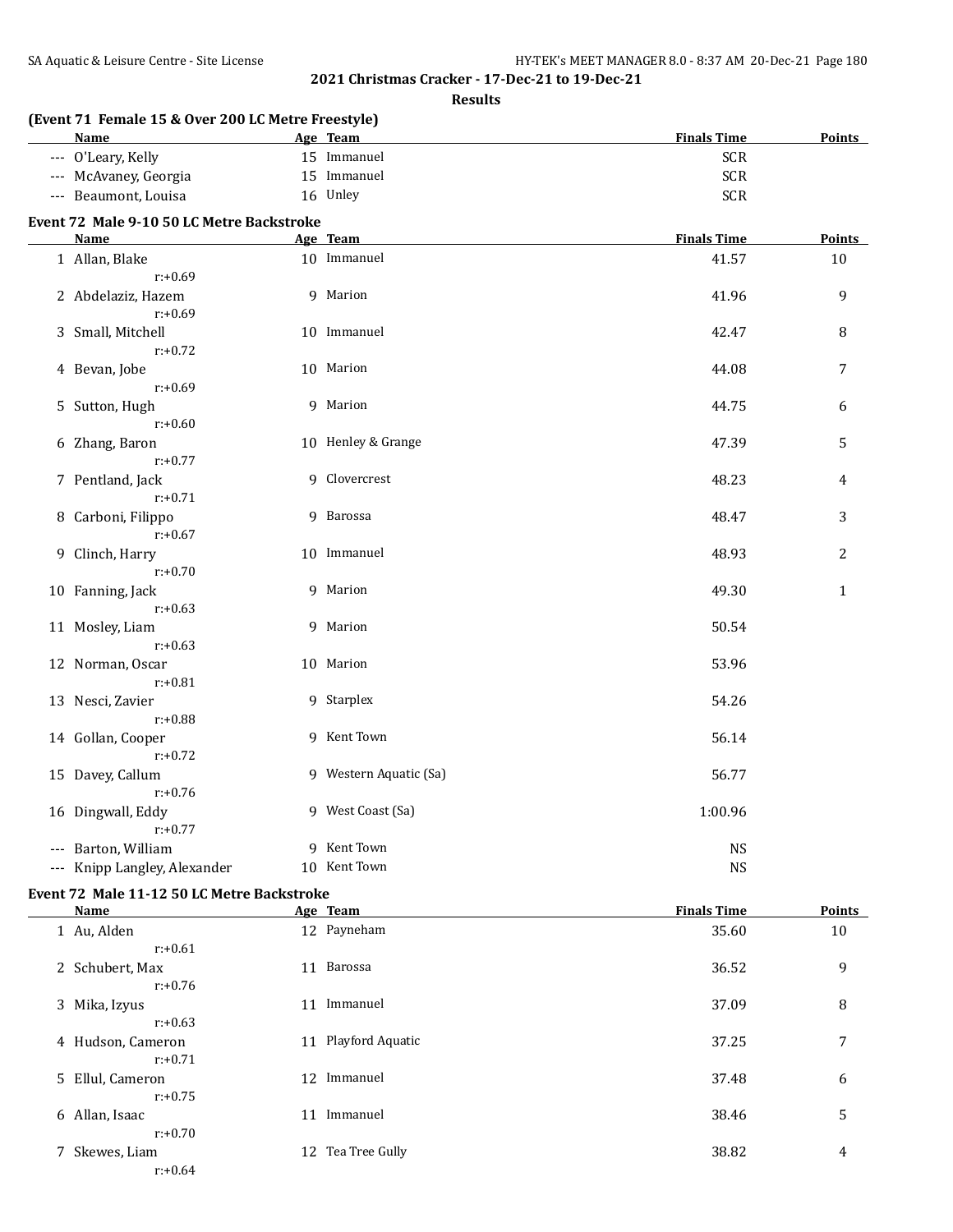## 2021 Christmas Cracker - 17-Dec-21 to 19-Dec-21

### Results

**(Event 71 Female 15 & Over 200 LC Metre Freestyle)**

| | Name | Age | Team | Finals Time | Points |
|---|---|---|---|---|---|
| --- | O'Leary, Kelly | 15 | Immanuel | SCR | |
| --- | McAvaney, Georgia | 15 | Immanuel | SCR | |
| --- | Beaumont, Louisa | 16 | Unley | SCR | |

**Event 72 Male 9-10 50 LC Metre Backstroke**

| | Name | Age | Team | Finals Time | Points |
|---|---|---|---|---|---|
| 1 | Allan, Blake<br>r:+0.69 | 10 | Immanuel | 41.57 | 10 |
| 2 | Abdelaziz, Hazem<br>r:+0.69 | 9 | Marion | 41.96 | 9 |
| 3 | Small, Mitchell<br>r:+0.72 | 10 | Immanuel | 42.47 | 8 |
| 4 | Bevan, Jobe<br>r:+0.69 | 10 | Marion | 44.08 | 7 |
| 5 | Sutton, Hugh<br>r:+0.60 | 9 | Marion | 44.75 | 6 |
| 6 | Zhang, Baron<br>r:+0.77 | 10 | Henley & Grange | 47.39 | 5 |
| 7 | Pentland, Jack<br>r:+0.71 | 9 | Clovercrest | 48.23 | 4 |
| 8 | Carboni, Filippo<br>r:+0.67 | 9 | Barossa | 48.47 | 3 |
| 9 | Clinch, Harry<br>r:+0.70 | 10 | Immanuel | 48.93 | 2 |
| 10 | Fanning, Jack<br>r:+0.63 | 9 | Marion | 49.30 | 1 |
| 11 | Mosley, Liam<br>r:+0.63 | 9 | Marion | 50.54 | |
| 12 | Norman, Oscar<br>r:+0.81 | 10 | Marion | 53.96 | |
| 13 | Nesci, Zavier<br>r:+0.88 | 9 | Starplex | 54.26 | |
| 14 | Gollan, Cooper<br>r:+0.72 | 9 | Kent Town | 56.14 | |
| 15 | Davey, Callum<br>r:+0.76 | 9 | Western Aquatic (Sa) | 56.77 | |
| 16 | Dingwall, Eddy<br>r:+0.77 | 9 | West Coast (Sa) | 1:00.96 | |
| --- | Barton, William | 9 | Kent Town | NS | |
| --- | Knipp Langley, Alexander | 10 | Kent Town | NS | |

**Event 72 Male 11-12 50 LC Metre Backstroke**

| | Name | Age | Team | Finals Time | Points |
|---|---|---|---|---|---|
| 1 | Au, Alden<br>r:+0.61 | 12 | Payneham | 35.60 | 10 |
| 2 | Schubert, Max<br>r:+0.76 | 11 | Barossa | 36.52 | 9 |
| 3 | Mika, Izyus<br>r:+0.63 | 11 | Immanuel | 37.09 | 8 |
| 4 | Hudson, Cameron<br>r:+0.71 | 11 | Playford Aquatic | 37.25 | 7 |
| 5 | Ellul, Cameron<br>r:+0.75 | 12 | Immanuel | 37.48 | 6 |
| 6 | Allan, Isaac<br>r:+0.70 | 11 | Immanuel | 38.46 | 5 |
| 7 | Skewes, Liam<br>r:+0.64 | 12 | Tea Tree Gully | 38.82 | 4 |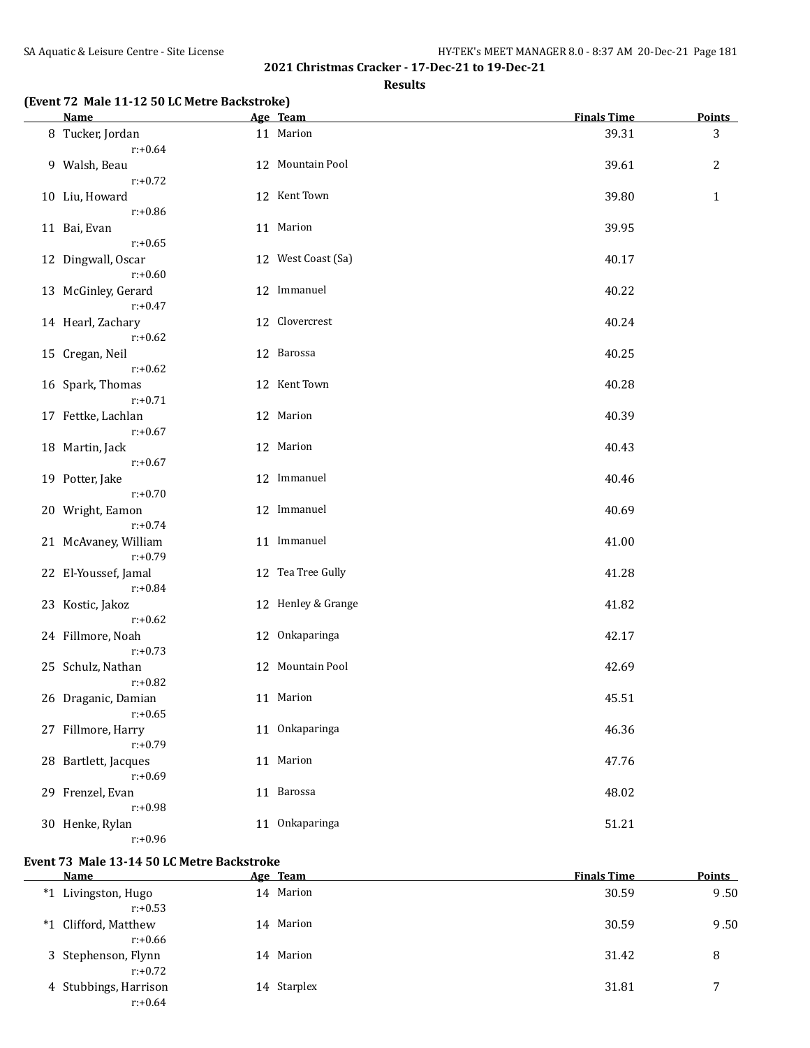## 2021 Christmas Cracker - 17-Dec-21 to 19-Dec-21

### Results

**(Event 72 Male 11-12 50 LC Metre Backstroke)**

| | Name | Age | Team | Finals Time | Points |
|---|---|---|---|---|---|
| 8 | Tucker, Jordan<br>r:+0.64 | 11 | Marion | 39.31 | 3 |
| 9 | Walsh, Beau<br>r:+0.72 | 12 | Mountain Pool | 39.61 | 2 |
| 10 | Liu, Howard<br>r:+0.86 | 12 | Kent Town | 39.80 | 1 |
| 11 | Bai, Evan<br>r:+0.65 | 11 | Marion | 39.95 | |
| 12 | Dingwall, Oscar<br>r:+0.60 | 12 | West Coast (Sa) | 40.17 | |
| 13 | McGinley, Gerard<br>r:+0.47 | 12 | Immanuel | 40.22 | |
| 14 | Hearl, Zachary<br>r:+0.62 | 12 | Clovercrest | 40.24 | |
| 15 | Cregan, Neil<br>r:+0.62 | 12 | Barossa | 40.25 | |
| 16 | Spark, Thomas<br>r:+0.71 | 12 | Kent Town | 40.28 | |
| 17 | Fettke, Lachlan<br>r:+0.67 | 12 | Marion | 40.39 | |
| 18 | Martin, Jack<br>r:+0.67 | 12 | Marion | 40.43 | |
| 19 | Potter, Jake<br>r:+0.70 | 12 | Immanuel | 40.46 | |
| 20 | Wright, Eamon<br>r:+0.74 | 12 | Immanuel | 40.69 | |
| 21 | McAvaney, William<br>r:+0.79 | 11 | Immanuel | 41.00 | |
| 22 | El-Youssef, Jamal<br>r:+0.84 | 12 | Tea Tree Gully | 41.28 | |
| 23 | Kostic, Jakoz<br>r:+0.62 | 12 | Henley & Grange | 41.82 | |
| 24 | Fillmore, Noah<br>r:+0.73 | 12 | Onkaparinga | 42.17 | |
| 25 | Schulz, Nathan<br>r:+0.82 | 12 | Mountain Pool | 42.69 | |
| 26 | Draganic, Damian<br>r:+0.65 | 11 | Marion | 45.51 | |
| 27 | Fillmore, Harry<br>r:+0.79 | 11 | Onkaparinga | 46.36 | |
| 28 | Bartlett, Jacques<br>r:+0.69 | 11 | Marion | 47.76 | |
| 29 | Frenzel, Evan<br>r:+0.98 | 11 | Barossa | 48.02 | |
| 30 | Henke, Rylan<br>r:+0.96 | 11 | Onkaparinga | 51.21 | |

**Event 73 Male 13-14 50 LC Metre Backstroke**

| | Name | Age | Team | Finals Time | Points |
|---|---|---|---|---|---|
| *1 | Livingston, Hugo<br>r:+0.53 | 14 | Marion | 30.59 | 9.50 |
| *1 | Clifford, Matthew<br>r:+0.66 | 14 | Marion | 30.59 | 9.50 |
| 3 | Stephenson, Flynn<br>r:+0.72 | 14 | Marion | 31.42 | 8 |
| 4 | Stubbings, Harrison<br>r:+0.64 | 14 | Starplex | 31.81 | 7 |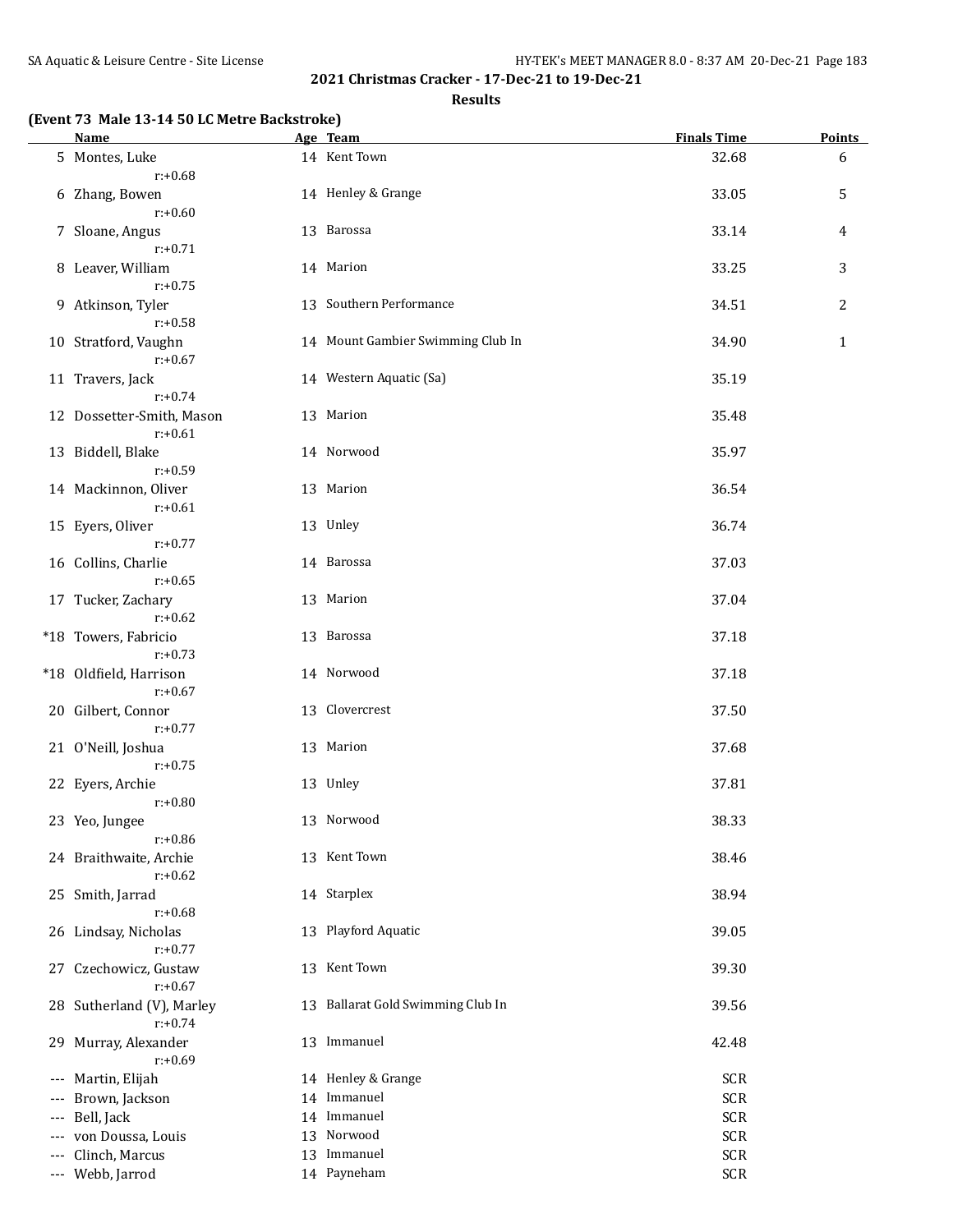## 2021 Christmas Cracker - 17-Dec-21 to 19-Dec-21

### Results

**(Event 73 Male 13-14 50 LC Metre Backstroke)**

| | Name | Age | Team | Finals Time | Points |
|---|---|---|---|---|---|
| 5 | Montes, Luke | 14 | Kent Town | 32.68 | 6 |
| | r:+0.68 | | | | |
| 6 | Zhang, Bowen | 14 | Henley & Grange | 33.05 | 5 |
| | r:+0.60 | | | | |
| 7 | Sloane, Angus | 13 | Barossa | 33.14 | 4 |
| | r:+0.71 | | | | |
| 8 | Leaver, William | 14 | Marion | 33.25 | 3 |
| | r:+0.75 | | | | |
| 9 | Atkinson, Tyler | 13 | Southern Performance | 34.51 | 2 |
| | r:+0.58 | | | | |
| 10 | Stratford, Vaughn | 14 | Mount Gambier Swimming Club In | 34.90 | 1 |
| | r:+0.67 | | | | |
| 11 | Travers, Jack | 14 | Western Aquatic (Sa) | 35.19 | |
| | r:+0.74 | | | | |
| 12 | Dossetter-Smith, Mason | 13 | Marion | 35.48 | |
| | r:+0.61 | | | | |
| 13 | Biddell, Blake | 14 | Norwood | 35.97 | |
| | r:+0.59 | | | | |
| 14 | Mackinnon, Oliver | 13 | Marion | 36.54 | |
| | r:+0.61 | | | | |
| 15 | Eyers, Oliver | 13 | Unley | 36.74 | |
| | r:+0.77 | | | | |
| 16 | Collins, Charlie | 14 | Barossa | 37.03 | |
| | r:+0.65 | | | | |
| 17 | Tucker, Zachary | 13 | Marion | 37.04 | |
| | r:+0.62 | | | | |
| *18 | Towers, Fabricio | 13 | Barossa | 37.18 | |
| | r:+0.73 | | | | |
| *18 | Oldfield, Harrison | 14 | Norwood | 37.18 | |
| | r:+0.67 | | | | |
| 20 | Gilbert, Connor | 13 | Clovercrest | 37.50 | |
| | r:+0.77 | | | | |
| 21 | O'Neill, Joshua | 13 | Marion | 37.68 | |
| | r:+0.75 | | | | |
| 22 | Eyers, Archie | 13 | Unley | 37.81 | |
| | r:+0.80 | | | | |
| 23 | Yeo, Jungee | 13 | Norwood | 38.33 | |
| | r:+0.86 | | | | |
| 24 | Braithwaite, Archie | 13 | Kent Town | 38.46 | |
| | r:+0.62 | | | | |
| 25 | Smith, Jarrad | 14 | Starplex | 38.94 | |
| | r:+0.68 | | | | |
| 26 | Lindsay, Nicholas | 13 | Playford Aquatic | 39.05 | |
| | r:+0.77 | | | | |
| 27 | Czechowicz, Gustaw | 13 | Kent Town | 39.30 | |
| | r:+0.67 | | | | |
| 28 | Sutherland (V), Marley | 13 | Ballarat Gold Swimming Club In | 39.56 | |
| | r:+0.74 | | | | |
| 29 | Murray, Alexander | 13 | Immanuel | 42.48 | |
| | r:+0.69 | | | | |
| --- | Martin, Elijah | 14 | Henley & Grange | SCR | |
| --- | Brown, Jackson | 14 | Immanuel | SCR | |
| --- | Bell, Jack | 14 | Immanuel | SCR | |
| --- | von Doussa, Louis | 13 | Norwood | SCR | |
| --- | Clinch, Marcus | 13 | Immanuel | SCR | |
| --- | Webb, Jarrod | 14 | Payneham | SCR | |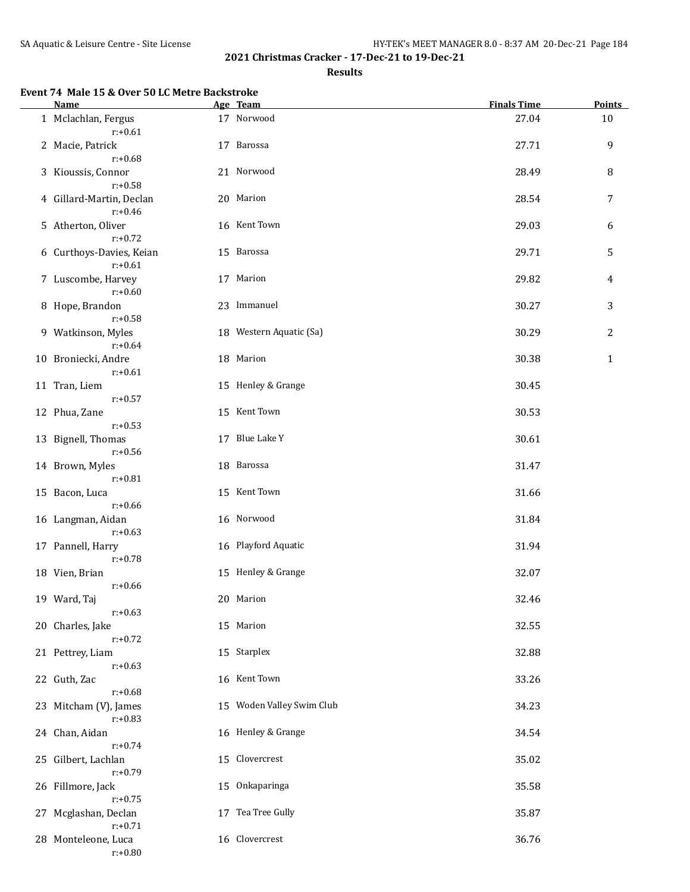## 2021 Christmas Cracker - 17-Dec-21 to 19-Dec-21

### Results

**Event 74 Male 15 & Over 50 LC Metre Backstroke**

| | Name | Age | Team | Finals Time | Points |
|---|---|---|---|---|---|
| 1 | Mclachlan, Fergus | 17 | Norwood | 27.04 | 10 |
| | r:+0.61 | | | | |
| 2 | Macie, Patrick | 17 | Barossa | 27.71 | 9 |
| | r:+0.68 | | | | |
| 3 | Kioussis, Connor | 21 | Norwood | 28.49 | 8 |
| | r:+0.58 | | | | |
| 4 | Gillard-Martin, Declan | 20 | Marion | 28.54 | 7 |
| | r:+0.46 | | | | |
| 5 | Atherton, Oliver | 16 | Kent Town | 29.03 | 6 |
| | r:+0.72 | | | | |
| 6 | Curthoys-Davies, Keian | 15 | Barossa | 29.71 | 5 |
| | r:+0.61 | | | | |
| 7 | Luscombe, Harvey | 17 | Marion | 29.82 | 4 |
| | r:+0.60 | | | | |
| 8 | Hope, Brandon | 23 | Immanuel | 30.27 | 3 |
| | r:+0.58 | | | | |
| 9 | Watkinson, Myles | 18 | Western Aquatic (Sa) | 30.29 | 2 |
| | r:+0.64 | | | | |
| 10 | Broniecki, Andre | 18 | Marion | 30.38 | 1 |
| | r:+0.61 | | | | |
| 11 | Tran, Liem | 15 | Henley & Grange | 30.45 | |
| | r:+0.57 | | | | |
| 12 | Phua, Zane | 15 | Kent Town | 30.53 | |
| | r:+0.53 | | | | |
| 13 | Bignell, Thomas | 17 | Blue Lake Y | 30.61 | |
| | r:+0.56 | | | | |
| 14 | Brown, Myles | 18 | Barossa | 31.47 | |
| | r:+0.81 | | | | |
| 15 | Bacon, Luca | 15 | Kent Town | 31.66 | |
| | r:+0.66 | | | | |
| 16 | Langman, Aidan | 16 | Norwood | 31.84 | |
| | r:+0.63 | | | | |
| 17 | Pannell, Harry | 16 | Playford Aquatic | 31.94 | |
| | r:+0.78 | | | | |
| 18 | Vien, Brian | 15 | Henley & Grange | 32.07 | |
| | r:+0.66 | | | | |
| 19 | Ward, Taj | 20 | Marion | 32.46 | |
| | r:+0.63 | | | | |
| 20 | Charles, Jake | 15 | Marion | 32.55 | |
| | r:+0.72 | | | | |
| 21 | Pettrey, Liam | 15 | Starplex | 32.88 | |
| | r:+0.63 | | | | |
| 22 | Guth, Zac | 16 | Kent Town | 33.26 | |
| | r:+0.68 | | | | |
| 23 | Mitcham (V), James | 15 | Woden Valley Swim Club | 34.23 | |
| | r:+0.83 | | | | |
| 24 | Chan, Aidan | 16 | Henley & Grange | 34.54 | |
| | r:+0.74 | | | | |
| 25 | Gilbert, Lachlan | 15 | Clovercrest | 35.02 | |
| | r:+0.79 | | | | |
| 26 | Fillmore, Jack | 15 | Onkaparinga | 35.58 | |
| | r:+0.75 | | | | |
| 27 | Mcglashan, Declan | 17 | Tea Tree Gully | 35.87 | |
| | r:+0.71 | | | | |
| 28 | Monteleone, Luca | 16 | Clovercrest | 36.76 | |
| | r:+0.80 | | | | |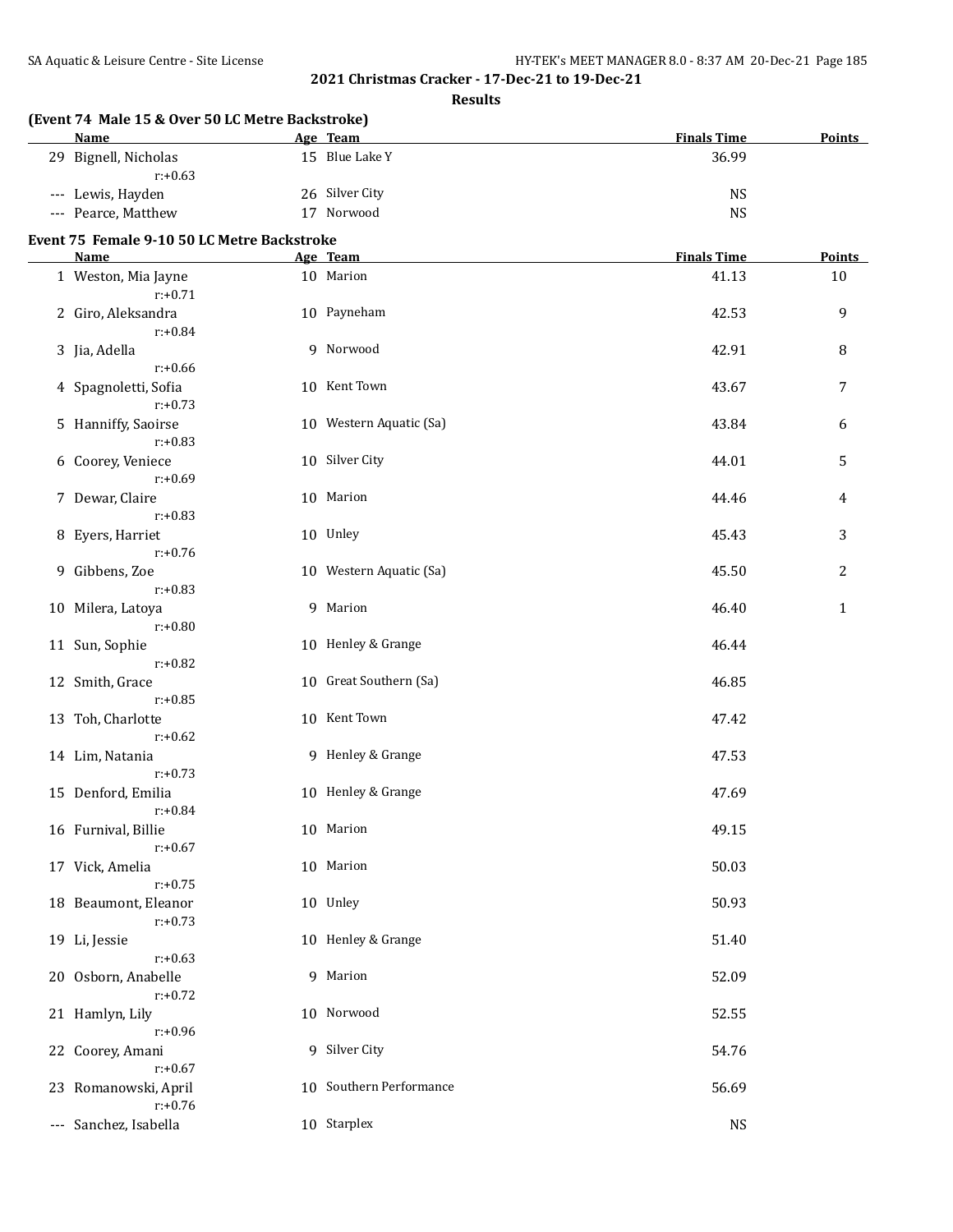## 2021 Christmas Cracker - 17-Dec-21 to 19-Dec-21

### Results

**(Event 74 Male 15 & Over 50 LC Metre Backstroke)**

| | Name | Age | Team | Finals Time | Points |
|---|---|---|---|---|---|
| 29 | Bignell, Nicholas | 15 | Blue Lake Y | 36.99 | |
| | r:+0.63 | | | | |
| --- | Lewis, Hayden | 26 | Silver City | NS | |
| --- | Pearce, Matthew | 17 | Norwood | NS | |

**Event 75 Female 9-10 50 LC Metre Backstroke**

| | Name | Age | Team | Finals Time | Points |
|---|---|---|---|---|---|
| 1 | Weston, Mia Jayne | 10 | Marion | 41.13 | 10 |
| | r:+0.71 | | | | |
| 2 | Giro, Aleksandra | 10 | Payneham | 42.53 | 9 |
| | r:+0.84 | | | | |
| 3 | Jia, Adella | 9 | Norwood | 42.91 | 8 |
| | r:+0.66 | | | | |
| 4 | Spagnoletti, Sofia | 10 | Kent Town | 43.67 | 7 |
| | r:+0.73 | | | | |
| 5 | Hanniffy, Saoirse | 10 | Western Aquatic (Sa) | 43.84 | 6 |
| | r:+0.83 | | | | |
| 6 | Coorey, Veniece | 10 | Silver City | 44.01 | 5 |
| | r:+0.69 | | | | |
| 7 | Dewar, Claire | 10 | Marion | 44.46 | 4 |
| | r:+0.83 | | | | |
| 8 | Eyers, Harriet | 10 | Unley | 45.43 | 3 |
| | r:+0.76 | | | | |
| 9 | Gibbens, Zoe | 10 | Western Aquatic (Sa) | 45.50 | 2 |
| | r:+0.83 | | | | |
| 10 | Milera, Latoya | 9 | Marion | 46.40 | 1 |
| | r:+0.80 | | | | |
| 11 | Sun, Sophie | 10 | Henley & Grange | 46.44 | |
| | r:+0.82 | | | | |
| 12 | Smith, Grace | 10 | Great Southern (Sa) | 46.85 | |
| | r:+0.85 | | | | |
| 13 | Toh, Charlotte | 10 | Kent Town | 47.42 | |
| | r:+0.62 | | | | |
| 14 | Lim, Natania | 9 | Henley & Grange | 47.53 | |
| | r:+0.73 | | | | |
| 15 | Denford, Emilia | 10 | Henley & Grange | 47.69 | |
| | r:+0.84 | | | | |
| 16 | Furnival, Billie | 10 | Marion | 49.15 | |
| | r:+0.67 | | | | |
| 17 | Vick, Amelia | 10 | Marion | 50.03 | |
| | r:+0.75 | | | | |
| 18 | Beaumont, Eleanor | 10 | Unley | 50.93 | |
| | r:+0.73 | | | | |
| 19 | Li, Jessie | 10 | Henley & Grange | 51.40 | |
| | r:+0.63 | | | | |
| 20 | Osborn, Anabelle | 9 | Marion | 52.09 | |
| | r:+0.72 | | | | |
| 21 | Hamlyn, Lily | 10 | Norwood | 52.55 | |
| | r:+0.96 | | | | |
| 22 | Coorey, Amani | 9 | Silver City | 54.76 | |
| | r:+0.67 | | | | |
| 23 | Romanowski, April | 10 | Southern Performance | 56.69 | |
| | r:+0.76 | | | | |
| --- | Sanchez, Isabella | 10 | Starplex | NS | |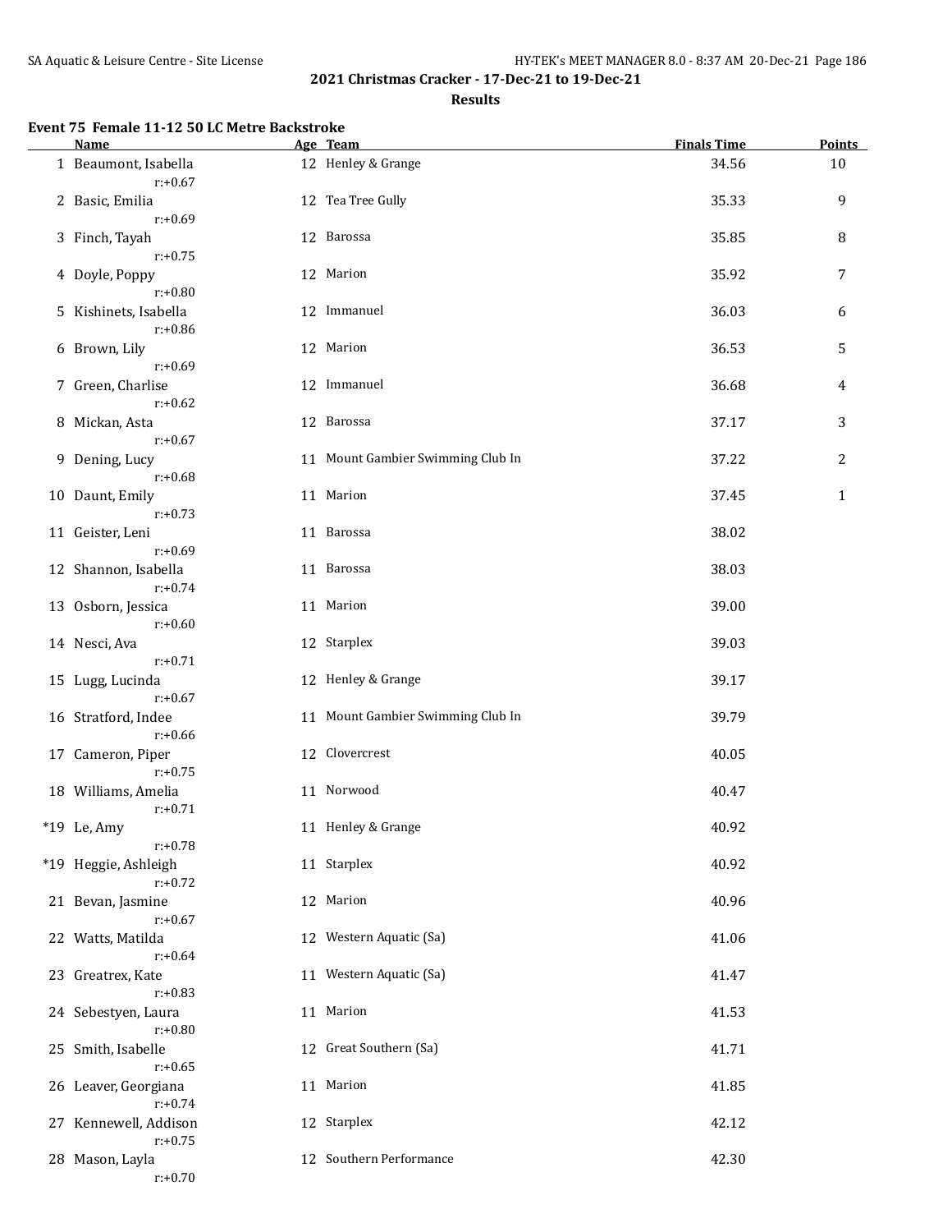**2021 Christmas Cracker - 17-Dec-21 to 19-Dec-21**

**Results**

### Event 75 Female 11-12 50 LC Metre Backstroke

| | Name | Age | Team | Finals Time | Points |
|---|---|---|---|---|---|
| 1 | Beaumont, Isabella | 12 | Henley & Grange | 34.56 | 10 |
| | r:+0.67 | | | | |
| 2 | Basic, Emilia | 12 | Tea Tree Gully | 35.33 | 9 |
| | r:+0.69 | | | | |
| 3 | Finch, Tayah | 12 | Barossa | 35.85 | 8 |
| | r:+0.75 | | | | |
| 4 | Doyle, Poppy | 12 | Marion | 35.92 | 7 |
| | r:+0.80 | | | | |
| 5 | Kishinets, Isabella | 12 | Immanuel | 36.03 | 6 |
| | r:+0.86 | | | | |
| 6 | Brown, Lily | 12 | Marion | 36.53 | 5 |
| | r:+0.69 | | | | |
| 7 | Green, Charlise | 12 | Immanuel | 36.68 | 4 |
| | r:+0.62 | | | | |
| 8 | Mickan, Asta | 12 | Barossa | 37.17 | 3 |
| | r:+0.67 | | | | |
| 9 | Dening, Lucy | 11 | Mount Gambier Swimming Club In | 37.22 | 2 |
| | r:+0.68 | | | | |
| 10 | Daunt, Emily | 11 | Marion | 37.45 | 1 |
| | r:+0.73 | | | | |
| 11 | Geister, Leni | 11 | Barossa | 38.02 | |
| | r:+0.69 | | | | |
| 12 | Shannon, Isabella | 11 | Barossa | 38.03 | |
| | r:+0.74 | | | | |
| 13 | Osborn, Jessica | 11 | Marion | 39.00 | |
| | r:+0.60 | | | | |
| 14 | Nesci, Ava | 12 | Starplex | 39.03 | |
| | r:+0.71 | | | | |
| 15 | Lugg, Lucinda | 12 | Henley & Grange | 39.17 | |
| | r:+0.67 | | | | |
| 16 | Stratford, Indee | 11 | Mount Gambier Swimming Club In | 39.79 | |
| | r:+0.66 | | | | |
| 17 | Cameron, Piper | 12 | Clovercrest | 40.05 | |
| | r:+0.75 | | | | |
| 18 | Williams, Amelia | 11 | Norwood | 40.47 | |
| | r:+0.71 | | | | |
| *19 | Le, Amy | 11 | Henley & Grange | 40.92 | |
| | r:+0.78 | | | | |
| *19 | Heggie, Ashleigh | 11 | Starplex | 40.92 | |
| | r:+0.72 | | | | |
| 21 | Bevan, Jasmine | 12 | Marion | 40.96 | |
| | r:+0.67 | | | | |
| 22 | Watts, Matilda | 12 | Western Aquatic (Sa) | 41.06 | |
| | r:+0.64 | | | | |
| 23 | Greatrex, Kate | 11 | Western Aquatic (Sa) | 41.47 | |
| | r:+0.83 | | | | |
| 24 | Sebestyen, Laura | 11 | Marion | 41.53 | |
| | r:+0.80 | | | | |
| 25 | Smith, Isabelle | 12 | Great Southern (Sa) | 41.71 | |
| | r:+0.65 | | | | |
| 26 | Leaver, Georgiana | 11 | Marion | 41.85 | |
| | r:+0.74 | | | | |
| 27 | Kennewell, Addison | 12 | Starplex | 42.12 | |
| | r:+0.75 | | | | |
| 28 | Mason, Layla | 12 | Southern Performance | 42.30 | |
| | r:+0.70 | | | | |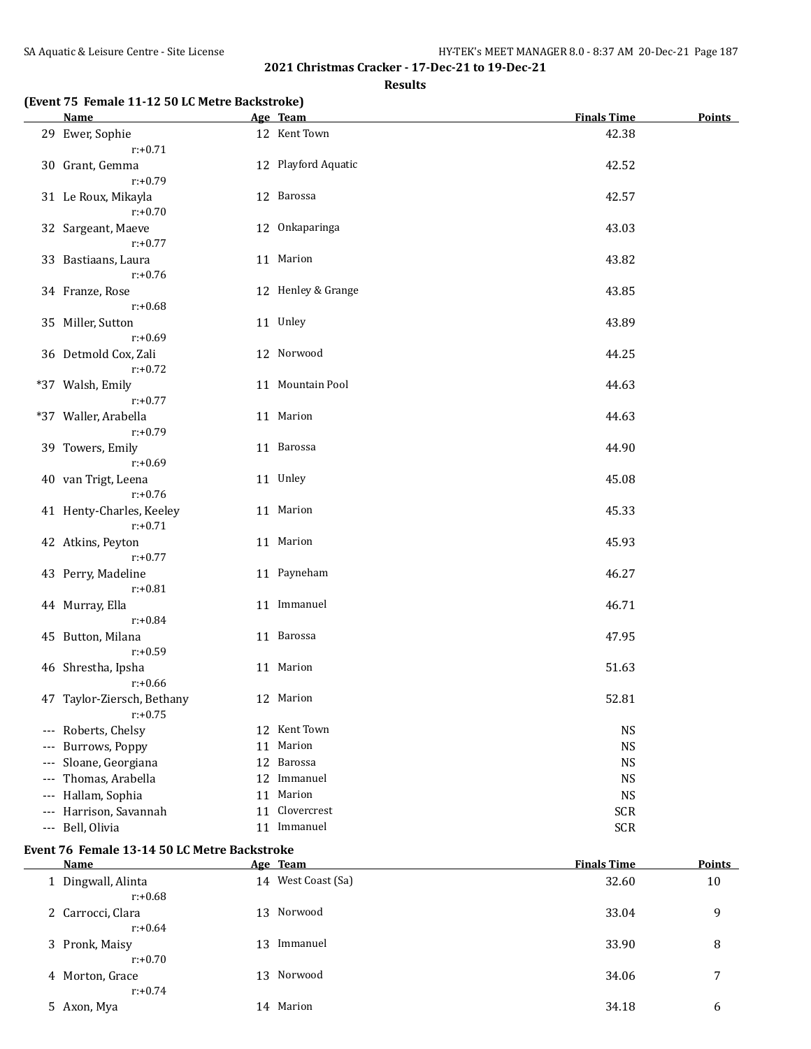## 2021 Christmas Cracker - 17-Dec-21 to 19-Dec-21

### Results

### (Event 75 Female 11-12 50 LC Metre Backstroke)

| | Name | Age | Team | Finals Time | Points |
|---|---|---|---|---|---|
| 29 | Ewer, Sophie | 12 | Kent Town | 42.38 | |
| | r:+0.71 | | | | |
| 30 | Grant, Gemma | 12 | Playford Aquatic | 42.52 | |
| | r:+0.79 | | | | |
| 31 | Le Roux, Mikayla | 12 | Barossa | 42.57 | |
| | r:+0.70 | | | | |
| 32 | Sargeant, Maeve | 12 | Onkaparinga | 43.03 | |
| | r:+0.77 | | | | |
| 33 | Bastiaans, Laura | 11 | Marion | 43.82 | |
| | r:+0.76 | | | | |
| 34 | Franze, Rose | 12 | Henley & Grange | 43.85 | |
| | r:+0.68 | | | | |
| 35 | Miller, Sutton | 11 | Unley | 43.89 | |
| | r:+0.69 | | | | |
| 36 | Detmold Cox, Zali | 12 | Norwood | 44.25 | |
| | r:+0.72 | | | | |
| *37 | Walsh, Emily | 11 | Mountain Pool | 44.63 | |
| | r:+0.77 | | | | |
| *37 | Waller, Arabella | 11 | Marion | 44.63 | |
| | r:+0.79 | | | | |
| 39 | Towers, Emily | 11 | Barossa | 44.90 | |
| | r:+0.69 | | | | |
| 40 | van Trigt, Leena | 11 | Unley | 45.08 | |
| | r:+0.76 | | | | |
| 41 | Henty-Charles, Keeley | 11 | Marion | 45.33 | |
| | r:+0.71 | | | | |
| 42 | Atkins, Peyton | 11 | Marion | 45.93 | |
| | r:+0.77 | | | | |
| 43 | Perry, Madeline | 11 | Payneham | 46.27 | |
| | r:+0.81 | | | | |
| 44 | Murray, Ella | 11 | Immanuel | 46.71 | |
| | r:+0.84 | | | | |
| 45 | Button, Milana | 11 | Barossa | 47.95 | |
| | r:+0.59 | | | | |
| 46 | Shrestha, Ipsha | 11 | Marion | 51.63 | |
| | r:+0.66 | | | | |
| 47 | Taylor-Ziersch, Bethany | 12 | Marion | 52.81 | |
| | r:+0.75 | | | | |
| --- | Roberts, Chelsy | 12 | Kent Town | NS | |
| --- | Burrows, Poppy | 11 | Marion | NS | |
| --- | Sloane, Georgiana | 12 | Barossa | NS | |
| --- | Thomas, Arabella | 12 | Immanuel | NS | |
| --- | Hallam, Sophia | 11 | Marion | NS | |
| --- | Harrison, Savannah | 11 | Clovercrest | SCR | |
| --- | Bell, Olivia | 11 | Immanuel | SCR | |

### Event 76 Female 13-14 50 LC Metre Backstroke

| | Name | Age | Team | Finals Time | Points |
|---|---|---|---|---|---|
| 1 | Dingwall, Alinta | 14 | West Coast (Sa) | 32.60 | 10 |
| | r:+0.68 | | | | |
| 2 | Carrocci, Clara | 13 | Norwood | 33.04 | 9 |
| | r:+0.64 | | | | |
| 3 | Pronk, Maisy | 13 | Immanuel | 33.90 | 8 |
| | r:+0.70 | | | | |
| 4 | Morton, Grace | 13 | Norwood | 34.06 | 7 |
| | r:+0.74 | | | | |
| 5 | Axon, Mya | 14 | Marion | 34.18 | 6 |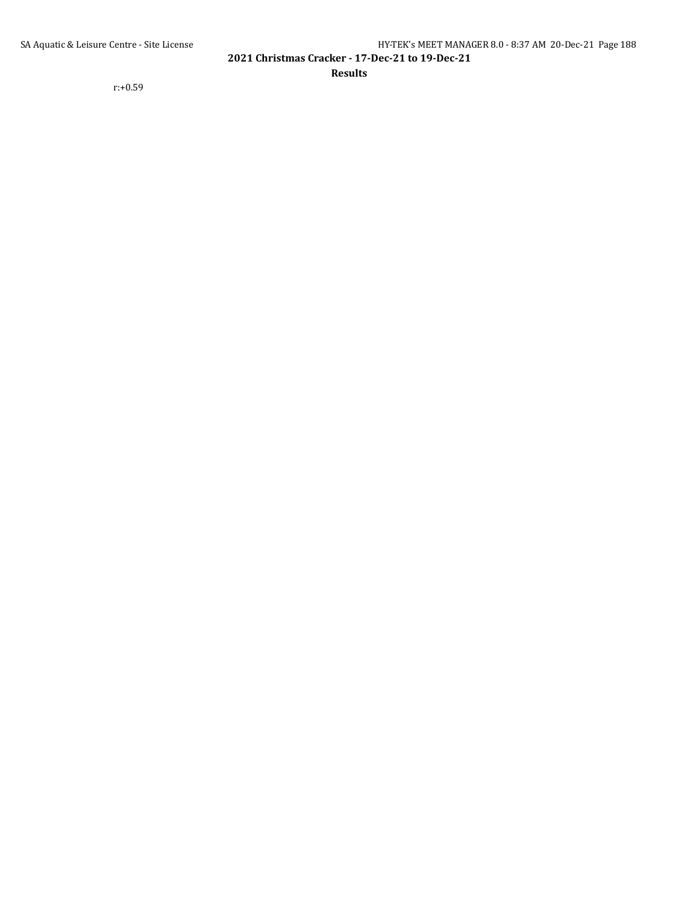r:+0.59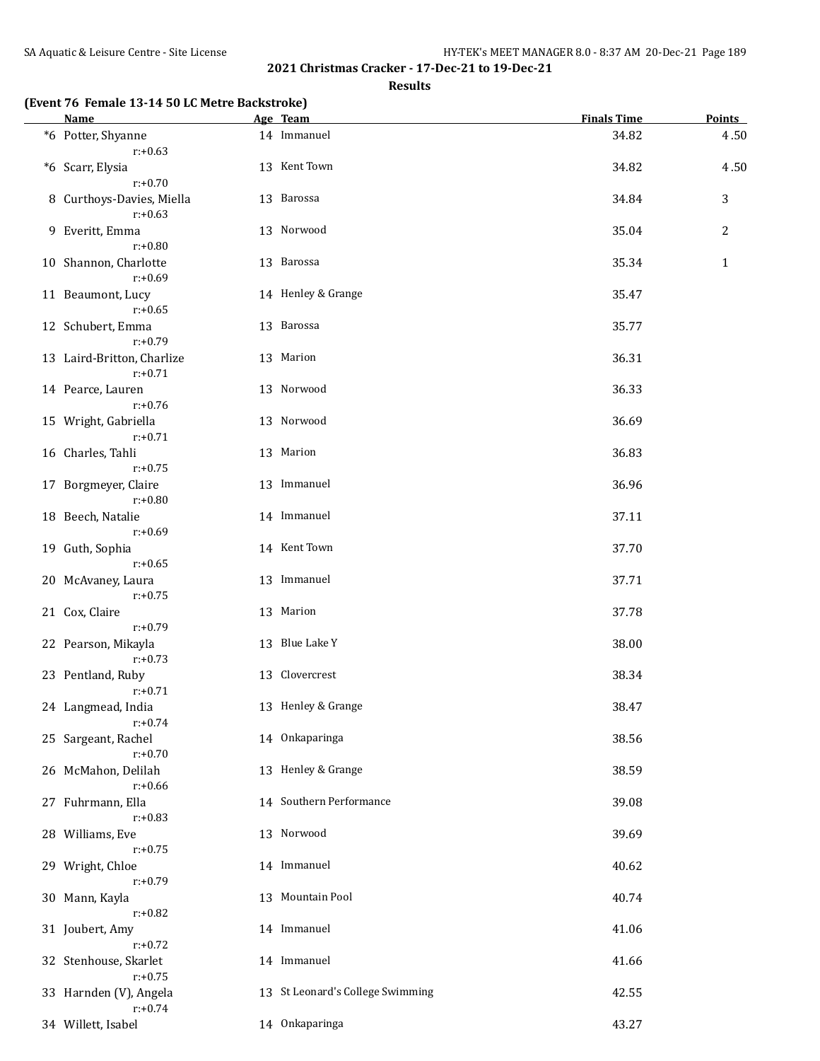## 2021 Christmas Cracker - 17-Dec-21 to 19-Dec-21

### Results

**(Event 76 Female 13-14 50 LC Metre Backstroke)**

| | Name | Age | Team | Finals Time | Points |
|---|---|---|---|---|---|
| *6 | Potter, Shyanne | 14 | Immanuel | 34.82 | 4.50 |
| | r:+0.63 | | | | |
| *6 | Scarr, Elysia | 13 | Kent Town | 34.82 | 4.50 |
| | r:+0.70 | | | | |
| 8 | Curthoys-Davies, Miella | 13 | Barossa | 34.84 | 3 |
| | r:+0.63 | | | | |
| 9 | Everitt, Emma | 13 | Norwood | 35.04 | 2 |
| | r:+0.80 | | | | |
| 10 | Shannon, Charlotte | 13 | Barossa | 35.34 | 1 |
| | r:+0.69 | | | | |
| 11 | Beaumont, Lucy | 14 | Henley & Grange | 35.47 | |
| | r:+0.65 | | | | |
| 12 | Schubert, Emma | 13 | Barossa | 35.77 | |
| | r:+0.79 | | | | |
| 13 | Laird-Britton, Charlize | 13 | Marion | 36.31 | |
| | r:+0.71 | | | | |
| 14 | Pearce, Lauren | 13 | Norwood | 36.33 | |
| | r:+0.76 | | | | |
| 15 | Wright, Gabriella | 13 | Norwood | 36.69 | |
| | r:+0.71 | | | | |
| 16 | Charles, Tahli | 13 | Marion | 36.83 | |
| | r:+0.75 | | | | |
| 17 | Borgmeyer, Claire | 13 | Immanuel | 36.96 | |
| | r:+0.80 | | | | |
| 18 | Beech, Natalie | 14 | Immanuel | 37.11 | |
| | r:+0.69 | | | | |
| 19 | Guth, Sophia | 14 | Kent Town | 37.70 | |
| | r:+0.65 | | | | |
| 20 | McAvaney, Laura | 13 | Immanuel | 37.71 | |
| | r:+0.75 | | | | |
| 21 | Cox, Claire | 13 | Marion | 37.78 | |
| | r:+0.79 | | | | |
| 22 | Pearson, Mikayla | 13 | Blue Lake Y | 38.00 | |
| | r:+0.73 | | | | |
| 23 | Pentland, Ruby | 13 | Clovercrest | 38.34 | |
| | r:+0.71 | | | | |
| 24 | Langmead, India | 13 | Henley & Grange | 38.47 | |
| | r:+0.74 | | | | |
| 25 | Sargeant, Rachel | 14 | Onkaparinga | 38.56 | |
| | r:+0.70 | | | | |
| 26 | McMahon, Delilah | 13 | Henley & Grange | 38.59 | |
| | r:+0.66 | | | | |
| 27 | Fuhrmann, Ella | 14 | Southern Performance | 39.08 | |
| | r:+0.83 | | | | |
| 28 | Williams, Eve | 13 | Norwood | 39.69 | |
| | r:+0.75 | | | | |
| 29 | Wright, Chloe | 14 | Immanuel | 40.62 | |
| | r:+0.79 | | | | |
| 30 | Mann, Kayla | 13 | Mountain Pool | 40.74 | |
| | r:+0.82 | | | | |
| 31 | Joubert, Amy | 14 | Immanuel | 41.06 | |
| | r:+0.72 | | | | |
| 32 | Stenhouse, Skarlet | 14 | Immanuel | 41.66 | |
| | r:+0.75 | | | | |
| 33 | Harnden (V), Angela | 13 | St Leonard's College Swimming | 42.55 | |
| | r:+0.74 | | | | |
| 34 | Willett, Isabel | 14 | Onkaparinga | 43.27 | |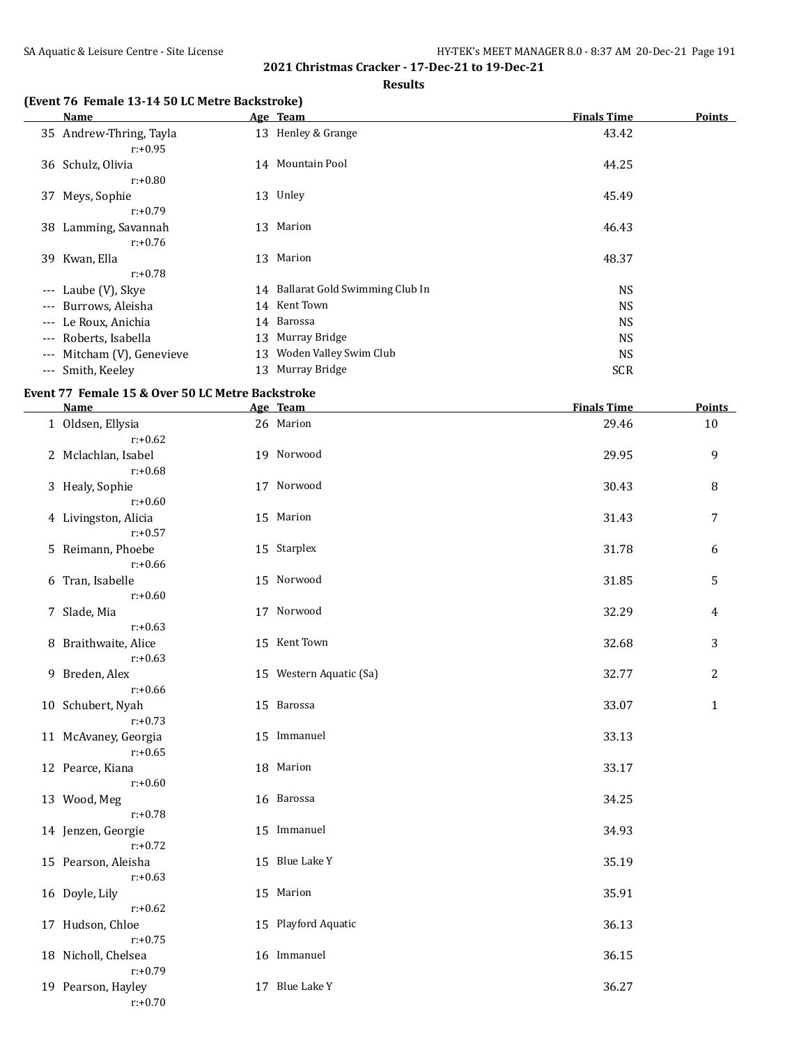## 2021 Christmas Cracker - 17-Dec-21 to 19-Dec-21

### Results

### (Event 76 Female 13-14 50 LC Metre Backstroke)

| | Name | Age | Team | Finals Time | Points |
|---|---|---|---|---|---|
| 35 | Andrew-Thring, Tayla<br>r:+0.95 | 13 | Henley & Grange | 43.42 | |
| 36 | Schulz, Olivia<br>r:+0.80 | 14 | Mountain Pool | 44.25 | |
| 37 | Meys, Sophie<br>r:+0.79 | 13 | Unley | 45.49 | |
| 38 | Lamming, Savannah<br>r:+0.76 | 13 | Marion | 46.43 | |
| 39 | Kwan, Ella<br>r:+0.78 | 13 | Marion | 48.37 | |
| --- | Laube (V), Skye | 14 | Ballarat Gold Swimming Club In | NS | |
| --- | Burrows, Aleisha | 14 | Kent Town | NS | |
| --- | Le Roux, Anichia | 14 | Barossa | NS | |
| --- | Roberts, Isabella | 13 | Murray Bridge | NS | |
| --- | Mitcham (V), Genevieve | 13 | Woden Valley Swim Club | NS | |
| --- | Smith, Keeley | 13 | Murray Bridge | SCR | |

### Event 77 Female 15 & Over 50 LC Metre Backstroke

| | Name | Age | Team | Finals Time | Points |
|---|---|---|---|---|---|
| 1 | Oldsen, Ellysia<br>r:+0.62 | 26 | Marion | 29.46 | 10 |
| 2 | Mclachlan, Isabel<br>r:+0.68 | 19 | Norwood | 29.95 | 9 |
| 3 | Healy, Sophie<br>r:+0.60 | 17 | Norwood | 30.43 | 8 |
| 4 | Livingston, Alicia<br>r:+0.57 | 15 | Marion | 31.43 | 7 |
| 5 | Reimann, Phoebe<br>r:+0.66 | 15 | Starplex | 31.78 | 6 |
| 6 | Tran, Isabelle<br>r:+0.60 | 15 | Norwood | 31.85 | 5 |
| 7 | Slade, Mia<br>r:+0.63 | 17 | Norwood | 32.29 | 4 |
| 8 | Braithwaite, Alice<br>r:+0.63 | 15 | Kent Town | 32.68 | 3 |
| 9 | Breden, Alex<br>r:+0.66 | 15 | Western Aquatic (Sa) | 32.77 | 2 |
| 10 | Schubert, Nyah<br>r:+0.73 | 15 | Barossa | 33.07 | 1 |
| 11 | McAvaney, Georgia<br>r:+0.65 | 15 | Immanuel | 33.13 | |
| 12 | Pearce, Kiana<br>r:+0.60 | 18 | Marion | 33.17 | |
| 13 | Wood, Meg<br>r:+0.78 | 16 | Barossa | 34.25 | |
| 14 | Jenzen, Georgie<br>r:+0.72 | 15 | Immanuel | 34.93 | |
| 15 | Pearson, Aleisha<br>r:+0.63 | 15 | Blue Lake Y | 35.19 | |
| 16 | Doyle, Lily<br>r:+0.62 | 15 | Marion | 35.91 | |
| 17 | Hudson, Chloe<br>r:+0.75 | 15 | Playford Aquatic | 36.13 | |
| 18 | Nicholl, Chelsea<br>r:+0.79 | 16 | Immanuel | 36.15 | |
| 19 | Pearson, Hayley<br>r:+0.70 | 17 | Blue Lake Y | 36.27 | |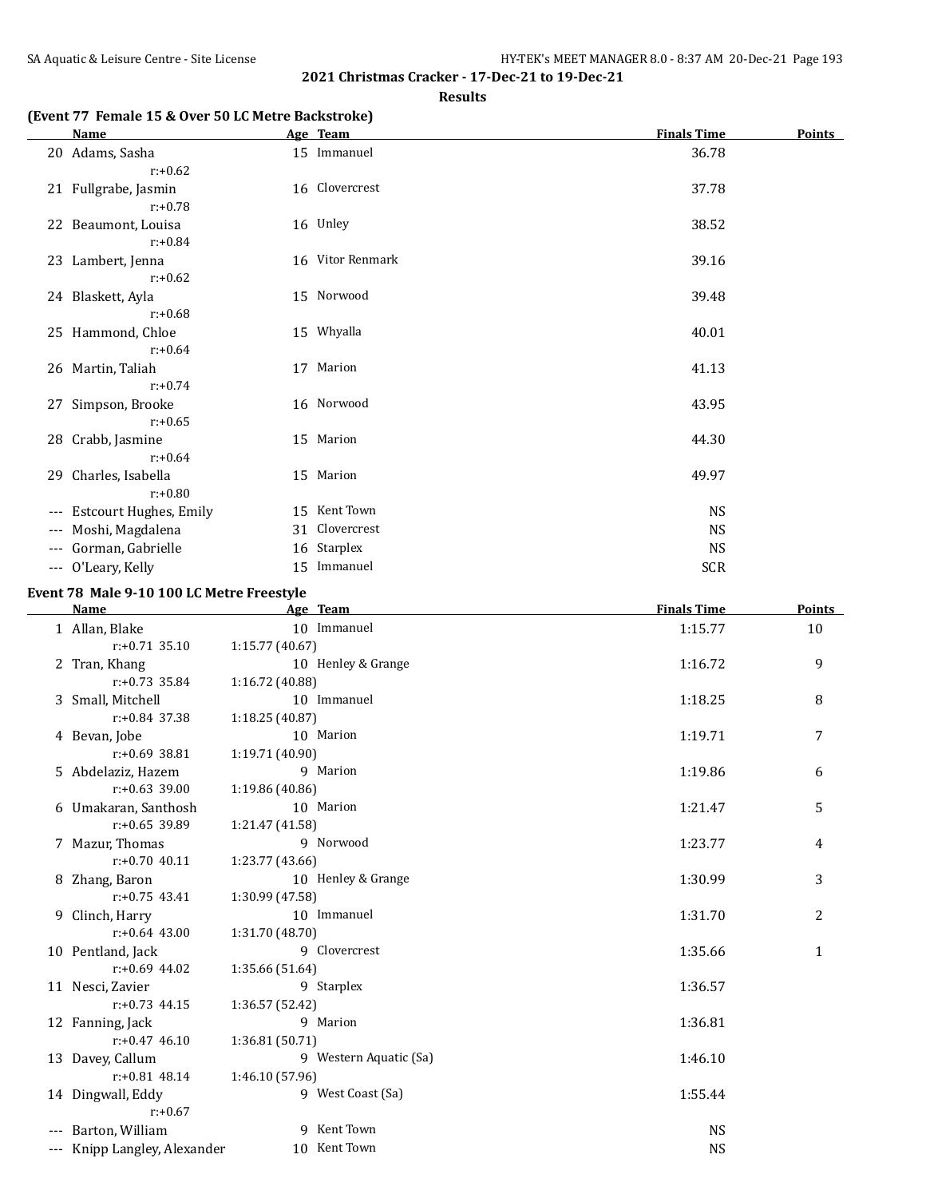**2021 Christmas Cracker - 17-Dec-21 to 19-Dec-21**

**Results**

### (Event 77 Female 15 & Over 50 LC Metre Backstroke)

| | Name | Age | Team | Finals Time | Points |
|---|---|---|---|---|---|
| 20 | Adams, Sasha | 15 | Immanuel | 36.78 | |
| | r:+0.62 | | | | |
| 21 | Fullgrabe, Jasmin | 16 | Clovercrest | 37.78 | |
| | r:+0.78 | | | | |
| 22 | Beaumont, Louisa | 16 | Unley | 38.52 | |
| | r:+0.84 | | | | |
| 23 | Lambert, Jenna | 16 | Vitor Renmark | 39.16 | |
| | r:+0.62 | | | | |
| 24 | Blaskett, Ayla | 15 | Norwood | 39.48 | |
| | r:+0.68 | | | | |
| 25 | Hammond, Chloe | 15 | Whyalla | 40.01 | |
| | r:+0.64 | | | | |
| 26 | Martin, Taliah | 17 | Marion | 41.13 | |
| | r:+0.74 | | | | |
| 27 | Simpson, Brooke | 16 | Norwood | 43.95 | |
| | r:+0.65 | | | | |
| 28 | Crabb, Jasmine | 15 | Marion | 44.30 | |
| | r:+0.64 | | | | |
| 29 | Charles, Isabella | 15 | Marion | 49.97 | |
| | r:+0.80 | | | | |
| --- | Estcourt Hughes, Emily | 15 | Kent Town | NS | |
| --- | Moshi, Magdalena | 31 | Clovercrest | NS | |
| --- | Gorman, Gabrielle | 16 | Starplex | NS | |
| --- | O'Leary, Kelly | 15 | Immanuel | SCR | |

### Event 78 Male 9-10 100 LC Metre Freestyle

| | Name | Age | Team | Finals Time | Points |
|---|---|---|---|---|---|
| 1 | Allan, Blake | 10 | Immanuel | 1:15.77 | 10 |
| | r:+0.71 35.10 | 1:15.77 (40.67) | | | |
| 2 | Tran, Khang | 10 | Henley & Grange | 1:16.72 | 9 |
| | r:+0.73 35.84 | 1:16.72 (40.88) | | | |
| 3 | Small, Mitchell | 10 | Immanuel | 1:18.25 | 8 |
| | r:+0.84 37.38 | 1:18.25 (40.87) | | | |
| 4 | Bevan, Jobe | 10 | Marion | 1:19.71 | 7 |
| | r:+0.69 38.81 | 1:19.71 (40.90) | | | |
| 5 | Abdelaziz, Hazem | 9 | Marion | 1:19.86 | 6 |
| | r:+0.63 39.00 | 1:19.86 (40.86) | | | |
| 6 | Umakaran, Santhosh | 10 | Marion | 1:21.47 | 5 |
| | r:+0.65 39.89 | 1:21.47 (41.58) | | | |
| 7 | Mazur, Thomas | 9 | Norwood | 1:23.77 | 4 |
| | r:+0.70 40.11 | 1:23.77 (43.66) | | | |
| 8 | Zhang, Baron | 10 | Henley & Grange | 1:30.99 | 3 |
| | r:+0.75 43.41 | 1:30.99 (47.58) | | | |
| 9 | Clinch, Harry | 10 | Immanuel | 1:31.70 | 2 |
| | r:+0.64 43.00 | 1:31.70 (48.70) | | | |
| 10 | Pentland, Jack | 9 | Clovercrest | 1:35.66 | 1 |
| | r:+0.69 44.02 | 1:35.66 (51.64) | | | |
| 11 | Nesci, Zavier | 9 | Starplex | 1:36.57 | |
| | r:+0.73 44.15 | 1:36.57 (52.42) | | | |
| 12 | Fanning, Jack | 9 | Marion | 1:36.81 | |
| | r:+0.47 46.10 | 1:36.81 (50.71) | | | |
| 13 | Davey, Callum | 9 | Western Aquatic (Sa) | 1:46.10 | |
| | r:+0.81 48.14 | 1:46.10 (57.96) | | | |
| 14 | Dingwall, Eddy | 9 | West Coast (Sa) | 1:55.44 | |
| | r:+0.67 | | | | |
| --- | Barton, William | 9 | Kent Town | NS | |
| --- | Knipp Langley, Alexander | 10 | Kent Town | NS | |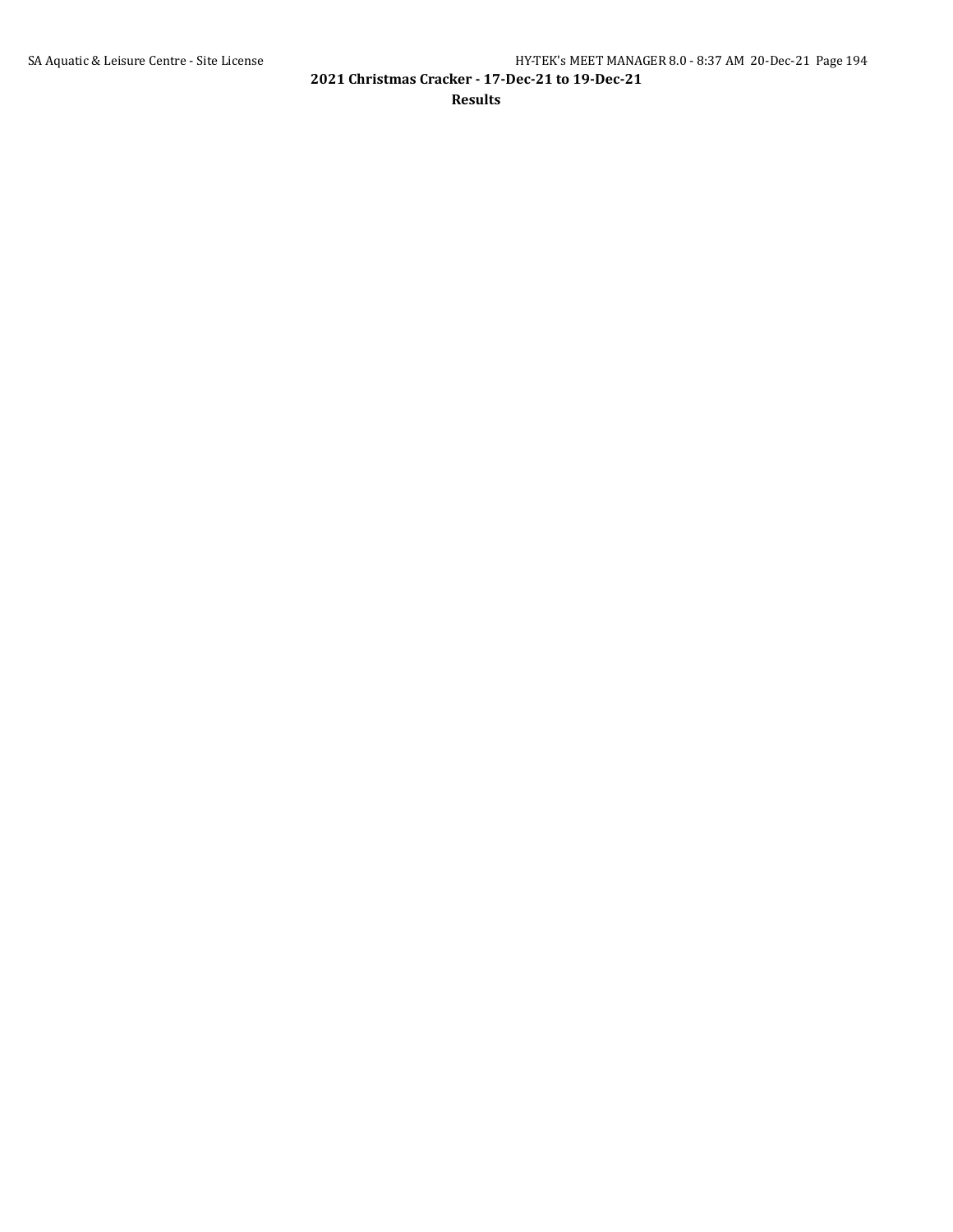**2021 Christmas Cracker - 17-Dec-21 to 19-Dec-21**

**Results**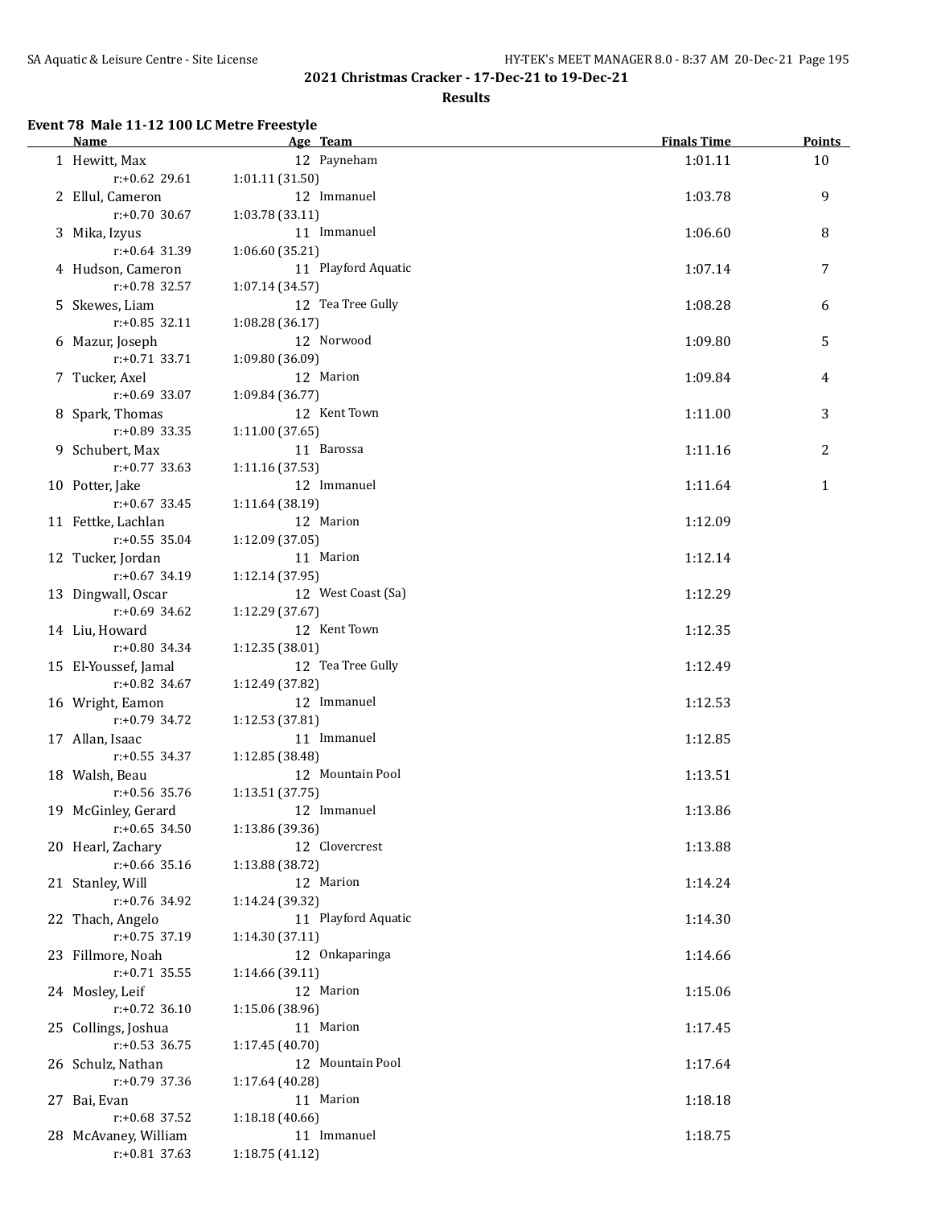**2021 Christmas Cracker - 17-Dec-21 to 19-Dec-21**

**Results**

### Event 78 Male 11-12 100 LC Metre Freestyle

| | Name | Age | Team | Finals Time | Points |
|---|---|---|---|---|---|
| 1 | Hewitt, Max | 12 | Payneham | 1:01.11 | 10 |
| | r:+0.62 29.61 | 1:01.11 (31.50) | | | |
| 2 | Ellul, Cameron | 12 | Immanuel | 1:03.78 | 9 |
| | r:+0.70 30.67 | 1:03.78 (33.11) | | | |
| 3 | Mika, Izyus | 11 | Immanuel | 1:06.60 | 8 |
| | r:+0.64 31.39 | 1:06.60 (35.21) | | | |
| 4 | Hudson, Cameron | 11 | Playford Aquatic | 1:07.14 | 7 |
| | r:+0.78 32.57 | 1:07.14 (34.57) | | | |
| 5 | Skewes, Liam | 12 | Tea Tree Gully | 1:08.28 | 6 |
| | r:+0.85 32.11 | 1:08.28 (36.17) | | | |
| 6 | Mazur, Joseph | 12 | Norwood | 1:09.80 | 5 |
| | r:+0.71 33.71 | 1:09.80 (36.09) | | | |
| 7 | Tucker, Axel | 12 | Marion | 1:09.84 | 4 |
| | r:+0.69 33.07 | 1:09.84 (36.77) | | | |
| 8 | Spark, Thomas | 12 | Kent Town | 1:11.00 | 3 |
| | r:+0.89 33.35 | 1:11.00 (37.65) | | | |
| 9 | Schubert, Max | 11 | Barossa | 1:11.16 | 2 |
| | r:+0.77 33.63 | 1:11.16 (37.53) | | | |
| 10 | Potter, Jake | 12 | Immanuel | 1:11.64 | 1 |
| | r:+0.67 33.45 | 1:11.64 (38.19) | | | |
| 11 | Fettke, Lachlan | 12 | Marion | 1:12.09 | |
| | r:+0.55 35.04 | 1:12.09 (37.05) | | | |
| 12 | Tucker, Jordan | 11 | Marion | 1:12.14 | |
| | r:+0.67 34.19 | 1:12.14 (37.95) | | | |
| 13 | Dingwall, Oscar | 12 | West Coast (Sa) | 1:12.29 | |
| | r:+0.69 34.62 | 1:12.29 (37.67) | | | |
| 14 | Liu, Howard | 12 | Kent Town | 1:12.35 | |
| | r:+0.80 34.34 | 1:12.35 (38.01) | | | |
| 15 | El-Youssef, Jamal | 12 | Tea Tree Gully | 1:12.49 | |
| | r:+0.82 34.67 | 1:12.49 (37.82) | | | |
| 16 | Wright, Eamon | 12 | Immanuel | 1:12.53 | |
| | r:+0.79 34.72 | 1:12.53 (37.81) | | | |
| 17 | Allan, Isaac | 11 | Immanuel | 1:12.85 | |
| | r:+0.55 34.37 | 1:12.85 (38.48) | | | |
| 18 | Walsh, Beau | 12 | Mountain Pool | 1:13.51 | |
| | r:+0.56 35.76 | 1:13.51 (37.75) | | | |
| 19 | McGinley, Gerard | 12 | Immanuel | 1:13.86 | |
| | r:+0.65 34.50 | 1:13.86 (39.36) | | | |
| 20 | Hearl, Zachary | 12 | Clovercrest | 1:13.88 | |
| | r:+0.66 35.16 | 1:13.88 (38.72) | | | |
| 21 | Stanley, Will | 12 | Marion | 1:14.24 | |
| | r:+0.76 34.92 | 1:14.24 (39.32) | | | |
| 22 | Thach, Angelo | 11 | Playford Aquatic | 1:14.30 | |
| | r:+0.75 37.19 | 1:14.30 (37.11) | | | |
| 23 | Fillmore, Noah | 12 | Onkaparinga | 1:14.66 | |
| | r:+0.71 35.55 | 1:14.66 (39.11) | | | |
| 24 | Mosley, Leif | 12 | Marion | 1:15.06 | |
| | r:+0.72 36.10 | 1:15.06 (38.96) | | | |
| 25 | Collings, Joshua | 11 | Marion | 1:17.45 | |
| | r:+0.53 36.75 | 1:17.45 (40.70) | | | |
| 26 | Schulz, Nathan | 12 | Mountain Pool | 1:17.64 | |
| | r:+0.79 37.36 | 1:17.64 (40.28) | | | |
| 27 | Bai, Evan | 11 | Marion | 1:18.18 | |
| | r:+0.68 37.52 | 1:18.18 (40.66) | | | |
| 28 | McAvaney, William | 11 | Immanuel | 1:18.75 | |
| | r:+0.81 37.63 | 1:18.75 (41.12) | | | |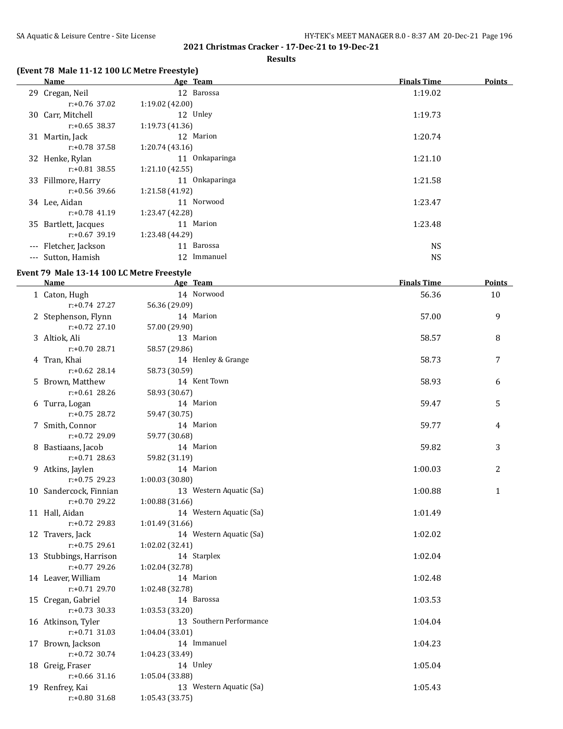**2021 Christmas Cracker - 17-Dec-21 to 19-Dec-21**

**Results**

### (Event 78 Male 11-12 100 LC Metre Freestyle)

| | Name | Age | Team | Finals Time | Points |
|---|---|---|---|---|---|
| 29 | Cregan, Neil | 12 | Barossa | 1:19.02 | |
| | r:+0.76 37.02 | 1:19.02 (42.00) | | | |
| 30 | Carr, Mitchell | 12 | Unley | 1:19.73 | |
| | r:+0.65 38.37 | 1:19.73 (41.36) | | | |
| 31 | Martin, Jack | 12 | Marion | 1:20.74 | |
| | r:+0.78 37.58 | 1:20.74 (43.16) | | | |
| 32 | Henke, Rylan | 11 | Onkaparinga | 1:21.10 | |
| | r:+0.81 38.55 | 1:21.10 (42.55) | | | |
| 33 | Fillmore, Harry | 11 | Onkaparinga | 1:21.58 | |
| | r:+0.56 39.66 | 1:21.58 (41.92) | | | |
| 34 | Lee, Aidan | 11 | Norwood | 1:23.47 | |
| | r:+0.78 41.19 | 1:23.47 (42.28) | | | |
| 35 | Bartlett, Jacques | 11 | Marion | 1:23.48 | |
| | r:+0.67 39.19 | 1:23.48 (44.29) | | | |
| --- | Fletcher, Jackson | 11 | Barossa | NS | |
| --- | Sutton, Hamish | 12 | Immanuel | NS | |

### Event 79 Male 13-14 100 LC Metre Freestyle

| | Name | Age | Team | Finals Time | Points |
|---|---|---|---|---|---|
| 1 | Caton, Hugh | 14 | Norwood | 56.36 | 10 |
| | r:+0.74 27.27 | 56.36 (29.09) | | | |
| 2 | Stephenson, Flynn | 14 | Marion | 57.00 | 9 |
| | r:+0.72 27.10 | 57.00 (29.90) | | | |
| 3 | Altiok, Ali | 13 | Marion | 58.57 | 8 |
| | r:+0.70 28.71 | 58.57 (29.86) | | | |
| 4 | Tran, Khai | 14 | Henley & Grange | 58.73 | 7 |
| | r:+0.62 28.14 | 58.73 (30.59) | | | |
| 5 | Brown, Matthew | 14 | Kent Town | 58.93 | 6 |
| | r:+0.61 28.26 | 58.93 (30.67) | | | |
| 6 | Turra, Logan | 14 | Marion | 59.47 | 5 |
| | r:+0.75 28.72 | 59.47 (30.75) | | | |
| 7 | Smith, Connor | 14 | Marion | 59.77 | 4 |
| | r:+0.72 29.09 | 59.77 (30.68) | | | |
| 8 | Bastiaans, Jacob | 14 | Marion | 59.82 | 3 |
| | r:+0.71 28.63 | 59.82 (31.19) | | | |
| 9 | Atkins, Jaylen | 14 | Marion | 1:00.03 | 2 |
| | r:+0.75 29.23 | 1:00.03 (30.80) | | | |
| 10 | Sandercock, Finnian | 13 | Western Aquatic (Sa) | 1:00.88 | 1 |
| | r:+0.70 29.22 | 1:00.88 (31.66) | | | |
| 11 | Hall, Aidan | 14 | Western Aquatic (Sa) | 1:01.49 | |
| | r:+0.72 29.83 | 1:01.49 (31.66) | | | |
| 12 | Travers, Jack | 14 | Western Aquatic (Sa) | 1:02.02 | |
| | r:+0.75 29.61 | 1:02.02 (32.41) | | | |
| 13 | Stubbings, Harrison | 14 | Starplex | 1:02.04 | |
| | r:+0.77 29.26 | 1:02.04 (32.78) | | | |
| 14 | Leaver, William | 14 | Marion | 1:02.48 | |
| | r:+0.71 29.70 | 1:02.48 (32.78) | | | |
| 15 | Cregan, Gabriel | 14 | Barossa | 1:03.53 | |
| | r:+0.73 30.33 | 1:03.53 (33.20) | | | |
| 16 | Atkinson, Tyler | 13 | Southern Performance | 1:04.04 | |
| | r:+0.71 31.03 | 1:04.04 (33.01) | | | |
| 17 | Brown, Jackson | 14 | Immanuel | 1:04.23 | |
| | r:+0.72 30.74 | 1:04.23 (33.49) | | | |
| 18 | Greig, Fraser | 14 | Unley | 1:05.04 | |
| | r:+0.66 31.16 | 1:05.04 (33.88) | | | |
| 19 | Renfrey, Kai | 13 | Western Aquatic (Sa) | 1:05.43 | |
| | r:+0.80 31.68 | 1:05.43 (33.75) | | | |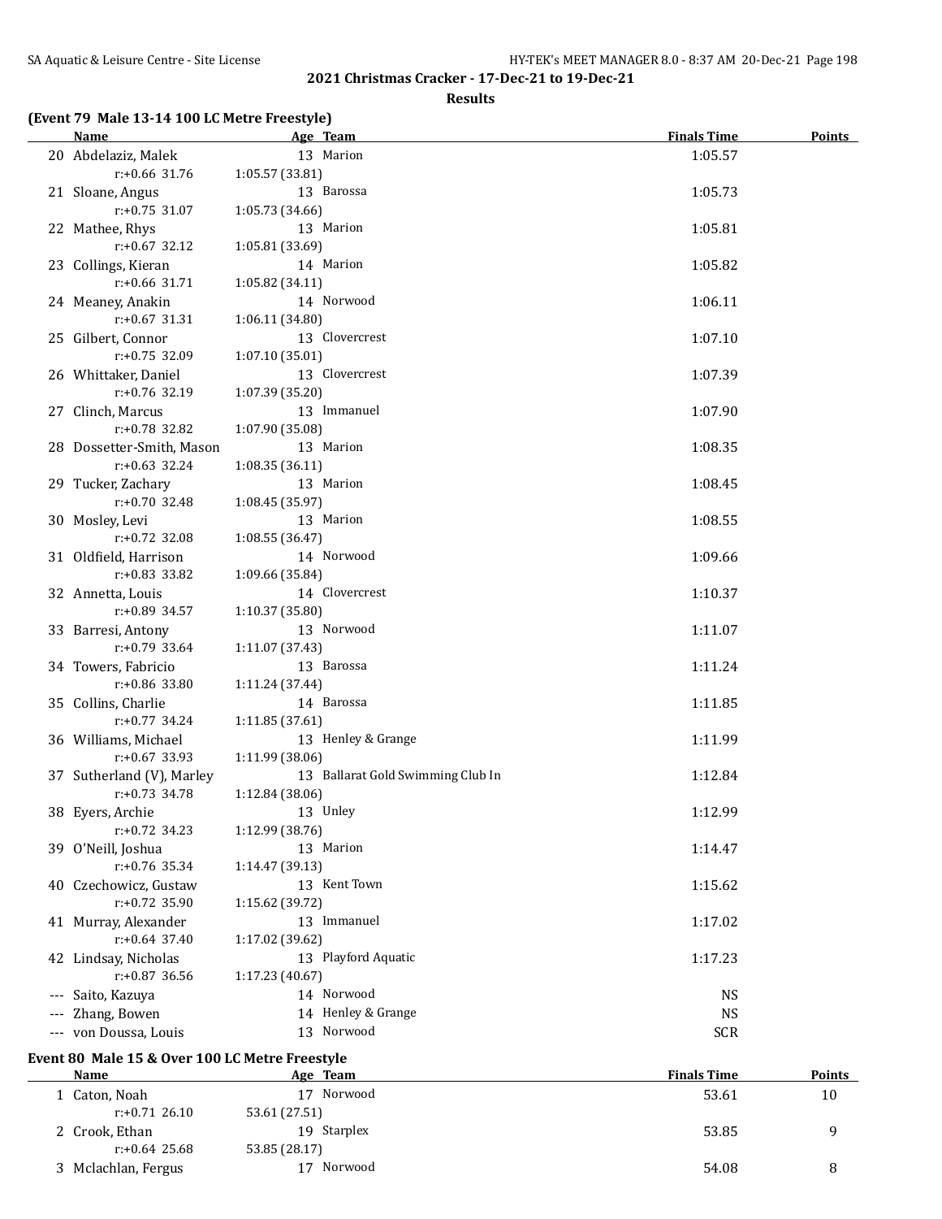## 2021 Christmas Cracker - 17-Dec-21 to 19-Dec-21

### Results

**(Event 79 Male 13-14 100 LC Metre Freestyle)**

| | Name | Age | Team | Finals Time | Points |
|---|---|---|---|---|---|
| 20 | Abdelaziz, Malek | 13 | Marion | 1:05.57 | |
| | r:+0.66 31.76 | 1:05.57 (33.81) | | | |
| 21 | Sloane, Angus | 13 | Barossa | 1:05.73 | |
| | r:+0.75 31.07 | 1:05.73 (34.66) | | | |
| 22 | Mathee, Rhys | 13 | Marion | 1:05.81 | |
| | r:+0.67 32.12 | 1:05.81 (33.69) | | | |
| 23 | Collings, Kieran | 14 | Marion | 1:05.82 | |
| | r:+0.66 31.71 | 1:05.82 (34.11) | | | |
| 24 | Meaney, Anakin | 14 | Norwood | 1:06.11 | |
| | r:+0.67 31.31 | 1:06.11 (34.80) | | | |
| 25 | Gilbert, Connor | 13 | Clovercrest | 1:07.10 | |
| | r:+0.75 32.09 | 1:07.10 (35.01) | | | |
| 26 | Whittaker, Daniel | 13 | Clovercrest | 1:07.39 | |
| | r:+0.76 32.19 | 1:07.39 (35.20) | | | |
| 27 | Clinch, Marcus | 13 | Immanuel | 1:07.90 | |
| | r:+0.78 32.82 | 1:07.90 (35.08) | | | |
| 28 | Dossetter-Smith, Mason | 13 | Marion | 1:08.35 | |
| | r:+0.63 32.24 | 1:08.35 (36.11) | | | |
| 29 | Tucker, Zachary | 13 | Marion | 1:08.45 | |
| | r:+0.70 32.48 | 1:08.45 (35.97) | | | |
| 30 | Mosley, Levi | 13 | Marion | 1:08.55 | |
| | r:+0.72 32.08 | 1:08.55 (36.47) | | | |
| 31 | Oldfield, Harrison | 14 | Norwood | 1:09.66 | |
| | r:+0.83 33.82 | 1:09.66 (35.84) | | | |
| 32 | Annetta, Louis | 14 | Clovercrest | 1:10.37 | |
| | r:+0.89 34.57 | 1:10.37 (35.80) | | | |
| 33 | Barresi, Antony | 13 | Norwood | 1:11.07 | |
| | r:+0.79 33.64 | 1:11.07 (37.43) | | | |
| 34 | Towers, Fabricio | 13 | Barossa | 1:11.24 | |
| | r:+0.86 33.80 | 1:11.24 (37.44) | | | |
| 35 | Collins, Charlie | 14 | Barossa | 1:11.85 | |
| | r:+0.77 34.24 | 1:11.85 (37.61) | | | |
| 36 | Williams, Michael | 13 | Henley & Grange | 1:11.99 | |
| | r:+0.67 33.93 | 1:11.99 (38.06) | | | |
| 37 | Sutherland (V), Marley | 13 | Ballarat Gold Swimming Club In | 1:12.84 | |
| | r:+0.73 34.78 | 1:12.84 (38.06) | | | |
| 38 | Eyers, Archie | 13 | Unley | 1:12.99 | |
| | r:+0.72 34.23 | 1:12.99 (38.76) | | | |
| 39 | O'Neill, Joshua | 13 | Marion | 1:14.47 | |
| | r:+0.76 35.34 | 1:14.47 (39.13) | | | |
| 40 | Czechowicz, Gustaw | 13 | Kent Town | 1:15.62 | |
| | r:+0.72 35.90 | 1:15.62 (39.72) | | | |
| 41 | Murray, Alexander | 13 | Immanuel | 1:17.02 | |
| | r:+0.64 37.40 | 1:17.02 (39.62) | | | |
| 42 | Lindsay, Nicholas | 13 | Playford Aquatic | 1:17.23 | |
| | r:+0.87 36.56 | 1:17.23 (40.67) | | | |
| --- | Saito, Kazuya | 14 | Norwood | NS | |
| --- | Zhang, Bowen | 14 | Henley & Grange | NS | |
| --- | von Doussa, Louis | 13 | Norwood | SCR | |

**Event 80 Male 15 & Over 100 LC Metre Freestyle**

| | Name | Age | Team | Finals Time | Points |
|---|---|---|---|---|---|
| 1 | Caton, Noah | 17 | Norwood | 53.61 | 10 |
| | r:+0.71 26.10 | 53.61 (27.51) | | | |
| 2 | Crook, Ethan | 19 | Starplex | 53.85 | 9 |
| | r:+0.64 25.68 | 53.85 (28.17) | | | |
| 3 | Mclachlan, Fergus | 17 | Norwood | 54.08 | 8 |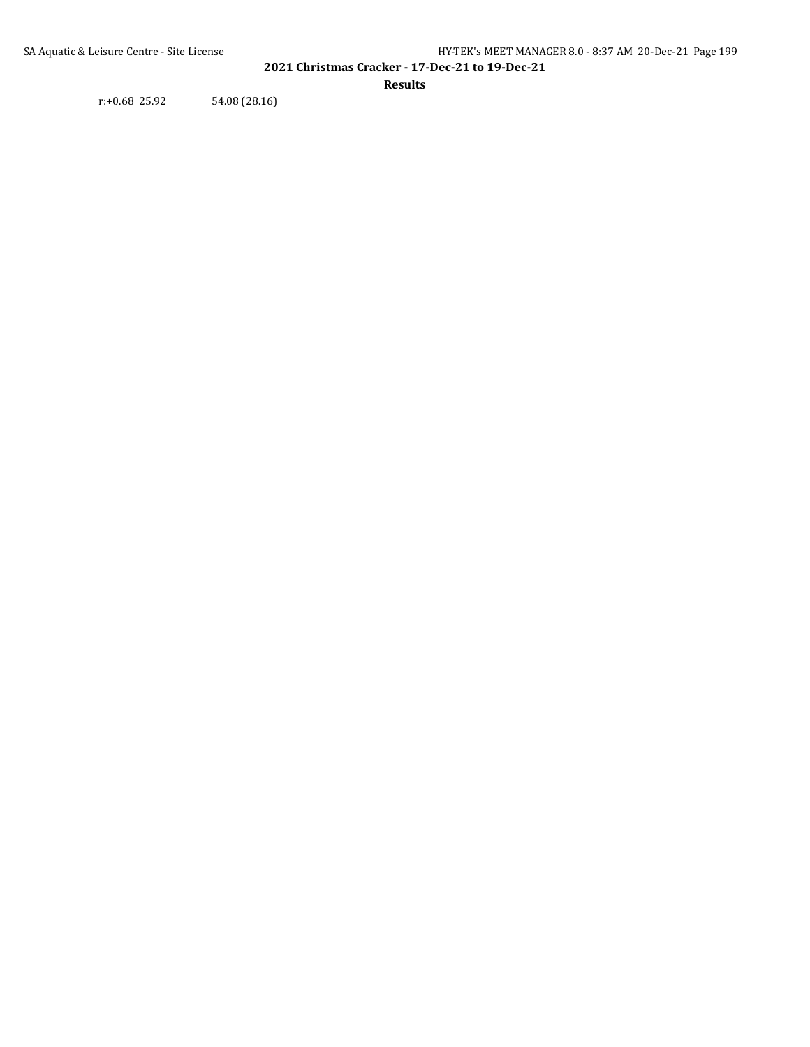r:+0.68 25.92 54.08 (28.16)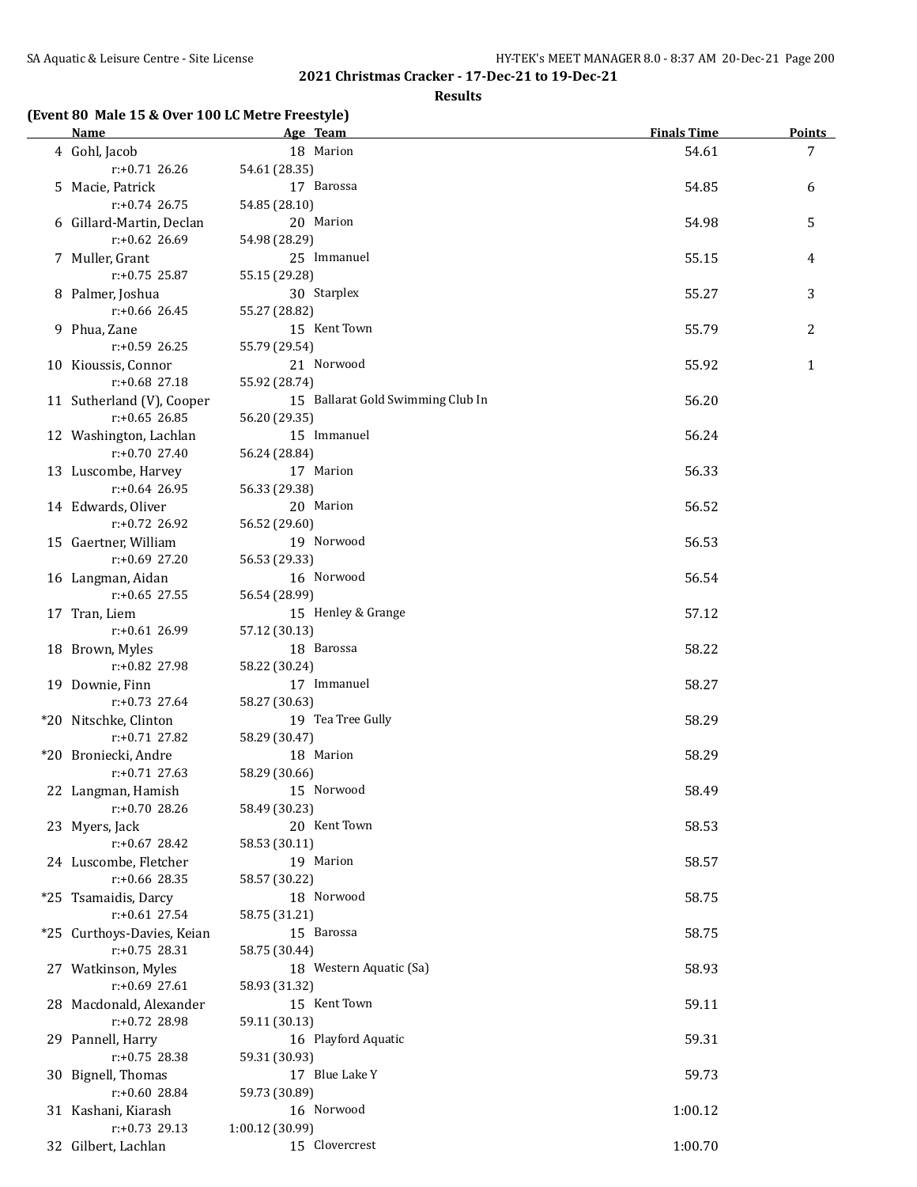## 2021 Christmas Cracker - 17-Dec-21 to 19-Dec-21

### Results

**(Event 80 Male 15 & Over 100 LC Metre Freestyle)**

| | Name | Age | Team | Finals Time | Points |
|---|---|---|---|---|---|
| 4 | Gohl, Jacob | 18 | Marion | 54.61 | 7 |
| | r:+0.71 26.26 | 54.61 (28.35) | | | |
| 5 | Macie, Patrick | 17 | Barossa | 54.85 | 6 |
| | r:+0.74 26.75 | 54.85 (28.10) | | | |
| 6 | Gillard-Martin, Declan | 20 | Marion | 54.98 | 5 |
| | r:+0.62 26.69 | 54.98 (28.29) | | | |
| 7 | Muller, Grant | 25 | Immanuel | 55.15 | 4 |
| | r:+0.75 25.87 | 55.15 (29.28) | | | |
| 8 | Palmer, Joshua | 30 | Starplex | 55.27 | 3 |
| | r:+0.66 26.45 | 55.27 (28.82) | | | |
| 9 | Phua, Zane | 15 | Kent Town | 55.79 | 2 |
| | r:+0.59 26.25 | 55.79 (29.54) | | | |
| 10 | Kioussis, Connor | 21 | Norwood | 55.92 | 1 |
| | r:+0.68 27.18 | 55.92 (28.74) | | | |
| 11 | Sutherland (V), Cooper | 15 | Ballarat Gold Swimming Club In | 56.20 | |
| | r:+0.65 26.85 | 56.20 (29.35) | | | |
| 12 | Washington, Lachlan | 15 | Immanuel | 56.24 | |
| | r:+0.70 27.40 | 56.24 (28.84) | | | |
| 13 | Luscombe, Harvey | 17 | Marion | 56.33 | |
| | r:+0.64 26.95 | 56.33 (29.38) | | | |
| 14 | Edwards, Oliver | 20 | Marion | 56.52 | |
| | r:+0.72 26.92 | 56.52 (29.60) | | | |
| 15 | Gaertner, William | 19 | Norwood | 56.53 | |
| | r:+0.69 27.20 | 56.53 (29.33) | | | |
| 16 | Langman, Aidan | 16 | Norwood | 56.54 | |
| | r:+0.65 27.55 | 56.54 (28.99) | | | |
| 17 | Tran, Liem | 15 | Henley & Grange | 57.12 | |
| | r:+0.61 26.99 | 57.12 (30.13) | | | |
| 18 | Brown, Myles | 18 | Barossa | 58.22 | |
| | r:+0.82 27.98 | 58.22 (30.24) | | | |
| 19 | Downie, Finn | 17 | Immanuel | 58.27 | |
| | r:+0.73 27.64 | 58.27 (30.63) | | | |
| *20 | Nitschke, Clinton | 19 | Tea Tree Gully | 58.29 | |
| | r:+0.71 27.82 | 58.29 (30.47) | | | |
| *20 | Broniecki, Andre | 18 | Marion | 58.29 | |
| | r:+0.71 27.63 | 58.29 (30.66) | | | |
| 22 | Langman, Hamish | 15 | Norwood | 58.49 | |
| | r:+0.70 28.26 | 58.49 (30.23) | | | |
| 23 | Myers, Jack | 20 | Kent Town | 58.53 | |
| | r:+0.67 28.42 | 58.53 (30.11) | | | |
| 24 | Luscombe, Fletcher | 19 | Marion | 58.57 | |
| | r:+0.66 28.35 | 58.57 (30.22) | | | |
| *25 | Tsamaidis, Darcy | 18 | Norwood | 58.75 | |
| | r:+0.61 27.54 | 58.75 (31.21) | | | |
| *25 | Curthoys-Davies, Keian | 15 | Barossa | 58.75 | |
| | r:+0.75 28.31 | 58.75 (30.44) | | | |
| 27 | Watkinson, Myles | 18 | Western Aquatic (Sa) | 58.93 | |
| | r:+0.69 27.61 | 58.93 (31.32) | | | |
| 28 | Macdonald, Alexander | 15 | Kent Town | 59.11 | |
| | r:+0.72 28.98 | 59.11 (30.13) | | | |
| 29 | Pannell, Harry | 16 | Playford Aquatic | 59.31 | |
| | r:+0.75 28.38 | 59.31 (30.93) | | | |
| 30 | Bignell, Thomas | 17 | Blue Lake Y | 59.73 | |
| | r:+0.60 28.84 | 59.73 (30.89) | | | |
| 31 | Kashani, Kiarash | 16 | Norwood | 1:00.12 | |
| | r:+0.73 29.13 | 1:00.12 (30.99) | | | |
| 32 | Gilbert, Lachlan | 15 | Clovercrest | 1:00.70 | |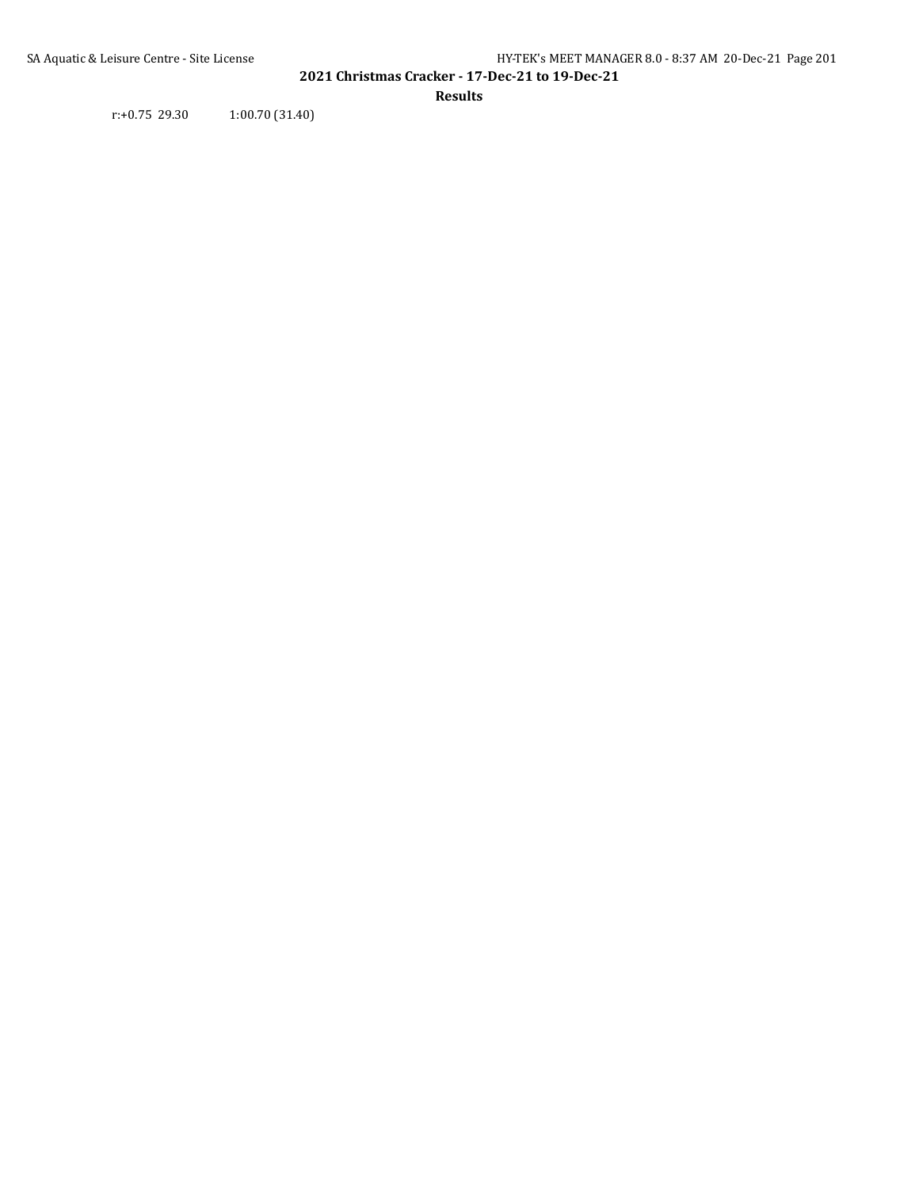r:+0.75  29.30  1:00.70 (31.40)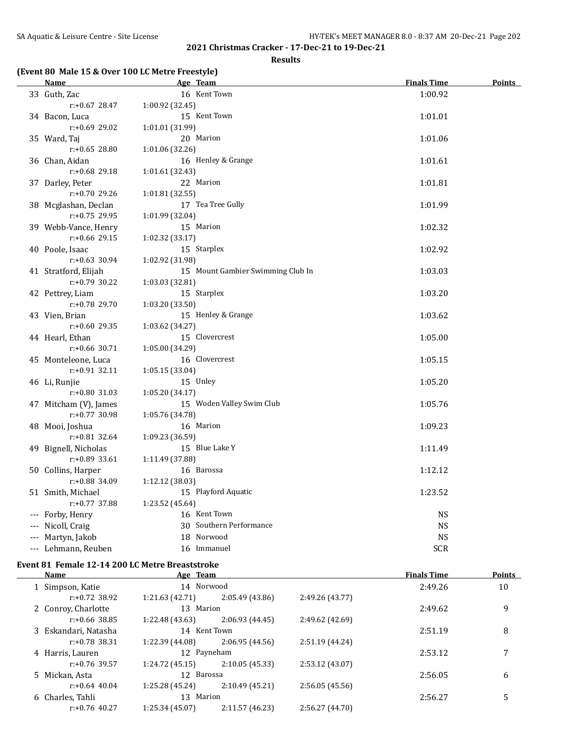## 2021 Christmas Cracker - 17-Dec-21 to 19-Dec-21

### Results

**(Event 80 Male 15 & Over 100 LC Metre Freestyle)**

| | Name | Age | Team | Finals Time | Points |
|---|---|---|---|---|---|
| 33 | Guth, Zac | 16 | Kent Town | 1:00.92 | |
| | r:+0.67 28.47 | 1:00.92 (32.45) | | | |
| 34 | Bacon, Luca | 15 | Kent Town | 1:01.01 | |
| | r:+0.69 29.02 | 1:01.01 (31.99) | | | |
| 35 | Ward, Taj | 20 | Marion | 1:01.06 | |
| | r:+0.65 28.80 | 1:01.06 (32.26) | | | |
| 36 | Chan, Aidan | 16 | Henley & Grange | 1:01.61 | |
| | r:+0.68 29.18 | 1:01.61 (32.43) | | | |
| 37 | Darley, Peter | 22 | Marion | 1:01.81 | |
| | r:+0.70 29.26 | 1:01.81 (32.55) | | | |
| 38 | Mcglashan, Declan | 17 | Tea Tree Gully | 1:01.99 | |
| | r:+0.75 29.95 | 1:01.99 (32.04) | | | |
| 39 | Webb-Vance, Henry | 15 | Marion | 1:02.32 | |
| | r:+0.66 29.15 | 1:02.32 (33.17) | | | |
| 40 | Poole, Isaac | 15 | Starplex | 1:02.92 | |
| | r:+0.63 30.94 | 1:02.92 (31.98) | | | |
| 41 | Stratford, Elijah | 15 | Mount Gambier Swimming Club In | 1:03.03 | |
| | r:+0.79 30.22 | 1:03.03 (32.81) | | | |
| 42 | Pettrey, Liam | 15 | Starplex | 1:03.20 | |
| | r:+0.78 29.70 | 1:03.20 (33.50) | | | |
| 43 | Vien, Brian | 15 | Henley & Grange | 1:03.62 | |
| | r:+0.60 29.35 | 1:03.62 (34.27) | | | |
| 44 | Hearl, Ethan | 15 | Clovercrest | 1:05.00 | |
| | r:+0.66 30.71 | 1:05.00 (34.29) | | | |
| 45 | Monteleone, Luca | 16 | Clovercrest | 1:05.15 | |
| | r:+0.91 32.11 | 1:05.15 (33.04) | | | |
| 46 | Li, Runjie | 15 | Unley | 1:05.20 | |
| | r:+0.80 31.03 | 1:05.20 (34.17) | | | |
| 47 | Mitcham (V), James | 15 | Woden Valley Swim Club | 1:05.76 | |
| | r:+0.77 30.98 | 1:05.76 (34.78) | | | |
| 48 | Mooi, Joshua | 16 | Marion | 1:09.23 | |
| | r:+0.81 32.64 | 1:09.23 (36.59) | | | |
| 49 | Bignell, Nicholas | 15 | Blue Lake Y | 1:11.49 | |
| | r:+0.89 33.61 | 1:11.49 (37.88) | | | |
| 50 | Collins, Harper | 16 | Barossa | 1:12.12 | |
| | r:+0.88 34.09 | 1:12.12 (38.03) | | | |
| 51 | Smith, Michael | 15 | Playford Aquatic | 1:23.52 | |
| | r:+0.77 37.88 | 1:23.52 (45.64) | | | |
| --- | Forby, Henry | 16 | Kent Town | NS | |
| --- | Nicoll, Craig | 30 | Southern Performance | NS | |
| --- | Martyn, Jakob | 18 | Norwood | NS | |
| --- | Lehmann, Reuben | 16 | Immanuel | SCR | |

**Event 81 Female 12-14 200 LC Metre Breaststroke**

| | Name | Age | Team | | Finals Time | Points |
|---|---|---|---|---|---|---|
| 1 | Simpson, Katie | 14 | Norwood | | 2:49.26 | 10 |
| | r:+0.72 38.92 | 1:21.63 (42.71) | 2:05.49 (43.86) | 2:49.26 (43.77) | | |
| 2 | Conroy, Charlotte | 13 | Marion | | 2:49.62 | 9 |
| | r:+0.66 38.85 | 1:22.48 (43.63) | 2:06.93 (44.45) | 2:49.62 (42.69) | | |
| 3 | Eskandari, Natasha | 14 | Kent Town | | 2:51.19 | 8 |
| | r:+0.78 38.31 | 1:22.39 (44.08) | 2:06.95 (44.56) | 2:51.19 (44.24) | | |
| 4 | Harris, Lauren | 12 | Payneham | | 2:53.12 | 7 |
| | r:+0.76 39.57 | 1:24.72 (45.15) | 2:10.05 (45.33) | 2:53.12 (43.07) | | |
| 5 | Mickan, Asta | 12 | Barossa | | 2:56.05 | 6 |
| | r:+0.64 40.04 | 1:25.28 (45.24) | 2:10.49 (45.21) | 2:56.05 (45.56) | | |
| 6 | Charles, Tahli | 13 | Marion | | 2:56.27 | 5 |
| | r:+0.76 40.27 | 1:25.34 (45.07) | 2:11.57 (46.23) | 2:56.27 (44.70) | | |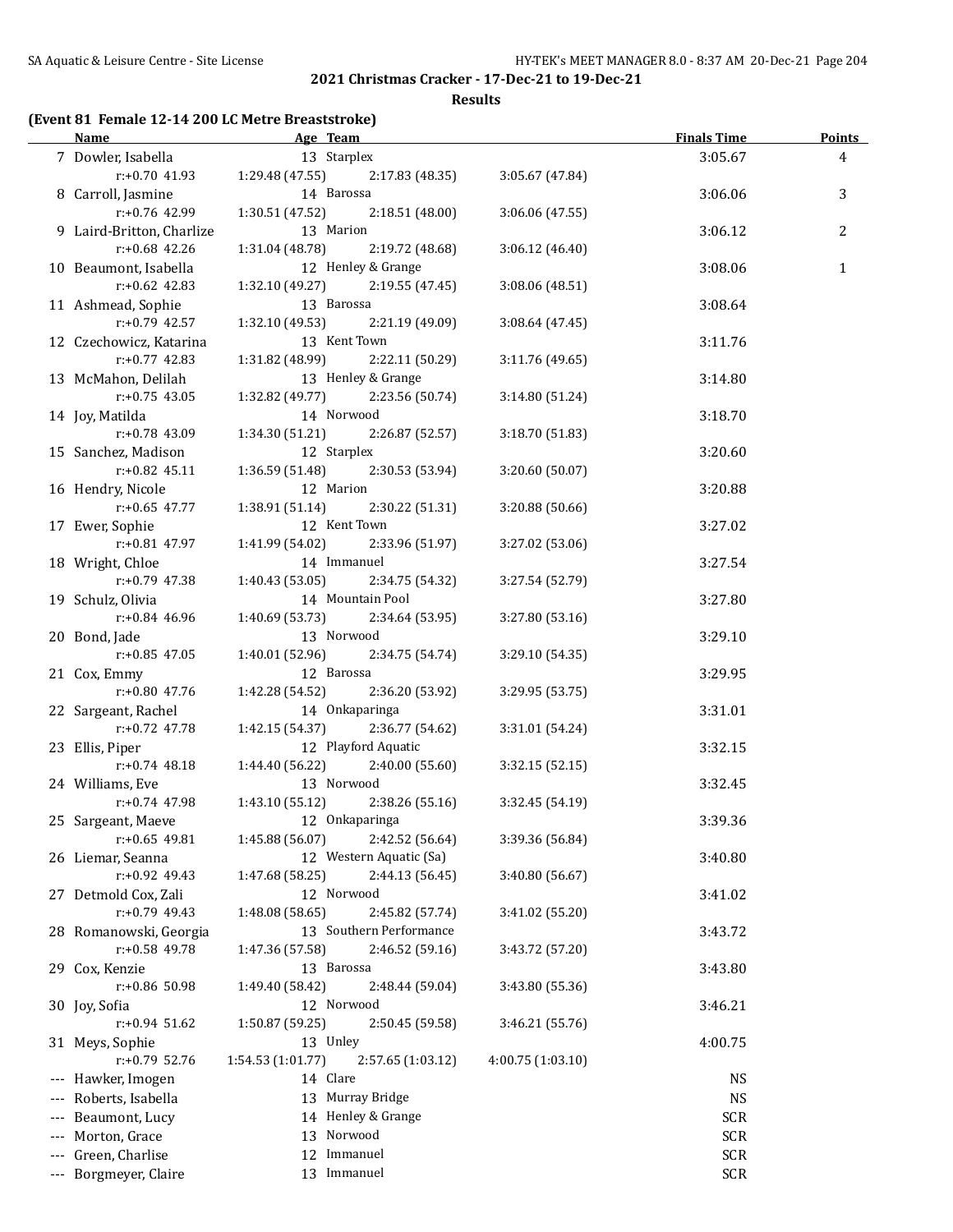## 2021 Christmas Cracker - 17-Dec-21 to 19-Dec-21

### Results

**(Event 81 Female 12-14 200 LC Metre Breaststroke)**

| | Name | Age | Team | | | | Finals Time | Points |
|---|---|---|---|---|---|---|---|---|
| 7 | Dowler, Isabella | 13 | Starplex | | | | 3:05.67 | 4 |
| | r:+0.70 41.93 | 1:29.48 (47.55) | 2:17.83 (48.35) | 3:05.67 (47.84) | | | | |
| 8 | Carroll, Jasmine | 14 | Barossa | | | | 3:06.06 | 3 |
| | r:+0.76 42.99 | 1:30.51 (47.52) | 2:18.51 (48.00) | 3:06.06 (47.55) | | | | |
| 9 | Laird-Britton, Charlize | 13 | Marion | | | | 3:06.12 | 2 |
| | r:+0.68 42.26 | 1:31.04 (48.78) | 2:19.72 (48.68) | 3:06.12 (46.40) | | | | |
| 10 | Beaumont, Isabella | 12 | Henley & Grange | | | | 3:08.06 | 1 |
| | r:+0.62 42.83 | 1:32.10 (49.27) | 2:19.55 (47.45) | 3:08.06 (48.51) | | | | |
| 11 | Ashmead, Sophie | 13 | Barossa | | | | 3:08.64 | |
| | r:+0.79 42.57 | 1:32.10 (49.53) | 2:21.19 (49.09) | 3:08.64 (47.45) | | | | |
| 12 | Czechowicz, Katarina | 13 | Kent Town | | | | 3:11.76 | |
| | r:+0.77 42.83 | 1:31.82 (48.99) | 2:22.11 (50.29) | 3:11.76 (49.65) | | | | |
| 13 | McMahon, Delilah | 13 | Henley & Grange | | | | 3:14.80 | |
| | r:+0.75 43.05 | 1:32.82 (49.77) | 2:23.56 (50.74) | 3:14.80 (51.24) | | | | |
| 14 | Joy, Matilda | 14 | Norwood | | | | 3:18.70 | |
| | r:+0.78 43.09 | 1:34.30 (51.21) | 2:26.87 (52.57) | 3:18.70 (51.83) | | | | |
| 15 | Sanchez, Madison | 12 | Starplex | | | | 3:20.60 | |
| | r:+0.82 45.11 | 1:36.59 (51.48) | 2:30.53 (53.94) | 3:20.60 (50.07) | | | | |
| 16 | Hendry, Nicole | 12 | Marion | | | | 3:20.88 | |
| | r:+0.65 47.77 | 1:38.91 (51.14) | 2:30.22 (51.31) | 3:20.88 (50.66) | | | | |
| 17 | Ewer, Sophie | 12 | Kent Town | | | | 3:27.02 | |
| | r:+0.81 47.97 | 1:41.99 (54.02) | 2:33.96 (51.97) | 3:27.02 (53.06) | | | | |
| 18 | Wright, Chloe | 14 | Immanuel | | | | 3:27.54 | |
| | r:+0.79 47.38 | 1:40.43 (53.05) | 2:34.75 (54.32) | 3:27.54 (52.79) | | | | |
| 19 | Schulz, Olivia | 14 | Mountain Pool | | | | 3:27.80 | |
| | r:+0.84 46.96 | 1:40.69 (53.73) | 2:34.64 (53.95) | 3:27.80 (53.16) | | | | |
| 20 | Bond, Jade | 13 | Norwood | | | | 3:29.10 | |
| | r:+0.85 47.05 | 1:40.01 (52.96) | 2:34.75 (54.74) | 3:29.10 (54.35) | | | | |
| 21 | Cox, Emmy | 12 | Barossa | | | | 3:29.95 | |
| | r:+0.80 47.76 | 1:42.28 (54.52) | 2:36.20 (53.92) | 3:29.95 (53.75) | | | | |
| 22 | Sargeant, Rachel | 14 | Onkaparinga | | | | 3:31.01 | |
| | r:+0.72 47.78 | 1:42.15 (54.37) | 2:36.77 (54.62) | 3:31.01 (54.24) | | | | |
| 23 | Ellis, Piper | 12 | Playford Aquatic | | | | 3:32.15 | |
| | r:+0.74 48.18 | 1:44.40 (56.22) | 2:40.00 (55.60) | 3:32.15 (52.15) | | | | |
| 24 | Williams, Eve | 13 | Norwood | | | | 3:32.45 | |
| | r:+0.74 47.98 | 1:43.10 (55.12) | 2:38.26 (55.16) | 3:32.45 (54.19) | | | | |
| 25 | Sargeant, Maeve | 12 | Onkaparinga | | | | 3:39.36 | |
| | r:+0.65 49.81 | 1:45.88 (56.07) | 2:42.52 (56.64) | 3:39.36 (56.84) | | | | |
| 26 | Liemar, Seanna | 12 | Western Aquatic (Sa) | | | | 3:40.80 | |
| | r:+0.92 49.43 | 1:47.68 (58.25) | 2:44.13 (56.45) | 3:40.80 (56.67) | | | | |
| 27 | Detmold Cox, Zali | 12 | Norwood | | | | 3:41.02 | |
| | r:+0.79 49.43 | 1:48.08 (58.65) | 2:45.82 (57.74) | 3:41.02 (55.20) | | | | |
| 28 | Romanowski, Georgia | 13 | Southern Performance | | | | 3:43.72 | |
| | r:+0.58 49.78 | 1:47.36 (57.58) | 2:46.52 (59.16) | 3:43.72 (57.20) | | | | |
| 29 | Cox, Kenzie | 13 | Barossa | | | | 3:43.80 | |
| | r:+0.86 50.98 | 1:49.40 (58.42) | 2:48.44 (59.04) | 3:43.80 (55.36) | | | | |
| 30 | Joy, Sofia | 12 | Norwood | | | | 3:46.21 | |
| | r:+0.94 51.62 | 1:50.87 (59.25) | 2:50.45 (59.58) | 3:46.21 (55.76) | | | | |
| 31 | Meys, Sophie | 13 | Unley | | | | 4:00.75 | |
| | r:+0.79 52.76 | 1:54.53 (1:01.77) | 2:57.65 (1:03.12) | 4:00.75 (1:03.10) | | | | |
| --- | Hawker, Imogen | 14 | Clare | | | | NS | |
| --- | Roberts, Isabella | 13 | Murray Bridge | | | | NS | |
| --- | Beaumont, Lucy | 14 | Henley & Grange | | | | SCR | |
| --- | Morton, Grace | 13 | Norwood | | | | SCR | |
| --- | Green, Charlise | 12 | Immanuel | | | | SCR | |
| --- | Borgmeyer, Claire | 13 | Immanuel | | | | SCR | |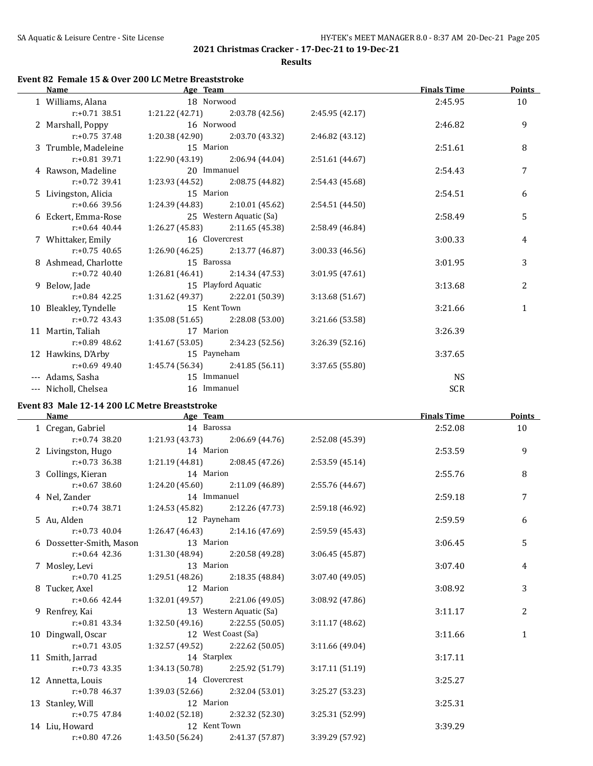## 2021 Christmas Cracker - 17-Dec-21 to 19-Dec-21

### Results

#### Event 82 Female 15 & Over 200 LC Metre Breaststroke

| | Name | Age | Team | Finals Time | Points |
|---|---|---|---|---|---|
| 1 | Williams, Alana | 18 | Norwood | 2:45.95 | 10 |
| | r:+0.71 38.51 | 1:21.22 (42.71) | 2:03.78 (42.56) | 2:45.95 (42.17) | |
| 2 | Marshall, Poppy | 16 | Norwood | 2:46.82 | 9 |
| | r:+0.75 37.48 | 1:20.38 (42.90) | 2:03.70 (43.32) | 2:46.82 (43.12) | |
| 3 | Trumble, Madeleine | 15 | Marion | 2:51.61 | 8 |
| | r:+0.81 39.71 | 1:22.90 (43.19) | 2:06.94 (44.04) | 2:51.61 (44.67) | |
| 4 | Rawson, Madeline | 20 | Immanuel | 2:54.43 | 7 |
| | r:+0.72 39.41 | 1:23.93 (44.52) | 2:08.75 (44.82) | 2:54.43 (45.68) | |
| 5 | Livingston, Alicia | 15 | Marion | 2:54.51 | 6 |
| | r:+0.66 39.56 | 1:24.39 (44.83) | 2:10.01 (45.62) | 2:54.51 (44.50) | |
| 6 | Eckert, Emma-Rose | 25 | Western Aquatic (Sa) | 2:58.49 | 5 |
| | r:+0.64 40.44 | 1:26.27 (45.83) | 2:11.65 (45.38) | 2:58.49 (46.84) | |
| 7 | Whittaker, Emily | 16 | Clovercrest | 3:00.33 | 4 |
| | r:+0.75 40.65 | 1:26.90 (46.25) | 2:13.77 (46.87) | 3:00.33 (46.56) | |
| 8 | Ashmead, Charlotte | 15 | Barossa | 3:01.95 | 3 |
| | r:+0.72 40.40 | 1:26.81 (46.41) | 2:14.34 (47.53) | 3:01.95 (47.61) | |
| 9 | Below, Jade | 15 | Playford Aquatic | 3:13.68 | 2 |
| | r:+0.84 42.25 | 1:31.62 (49.37) | 2:22.01 (50.39) | 3:13.68 (51.67) | |
| 10 | Bleakley, Tyndelle | 15 | Kent Town | 3:21.66 | 1 |
| | r:+0.72 43.43 | 1:35.08 (51.65) | 2:28.08 (53.00) | 3:21.66 (53.58) | |
| 11 | Martin, Taliah | 17 | Marion | 3:26.39 | |
| | r:+0.89 48.62 | 1:41.67 (53.05) | 2:34.23 (52.56) | 3:26.39 (52.16) | |
| 12 | Hawkins, D'Arby | 15 | Payneham | 3:37.65 | |
| | r:+0.69 49.40 | 1:45.74 (56.34) | 2:41.85 (56.11) | 3:37.65 (55.80) | |
| --- | Adams, Sasha | 15 | Immanuel | NS | |
| --- | Nicholl, Chelsea | 16 | Immanuel | SCR | |

#### Event 83 Male 12-14 200 LC Metre Breaststroke

| | Name | Age | Team | Finals Time | Points |
|---|---|---|---|---|---|
| 1 | Cregan, Gabriel | 14 | Barossa | 2:52.08 | 10 |
| | r:+0.74 38.20 | 1:21.93 (43.73) | 2:06.69 (44.76) | 2:52.08 (45.39) | |
| 2 | Livingston, Hugo | 14 | Marion | 2:53.59 | 9 |
| | r:+0.73 36.38 | 1:21.19 (44.81) | 2:08.45 (47.26) | 2:53.59 (45.14) | |
| 3 | Collings, Kieran | 14 | Marion | 2:55.76 | 8 |
| | r:+0.67 38.60 | 1:24.20 (45.60) | 2:11.09 (46.89) | 2:55.76 (44.67) | |
| 4 | Nel, Zander | 14 | Immanuel | 2:59.18 | 7 |
| | r:+0.74 38.71 | 1:24.53 (45.82) | 2:12.26 (47.73) | 2:59.18 (46.92) | |
| 5 | Au, Alden | 12 | Payneham | 2:59.59 | 6 |
| | r:+0.73 40.04 | 1:26.47 (46.43) | 2:14.16 (47.69) | 2:59.59 (45.43) | |
| 6 | Dossetter-Smith, Mason | 13 | Marion | 3:06.45 | 5 |
| | r:+0.64 42.36 | 1:31.30 (48.94) | 2:20.58 (49.28) | 3:06.45 (45.87) | |
| 7 | Mosley, Levi | 13 | Marion | 3:07.40 | 4 |
| | r:+0.70 41.25 | 1:29.51 (48.26) | 2:18.35 (48.84) | 3:07.40 (49.05) | |
| 8 | Tucker, Axel | 12 | Marion | 3:08.92 | 3 |
| | r:+0.66 42.44 | 1:32.01 (49.57) | 2:21.06 (49.05) | 3:08.92 (47.86) | |
| 9 | Renfrey, Kai | 13 | Western Aquatic (Sa) | 3:11.17 | 2 |
| | r:+0.81 43.34 | 1:32.50 (49.16) | 2:22.55 (50.05) | 3:11.17 (48.62) | |
| 10 | Dingwall, Oscar | 12 | West Coast (Sa) | 3:11.66 | 1 |
| | r:+0.71 43.05 | 1:32.57 (49.52) | 2:22.62 (50.05) | 3:11.66 (49.04) | |
| 11 | Smith, Jarrad | 14 | Starplex | 3:17.11 | |
| | r:+0.73 43.35 | 1:34.13 (50.78) | 2:25.92 (51.79) | 3:17.11 (51.19) | |
| 12 | Annetta, Louis | 14 | Clovercrest | 3:25.27 | |
| | r:+0.78 46.37 | 1:39.03 (52.66) | 2:32.04 (53.01) | 3:25.27 (53.23) | |
| 13 | Stanley, Will | 12 | Marion | 3:25.31 | |
| | r:+0.75 47.84 | 1:40.02 (52.18) | 2:32.32 (52.30) | 3:25.31 (52.99) | |
| 14 | Liu, Howard | 12 | Kent Town | 3:39.29 | |
| | r:+0.80 47.26 | 1:43.50 (56.24) | 2:41.37 (57.87) | 3:39.29 (57.92) | |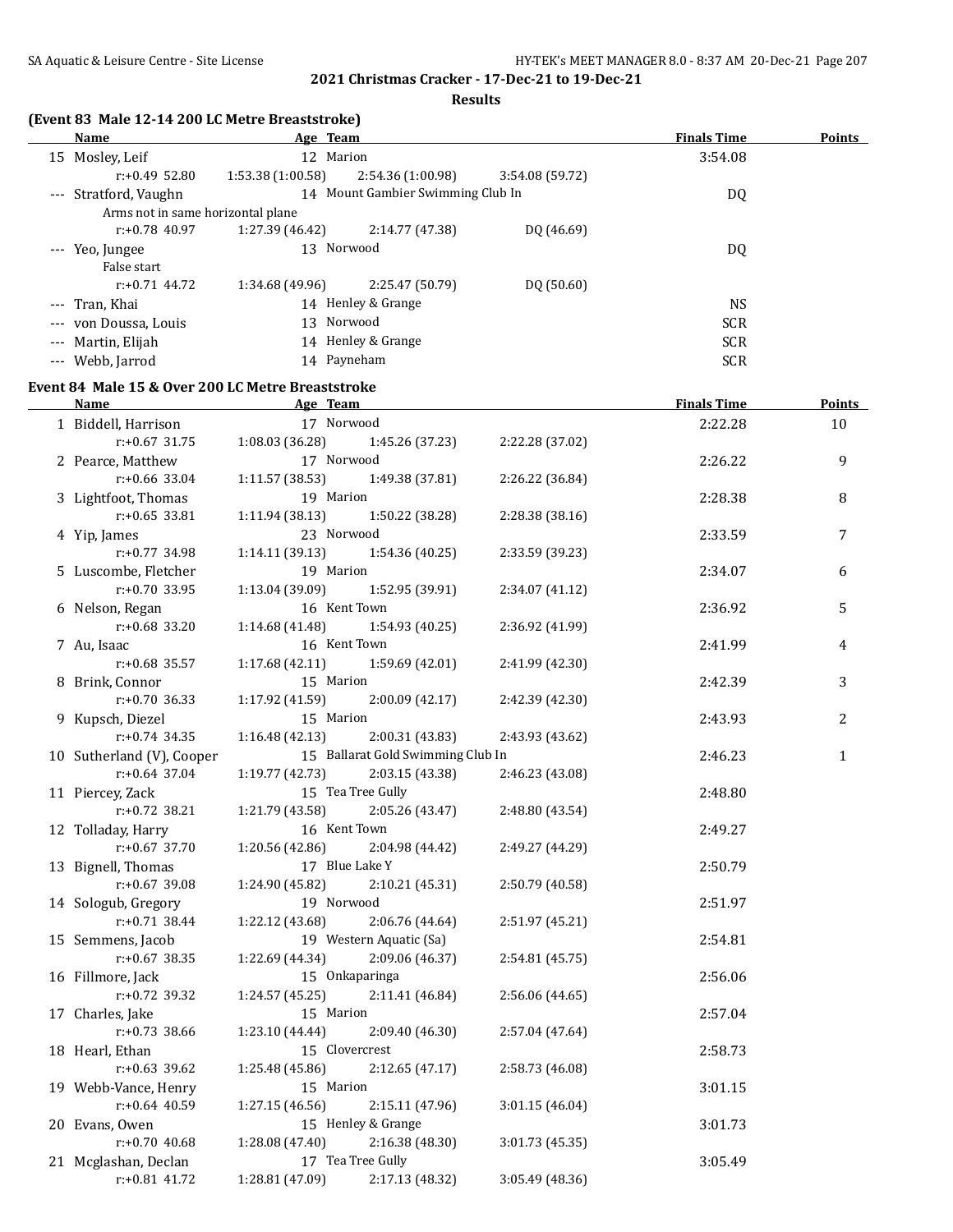2021 Christmas Cracker - 17-Dec-21 to 19-Dec-21

Results

### (Event 83 Male 12-14 200 LC Metre Breaststroke)

| | Name | Age | Team | Finals Time | Points |
|---|---|---|---|---|---|
| 15 | Mosley, Leif | 12 | Marion | 3:54.08 | |
| | r:+0.49 52.80 / 1:53.38 (1:00.58) / 2:54.36 (1:00.98) / 3:54.08 (59.72) | | | | |
| --- | Stratford, Vaughn | 14 | Mount Gambier Swimming Club In | DQ | |
| | Arms not in same horizontal plane | | | | |
| | r:+0.78 40.97 / 1:27.39 (46.42) / 2:14.77 (47.38) / DQ (46.69) | | | | |
| --- | Yeo, Jungee | 13 | Norwood | DQ | |
| | False start | | | | |
| | r:+0.71 44.72 / 1:34.68 (49.96) / 2:25.47 (50.79) / DQ (50.60) | | | | |
| --- | Tran, Khai | 14 | Henley & Grange | NS | |
| --- | von Doussa, Louis | 13 | Norwood | SCR | |
| --- | Martin, Elijah | 14 | Henley & Grange | SCR | |
| --- | Webb, Jarrod | 14 | Payneham | SCR | |

### Event 84 Male 15 & Over 200 LC Metre Breaststroke

| | Name | Age | Team | Finals Time | Points |
|---|---|---|---|---|---|
| 1 | Biddell, Harrison | 17 | Norwood | 2:22.28 | 10 |
| | r:+0.67 31.75 / 1:08.03 (36.28) / 1:45.26 (37.23) / 2:22.28 (37.02) | | | | |
| 2 | Pearce, Matthew | 17 | Norwood | 2:26.22 | 9 |
| | r:+0.66 33.04 / 1:11.57 (38.53) / 1:49.38 (37.81) / 2:26.22 (36.84) | | | | |
| 3 | Lightfoot, Thomas | 19 | Marion | 2:28.38 | 8 |
| | r:+0.65 33.81 / 1:11.94 (38.13) / 1:50.22 (38.28) / 2:28.38 (38.16) | | | | |
| 4 | Yip, James | 23 | Norwood | 2:33.59 | 7 |
| | r:+0.77 34.98 / 1:14.11 (39.13) / 1:54.36 (40.25) / 2:33.59 (39.23) | | | | |
| 5 | Luscombe, Fletcher | 19 | Marion | 2:34.07 | 6 |
| | r:+0.70 33.95 / 1:13.04 (39.09) / 1:52.95 (39.91) / 2:34.07 (41.12) | | | | |
| 6 | Nelson, Regan | 16 | Kent Town | 2:36.92 | 5 |
| | r:+0.68 33.20 / 1:14.68 (41.48) / 1:54.93 (40.25) / 2:36.92 (41.99) | | | | |
| 7 | Au, Isaac | 16 | Kent Town | 2:41.99 | 4 |
| | r:+0.68 35.57 / 1:17.68 (42.11) / 1:59.69 (42.01) / 2:41.99 (42.30) | | | | |
| 8 | Brink, Connor | 15 | Marion | 2:42.39 | 3 |
| | r:+0.70 36.33 / 1:17.92 (41.59) / 2:00.09 (42.17) / 2:42.39 (42.30) | | | | |
| 9 | Kupsch, Diezel | 15 | Marion | 2:43.93 | 2 |
| | r:+0.74 34.35 / 1:16.48 (42.13) / 2:00.31 (43.83) / 2:43.93 (43.62) | | | | |
| 10 | Sutherland (V), Cooper | 15 | Ballarat Gold Swimming Club In | 2:46.23 | 1 |
| | r:+0.64 37.04 / 1:19.77 (42.73) / 2:03.15 (43.38) / 2:46.23 (43.08) | | | | |
| 11 | Piercey, Zack | 15 | Tea Tree Gully | 2:48.80 | |
| | r:+0.72 38.21 / 1:21.79 (43.58) / 2:05.26 (43.47) / 2:48.80 (43.54) | | | | |
| 12 | Tolladay, Harry | 16 | Kent Town | 2:49.27 | |
| | r:+0.67 37.70 / 1:20.56 (42.86) / 2:04.98 (44.42) / 2:49.27 (44.29) | | | | |
| 13 | Bignell, Thomas | 17 | Blue Lake Y | 2:50.79 | |
| | r:+0.67 39.08 / 1:24.90 (45.82) / 2:10.21 (45.31) / 2:50.79 (40.58) | | | | |
| 14 | Sologub, Gregory | 19 | Norwood | 2:51.97 | |
| | r:+0.71 38.44 / 1:22.12 (43.68) / 2:06.76 (44.64) / 2:51.97 (45.21) | | | | |
| 15 | Semmens, Jacob | 19 | Western Aquatic (Sa) | 2:54.81 | |
| | r:+0.67 38.35 / 1:22.69 (44.34) / 2:09.06 (46.37) / 2:54.81 (45.75) | | | | |
| 16 | Fillmore, Jack | 15 | Onkaparinga | 2:56.06 | |
| | r:+0.72 39.32 / 1:24.57 (45.25) / 2:11.41 (46.84) / 2:56.06 (44.65) | | | | |
| 17 | Charles, Jake | 15 | Marion | 2:57.04 | |
| | r:+0.73 38.66 / 1:23.10 (44.44) / 2:09.40 (46.30) / 2:57.04 (47.64) | | | | |
| 18 | Hearl, Ethan | 15 | Clovercrest | 2:58.73 | |
| | r:+0.63 39.62 / 1:25.48 (45.86) / 2:12.65 (47.17) / 2:58.73 (46.08) | | | | |
| 19 | Webb-Vance, Henry | 15 | Marion | 3:01.15 | |
| | r:+0.64 40.59 / 1:27.15 (46.56) / 2:15.11 (47.96) / 3:01.15 (46.04) | | | | |
| 20 | Evans, Owen | 15 | Henley & Grange | 3:01.73 | |
| | r:+0.70 40.68 / 1:28.08 (47.40) / 2:16.38 (48.30) / 3:01.73 (45.35) | | | | |
| 21 | Mcglashan, Declan | 17 | Tea Tree Gully | 3:05.49 | |
| | r:+0.81 41.72 / 1:28.81 (47.09) / 2:17.13 (48.32) / 3:05.49 (48.36) | | | | |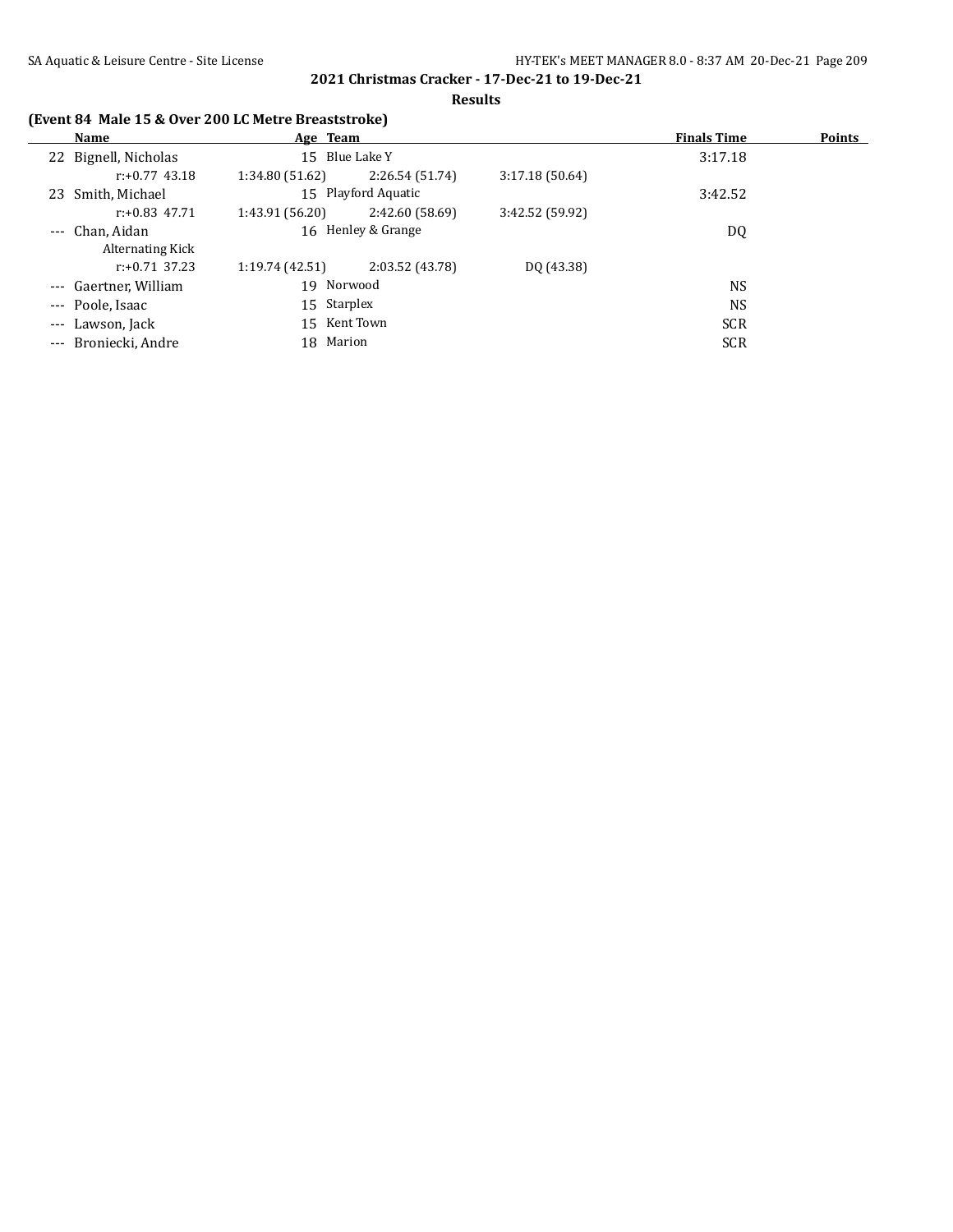## 2021 Christmas Cracker - 17-Dec-21 to 19-Dec-21

### Results

**(Event 84 Male 15 & Over 200 LC Metre Breaststroke)**

| | Name | Age | Team | | | Finals Time | Points |
|---|---|---|---|---|---|---|---|
| 22 | Bignell, Nicholas | 15 | Blue Lake Y | | | 3:17.18 | |
| | r:+0.77 43.18 | 1:34.80 (51.62) | 2:26.54 (51.74) | 3:17.18 (50.64) | | | |
| 23 | Smith, Michael | 15 | Playford Aquatic | | | 3:42.52 | |
| | r:+0.83 47.71 | 1:43.91 (56.20) | 2:42.60 (58.69) | 3:42.52 (59.92) | | | |
| --- | Chan, Aidan | 16 | Henley & Grange | | | DQ | |
| | Alternating Kick | | | | | | |
| | r:+0.71 37.23 | 1:19.74 (42.51) | 2:03.52 (43.78) | DQ (43.38) | | | |
| --- | Gaertner, William | 19 | Norwood | | | NS | |
| --- | Poole, Isaac | 15 | Starplex | | | NS | |
| --- | Lawson, Jack | 15 | Kent Town | | | SCR | |
| --- | Broniecki, Andre | 18 | Marion | | | SCR | |